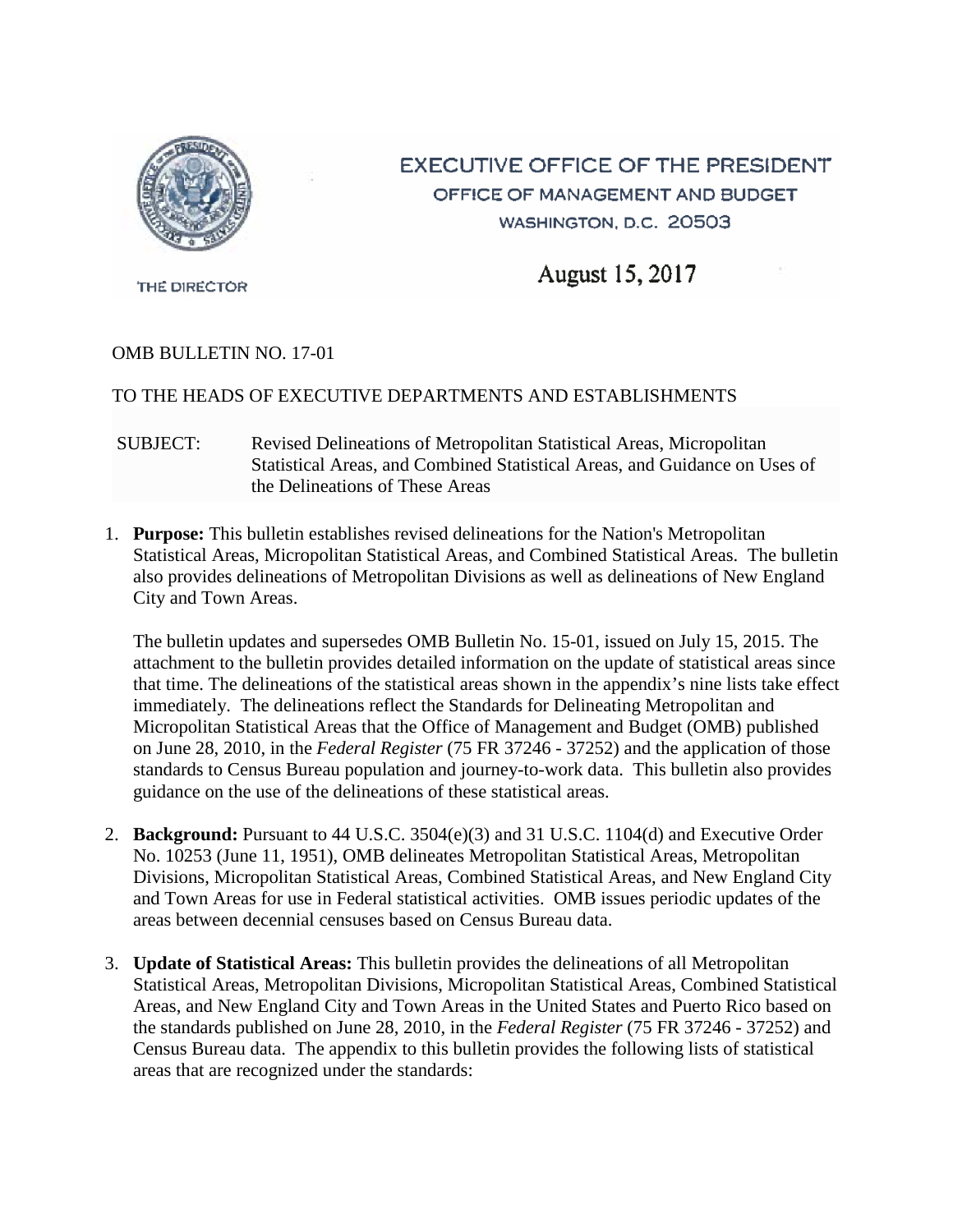EXECUTIVE OFFICE OF THE PRESIDENT
OFFICE OF MANAGEMENT AND BUDGET
WASHINGTON, D.C. 20503

THE DIRECTOR

August 15, 2017

OMB BULLETIN NO. 17-01

TO THE HEADS OF EXECUTIVE DEPARTMENTS AND ESTABLISHMENTS

SUBJECT: Revised Delineations of Metropolitan Statistical Areas, Micropolitan Statistical Areas, and Combined Statistical Areas, and Guidance on Uses of the Delineations of These Areas

1. **Purpose:** This bulletin establishes revised delineations for the Nation's Metropolitan Statistical Areas, Micropolitan Statistical Areas, and Combined Statistical Areas. The bulletin also provides delineations of Metropolitan Divisions as well as delineations of New England City and Town Areas.

   The bulletin updates and supersedes OMB Bulletin No. 15-01, issued on July 15, 2015. The attachment to the bulletin provides detailed information on the update of statistical areas since that time. The delineations of the statistical areas shown in the appendix's nine lists take effect immediately. The delineations reflect the Standards for Delineating Metropolitan and Micropolitan Statistical Areas that the Office of Management and Budget (OMB) published on June 28, 2010, in the *Federal Register* (75 FR 37246 - 37252) and the application of those standards to Census Bureau population and journey-to-work data. This bulletin also provides guidance on the use of the delineations of these statistical areas.

2. **Background:** Pursuant to 44 U.S.C. 3504(e)(3) and 31 U.S.C. 1104(d) and Executive Order No. 10253 (June 11, 1951), OMB delineates Metropolitan Statistical Areas, Metropolitan Divisions, Micropolitan Statistical Areas, Combined Statistical Areas, and New England City and Town Areas for use in Federal statistical activities. OMB issues periodic updates of the areas between decennial censuses based on Census Bureau data.

3. **Update of Statistical Areas:** This bulletin provides the delineations of all Metropolitan Statistical Areas, Metropolitan Divisions, Micropolitan Statistical Areas, Combined Statistical Areas, and New England City and Town Areas in the United States and Puerto Rico based on the standards published on June 28, 2010, in the *Federal Register* (75 FR 37246 - 37252) and Census Bureau data. The appendix to this bulletin provides the following lists of statistical areas that are recognized under the standards: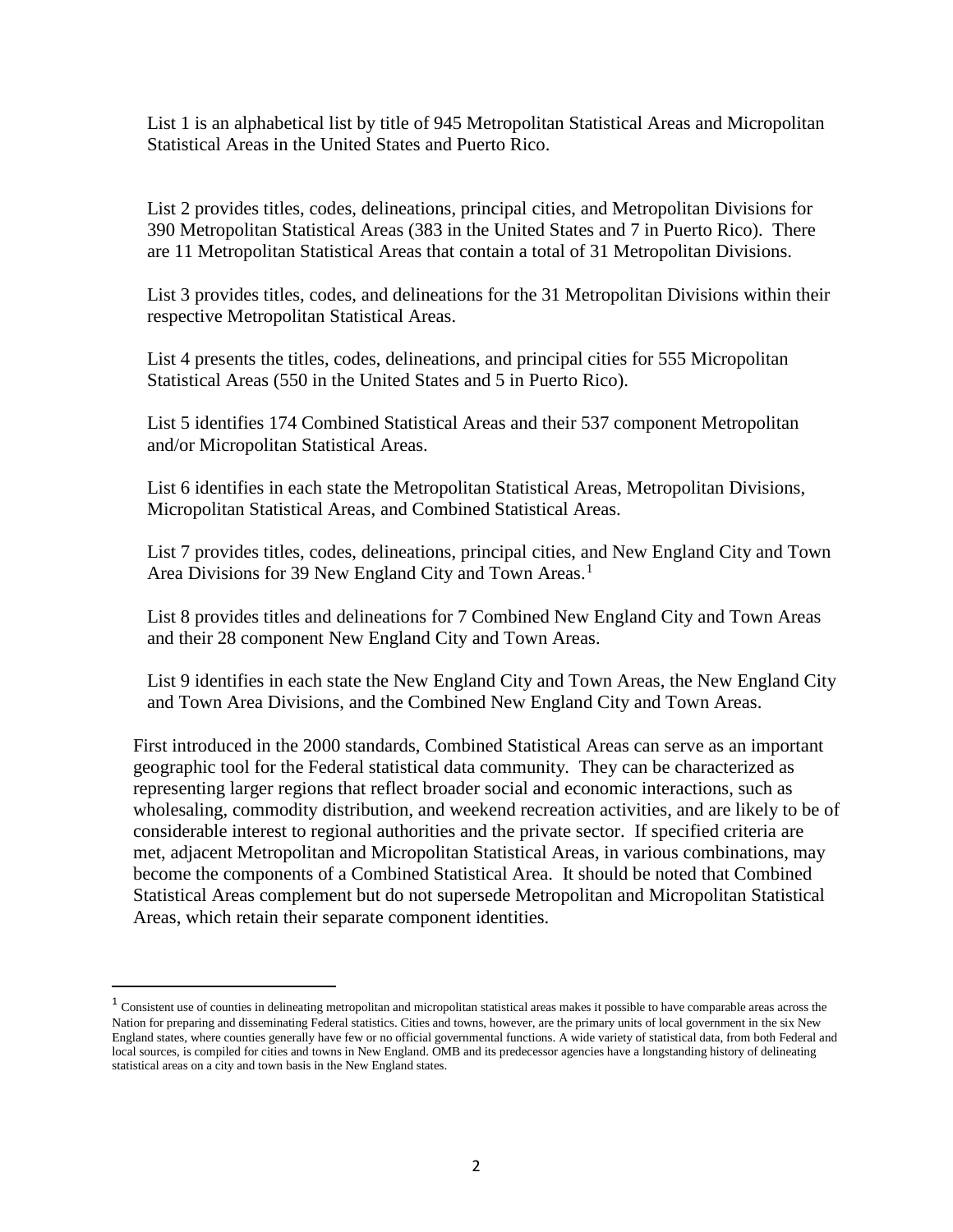List 1 is an alphabetical list by title of 945 Metropolitan Statistical Areas and Micropolitan Statistical Areas in the United States and Puerto Rico.

List 2 provides titles, codes, delineations, principal cities, and Metropolitan Divisions for 390 Metropolitan Statistical Areas (383 in the United States and 7 in Puerto Rico). There are 11 Metropolitan Statistical Areas that contain a total of 31 Metropolitan Divisions.

List 3 provides titles, codes, and delineations for the 31 Metropolitan Divisions within their respective Metropolitan Statistical Areas.

List 4 presents the titles, codes, delineations, and principal cities for 555 Micropolitan Statistical Areas (550 in the United States and 5 in Puerto Rico).

List 5 identifies 174 Combined Statistical Areas and their 537 component Metropolitan and/or Micropolitan Statistical Areas.

List 6 identifies in each state the Metropolitan Statistical Areas, Metropolitan Divisions, Micropolitan Statistical Areas, and Combined Statistical Areas.

List 7 provides titles, codes, delineations, principal cities, and New England City and Town Area Divisions for 39 New England City and Town Areas.[1]

List 8 provides titles and delineations for 7 Combined New England City and Town Areas and their 28 component New England City and Town Areas.

List 9 identifies in each state the New England City and Town Areas, the New England City and Town Area Divisions, and the Combined New England City and Town Areas.

First introduced in the 2000 standards, Combined Statistical Areas can serve as an important geographic tool for the Federal statistical data community. They can be characterized as representing larger regions that reflect broader social and economic interactions, such as wholesaling, commodity distribution, and weekend recreation activities, and are likely to be of considerable interest to regional authorities and the private sector. If specified criteria are met, adjacent Metropolitan and Micropolitan Statistical Areas, in various combinations, may become the components of a Combined Statistical Area. It should be noted that Combined Statistical Areas complement but do not supersede Metropolitan and Micropolitan Statistical Areas, which retain their separate component identities.

---

[1] Consistent use of counties in delineating metropolitan and micropolitan statistical areas makes it possible to have comparable areas across the Nation for preparing and disseminating Federal statistics. Cities and towns, however, are the primary units of local government in the six New England states, where counties generally have few or no official governmental functions. A wide variety of statistical data, from both Federal and local sources, is compiled for cities and towns in New England. OMB and its predecessor agencies have a longstanding history of delineating statistical areas on a city and town basis in the New England states.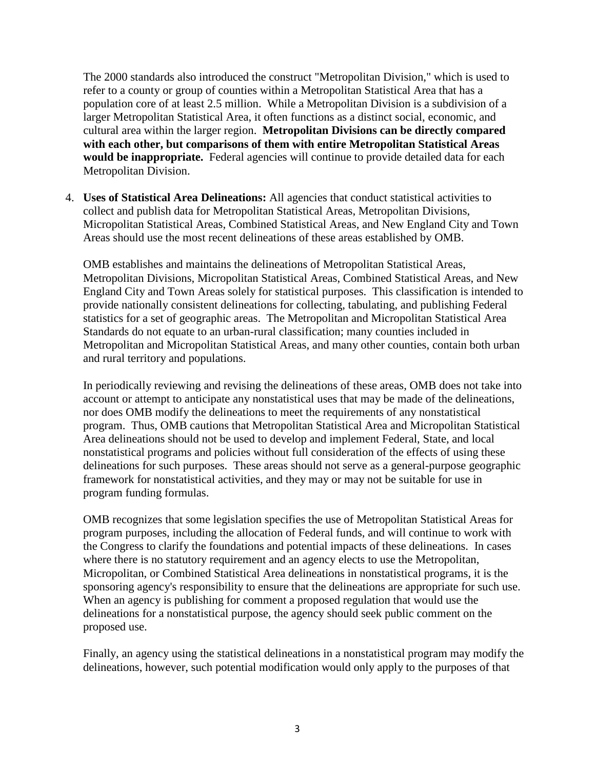The 2000 standards also introduced the construct "Metropolitan Division," which is used to refer to a county or group of counties within a Metropolitan Statistical Area that has a population core of at least 2.5 million. While a Metropolitan Division is a subdivision of a larger Metropolitan Statistical Area, it often functions as a distinct social, economic, and cultural area within the larger region. **Metropolitan Divisions can be directly compared with each other, but comparisons of them with entire Metropolitan Statistical Areas would be inappropriate.** Federal agencies will continue to provide detailed data for each Metropolitan Division.

4. **Uses of Statistical Area Delineations:** All agencies that conduct statistical activities to collect and publish data for Metropolitan Statistical Areas, Metropolitan Divisions, Micropolitan Statistical Areas, Combined Statistical Areas, and New England City and Town Areas should use the most recent delineations of these areas established by OMB.

   OMB establishes and maintains the delineations of Metropolitan Statistical Areas, Metropolitan Divisions, Micropolitan Statistical Areas, Combined Statistical Areas, and New England City and Town Areas solely for statistical purposes. This classification is intended to provide nationally consistent delineations for collecting, tabulating, and publishing Federal statistics for a set of geographic areas. The Metropolitan and Micropolitan Statistical Area Standards do not equate to an urban-rural classification; many counties included in Metropolitan and Micropolitan Statistical Areas, and many other counties, contain both urban and rural territory and populations.

   In periodically reviewing and revising the delineations of these areas, OMB does not take into account or attempt to anticipate any nonstatistical uses that may be made of the delineations, nor does OMB modify the delineations to meet the requirements of any nonstatistical program. Thus, OMB cautions that Metropolitan Statistical Area and Micropolitan Statistical Area delineations should not be used to develop and implement Federal, State, and local nonstatistical programs and policies without full consideration of the effects of using these delineations for such purposes. These areas should not serve as a general-purpose geographic framework for nonstatistical activities, and they may or may not be suitable for use in program funding formulas.

   OMB recognizes that some legislation specifies the use of Metropolitan Statistical Areas for program purposes, including the allocation of Federal funds, and will continue to work with the Congress to clarify the foundations and potential impacts of these delineations. In cases where there is no statutory requirement and an agency elects to use the Metropolitan, Micropolitan, or Combined Statistical Area delineations in nonstatistical programs, it is the sponsoring agency's responsibility to ensure that the delineations are appropriate for such use. When an agency is publishing for comment a proposed regulation that would use the delineations for a nonstatistical purpose, the agency should seek public comment on the proposed use.

   Finally, an agency using the statistical delineations in a nonstatistical program may modify the delineations, however, such potential modification would only apply to the purposes of that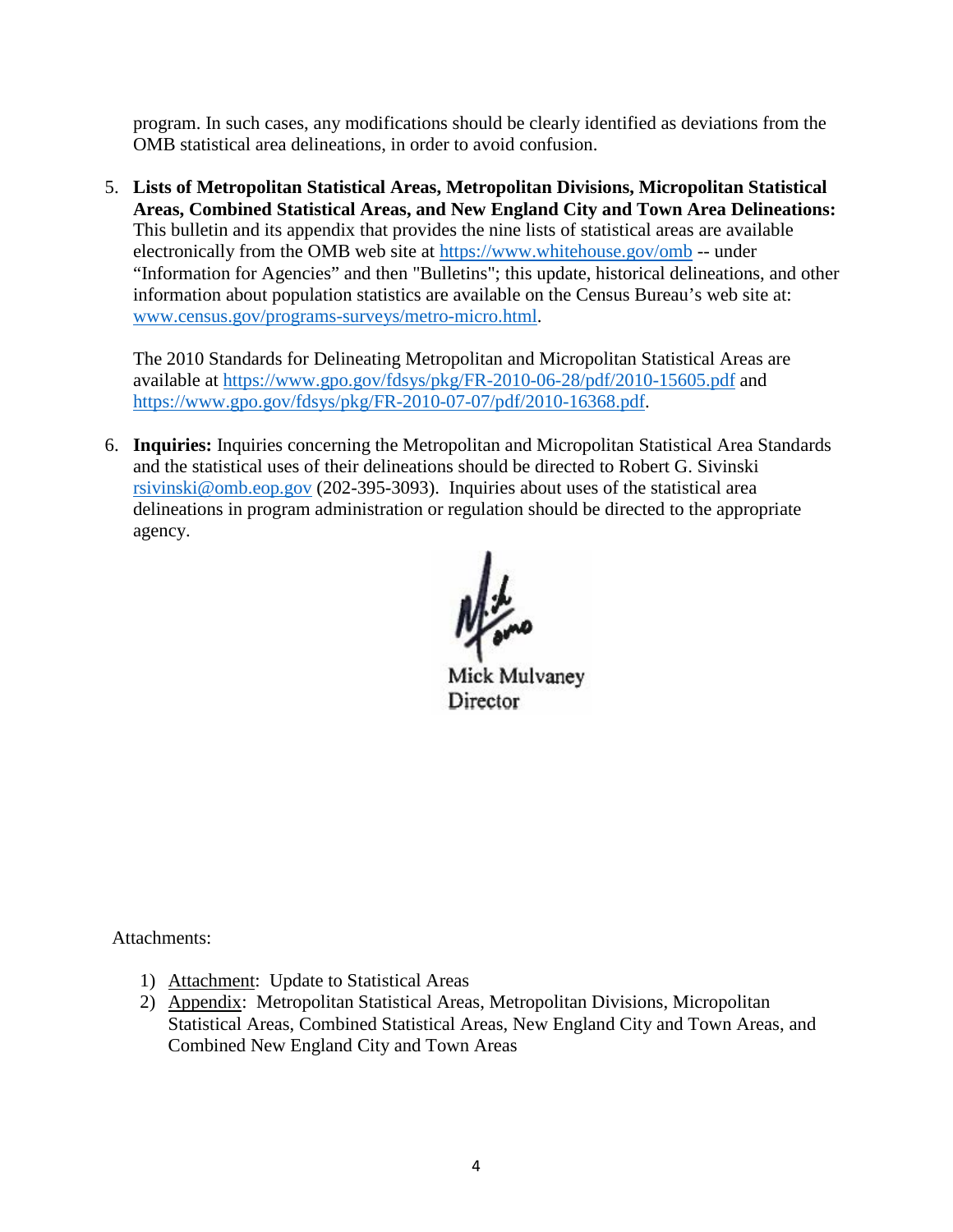program. In such cases, any modifications should be clearly identified as deviations from the OMB statistical area delineations, in order to avoid confusion.

5. **Lists of Metropolitan Statistical Areas, Metropolitan Divisions, Micropolitan Statistical Areas, Combined Statistical Areas, and New England City and Town Area Delineations:** This bulletin and its appendix that provides the nine lists of statistical areas are available electronically from the OMB web site at https://www.whitehouse.gov/omb -- under "Information for Agencies" and then "Bulletins"; this update, historical delineations, and other information about population statistics are available on the Census Bureau's web site at: www.census.gov/programs-surveys/metro-micro.html.

   The 2010 Standards for Delineating Metropolitan and Micropolitan Statistical Areas are available at https://www.gpo.gov/fdsys/pkg/FR-2010-06-28/pdf/2010-15605.pdf and https://www.gpo.gov/fdsys/pkg/FR-2010-07-07/pdf/2010-16368.pdf.

6. **Inquiries:** Inquiries concerning the Metropolitan and Micropolitan Statistical Area Standards and the statistical uses of their delineations should be directed to Robert G. Sivinski rsivinski@omb.eop.gov (202-395-3093). Inquiries about uses of the statistical area delineations in program administration or regulation should be directed to the appropriate agency.

Mick Mulvaney
Director

Attachments:

1) Attachment: Update to Statistical Areas
2) Appendix: Metropolitan Statistical Areas, Metropolitan Divisions, Micropolitan Statistical Areas, Combined Statistical Areas, New England City and Town Areas, and Combined New England City and Town Areas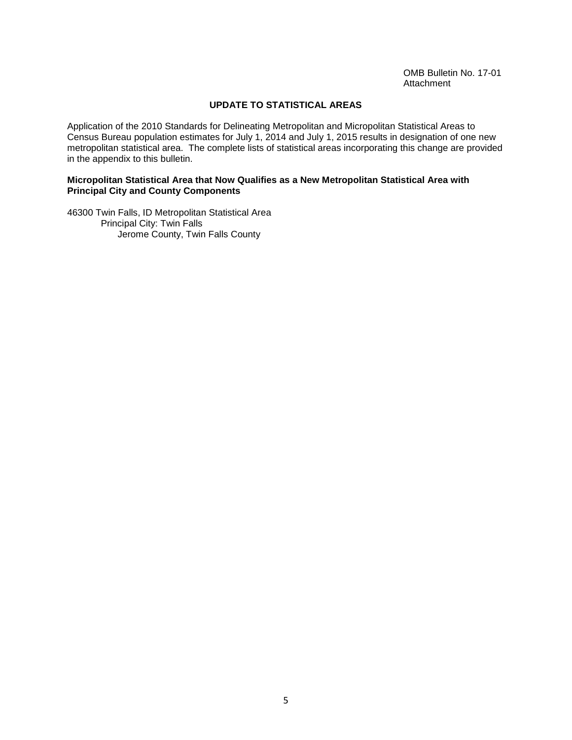OMB Bulletin No. 17-01
Attachment

## UPDATE TO STATISTICAL AREAS

Application of the 2010 Standards for Delineating Metropolitan and Micropolitan Statistical Areas to Census Bureau population estimates for July 1, 2014 and July 1, 2015 results in designation of one new metropolitan statistical area. The complete lists of statistical areas incorporating this change are provided in the appendix to this bulletin.

**Micropolitan Statistical Area that Now Qualifies as a New Metropolitan Statistical Area with Principal City and County Components**

46300 Twin Falls, ID Metropolitan Statistical Area
Principal City: Twin Falls
Jerome County, Twin Falls County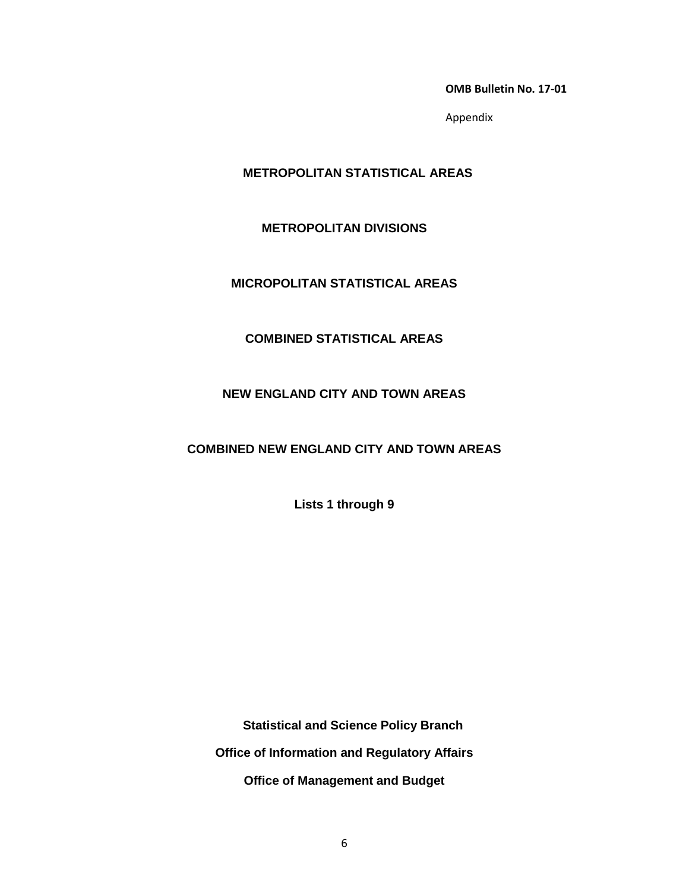**OMB Bulletin No. 17-01**

Appendix

# METROPOLITAN STATISTICAL AREAS

# METROPOLITAN DIVISIONS

# MICROPOLITAN STATISTICAL AREAS

# COMBINED STATISTICAL AREAS

# NEW ENGLAND CITY AND TOWN AREAS

# COMBINED NEW ENGLAND CITY AND TOWN AREAS

**Lists 1 through 9**

**Statistical and Science Policy Branch**

**Office of Information and Regulatory Affairs**

**Office of Management and Budget**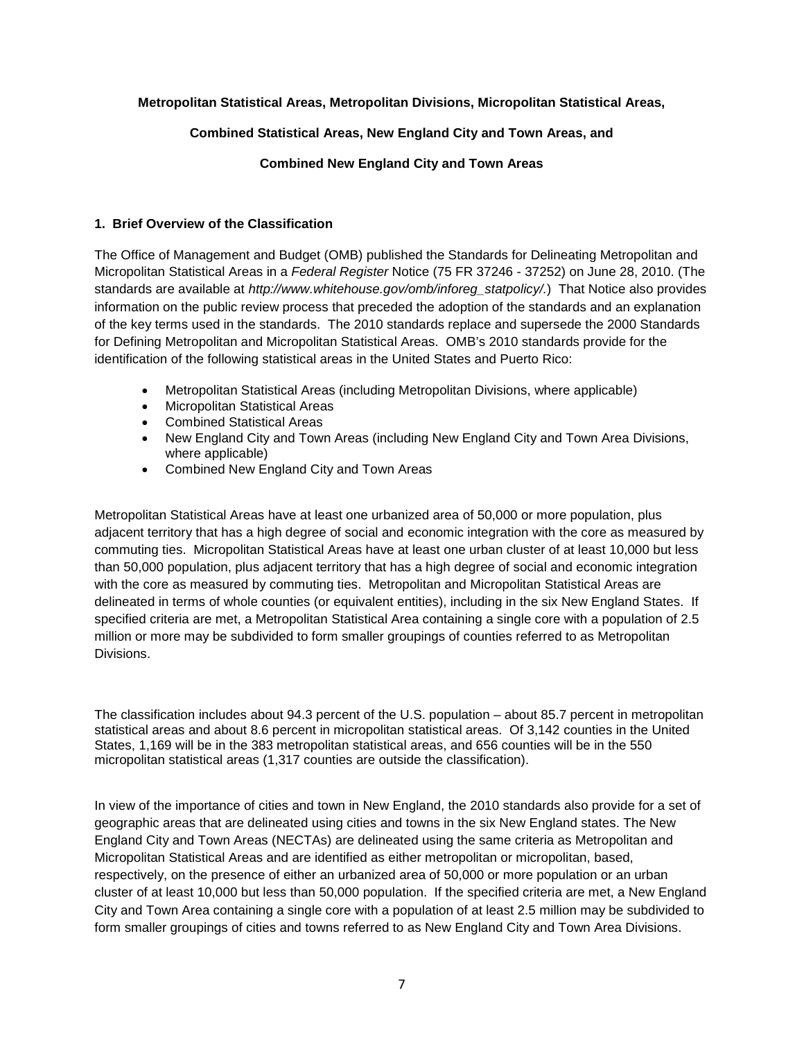**Metropolitan Statistical Areas, Metropolitan Divisions, Micropolitan Statistical Areas,**

**Combined Statistical Areas, New England City and Town Areas, and**

**Combined New England City and Town Areas**

## 1. Brief Overview of the Classification

The Office of Management and Budget (OMB) published the Standards for Delineating Metropolitan and Micropolitan Statistical Areas in a *Federal Register* Notice (75 FR 37246 - 37252) on June 28, 2010. (The standards are available at *http://www.whitehouse.gov/omb/inforeg_statpolicy/.*) That Notice also provides information on the public review process that preceded the adoption of the standards and an explanation of the key terms used in the standards. The 2010 standards replace and supersede the 2000 Standards for Defining Metropolitan and Micropolitan Statistical Areas. OMB's 2010 standards provide for the identification of the following statistical areas in the United States and Puerto Rico:

- Metropolitan Statistical Areas (including Metropolitan Divisions, where applicable)
- Micropolitan Statistical Areas
- Combined Statistical Areas
- New England City and Town Areas (including New England City and Town Area Divisions, where applicable)
- Combined New England City and Town Areas

Metropolitan Statistical Areas have at least one urbanized area of 50,000 or more population, plus adjacent territory that has a high degree of social and economic integration with the core as measured by commuting ties. Micropolitan Statistical Areas have at least one urban cluster of at least 10,000 but less than 50,000 population, plus adjacent territory that has a high degree of social and economic integration with the core as measured by commuting ties. Metropolitan and Micropolitan Statistical Areas are delineated in terms of whole counties (or equivalent entities), including in the six New England States. If specified criteria are met, a Metropolitan Statistical Area containing a single core with a population of 2.5 million or more may be subdivided to form smaller groupings of counties referred to as Metropolitan Divisions.

The classification includes about 94.3 percent of the U.S. population – about 85.7 percent in metropolitan statistical areas and about 8.6 percent in micropolitan statistical areas. Of 3,142 counties in the United States, 1,169 will be in the 383 metropolitan statistical areas, and 656 counties will be in the 550 micropolitan statistical areas (1,317 counties are outside the classification).

In view of the importance of cities and town in New England, the 2010 standards also provide for a set of geographic areas that are delineated using cities and towns in the six New England states. The New England City and Town Areas (NECTAs) are delineated using the same criteria as Metropolitan and Micropolitan Statistical Areas and are identified as either metropolitan or micropolitan, based, respectively, on the presence of either an urbanized area of 50,000 or more population or an urban cluster of at least 10,000 but less than 50,000 population. If the specified criteria are met, a New England City and Town Area containing a single core with a population of at least 2.5 million may be subdivided to form smaller groupings of cities and towns referred to as New England City and Town Area Divisions.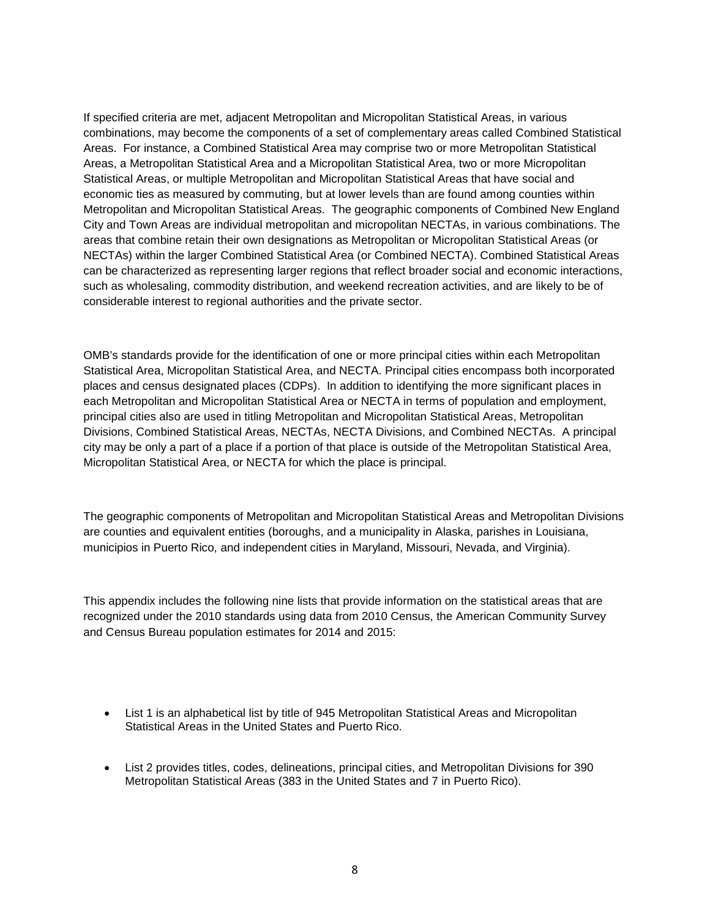If specified criteria are met, adjacent Metropolitan and Micropolitan Statistical Areas, in various combinations, may become the components of a set of complementary areas called Combined Statistical Areas. For instance, a Combined Statistical Area may comprise two or more Metropolitan Statistical Areas, a Metropolitan Statistical Area and a Micropolitan Statistical Area, two or more Micropolitan Statistical Areas, or multiple Metropolitan and Micropolitan Statistical Areas that have social and economic ties as measured by commuting, but at lower levels than are found among counties within Metropolitan and Micropolitan Statistical Areas. The geographic components of Combined New England City and Town Areas are individual metropolitan and micropolitan NECTAs, in various combinations. The areas that combine retain their own designations as Metropolitan or Micropolitan Statistical Areas (or NECTAs) within the larger Combined Statistical Area (or Combined NECTA). Combined Statistical Areas can be characterized as representing larger regions that reflect broader social and economic interactions, such as wholesaling, commodity distribution, and weekend recreation activities, and are likely to be of considerable interest to regional authorities and the private sector.

OMB's standards provide for the identification of one or more principal cities within each Metropolitan Statistical Area, Micropolitan Statistical Area, and NECTA. Principal cities encompass both incorporated places and census designated places (CDPs). In addition to identifying the more significant places in each Metropolitan and Micropolitan Statistical Area or NECTA in terms of population and employment, principal cities also are used in titling Metropolitan and Micropolitan Statistical Areas, Metropolitan Divisions, Combined Statistical Areas, NECTAs, NECTA Divisions, and Combined NECTAs. A principal city may be only a part of a place if a portion of that place is outside of the Metropolitan Statistical Area, Micropolitan Statistical Area, or NECTA for which the place is principal.

The geographic components of Metropolitan and Micropolitan Statistical Areas and Metropolitan Divisions are counties and equivalent entities (boroughs, and a municipality in Alaska, parishes in Louisiana, municipios in Puerto Rico, and independent cities in Maryland, Missouri, Nevada, and Virginia).

This appendix includes the following nine lists that provide information on the statistical areas that are recognized under the 2010 standards using data from 2010 Census, the American Community Survey and Census Bureau population estimates for 2014 and 2015:

- List 1 is an alphabetical list by title of 945 Metropolitan Statistical Areas and Micropolitan Statistical Areas in the United States and Puerto Rico.
- List 2 provides titles, codes, delineations, principal cities, and Metropolitan Divisions for 390 Metropolitan Statistical Areas (383 in the United States and 7 in Puerto Rico).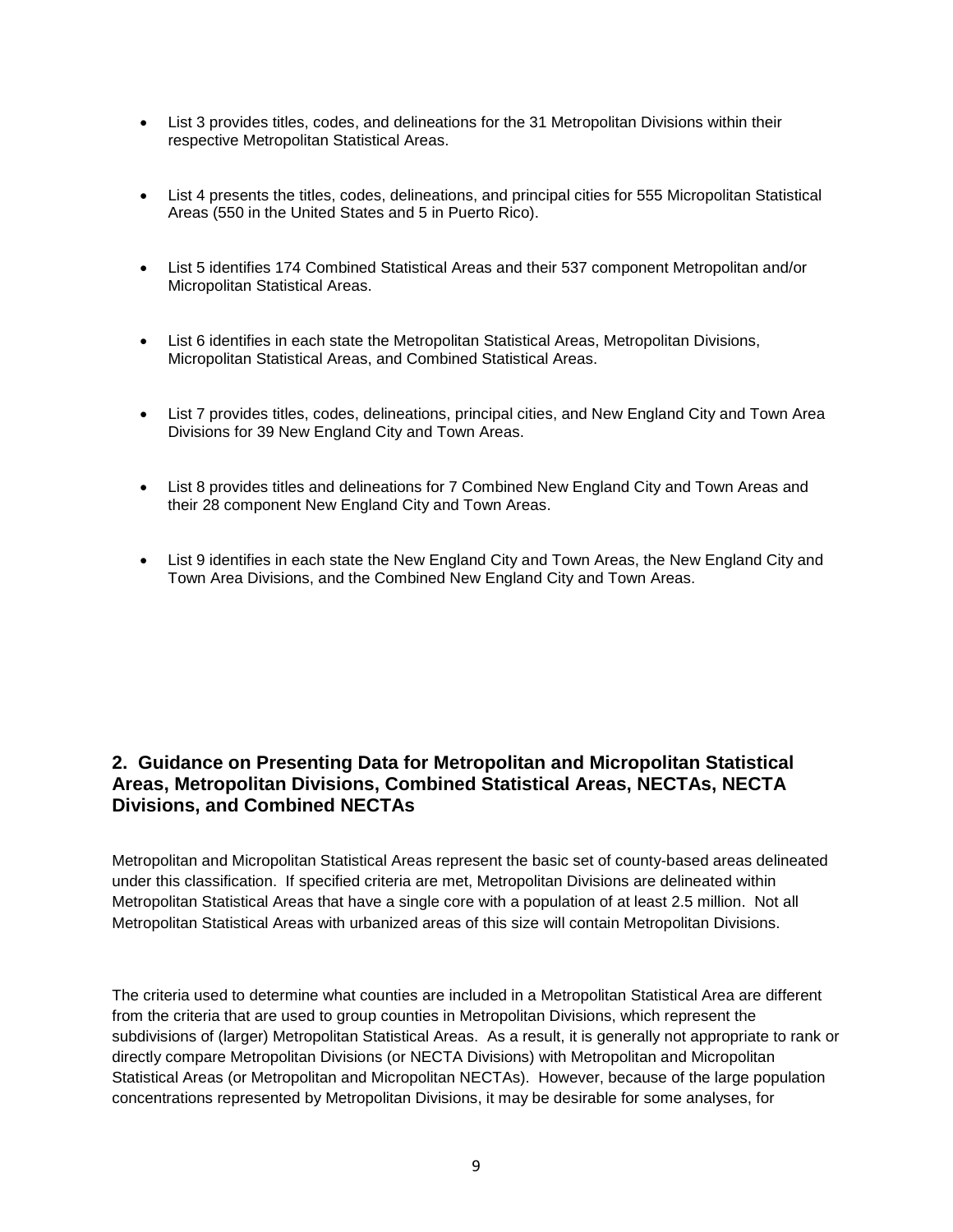- List 3 provides titles, codes, and delineations for the 31 Metropolitan Divisions within their respective Metropolitan Statistical Areas.

- List 4 presents the titles, codes, delineations, and principal cities for 555 Micropolitan Statistical Areas (550 in the United States and 5 in Puerto Rico).

- List 5 identifies 174 Combined Statistical Areas and their 537 component Metropolitan and/or Micropolitan Statistical Areas.

- List 6 identifies in each state the Metropolitan Statistical Areas, Metropolitan Divisions, Micropolitan Statistical Areas, and Combined Statistical Areas.

- List 7 provides titles, codes, delineations, principal cities, and New England City and Town Area Divisions for 39 New England City and Town Areas.

- List 8 provides titles and delineations for 7 Combined New England City and Town Areas and their 28 component New England City and Town Areas.

- List 9 identifies in each state the New England City and Town Areas, the New England City and Town Area Divisions, and the Combined New England City and Town Areas.

## 2. Guidance on Presenting Data for Metropolitan and Micropolitan Statistical Areas, Metropolitan Divisions, Combined Statistical Areas, NECTAs, NECTA Divisions, and Combined NECTAs

Metropolitan and Micropolitan Statistical Areas represent the basic set of county-based areas delineated under this classification. If specified criteria are met, Metropolitan Divisions are delineated within Metropolitan Statistical Areas that have a single core with a population of at least 2.5 million. Not all Metropolitan Statistical Areas with urbanized areas of this size will contain Metropolitan Divisions.

The criteria used to determine what counties are included in a Metropolitan Statistical Area are different from the criteria that are used to group counties in Metropolitan Divisions, which represent the subdivisions of (larger) Metropolitan Statistical Areas. As a result, it is generally not appropriate to rank or directly compare Metropolitan Divisions (or NECTA Divisions) with Metropolitan and Micropolitan Statistical Areas (or Metropolitan and Micropolitan NECTAs). However, because of the large population concentrations represented by Metropolitan Divisions, it may be desirable for some analyses, for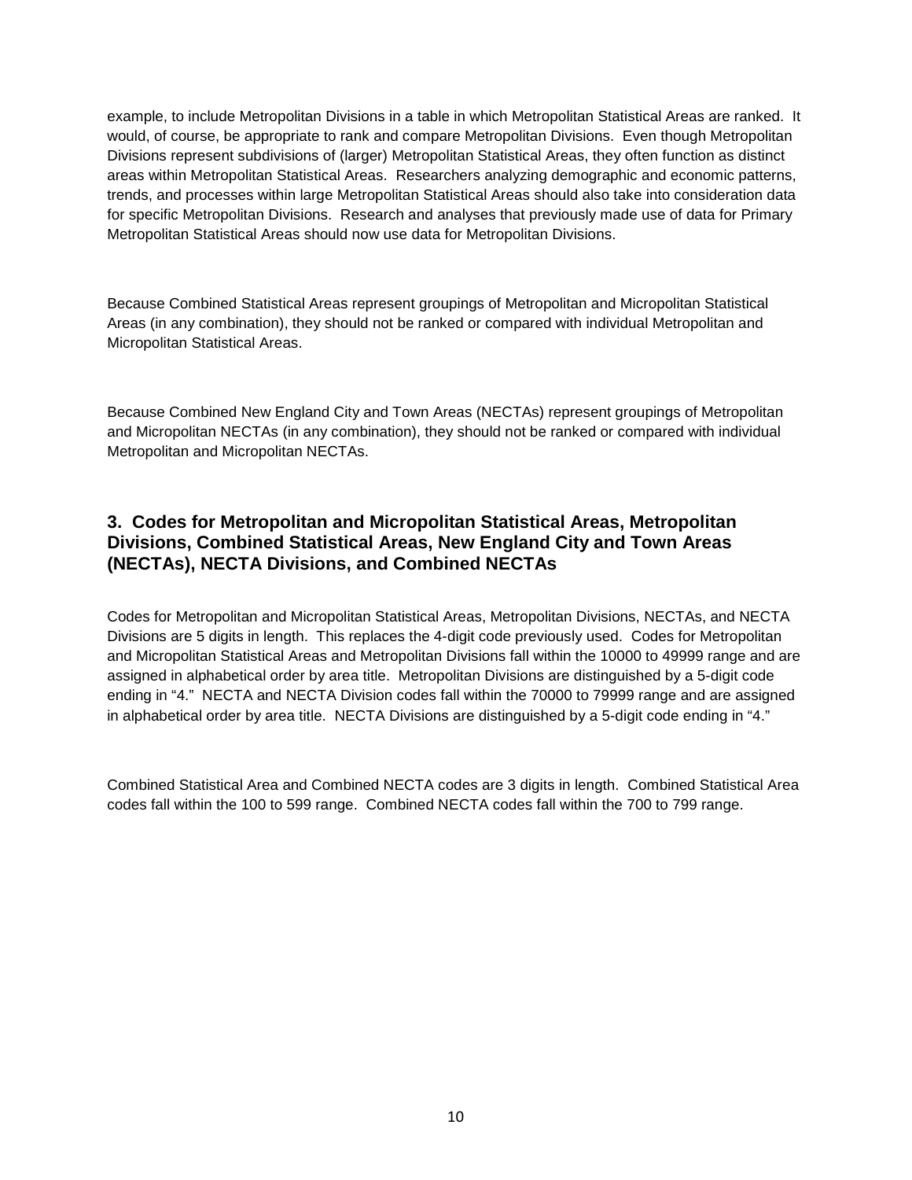example, to include Metropolitan Divisions in a table in which Metropolitan Statistical Areas are ranked. It would, of course, be appropriate to rank and compare Metropolitan Divisions. Even though Metropolitan Divisions represent subdivisions of (larger) Metropolitan Statistical Areas, they often function as distinct areas within Metropolitan Statistical Areas. Researchers analyzing demographic and economic patterns, trends, and processes within large Metropolitan Statistical Areas should also take into consideration data for specific Metropolitan Divisions. Research and analyses that previously made use of data for Primary Metropolitan Statistical Areas should now use data for Metropolitan Divisions.

Because Combined Statistical Areas represent groupings of Metropolitan and Micropolitan Statistical Areas (in any combination), they should not be ranked or compared with individual Metropolitan and Micropolitan Statistical Areas.

Because Combined New England City and Town Areas (NECTAs) represent groupings of Metropolitan and Micropolitan NECTAs (in any combination), they should not be ranked or compared with individual Metropolitan and Micropolitan NECTAs.

## 3. Codes for Metropolitan and Micropolitan Statistical Areas, Metropolitan Divisions, Combined Statistical Areas, New England City and Town Areas (NECTAs), NECTA Divisions, and Combined NECTAs

Codes for Metropolitan and Micropolitan Statistical Areas, Metropolitan Divisions, NECTAs, and NECTA Divisions are 5 digits in length. This replaces the 4-digit code previously used. Codes for Metropolitan and Micropolitan Statistical Areas and Metropolitan Divisions fall within the 10000 to 49999 range and are assigned in alphabetical order by area title. Metropolitan Divisions are distinguished by a 5-digit code ending in "4." NECTA and NECTA Division codes fall within the 70000 to 79999 range and are assigned in alphabetical order by area title. NECTA Divisions are distinguished by a 5-digit code ending in "4."

Combined Statistical Area and Combined NECTA codes are 3 digits in length. Combined Statistical Area codes fall within the 100 to 599 range. Combined NECTA codes fall within the 700 to 799 range.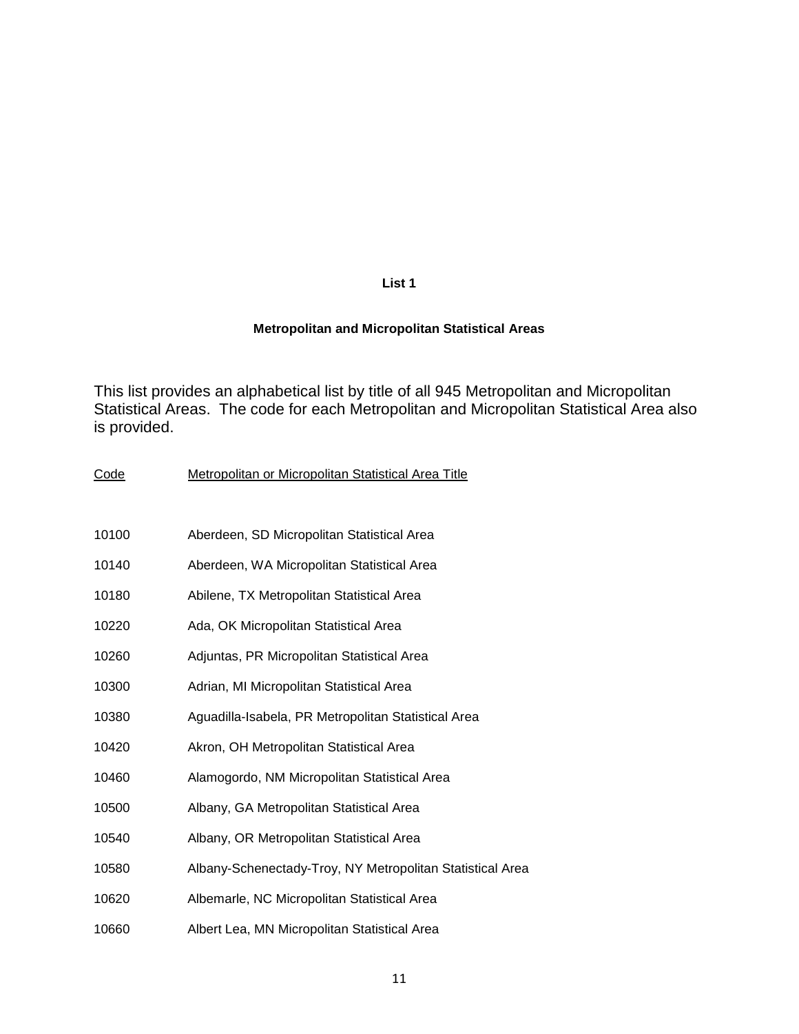## List 1

### Metropolitan and Micropolitan Statistical Areas

This list provides an alphabetical list by title of all 945 Metropolitan and Micropolitan Statistical Areas. The code for each Metropolitan and Micropolitan Statistical Area also is provided.

| Code | Metropolitan or Micropolitan Statistical Area Title |
| --- | --- |
| 10100 | Aberdeen, SD Micropolitan Statistical Area |
| 10140 | Aberdeen, WA Micropolitan Statistical Area |
| 10180 | Abilene, TX Metropolitan Statistical Area |
| 10220 | Ada, OK Micropolitan Statistical Area |
| 10260 | Adjuntas, PR Micropolitan Statistical Area |
| 10300 | Adrian, MI Micropolitan Statistical Area |
| 10380 | Aguadilla-Isabela, PR Metropolitan Statistical Area |
| 10420 | Akron, OH Metropolitan Statistical Area |
| 10460 | Alamogordo, NM Micropolitan Statistical Area |
| 10500 | Albany, GA Metropolitan Statistical Area |
| 10540 | Albany, OR Metropolitan Statistical Area |
| 10580 | Albany-Schenectady-Troy, NY Metropolitan Statistical Area |
| 10620 | Albemarle, NC Micropolitan Statistical Area |
| 10660 | Albert Lea, MN Micropolitan Statistical Area |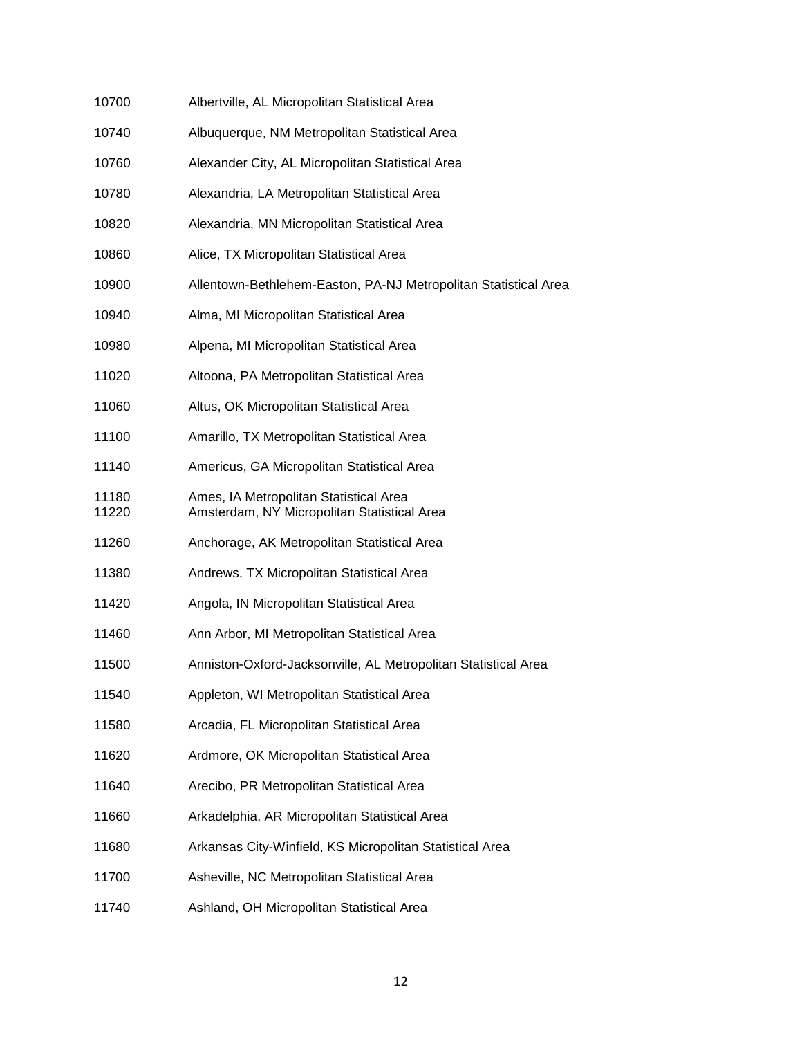| | |
|---|---|
| 10700 | Albertville, AL Micropolitan Statistical Area |
| 10740 | Albuquerque, NM Metropolitan Statistical Area |
| 10760 | Alexander City, AL Micropolitan Statistical Area |
| 10780 | Alexandria, LA Metropolitan Statistical Area |
| 10820 | Alexandria, MN Micropolitan Statistical Area |
| 10860 | Alice, TX Micropolitan Statistical Area |
| 10900 | Allentown-Bethlehem-Easton, PA-NJ Metropolitan Statistical Area |
| 10940 | Alma, MI Micropolitan Statistical Area |
| 10980 | Alpena, MI Micropolitan Statistical Area |
| 11020 | Altoona, PA Metropolitan Statistical Area |
| 11060 | Altus, OK Micropolitan Statistical Area |
| 11100 | Amarillo, TX Metropolitan Statistical Area |
| 11140 | Americus, GA Micropolitan Statistical Area |
| 11180 | Ames, IA Metropolitan Statistical Area |
| 11220 | Amsterdam, NY Micropolitan Statistical Area |
| 11260 | Anchorage, AK Metropolitan Statistical Area |
| 11380 | Andrews, TX Micropolitan Statistical Area |
| 11420 | Angola, IN Micropolitan Statistical Area |
| 11460 | Ann Arbor, MI Metropolitan Statistical Area |
| 11500 | Anniston-Oxford-Jacksonville, AL Metropolitan Statistical Area |
| 11540 | Appleton, WI Metropolitan Statistical Area |
| 11580 | Arcadia, FL Micropolitan Statistical Area |
| 11620 | Ardmore, OK Micropolitan Statistical Area |
| 11640 | Arecibo, PR Metropolitan Statistical Area |
| 11660 | Arkadelphia, AR Micropolitan Statistical Area |
| 11680 | Arkansas City-Winfield, KS Micropolitan Statistical Area |
| 11700 | Asheville, NC Metropolitan Statistical Area |
| 11740 | Ashland, OH Micropolitan Statistical Area |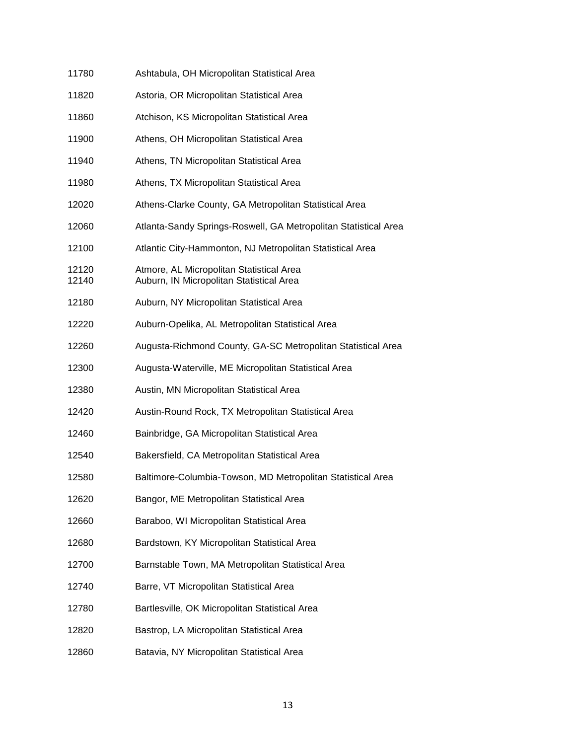| | |
|---|---|
| 11780 | Ashtabula, OH Micropolitan Statistical Area |
| 11820 | Astoria, OR Micropolitan Statistical Area |
| 11860 | Atchison, KS Micropolitan Statistical Area |
| 11900 | Athens, OH Micropolitan Statistical Area |
| 11940 | Athens, TN Micropolitan Statistical Area |
| 11980 | Athens, TX Micropolitan Statistical Area |
| 12020 | Athens-Clarke County, GA Metropolitan Statistical Area |
| 12060 | Atlanta-Sandy Springs-Roswell, GA Metropolitan Statistical Area |
| 12100 | Atlantic City-Hammonton, NJ Metropolitan Statistical Area |
| 12120 | Atmore, AL Micropolitan Statistical Area |
| 12140 | Auburn, IN Micropolitan Statistical Area |
| 12180 | Auburn, NY Micropolitan Statistical Area |
| 12220 | Auburn-Opelika, AL Metropolitan Statistical Area |
| 12260 | Augusta-Richmond County, GA-SC Metropolitan Statistical Area |
| 12300 | Augusta-Waterville, ME Micropolitan Statistical Area |
| 12380 | Austin, MN Micropolitan Statistical Area |
| 12420 | Austin-Round Rock, TX Metropolitan Statistical Area |
| 12460 | Bainbridge, GA Micropolitan Statistical Area |
| 12540 | Bakersfield, CA Metropolitan Statistical Area |
| 12580 | Baltimore-Columbia-Towson, MD Metropolitan Statistical Area |
| 12620 | Bangor, ME Metropolitan Statistical Area |
| 12660 | Baraboo, WI Micropolitan Statistical Area |
| 12680 | Bardstown, KY Micropolitan Statistical Area |
| 12700 | Barnstable Town, MA Metropolitan Statistical Area |
| 12740 | Barre, VT Micropolitan Statistical Area |
| 12780 | Bartlesville, OK Micropolitan Statistical Area |
| 12820 | Bastrop, LA Micropolitan Statistical Area |
| 12860 | Batavia, NY Micropolitan Statistical Area |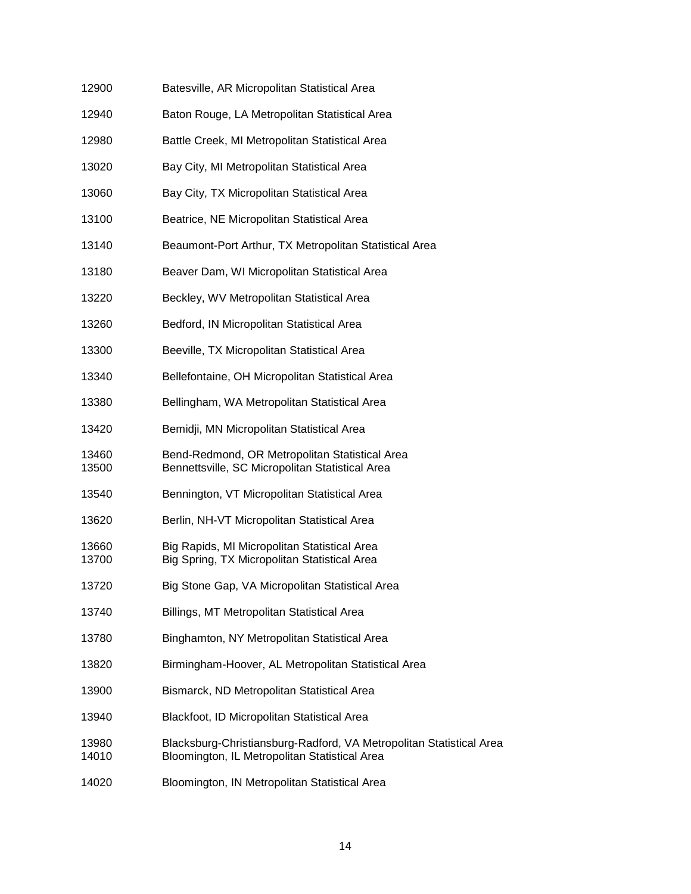12900 Batesville, AR Micropolitan Statistical Area

12940 Baton Rouge, LA Metropolitan Statistical Area

12980 Battle Creek, MI Metropolitan Statistical Area

13020 Bay City, MI Metropolitan Statistical Area

13060 Bay City, TX Micropolitan Statistical Area

13100 Beatrice, NE Micropolitan Statistical Area

13140 Beaumont-Port Arthur, TX Metropolitan Statistical Area

13180 Beaver Dam, WI Micropolitan Statistical Area

13220 Beckley, WV Metropolitan Statistical Area

13260 Bedford, IN Micropolitan Statistical Area

13300 Beeville, TX Micropolitan Statistical Area

13340 Bellefontaine, OH Micropolitan Statistical Area

13380 Bellingham, WA Metropolitan Statistical Area

13420 Bemidji, MN Micropolitan Statistical Area

13460 Bend-Redmond, OR Metropolitan Statistical Area
13500 Bennettsville, SC Micropolitan Statistical Area

13540 Bennington, VT Micropolitan Statistical Area

13620 Berlin, NH-VT Micropolitan Statistical Area

13660 Big Rapids, MI Micropolitan Statistical Area
13700 Big Spring, TX Micropolitan Statistical Area

13720 Big Stone Gap, VA Micropolitan Statistical Area

13740 Billings, MT Metropolitan Statistical Area

13780 Binghamton, NY Metropolitan Statistical Area

13820 Birmingham-Hoover, AL Metropolitan Statistical Area

13900 Bismarck, ND Metropolitan Statistical Area

13940 Blackfoot, ID Micropolitan Statistical Area

13980 Blacksburg-Christiansburg-Radford, VA Metropolitan Statistical Area
14010 Bloomington, IL Metropolitan Statistical Area

14020 Bloomington, IN Metropolitan Statistical Area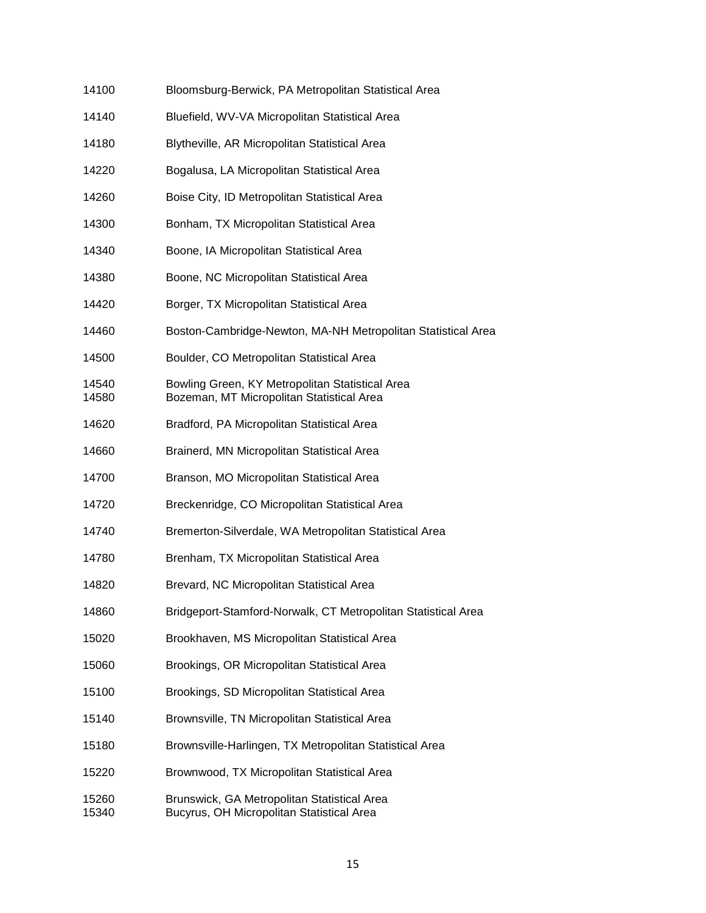14100 Bloomsburg-Berwick, PA Metropolitan Statistical Area

14140 Bluefield, WV-VA Micropolitan Statistical Area

14180 Blytheville, AR Micropolitan Statistical Area

14220 Bogalusa, LA Micropolitan Statistical Area

14260 Boise City, ID Metropolitan Statistical Area

14300 Bonham, TX Micropolitan Statistical Area

14340 Boone, IA Micropolitan Statistical Area

14380 Boone, NC Micropolitan Statistical Area

14420 Borger, TX Micropolitan Statistical Area

14460 Boston-Cambridge-Newton, MA-NH Metropolitan Statistical Area

14500 Boulder, CO Metropolitan Statistical Area

14540 Bowling Green, KY Metropolitan Statistical Area
14580 Bozeman, MT Micropolitan Statistical Area

14620 Bradford, PA Micropolitan Statistical Area

14660 Brainerd, MN Micropolitan Statistical Area

14700 Branson, MO Micropolitan Statistical Area

14720 Breckenridge, CO Micropolitan Statistical Area

14740 Bremerton-Silverdale, WA Metropolitan Statistical Area

14780 Brenham, TX Micropolitan Statistical Area

14820 Brevard, NC Micropolitan Statistical Area

14860 Bridgeport-Stamford-Norwalk, CT Metropolitan Statistical Area

15020 Brookhaven, MS Micropolitan Statistical Area

15060 Brookings, OR Micropolitan Statistical Area

15100 Brookings, SD Micropolitan Statistical Area

15140 Brownsville, TN Micropolitan Statistical Area

15180 Brownsville-Harlingen, TX Metropolitan Statistical Area

15220 Brownwood, TX Micropolitan Statistical Area

15260 Brunswick, GA Metropolitan Statistical Area
15340 Bucyrus, OH Micropolitan Statistical Area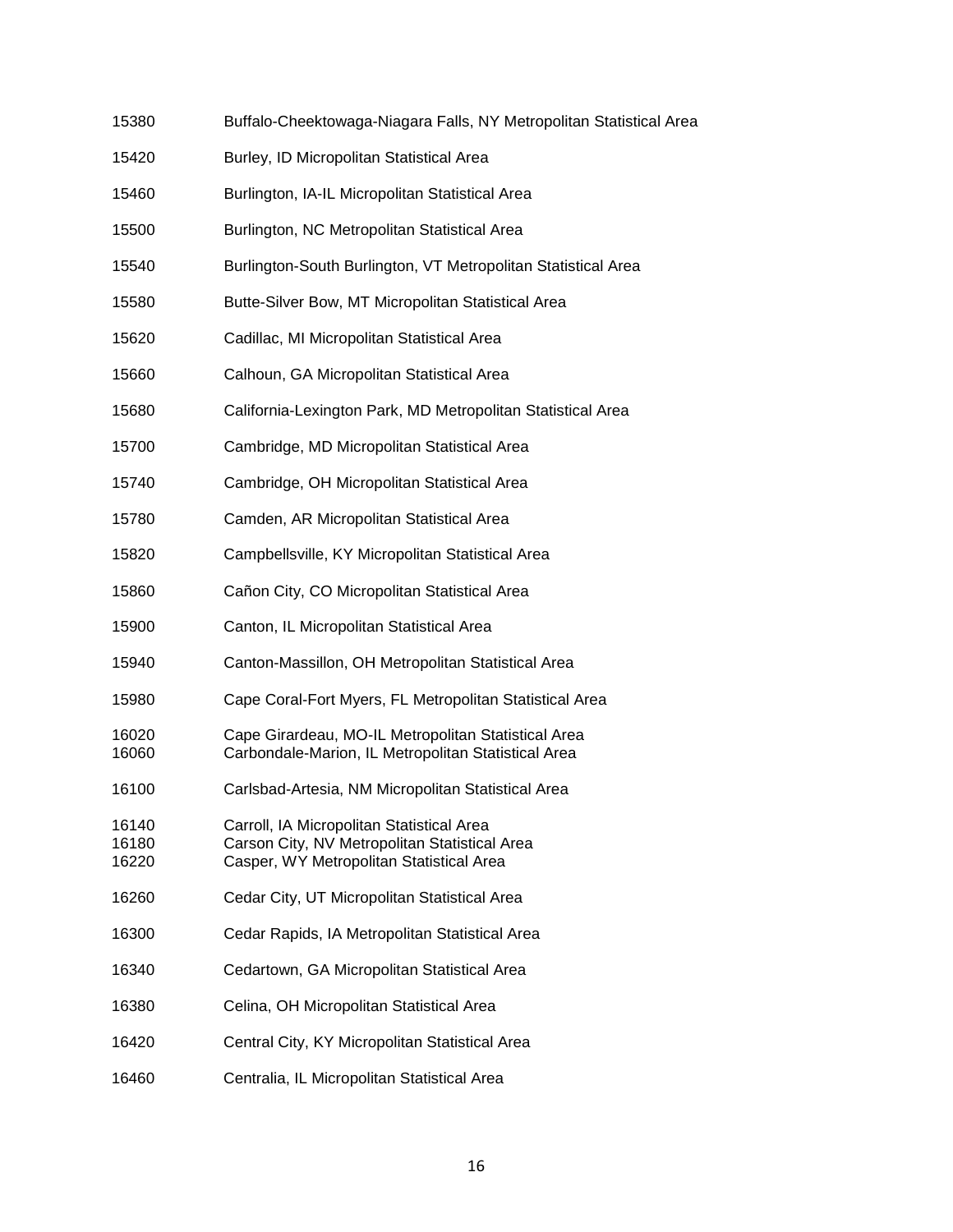15380 Buffalo-Cheektowaga-Niagara Falls, NY Metropolitan Statistical Area

15420 Burley, ID Micropolitan Statistical Area

15460 Burlington, IA-IL Micropolitan Statistical Area

15500 Burlington, NC Metropolitan Statistical Area

15540 Burlington-South Burlington, VT Metropolitan Statistical Area

15580 Butte-Silver Bow, MT Micropolitan Statistical Area

15620 Cadillac, MI Micropolitan Statistical Area

15660 Calhoun, GA Micropolitan Statistical Area

15680 California-Lexington Park, MD Metropolitan Statistical Area

15700 Cambridge, MD Micropolitan Statistical Area

15740 Cambridge, OH Micropolitan Statistical Area

15780 Camden, AR Micropolitan Statistical Area

15820 Campbellsville, KY Micropolitan Statistical Area

15860 Cañon City, CO Micropolitan Statistical Area

15900 Canton, IL Micropolitan Statistical Area

15940 Canton-Massillon, OH Metropolitan Statistical Area

15980 Cape Coral-Fort Myers, FL Metropolitan Statistical Area

16020 Cape Girardeau, MO-IL Metropolitan Statistical Area
16060 Carbondale-Marion, IL Metropolitan Statistical Area

16100 Carlsbad-Artesia, NM Micropolitan Statistical Area

16140 Carroll, IA Micropolitan Statistical Area
16180 Carson City, NV Metropolitan Statistical Area
16220 Casper, WY Metropolitan Statistical Area

16260 Cedar City, UT Micropolitan Statistical Area

16300 Cedar Rapids, IA Metropolitan Statistical Area

16340 Cedartown, GA Micropolitan Statistical Area

16380 Celina, OH Micropolitan Statistical Area

16420 Central City, KY Micropolitan Statistical Area

16460 Centralia, IL Micropolitan Statistical Area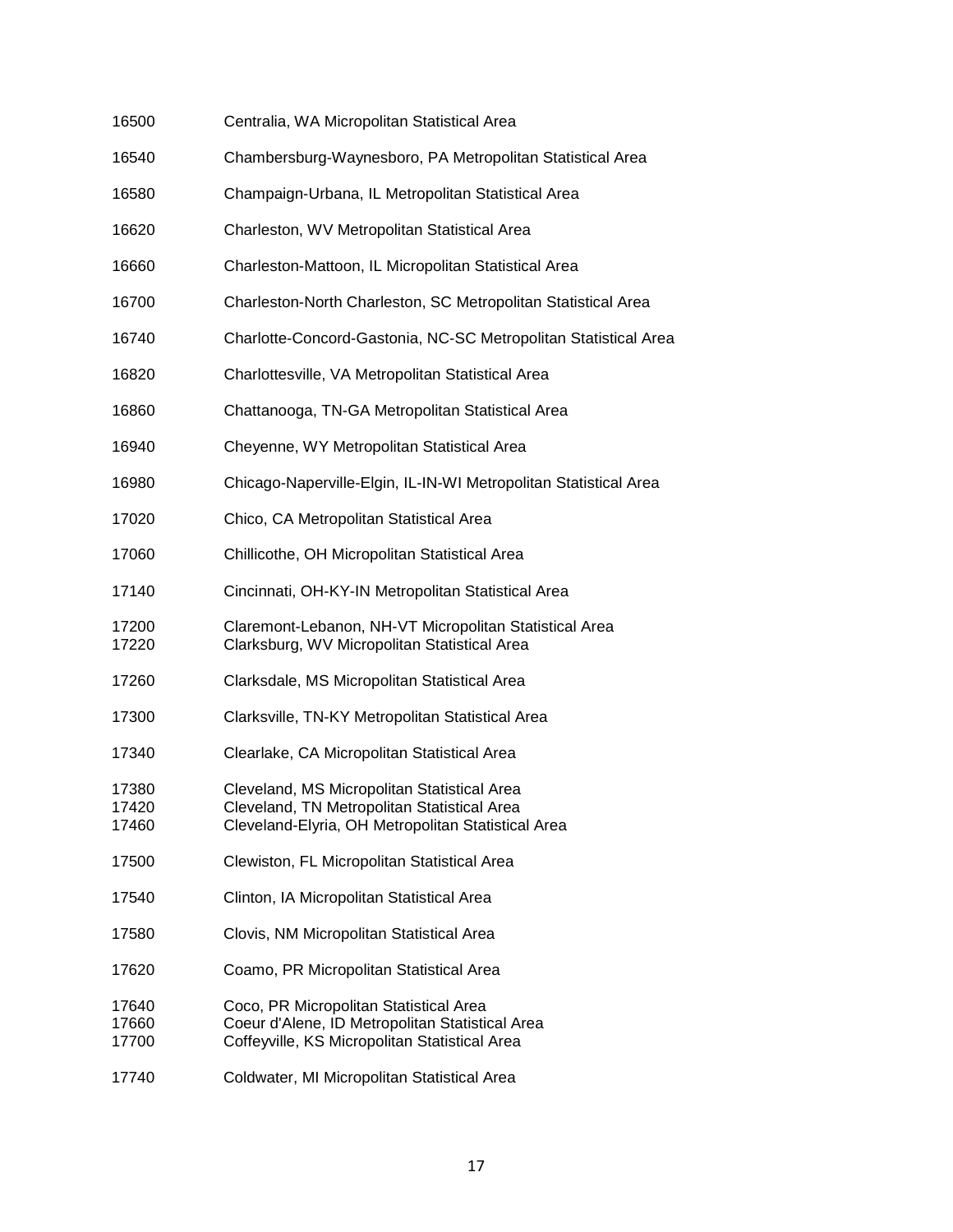16500 Centralia, WA Micropolitan Statistical Area

16540 Chambersburg-Waynesboro, PA Metropolitan Statistical Area

16580 Champaign-Urbana, IL Metropolitan Statistical Area

16620 Charleston, WV Metropolitan Statistical Area

16660 Charleston-Mattoon, IL Micropolitan Statistical Area

16700 Charleston-North Charleston, SC Metropolitan Statistical Area

16740 Charlotte-Concord-Gastonia, NC-SC Metropolitan Statistical Area

16820 Charlottesville, VA Metropolitan Statistical Area

16860 Chattanooga, TN-GA Metropolitan Statistical Area

16940 Cheyenne, WY Metropolitan Statistical Area

16980 Chicago-Naperville-Elgin, IL-IN-WI Metropolitan Statistical Area

17020 Chico, CA Metropolitan Statistical Area

17060 Chillicothe, OH Micropolitan Statistical Area

17140 Cincinnati, OH-KY-IN Metropolitan Statistical Area

17200 Claremont-Lebanon, NH-VT Micropolitan Statistical Area
17220 Clarksburg, WV Micropolitan Statistical Area

17260 Clarksdale, MS Micropolitan Statistical Area

17300 Clarksville, TN-KY Metropolitan Statistical Area

17340 Clearlake, CA Micropolitan Statistical Area

17380 Cleveland, MS Micropolitan Statistical Area
17420 Cleveland, TN Metropolitan Statistical Area
17460 Cleveland-Elyria, OH Metropolitan Statistical Area

17500 Clewiston, FL Micropolitan Statistical Area

17540 Clinton, IA Micropolitan Statistical Area

17580 Clovis, NM Micropolitan Statistical Area

17620 Coamo, PR Micropolitan Statistical Area

17640 Coco, PR Micropolitan Statistical Area
17660 Coeur d'Alene, ID Metropolitan Statistical Area
17700 Coffeyville, KS Micropolitan Statistical Area

17740 Coldwater, MI Micropolitan Statistical Area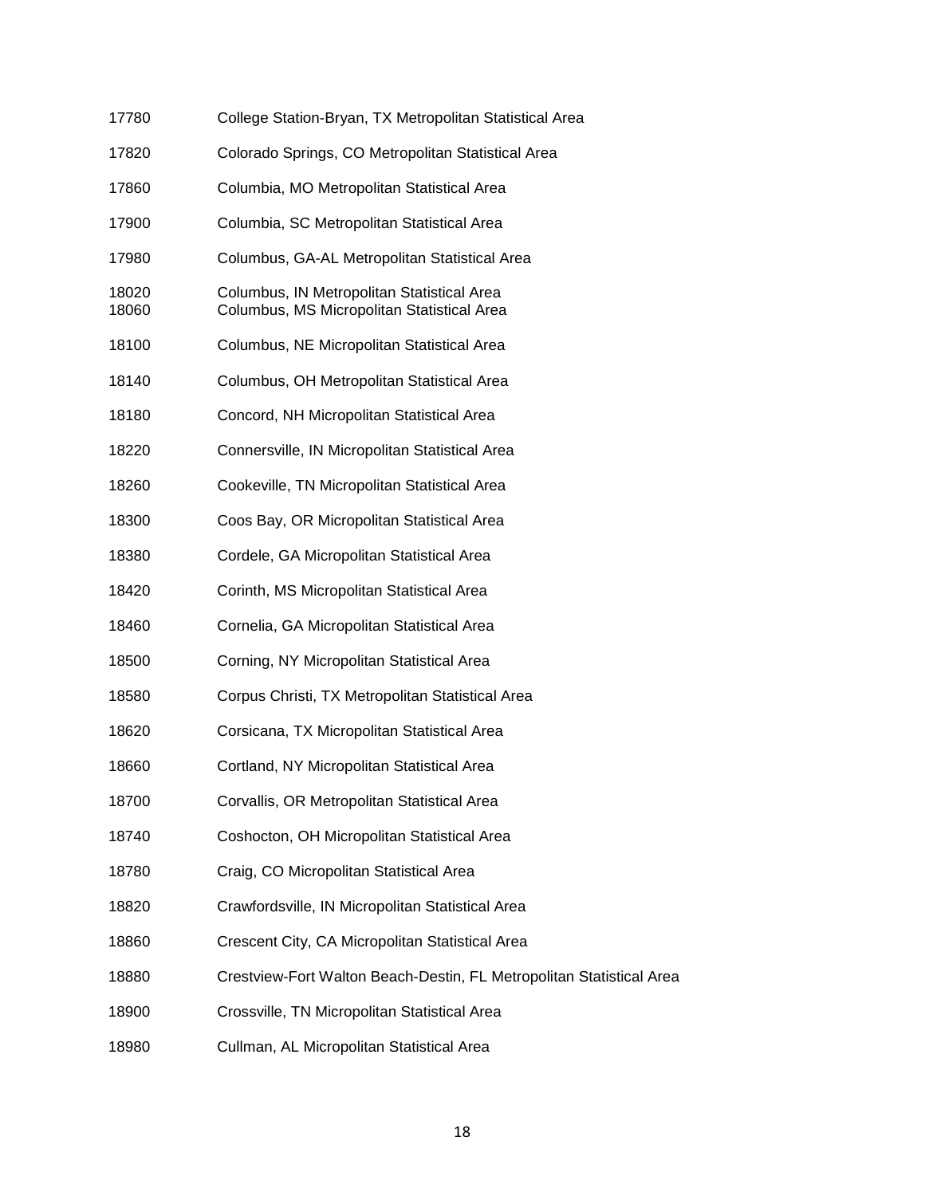17780 College Station-Bryan, TX Metropolitan Statistical Area

17820 Colorado Springs, CO Metropolitan Statistical Area

17860 Columbia, MO Metropolitan Statistical Area

17900 Columbia, SC Metropolitan Statistical Area

17980 Columbus, GA-AL Metropolitan Statistical Area

18020 Columbus, IN Metropolitan Statistical Area
18060 Columbus, MS Micropolitan Statistical Area

18100 Columbus, NE Micropolitan Statistical Area

18140 Columbus, OH Metropolitan Statistical Area

18180 Concord, NH Micropolitan Statistical Area

18220 Connersville, IN Micropolitan Statistical Area

18260 Cookeville, TN Micropolitan Statistical Area

18300 Coos Bay, OR Micropolitan Statistical Area

18380 Cordele, GA Micropolitan Statistical Area

18420 Corinth, MS Micropolitan Statistical Area

18460 Cornelia, GA Micropolitan Statistical Area

18500 Corning, NY Micropolitan Statistical Area

18580 Corpus Christi, TX Metropolitan Statistical Area

18620 Corsicana, TX Micropolitan Statistical Area

18660 Cortland, NY Micropolitan Statistical Area

18700 Corvallis, OR Metropolitan Statistical Area

18740 Coshocton, OH Micropolitan Statistical Area

18780 Craig, CO Micropolitan Statistical Area

18820 Crawfordsville, IN Micropolitan Statistical Area

18860 Crescent City, CA Micropolitan Statistical Area

18880 Crestview-Fort Walton Beach-Destin, FL Metropolitan Statistical Area

18900 Crossville, TN Micropolitan Statistical Area

18980 Cullman, AL Micropolitan Statistical Area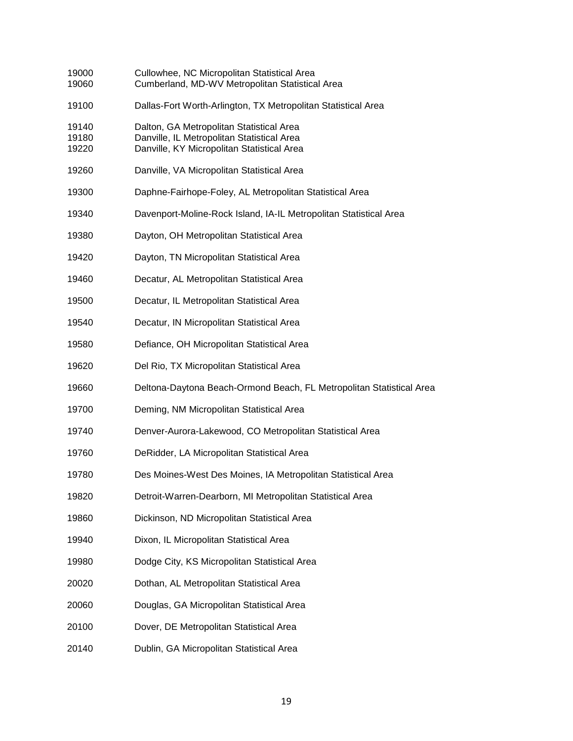| | |
|---|---|
| 19000 | Cullowhee, NC Micropolitan Statistical Area |
| 19060 | Cumberland, MD-WV Metropolitan Statistical Area |
| 19100 | Dallas-Fort Worth-Arlington, TX Metropolitan Statistical Area |
| 19140 | Dalton, GA Metropolitan Statistical Area |
| 19180 | Danville, IL Metropolitan Statistical Area |
| 19220 | Danville, KY Micropolitan Statistical Area |
| 19260 | Danville, VA Micropolitan Statistical Area |
| 19300 | Daphne-Fairhope-Foley, AL Metropolitan Statistical Area |
| 19340 | Davenport-Moline-Rock Island, IA-IL Metropolitan Statistical Area |
| 19380 | Dayton, OH Metropolitan Statistical Area |
| 19420 | Dayton, TN Micropolitan Statistical Area |
| 19460 | Decatur, AL Metropolitan Statistical Area |
| 19500 | Decatur, IL Metropolitan Statistical Area |
| 19540 | Decatur, IN Micropolitan Statistical Area |
| 19580 | Defiance, OH Micropolitan Statistical Area |
| 19620 | Del Rio, TX Micropolitan Statistical Area |
| 19660 | Deltona-Daytona Beach-Ormond Beach, FL Metropolitan Statistical Area |
| 19700 | Deming, NM Micropolitan Statistical Area |
| 19740 | Denver-Aurora-Lakewood, CO Metropolitan Statistical Area |
| 19760 | DeRidder, LA Micropolitan Statistical Area |
| 19780 | Des Moines-West Des Moines, IA Metropolitan Statistical Area |
| 19820 | Detroit-Warren-Dearborn, MI Metropolitan Statistical Area |
| 19860 | Dickinson, ND Micropolitan Statistical Area |
| 19940 | Dixon, IL Micropolitan Statistical Area |
| 19980 | Dodge City, KS Micropolitan Statistical Area |
| 20020 | Dothan, AL Metropolitan Statistical Area |
| 20060 | Douglas, GA Micropolitan Statistical Area |
| 20100 | Dover, DE Metropolitan Statistical Area |
| 20140 | Dublin, GA Micropolitan Statistical Area |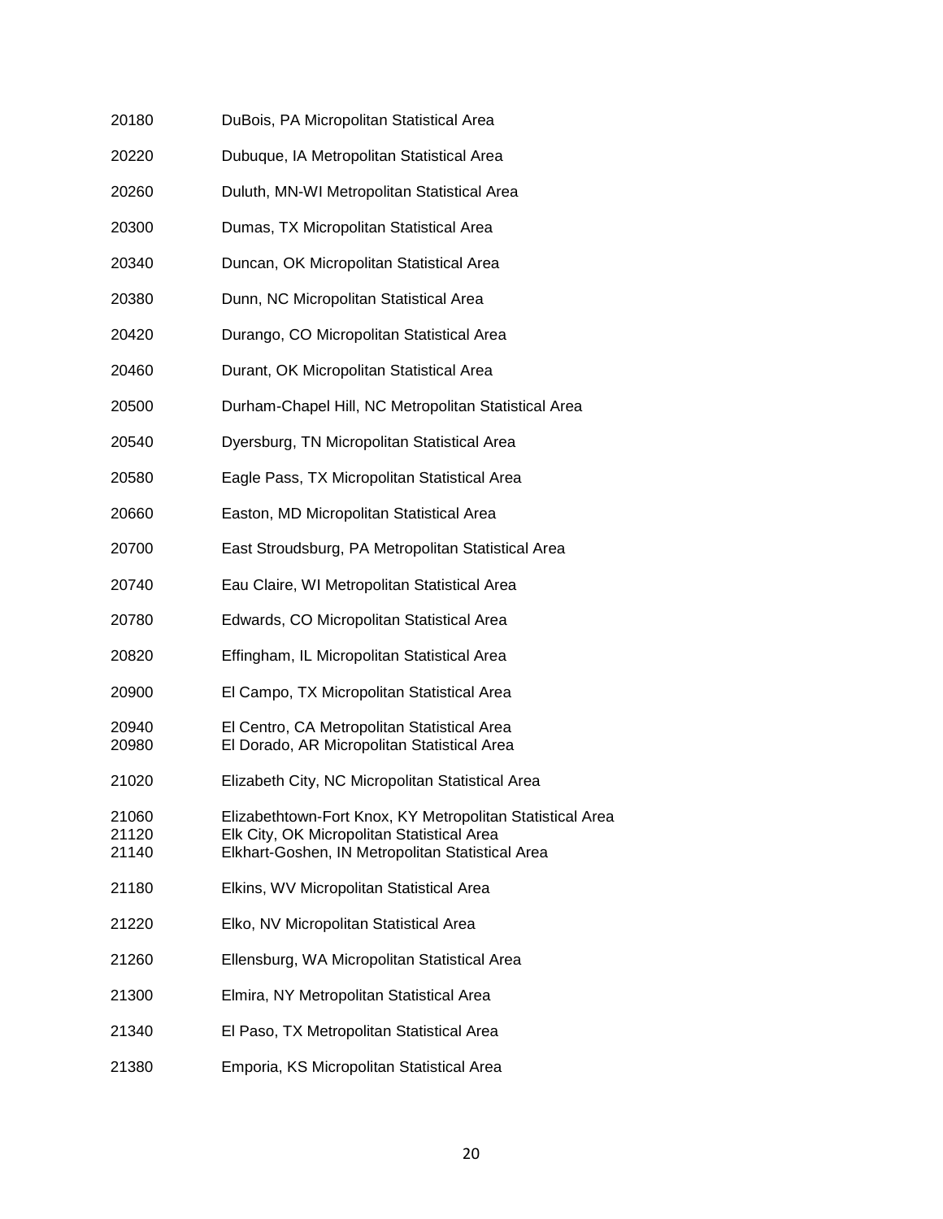20180 DuBois, PA Micropolitan Statistical Area

20220 Dubuque, IA Metropolitan Statistical Area

20260 Duluth, MN-WI Metropolitan Statistical Area

20300 Dumas, TX Micropolitan Statistical Area

20340 Duncan, OK Micropolitan Statistical Area

20380 Dunn, NC Micropolitan Statistical Area

20420 Durango, CO Micropolitan Statistical Area

20460 Durant, OK Micropolitan Statistical Area

20500 Durham-Chapel Hill, NC Metropolitan Statistical Area

20540 Dyersburg, TN Micropolitan Statistical Area

20580 Eagle Pass, TX Micropolitan Statistical Area

20660 Easton, MD Micropolitan Statistical Area

20700 East Stroudsburg, PA Metropolitan Statistical Area

20740 Eau Claire, WI Metropolitan Statistical Area

20780 Edwards, CO Micropolitan Statistical Area

20820 Effingham, IL Micropolitan Statistical Area

20900 El Campo, TX Micropolitan Statistical Area

20940 El Centro, CA Metropolitan Statistical Area
20980 El Dorado, AR Micropolitan Statistical Area

21020 Elizabeth City, NC Micropolitan Statistical Area

21060 Elizabethtown-Fort Knox, KY Metropolitan Statistical Area
21120 Elk City, OK Micropolitan Statistical Area
21140 Elkhart-Goshen, IN Metropolitan Statistical Area

21180 Elkins, WV Micropolitan Statistical Area

21220 Elko, NV Micropolitan Statistical Area

21260 Ellensburg, WA Micropolitan Statistical Area

21300 Elmira, NY Metropolitan Statistical Area

21340 El Paso, TX Metropolitan Statistical Area

21380 Emporia, KS Micropolitan Statistical Area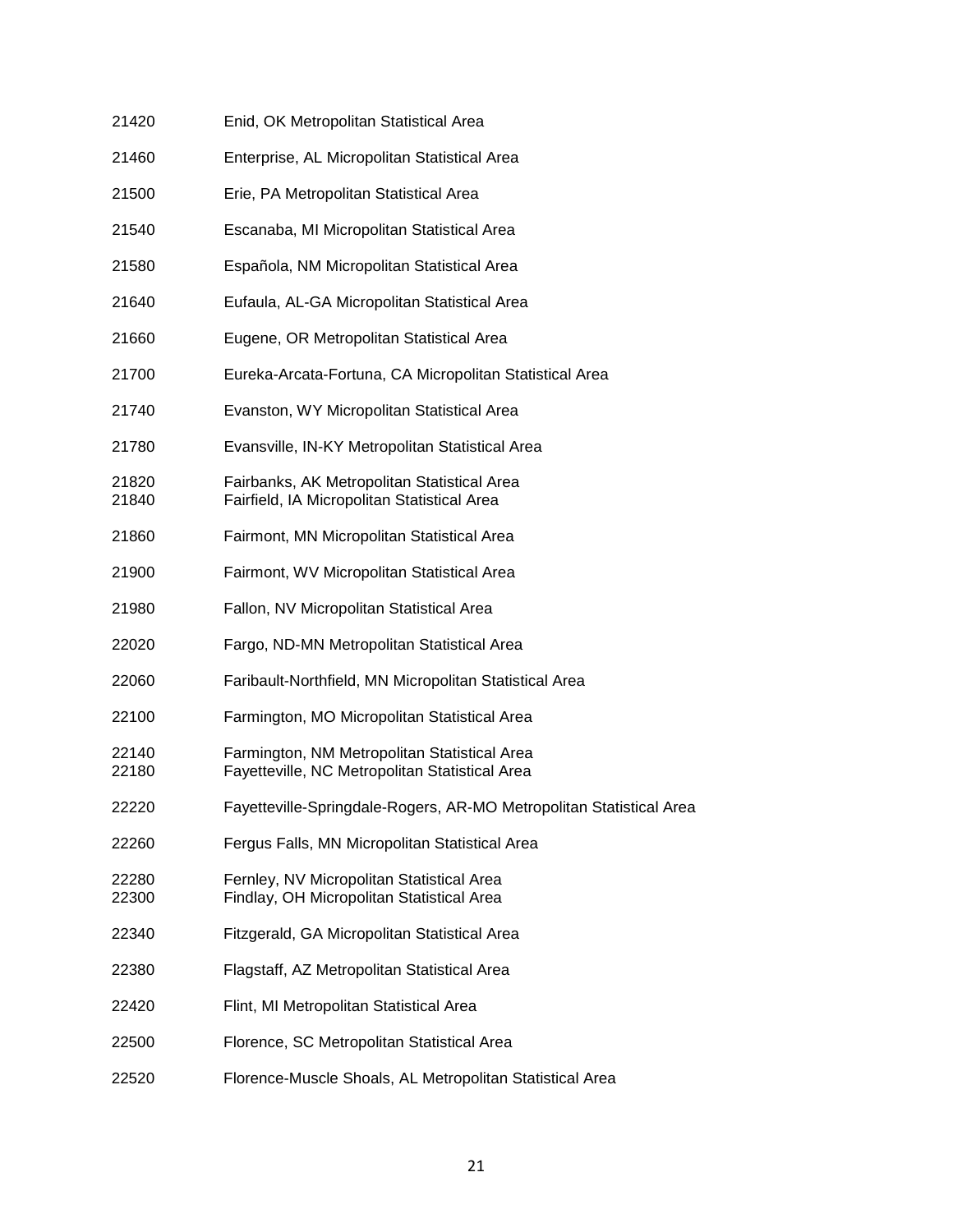21420 Enid, OK Metropolitan Statistical Area

21460 Enterprise, AL Micropolitan Statistical Area

21500 Erie, PA Metropolitan Statistical Area

21540 Escanaba, MI Micropolitan Statistical Area

21580 Española, NM Micropolitan Statistical Area

21640 Eufaula, AL-GA Micropolitan Statistical Area

21660 Eugene, OR Metropolitan Statistical Area

21700 Eureka-Arcata-Fortuna, CA Micropolitan Statistical Area

21740 Evanston, WY Micropolitan Statistical Area

21780 Evansville, IN-KY Metropolitan Statistical Area

21820 Fairbanks, AK Metropolitan Statistical Area
21840 Fairfield, IA Micropolitan Statistical Area

21860 Fairmont, MN Micropolitan Statistical Area

21900 Fairmont, WV Micropolitan Statistical Area

21980 Fallon, NV Micropolitan Statistical Area

22020 Fargo, ND-MN Metropolitan Statistical Area

22060 Faribault-Northfield, MN Micropolitan Statistical Area

22100 Farmington, MO Micropolitan Statistical Area

22140 Farmington, NM Metropolitan Statistical Area
22180 Fayetteville, NC Metropolitan Statistical Area

22220 Fayetteville-Springdale-Rogers, AR-MO Metropolitan Statistical Area

22260 Fergus Falls, MN Micropolitan Statistical Area

22280 Fernley, NV Micropolitan Statistical Area
22300 Findlay, OH Micropolitan Statistical Area

22340 Fitzgerald, GA Micropolitan Statistical Area

22380 Flagstaff, AZ Metropolitan Statistical Area

22420 Flint, MI Metropolitan Statistical Area

22500 Florence, SC Metropolitan Statistical Area

22520 Florence-Muscle Shoals, AL Metropolitan Statistical Area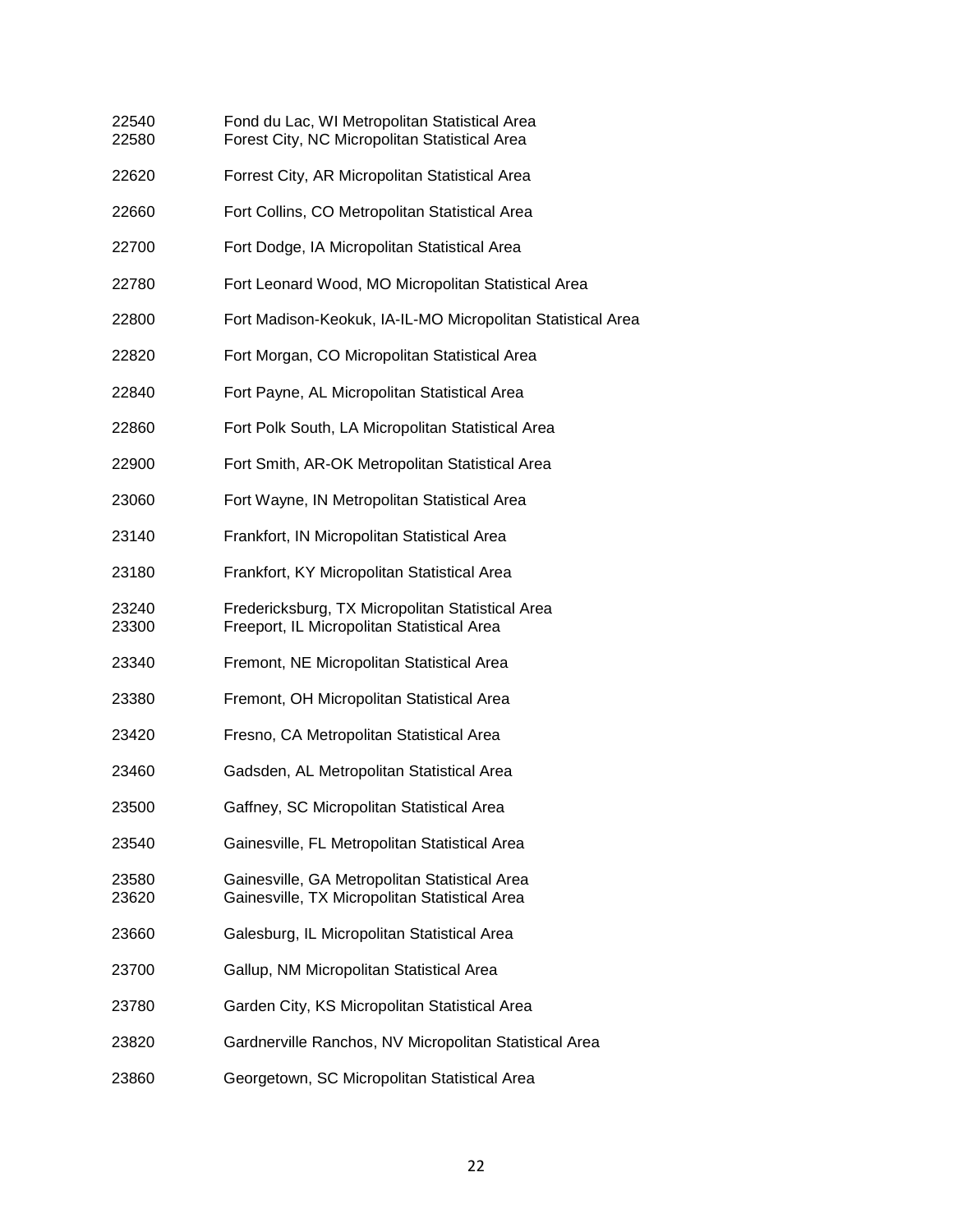22540 Fond du Lac, WI Metropolitan Statistical Area
22580 Forest City, NC Micropolitan Statistical Area

22620 Forrest City, AR Micropolitan Statistical Area

22660 Fort Collins, CO Metropolitan Statistical Area

22700 Fort Dodge, IA Micropolitan Statistical Area

22780 Fort Leonard Wood, MO Micropolitan Statistical Area

22800 Fort Madison-Keokuk, IA-IL-MO Micropolitan Statistical Area

22820 Fort Morgan, CO Micropolitan Statistical Area

22840 Fort Payne, AL Micropolitan Statistical Area

22860 Fort Polk South, LA Micropolitan Statistical Area

22900 Fort Smith, AR-OK Metropolitan Statistical Area

23060 Fort Wayne, IN Metropolitan Statistical Area

23140 Frankfort, IN Micropolitan Statistical Area

23180 Frankfort, KY Micropolitan Statistical Area

23240 Fredericksburg, TX Micropolitan Statistical Area
23300 Freeport, IL Micropolitan Statistical Area

23340 Fremont, NE Micropolitan Statistical Area

23380 Fremont, OH Micropolitan Statistical Area

23420 Fresno, CA Metropolitan Statistical Area

23460 Gadsden, AL Metropolitan Statistical Area

23500 Gaffney, SC Micropolitan Statistical Area

23540 Gainesville, FL Metropolitan Statistical Area

23580 Gainesville, GA Metropolitan Statistical Area
23620 Gainesville, TX Micropolitan Statistical Area

23660 Galesburg, IL Micropolitan Statistical Area

23700 Gallup, NM Micropolitan Statistical Area

23780 Garden City, KS Micropolitan Statistical Area

23820 Gardnerville Ranchos, NV Micropolitan Statistical Area

23860 Georgetown, SC Micropolitan Statistical Area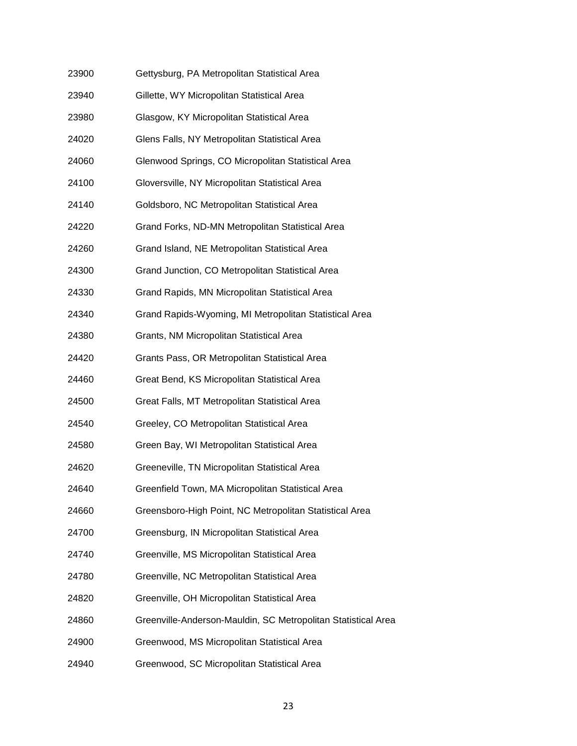| | |
|---|---|
| 23900 | Gettysburg, PA Metropolitan Statistical Area |
| 23940 | Gillette, WY Micropolitan Statistical Area |
| 23980 | Glasgow, KY Micropolitan Statistical Area |
| 24020 | Glens Falls, NY Metropolitan Statistical Area |
| 24060 | Glenwood Springs, CO Micropolitan Statistical Area |
| 24100 | Gloversville, NY Micropolitan Statistical Area |
| 24140 | Goldsboro, NC Metropolitan Statistical Area |
| 24220 | Grand Forks, ND-MN Metropolitan Statistical Area |
| 24260 | Grand Island, NE Metropolitan Statistical Area |
| 24300 | Grand Junction, CO Metropolitan Statistical Area |
| 24330 | Grand Rapids, MN Micropolitan Statistical Area |
| 24340 | Grand Rapids-Wyoming, MI Metropolitan Statistical Area |
| 24380 | Grants, NM Micropolitan Statistical Area |
| 24420 | Grants Pass, OR Metropolitan Statistical Area |
| 24460 | Great Bend, KS Micropolitan Statistical Area |
| 24500 | Great Falls, MT Metropolitan Statistical Area |
| 24540 | Greeley, CO Metropolitan Statistical Area |
| 24580 | Green Bay, WI Metropolitan Statistical Area |
| 24620 | Greeneville, TN Micropolitan Statistical Area |
| 24640 | Greenfield Town, MA Micropolitan Statistical Area |
| 24660 | Greensboro-High Point, NC Metropolitan Statistical Area |
| 24700 | Greensburg, IN Micropolitan Statistical Area |
| 24740 | Greenville, MS Micropolitan Statistical Area |
| 24780 | Greenville, NC Metropolitan Statistical Area |
| 24820 | Greenville, OH Micropolitan Statistical Area |
| 24860 | Greenville-Anderson-Mauldin, SC Metropolitan Statistical Area |
| 24900 | Greenwood, MS Micropolitan Statistical Area |
| 24940 | Greenwood, SC Micropolitan Statistical Area |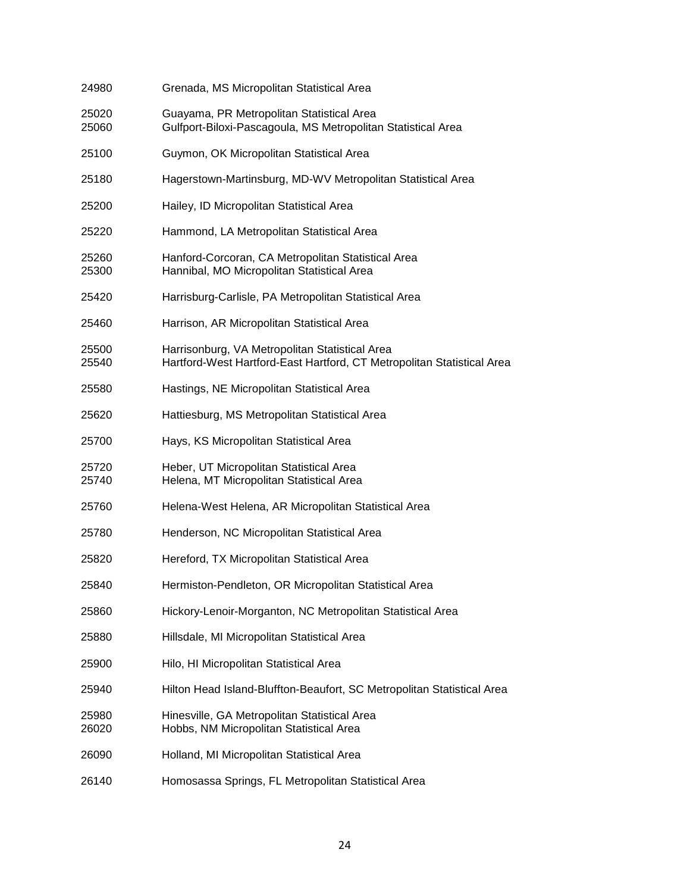24980 Grenada, MS Micropolitan Statistical Area

25020 Guayama, PR Metropolitan Statistical Area
25060 Gulfport-Biloxi-Pascagoula, MS Metropolitan Statistical Area

25100 Guymon, OK Micropolitan Statistical Area

25180 Hagerstown-Martinsburg, MD-WV Metropolitan Statistical Area

25200 Hailey, ID Micropolitan Statistical Area

25220 Hammond, LA Metropolitan Statistical Area

25260 Hanford-Corcoran, CA Metropolitan Statistical Area
25300 Hannibal, MO Micropolitan Statistical Area

25420 Harrisburg-Carlisle, PA Metropolitan Statistical Area

25460 Harrison, AR Micropolitan Statistical Area

25500 Harrisonburg, VA Metropolitan Statistical Area
25540 Hartford-West Hartford-East Hartford, CT Metropolitan Statistical Area

25580 Hastings, NE Micropolitan Statistical Area

25620 Hattiesburg, MS Metropolitan Statistical Area

25700 Hays, KS Micropolitan Statistical Area

25720 Heber, UT Micropolitan Statistical Area
25740 Helena, MT Micropolitan Statistical Area

25760 Helena-West Helena, AR Micropolitan Statistical Area

25780 Henderson, NC Micropolitan Statistical Area

25820 Hereford, TX Micropolitan Statistical Area

25840 Hermiston-Pendleton, OR Micropolitan Statistical Area

25860 Hickory-Lenoir-Morganton, NC Metropolitan Statistical Area

25880 Hillsdale, MI Micropolitan Statistical Area

25900 Hilo, HI Micropolitan Statistical Area

25940 Hilton Head Island-Bluffton-Beaufort, SC Metropolitan Statistical Area

25980 Hinesville, GA Metropolitan Statistical Area
26020 Hobbs, NM Micropolitan Statistical Area

26090 Holland, MI Micropolitan Statistical Area

26140 Homosassa Springs, FL Metropolitan Statistical Area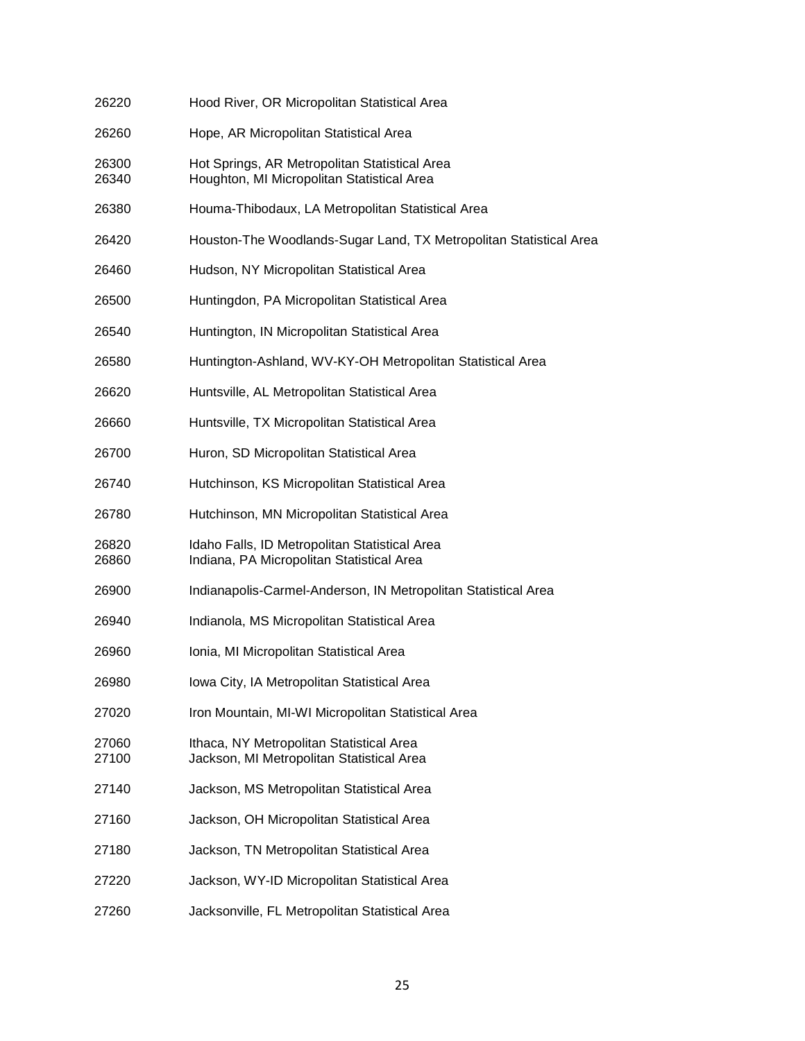26220 Hood River, OR Micropolitan Statistical Area

26260 Hope, AR Micropolitan Statistical Area

26300 Hot Springs, AR Metropolitan Statistical Area
26340 Houghton, MI Micropolitan Statistical Area

26380 Houma-Thibodaux, LA Metropolitan Statistical Area

26420 Houston-The Woodlands-Sugar Land, TX Metropolitan Statistical Area

26460 Hudson, NY Micropolitan Statistical Area

26500 Huntingdon, PA Micropolitan Statistical Area

26540 Huntington, IN Micropolitan Statistical Area

26580 Huntington-Ashland, WV-KY-OH Metropolitan Statistical Area

26620 Huntsville, AL Metropolitan Statistical Area

26660 Huntsville, TX Micropolitan Statistical Area

26700 Huron, SD Micropolitan Statistical Area

26740 Hutchinson, KS Micropolitan Statistical Area

26780 Hutchinson, MN Micropolitan Statistical Area

26820 Idaho Falls, ID Metropolitan Statistical Area
26860 Indiana, PA Micropolitan Statistical Area

26900 Indianapolis-Carmel-Anderson, IN Metropolitan Statistical Area

26940 Indianola, MS Micropolitan Statistical Area

26960 Ionia, MI Micropolitan Statistical Area

26980 Iowa City, IA Metropolitan Statistical Area

27020 Iron Mountain, MI-WI Micropolitan Statistical Area

27060 Ithaca, NY Metropolitan Statistical Area
27100 Jackson, MI Metropolitan Statistical Area

27140 Jackson, MS Metropolitan Statistical Area

27160 Jackson, OH Micropolitan Statistical Area

27180 Jackson, TN Metropolitan Statistical Area

27220 Jackson, WY-ID Micropolitan Statistical Area

27260 Jacksonville, FL Metropolitan Statistical Area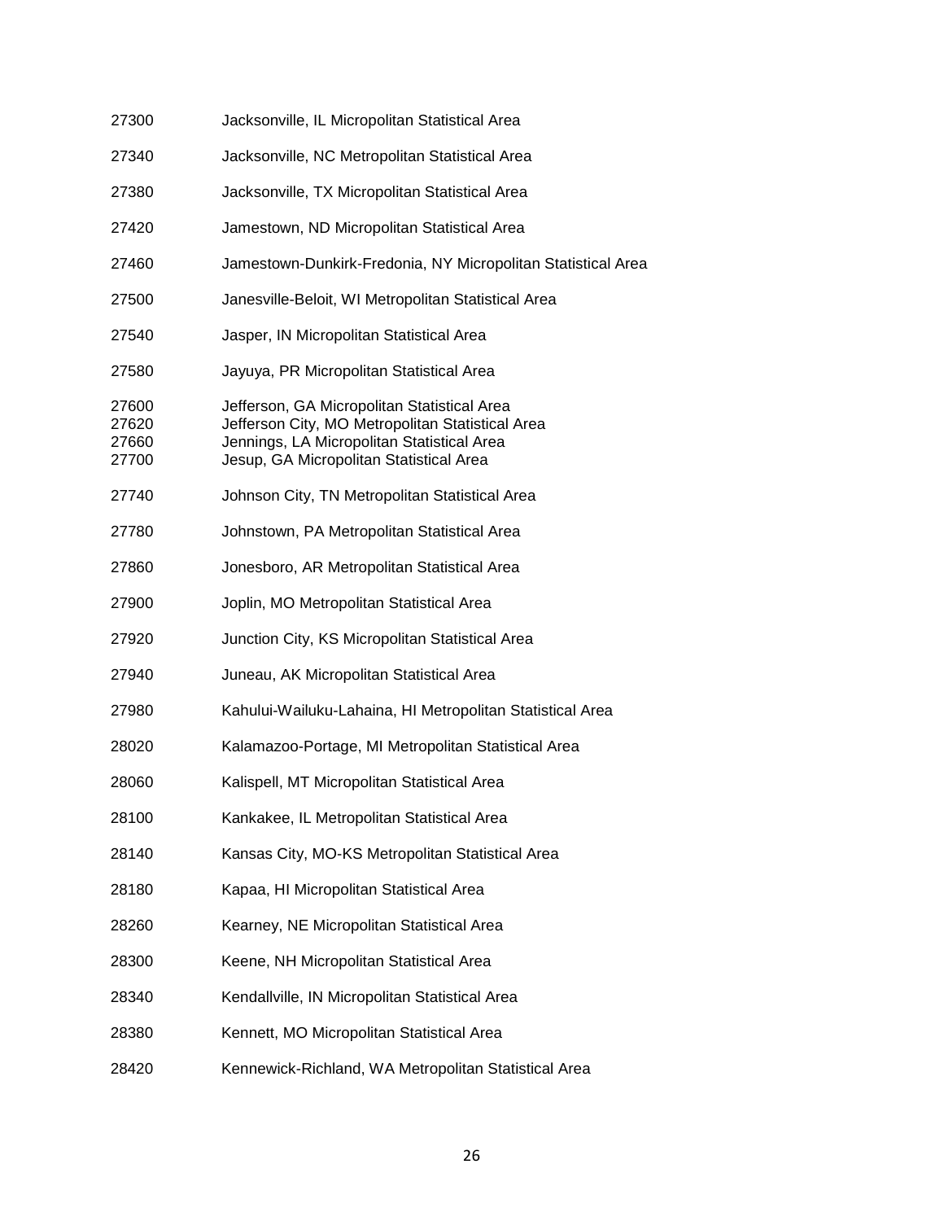27300 Jacksonville, IL Micropolitan Statistical Area

27340 Jacksonville, NC Metropolitan Statistical Area

27380 Jacksonville, TX Micropolitan Statistical Area

27420 Jamestown, ND Micropolitan Statistical Area

27460 Jamestown-Dunkirk-Fredonia, NY Micropolitan Statistical Area

27500 Janesville-Beloit, WI Metropolitan Statistical Area

27540 Jasper, IN Micropolitan Statistical Area

27580 Jayuya, PR Micropolitan Statistical Area

27600 Jefferson, GA Micropolitan Statistical Area
27620 Jefferson City, MO Metropolitan Statistical Area
27660 Jennings, LA Micropolitan Statistical Area
27700 Jesup, GA Micropolitan Statistical Area

27740 Johnson City, TN Metropolitan Statistical Area

27780 Johnstown, PA Metropolitan Statistical Area

27860 Jonesboro, AR Metropolitan Statistical Area

27900 Joplin, MO Metropolitan Statistical Area

27920 Junction City, KS Micropolitan Statistical Area

27940 Juneau, AK Micropolitan Statistical Area

27980 Kahului-Wailuku-Lahaina, HI Metropolitan Statistical Area

28020 Kalamazoo-Portage, MI Metropolitan Statistical Area

28060 Kalispell, MT Micropolitan Statistical Area

28100 Kankakee, IL Metropolitan Statistical Area

28140 Kansas City, MO-KS Metropolitan Statistical Area

28180 Kapaa, HI Micropolitan Statistical Area

28260 Kearney, NE Micropolitan Statistical Area

28300 Keene, NH Micropolitan Statistical Area

28340 Kendallville, IN Micropolitan Statistical Area

28380 Kennett, MO Micropolitan Statistical Area

28420 Kennewick-Richland, WA Metropolitan Statistical Area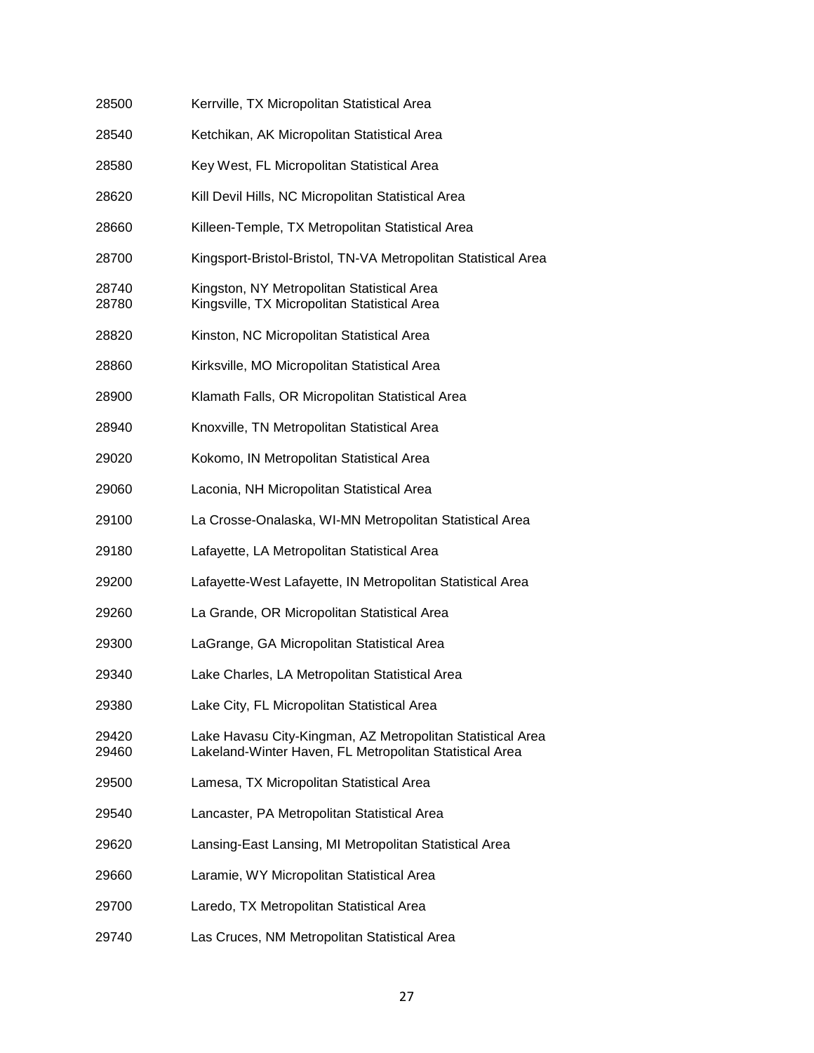28500 Kerrville, TX Micropolitan Statistical Area

28540 Ketchikan, AK Micropolitan Statistical Area

28580 Key West, FL Micropolitan Statistical Area

28620 Kill Devil Hills, NC Micropolitan Statistical Area

28660 Killeen-Temple, TX Metropolitan Statistical Area

28700 Kingsport-Bristol-Bristol, TN-VA Metropolitan Statistical Area

28740 Kingston, NY Metropolitan Statistical Area
28780 Kingsville, TX Micropolitan Statistical Area

28820 Kinston, NC Micropolitan Statistical Area

28860 Kirksville, MO Micropolitan Statistical Area

28900 Klamath Falls, OR Micropolitan Statistical Area

28940 Knoxville, TN Metropolitan Statistical Area

29020 Kokomo, IN Metropolitan Statistical Area

29060 Laconia, NH Micropolitan Statistical Area

29100 La Crosse-Onalaska, WI-MN Metropolitan Statistical Area

29180 Lafayette, LA Metropolitan Statistical Area

29200 Lafayette-West Lafayette, IN Metropolitan Statistical Area

29260 La Grande, OR Micropolitan Statistical Area

29300 LaGrange, GA Micropolitan Statistical Area

29340 Lake Charles, LA Metropolitan Statistical Area

29380 Lake City, FL Micropolitan Statistical Area

29420 Lake Havasu City-Kingman, AZ Metropolitan Statistical Area
29460 Lakeland-Winter Haven, FL Metropolitan Statistical Area

29500 Lamesa, TX Micropolitan Statistical Area

29540 Lancaster, PA Metropolitan Statistical Area

29620 Lansing-East Lansing, MI Metropolitan Statistical Area

29660 Laramie, WY Micropolitan Statistical Area

29700 Laredo, TX Metropolitan Statistical Area

29740 Las Cruces, NM Metropolitan Statistical Area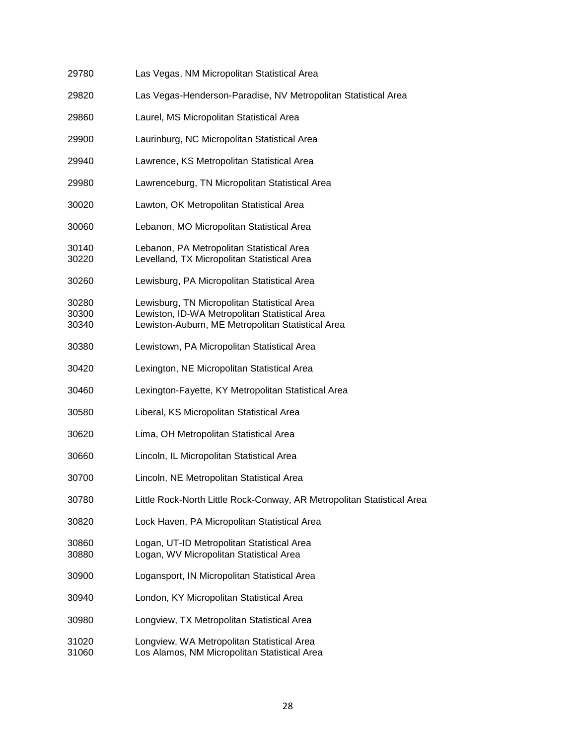29780 Las Vegas, NM Micropolitan Statistical Area

29820 Las Vegas-Henderson-Paradise, NV Metropolitan Statistical Area

29860 Laurel, MS Micropolitan Statistical Area

29900 Laurinburg, NC Micropolitan Statistical Area

29940 Lawrence, KS Metropolitan Statistical Area

29980 Lawrenceburg, TN Micropolitan Statistical Area

30020 Lawton, OK Metropolitan Statistical Area

30060 Lebanon, MO Micropolitan Statistical Area

30140 Lebanon, PA Metropolitan Statistical Area
30220 Levelland, TX Micropolitan Statistical Area

30260 Lewisburg, PA Micropolitan Statistical Area

30280 Lewisburg, TN Micropolitan Statistical Area
30300 Lewiston, ID-WA Metropolitan Statistical Area
30340 Lewiston-Auburn, ME Metropolitan Statistical Area

30380 Lewistown, PA Micropolitan Statistical Area

30420 Lexington, NE Micropolitan Statistical Area

30460 Lexington-Fayette, KY Metropolitan Statistical Area

30580 Liberal, KS Micropolitan Statistical Area

30620 Lima, OH Metropolitan Statistical Area

30660 Lincoln, IL Micropolitan Statistical Area

30700 Lincoln, NE Metropolitan Statistical Area

30780 Little Rock-North Little Rock-Conway, AR Metropolitan Statistical Area

30820 Lock Haven, PA Micropolitan Statistical Area

30860 Logan, UT-ID Metropolitan Statistical Area
30880 Logan, WV Micropolitan Statistical Area

30900 Logansport, IN Micropolitan Statistical Area

30940 London, KY Micropolitan Statistical Area

30980 Longview, TX Metropolitan Statistical Area

31020 Longview, WA Metropolitan Statistical Area
31060 Los Alamos, NM Micropolitan Statistical Area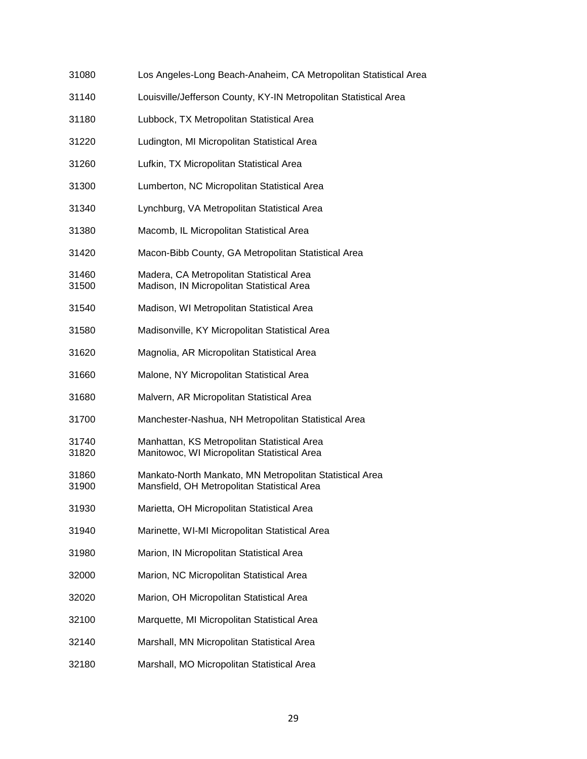| | |
|---|---|
| 31080 | Los Angeles-Long Beach-Anaheim, CA Metropolitan Statistical Area |
| 31140 | Louisville/Jefferson County, KY-IN Metropolitan Statistical Area |
| 31180 | Lubbock, TX Metropolitan Statistical Area |
| 31220 | Ludington, MI Micropolitan Statistical Area |
| 31260 | Lufkin, TX Micropolitan Statistical Area |
| 31300 | Lumberton, NC Micropolitan Statistical Area |
| 31340 | Lynchburg, VA Metropolitan Statistical Area |
| 31380 | Macomb, IL Micropolitan Statistical Area |
| 31420 | Macon-Bibb County, GA Metropolitan Statistical Area |
| 31460 | Madera, CA Metropolitan Statistical Area |
| 31500 | Madison, IN Micropolitan Statistical Area |
| 31540 | Madison, WI Metropolitan Statistical Area |
| 31580 | Madisonville, KY Micropolitan Statistical Area |
| 31620 | Magnolia, AR Micropolitan Statistical Area |
| 31660 | Malone, NY Micropolitan Statistical Area |
| 31680 | Malvern, AR Micropolitan Statistical Area |
| 31700 | Manchester-Nashua, NH Metropolitan Statistical Area |
| 31740 | Manhattan, KS Metropolitan Statistical Area |
| 31820 | Manitowoc, WI Micropolitan Statistical Area |
| 31860 | Mankato-North Mankato, MN Metropolitan Statistical Area |
| 31900 | Mansfield, OH Metropolitan Statistical Area |
| 31930 | Marietta, OH Micropolitan Statistical Area |
| 31940 | Marinette, WI-MI Micropolitan Statistical Area |
| 31980 | Marion, IN Micropolitan Statistical Area |
| 32000 | Marion, NC Micropolitan Statistical Area |
| 32020 | Marion, OH Micropolitan Statistical Area |
| 32100 | Marquette, MI Micropolitan Statistical Area |
| 32140 | Marshall, MN Micropolitan Statistical Area |
| 32180 | Marshall, MO Micropolitan Statistical Area |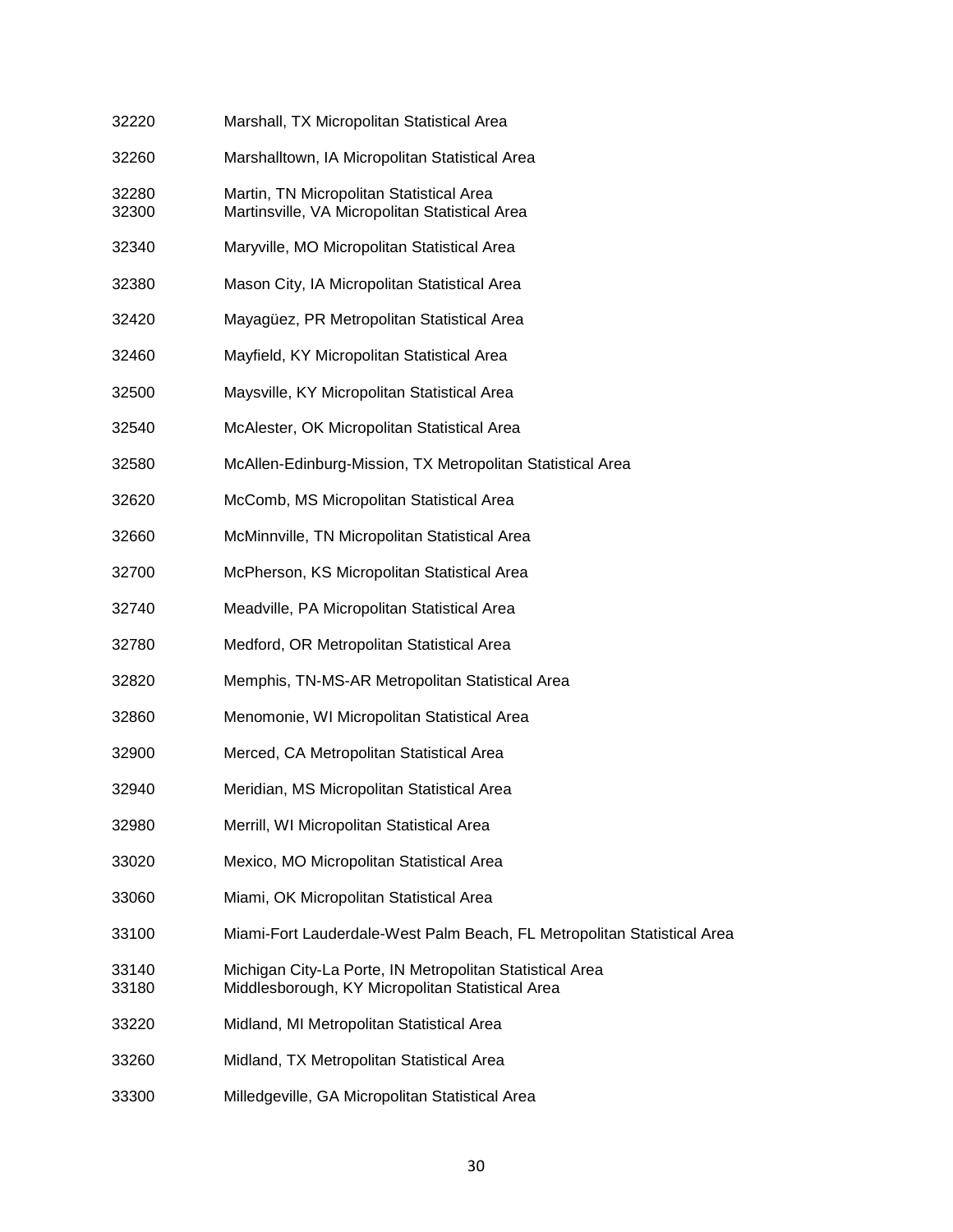32220 Marshall, TX Micropolitan Statistical Area

32260 Marshalltown, IA Micropolitan Statistical Area

32280 Martin, TN Micropolitan Statistical Area
32300 Martinsville, VA Micropolitan Statistical Area

32340 Maryville, MO Micropolitan Statistical Area

32380 Mason City, IA Micropolitan Statistical Area

32420 Mayagüez, PR Metropolitan Statistical Area

32460 Mayfield, KY Micropolitan Statistical Area

32500 Maysville, KY Micropolitan Statistical Area

32540 McAlester, OK Micropolitan Statistical Area

32580 McAllen-Edinburg-Mission, TX Metropolitan Statistical Area

32620 McComb, MS Micropolitan Statistical Area

32660 McMinnville, TN Micropolitan Statistical Area

32700 McPherson, KS Micropolitan Statistical Area

32740 Meadville, PA Micropolitan Statistical Area

32780 Medford, OR Metropolitan Statistical Area

32820 Memphis, TN-MS-AR Metropolitan Statistical Area

32860 Menomonie, WI Micropolitan Statistical Area

32900 Merced, CA Metropolitan Statistical Area

32940 Meridian, MS Micropolitan Statistical Area

32980 Merrill, WI Micropolitan Statistical Area

33020 Mexico, MO Micropolitan Statistical Area

33060 Miami, OK Micropolitan Statistical Area

33100 Miami-Fort Lauderdale-West Palm Beach, FL Metropolitan Statistical Area

33140 Michigan City-La Porte, IN Metropolitan Statistical Area
33180 Middlesborough, KY Micropolitan Statistical Area

33220 Midland, MI Metropolitan Statistical Area

33260 Midland, TX Metropolitan Statistical Area

33300 Milledgeville, GA Micropolitan Statistical Area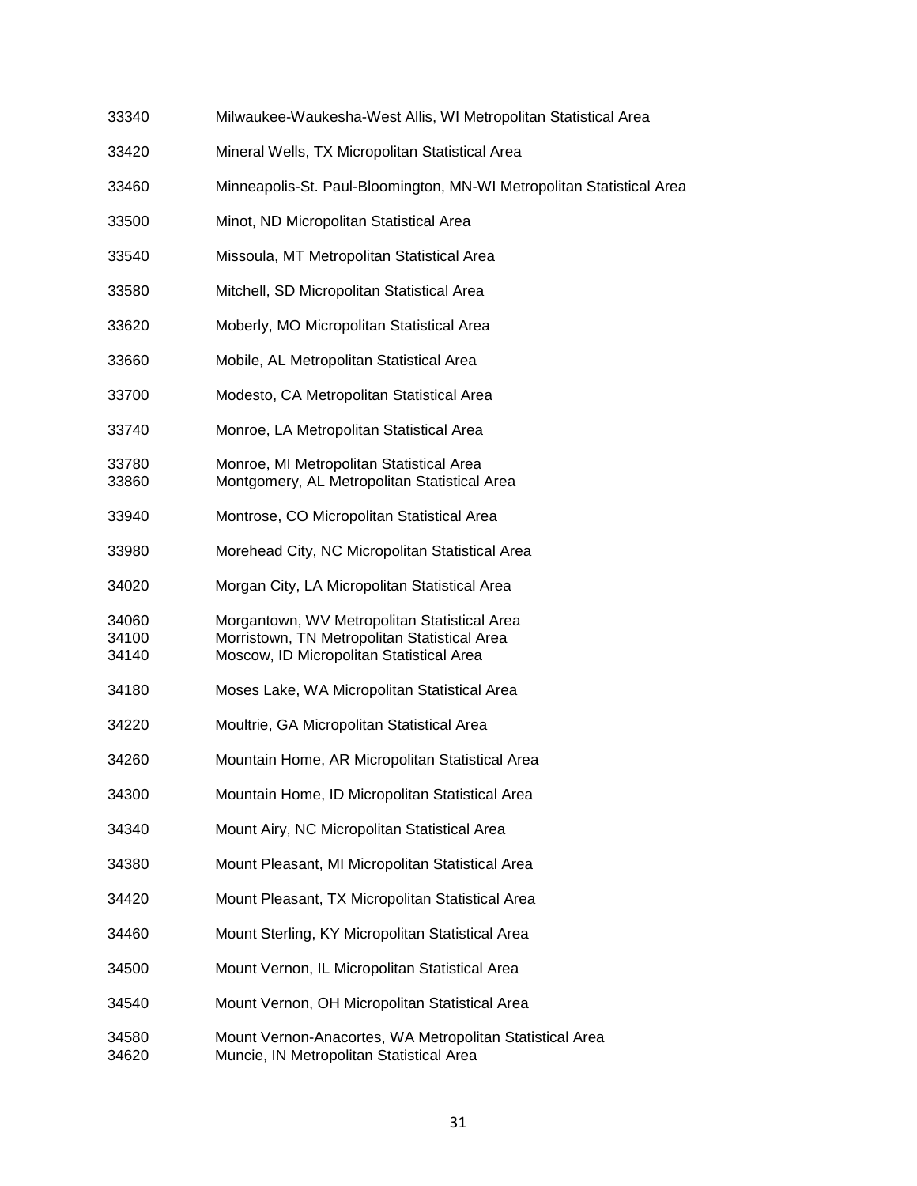33340 Milwaukee-Waukesha-West Allis, WI Metropolitan Statistical Area

33420 Mineral Wells, TX Micropolitan Statistical Area

33460 Minneapolis-St. Paul-Bloomington, MN-WI Metropolitan Statistical Area

33500 Minot, ND Micropolitan Statistical Area

33540 Missoula, MT Metropolitan Statistical Area

33580 Mitchell, SD Micropolitan Statistical Area

33620 Moberly, MO Micropolitan Statistical Area

33660 Mobile, AL Metropolitan Statistical Area

33700 Modesto, CA Metropolitan Statistical Area

33740 Monroe, LA Metropolitan Statistical Area

33780 Monroe, MI Metropolitan Statistical Area
33860 Montgomery, AL Metropolitan Statistical Area

33940 Montrose, CO Micropolitan Statistical Area

33980 Morehead City, NC Micropolitan Statistical Area

34020 Morgan City, LA Micropolitan Statistical Area

34060 Morgantown, WV Metropolitan Statistical Area
34100 Morristown, TN Metropolitan Statistical Area
34140 Moscow, ID Micropolitan Statistical Area

34180 Moses Lake, WA Micropolitan Statistical Area

34220 Moultrie, GA Micropolitan Statistical Area

34260 Mountain Home, AR Micropolitan Statistical Area

34300 Mountain Home, ID Micropolitan Statistical Area

34340 Mount Airy, NC Micropolitan Statistical Area

34380 Mount Pleasant, MI Micropolitan Statistical Area

34420 Mount Pleasant, TX Micropolitan Statistical Area

34460 Mount Sterling, KY Micropolitan Statistical Area

34500 Mount Vernon, IL Micropolitan Statistical Area

34540 Mount Vernon, OH Micropolitan Statistical Area

34580 Mount Vernon-Anacortes, WA Metropolitan Statistical Area
34620 Muncie, IN Metropolitan Statistical Area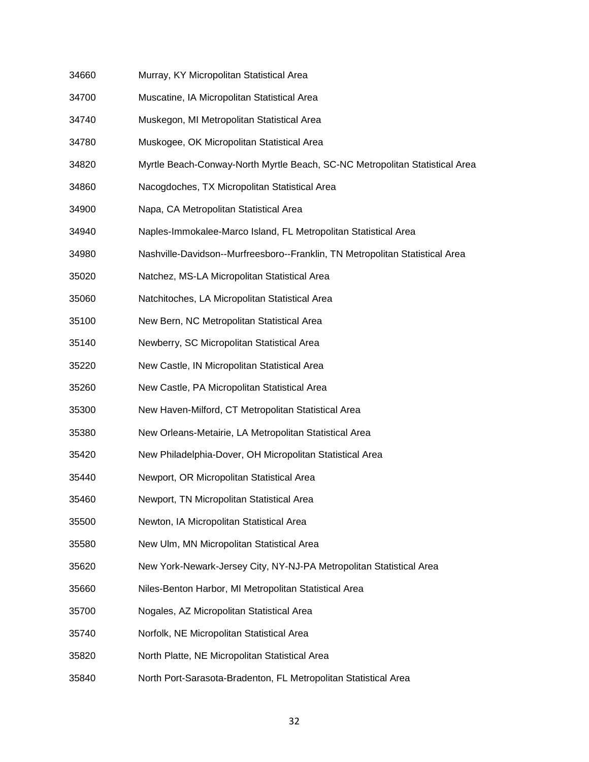34660 Murray, KY Micropolitan Statistical Area

34700 Muscatine, IA Micropolitan Statistical Area

34740 Muskegon, MI Metropolitan Statistical Area

34780 Muskogee, OK Micropolitan Statistical Area

34820 Myrtle Beach-Conway-North Myrtle Beach, SC-NC Metropolitan Statistical Area

34860 Nacogdoches, TX Micropolitan Statistical Area

34900 Napa, CA Metropolitan Statistical Area

34940 Naples-Immokalee-Marco Island, FL Metropolitan Statistical Area

34980 Nashville-Davidson--Murfreesboro--Franklin, TN Metropolitan Statistical Area

35020 Natchez, MS-LA Micropolitan Statistical Area

35060 Natchitoches, LA Micropolitan Statistical Area

35100 New Bern, NC Metropolitan Statistical Area

35140 Newberry, SC Micropolitan Statistical Area

35220 New Castle, IN Micropolitan Statistical Area

35260 New Castle, PA Micropolitan Statistical Area

35300 New Haven-Milford, CT Metropolitan Statistical Area

35380 New Orleans-Metairie, LA Metropolitan Statistical Area

35420 New Philadelphia-Dover, OH Micropolitan Statistical Area

35440 Newport, OR Micropolitan Statistical Area

35460 Newport, TN Micropolitan Statistical Area

35500 Newton, IA Micropolitan Statistical Area

35580 New Ulm, MN Micropolitan Statistical Area

35620 New York-Newark-Jersey City, NY-NJ-PA Metropolitan Statistical Area

35660 Niles-Benton Harbor, MI Metropolitan Statistical Area

35700 Nogales, AZ Micropolitan Statistical Area

35740 Norfolk, NE Micropolitan Statistical Area

35820 North Platte, NE Micropolitan Statistical Area

35840 North Port-Sarasota-Bradenton, FL Metropolitan Statistical Area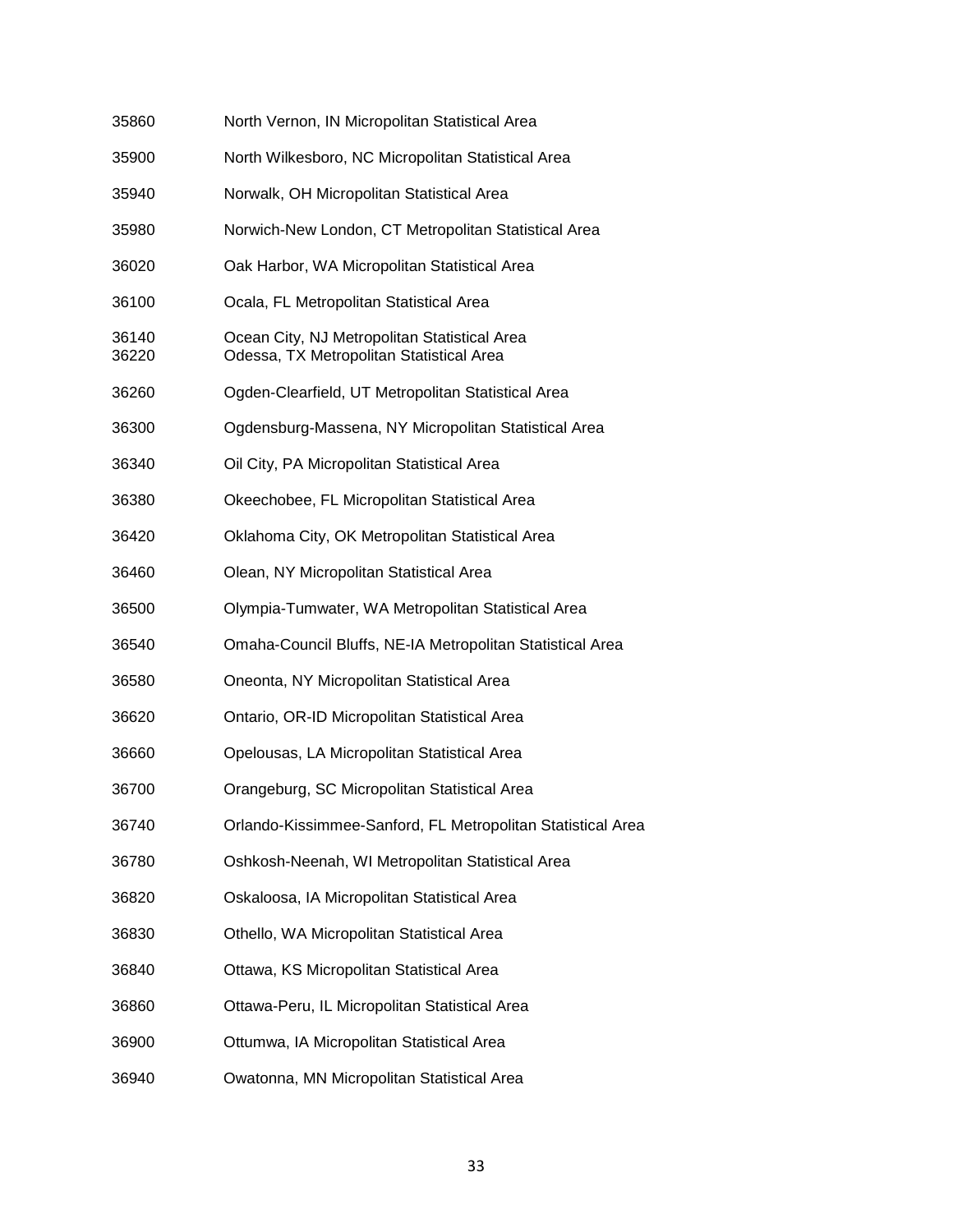35860 North Vernon, IN Micropolitan Statistical Area

35900 North Wilkesboro, NC Micropolitan Statistical Area

35940 Norwalk, OH Micropolitan Statistical Area

35980 Norwich-New London, CT Metropolitan Statistical Area

36020 Oak Harbor, WA Micropolitan Statistical Area

36100 Ocala, FL Metropolitan Statistical Area

36140 Ocean City, NJ Metropolitan Statistical Area
36220 Odessa, TX Metropolitan Statistical Area

36260 Ogden-Clearfield, UT Metropolitan Statistical Area

36300 Ogdensburg-Massena, NY Micropolitan Statistical Area

36340 Oil City, PA Micropolitan Statistical Area

36380 Okeechobee, FL Micropolitan Statistical Area

36420 Oklahoma City, OK Metropolitan Statistical Area

36460 Olean, NY Micropolitan Statistical Area

36500 Olympia-Tumwater, WA Metropolitan Statistical Area

36540 Omaha-Council Bluffs, NE-IA Metropolitan Statistical Area

36580 Oneonta, NY Micropolitan Statistical Area

36620 Ontario, OR-ID Micropolitan Statistical Area

36660 Opelousas, LA Micropolitan Statistical Area

36700 Orangeburg, SC Micropolitan Statistical Area

36740 Orlando-Kissimmee-Sanford, FL Metropolitan Statistical Area

36780 Oshkosh-Neenah, WI Metropolitan Statistical Area

36820 Oskaloosa, IA Micropolitan Statistical Area

36830 Othello, WA Micropolitan Statistical Area

36840 Ottawa, KS Micropolitan Statistical Area

36860 Ottawa-Peru, IL Micropolitan Statistical Area

36900 Ottumwa, IA Micropolitan Statistical Area

36940 Owatonna, MN Micropolitan Statistical Area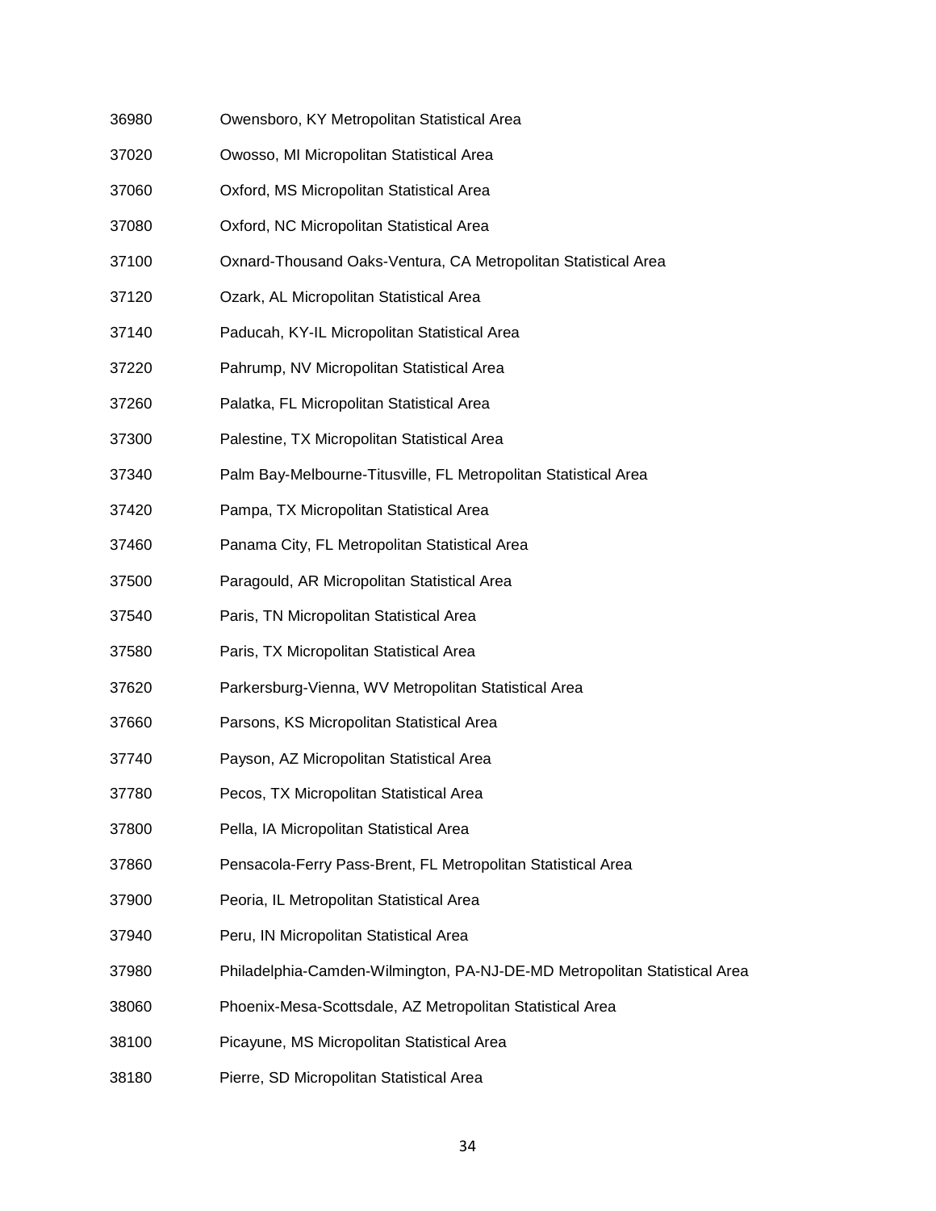| | |
|---|---|
| 36980 | Owensboro, KY Metropolitan Statistical Area |
| 37020 | Owosso, MI Micropolitan Statistical Area |
| 37060 | Oxford, MS Micropolitan Statistical Area |
| 37080 | Oxford, NC Micropolitan Statistical Area |
| 37100 | Oxnard-Thousand Oaks-Ventura, CA Metropolitan Statistical Area |
| 37120 | Ozark, AL Micropolitan Statistical Area |
| 37140 | Paducah, KY-IL Micropolitan Statistical Area |
| 37220 | Pahrump, NV Micropolitan Statistical Area |
| 37260 | Palatka, FL Micropolitan Statistical Area |
| 37300 | Palestine, TX Micropolitan Statistical Area |
| 37340 | Palm Bay-Melbourne-Titusville, FL Metropolitan Statistical Area |
| 37420 | Pampa, TX Micropolitan Statistical Area |
| 37460 | Panama City, FL Metropolitan Statistical Area |
| 37500 | Paragould, AR Micropolitan Statistical Area |
| 37540 | Paris, TN Micropolitan Statistical Area |
| 37580 | Paris, TX Micropolitan Statistical Area |
| 37620 | Parkersburg-Vienna, WV Metropolitan Statistical Area |
| 37660 | Parsons, KS Micropolitan Statistical Area |
| 37740 | Payson, AZ Micropolitan Statistical Area |
| 37780 | Pecos, TX Micropolitan Statistical Area |
| 37800 | Pella, IA Micropolitan Statistical Area |
| 37860 | Pensacola-Ferry Pass-Brent, FL Metropolitan Statistical Area |
| 37900 | Peoria, IL Metropolitan Statistical Area |
| 37940 | Peru, IN Micropolitan Statistical Area |
| 37980 | Philadelphia-Camden-Wilmington, PA-NJ-DE-MD Metropolitan Statistical Area |
| 38060 | Phoenix-Mesa-Scottsdale, AZ Metropolitan Statistical Area |
| 38100 | Picayune, MS Micropolitan Statistical Area |
| 38180 | Pierre, SD Micropolitan Statistical Area |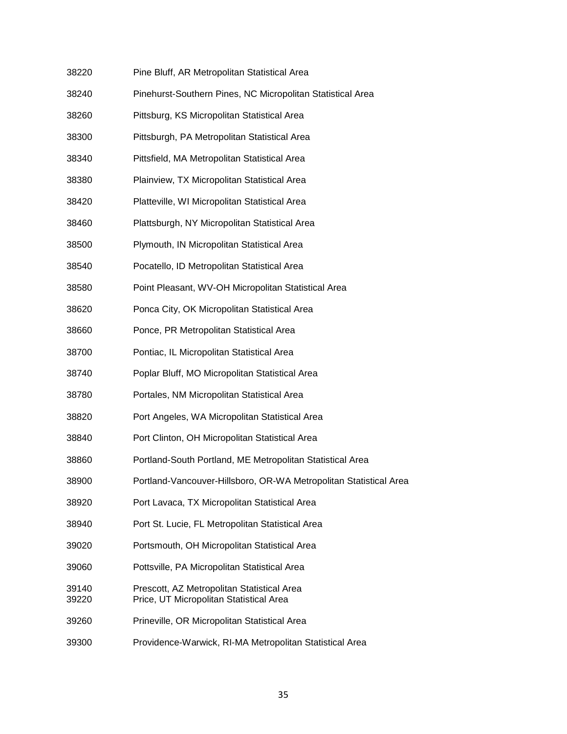38220 Pine Bluff, AR Metropolitan Statistical Area

38240 Pinehurst-Southern Pines, NC Micropolitan Statistical Area

38260 Pittsburg, KS Micropolitan Statistical Area

38300 Pittsburgh, PA Metropolitan Statistical Area

38340 Pittsfield, MA Metropolitan Statistical Area

38380 Plainview, TX Micropolitan Statistical Area

38420 Platteville, WI Micropolitan Statistical Area

38460 Plattsburgh, NY Micropolitan Statistical Area

38500 Plymouth, IN Micropolitan Statistical Area

38540 Pocatello, ID Metropolitan Statistical Area

38580 Point Pleasant, WV-OH Micropolitan Statistical Area

38620 Ponca City, OK Micropolitan Statistical Area

38660 Ponce, PR Metropolitan Statistical Area

38700 Pontiac, IL Micropolitan Statistical Area

38740 Poplar Bluff, MO Micropolitan Statistical Area

38780 Portales, NM Micropolitan Statistical Area

38820 Port Angeles, WA Micropolitan Statistical Area

38840 Port Clinton, OH Micropolitan Statistical Area

38860 Portland-South Portland, ME Metropolitan Statistical Area

38900 Portland-Vancouver-Hillsboro, OR-WA Metropolitan Statistical Area

38920 Port Lavaca, TX Micropolitan Statistical Area

38940 Port St. Lucie, FL Metropolitan Statistical Area

39020 Portsmouth, OH Micropolitan Statistical Area

39060 Pottsville, PA Micropolitan Statistical Area

39140 Prescott, AZ Metropolitan Statistical Area
39220 Price, UT Micropolitan Statistical Area

39260 Prineville, OR Micropolitan Statistical Area

39300 Providence-Warwick, RI-MA Metropolitan Statistical Area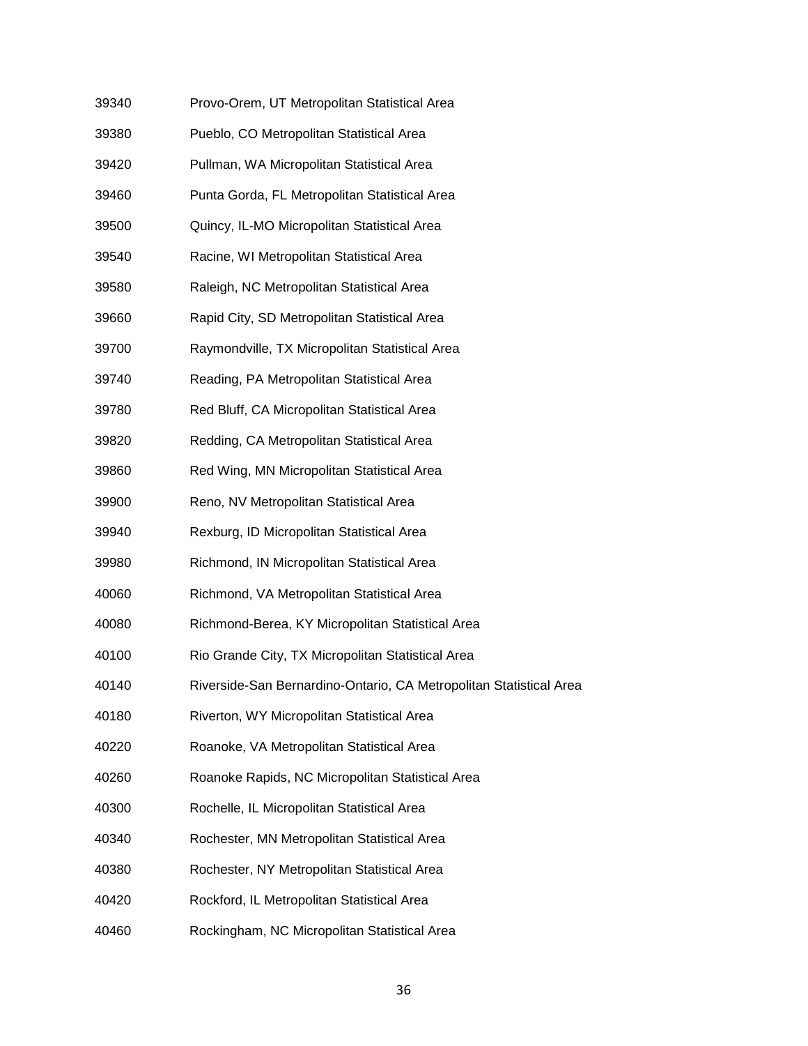39340 Provo-Orem, UT Metropolitan Statistical Area

39380 Pueblo, CO Metropolitan Statistical Area

39420 Pullman, WA Micropolitan Statistical Area

39460 Punta Gorda, FL Metropolitan Statistical Area

39500 Quincy, IL-MO Micropolitan Statistical Area

39540 Racine, WI Metropolitan Statistical Area

39580 Raleigh, NC Metropolitan Statistical Area

39660 Rapid City, SD Metropolitan Statistical Area

39700 Raymondville, TX Micropolitan Statistical Area

39740 Reading, PA Metropolitan Statistical Area

39780 Red Bluff, CA Micropolitan Statistical Area

39820 Redding, CA Metropolitan Statistical Area

39860 Red Wing, MN Micropolitan Statistical Area

39900 Reno, NV Metropolitan Statistical Area

39940 Rexburg, ID Micropolitan Statistical Area

39980 Richmond, IN Micropolitan Statistical Area

40060 Richmond, VA Metropolitan Statistical Area

40080 Richmond-Berea, KY Micropolitan Statistical Area

40100 Rio Grande City, TX Micropolitan Statistical Area

40140 Riverside-San Bernardino-Ontario, CA Metropolitan Statistical Area

40180 Riverton, WY Micropolitan Statistical Area

40220 Roanoke, VA Metropolitan Statistical Area

40260 Roanoke Rapids, NC Micropolitan Statistical Area

40300 Rochelle, IL Micropolitan Statistical Area

40340 Rochester, MN Metropolitan Statistical Area

40380 Rochester, NY Metropolitan Statistical Area

40420 Rockford, IL Metropolitan Statistical Area

40460 Rockingham, NC Micropolitan Statistical Area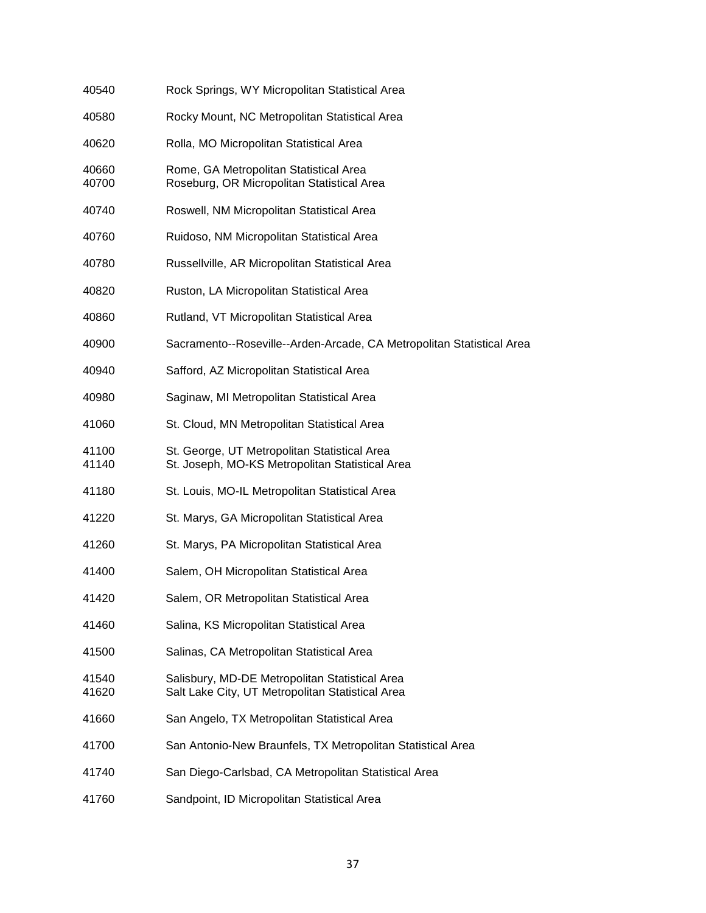40540 Rock Springs, WY Micropolitan Statistical Area

40580 Rocky Mount, NC Metropolitan Statistical Area

40620 Rolla, MO Micropolitan Statistical Area

40660 Rome, GA Metropolitan Statistical Area
40700 Roseburg, OR Micropolitan Statistical Area

40740 Roswell, NM Micropolitan Statistical Area

40760 Ruidoso, NM Micropolitan Statistical Area

40780 Russellville, AR Micropolitan Statistical Area

40820 Ruston, LA Micropolitan Statistical Area

40860 Rutland, VT Micropolitan Statistical Area

40900 Sacramento--Roseville--Arden-Arcade, CA Metropolitan Statistical Area

40940 Safford, AZ Micropolitan Statistical Area

40980 Saginaw, MI Metropolitan Statistical Area

41060 St. Cloud, MN Metropolitan Statistical Area

41100 St. George, UT Metropolitan Statistical Area
41140 St. Joseph, MO-KS Metropolitan Statistical Area

41180 St. Louis, MO-IL Metropolitan Statistical Area

41220 St. Marys, GA Micropolitan Statistical Area

41260 St. Marys, PA Micropolitan Statistical Area

41400 Salem, OH Micropolitan Statistical Area

41420 Salem, OR Metropolitan Statistical Area

41460 Salina, KS Micropolitan Statistical Area

41500 Salinas, CA Metropolitan Statistical Area

41540 Salisbury, MD-DE Metropolitan Statistical Area
41620 Salt Lake City, UT Metropolitan Statistical Area

41660 San Angelo, TX Metropolitan Statistical Area

41700 San Antonio-New Braunfels, TX Metropolitan Statistical Area

41740 San Diego-Carlsbad, CA Metropolitan Statistical Area

41760 Sandpoint, ID Micropolitan Statistical Area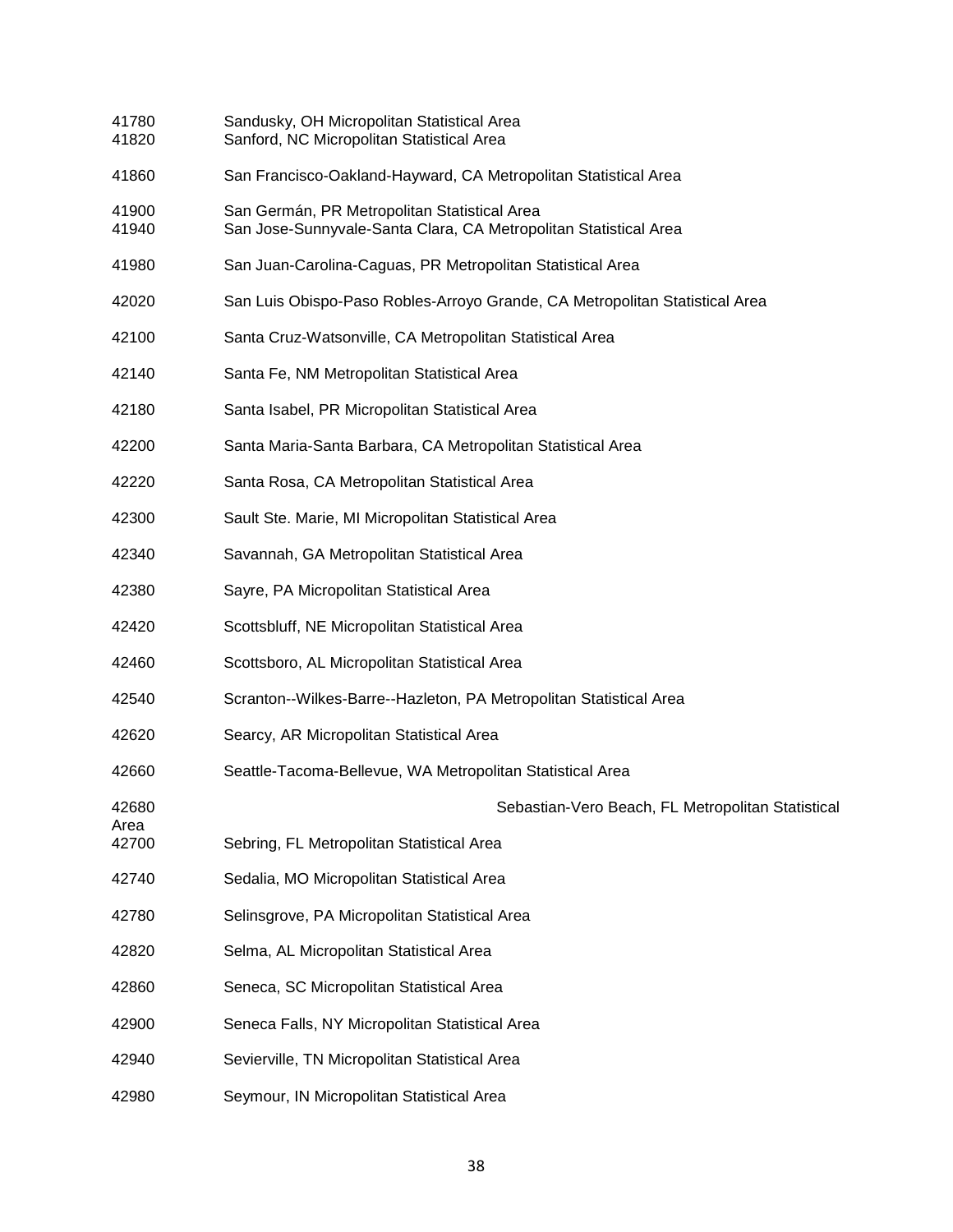41780 Sandusky, OH Micropolitan Statistical Area
41820 Sanford, NC Micropolitan Statistical Area

41860 San Francisco-Oakland-Hayward, CA Metropolitan Statistical Area

41900 San Germán, PR Metropolitan Statistical Area
41940 San Jose-Sunnyvale-Santa Clara, CA Metropolitan Statistical Area

41980 San Juan-Carolina-Caguas, PR Metropolitan Statistical Area

42020 San Luis Obispo-Paso Robles-Arroyo Grande, CA Metropolitan Statistical Area

42100 Santa Cruz-Watsonville, CA Metropolitan Statistical Area

42140 Santa Fe, NM Metropolitan Statistical Area

42180 Santa Isabel, PR Micropolitan Statistical Area

42200 Santa Maria-Santa Barbara, CA Metropolitan Statistical Area

42220 Santa Rosa, CA Metropolitan Statistical Area

42300 Sault Ste. Marie, MI Micropolitan Statistical Area

42340 Savannah, GA Metropolitan Statistical Area

42380 Sayre, PA Micropolitan Statistical Area

42420 Scottsbluff, NE Micropolitan Statistical Area

42460 Scottsboro, AL Micropolitan Statistical Area

42540 Scranton--Wilkes-Barre--Hazleton, PA Metropolitan Statistical Area

42620 Searcy, AR Micropolitan Statistical Area

42660 Seattle-Tacoma-Bellevue, WA Metropolitan Statistical Area

42680 Sebastian-Vero Beach, FL Metropolitan Statistical Area

42700 Sebring, FL Metropolitan Statistical Area

42740 Sedalia, MO Micropolitan Statistical Area

42780 Selinsgrove, PA Micropolitan Statistical Area

42820 Selma, AL Micropolitan Statistical Area

42860 Seneca, SC Micropolitan Statistical Area

42900 Seneca Falls, NY Micropolitan Statistical Area

42940 Sevierville, TN Micropolitan Statistical Area

42980 Seymour, IN Micropolitan Statistical Area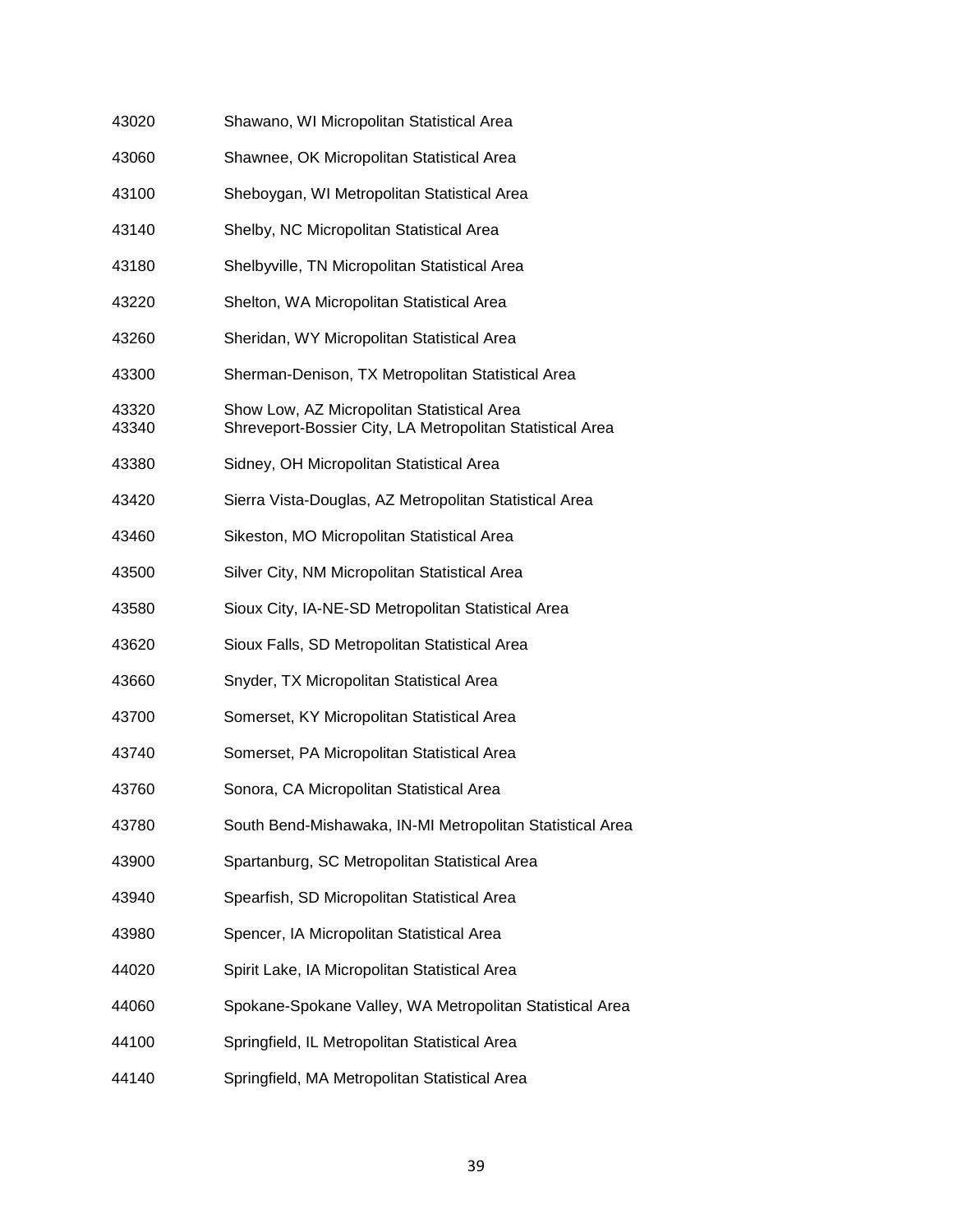| | |
|---|---|
| 43020 | Shawano, WI Micropolitan Statistical Area |
| 43060 | Shawnee, OK Micropolitan Statistical Area |
| 43100 | Sheboygan, WI Metropolitan Statistical Area |
| 43140 | Shelby, NC Micropolitan Statistical Area |
| 43180 | Shelbyville, TN Micropolitan Statistical Area |
| 43220 | Shelton, WA Micropolitan Statistical Area |
| 43260 | Sheridan, WY Micropolitan Statistical Area |
| 43300 | Sherman-Denison, TX Metropolitan Statistical Area |
| 43320 | Show Low, AZ Micropolitan Statistical Area |
| 43340 | Shreveport-Bossier City, LA Metropolitan Statistical Area |
| 43380 | Sidney, OH Micropolitan Statistical Area |
| 43420 | Sierra Vista-Douglas, AZ Metropolitan Statistical Area |
| 43460 | Sikeston, MO Micropolitan Statistical Area |
| 43500 | Silver City, NM Micropolitan Statistical Area |
| 43580 | Sioux City, IA-NE-SD Metropolitan Statistical Area |
| 43620 | Sioux Falls, SD Metropolitan Statistical Area |
| 43660 | Snyder, TX Micropolitan Statistical Area |
| 43700 | Somerset, KY Micropolitan Statistical Area |
| 43740 | Somerset, PA Micropolitan Statistical Area |
| 43760 | Sonora, CA Micropolitan Statistical Area |
| 43780 | South Bend-Mishawaka, IN-MI Metropolitan Statistical Area |
| 43900 | Spartanburg, SC Metropolitan Statistical Area |
| 43940 | Spearfish, SD Micropolitan Statistical Area |
| 43980 | Spencer, IA Micropolitan Statistical Area |
| 44020 | Spirit Lake, IA Micropolitan Statistical Area |
| 44060 | Spokane-Spokane Valley, WA Metropolitan Statistical Area |
| 44100 | Springfield, IL Metropolitan Statistical Area |
| 44140 | Springfield, MA Metropolitan Statistical Area |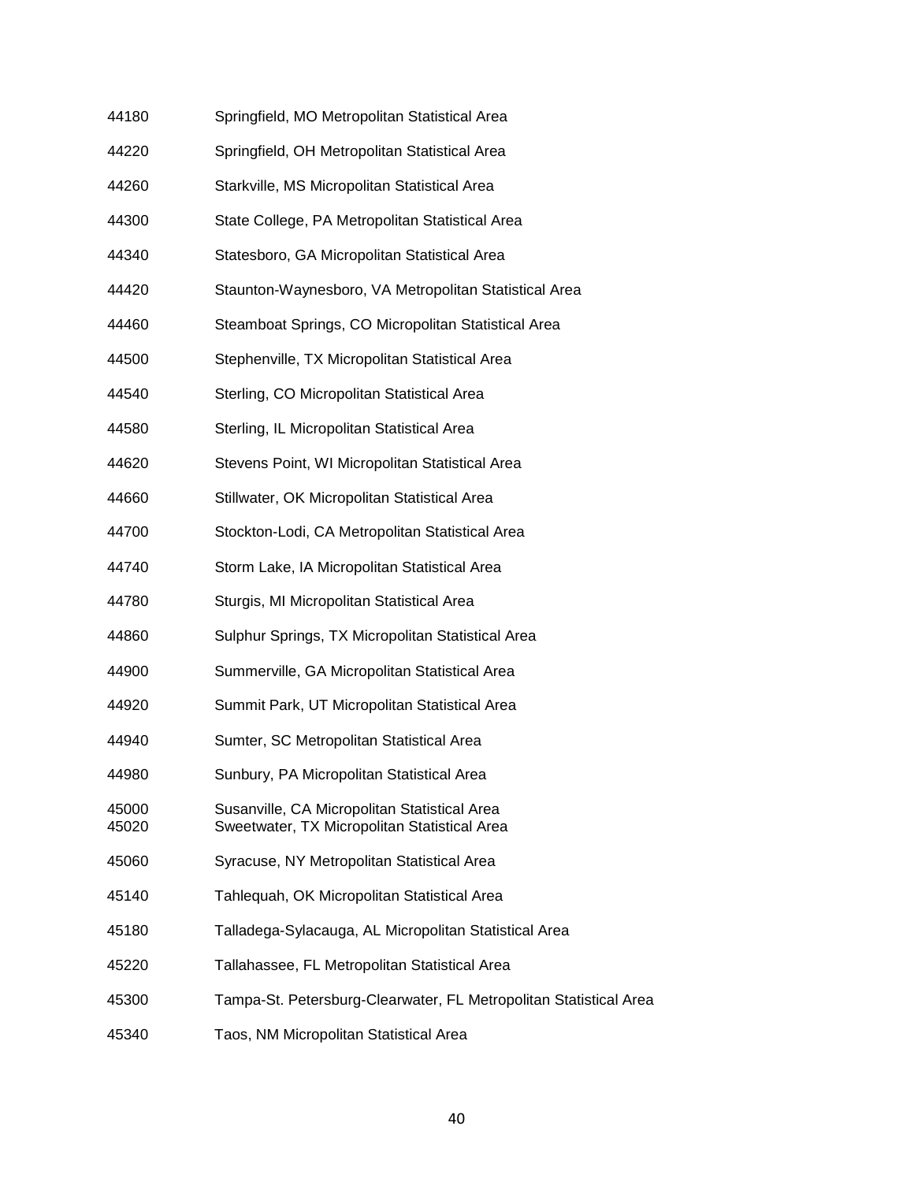44180 Springfield, MO Metropolitan Statistical Area

44220 Springfield, OH Metropolitan Statistical Area

44260 Starkville, MS Micropolitan Statistical Area

44300 State College, PA Metropolitan Statistical Area

44340 Statesboro, GA Micropolitan Statistical Area

44420 Staunton-Waynesboro, VA Metropolitan Statistical Area

44460 Steamboat Springs, CO Micropolitan Statistical Area

44500 Stephenville, TX Micropolitan Statistical Area

44540 Sterling, CO Micropolitan Statistical Area

44580 Sterling, IL Micropolitan Statistical Area

44620 Stevens Point, WI Micropolitan Statistical Area

44660 Stillwater, OK Micropolitan Statistical Area

44700 Stockton-Lodi, CA Metropolitan Statistical Area

44740 Storm Lake, IA Micropolitan Statistical Area

44780 Sturgis, MI Micropolitan Statistical Area

44860 Sulphur Springs, TX Micropolitan Statistical Area

44900 Summerville, GA Micropolitan Statistical Area

44920 Summit Park, UT Micropolitan Statistical Area

44940 Sumter, SC Metropolitan Statistical Area

44980 Sunbury, PA Micropolitan Statistical Area

45000 Susanville, CA Micropolitan Statistical Area
45020 Sweetwater, TX Micropolitan Statistical Area

45060 Syracuse, NY Metropolitan Statistical Area

45140 Tahlequah, OK Micropolitan Statistical Area

45180 Talladega-Sylacauga, AL Micropolitan Statistical Area

45220 Tallahassee, FL Metropolitan Statistical Area

45300 Tampa-St. Petersburg-Clearwater, FL Metropolitan Statistical Area

45340 Taos, NM Micropolitan Statistical Area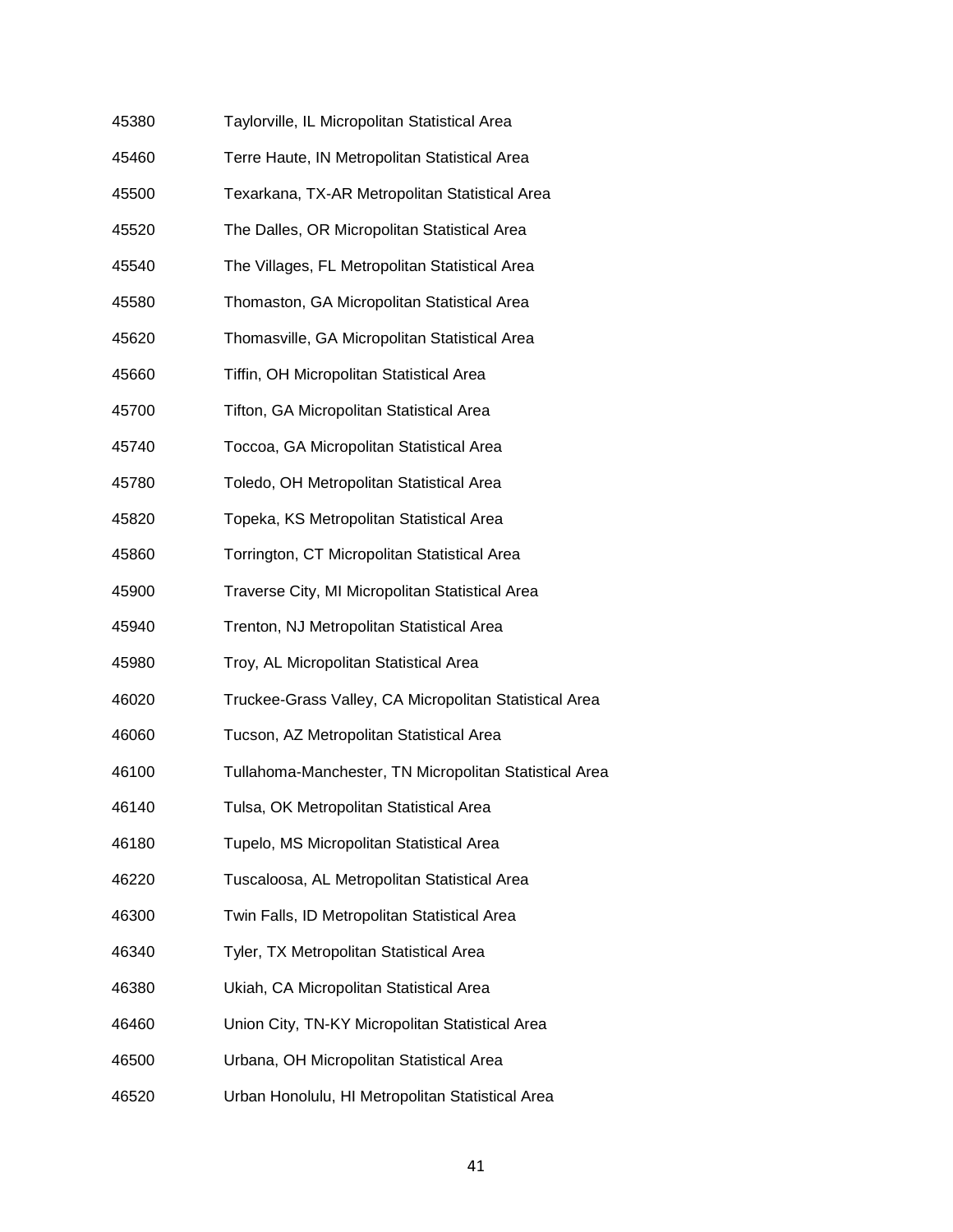45380 Taylorville, IL Micropolitan Statistical Area

45460 Terre Haute, IN Metropolitan Statistical Area

45500 Texarkana, TX-AR Metropolitan Statistical Area

45520 The Dalles, OR Micropolitan Statistical Area

45540 The Villages, FL Metropolitan Statistical Area

45580 Thomaston, GA Micropolitan Statistical Area

45620 Thomasville, GA Micropolitan Statistical Area

45660 Tiffin, OH Micropolitan Statistical Area

45700 Tifton, GA Micropolitan Statistical Area

45740 Toccoa, GA Micropolitan Statistical Area

45780 Toledo, OH Metropolitan Statistical Area

45820 Topeka, KS Metropolitan Statistical Area

45860 Torrington, CT Micropolitan Statistical Area

45900 Traverse City, MI Micropolitan Statistical Area

45940 Trenton, NJ Metropolitan Statistical Area

45980 Troy, AL Micropolitan Statistical Area

46020 Truckee-Grass Valley, CA Micropolitan Statistical Area

46060 Tucson, AZ Metropolitan Statistical Area

46100 Tullahoma-Manchester, TN Micropolitan Statistical Area

46140 Tulsa, OK Metropolitan Statistical Area

46180 Tupelo, MS Micropolitan Statistical Area

46220 Tuscaloosa, AL Metropolitan Statistical Area

46300 Twin Falls, ID Metropolitan Statistical Area

46340 Tyler, TX Metropolitan Statistical Area

46380 Ukiah, CA Micropolitan Statistical Area

46460 Union City, TN-KY Micropolitan Statistical Area

46500 Urbana, OH Micropolitan Statistical Area

46520 Urban Honolulu, HI Metropolitan Statistical Area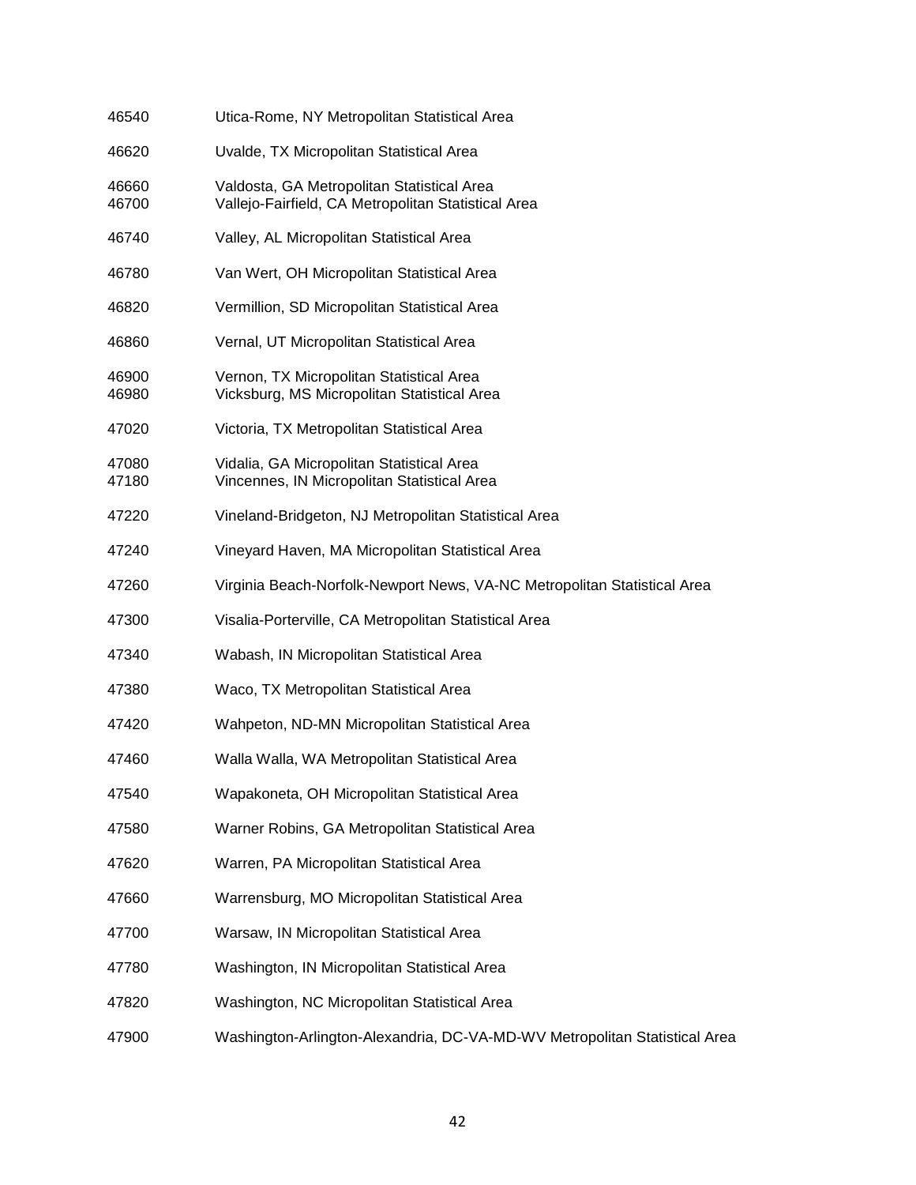46540 Utica-Rome, NY Metropolitan Statistical Area

46620 Uvalde, TX Micropolitan Statistical Area

46660 Valdosta, GA Metropolitan Statistical Area
46700 Vallejo-Fairfield, CA Metropolitan Statistical Area

46740 Valley, AL Micropolitan Statistical Area

46780 Van Wert, OH Micropolitan Statistical Area

46820 Vermillion, SD Micropolitan Statistical Area

46860 Vernal, UT Micropolitan Statistical Area

46900 Vernon, TX Micropolitan Statistical Area
46980 Vicksburg, MS Micropolitan Statistical Area

47020 Victoria, TX Metropolitan Statistical Area

47080 Vidalia, GA Micropolitan Statistical Area
47180 Vincennes, IN Micropolitan Statistical Area

47220 Vineland-Bridgeton, NJ Metropolitan Statistical Area

47240 Vineyard Haven, MA Micropolitan Statistical Area

47260 Virginia Beach-Norfolk-Newport News, VA-NC Metropolitan Statistical Area

47300 Visalia-Porterville, CA Metropolitan Statistical Area

47340 Wabash, IN Micropolitan Statistical Area

47380 Waco, TX Metropolitan Statistical Area

47420 Wahpeton, ND-MN Micropolitan Statistical Area

47460 Walla Walla, WA Metropolitan Statistical Area

47540 Wapakoneta, OH Micropolitan Statistical Area

47580 Warner Robins, GA Metropolitan Statistical Area

47620 Warren, PA Micropolitan Statistical Area

47660 Warrensburg, MO Micropolitan Statistical Area

47700 Warsaw, IN Micropolitan Statistical Area

47780 Washington, IN Micropolitan Statistical Area

47820 Washington, NC Micropolitan Statistical Area

47900 Washington-Arlington-Alexandria, DC-VA-MD-WV Metropolitan Statistical Area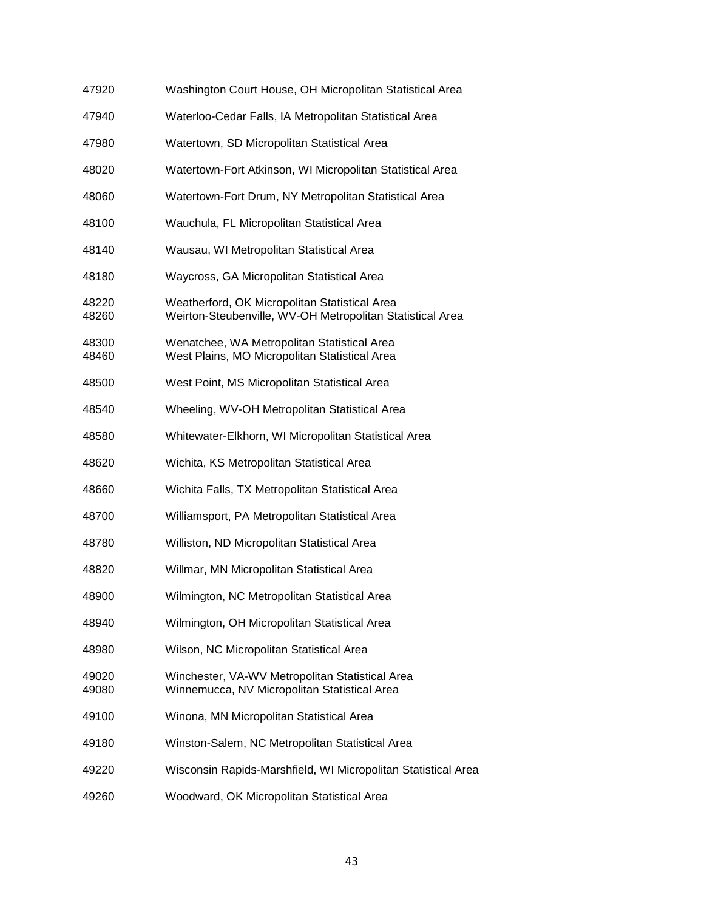47920 Washington Court House, OH Micropolitan Statistical Area

47940 Waterloo-Cedar Falls, IA Metropolitan Statistical Area

47980 Watertown, SD Micropolitan Statistical Area

48020 Watertown-Fort Atkinson, WI Micropolitan Statistical Area

48060 Watertown-Fort Drum, NY Metropolitan Statistical Area

48100 Wauchula, FL Micropolitan Statistical Area

48140 Wausau, WI Metropolitan Statistical Area

48180 Waycross, GA Micropolitan Statistical Area

48220 Weatherford, OK Micropolitan Statistical Area
48260 Weirton-Steubenville, WV-OH Metropolitan Statistical Area

48300 Wenatchee, WA Metropolitan Statistical Area
48460 West Plains, MO Micropolitan Statistical Area

48500 West Point, MS Micropolitan Statistical Area

48540 Wheeling, WV-OH Metropolitan Statistical Area

48580 Whitewater-Elkhorn, WI Micropolitan Statistical Area

48620 Wichita, KS Metropolitan Statistical Area

48660 Wichita Falls, TX Metropolitan Statistical Area

48700 Williamsport, PA Metropolitan Statistical Area

48780 Williston, ND Micropolitan Statistical Area

48820 Willmar, MN Micropolitan Statistical Area

48900 Wilmington, NC Metropolitan Statistical Area

48940 Wilmington, OH Micropolitan Statistical Area

48980 Wilson, NC Micropolitan Statistical Area

49020 Winchester, VA-WV Metropolitan Statistical Area
49080 Winnemucca, NV Micropolitan Statistical Area

49100 Winona, MN Micropolitan Statistical Area

49180 Winston-Salem, NC Metropolitan Statistical Area

49220 Wisconsin Rapids-Marshfield, WI Micropolitan Statistical Area

49260 Woodward, OK Micropolitan Statistical Area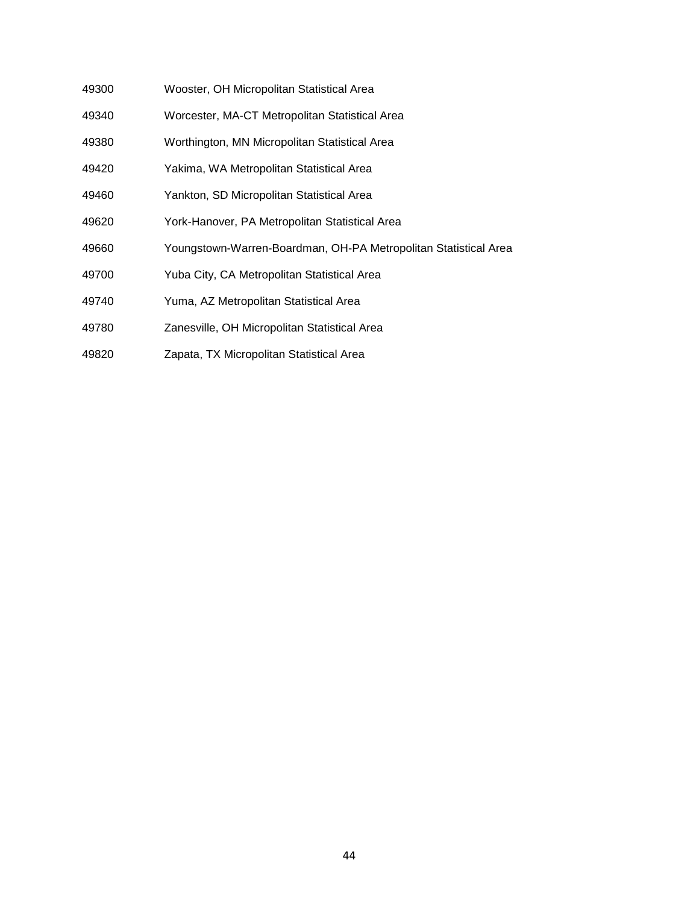49300 Wooster, OH Micropolitan Statistical Area

49340 Worcester, MA-CT Metropolitan Statistical Area

49380 Worthington, MN Micropolitan Statistical Area

49420 Yakima, WA Metropolitan Statistical Area

49460 Yankton, SD Micropolitan Statistical Area

49620 York-Hanover, PA Metropolitan Statistical Area

49660 Youngstown-Warren-Boardman, OH-PA Metropolitan Statistical Area

49700 Yuba City, CA Metropolitan Statistical Area

49740 Yuma, AZ Metropolitan Statistical Area

49780 Zanesville, OH Micropolitan Statistical Area

49820 Zapata, TX Micropolitan Statistical Area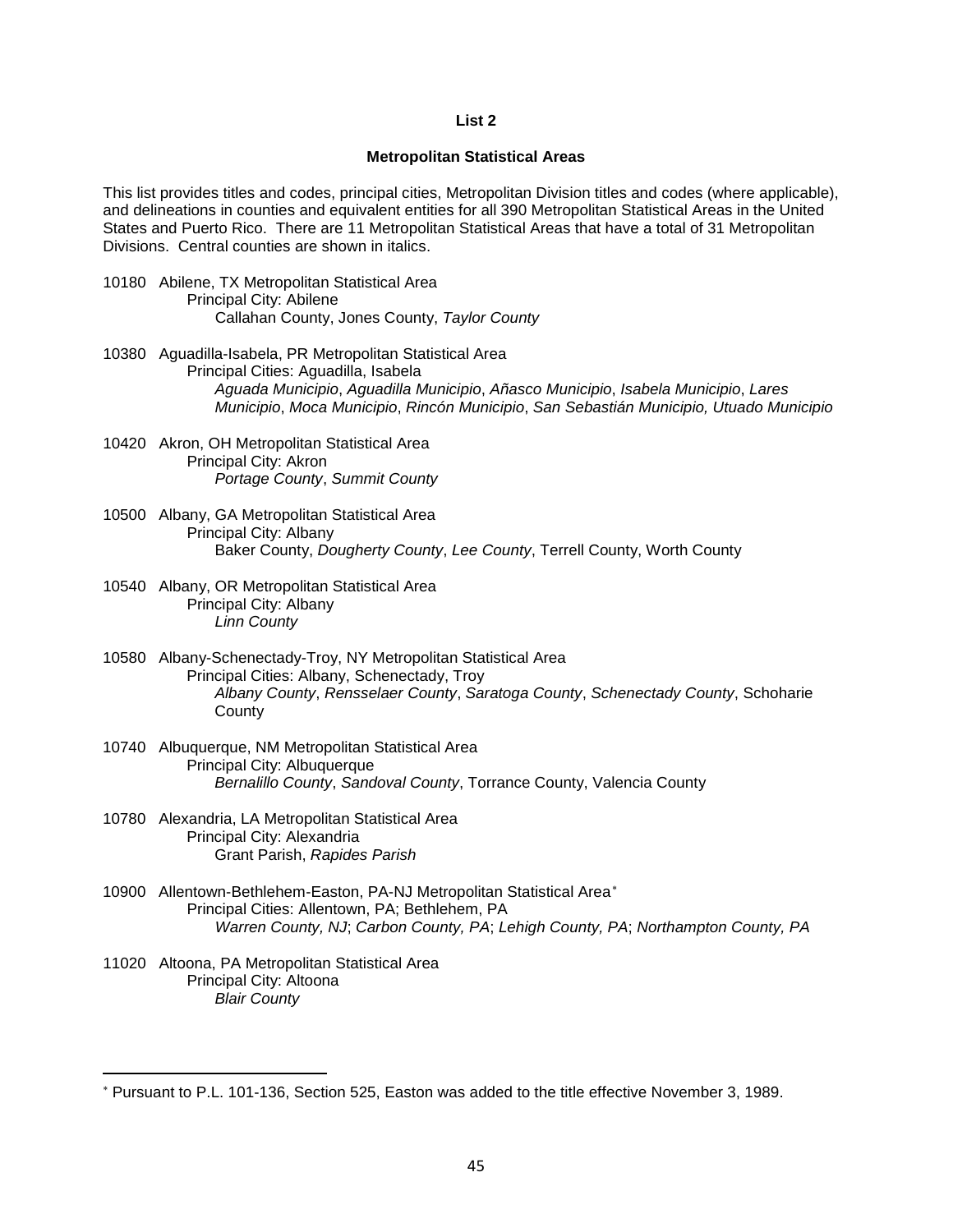**List 2**

**Metropolitan Statistical Areas**

This list provides titles and codes, principal cities, Metropolitan Division titles and codes (where applicable), and delineations in counties and equivalent entities for all 390 Metropolitan Statistical Areas in the United States and Puerto Rico. There are 11 Metropolitan Statistical Areas that have a total of 31 Metropolitan Divisions. Central counties are shown in italics.

10180 Abilene, TX Metropolitan Statistical Area
  Principal City: Abilene
    Callahan County, Jones County, *Taylor County*

10380 Aguadilla-Isabela, PR Metropolitan Statistical Area
  Principal Cities: Aguadilla, Isabela
    *Aguada Municipio*, *Aguadilla Municipio*, *Añasco Municipio*, *Isabela Municipio*, *Lares Municipio*, *Moca Municipio*, *Rincón Municipio*, *San Sebastián Municipio, Utuado Municipio*

10420 Akron, OH Metropolitan Statistical Area
  Principal City: Akron
    *Portage County*, *Summit County*

10500 Albany, GA Metropolitan Statistical Area
  Principal City: Albany
    Baker County, *Dougherty County*, *Lee County*, Terrell County, Worth County

10540 Albany, OR Metropolitan Statistical Area
  Principal City: Albany
    *Linn County*

10580 Albany-Schenectady-Troy, NY Metropolitan Statistical Area
  Principal Cities: Albany, Schenectady, Troy
    *Albany County*, *Rensselaer County*, *Saratoga County*, *Schenectady County*, Schoharie County

10740 Albuquerque, NM Metropolitan Statistical Area
  Principal City: Albuquerque
    *Bernalillo County*, *Sandoval County*, Torrance County, Valencia County

10780 Alexandria, LA Metropolitan Statistical Area
  Principal City: Alexandria
    Grant Parish, *Rapides Parish*

10900 Allentown-Bethlehem-Easton, PA-NJ Metropolitan Statistical Area*
  Principal Cities: Allentown, PA; Bethlehem, PA
    *Warren County, NJ*; *Carbon County, PA*; *Lehigh County, PA*; *Northampton County, PA*

11020 Altoona, PA Metropolitan Statistical Area
  Principal City: Altoona
    *Blair County*

---

* Pursuant to P.L. 101-136, Section 525, Easton was added to the title effective November 3, 1989.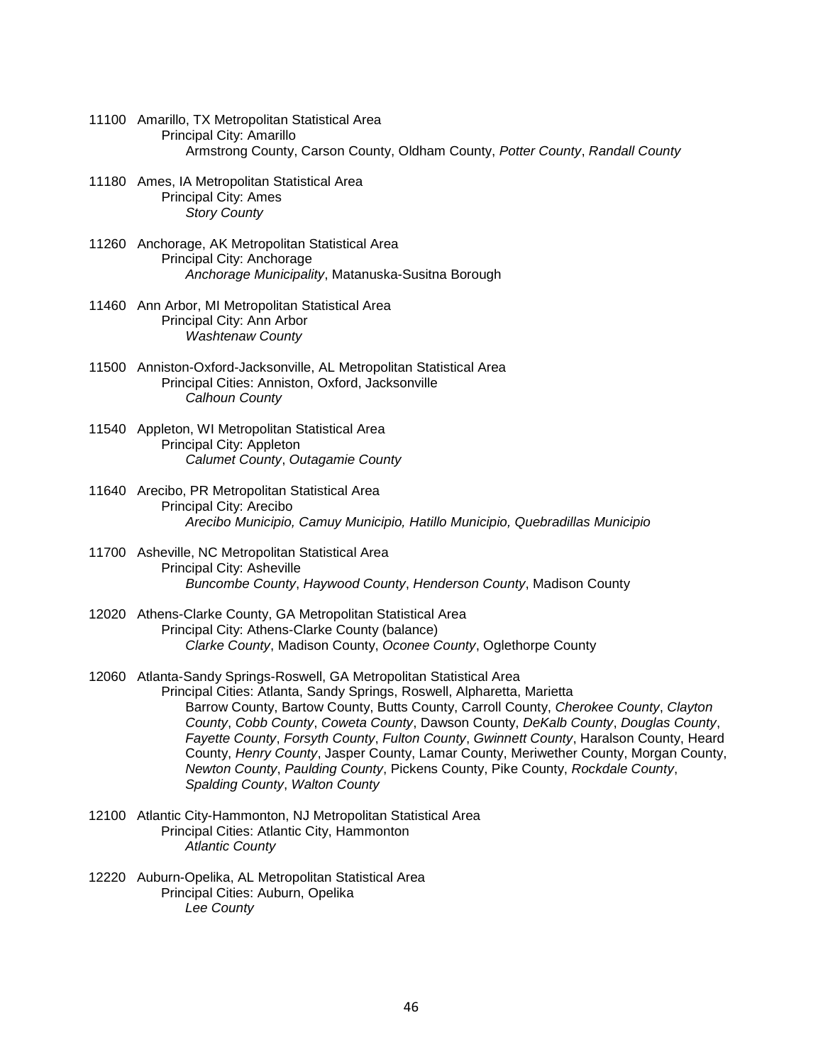11100 Amarillo, TX Metropolitan Statistical Area
Principal City: Amarillo
Armstrong County, Carson County, Oldham County, *Potter County*, *Randall County*

11180 Ames, IA Metropolitan Statistical Area
Principal City: Ames
*Story County*

11260 Anchorage, AK Metropolitan Statistical Area
Principal City: Anchorage
*Anchorage Municipality*, Matanuska-Susitna Borough

11460 Ann Arbor, MI Metropolitan Statistical Area
Principal City: Ann Arbor
*Washtenaw County*

11500 Anniston-Oxford-Jacksonville, AL Metropolitan Statistical Area
Principal Cities: Anniston, Oxford, Jacksonville
*Calhoun County*

11540 Appleton, WI Metropolitan Statistical Area
Principal City: Appleton
*Calumet County*, *Outagamie County*

11640 Arecibo, PR Metropolitan Statistical Area
Principal City: Arecibo
*Arecibo Municipio, Camuy Municipio, Hatillo Municipio, Quebradillas Municipio*

11700 Asheville, NC Metropolitan Statistical Area
Principal City: Asheville
*Buncombe County*, *Haywood County*, *Henderson County*, Madison County

12020 Athens-Clarke County, GA Metropolitan Statistical Area
Principal City: Athens-Clarke County (balance)
*Clarke County*, Madison County, *Oconee County*, Oglethorpe County

12060 Atlanta-Sandy Springs-Roswell, GA Metropolitan Statistical Area
Principal Cities: Atlanta, Sandy Springs, Roswell, Alpharetta, Marietta
Barrow County, Bartow County, Butts County, Carroll County, *Cherokee County*, *Clayton County*, *Cobb County*, *Coweta County*, Dawson County, *DeKalb County*, *Douglas County*, *Fayette County*, *Forsyth County*, *Fulton County*, *Gwinnett County*, Haralson County, Heard County, *Henry County*, Jasper County, Lamar County, Meriwether County, Morgan County, *Newton County*, *Paulding County*, Pickens County, Pike County, *Rockdale County*, *Spalding County*, *Walton County*

12100 Atlantic City-Hammonton, NJ Metropolitan Statistical Area
Principal Cities: Atlantic City, Hammonton
*Atlantic County*

12220 Auburn-Opelika, AL Metropolitan Statistical Area
Principal Cities: Auburn, Opelika
*Lee County*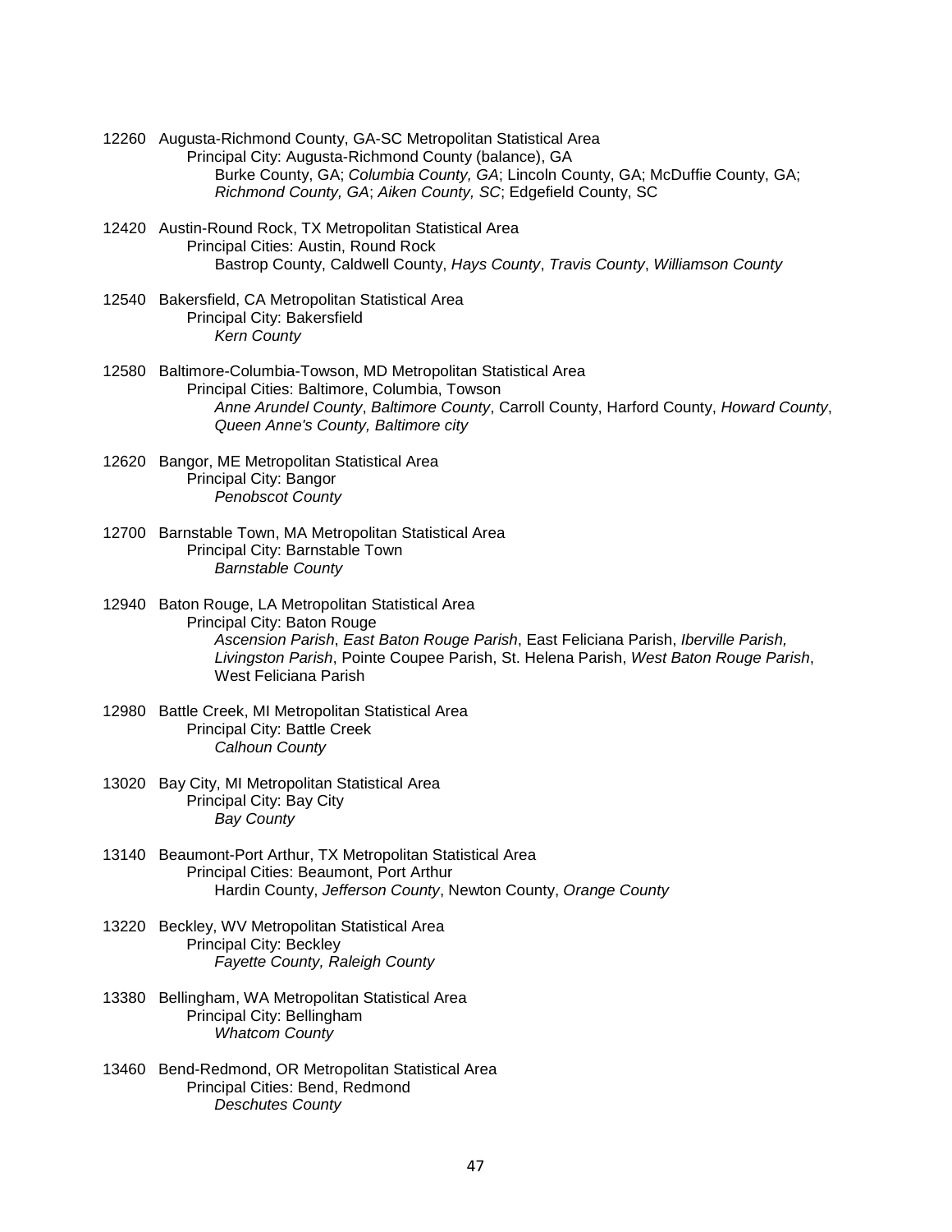12260 Augusta-Richmond County, GA-SC Metropolitan Statistical Area
    Principal City: Augusta-Richmond County (balance), GA
        Burke County, GA; *Columbia County, GA*; Lincoln County, GA; McDuffie County, GA; *Richmond County, GA*; *Aiken County, SC*; Edgefield County, SC

12420 Austin-Round Rock, TX Metropolitan Statistical Area
    Principal Cities: Austin, Round Rock
        Bastrop County, Caldwell County, *Hays County*, *Travis County*, *Williamson County*

12540 Bakersfield, CA Metropolitan Statistical Area
    Principal City: Bakersfield
        *Kern County*

12580 Baltimore-Columbia-Towson, MD Metropolitan Statistical Area
    Principal Cities: Baltimore, Columbia, Towson
        *Anne Arundel County*, *Baltimore County*, Carroll County, Harford County, *Howard County*, *Queen Anne's County, Baltimore city*

12620 Bangor, ME Metropolitan Statistical Area
    Principal City: Bangor
        *Penobscot County*

12700 Barnstable Town, MA Metropolitan Statistical Area
    Principal City: Barnstable Town
        *Barnstable County*

12940 Baton Rouge, LA Metropolitan Statistical Area
    Principal City: Baton Rouge
        *Ascension Parish*, *East Baton Rouge Parish*, East Feliciana Parish, *Iberville Parish, Livingston Parish*, Pointe Coupee Parish, St. Helena Parish, *West Baton Rouge Parish*, West Feliciana Parish

12980 Battle Creek, MI Metropolitan Statistical Area
    Principal City: Battle Creek
        *Calhoun County*

13020 Bay City, MI Metropolitan Statistical Area
    Principal City: Bay City
        *Bay County*

13140 Beaumont-Port Arthur, TX Metropolitan Statistical Area
    Principal Cities: Beaumont, Port Arthur
        Hardin County, *Jefferson County*, Newton County, *Orange County*

13220 Beckley, WV Metropolitan Statistical Area
    Principal City: Beckley
        *Fayette County, Raleigh County*

13380 Bellingham, WA Metropolitan Statistical Area
    Principal City: Bellingham
        *Whatcom County*

13460 Bend-Redmond, OR Metropolitan Statistical Area
    Principal Cities: Bend, Redmond
        *Deschutes County*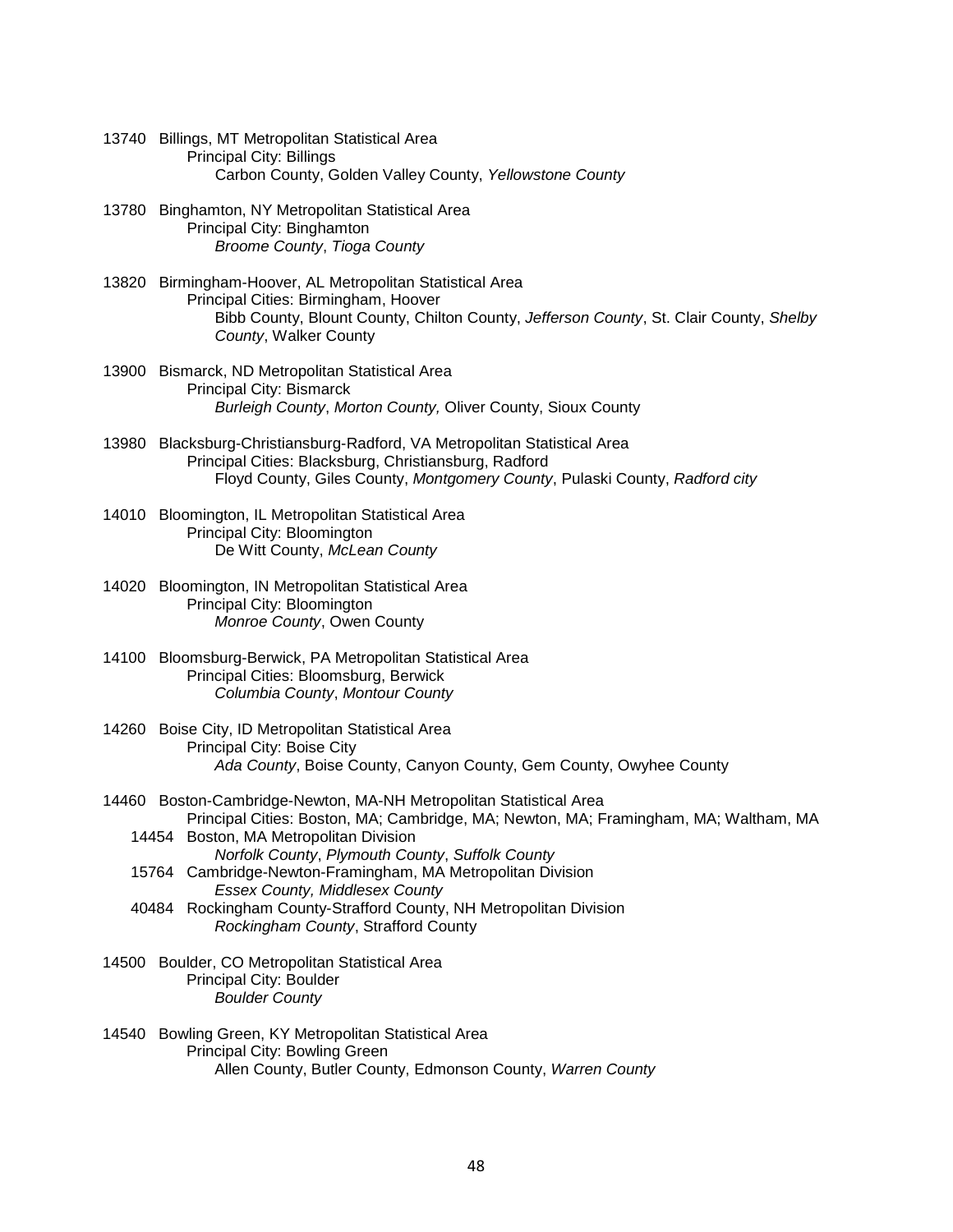13740 Billings, MT Metropolitan Statistical Area
Principal City: Billings
Carbon County, Golden Valley County, *Yellowstone County*

13780 Binghamton, NY Metropolitan Statistical Area
Principal City: Binghamton
*Broome County*, *Tioga County*

13820 Birmingham-Hoover, AL Metropolitan Statistical Area
Principal Cities: Birmingham, Hoover
Bibb County, Blount County, Chilton County, *Jefferson County*, St. Clair County, *Shelby County*, Walker County

13900 Bismarck, ND Metropolitan Statistical Area
Principal City: Bismarck
*Burleigh County*, *Morton County,* Oliver County, Sioux County

13980 Blacksburg-Christiansburg-Radford, VA Metropolitan Statistical Area
Principal Cities: Blacksburg, Christiansburg, Radford
Floyd County, Giles County, *Montgomery County*, Pulaski County, *Radford city*

14010 Bloomington, IL Metropolitan Statistical Area
Principal City: Bloomington
De Witt County, *McLean County*

14020 Bloomington, IN Metropolitan Statistical Area
Principal City: Bloomington
*Monroe County*, Owen County

14100 Bloomsburg-Berwick, PA Metropolitan Statistical Area
Principal Cities: Bloomsburg, Berwick
*Columbia County*, *Montour County*

14260 Boise City, ID Metropolitan Statistical Area
Principal City: Boise City
*Ada County*, Boise County, Canyon County, Gem County, Owyhee County

14460 Boston-Cambridge-Newton, MA-NH Metropolitan Statistical Area
Principal Cities: Boston, MA; Cambridge, MA; Newton, MA; Framingham, MA; Waltham, MA
14454 Boston, MA Metropolitan Division
*Norfolk County*, *Plymouth County*, *Suffolk County*
15764 Cambridge-Newton-Framingham, MA Metropolitan Division
*Essex County, Middlesex County*
40484 Rockingham County-Strafford County, NH Metropolitan Division
*Rockingham County*, Strafford County

14500 Boulder, CO Metropolitan Statistical Area
Principal City: Boulder
*Boulder County*

14540 Bowling Green, KY Metropolitan Statistical Area
Principal City: Bowling Green
Allen County, Butler County, Edmonson County, *Warren County*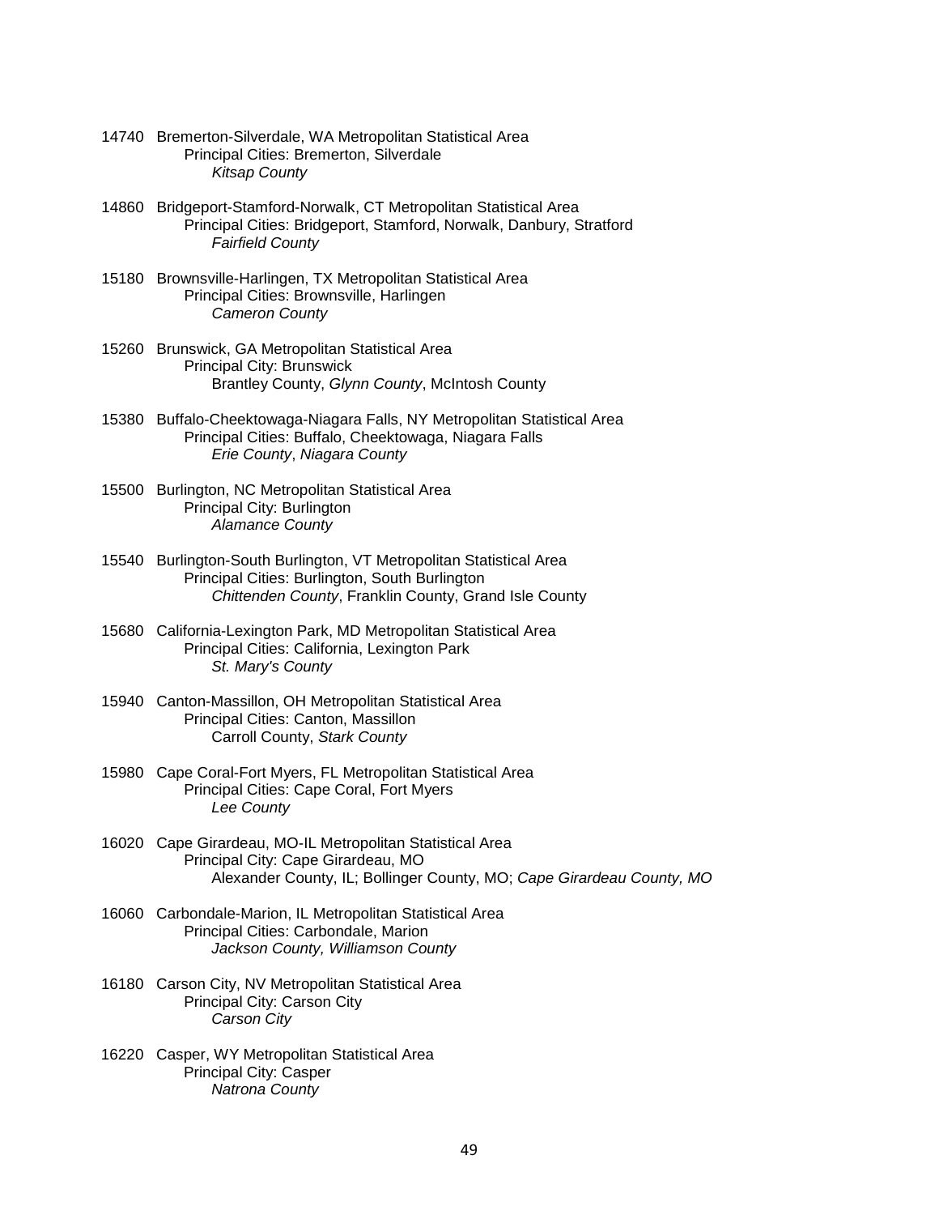14740 Bremerton-Silverdale, WA Metropolitan Statistical Area
    Principal Cities: Bremerton, Silverdale
        *Kitsap County*

14860 Bridgeport-Stamford-Norwalk, CT Metropolitan Statistical Area
    Principal Cities: Bridgeport, Stamford, Norwalk, Danbury, Stratford
        *Fairfield County*

15180 Brownsville-Harlingen, TX Metropolitan Statistical Area
    Principal Cities: Brownsville, Harlingen
        *Cameron County*

15260 Brunswick, GA Metropolitan Statistical Area
    Principal City: Brunswick
        Brantley County, *Glynn County*, McIntosh County

15380 Buffalo-Cheektowaga-Niagara Falls, NY Metropolitan Statistical Area
    Principal Cities: Buffalo, Cheektowaga, Niagara Falls
        *Erie County*, *Niagara County*

15500 Burlington, NC Metropolitan Statistical Area
    Principal City: Burlington
        *Alamance County*

15540 Burlington-South Burlington, VT Metropolitan Statistical Area
    Principal Cities: Burlington, South Burlington
        *Chittenden County*, Franklin County, Grand Isle County

15680 California-Lexington Park, MD Metropolitan Statistical Area
    Principal Cities: California, Lexington Park
        *St. Mary's County*

15940 Canton-Massillon, OH Metropolitan Statistical Area
    Principal Cities: Canton, Massillon
        Carroll County, *Stark County*

15980 Cape Coral-Fort Myers, FL Metropolitan Statistical Area
    Principal Cities: Cape Coral, Fort Myers
        *Lee County*

16020 Cape Girardeau, MO-IL Metropolitan Statistical Area
    Principal City: Cape Girardeau, MO
        Alexander County, IL; Bollinger County, MO; *Cape Girardeau County, MO*

16060 Carbondale-Marion, IL Metropolitan Statistical Area
    Principal Cities: Carbondale, Marion
        *Jackson County, Williamson County*

16180 Carson City, NV Metropolitan Statistical Area
    Principal City: Carson City
        *Carson City*

16220 Casper, WY Metropolitan Statistical Area
    Principal City: Casper
        *Natrona County*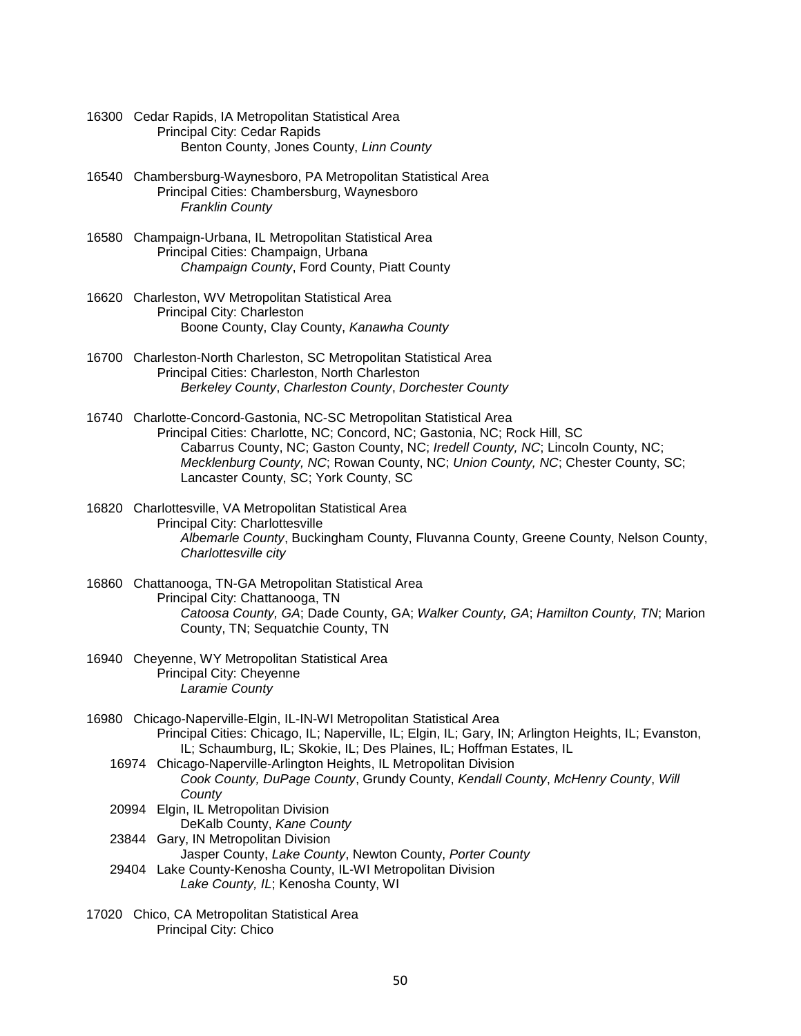16300 Cedar Rapids, IA Metropolitan Statistical Area
Principal City: Cedar Rapids
Benton County, Jones County, *Linn County*

16540 Chambersburg-Waynesboro, PA Metropolitan Statistical Area
Principal Cities: Chambersburg, Waynesboro
*Franklin County*

16580 Champaign-Urbana, IL Metropolitan Statistical Area
Principal Cities: Champaign, Urbana
*Champaign County*, Ford County, Piatt County

16620 Charleston, WV Metropolitan Statistical Area
Principal City: Charleston
Boone County, Clay County, *Kanawha County*

16700 Charleston-North Charleston, SC Metropolitan Statistical Area
Principal Cities: Charleston, North Charleston
*Berkeley County*, *Charleston County*, *Dorchester County*

16740 Charlotte-Concord-Gastonia, NC-SC Metropolitan Statistical Area
Principal Cities: Charlotte, NC; Concord, NC; Gastonia, NC; Rock Hill, SC
Cabarrus County, NC; Gaston County, NC; *Iredell County, NC*; Lincoln County, NC; *Mecklenburg County, NC*; Rowan County, NC; *Union County, NC*; Chester County, SC; Lancaster County, SC; York County, SC

16820 Charlottesville, VA Metropolitan Statistical Area
Principal City: Charlottesville
*Albemarle County*, Buckingham County, Fluvanna County, Greene County, Nelson County, *Charlottesville city*

16860 Chattanooga, TN-GA Metropolitan Statistical Area
Principal City: Chattanooga, TN
*Catoosa County, GA*; Dade County, GA; *Walker County, GA*; *Hamilton County, TN*; Marion County, TN; Sequatchie County, TN

16940 Cheyenne, WY Metropolitan Statistical Area
Principal City: Cheyenne
*Laramie County*

16980 Chicago-Naperville-Elgin, IL-IN-WI Metropolitan Statistical Area
Principal Cities: Chicago, IL; Naperville, IL; Elgin, IL; Gary, IN; Arlington Heights, IL; Evanston, IL; Schaumburg, IL; Skokie, IL; Des Plaines, IL; Hoffman Estates, IL

16974 Chicago-Naperville-Arlington Heights, IL Metropolitan Division
*Cook County, DuPage County*, Grundy County, *Kendall County*, *McHenry County*, *Will County*

20994 Elgin, IL Metropolitan Division
DeKalb County, *Kane County*

23844 Gary, IN Metropolitan Division
Jasper County, *Lake County*, Newton County, *Porter County*

29404 Lake County-Kenosha County, IL-WI Metropolitan Division
*Lake County, IL*; Kenosha County, WI

17020 Chico, CA Metropolitan Statistical Area
Principal City: Chico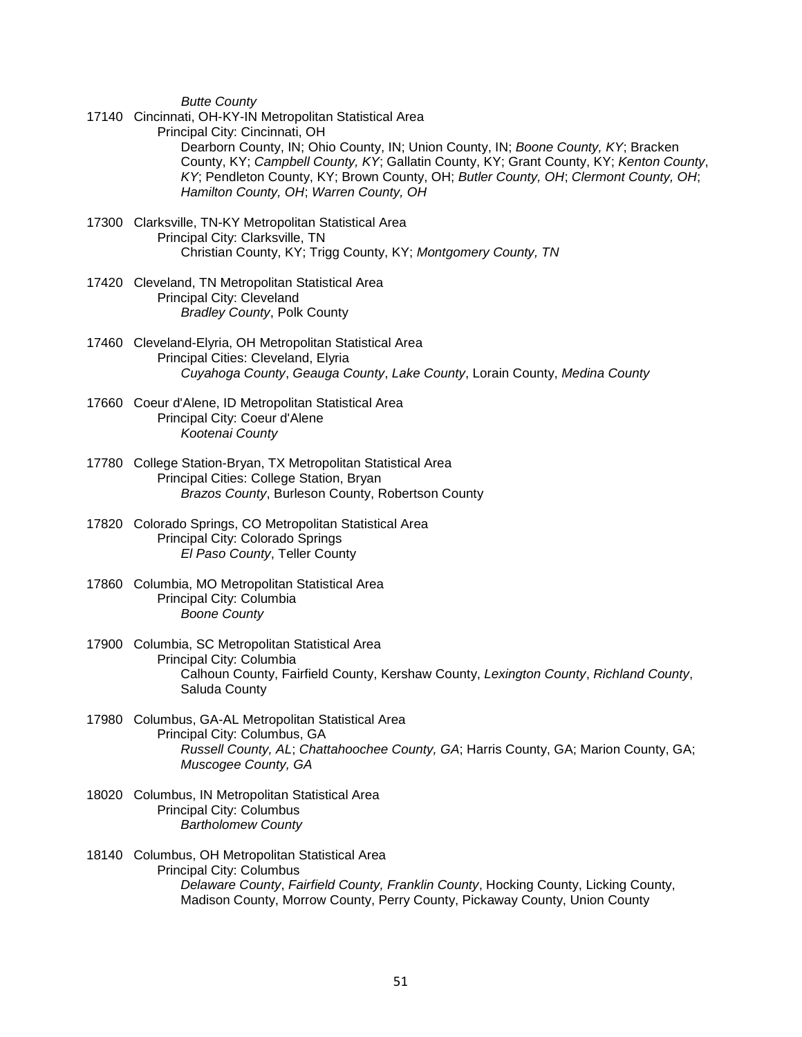*Butte County*

17140 Cincinnati, OH-KY-IN Metropolitan Statistical Area
Principal City: Cincinnati, OH
Dearborn County, IN; Ohio County, IN; Union County, IN; *Boone County, KY*; Bracken County, KY; *Campbell County, KY*; Gallatin County, KY; Grant County, KY; *Kenton County, KY*; Pendleton County, KY; Brown County, OH; *Butler County, OH*; *Clermont County, OH*; *Hamilton County, OH*; *Warren County, OH*

17300 Clarksville, TN-KY Metropolitan Statistical Area
Principal City: Clarksville, TN
Christian County, KY; Trigg County, KY; *Montgomery County, TN*

17420 Cleveland, TN Metropolitan Statistical Area
Principal City: Cleveland
*Bradley County*, Polk County

17460 Cleveland-Elyria, OH Metropolitan Statistical Area
Principal Cities: Cleveland, Elyria
*Cuyahoga County*, *Geauga County*, *Lake County*, Lorain County, *Medina County*

17660 Coeur d'Alene, ID Metropolitan Statistical Area
Principal City: Coeur d'Alene
*Kootenai County*

17780 College Station-Bryan, TX Metropolitan Statistical Area
Principal Cities: College Station, Bryan
*Brazos County*, Burleson County, Robertson County

17820 Colorado Springs, CO Metropolitan Statistical Area
Principal City: Colorado Springs
*El Paso County*, Teller County

17860 Columbia, MO Metropolitan Statistical Area
Principal City: Columbia
*Boone County*

17900 Columbia, SC Metropolitan Statistical Area
Principal City: Columbia
Calhoun County, Fairfield County, Kershaw County, *Lexington County*, *Richland County*, Saluda County

17980 Columbus, GA-AL Metropolitan Statistical Area
Principal City: Columbus, GA
*Russell County, AL*; *Chattahoochee County, GA*; Harris County, GA; Marion County, GA; *Muscogee County, GA*

18020 Columbus, IN Metropolitan Statistical Area
Principal City: Columbus
*Bartholomew County*

18140 Columbus, OH Metropolitan Statistical Area
Principal City: Columbus
*Delaware County*, *Fairfield County, Franklin County*, Hocking County, Licking County, Madison County, Morrow County, Perry County, Pickaway County, Union County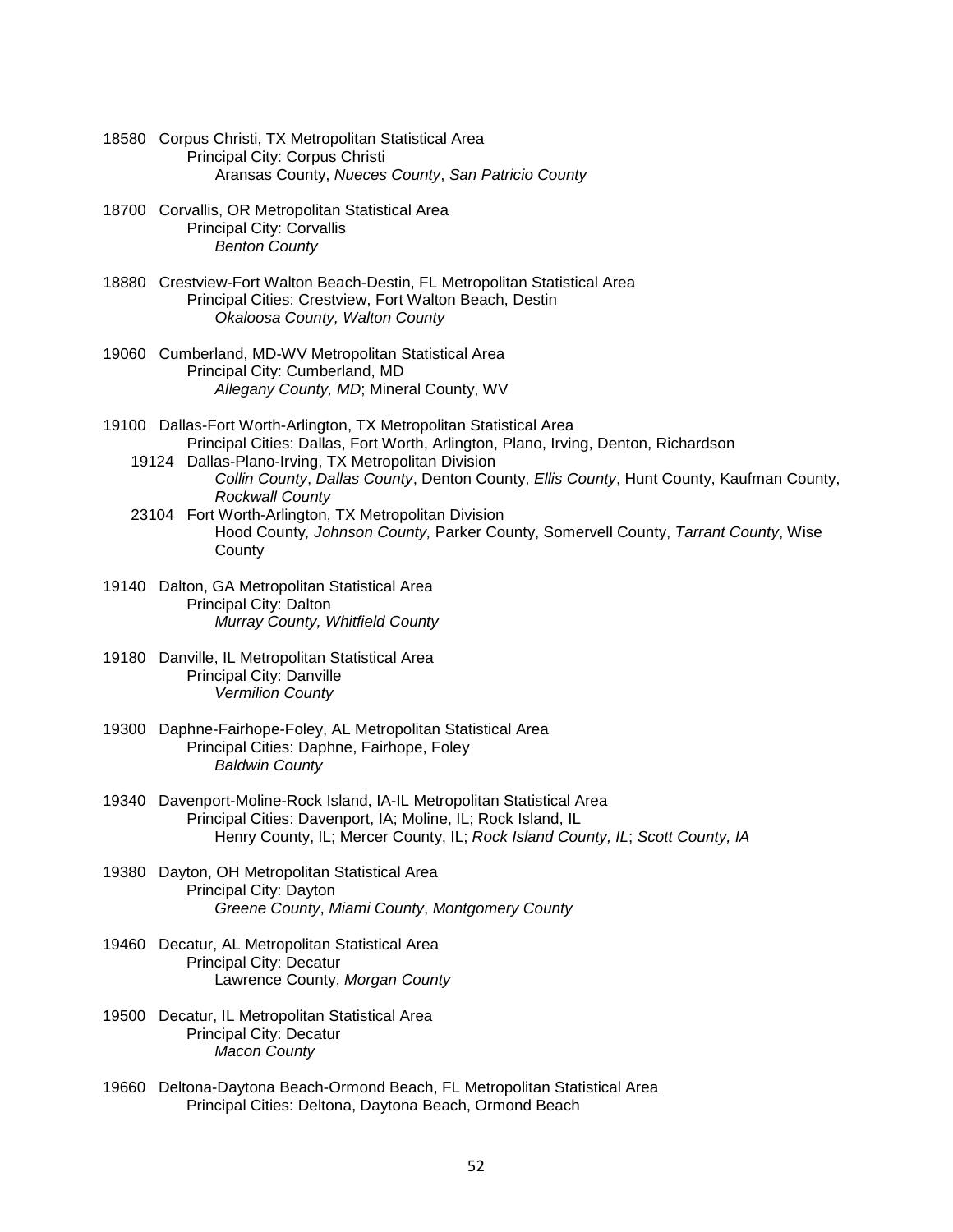18580 Corpus Christi, TX Metropolitan Statistical Area
Principal City: Corpus Christi
Aransas County, *Nueces County*, *San Patricio County*

18700 Corvallis, OR Metropolitan Statistical Area
Principal City: Corvallis
*Benton County*

18880 Crestview-Fort Walton Beach-Destin, FL Metropolitan Statistical Area
Principal Cities: Crestview, Fort Walton Beach, Destin
*Okaloosa County, Walton County*

19060 Cumberland, MD-WV Metropolitan Statistical Area
Principal City: Cumberland, MD
*Allegany County, MD*; Mineral County, WV

19100 Dallas-Fort Worth-Arlington, TX Metropolitan Statistical Area
Principal Cities: Dallas, Fort Worth, Arlington, Plano, Irving, Denton, Richardson
19124 Dallas-Plano-Irving, TX Metropolitan Division
*Collin County*, *Dallas County*, Denton County, *Ellis County*, Hunt County, Kaufman County, *Rockwall County*
23104 Fort Worth-Arlington, TX Metropolitan Division
Hood County, *Johnson County,* Parker County, Somervell County, *Tarrant County*, Wise County

19140 Dalton, GA Metropolitan Statistical Area
Principal City: Dalton
*Murray County, Whitfield County*

19180 Danville, IL Metropolitan Statistical Area
Principal City: Danville
*Vermilion County*

19300 Daphne-Fairhope-Foley, AL Metropolitan Statistical Area
Principal Cities: Daphne, Fairhope, Foley
*Baldwin County*

19340 Davenport-Moline-Rock Island, IA-IL Metropolitan Statistical Area
Principal Cities: Davenport, IA; Moline, IL; Rock Island, IL
Henry County, IL; Mercer County, IL; *Rock Island County, IL*; *Scott County, IA*

19380 Dayton, OH Metropolitan Statistical Area
Principal City: Dayton
*Greene County*, *Miami County*, *Montgomery County*

19460 Decatur, AL Metropolitan Statistical Area
Principal City: Decatur
Lawrence County, *Morgan County*

19500 Decatur, IL Metropolitan Statistical Area
Principal City: Decatur
*Macon County*

19660 Deltona-Daytona Beach-Ormond Beach, FL Metropolitan Statistical Area
Principal Cities: Deltona, Daytona Beach, Ormond Beach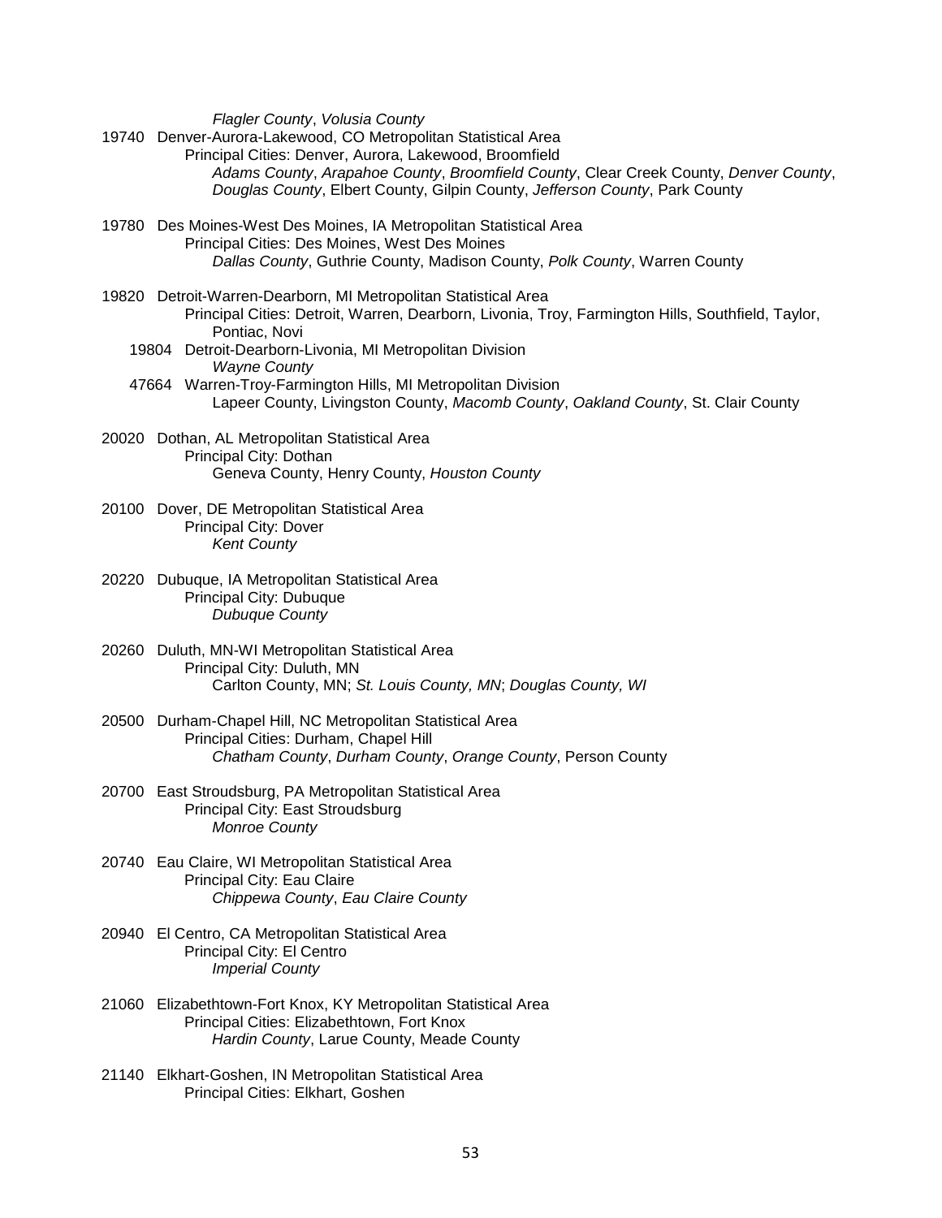*Flagler County*, *Volusia County*

19740 Denver-Aurora-Lakewood, CO Metropolitan Statistical Area
Principal Cities: Denver, Aurora, Lakewood, Broomfield
*Adams County*, *Arapahoe County*, *Broomfield County*, Clear Creek County, *Denver County*, *Douglas County*, Elbert County, Gilpin County, *Jefferson County*, Park County

19780 Des Moines-West Des Moines, IA Metropolitan Statistical Area
Principal Cities: Des Moines, West Des Moines
*Dallas County*, Guthrie County, Madison County, *Polk County*, Warren County

19820 Detroit-Warren-Dearborn, MI Metropolitan Statistical Area
Principal Cities: Detroit, Warren, Dearborn, Livonia, Troy, Farmington Hills, Southfield, Taylor, Pontiac, Novi
19804 Detroit-Dearborn-Livonia, MI Metropolitan Division
*Wayne County*
47664 Warren-Troy-Farmington Hills, MI Metropolitan Division
Lapeer County, Livingston County, *Macomb County*, *Oakland County*, St. Clair County

20020 Dothan, AL Metropolitan Statistical Area
Principal City: Dothan
Geneva County, Henry County, *Houston County*

20100 Dover, DE Metropolitan Statistical Area
Principal City: Dover
*Kent County*

20220 Dubuque, IA Metropolitan Statistical Area
Principal City: Dubuque
*Dubuque County*

20260 Duluth, MN-WI Metropolitan Statistical Area
Principal City: Duluth, MN
Carlton County, MN; *St. Louis County, MN*; *Douglas County, WI*

20500 Durham-Chapel Hill, NC Metropolitan Statistical Area
Principal Cities: Durham, Chapel Hill
*Chatham County*, *Durham County*, *Orange County*, Person County

20700 East Stroudsburg, PA Metropolitan Statistical Area
Principal City: East Stroudsburg
*Monroe County*

20740 Eau Claire, WI Metropolitan Statistical Area
Principal City: Eau Claire
*Chippewa County*, *Eau Claire County*

20940 El Centro, CA Metropolitan Statistical Area
Principal City: El Centro
*Imperial County*

21060 Elizabethtown-Fort Knox, KY Metropolitan Statistical Area
Principal Cities: Elizabethtown, Fort Knox
*Hardin County*, Larue County, Meade County

21140 Elkhart-Goshen, IN Metropolitan Statistical Area
Principal Cities: Elkhart, Goshen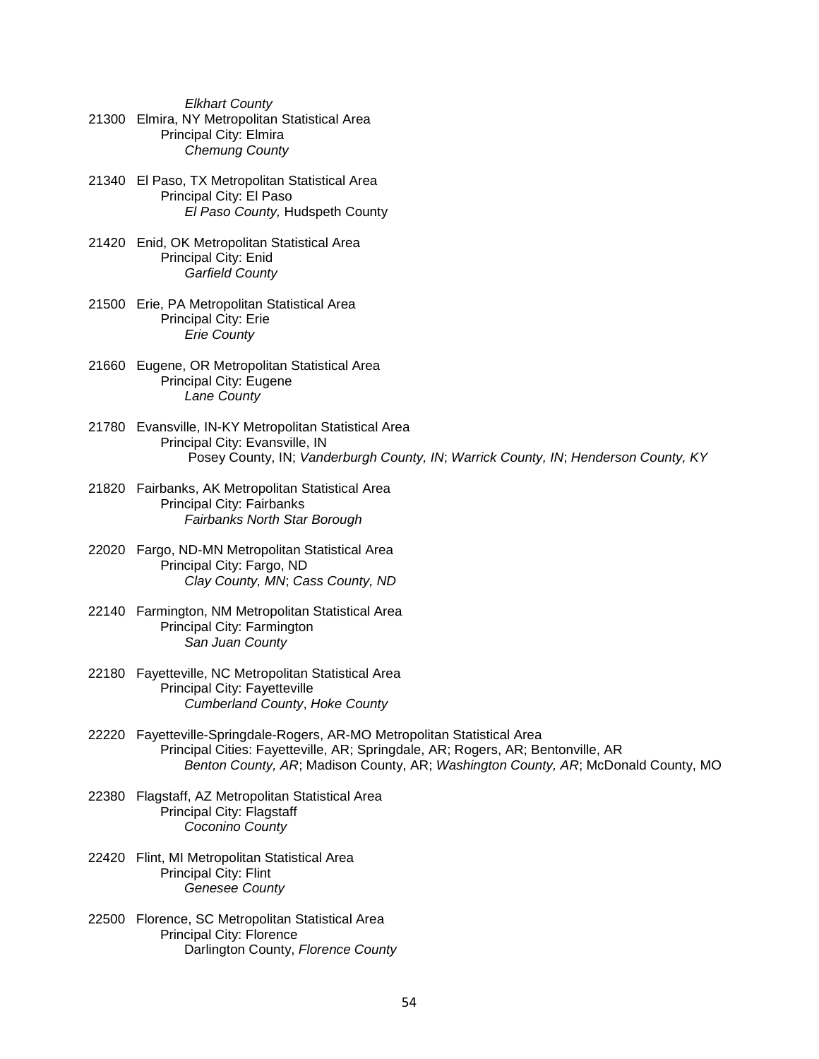*Elkhart County*

21300 Elmira, NY Metropolitan Statistical Area
Principal City: Elmira
*Chemung County*

21340 El Paso, TX Metropolitan Statistical Area
Principal City: El Paso
*El Paso County,* Hudspeth County

21420 Enid, OK Metropolitan Statistical Area
Principal City: Enid
*Garfield County*

21500 Erie, PA Metropolitan Statistical Area
Principal City: Erie
*Erie County*

21660 Eugene, OR Metropolitan Statistical Area
Principal City: Eugene
*Lane County*

21780 Evansville, IN-KY Metropolitan Statistical Area
Principal City: Evansville, IN
Posey County, IN; *Vanderburgh County, IN*; *Warrick County, IN*; *Henderson County, KY*

21820 Fairbanks, AK Metropolitan Statistical Area
Principal City: Fairbanks
*Fairbanks North Star Borough*

22020 Fargo, ND-MN Metropolitan Statistical Area
Principal City: Fargo, ND
*Clay County, MN*; *Cass County, ND*

22140 Farmington, NM Metropolitan Statistical Area
Principal City: Farmington
*San Juan County*

22180 Fayetteville, NC Metropolitan Statistical Area
Principal City: Fayetteville
*Cumberland County*, *Hoke County*

22220 Fayetteville-Springdale-Rogers, AR-MO Metropolitan Statistical Area
Principal Cities: Fayetteville, AR; Springdale, AR; Rogers, AR; Bentonville, AR
*Benton County, AR*; Madison County, AR; *Washington County, AR*; McDonald County, MO

22380 Flagstaff, AZ Metropolitan Statistical Area
Principal City: Flagstaff
*Coconino County*

22420 Flint, MI Metropolitan Statistical Area
Principal City: Flint
*Genesee County*

22500 Florence, SC Metropolitan Statistical Area
Principal City: Florence
Darlington County, *Florence County*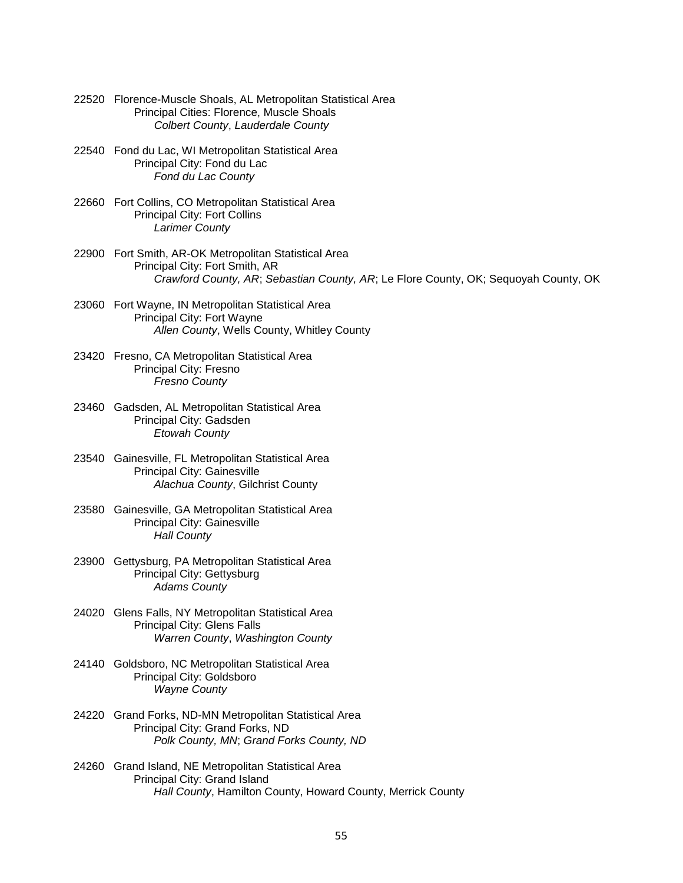22520 Florence-Muscle Shoals, AL Metropolitan Statistical Area
Principal Cities: Florence, Muscle Shoals
*Colbert County*, *Lauderdale County*

22540 Fond du Lac, WI Metropolitan Statistical Area
Principal City: Fond du Lac
*Fond du Lac County*

22660 Fort Collins, CO Metropolitan Statistical Area
Principal City: Fort Collins
*Larimer County*

22900 Fort Smith, AR-OK Metropolitan Statistical Area
Principal City: Fort Smith, AR
*Crawford County, AR*; *Sebastian County, AR*; Le Flore County, OK; Sequoyah County, OK

23060 Fort Wayne, IN Metropolitan Statistical Area
Principal City: Fort Wayne
*Allen County*, Wells County, Whitley County

23420 Fresno, CA Metropolitan Statistical Area
Principal City: Fresno
*Fresno County*

23460 Gadsden, AL Metropolitan Statistical Area
Principal City: Gadsden
*Etowah County*

23540 Gainesville, FL Metropolitan Statistical Area
Principal City: Gainesville
*Alachua County*, Gilchrist County

23580 Gainesville, GA Metropolitan Statistical Area
Principal City: Gainesville
*Hall County*

23900 Gettysburg, PA Metropolitan Statistical Area
Principal City: Gettysburg
*Adams County*

24020 Glens Falls, NY Metropolitan Statistical Area
Principal City: Glens Falls
*Warren County*, *Washington County*

24140 Goldsboro, NC Metropolitan Statistical Area
Principal City: Goldsboro
*Wayne County*

24220 Grand Forks, ND-MN Metropolitan Statistical Area
Principal City: Grand Forks, ND
*Polk County, MN*; *Grand Forks County, ND*

24260 Grand Island, NE Metropolitan Statistical Area
Principal City: Grand Island
*Hall County*, Hamilton County, Howard County, Merrick County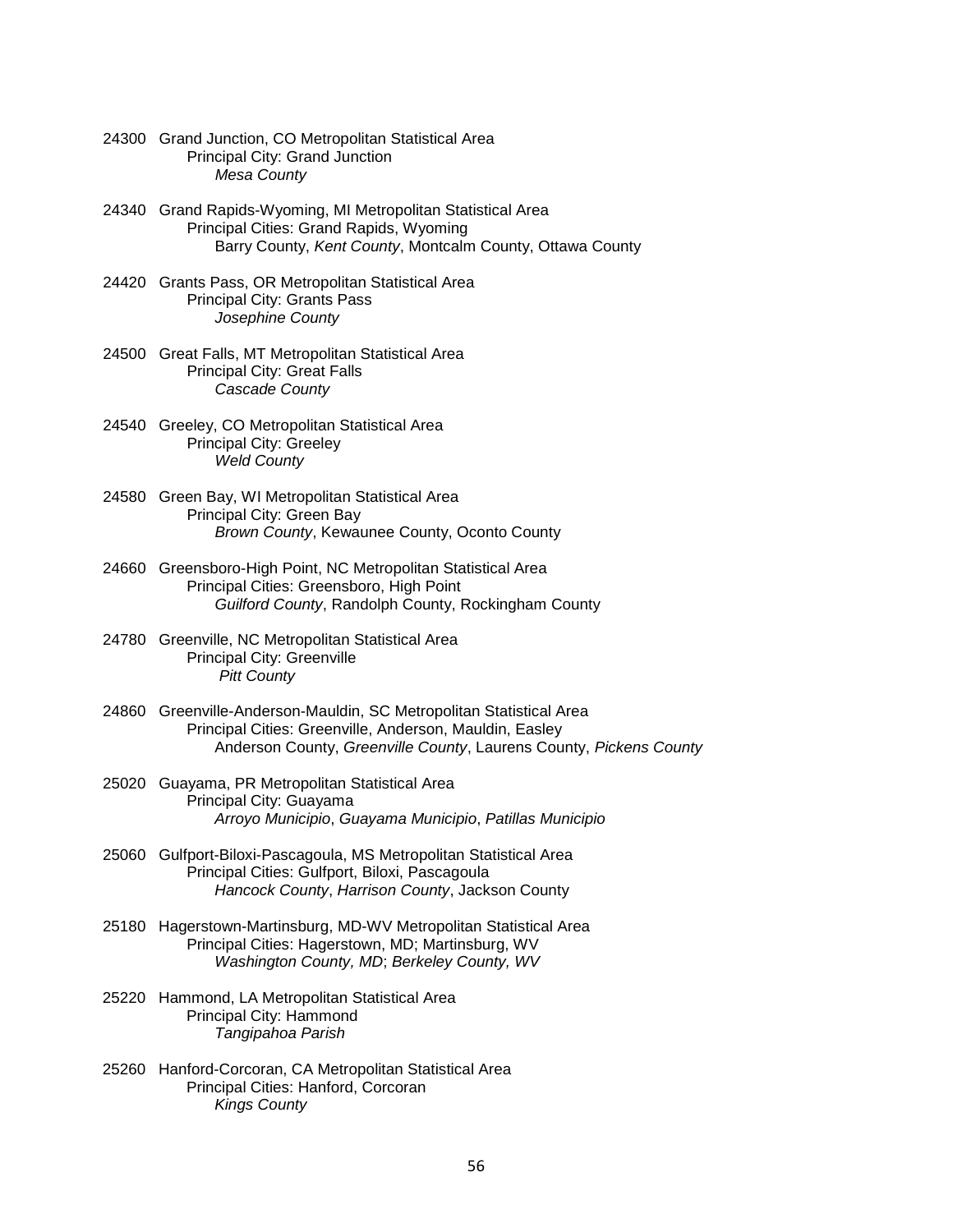24300 Grand Junction, CO Metropolitan Statistical Area
  Principal City: Grand Junction
    *Mesa County*

24340 Grand Rapids-Wyoming, MI Metropolitan Statistical Area
  Principal Cities: Grand Rapids, Wyoming
    Barry County, *Kent County*, Montcalm County, Ottawa County

24420 Grants Pass, OR Metropolitan Statistical Area
  Principal City: Grants Pass
    *Josephine County*

24500 Great Falls, MT Metropolitan Statistical Area
  Principal City: Great Falls
    *Cascade County*

24540 Greeley, CO Metropolitan Statistical Area
  Principal City: Greeley
    *Weld County*

24580 Green Bay, WI Metropolitan Statistical Area
  Principal City: Green Bay
    *Brown County*, Kewaunee County, Oconto County

24660 Greensboro-High Point, NC Metropolitan Statistical Area
  Principal Cities: Greensboro, High Point
    *Guilford County*, Randolph County, Rockingham County

24780 Greenville, NC Metropolitan Statistical Area
  Principal City: Greenville
    *Pitt County*

24860 Greenville-Anderson-Mauldin, SC Metropolitan Statistical Area
  Principal Cities: Greenville, Anderson, Mauldin, Easley
    Anderson County, *Greenville County*, Laurens County, *Pickens County*

25020 Guayama, PR Metropolitan Statistical Area
  Principal City: Guayama
    *Arroyo Municipio*, *Guayama Municipio*, *Patillas Municipio*

25060 Gulfport-Biloxi-Pascagoula, MS Metropolitan Statistical Area
  Principal Cities: Gulfport, Biloxi, Pascagoula
    *Hancock County*, *Harrison County*, Jackson County

25180 Hagerstown-Martinsburg, MD-WV Metropolitan Statistical Area
  Principal Cities: Hagerstown, MD; Martinsburg, WV
    *Washington County, MD*; *Berkeley County, WV*

25220 Hammond, LA Metropolitan Statistical Area
  Principal City: Hammond
    *Tangipahoa Parish*

25260 Hanford-Corcoran, CA Metropolitan Statistical Area
  Principal Cities: Hanford, Corcoran
    *Kings County*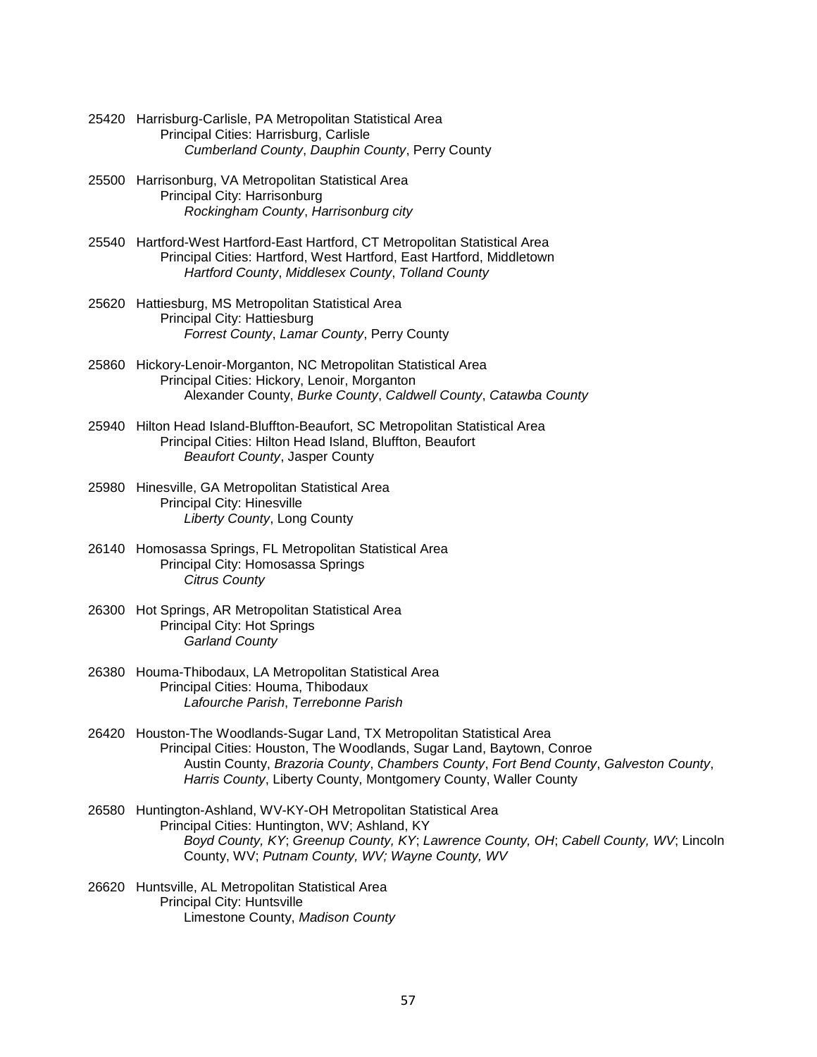25420 Harrisburg-Carlisle, PA Metropolitan Statistical Area
Principal Cities: Harrisburg, Carlisle
*Cumberland County*, *Dauphin County*, Perry County

25500 Harrisonburg, VA Metropolitan Statistical Area
Principal City: Harrisonburg
*Rockingham County*, *Harrisonburg city*

25540 Hartford-West Hartford-East Hartford, CT Metropolitan Statistical Area
Principal Cities: Hartford, West Hartford, East Hartford, Middletown
*Hartford County*, *Middlesex County*, *Tolland County*

25620 Hattiesburg, MS Metropolitan Statistical Area
Principal City: Hattiesburg
*Forrest County*, *Lamar County*, Perry County

25860 Hickory-Lenoir-Morganton, NC Metropolitan Statistical Area
Principal Cities: Hickory, Lenoir, Morganton
Alexander County, *Burke County*, *Caldwell County*, *Catawba County*

25940 Hilton Head Island-Bluffton-Beaufort, SC Metropolitan Statistical Area
Principal Cities: Hilton Head Island, Bluffton, Beaufort
*Beaufort County*, Jasper County

25980 Hinesville, GA Metropolitan Statistical Area
Principal City: Hinesville
*Liberty County*, Long County

26140 Homosassa Springs, FL Metropolitan Statistical Area
Principal City: Homosassa Springs
*Citrus County*

26300 Hot Springs, AR Metropolitan Statistical Area
Principal City: Hot Springs
*Garland County*

26380 Houma-Thibodaux, LA Metropolitan Statistical Area
Principal Cities: Houma, Thibodaux
*Lafourche Parish*, *Terrebonne Parish*

26420 Houston-The Woodlands-Sugar Land, TX Metropolitan Statistical Area
Principal Cities: Houston, The Woodlands, Sugar Land, Baytown, Conroe
Austin County, *Brazoria County*, *Chambers County*, *Fort Bend County*, *Galveston County*, *Harris County*, Liberty County, Montgomery County, Waller County

26580 Huntington-Ashland, WV-KY-OH Metropolitan Statistical Area
Principal Cities: Huntington, WV; Ashland, KY
*Boyd County, KY*; *Greenup County, KY*; *Lawrence County, OH*; *Cabell County, WV*; Lincoln County, WV; *Putnam County, WV; Wayne County, WV*

26620 Huntsville, AL Metropolitan Statistical Area
Principal City: Huntsville
Limestone County, *Madison County*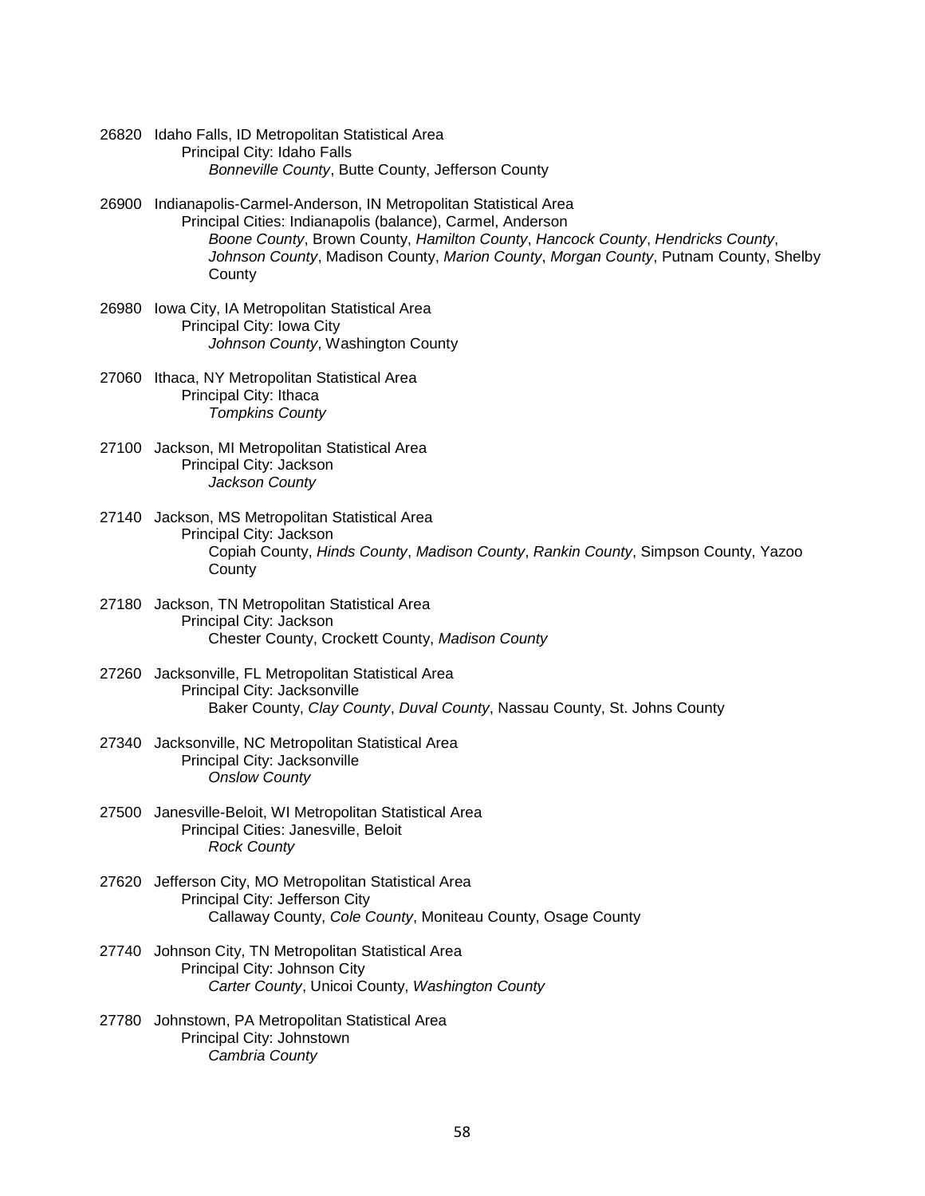26820 Idaho Falls, ID Metropolitan Statistical Area
Principal City: Idaho Falls
*Bonneville County*, Butte County, Jefferson County

26900 Indianapolis-Carmel-Anderson, IN Metropolitan Statistical Area
Principal Cities: Indianapolis (balance), Carmel, Anderson
*Boone County*, Brown County, *Hamilton County*, *Hancock County*, *Hendricks County*, *Johnson County*, Madison County, *Marion County*, *Morgan County*, Putnam County, Shelby County

26980 Iowa City, IA Metropolitan Statistical Area
Principal City: Iowa City
*Johnson County*, Washington County

27060 Ithaca, NY Metropolitan Statistical Area
Principal City: Ithaca
*Tompkins County*

27100 Jackson, MI Metropolitan Statistical Area
Principal City: Jackson
*Jackson County*

27140 Jackson, MS Metropolitan Statistical Area
Principal City: Jackson
Copiah County, *Hinds County*, *Madison County*, *Rankin County*, Simpson County, Yazoo County

27180 Jackson, TN Metropolitan Statistical Area
Principal City: Jackson
Chester County, Crockett County, *Madison County*

27260 Jacksonville, FL Metropolitan Statistical Area
Principal City: Jacksonville
Baker County, *Clay County*, *Duval County*, Nassau County, St. Johns County

27340 Jacksonville, NC Metropolitan Statistical Area
Principal City: Jacksonville
*Onslow County*

27500 Janesville-Beloit, WI Metropolitan Statistical Area
Principal Cities: Janesville, Beloit
*Rock County*

27620 Jefferson City, MO Metropolitan Statistical Area
Principal City: Jefferson City
Callaway County, *Cole County*, Moniteau County, Osage County

27740 Johnson City, TN Metropolitan Statistical Area
Principal City: Johnson City
*Carter County*, Unicoi County, *Washington County*

27780 Johnstown, PA Metropolitan Statistical Area
Principal City: Johnstown
*Cambria County*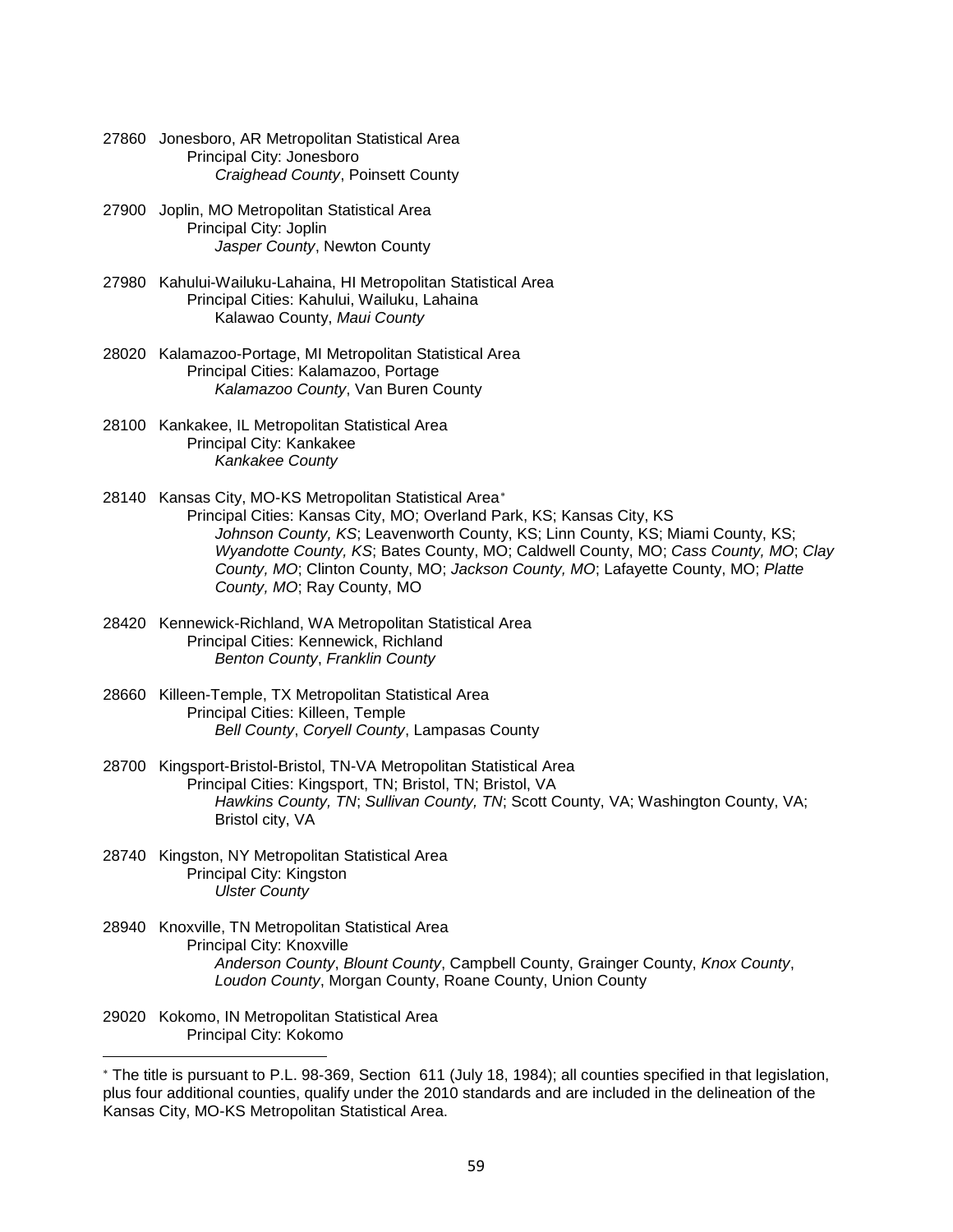27860 Jonesboro, AR Metropolitan Statistical Area
Principal City: Jonesboro
*Craighead County*, Poinsett County

27900 Joplin, MO Metropolitan Statistical Area
Principal City: Joplin
*Jasper County*, Newton County

27980 Kahului-Wailuku-Lahaina, HI Metropolitan Statistical Area
Principal Cities: Kahului, Wailuku, Lahaina
Kalawao County, *Maui County*

28020 Kalamazoo-Portage, MI Metropolitan Statistical Area
Principal Cities: Kalamazoo, Portage
*Kalamazoo County*, Van Buren County

28100 Kankakee, IL Metropolitan Statistical Area
Principal City: Kankakee
*Kankakee County*

28140 Kansas City, MO-KS Metropolitan Statistical Area[*]
Principal Cities: Kansas City, MO; Overland Park, KS; Kansas City, KS
*Johnson County, KS*; Leavenworth County, KS; Linn County, KS; Miami County, KS; *Wyandotte County, KS*; Bates County, MO; Caldwell County, MO; *Cass County, MO*; *Clay County, MO*; Clinton County, MO; *Jackson County, MO*; Lafayette County, MO; *Platte County, MO*; Ray County, MO

28420 Kennewick-Richland, WA Metropolitan Statistical Area
Principal Cities: Kennewick, Richland
*Benton County*, *Franklin County*

28660 Killeen-Temple, TX Metropolitan Statistical Area
Principal Cities: Killeen, Temple
*Bell County*, *Coryell County*, Lampasas County

28700 Kingsport-Bristol-Bristol, TN-VA Metropolitan Statistical Area
Principal Cities: Kingsport, TN; Bristol, TN; Bristol, VA
*Hawkins County, TN*; *Sullivan County, TN*; Scott County, VA; Washington County, VA; Bristol city, VA

28740 Kingston, NY Metropolitan Statistical Area
Principal City: Kingston
*Ulster County*

28940 Knoxville, TN Metropolitan Statistical Area
Principal City: Knoxville
*Anderson County*, *Blount County*, Campbell County, Grainger County, *Knox County*, *Loudon County*, Morgan County, Roane County, Union County

29020 Kokomo, IN Metropolitan Statistical Area
Principal City: Kokomo

---

[*] The title is pursuant to P.L. 98-369, Section 611 (July 18, 1984); all counties specified in that legislation, plus four additional counties, qualify under the 2010 standards and are included in the delineation of the Kansas City, MO-KS Metropolitan Statistical Area.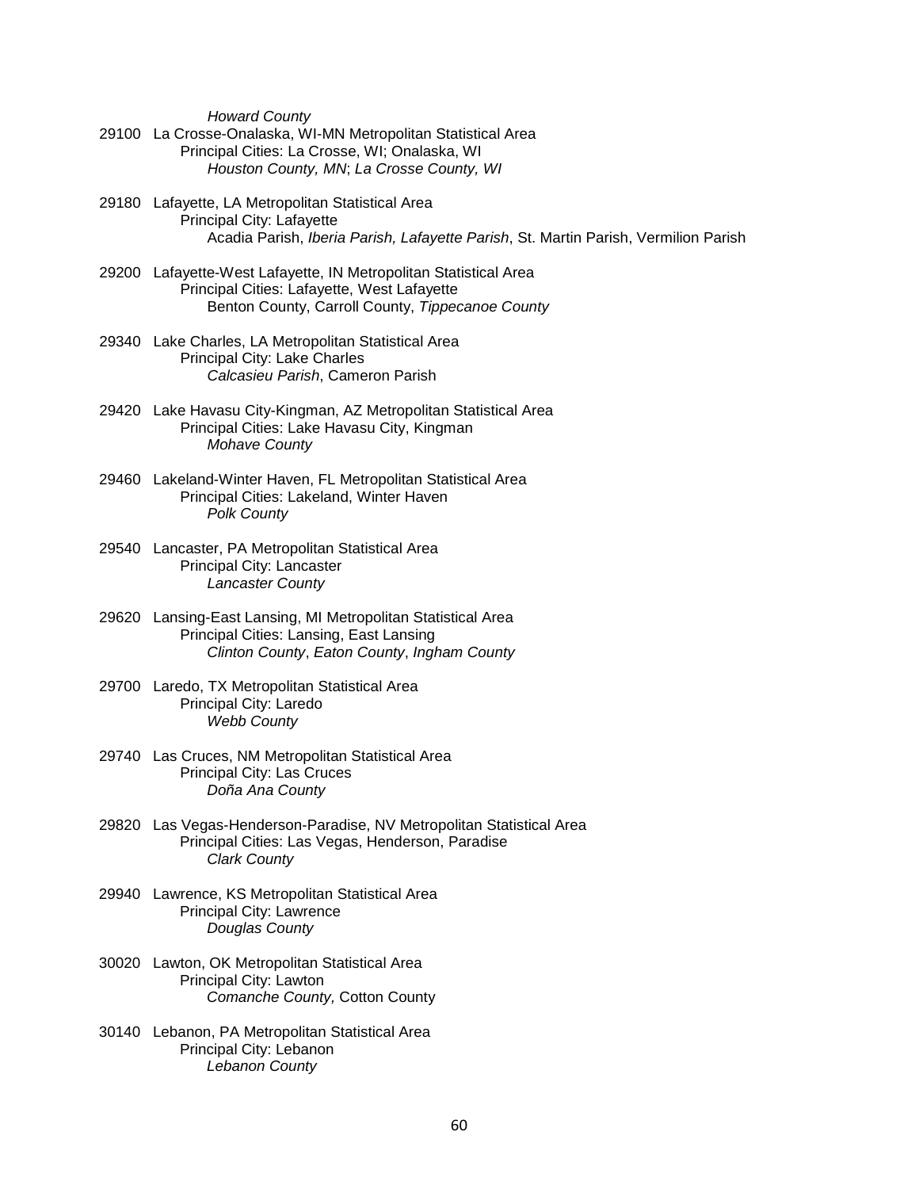*Howard County*

29100 La Crosse-Onalaska, WI-MN Metropolitan Statistical Area
Principal Cities: La Crosse, WI; Onalaska, WI
*Houston County, MN*; *La Crosse County, WI*

29180 Lafayette, LA Metropolitan Statistical Area
Principal City: Lafayette
Acadia Parish, *Iberia Parish, Lafayette Parish*, St. Martin Parish, Vermilion Parish

29200 Lafayette-West Lafayette, IN Metropolitan Statistical Area
Principal Cities: Lafayette, West Lafayette
Benton County, Carroll County, *Tippecanoe County*

29340 Lake Charles, LA Metropolitan Statistical Area
Principal City: Lake Charles
*Calcasieu Parish*, Cameron Parish

29420 Lake Havasu City-Kingman, AZ Metropolitan Statistical Area
Principal Cities: Lake Havasu City, Kingman
*Mohave County*

29460 Lakeland-Winter Haven, FL Metropolitan Statistical Area
Principal Cities: Lakeland, Winter Haven
*Polk County*

29540 Lancaster, PA Metropolitan Statistical Area
Principal City: Lancaster
*Lancaster County*

29620 Lansing-East Lansing, MI Metropolitan Statistical Area
Principal Cities: Lansing, East Lansing
*Clinton County*, *Eaton County*, *Ingham County*

29700 Laredo, TX Metropolitan Statistical Area
Principal City: Laredo
*Webb County*

29740 Las Cruces, NM Metropolitan Statistical Area
Principal City: Las Cruces
*Doña Ana County*

29820 Las Vegas-Henderson-Paradise, NV Metropolitan Statistical Area
Principal Cities: Las Vegas, Henderson, Paradise
*Clark County*

29940 Lawrence, KS Metropolitan Statistical Area
Principal City: Lawrence
*Douglas County*

30020 Lawton, OK Metropolitan Statistical Area
Principal City: Lawton
*Comanche County,* Cotton County

30140 Lebanon, PA Metropolitan Statistical Area
Principal City: Lebanon
*Lebanon County*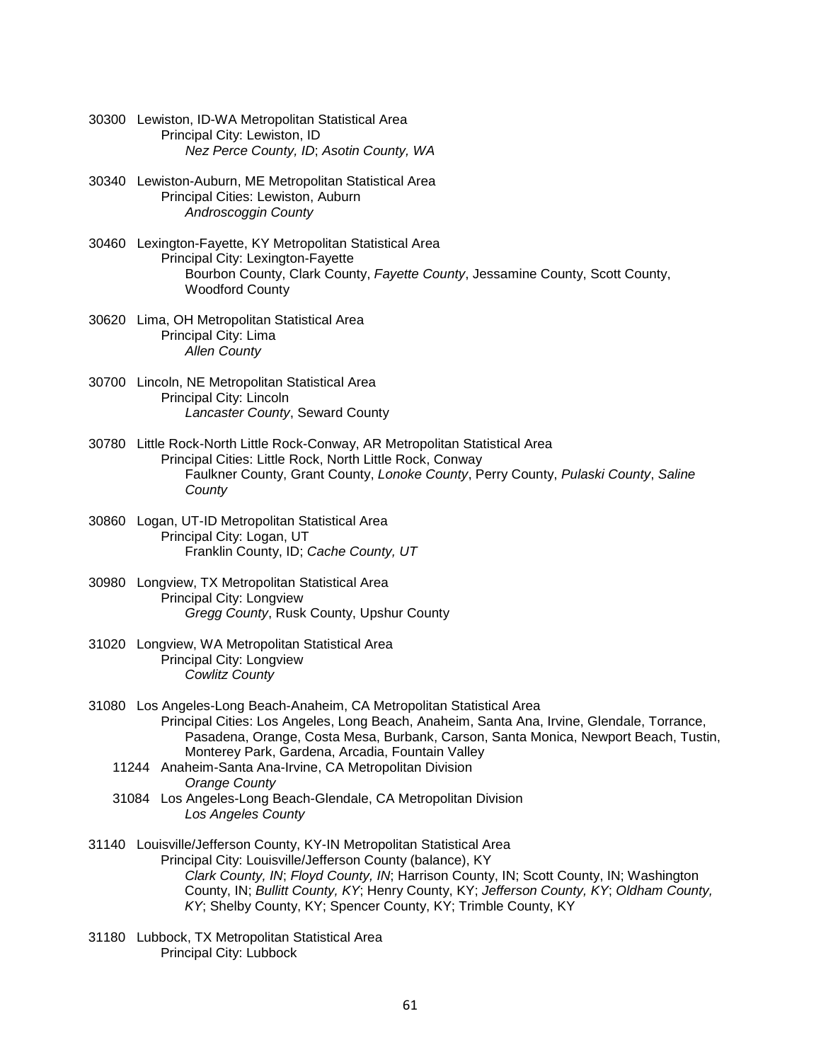30300 Lewiston, ID-WA Metropolitan Statistical Area
Principal City: Lewiston, ID
*Nez Perce County, ID*; *Asotin County, WA*

30340 Lewiston-Auburn, ME Metropolitan Statistical Area
Principal Cities: Lewiston, Auburn
*Androscoggin County*

30460 Lexington-Fayette, KY Metropolitan Statistical Area
Principal City: Lexington-Fayette
Bourbon County, Clark County, *Fayette County*, Jessamine County, Scott County, Woodford County

30620 Lima, OH Metropolitan Statistical Area
Principal City: Lima
*Allen County*

30700 Lincoln, NE Metropolitan Statistical Area
Principal City: Lincoln
*Lancaster County*, Seward County

30780 Little Rock-North Little Rock-Conway, AR Metropolitan Statistical Area
Principal Cities: Little Rock, North Little Rock, Conway
Faulkner County, Grant County, *Lonoke County*, Perry County, *Pulaski County*, *Saline County*

30860 Logan, UT-ID Metropolitan Statistical Area
Principal City: Logan, UT
Franklin County, ID; *Cache County, UT*

30980 Longview, TX Metropolitan Statistical Area
Principal City: Longview
*Gregg County*, Rusk County, Upshur County

31020 Longview, WA Metropolitan Statistical Area
Principal City: Longview
*Cowlitz County*

31080 Los Angeles-Long Beach-Anaheim, CA Metropolitan Statistical Area
Principal Cities: Los Angeles, Long Beach, Anaheim, Santa Ana, Irvine, Glendale, Torrance, Pasadena, Orange, Costa Mesa, Burbank, Carson, Santa Monica, Newport Beach, Tustin, Monterey Park, Gardena, Arcadia, Fountain Valley

11244 Anaheim-Santa Ana-Irvine, CA Metropolitan Division
*Orange County*

31084 Los Angeles-Long Beach-Glendale, CA Metropolitan Division
*Los Angeles County*

31140 Louisville/Jefferson County, KY-IN Metropolitan Statistical Area
Principal City: Louisville/Jefferson County (balance), KY
*Clark County, IN*; *Floyd County, IN*; Harrison County, IN; Scott County, IN; Washington County, IN; *Bullitt County, KY*; Henry County, KY; *Jefferson County, KY*; *Oldham County, KY*; Shelby County, KY; Spencer County, KY; Trimble County, KY

31180 Lubbock, TX Metropolitan Statistical Area
Principal City: Lubbock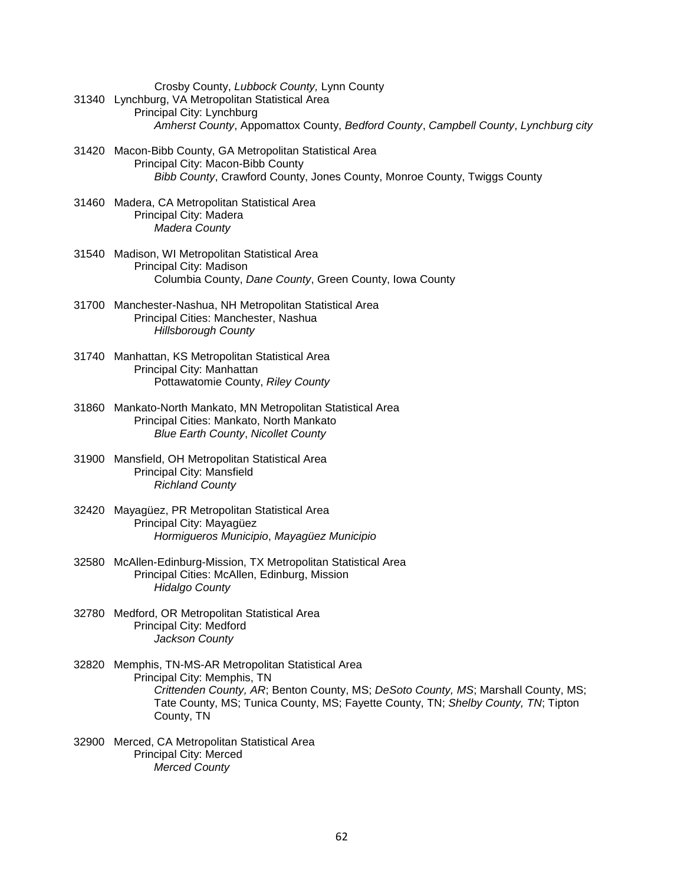Crosby County, *Lubbock County,* Lynn County

31340 Lynchburg, VA Metropolitan Statistical Area
Principal City: Lynchburg
*Amherst County*, Appomattox County, *Bedford County*, *Campbell County*, *Lynchburg city*

31420 Macon-Bibb County, GA Metropolitan Statistical Area
Principal City: Macon-Bibb County
*Bibb County*, Crawford County, Jones County, Monroe County, Twiggs County

31460 Madera, CA Metropolitan Statistical Area
Principal City: Madera
*Madera County*

31540 Madison, WI Metropolitan Statistical Area
Principal City: Madison
Columbia County, *Dane County*, Green County, Iowa County

31700 Manchester-Nashua, NH Metropolitan Statistical Area
Principal Cities: Manchester, Nashua
*Hillsborough County*

31740 Manhattan, KS Metropolitan Statistical Area
Principal City: Manhattan
Pottawatomie County, *Riley County*

31860 Mankato-North Mankato, MN Metropolitan Statistical Area
Principal Cities: Mankato, North Mankato
*Blue Earth County*, *Nicollet County*

31900 Mansfield, OH Metropolitan Statistical Area
Principal City: Mansfield
*Richland County*

32420 Mayagüez, PR Metropolitan Statistical Area
Principal City: Mayagüez
*Hormigueros Municipio*, *Mayagüez Municipio*

32580 McAllen-Edinburg-Mission, TX Metropolitan Statistical Area
Principal Cities: McAllen, Edinburg, Mission
*Hidalgo County*

32780 Medford, OR Metropolitan Statistical Area
Principal City: Medford
*Jackson County*

32820 Memphis, TN-MS-AR Metropolitan Statistical Area
Principal City: Memphis, TN
*Crittenden County, AR*; Benton County, MS; *DeSoto County, MS*; Marshall County, MS; Tate County, MS; Tunica County, MS; Fayette County, TN; *Shelby County, TN*; Tipton County, TN

32900 Merced, CA Metropolitan Statistical Area
Principal City: Merced
*Merced County*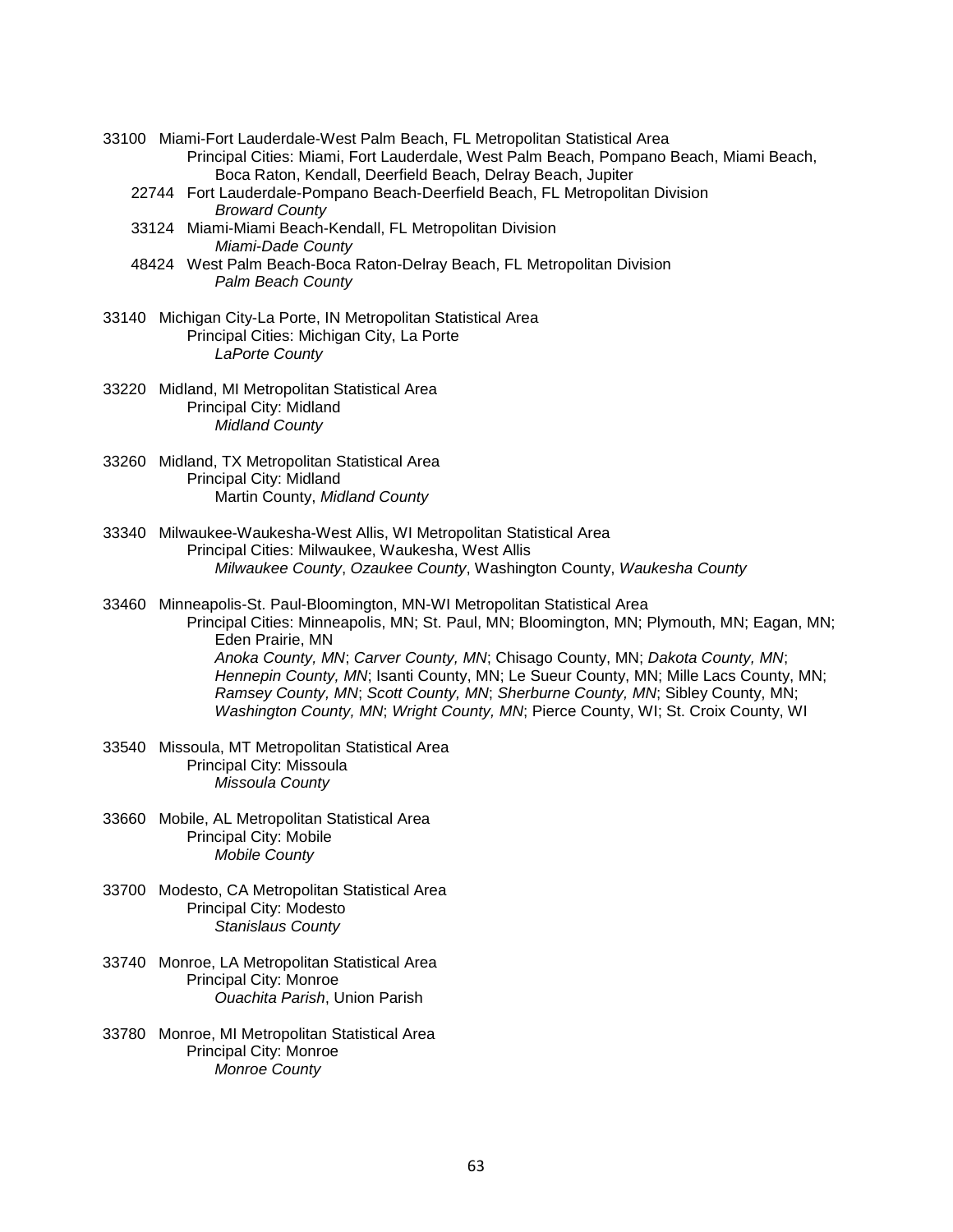33100 Miami-Fort Lauderdale-West Palm Beach, FL Metropolitan Statistical Area
Principal Cities: Miami, Fort Lauderdale, West Palm Beach, Pompano Beach, Miami Beach, Boca Raton, Kendall, Deerfield Beach, Delray Beach, Jupiter

22744 Fort Lauderdale-Pompano Beach-Deerfield Beach, FL Metropolitan Division
*Broward County*

33124 Miami-Miami Beach-Kendall, FL Metropolitan Division
*Miami-Dade County*

48424 West Palm Beach-Boca Raton-Delray Beach, FL Metropolitan Division
*Palm Beach County*

33140 Michigan City-La Porte, IN Metropolitan Statistical Area
Principal Cities: Michigan City, La Porte
*LaPorte County*

33220 Midland, MI Metropolitan Statistical Area
Principal City: Midland
*Midland County*

33260 Midland, TX Metropolitan Statistical Area
Principal City: Midland
Martin County, *Midland County*

33340 Milwaukee-Waukesha-West Allis, WI Metropolitan Statistical Area
Principal Cities: Milwaukee, Waukesha, West Allis
*Milwaukee County*, *Ozaukee County*, Washington County, *Waukesha County*

33460 Minneapolis-St. Paul-Bloomington, MN-WI Metropolitan Statistical Area
Principal Cities: Minneapolis, MN; St. Paul, MN; Bloomington, MN; Plymouth, MN; Eagan, MN; Eden Prairie, MN
*Anoka County, MN*; *Carver County, MN*; Chisago County, MN; *Dakota County, MN*; *Hennepin County, MN*; Isanti County, MN; Le Sueur County, MN; Mille Lacs County, MN; *Ramsey County, MN*; *Scott County, MN*; *Sherburne County, MN*; Sibley County, MN; *Washington County, MN*; *Wright County, MN*; Pierce County, WI; St. Croix County, WI

33540 Missoula, MT Metropolitan Statistical Area
Principal City: Missoula
*Missoula County*

33660 Mobile, AL Metropolitan Statistical Area
Principal City: Mobile
*Mobile County*

33700 Modesto, CA Metropolitan Statistical Area
Principal City: Modesto
*Stanislaus County*

33740 Monroe, LA Metropolitan Statistical Area
Principal City: Monroe
*Ouachita Parish*, Union Parish

33780 Monroe, MI Metropolitan Statistical Area
Principal City: Monroe
*Monroe County*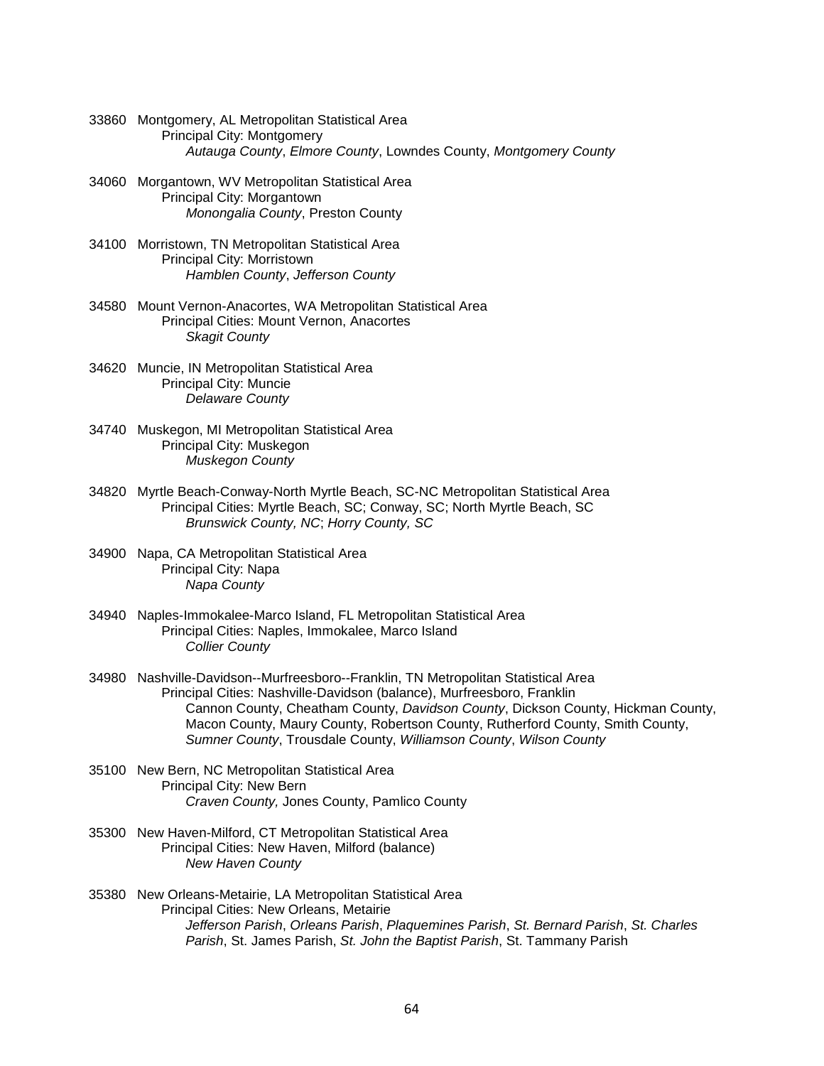33860 Montgomery, AL Metropolitan Statistical Area
Principal City: Montgomery
*Autauga County*, *Elmore County*, Lowndes County, *Montgomery County*

34060 Morgantown, WV Metropolitan Statistical Area
Principal City: Morgantown
*Monongalia County*, Preston County

34100 Morristown, TN Metropolitan Statistical Area
Principal City: Morristown
*Hamblen County*, *Jefferson County*

34580 Mount Vernon-Anacortes, WA Metropolitan Statistical Area
Principal Cities: Mount Vernon, Anacortes
*Skagit County*

34620 Muncie, IN Metropolitan Statistical Area
Principal City: Muncie
*Delaware County*

34740 Muskegon, MI Metropolitan Statistical Area
Principal City: Muskegon
*Muskegon County*

34820 Myrtle Beach-Conway-North Myrtle Beach, SC-NC Metropolitan Statistical Area
Principal Cities: Myrtle Beach, SC; Conway, SC; North Myrtle Beach, SC
*Brunswick County, NC*; *Horry County, SC*

34900 Napa, CA Metropolitan Statistical Area
Principal City: Napa
*Napa County*

34940 Naples-Immokalee-Marco Island, FL Metropolitan Statistical Area
Principal Cities: Naples, Immokalee, Marco Island
*Collier County*

34980 Nashville-Davidson--Murfreesboro--Franklin, TN Metropolitan Statistical Area
Principal Cities: Nashville-Davidson (balance), Murfreesboro, Franklin
Cannon County, Cheatham County, *Davidson County*, Dickson County, Hickman County, Macon County, Maury County, Robertson County, Rutherford County, Smith County, *Sumner County*, Trousdale County, *Williamson County*, *Wilson County*

35100 New Bern, NC Metropolitan Statistical Area
Principal City: New Bern
*Craven County,* Jones County, Pamlico County

35300 New Haven-Milford, CT Metropolitan Statistical Area
Principal Cities: New Haven, Milford (balance)
*New Haven County*

35380 New Orleans-Metairie, LA Metropolitan Statistical Area
Principal Cities: New Orleans, Metairie
*Jefferson Parish*, *Orleans Parish*, *Plaquemines Parish*, *St. Bernard Parish*, *St. Charles Parish*, St. James Parish, *St. John the Baptist Parish*, St. Tammany Parish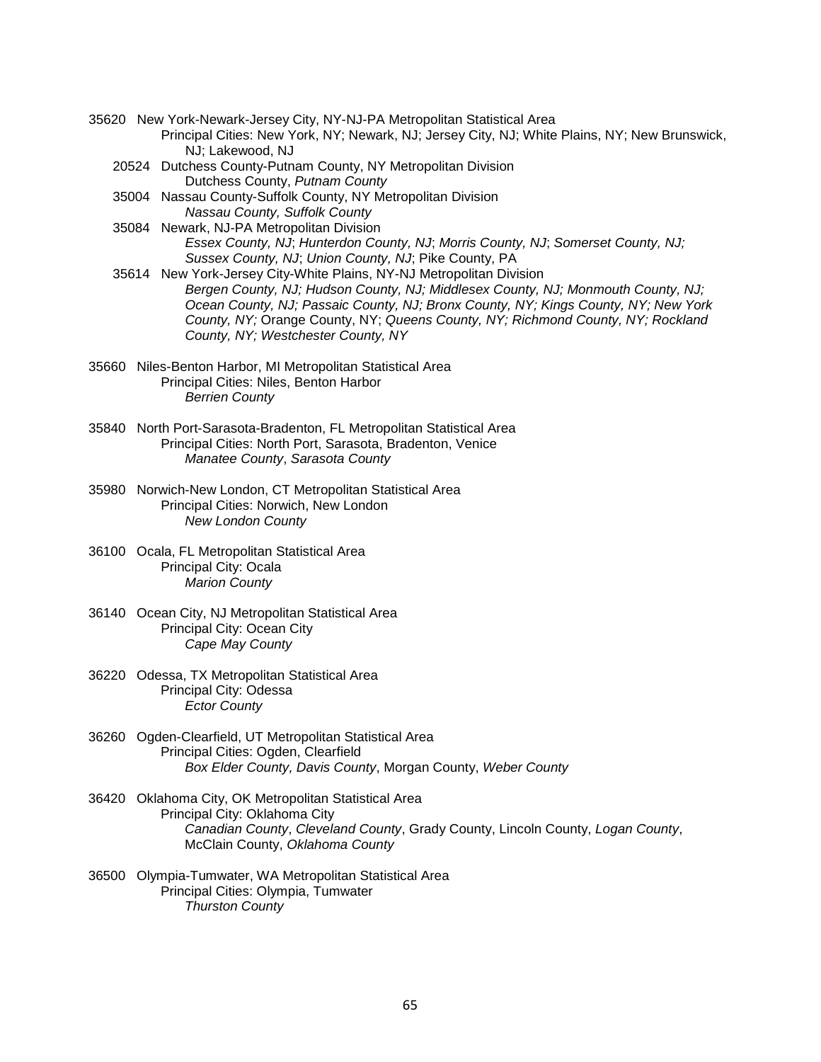35620 New York-Newark-Jersey City, NY-NJ-PA Metropolitan Statistical Area

Principal Cities: New York, NY; Newark, NJ; Jersey City, NJ; White Plains, NY; New Brunswick, NJ; Lakewood, NJ

20524 Dutchess County-Putnam County, NY Metropolitan Division

Dutchess County, *Putnam County*

35004 Nassau County-Suffolk County, NY Metropolitan Division

*Nassau County, Suffolk County*

35084 Newark, NJ-PA Metropolitan Division

*Essex County, NJ*; *Hunterdon County, NJ*; *Morris County, NJ*; *Somerset County, NJ; Sussex County, NJ*; *Union County, NJ*; Pike County, PA

35614 New York-Jersey City-White Plains, NY-NJ Metropolitan Division

*Bergen County, NJ; Hudson County, NJ; Middlesex County, NJ; Monmouth County, NJ; Ocean County, NJ; Passaic County, NJ; Bronx County, NY; Kings County, NY; New York County, NY;* Orange County, NY; *Queens County, NY; Richmond County, NY; Rockland County, NY; Westchester County, NY*

35660 Niles-Benton Harbor, MI Metropolitan Statistical Area

Principal Cities: Niles, Benton Harbor

*Berrien County*

35840 North Port-Sarasota-Bradenton, FL Metropolitan Statistical Area

Principal Cities: North Port, Sarasota, Bradenton, Venice

*Manatee County*, *Sarasota County*

35980 Norwich-New London, CT Metropolitan Statistical Area

Principal Cities: Norwich, New London

*New London County*

36100 Ocala, FL Metropolitan Statistical Area

Principal City: Ocala

*Marion County*

36140 Ocean City, NJ Metropolitan Statistical Area

Principal City: Ocean City

*Cape May County*

36220 Odessa, TX Metropolitan Statistical Area

Principal City: Odessa

*Ector County*

36260 Ogden-Clearfield, UT Metropolitan Statistical Area

Principal Cities: Ogden, Clearfield

*Box Elder County, Davis County*, Morgan County, *Weber County*

36420 Oklahoma City, OK Metropolitan Statistical Area

Principal City: Oklahoma City

*Canadian County*, *Cleveland County*, Grady County, Lincoln County, *Logan County*, McClain County, *Oklahoma County*

36500 Olympia-Tumwater, WA Metropolitan Statistical Area

Principal Cities: Olympia, Tumwater

*Thurston County*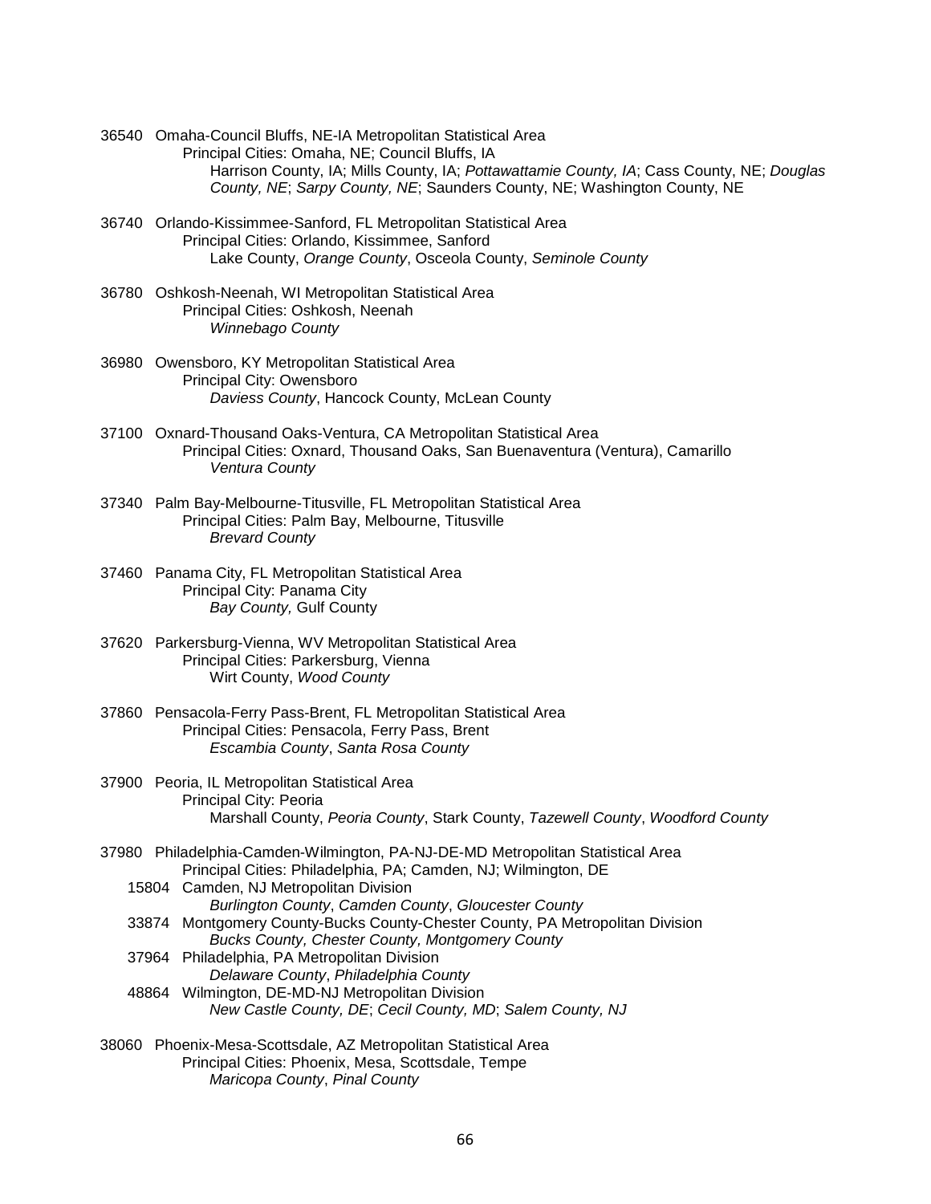36540 Omaha-Council Bluffs, NE-IA Metropolitan Statistical Area
Principal Cities: Omaha, NE; Council Bluffs, IA
Harrison County, IA; Mills County, IA; *Pottawattamie County, IA*; Cass County, NE; *Douglas County, NE*; *Sarpy County, NE*; Saunders County, NE; Washington County, NE

36740 Orlando-Kissimmee-Sanford, FL Metropolitan Statistical Area
Principal Cities: Orlando, Kissimmee, Sanford
Lake County, *Orange County*, Osceola County, *Seminole County*

36780 Oshkosh-Neenah, WI Metropolitan Statistical Area
Principal Cities: Oshkosh, Neenah
*Winnebago County*

36980 Owensboro, KY Metropolitan Statistical Area
Principal City: Owensboro
*Daviess County*, Hancock County, McLean County

37100 Oxnard-Thousand Oaks-Ventura, CA Metropolitan Statistical Area
Principal Cities: Oxnard, Thousand Oaks, San Buenaventura (Ventura), Camarillo
*Ventura County*

37340 Palm Bay-Melbourne-Titusville, FL Metropolitan Statistical Area
Principal Cities: Palm Bay, Melbourne, Titusville
*Brevard County*

37460 Panama City, FL Metropolitan Statistical Area
Principal City: Panama City
*Bay County,* Gulf County

37620 Parkersburg-Vienna, WV Metropolitan Statistical Area
Principal Cities: Parkersburg, Vienna
Wirt County, *Wood County*

37860 Pensacola-Ferry Pass-Brent, FL Metropolitan Statistical Area
Principal Cities: Pensacola, Ferry Pass, Brent
*Escambia County*, *Santa Rosa County*

37900 Peoria, IL Metropolitan Statistical Area
Principal City: Peoria
Marshall County, *Peoria County*, Stark County, *Tazewell County*, *Woodford County*

37980 Philadelphia-Camden-Wilmington, PA-NJ-DE-MD Metropolitan Statistical Area
Principal Cities: Philadelphia, PA; Camden, NJ; Wilmington, DE

15804 Camden, NJ Metropolitan Division
*Burlington County*, *Camden County*, *Gloucester County*

33874 Montgomery County-Bucks County-Chester County, PA Metropolitan Division
*Bucks County, Chester County, Montgomery County*

37964 Philadelphia, PA Metropolitan Division
*Delaware County*, *Philadelphia County*

48864 Wilmington, DE-MD-NJ Metropolitan Division
*New Castle County, DE*; *Cecil County, MD*; *Salem County, NJ*

38060 Phoenix-Mesa-Scottsdale, AZ Metropolitan Statistical Area
Principal Cities: Phoenix, Mesa, Scottsdale, Tempe
*Maricopa County*, *Pinal County*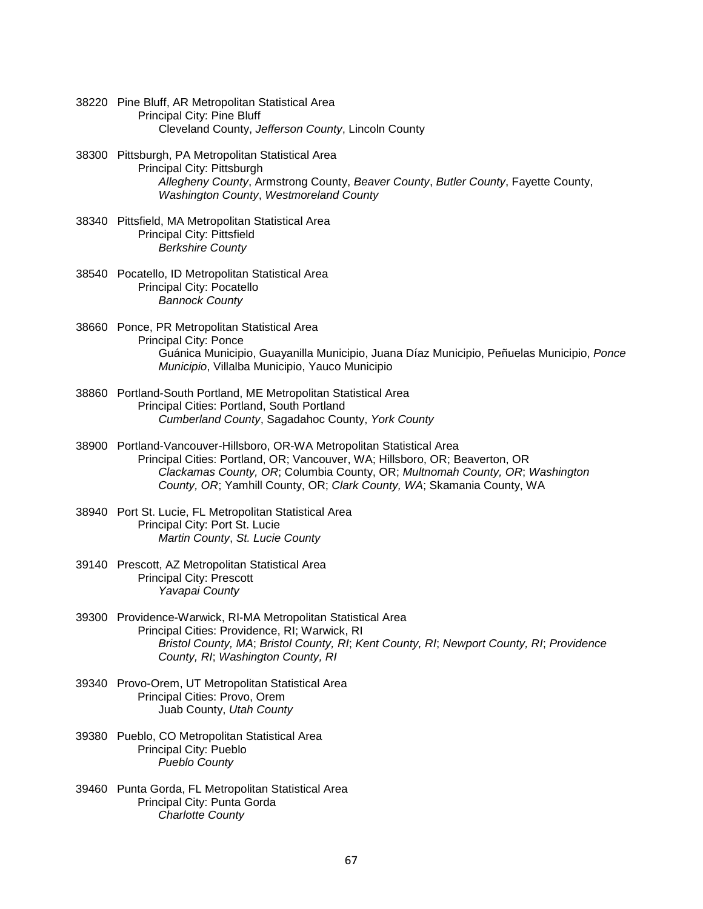38220 Pine Bluff, AR Metropolitan Statistical Area
    Principal City: Pine Bluff
        Cleveland County, *Jefferson County*, Lincoln County

38300 Pittsburgh, PA Metropolitan Statistical Area
    Principal City: Pittsburgh
        *Allegheny County*, Armstrong County, *Beaver County*, *Butler County*, Fayette County, *Washington County*, *Westmoreland County*

38340 Pittsfield, MA Metropolitan Statistical Area
    Principal City: Pittsfield
        *Berkshire County*

38540 Pocatello, ID Metropolitan Statistical Area
    Principal City: Pocatello
        *Bannock County*

38660 Ponce, PR Metropolitan Statistical Area
    Principal City: Ponce
        Guánica Municipio, Guayanilla Municipio, Juana Díaz Municipio, Peñuelas Municipio, *Ponce Municipio*, Villalba Municipio, Yauco Municipio

38860 Portland-South Portland, ME Metropolitan Statistical Area
    Principal Cities: Portland, South Portland
        *Cumberland County*, Sagadahoc County, *York County*

38900 Portland-Vancouver-Hillsboro, OR-WA Metropolitan Statistical Area
    Principal Cities: Portland, OR; Vancouver, WA; Hillsboro, OR; Beaverton, OR
        *Clackamas County, OR*; Columbia County, OR; *Multnomah County, OR*; *Washington County, OR*; Yamhill County, OR; *Clark County, WA*; Skamania County, WA

38940 Port St. Lucie, FL Metropolitan Statistical Area
    Principal City: Port St. Lucie
        *Martin County*, *St. Lucie County*

39140 Prescott, AZ Metropolitan Statistical Area
    Principal City: Prescott
        *Yavapai County*

39300 Providence-Warwick, RI-MA Metropolitan Statistical Area
    Principal Cities: Providence, RI; Warwick, RI
        *Bristol County, MA*; *Bristol County, RI*; *Kent County, RI*; *Newport County, RI*; *Providence County, RI*; *Washington County, RI*

39340 Provo-Orem, UT Metropolitan Statistical Area
    Principal Cities: Provo, Orem
        Juab County, *Utah County*

39380 Pueblo, CO Metropolitan Statistical Area
    Principal City: Pueblo
        *Pueblo County*

39460 Punta Gorda, FL Metropolitan Statistical Area
    Principal City: Punta Gorda
        *Charlotte County*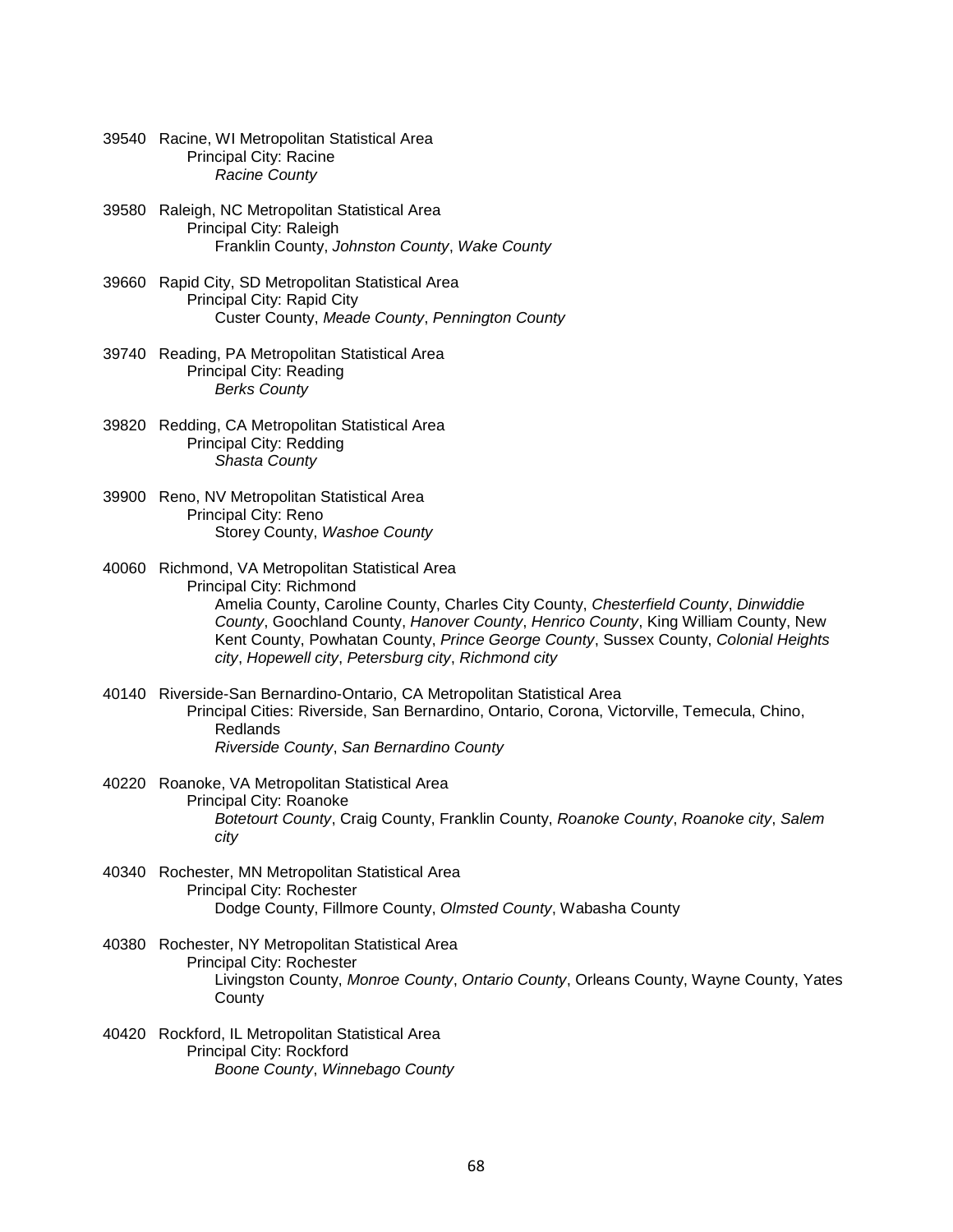39540 Racine, WI Metropolitan Statistical Area
Principal City: Racine
*Racine County*

39580 Raleigh, NC Metropolitan Statistical Area
Principal City: Raleigh
Franklin County, *Johnston County*, *Wake County*

39660 Rapid City, SD Metropolitan Statistical Area
Principal City: Rapid City
Custer County, *Meade County*, *Pennington County*

39740 Reading, PA Metropolitan Statistical Area
Principal City: Reading
*Berks County*

39820 Redding, CA Metropolitan Statistical Area
Principal City: Redding
*Shasta County*

39900 Reno, NV Metropolitan Statistical Area
Principal City: Reno
Storey County, *Washoe County*

40060 Richmond, VA Metropolitan Statistical Area
Principal City: Richmond
Amelia County, Caroline County, Charles City County, *Chesterfield County*, *Dinwiddie County*, Goochland County, *Hanover County*, *Henrico County*, King William County, New Kent County, Powhatan County, *Prince George County*, Sussex County, *Colonial Heights city*, *Hopewell city*, *Petersburg city*, *Richmond city*

40140 Riverside-San Bernardino-Ontario, CA Metropolitan Statistical Area
Principal Cities: Riverside, San Bernardino, Ontario, Corona, Victorville, Temecula, Chino, Redlands
*Riverside County*, *San Bernardino County*

40220 Roanoke, VA Metropolitan Statistical Area
Principal City: Roanoke
*Botetourt County*, Craig County, Franklin County, *Roanoke County*, *Roanoke city*, *Salem city*

40340 Rochester, MN Metropolitan Statistical Area
Principal City: Rochester
Dodge County, Fillmore County, *Olmsted County*, Wabasha County

40380 Rochester, NY Metropolitan Statistical Area
Principal City: Rochester
Livingston County, *Monroe County*, *Ontario County*, Orleans County, Wayne County, Yates County

40420 Rockford, IL Metropolitan Statistical Area
Principal City: Rockford
*Boone County*, *Winnebago County*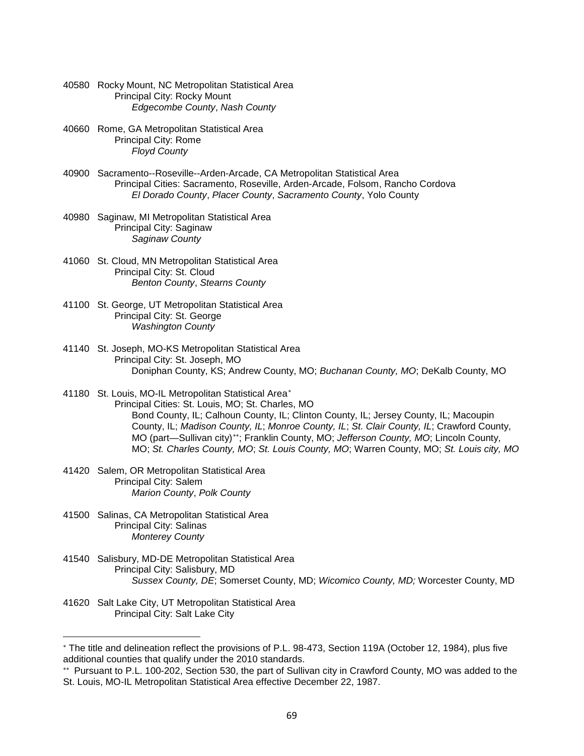40580 Rocky Mount, NC Metropolitan Statistical Area
Principal City: Rocky Mount
*Edgecombe County*, *Nash County*

40660 Rome, GA Metropolitan Statistical Area
Principal City: Rome
*Floyd County*

40900 Sacramento--Roseville--Arden-Arcade, CA Metropolitan Statistical Area
Principal Cities: Sacramento, Roseville, Arden-Arcade, Folsom, Rancho Cordova
*El Dorado County*, *Placer County*, *Sacramento County*, Yolo County

40980 Saginaw, MI Metropolitan Statistical Area
Principal City: Saginaw
*Saginaw County*

41060 St. Cloud, MN Metropolitan Statistical Area
Principal City: St. Cloud
*Benton County*, *Stearns County*

41100 St. George, UT Metropolitan Statistical Area
Principal City: St. George
*Washington County*

41140 St. Joseph, MO-KS Metropolitan Statistical Area
Principal City: St. Joseph, MO
Doniphan County, KS; Andrew County, MO; *Buchanan County, MO*; DeKalb County, MO

41180 St. Louis, MO-IL Metropolitan Statistical Area*
Principal Cities: St. Louis, MO; St. Charles, MO
Bond County, IL; Calhoun County, IL; Clinton County, IL; Jersey County, IL; Macoupin County, IL; *Madison County, IL*; *Monroe County, IL*; *St. Clair County, IL*; Crawford County, MO (part—Sullivan city)**; Franklin County, MO; *Jefferson County, MO*; Lincoln County, MO; *St. Charles County, MO*; *St. Louis County, MO*; Warren County, MO; *St. Louis city, MO*

41420 Salem, OR Metropolitan Statistical Area
Principal City: Salem
*Marion County*, *Polk County*

41500 Salinas, CA Metropolitan Statistical Area
Principal City: Salinas
*Monterey County*

41540 Salisbury, MD-DE Metropolitan Statistical Area
Principal City: Salisbury, MD
*Sussex County, DE*; Somerset County, MD; *Wicomico County, MD;* Worcester County, MD

41620 Salt Lake City, UT Metropolitan Statistical Area
Principal City: Salt Lake City

---

* The title and delineation reflect the provisions of P.L. 98-473, Section 119A (October 12, 1984), plus five additional counties that qualify under the 2010 standards.

** Pursuant to P.L. 100-202, Section 530, the part of Sullivan city in Crawford County, MO was added to the St. Louis, MO-IL Metropolitan Statistical Area effective December 22, 1987.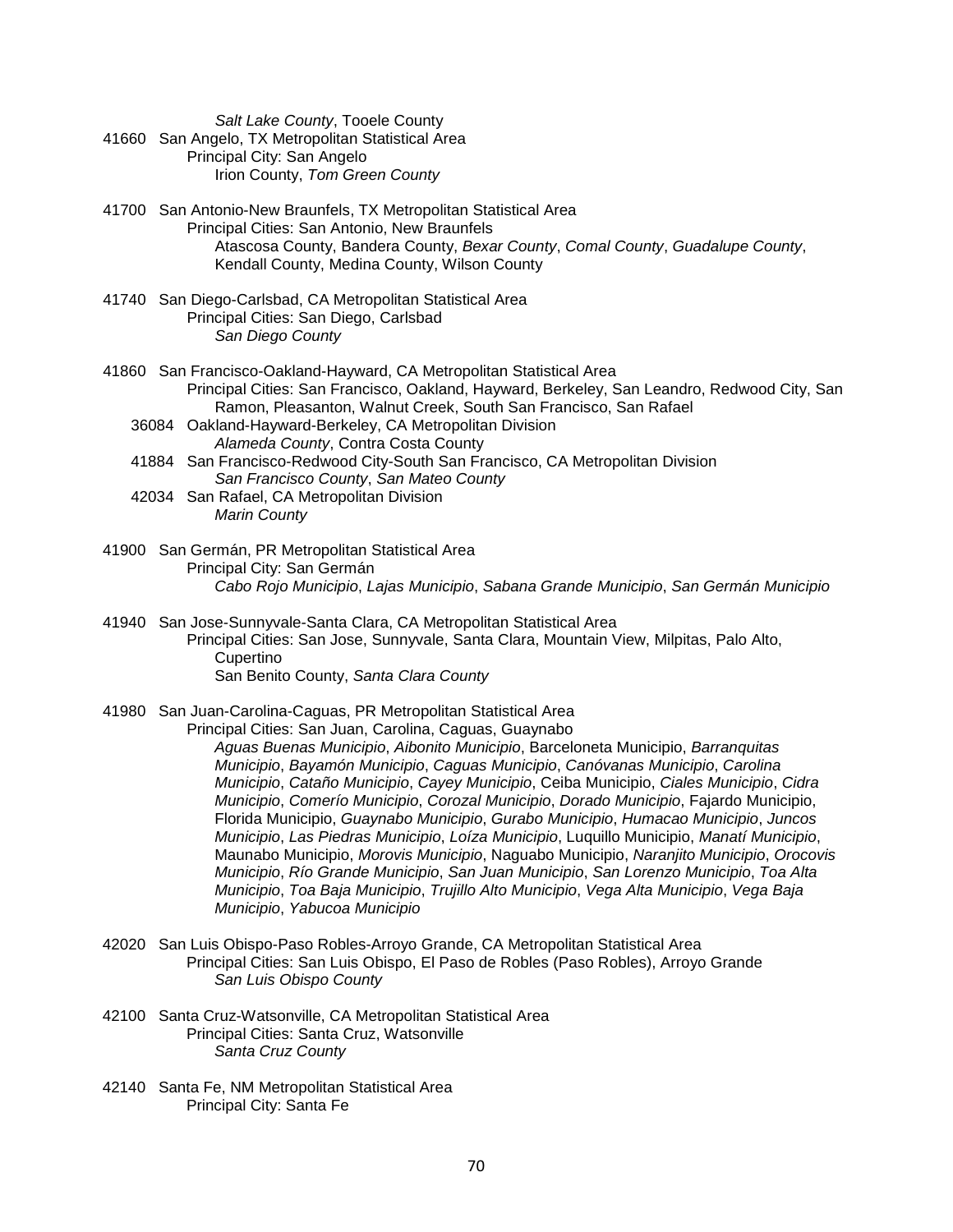*Salt Lake County*, Tooele County

41660 San Angelo, TX Metropolitan Statistical Area
Principal City: San Angelo
Irion County, *Tom Green County*

41700 San Antonio-New Braunfels, TX Metropolitan Statistical Area
Principal Cities: San Antonio, New Braunfels
Atascosa County, Bandera County, *Bexar County*, *Comal County*, *Guadalupe County*, Kendall County, Medina County, Wilson County

41740 San Diego-Carlsbad, CA Metropolitan Statistical Area
Principal Cities: San Diego, Carlsbad
*San Diego County*

41860 San Francisco-Oakland-Hayward, CA Metropolitan Statistical Area
Principal Cities: San Francisco, Oakland, Hayward, Berkeley, San Leandro, Redwood City, San Ramon, Pleasanton, Walnut Creek, South San Francisco, San Rafael
36084 Oakland-Hayward-Berkeley, CA Metropolitan Division
*Alameda County*, Contra Costa County
41884 San Francisco-Redwood City-South San Francisco, CA Metropolitan Division
*San Francisco County*, *San Mateo County*
42034 San Rafael, CA Metropolitan Division
*Marin County*

41900 San Germán, PR Metropolitan Statistical Area
Principal City: San Germán
*Cabo Rojo Municipio*, *Lajas Municipio*, *Sabana Grande Municipio*, *San Germán Municipio*

41940 San Jose-Sunnyvale-Santa Clara, CA Metropolitan Statistical Area
Principal Cities: San Jose, Sunnyvale, Santa Clara, Mountain View, Milpitas, Palo Alto, Cupertino
San Benito County, *Santa Clara County*

41980 San Juan-Carolina-Caguas, PR Metropolitan Statistical Area
Principal Cities: San Juan, Carolina, Caguas, Guaynabo
*Aguas Buenas Municipio*, *Aibonito Municipio*, Barceloneta Municipio, *Barranquitas Municipio*, *Bayamón Municipio*, *Caguas Municipio*, *Canóvanas Municipio*, *Carolina Municipio*, *Cataño Municipio*, *Cayey Municipio*, Ceiba Municipio, *Ciales Municipio*, *Cidra Municipio*, *Comerío Municipio*, *Corozal Municipio*, *Dorado Municipio*, Fajardo Municipio, Florida Municipio, *Guaynabo Municipio*, *Gurabo Municipio*, *Humacao Municipio*, *Juncos Municipio*, *Las Piedras Municipio*, *Loíza Municipio*, Luquillo Municipio, *Manatí Municipio*, Maunabo Municipio, *Morovis Municipio*, Naguabo Municipio, *Naranjito Municipio*, *Orocovis Municipio*, *Río Grande Municipio*, *San Juan Municipio*, *San Lorenzo Municipio*, *Toa Alta Municipio*, *Toa Baja Municipio*, *Trujillo Alto Municipio*, *Vega Alta Municipio*, *Vega Baja Municipio*, *Yabucoa Municipio*

42020 San Luis Obispo-Paso Robles-Arroyo Grande, CA Metropolitan Statistical Area
Principal Cities: San Luis Obispo, El Paso de Robles (Paso Robles), Arroyo Grande
*San Luis Obispo County*

42100 Santa Cruz-Watsonville, CA Metropolitan Statistical Area
Principal Cities: Santa Cruz, Watsonville
*Santa Cruz County*

42140 Santa Fe, NM Metropolitan Statistical Area
Principal City: Santa Fe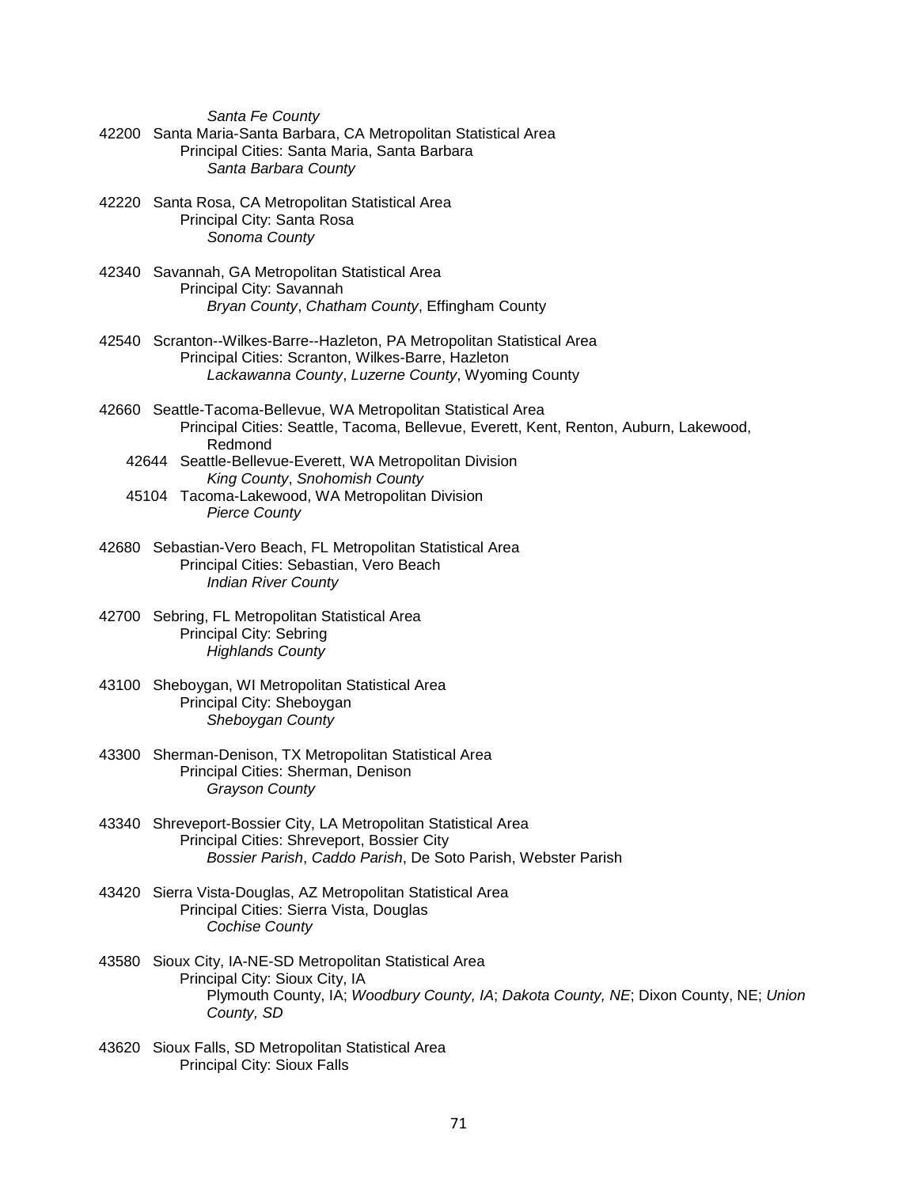*Santa Fe County*

42200 Santa Maria-Santa Barbara, CA Metropolitan Statistical Area
Principal Cities: Santa Maria, Santa Barbara
*Santa Barbara County*

42220 Santa Rosa, CA Metropolitan Statistical Area
Principal City: Santa Rosa
*Sonoma County*

42340 Savannah, GA Metropolitan Statistical Area
Principal City: Savannah
*Bryan County*, *Chatham County*, Effingham County

42540 Scranton--Wilkes-Barre--Hazleton, PA Metropolitan Statistical Area
Principal Cities: Scranton, Wilkes-Barre, Hazleton
*Lackawanna County*, *Luzerne County*, Wyoming County

42660 Seattle-Tacoma-Bellevue, WA Metropolitan Statistical Area
Principal Cities: Seattle, Tacoma, Bellevue, Everett, Kent, Renton, Auburn, Lakewood, Redmond

42644 Seattle-Bellevue-Everett, WA Metropolitan Division
*King County*, *Snohomish County*

45104 Tacoma-Lakewood, WA Metropolitan Division
*Pierce County*

42680 Sebastian-Vero Beach, FL Metropolitan Statistical Area
Principal Cities: Sebastian, Vero Beach
*Indian River County*

42700 Sebring, FL Metropolitan Statistical Area
Principal City: Sebring
*Highlands County*

43100 Sheboygan, WI Metropolitan Statistical Area
Principal City: Sheboygan
*Sheboygan County*

43300 Sherman-Denison, TX Metropolitan Statistical Area
Principal Cities: Sherman, Denison
*Grayson County*

43340 Shreveport-Bossier City, LA Metropolitan Statistical Area
Principal Cities: Shreveport, Bossier City
*Bossier Parish*, *Caddo Parish*, De Soto Parish, Webster Parish

43420 Sierra Vista-Douglas, AZ Metropolitan Statistical Area
Principal Cities: Sierra Vista, Douglas
*Cochise County*

43580 Sioux City, IA-NE-SD Metropolitan Statistical Area
Principal City: Sioux City, IA
Plymouth County, IA; *Woodbury County, IA*; *Dakota County, NE*; Dixon County, NE; *Union County, SD*

43620 Sioux Falls, SD Metropolitan Statistical Area
Principal City: Sioux Falls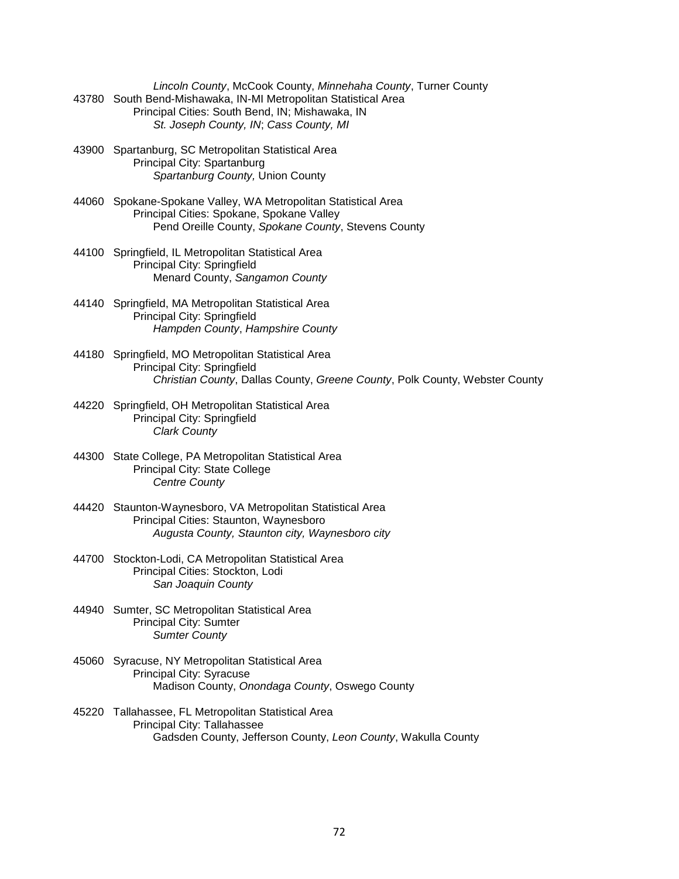*Lincoln County*, McCook County, *Minnehaha County*, Turner County

43780 South Bend-Mishawaka, IN-MI Metropolitan Statistical Area
Principal Cities: South Bend, IN; Mishawaka, IN
*St. Joseph County, IN*; *Cass County, MI*

43900 Spartanburg, SC Metropolitan Statistical Area
Principal City: Spartanburg
*Spartanburg County,* Union County

44060 Spokane-Spokane Valley, WA Metropolitan Statistical Area
Principal Cities: Spokane, Spokane Valley
Pend Oreille County, *Spokane County*, Stevens County

44100 Springfield, IL Metropolitan Statistical Area
Principal City: Springfield
Menard County, *Sangamon County*

44140 Springfield, MA Metropolitan Statistical Area
Principal City: Springfield
*Hampden County*, *Hampshire County*

44180 Springfield, MO Metropolitan Statistical Area
Principal City: Springfield
*Christian County*, Dallas County, *Greene County*, Polk County, Webster County

44220 Springfield, OH Metropolitan Statistical Area
Principal City: Springfield
*Clark County*

44300 State College, PA Metropolitan Statistical Area
Principal City: State College
*Centre County*

44420 Staunton-Waynesboro, VA Metropolitan Statistical Area
Principal Cities: Staunton, Waynesboro
*Augusta County, Staunton city, Waynesboro city*

44700 Stockton-Lodi, CA Metropolitan Statistical Area
Principal Cities: Stockton, Lodi
*San Joaquin County*

44940 Sumter, SC Metropolitan Statistical Area
Principal City: Sumter
*Sumter County*

45060 Syracuse, NY Metropolitan Statistical Area
Principal City: Syracuse
Madison County, *Onondaga County*, Oswego County

45220 Tallahassee, FL Metropolitan Statistical Area
Principal City: Tallahassee
Gadsden County, Jefferson County, *Leon County*, Wakulla County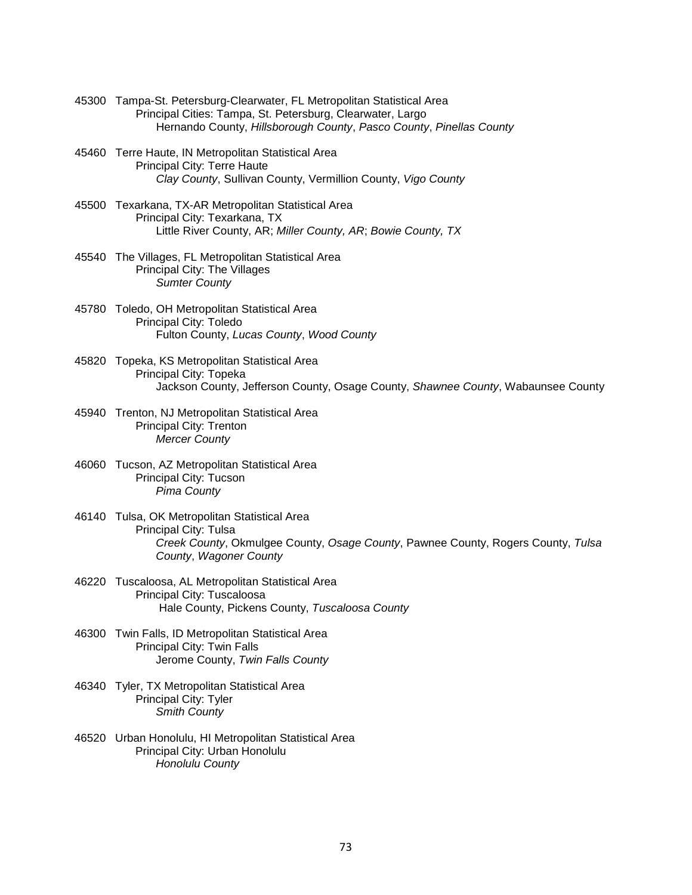45300 Tampa-St. Petersburg-Clearwater, FL Metropolitan Statistical Area
Principal Cities: Tampa, St. Petersburg, Clearwater, Largo
Hernando County, *Hillsborough County*, *Pasco County*, *Pinellas County*

45460 Terre Haute, IN Metropolitan Statistical Area
Principal City: Terre Haute
*Clay County*, Sullivan County, Vermillion County, *Vigo County*

45500 Texarkana, TX-AR Metropolitan Statistical Area
Principal City: Texarkana, TX
Little River County, AR; *Miller County, AR*; *Bowie County, TX*

45540 The Villages, FL Metropolitan Statistical Area
Principal City: The Villages
*Sumter County*

45780 Toledo, OH Metropolitan Statistical Area
Principal City: Toledo
Fulton County, *Lucas County*, *Wood County*

45820 Topeka, KS Metropolitan Statistical Area
Principal City: Topeka
Jackson County, Jefferson County, Osage County, *Shawnee County*, Wabaunsee County

45940 Trenton, NJ Metropolitan Statistical Area
Principal City: Trenton
*Mercer County*

46060 Tucson, AZ Metropolitan Statistical Area
Principal City: Tucson
*Pima County*

46140 Tulsa, OK Metropolitan Statistical Area
Principal City: Tulsa
*Creek County*, Okmulgee County, *Osage County*, Pawnee County, Rogers County, *Tulsa County*, *Wagoner County*

46220 Tuscaloosa, AL Metropolitan Statistical Area
Principal City: Tuscaloosa
Hale County, Pickens County, *Tuscaloosa County*

46300 Twin Falls, ID Metropolitan Statistical Area
Principal City: Twin Falls
Jerome County, *Twin Falls County*

46340 Tyler, TX Metropolitan Statistical Area
Principal City: Tyler
*Smith County*

46520 Urban Honolulu, HI Metropolitan Statistical Area
Principal City: Urban Honolulu
*Honolulu County*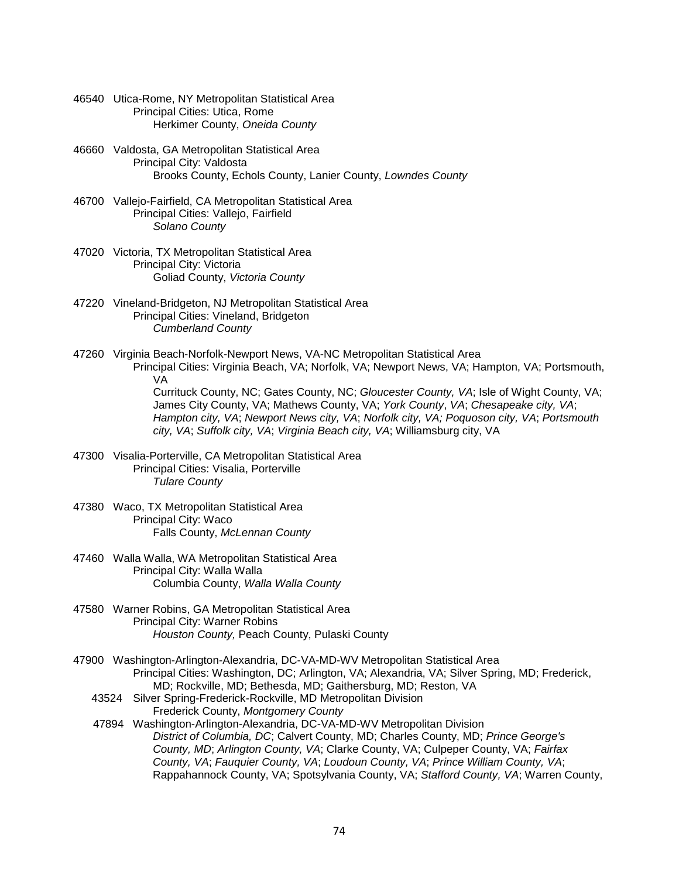46540 Utica-Rome, NY Metropolitan Statistical Area
Principal Cities: Utica, Rome
Herkimer County, *Oneida County*

46660 Valdosta, GA Metropolitan Statistical Area
Principal City: Valdosta
Brooks County, Echols County, Lanier County, *Lowndes County*

46700 Vallejo-Fairfield, CA Metropolitan Statistical Area
Principal Cities: Vallejo, Fairfield
*Solano County*

47020 Victoria, TX Metropolitan Statistical Area
Principal City: Victoria
Goliad County, *Victoria County*

47220 Vineland-Bridgeton, NJ Metropolitan Statistical Area
Principal Cities: Vineland, Bridgeton
*Cumberland County*

47260 Virginia Beach-Norfolk-Newport News, VA-NC Metropolitan Statistical Area
Principal Cities: Virginia Beach, VA; Norfolk, VA; Newport News, VA; Hampton, VA; Portsmouth, VA
Currituck County, NC; Gates County, NC; *Gloucester County, VA*; Isle of Wight County, VA; James City County, VA; Mathews County, VA; *York County*, *VA*; *Chesapeake city, VA*; *Hampton city, VA*; *Newport News city, VA*; *Norfolk city, VA; Poquoson city, VA*; *Portsmouth city, VA*; *Suffolk city, VA*; *Virginia Beach city, VA*; Williamsburg city, VA

47300 Visalia-Porterville, CA Metropolitan Statistical Area
Principal Cities: Visalia, Porterville
*Tulare County*

47380 Waco, TX Metropolitan Statistical Area
Principal City: Waco
Falls County, *McLennan County*

47460 Walla Walla, WA Metropolitan Statistical Area
Principal City: Walla Walla
Columbia County, *Walla Walla County*

47580 Warner Robins, GA Metropolitan Statistical Area
Principal City: Warner Robins
*Houston County,* Peach County, Pulaski County

47900 Washington-Arlington-Alexandria, DC-VA-MD-WV Metropolitan Statistical Area
Principal Cities: Washington, DC; Arlington, VA; Alexandria, VA; Silver Spring, MD; Frederick, MD; Rockville, MD; Bethesda, MD; Gaithersburg, MD; Reston, VA

43524 Silver Spring-Frederick-Rockville, MD Metropolitan Division
Frederick County, *Montgomery County*

47894 Washington-Arlington-Alexandria, DC-VA-MD-WV Metropolitan Division
*District of Columbia, DC*; Calvert County, MD; Charles County, MD; *Prince George's County, MD*; *Arlington County, VA*; Clarke County, VA; Culpeper County, VA; *Fairfax County, VA*; *Fauquier County, VA*; *Loudoun County, VA*; *Prince William County, VA*; Rappahannock County, VA; Spotsylvania County, VA; *Stafford County, VA*; Warren County,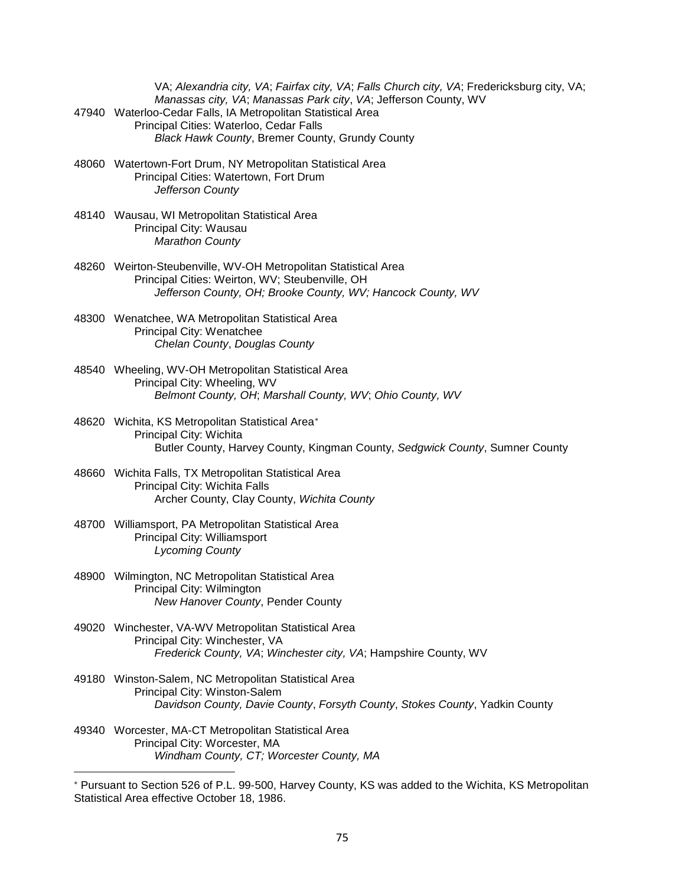VA; *Alexandria city, VA*; *Fairfax city, VA*; *Falls Church city, VA*; Fredericksburg city, VA; *Manassas city, VA*; *Manassas Park city*, *VA*; Jefferson County, WV

47940 Waterloo-Cedar Falls, IA Metropolitan Statistical Area
Principal Cities: Waterloo, Cedar Falls
*Black Hawk County*, Bremer County, Grundy County

48060 Watertown-Fort Drum, NY Metropolitan Statistical Area
Principal Cities: Watertown, Fort Drum
*Jefferson County*

48140 Wausau, WI Metropolitan Statistical Area
Principal City: Wausau
*Marathon County*

48260 Weirton-Steubenville, WV-OH Metropolitan Statistical Area
Principal Cities: Weirton, WV; Steubenville, OH
*Jefferson County, OH; Brooke County, WV; Hancock County, WV*

48300 Wenatchee, WA Metropolitan Statistical Area
Principal City: Wenatchee
*Chelan County*, *Douglas County*

48540 Wheeling, WV-OH Metropolitan Statistical Area
Principal City: Wheeling, WV
*Belmont County, OH*; *Marshall County, WV*; *Ohio County, WV*

48620 Wichita, KS Metropolitan Statistical Area*
Principal City: Wichita
Butler County, Harvey County, Kingman County, *Sedgwick County*, Sumner County

48660 Wichita Falls, TX Metropolitan Statistical Area
Principal City: Wichita Falls
Archer County, Clay County, *Wichita County*

48700 Williamsport, PA Metropolitan Statistical Area
Principal City: Williamsport
*Lycoming County*

48900 Wilmington, NC Metropolitan Statistical Area
Principal City: Wilmington
*New Hanover County*, Pender County

49020 Winchester, VA-WV Metropolitan Statistical Area
Principal City: Winchester, VA
*Frederick County, VA*; *Winchester city, VA*; Hampshire County, WV

49180 Winston-Salem, NC Metropolitan Statistical Area
Principal City: Winston-Salem
*Davidson County, Davie County*, *Forsyth County*, *Stokes County*, Yadkin County

49340 Worcester, MA-CT Metropolitan Statistical Area
Principal City: Worcester, MA
*Windham County, CT; Worcester County, MA*

---

* Pursuant to Section 526 of P.L. 99-500, Harvey County, KS was added to the Wichita, KS Metropolitan Statistical Area effective October 18, 1986.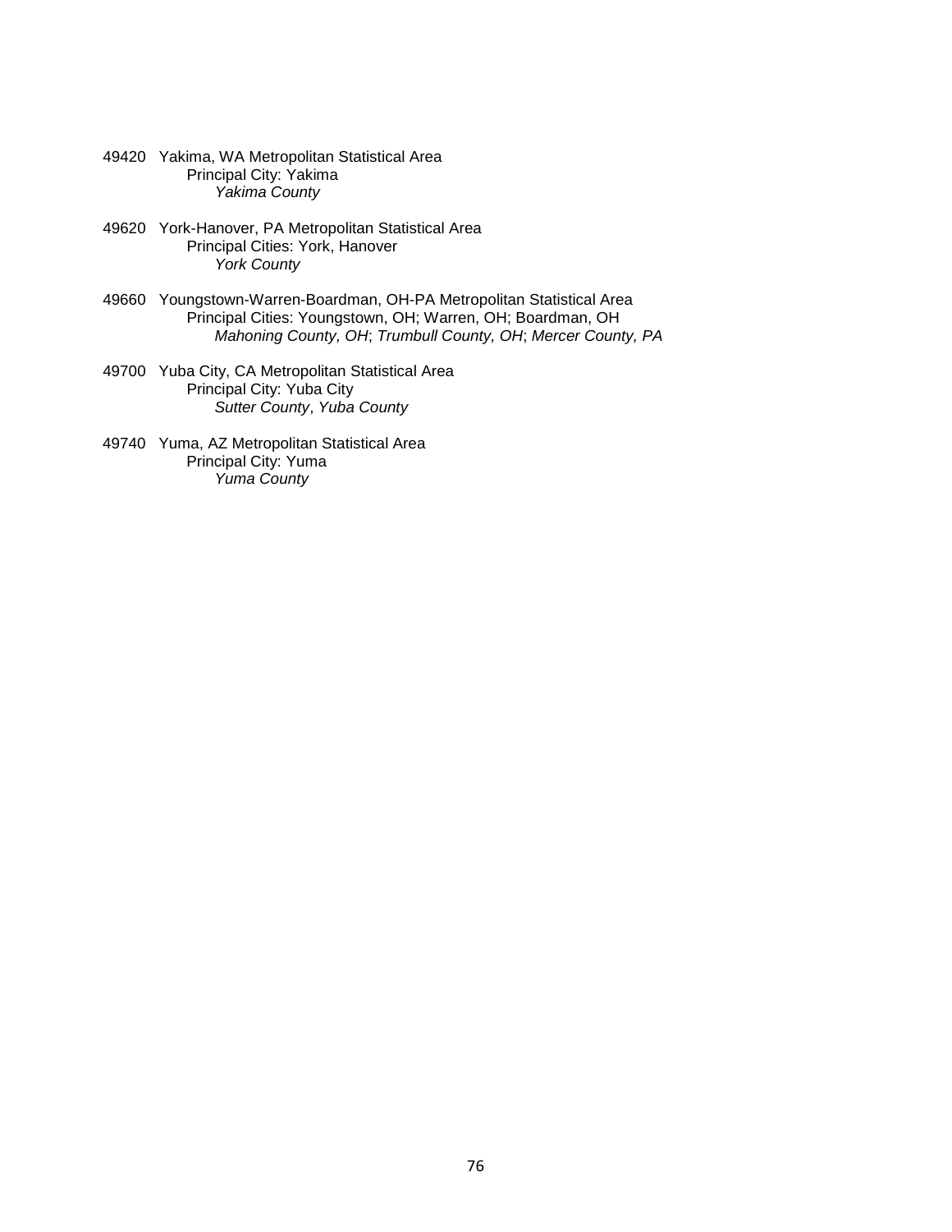49420 Yakima, WA Metropolitan Statistical Area
  Principal City: Yakima
    *Yakima County*

49620 York-Hanover, PA Metropolitan Statistical Area
  Principal Cities: York, Hanover
    *York County*

49660 Youngstown-Warren-Boardman, OH-PA Metropolitan Statistical Area
  Principal Cities: Youngstown, OH; Warren, OH; Boardman, OH
    *Mahoning County, OH*; *Trumbull County, OH*; *Mercer County, PA*

49700 Yuba City, CA Metropolitan Statistical Area
  Principal City: Yuba City
    *Sutter County*, *Yuba County*

49740 Yuma, AZ Metropolitan Statistical Area
  Principal City: Yuma
    *Yuma County*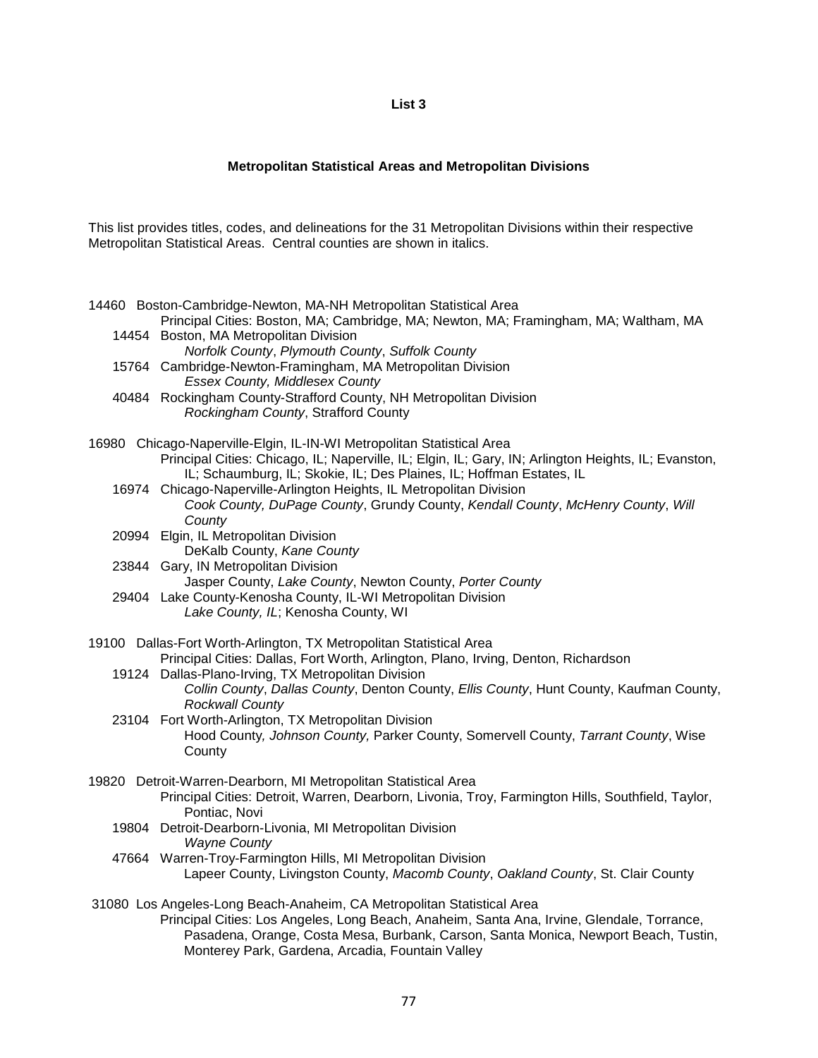**List 3**

**Metropolitan Statistical Areas and Metropolitan Divisions**

This list provides titles, codes, and delineations for the 31 Metropolitan Divisions within their respective Metropolitan Statistical Areas. Central counties are shown in italics.

14460 Boston-Cambridge-Newton, MA-NH Metropolitan Statistical Area
Principal Cities: Boston, MA; Cambridge, MA; Newton, MA; Framingham, MA; Waltham, MA

- 14454 Boston, MA Metropolitan Division
  *Norfolk County*, *Plymouth County*, *Suffolk County*
- 15764 Cambridge-Newton-Framingham, MA Metropolitan Division
  *Essex County, Middlesex County*
- 40484 Rockingham County-Strafford County, NH Metropolitan Division
  *Rockingham County*, Strafford County

16980 Chicago-Naperville-Elgin, IL-IN-WI Metropolitan Statistical Area
Principal Cities: Chicago, IL; Naperville, IL; Elgin, IL; Gary, IN; Arlington Heights, IL; Evanston, IL; Schaumburg, IL; Skokie, IL; Des Plaines, IL; Hoffman Estates, IL

- 16974 Chicago-Naperville-Arlington Heights, IL Metropolitan Division
  *Cook County, DuPage County*, Grundy County, *Kendall County*, *McHenry County*, *Will County*
- 20994 Elgin, IL Metropolitan Division
  DeKalb County, *Kane County*
- 23844 Gary, IN Metropolitan Division
  Jasper County, *Lake County*, Newton County, *Porter County*
- 29404 Lake County-Kenosha County, IL-WI Metropolitan Division
  *Lake County, IL*; Kenosha County, WI

19100 Dallas-Fort Worth-Arlington, TX Metropolitan Statistical Area
Principal Cities: Dallas, Fort Worth, Arlington, Plano, Irving, Denton, Richardson

- 19124 Dallas-Plano-Irving, TX Metropolitan Division
  *Collin County*, *Dallas County*, Denton County, *Ellis County*, Hunt County, Kaufman County, *Rockwall County*
- 23104 Fort Worth-Arlington, TX Metropolitan Division
  Hood County*, Johnson County,* Parker County, Somervell County, *Tarrant County*, Wise County

19820 Detroit-Warren-Dearborn, MI Metropolitan Statistical Area
Principal Cities: Detroit, Warren, Dearborn, Livonia, Troy, Farmington Hills, Southfield, Taylor, Pontiac, Novi

- 19804 Detroit-Dearborn-Livonia, MI Metropolitan Division
  *Wayne County*
- 47664 Warren-Troy-Farmington Hills, MI Metropolitan Division
  Lapeer County, Livingston County, *Macomb County*, *Oakland County*, St. Clair County

31080 Los Angeles-Long Beach-Anaheim, CA Metropolitan Statistical Area
Principal Cities: Los Angeles, Long Beach, Anaheim, Santa Ana, Irvine, Glendale, Torrance, Pasadena, Orange, Costa Mesa, Burbank, Carson, Santa Monica, Newport Beach, Tustin, Monterey Park, Gardena, Arcadia, Fountain Valley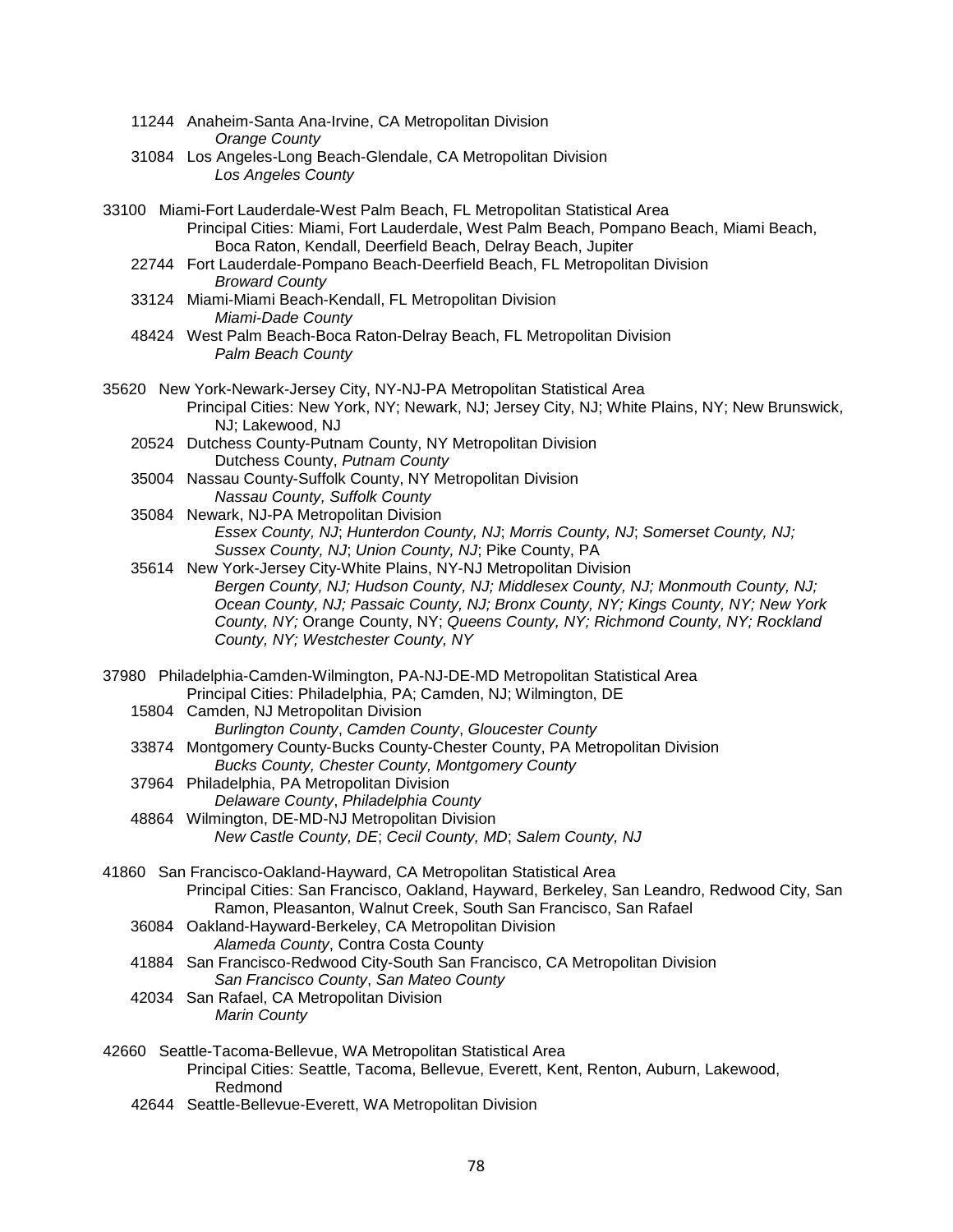11244 Anaheim-Santa Ana-Irvine, CA Metropolitan Division
*Orange County*

31084 Los Angeles-Long Beach-Glendale, CA Metropolitan Division
*Los Angeles County*

33100 Miami-Fort Lauderdale-West Palm Beach, FL Metropolitan Statistical Area
Principal Cities: Miami, Fort Lauderdale, West Palm Beach, Pompano Beach, Miami Beach, Boca Raton, Kendall, Deerfield Beach, Delray Beach, Jupiter

22744 Fort Lauderdale-Pompano Beach-Deerfield Beach, FL Metropolitan Division
*Broward County*

33124 Miami-Miami Beach-Kendall, FL Metropolitan Division
*Miami-Dade County*

48424 West Palm Beach-Boca Raton-Delray Beach, FL Metropolitan Division
*Palm Beach County*

35620 New York-Newark-Jersey City, NY-NJ-PA Metropolitan Statistical Area
Principal Cities: New York, NY; Newark, NJ; Jersey City, NJ; White Plains, NY; New Brunswick, NJ; Lakewood, NJ

20524 Dutchess County-Putnam County, NY Metropolitan Division
Dutchess County, *Putnam County*

35004 Nassau County-Suffolk County, NY Metropolitan Division
*Nassau County, Suffolk County*

35084 Newark, NJ-PA Metropolitan Division
*Essex County, NJ*; *Hunterdon County, NJ*; *Morris County, NJ*; *Somerset County, NJ; Sussex County, NJ*; *Union County, NJ*; Pike County, PA

35614 New York-Jersey City-White Plains, NY-NJ Metropolitan Division
*Bergen County, NJ; Hudson County, NJ; Middlesex County, NJ; Monmouth County, NJ; Ocean County, NJ; Passaic County, NJ; Bronx County, NY; Kings County, NY; New York County, NY;* Orange County, NY; *Queens County, NY; Richmond County, NY; Rockland County, NY; Westchester County, NY*

37980 Philadelphia-Camden-Wilmington, PA-NJ-DE-MD Metropolitan Statistical Area
Principal Cities: Philadelphia, PA; Camden, NJ; Wilmington, DE

15804 Camden, NJ Metropolitan Division
*Burlington County*, *Camden County*, *Gloucester County*

33874 Montgomery County-Bucks County-Chester County, PA Metropolitan Division
*Bucks County, Chester County, Montgomery County*

37964 Philadelphia, PA Metropolitan Division
*Delaware County*, *Philadelphia County*

48864 Wilmington, DE-MD-NJ Metropolitan Division
*New Castle County, DE*; *Cecil County, MD*; *Salem County, NJ*

41860 San Francisco-Oakland-Hayward, CA Metropolitan Statistical Area
Principal Cities: San Francisco, Oakland, Hayward, Berkeley, San Leandro, Redwood City, San Ramon, Pleasanton, Walnut Creek, South San Francisco, San Rafael

36084 Oakland-Hayward-Berkeley, CA Metropolitan Division
*Alameda County*, Contra Costa County

41884 San Francisco-Redwood City-South San Francisco, CA Metropolitan Division
*San Francisco County*, *San Mateo County*

42034 San Rafael, CA Metropolitan Division
*Marin County*

42660 Seattle-Tacoma-Bellevue, WA Metropolitan Statistical Area
Principal Cities: Seattle, Tacoma, Bellevue, Everett, Kent, Renton, Auburn, Lakewood, Redmond

42644 Seattle-Bellevue-Everett, WA Metropolitan Division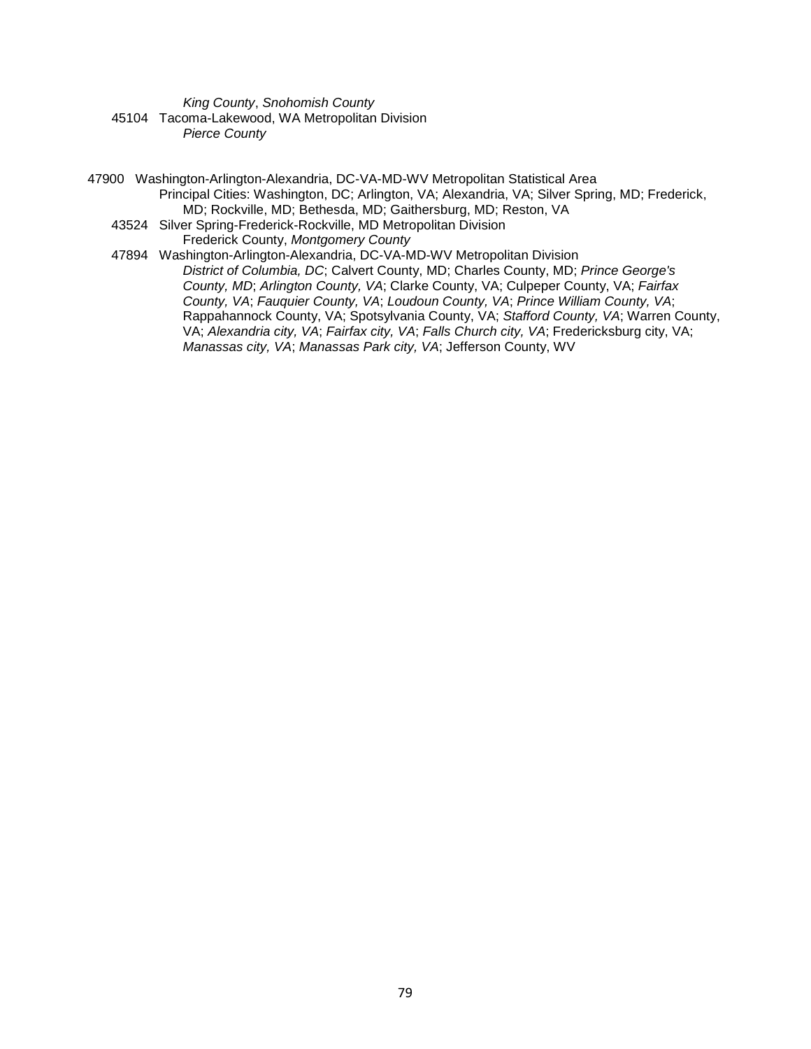*King County*, *Snohomish County*

45104 Tacoma-Lakewood, WA Metropolitan Division
*Pierce County*

47900 Washington-Arlington-Alexandria, DC-VA-MD-WV Metropolitan Statistical Area
Principal Cities: Washington, DC; Arlington, VA; Alexandria, VA; Silver Spring, MD; Frederick, MD; Rockville, MD; Bethesda, MD; Gaithersburg, MD; Reston, VA

43524 Silver Spring-Frederick-Rockville, MD Metropolitan Division
Frederick County, *Montgomery County*

47894 Washington-Arlington-Alexandria, DC-VA-MD-WV Metropolitan Division
*District of Columbia, DC*; Calvert County, MD; Charles County, MD; *Prince George's County, MD*; *Arlington County, VA*; Clarke County, VA; Culpeper County, VA; *Fairfax County, VA*; *Fauquier County, VA*; *Loudoun County, VA*; *Prince William County, VA*; Rappahannock County, VA; Spotsylvania County, VA; *Stafford County, VA*; Warren County, VA; *Alexandria city, VA*; *Fairfax city, VA*; *Falls Church city, VA*; Fredericksburg city, VA; *Manassas city, VA*; *Manassas Park city, VA*; Jefferson County, WV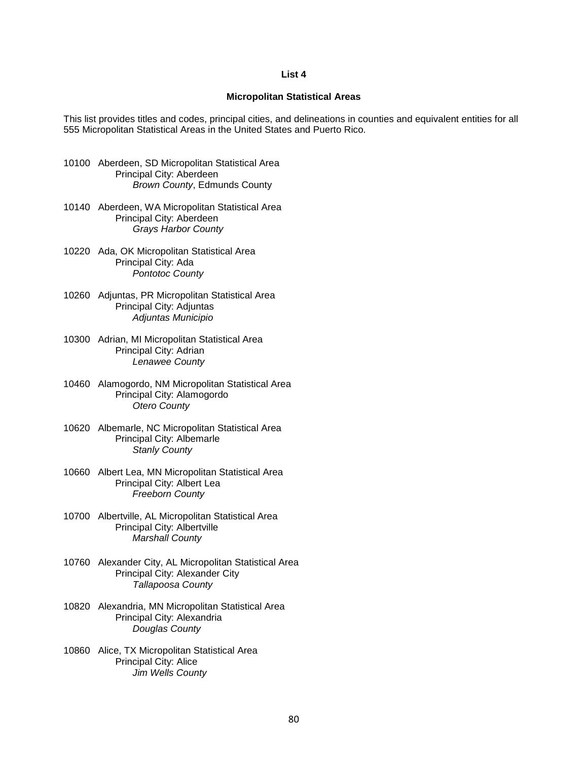**List 4**

**Micropolitan Statistical Areas**

This list provides titles and codes, principal cities, and delineations in counties and equivalent entities for all 555 Micropolitan Statistical Areas in the United States and Puerto Rico.

10100 Aberdeen, SD Micropolitan Statistical Area
  Principal City: Aberdeen
    *Brown County*, Edmunds County

10140 Aberdeen, WA Micropolitan Statistical Area
  Principal City: Aberdeen
    *Grays Harbor County*

10220 Ada, OK Micropolitan Statistical Area
  Principal City: Ada
    *Pontotoc County*

10260 Adjuntas, PR Micropolitan Statistical Area
  Principal City: Adjuntas
    *Adjuntas Municipio*

10300 Adrian, MI Micropolitan Statistical Area
  Principal City: Adrian
    *Lenawee County*

10460 Alamogordo, NM Micropolitan Statistical Area
  Principal City: Alamogordo
    *Otero County*

10620 Albemarle, NC Micropolitan Statistical Area
  Principal City: Albemarle
    *Stanly County*

10660 Albert Lea, MN Micropolitan Statistical Area
  Principal City: Albert Lea
    *Freeborn County*

10700 Albertville, AL Micropolitan Statistical Area
  Principal City: Albertville
    *Marshall County*

10760 Alexander City, AL Micropolitan Statistical Area
  Principal City: Alexander City
    *Tallapoosa County*

10820 Alexandria, MN Micropolitan Statistical Area
  Principal City: Alexandria
    *Douglas County*

10860 Alice, TX Micropolitan Statistical Area
  Principal City: Alice
    *Jim Wells County*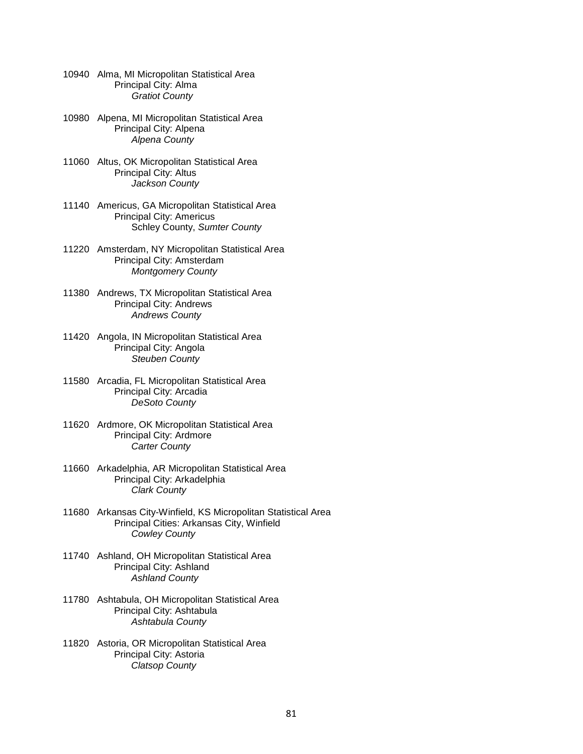10940 Alma, MI Micropolitan Statistical Area
    Principal City: Alma
        *Gratiot County*

10980 Alpena, MI Micropolitan Statistical Area
    Principal City: Alpena
        *Alpena County*

11060 Altus, OK Micropolitan Statistical Area
    Principal City: Altus
        *Jackson County*

11140 Americus, GA Micropolitan Statistical Area
    Principal City: Americus
        Schley County, *Sumter County*

11220 Amsterdam, NY Micropolitan Statistical Area
    Principal City: Amsterdam
        *Montgomery County*

11380 Andrews, TX Micropolitan Statistical Area
    Principal City: Andrews
        *Andrews County*

11420 Angola, IN Micropolitan Statistical Area
    Principal City: Angola
        *Steuben County*

11580 Arcadia, FL Micropolitan Statistical Area
    Principal City: Arcadia
        *DeSoto County*

11620 Ardmore, OK Micropolitan Statistical Area
    Principal City: Ardmore
        *Carter County*

11660 Arkadelphia, AR Micropolitan Statistical Area
    Principal City: Arkadelphia
        *Clark County*

11680 Arkansas City-Winfield, KS Micropolitan Statistical Area
    Principal Cities: Arkansas City, Winfield
        *Cowley County*

11740 Ashland, OH Micropolitan Statistical Area
    Principal City: Ashland
        *Ashland County*

11780 Ashtabula, OH Micropolitan Statistical Area
    Principal City: Ashtabula
        *Ashtabula County*

11820 Astoria, OR Micropolitan Statistical Area
    Principal City: Astoria
        *Clatsop County*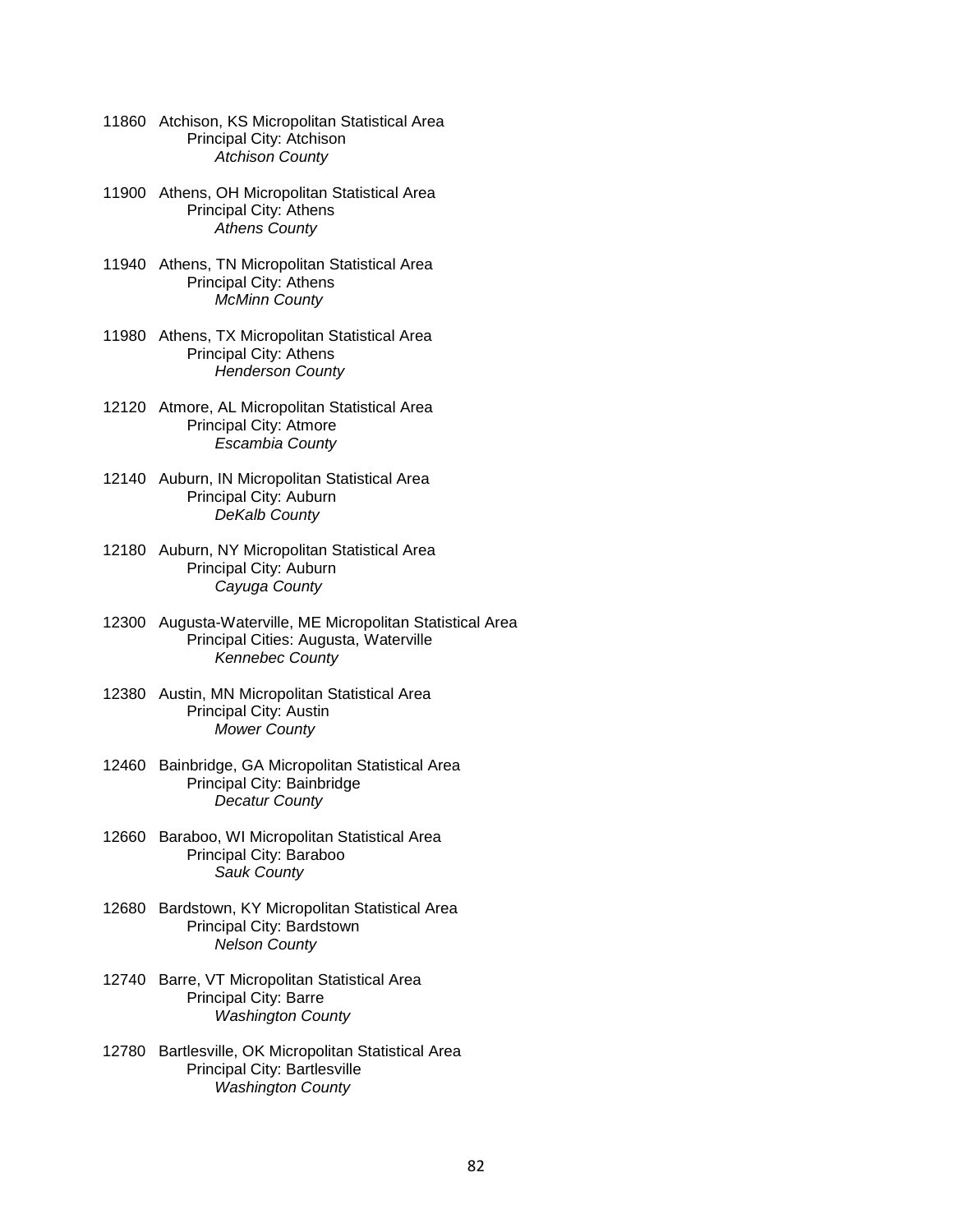11860 Atchison, KS Micropolitan Statistical Area
    Principal City: Atchison
        *Atchison County*

11900 Athens, OH Micropolitan Statistical Area
    Principal City: Athens
        *Athens County*

11940 Athens, TN Micropolitan Statistical Area
    Principal City: Athens
        *McMinn County*

11980 Athens, TX Micropolitan Statistical Area
    Principal City: Athens
        *Henderson County*

12120 Atmore, AL Micropolitan Statistical Area
    Principal City: Atmore
        *Escambia County*

12140 Auburn, IN Micropolitan Statistical Area
    Principal City: Auburn
        *DeKalb County*

12180 Auburn, NY Micropolitan Statistical Area
    Principal City: Auburn
        *Cayuga County*

12300 Augusta-Waterville, ME Micropolitan Statistical Area
    Principal Cities: Augusta, Waterville
        *Kennebec County*

12380 Austin, MN Micropolitan Statistical Area
    Principal City: Austin
        *Mower County*

12460 Bainbridge, GA Micropolitan Statistical Area
    Principal City: Bainbridge
        *Decatur County*

12660 Baraboo, WI Micropolitan Statistical Area
    Principal City: Baraboo
        *Sauk County*

12680 Bardstown, KY Micropolitan Statistical Area
    Principal City: Bardstown
        *Nelson County*

12740 Barre, VT Micropolitan Statistical Area
    Principal City: Barre
        *Washington County*

12780 Bartlesville, OK Micropolitan Statistical Area
    Principal City: Bartlesville
        *Washington County*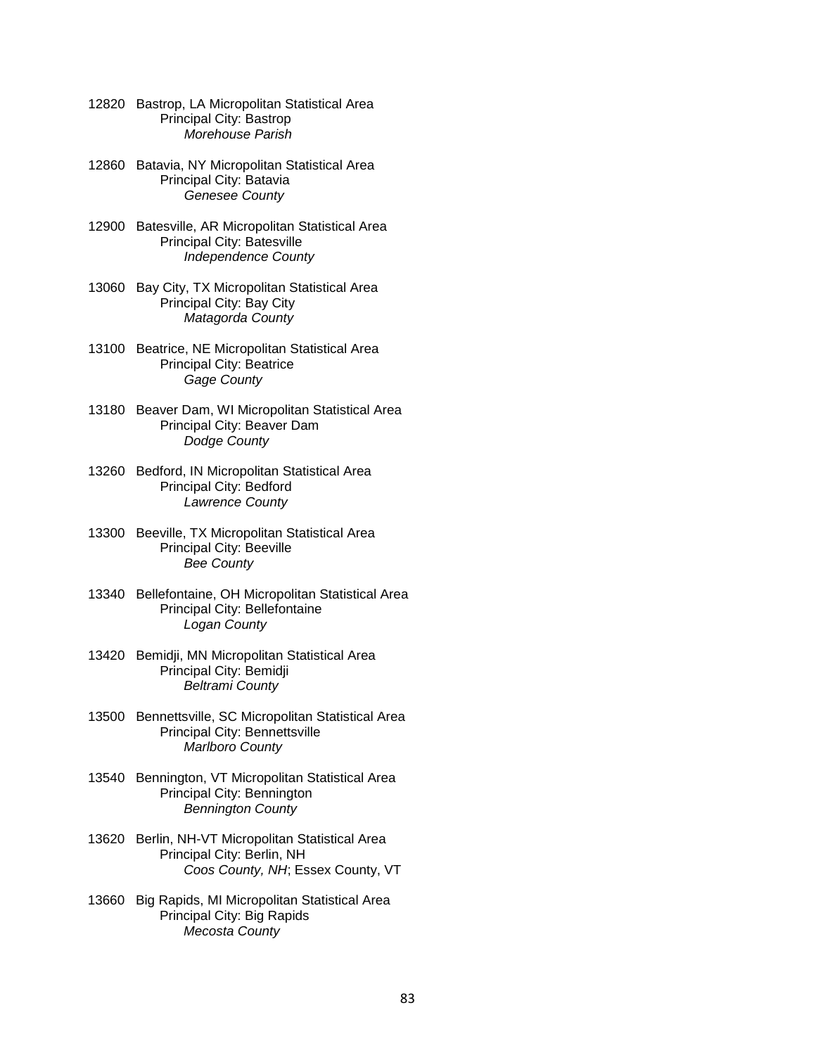12820 Bastrop, LA Micropolitan Statistical Area
    Principal City: Bastrop
        *Morehouse Parish*

12860 Batavia, NY Micropolitan Statistical Area
    Principal City: Batavia
        *Genesee County*

12900 Batesville, AR Micropolitan Statistical Area
    Principal City: Batesville
        *Independence County*

13060 Bay City, TX Micropolitan Statistical Area
    Principal City: Bay City
        *Matagorda County*

13100 Beatrice, NE Micropolitan Statistical Area
    Principal City: Beatrice
        *Gage County*

13180 Beaver Dam, WI Micropolitan Statistical Area
    Principal City: Beaver Dam
        *Dodge County*

13260 Bedford, IN Micropolitan Statistical Area
    Principal City: Bedford
        *Lawrence County*

13300 Beeville, TX Micropolitan Statistical Area
    Principal City: Beeville
        *Bee County*

13340 Bellefontaine, OH Micropolitan Statistical Area
    Principal City: Bellefontaine
        *Logan County*

13420 Bemidji, MN Micropolitan Statistical Area
    Principal City: Bemidji
        *Beltrami County*

13500 Bennettsville, SC Micropolitan Statistical Area
    Principal City: Bennettsville
        *Marlboro County*

13540 Bennington, VT Micropolitan Statistical Area
    Principal City: Bennington
        *Bennington County*

13620 Berlin, NH-VT Micropolitan Statistical Area
    Principal City: Berlin, NH
        *Coos County, NH*; Essex County, VT

13660 Big Rapids, MI Micropolitan Statistical Area
    Principal City: Big Rapids
        *Mecosta County*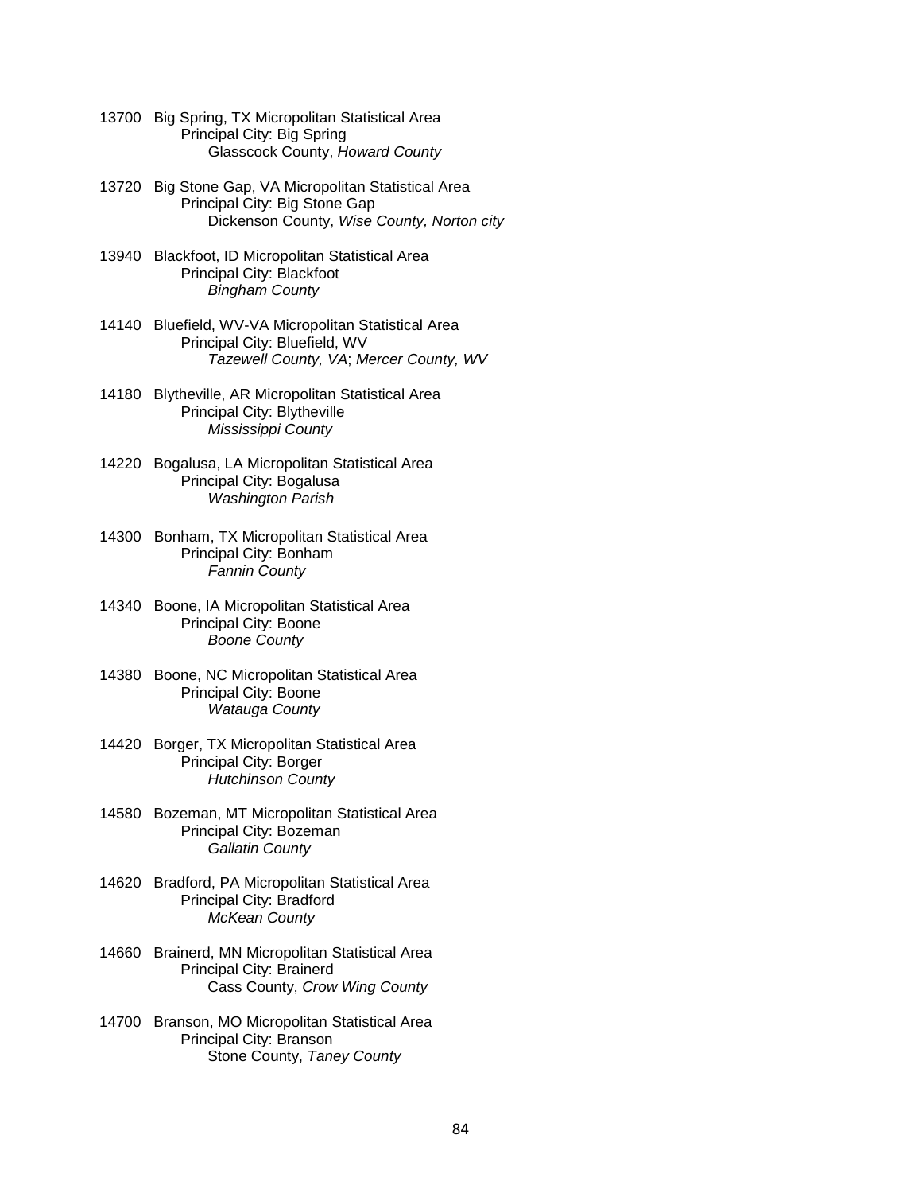13700 Big Spring, TX Micropolitan Statistical Area
Principal City: Big Spring
Glasscock County, *Howard County*

13720 Big Stone Gap, VA Micropolitan Statistical Area
Principal City: Big Stone Gap
Dickenson County, *Wise County, Norton city*

13940 Blackfoot, ID Micropolitan Statistical Area
Principal City: Blackfoot
*Bingham County*

14140 Bluefield, WV-VA Micropolitan Statistical Area
Principal City: Bluefield, WV
*Tazewell County, VA*; *Mercer County, WV*

14180 Blytheville, AR Micropolitan Statistical Area
Principal City: Blytheville
*Mississippi County*

14220 Bogalusa, LA Micropolitan Statistical Area
Principal City: Bogalusa
*Washington Parish*

14300 Bonham, TX Micropolitan Statistical Area
Principal City: Bonham
*Fannin County*

14340 Boone, IA Micropolitan Statistical Area
Principal City: Boone
*Boone County*

14380 Boone, NC Micropolitan Statistical Area
Principal City: Boone
*Watauga County*

14420 Borger, TX Micropolitan Statistical Area
Principal City: Borger
*Hutchinson County*

14580 Bozeman, MT Micropolitan Statistical Area
Principal City: Bozeman
*Gallatin County*

14620 Bradford, PA Micropolitan Statistical Area
Principal City: Bradford
*McKean County*

14660 Brainerd, MN Micropolitan Statistical Area
Principal City: Brainerd
Cass County, *Crow Wing County*

14700 Branson, MO Micropolitan Statistical Area
Principal City: Branson
Stone County, *Taney County*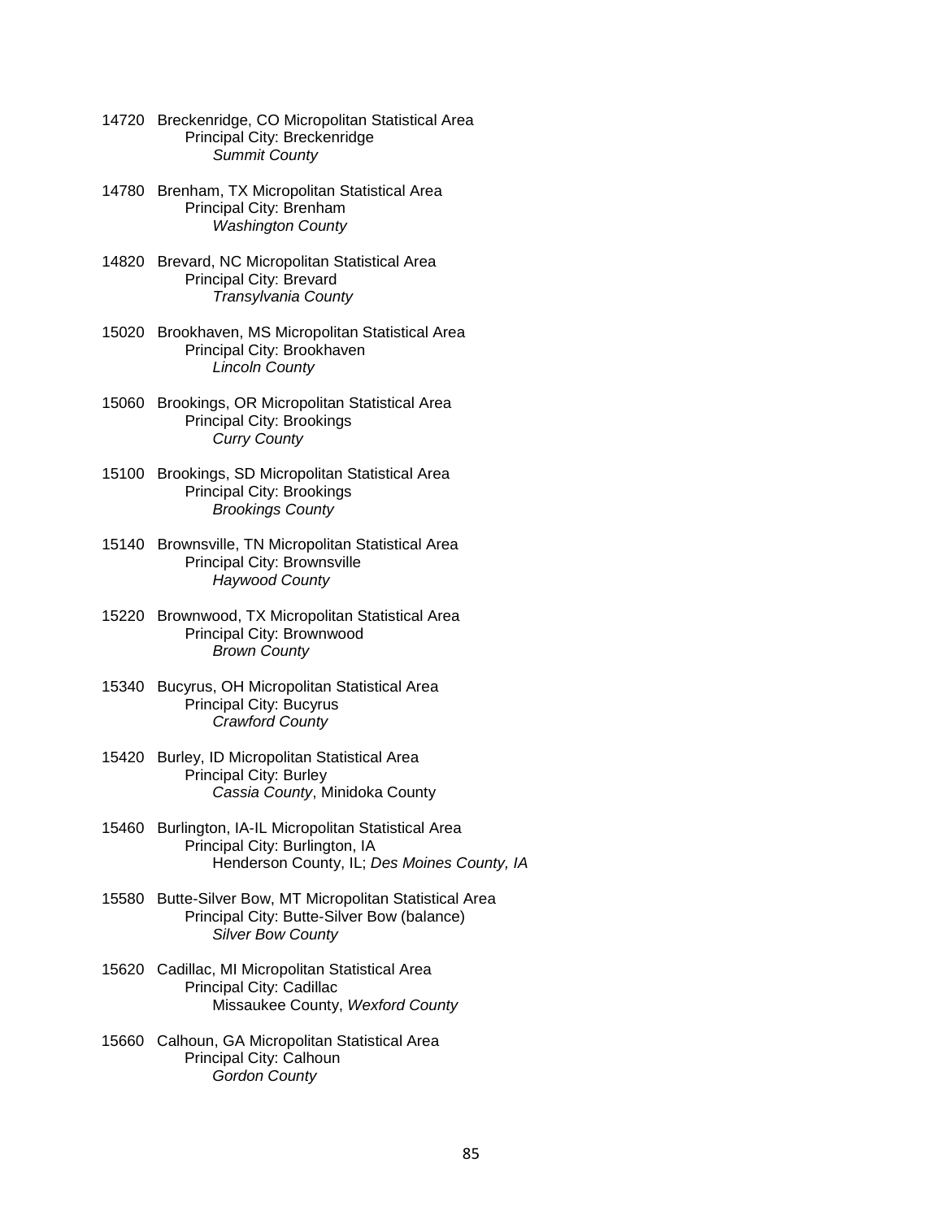14720 Breckenridge, CO Micropolitan Statistical Area
Principal City: Breckenridge
*Summit County*

14780 Brenham, TX Micropolitan Statistical Area
Principal City: Brenham
*Washington County*

14820 Brevard, NC Micropolitan Statistical Area
Principal City: Brevard
*Transylvania County*

15020 Brookhaven, MS Micropolitan Statistical Area
Principal City: Brookhaven
*Lincoln County*

15060 Brookings, OR Micropolitan Statistical Area
Principal City: Brookings
*Curry County*

15100 Brookings, SD Micropolitan Statistical Area
Principal City: Brookings
*Brookings County*

15140 Brownsville, TN Micropolitan Statistical Area
Principal City: Brownsville
*Haywood County*

15220 Brownwood, TX Micropolitan Statistical Area
Principal City: Brownwood
*Brown County*

15340 Bucyrus, OH Micropolitan Statistical Area
Principal City: Bucyrus
*Crawford County*

15420 Burley, ID Micropolitan Statistical Area
Principal City: Burley
*Cassia County*, Minidoka County

15460 Burlington, IA-IL Micropolitan Statistical Area
Principal City: Burlington, IA
Henderson County, IL; *Des Moines County, IA*

15580 Butte-Silver Bow, MT Micropolitan Statistical Area
Principal City: Butte-Silver Bow (balance)
*Silver Bow County*

15620 Cadillac, MI Micropolitan Statistical Area
Principal City: Cadillac
Missaukee County, *Wexford County*

15660 Calhoun, GA Micropolitan Statistical Area
Principal City: Calhoun
*Gordon County*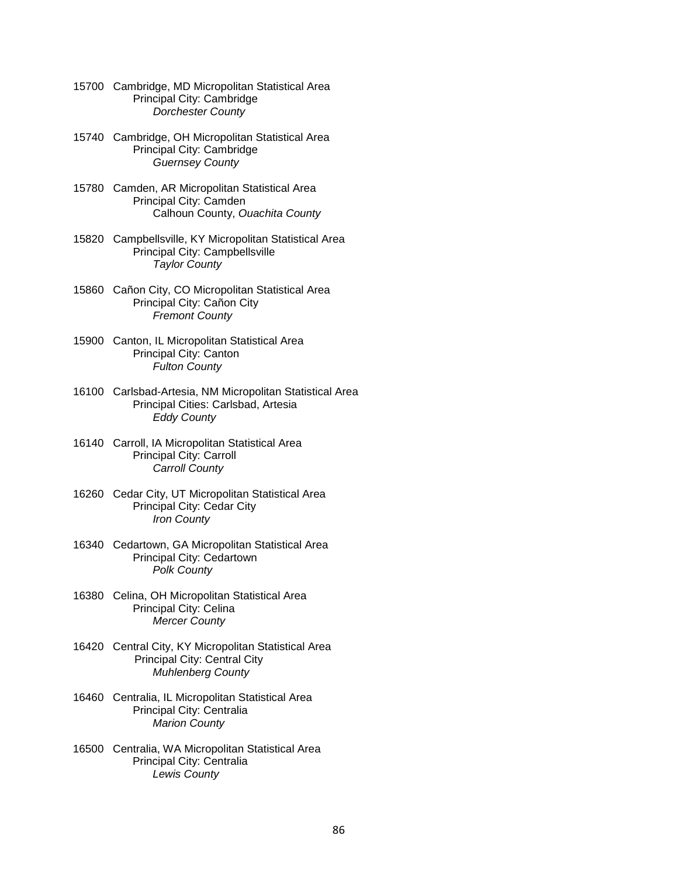15700 Cambridge, MD Micropolitan Statistical Area
  Principal City: Cambridge
    *Dorchester County*

15740 Cambridge, OH Micropolitan Statistical Area
  Principal City: Cambridge
    *Guernsey County*

15780 Camden, AR Micropolitan Statistical Area
  Principal City: Camden
    Calhoun County, *Ouachita County*

15820 Campbellsville, KY Micropolitan Statistical Area
  Principal City: Campbellsville
    *Taylor County*

15860 Cañon City, CO Micropolitan Statistical Area
  Principal City: Cañon City
    *Fremont County*

15900 Canton, IL Micropolitan Statistical Area
  Principal City: Canton
    *Fulton County*

16100 Carlsbad-Artesia, NM Micropolitan Statistical Area
  Principal Cities: Carlsbad, Artesia
    *Eddy County*

16140 Carroll, IA Micropolitan Statistical Area
  Principal City: Carroll
    *Carroll County*

16260 Cedar City, UT Micropolitan Statistical Area
  Principal City: Cedar City
    *Iron County*

16340 Cedartown, GA Micropolitan Statistical Area
  Principal City: Cedartown
    *Polk County*

16380 Celina, OH Micropolitan Statistical Area
  Principal City: Celina
    *Mercer County*

16420 Central City, KY Micropolitan Statistical Area
  Principal City: Central City
    *Muhlenberg County*

16460 Centralia, IL Micropolitan Statistical Area
  Principal City: Centralia
    *Marion County*

16500 Centralia, WA Micropolitan Statistical Area
  Principal City: Centralia
    *Lewis County*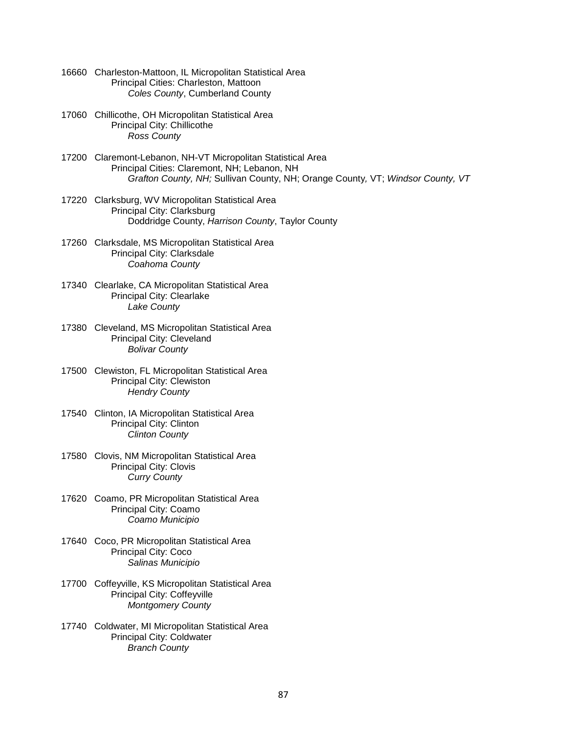16660 Charleston-Mattoon, IL Micropolitan Statistical Area
Principal Cities: Charleston, Mattoon
*Coles County*, Cumberland County

17060 Chillicothe, OH Micropolitan Statistical Area
Principal City: Chillicothe
*Ross County*

17200 Claremont-Lebanon, NH-VT Micropolitan Statistical Area
Principal Cities: Claremont, NH; Lebanon, NH
*Grafton County, NH;* Sullivan County, NH; Orange County, VT; *Windsor County, VT*

17220 Clarksburg, WV Micropolitan Statistical Area
Principal City: Clarksburg
Doddridge County, *Harrison County*, Taylor County

17260 Clarksdale, MS Micropolitan Statistical Area
Principal City: Clarksdale
*Coahoma County*

17340 Clearlake, CA Micropolitan Statistical Area
Principal City: Clearlake
*Lake County*

17380 Cleveland, MS Micropolitan Statistical Area
Principal City: Cleveland
*Bolivar County*

17500 Clewiston, FL Micropolitan Statistical Area
Principal City: Clewiston
*Hendry County*

17540 Clinton, IA Micropolitan Statistical Area
Principal City: Clinton
*Clinton County*

17580 Clovis, NM Micropolitan Statistical Area
Principal City: Clovis
*Curry County*

17620 Coamo, PR Micropolitan Statistical Area
Principal City: Coamo
*Coamo Municipio*

17640 Coco, PR Micropolitan Statistical Area
Principal City: Coco
*Salinas Municipio*

17700 Coffeyville, KS Micropolitan Statistical Area
Principal City: Coffeyville
*Montgomery County*

17740 Coldwater, MI Micropolitan Statistical Area
Principal City: Coldwater
*Branch County*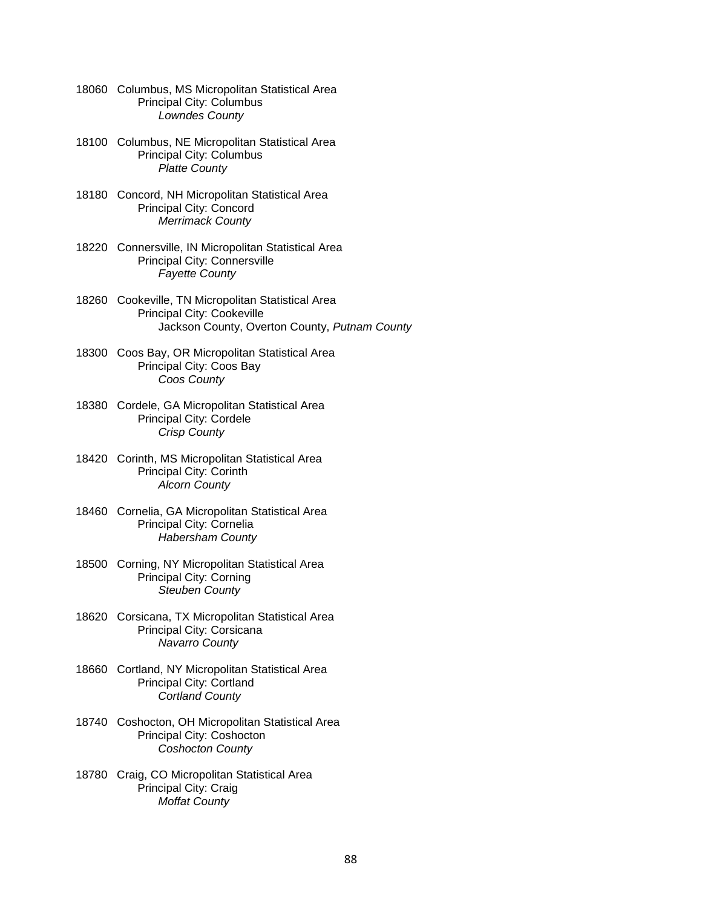18060 Columbus, MS Micropolitan Statistical Area
Principal City: Columbus
*Lowndes County*

18100 Columbus, NE Micropolitan Statistical Area
Principal City: Columbus
*Platte County*

18180 Concord, NH Micropolitan Statistical Area
Principal City: Concord
*Merrimack County*

18220 Connersville, IN Micropolitan Statistical Area
Principal City: Connersville
*Fayette County*

18260 Cookeville, TN Micropolitan Statistical Area
Principal City: Cookeville
Jackson County, Overton County, *Putnam County*

18300 Coos Bay, OR Micropolitan Statistical Area
Principal City: Coos Bay
*Coos County*

18380 Cordele, GA Micropolitan Statistical Area
Principal City: Cordele
*Crisp County*

18420 Corinth, MS Micropolitan Statistical Area
Principal City: Corinth
*Alcorn County*

18460 Cornelia, GA Micropolitan Statistical Area
Principal City: Cornelia
*Habersham County*

18500 Corning, NY Micropolitan Statistical Area
Principal City: Corning
*Steuben County*

18620 Corsicana, TX Micropolitan Statistical Area
Principal City: Corsicana
*Navarro County*

18660 Cortland, NY Micropolitan Statistical Area
Principal City: Cortland
*Cortland County*

18740 Coshocton, OH Micropolitan Statistical Area
Principal City: Coshocton
*Coshocton County*

18780 Craig, CO Micropolitan Statistical Area
Principal City: Craig
*Moffat County*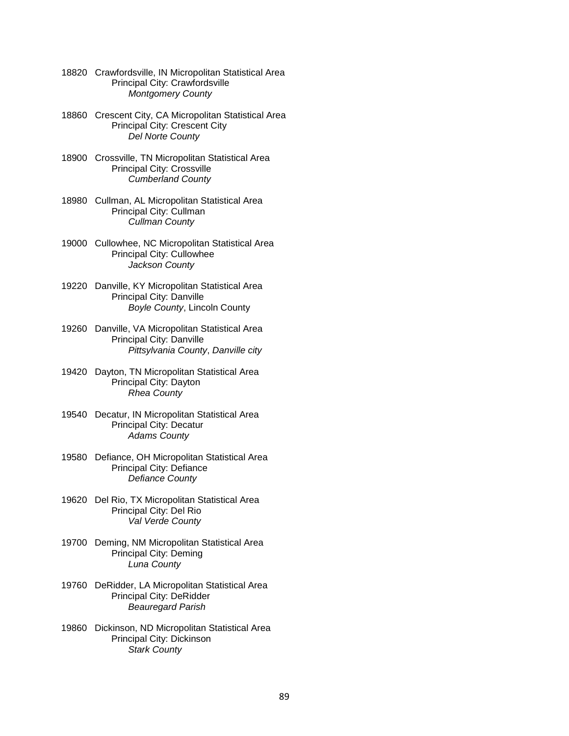18820 Crawfordsville, IN Micropolitan Statistical Area
Principal City: Crawfordsville
*Montgomery County*

18860 Crescent City, CA Micropolitan Statistical Area
Principal City: Crescent City
*Del Norte County*

18900 Crossville, TN Micropolitan Statistical Area
Principal City: Crossville
*Cumberland County*

18980 Cullman, AL Micropolitan Statistical Area
Principal City: Cullman
*Cullman County*

19000 Cullowhee, NC Micropolitan Statistical Area
Principal City: Cullowhee
*Jackson County*

19220 Danville, KY Micropolitan Statistical Area
Principal City: Danville
*Boyle County*, Lincoln County

19260 Danville, VA Micropolitan Statistical Area
Principal City: Danville
*Pittsylvania County*, *Danville city*

19420 Dayton, TN Micropolitan Statistical Area
Principal City: Dayton
*Rhea County*

19540 Decatur, IN Micropolitan Statistical Area
Principal City: Decatur
*Adams County*

19580 Defiance, OH Micropolitan Statistical Area
Principal City: Defiance
*Defiance County*

19620 Del Rio, TX Micropolitan Statistical Area
Principal City: Del Rio
*Val Verde County*

19700 Deming, NM Micropolitan Statistical Area
Principal City: Deming
*Luna County*

19760 DeRidder, LA Micropolitan Statistical Area
Principal City: DeRidder
*Beauregard Parish*

19860 Dickinson, ND Micropolitan Statistical Area
Principal City: Dickinson
*Stark County*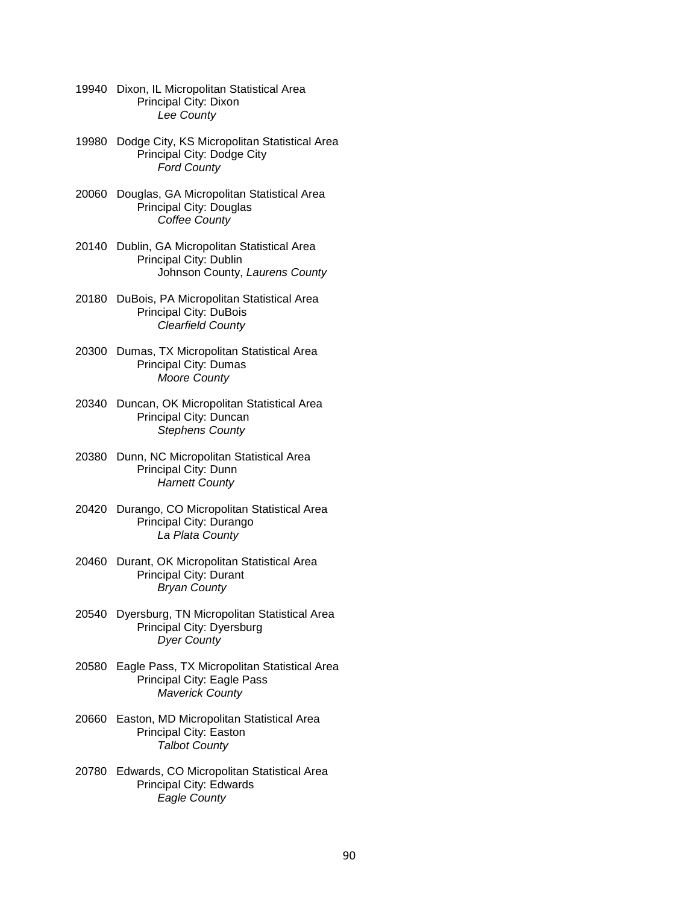19940 Dixon, IL Micropolitan Statistical Area
  Principal City: Dixon
    *Lee County*

19980 Dodge City, KS Micropolitan Statistical Area
  Principal City: Dodge City
    *Ford County*

20060 Douglas, GA Micropolitan Statistical Area
  Principal City: Douglas
    *Coffee County*

20140 Dublin, GA Micropolitan Statistical Area
  Principal City: Dublin
    Johnson County, *Laurens County*

20180 DuBois, PA Micropolitan Statistical Area
  Principal City: DuBois
    *Clearfield County*

20300 Dumas, TX Micropolitan Statistical Area
  Principal City: Dumas
    *Moore County*

20340 Duncan, OK Micropolitan Statistical Area
  Principal City: Duncan
    *Stephens County*

20380 Dunn, NC Micropolitan Statistical Area
  Principal City: Dunn
    *Harnett County*

20420 Durango, CO Micropolitan Statistical Area
  Principal City: Durango
    *La Plata County*

20460 Durant, OK Micropolitan Statistical Area
  Principal City: Durant
    *Bryan County*

20540 Dyersburg, TN Micropolitan Statistical Area
  Principal City: Dyersburg
    *Dyer County*

20580 Eagle Pass, TX Micropolitan Statistical Area
  Principal City: Eagle Pass
    *Maverick County*

20660 Easton, MD Micropolitan Statistical Area
  Principal City: Easton
    *Talbot County*

20780 Edwards, CO Micropolitan Statistical Area
  Principal City: Edwards
    *Eagle County*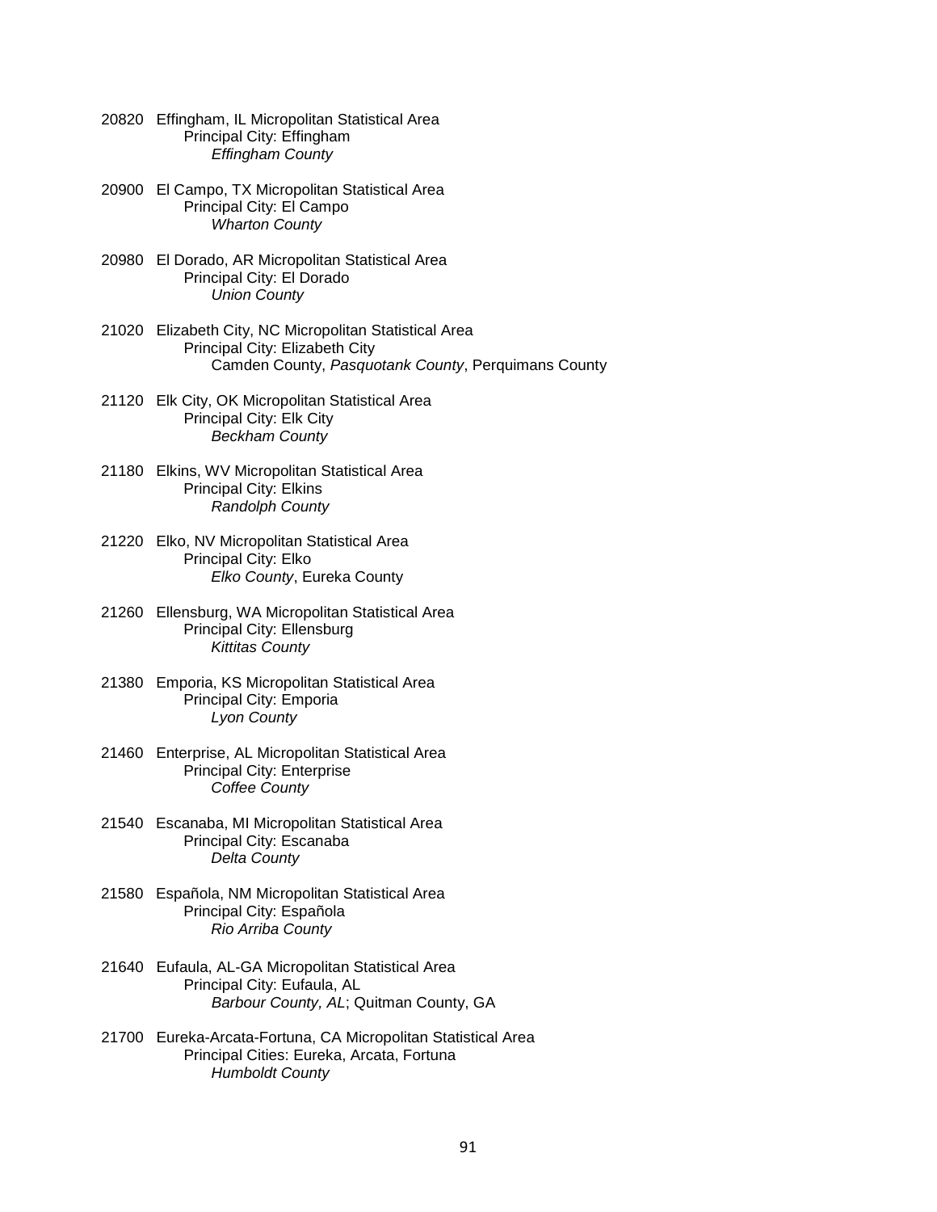20820 Effingham, IL Micropolitan Statistical Area
Principal City: Effingham
*Effingham County*

20900 El Campo, TX Micropolitan Statistical Area
Principal City: El Campo
*Wharton County*

20980 El Dorado, AR Micropolitan Statistical Area
Principal City: El Dorado
*Union County*

21020 Elizabeth City, NC Micropolitan Statistical Area
Principal City: Elizabeth City
Camden County, *Pasquotank County*, Perquimans County

21120 Elk City, OK Micropolitan Statistical Area
Principal City: Elk City
*Beckham County*

21180 Elkins, WV Micropolitan Statistical Area
Principal City: Elkins
*Randolph County*

21220 Elko, NV Micropolitan Statistical Area
Principal City: Elko
*Elko County*, Eureka County

21260 Ellensburg, WA Micropolitan Statistical Area
Principal City: Ellensburg
*Kittitas County*

21380 Emporia, KS Micropolitan Statistical Area
Principal City: Emporia
*Lyon County*

21460 Enterprise, AL Micropolitan Statistical Area
Principal City: Enterprise
*Coffee County*

21540 Escanaba, MI Micropolitan Statistical Area
Principal City: Escanaba
*Delta County*

21580 Española, NM Micropolitan Statistical Area
Principal City: Española
*Rio Arriba County*

21640 Eufaula, AL-GA Micropolitan Statistical Area
Principal City: Eufaula, AL
*Barbour County, AL*; Quitman County, GA

21700 Eureka-Arcata-Fortuna, CA Micropolitan Statistical Area
Principal Cities: Eureka, Arcata, Fortuna
*Humboldt County*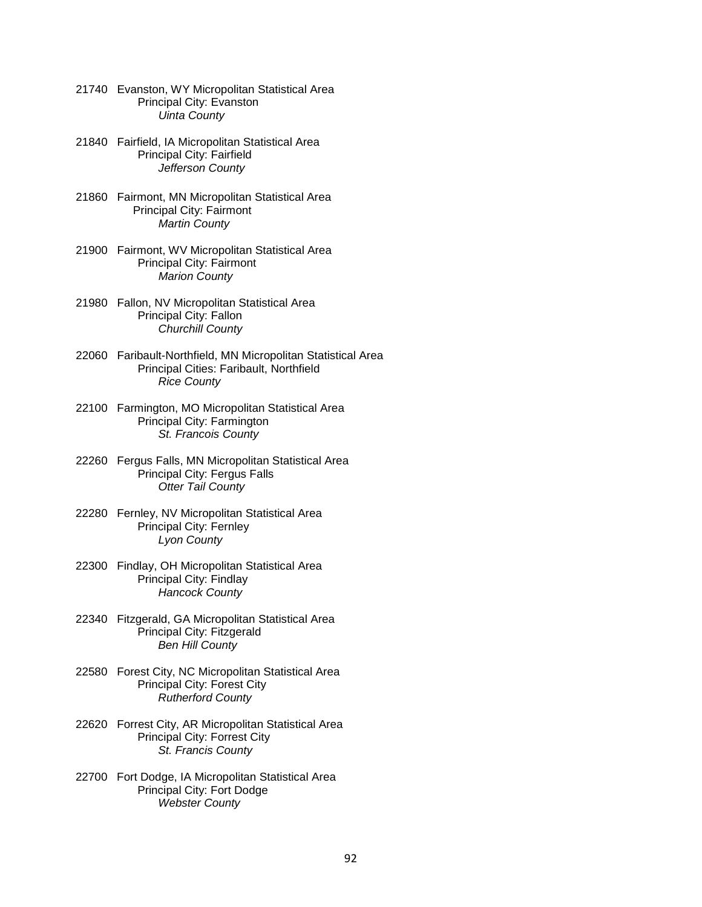21740 Evanston, WY Micropolitan Statistical Area
    Principal City: Evanston
        *Uinta County*

21840 Fairfield, IA Micropolitan Statistical Area
    Principal City: Fairfield
        *Jefferson County*

21860 Fairmont, MN Micropolitan Statistical Area
    Principal City: Fairmont
        *Martin County*

21900 Fairmont, WV Micropolitan Statistical Area
    Principal City: Fairmont
        *Marion County*

21980 Fallon, NV Micropolitan Statistical Area
    Principal City: Fallon
        *Churchill County*

22060 Faribault-Northfield, MN Micropolitan Statistical Area
    Principal Cities: Faribault, Northfield
        *Rice County*

22100 Farmington, MO Micropolitan Statistical Area
    Principal City: Farmington
        *St. Francois County*

22260 Fergus Falls, MN Micropolitan Statistical Area
    Principal City: Fergus Falls
        *Otter Tail County*

22280 Fernley, NV Micropolitan Statistical Area
    Principal City: Fernley
        *Lyon County*

22300 Findlay, OH Micropolitan Statistical Area
    Principal City: Findlay
        *Hancock County*

22340 Fitzgerald, GA Micropolitan Statistical Area
    Principal City: Fitzgerald
        *Ben Hill County*

22580 Forest City, NC Micropolitan Statistical Area
    Principal City: Forest City
        *Rutherford County*

22620 Forrest City, AR Micropolitan Statistical Area
    Principal City: Forrest City
        *St. Francis County*

22700 Fort Dodge, IA Micropolitan Statistical Area
    Principal City: Fort Dodge
        *Webster County*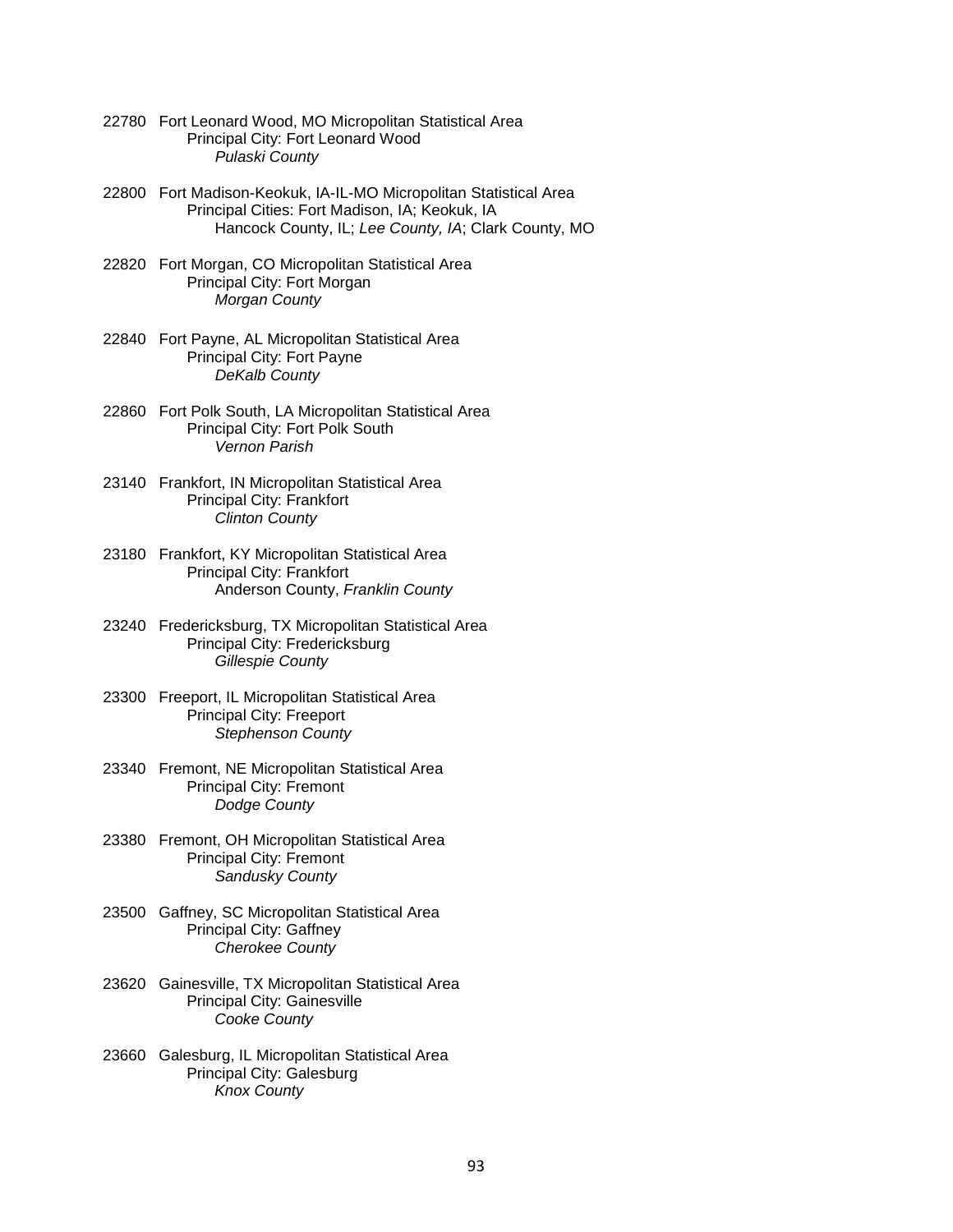22780 Fort Leonard Wood, MO Micropolitan Statistical Area
  Principal City: Fort Leonard Wood
    *Pulaski County*

22800 Fort Madison-Keokuk, IA-IL-MO Micropolitan Statistical Area
  Principal Cities: Fort Madison, IA; Keokuk, IA
    Hancock County, IL; *Lee County, IA*; Clark County, MO

22820 Fort Morgan, CO Micropolitan Statistical Area
  Principal City: Fort Morgan
    *Morgan County*

22840 Fort Payne, AL Micropolitan Statistical Area
  Principal City: Fort Payne
    *DeKalb County*

22860 Fort Polk South, LA Micropolitan Statistical Area
  Principal City: Fort Polk South
    *Vernon Parish*

23140 Frankfort, IN Micropolitan Statistical Area
  Principal City: Frankfort
    *Clinton County*

23180 Frankfort, KY Micropolitan Statistical Area
  Principal City: Frankfort
    Anderson County, *Franklin County*

23240 Fredericksburg, TX Micropolitan Statistical Area
  Principal City: Fredericksburg
    *Gillespie County*

23300 Freeport, IL Micropolitan Statistical Area
  Principal City: Freeport
    *Stephenson County*

23340 Fremont, NE Micropolitan Statistical Area
  Principal City: Fremont
    *Dodge County*

23380 Fremont, OH Micropolitan Statistical Area
  Principal City: Fremont
    *Sandusky County*

23500 Gaffney, SC Micropolitan Statistical Area
  Principal City: Gaffney
    *Cherokee County*

23620 Gainesville, TX Micropolitan Statistical Area
  Principal City: Gainesville
    *Cooke County*

23660 Galesburg, IL Micropolitan Statistical Area
  Principal City: Galesburg
    *Knox County*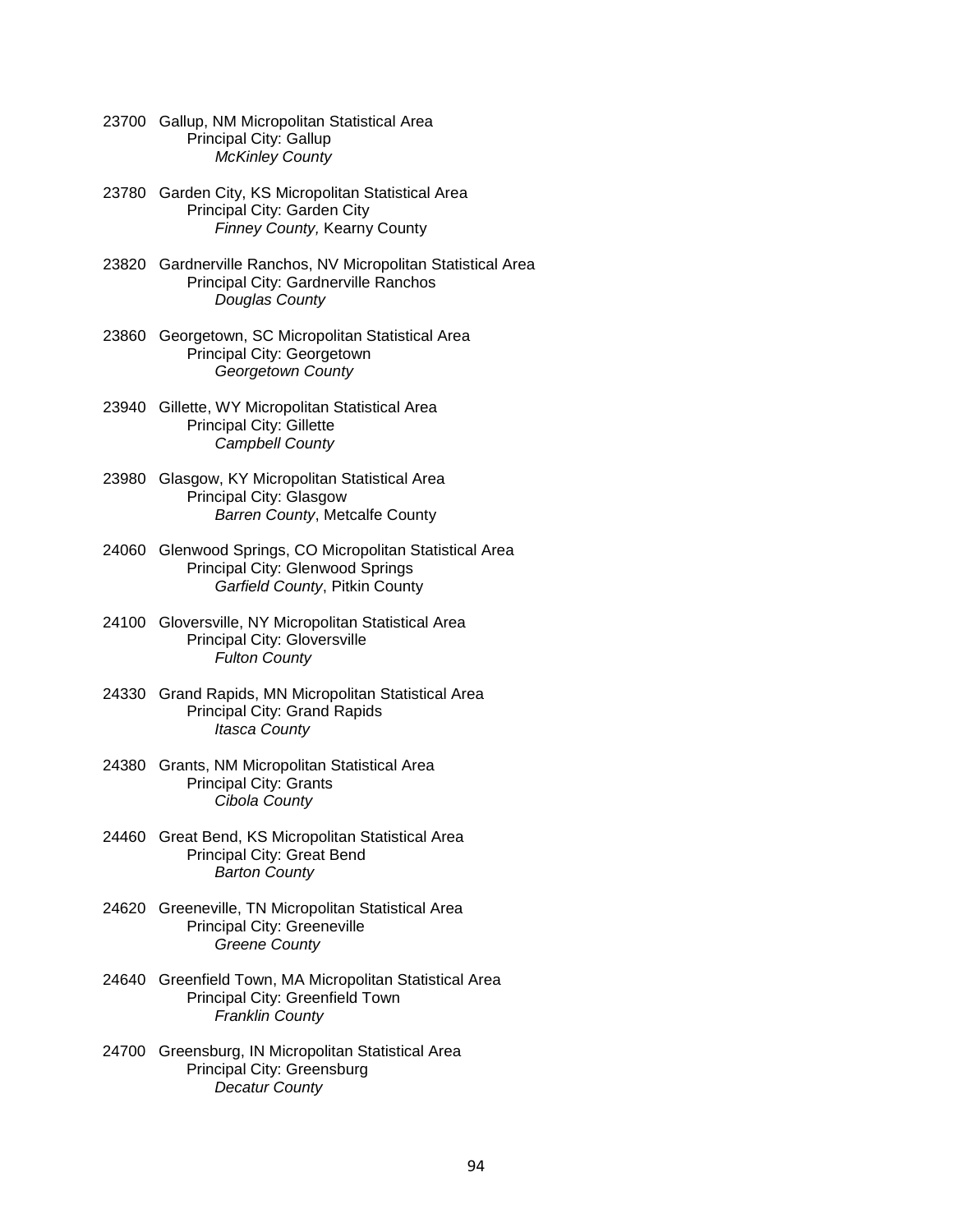23700 Gallup, NM Micropolitan Statistical Area
Principal City: Gallup
*McKinley County*

23780 Garden City, KS Micropolitan Statistical Area
Principal City: Garden City
*Finney County,* Kearny County

23820 Gardnerville Ranchos, NV Micropolitan Statistical Area
Principal City: Gardnerville Ranchos
*Douglas County*

23860 Georgetown, SC Micropolitan Statistical Area
Principal City: Georgetown
*Georgetown County*

23940 Gillette, WY Micropolitan Statistical Area
Principal City: Gillette
*Campbell County*

23980 Glasgow, KY Micropolitan Statistical Area
Principal City: Glasgow
*Barren County*, Metcalfe County

24060 Glenwood Springs, CO Micropolitan Statistical Area
Principal City: Glenwood Springs
*Garfield County*, Pitkin County

24100 Gloversville, NY Micropolitan Statistical Area
Principal City: Gloversville
*Fulton County*

24330 Grand Rapids, MN Micropolitan Statistical Area
Principal City: Grand Rapids
*Itasca County*

24380 Grants, NM Micropolitan Statistical Area
Principal City: Grants
*Cibola County*

24460 Great Bend, KS Micropolitan Statistical Area
Principal City: Great Bend
*Barton County*

24620 Greeneville, TN Micropolitan Statistical Area
Principal City: Greeneville
*Greene County*

24640 Greenfield Town, MA Micropolitan Statistical Area
Principal City: Greenfield Town
*Franklin County*

24700 Greensburg, IN Micropolitan Statistical Area
Principal City: Greensburg
*Decatur County*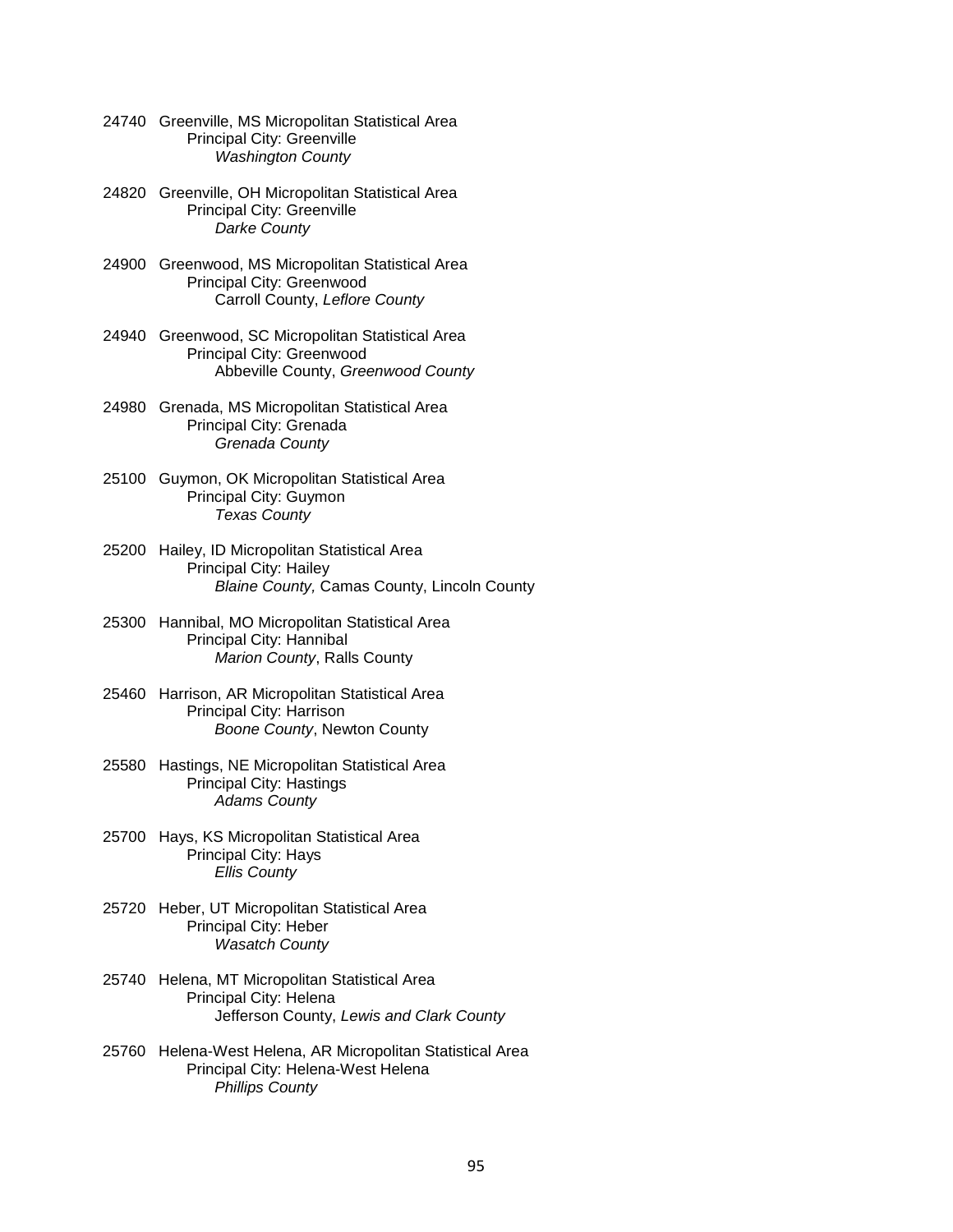24740 Greenville, MS Micropolitan Statistical Area
Principal City: Greenville
*Washington County*

24820 Greenville, OH Micropolitan Statistical Area
Principal City: Greenville
*Darke County*

24900 Greenwood, MS Micropolitan Statistical Area
Principal City: Greenwood
Carroll County, *Leflore County*

24940 Greenwood, SC Micropolitan Statistical Area
Principal City: Greenwood
Abbeville County, *Greenwood County*

24980 Grenada, MS Micropolitan Statistical Area
Principal City: Grenada
*Grenada County*

25100 Guymon, OK Micropolitan Statistical Area
Principal City: Guymon
*Texas County*

25200 Hailey, ID Micropolitan Statistical Area
Principal City: Hailey
*Blaine County,* Camas County, Lincoln County

25300 Hannibal, MO Micropolitan Statistical Area
Principal City: Hannibal
*Marion County*, Ralls County

25460 Harrison, AR Micropolitan Statistical Area
Principal City: Harrison
*Boone County*, Newton County

25580 Hastings, NE Micropolitan Statistical Area
Principal City: Hastings
*Adams County*

25700 Hays, KS Micropolitan Statistical Area
Principal City: Hays
*Ellis County*

25720 Heber, UT Micropolitan Statistical Area
Principal City: Heber
*Wasatch County*

25740 Helena, MT Micropolitan Statistical Area
Principal City: Helena
Jefferson County, *Lewis and Clark County*

25760 Helena-West Helena, AR Micropolitan Statistical Area
Principal City: Helena-West Helena
*Phillips County*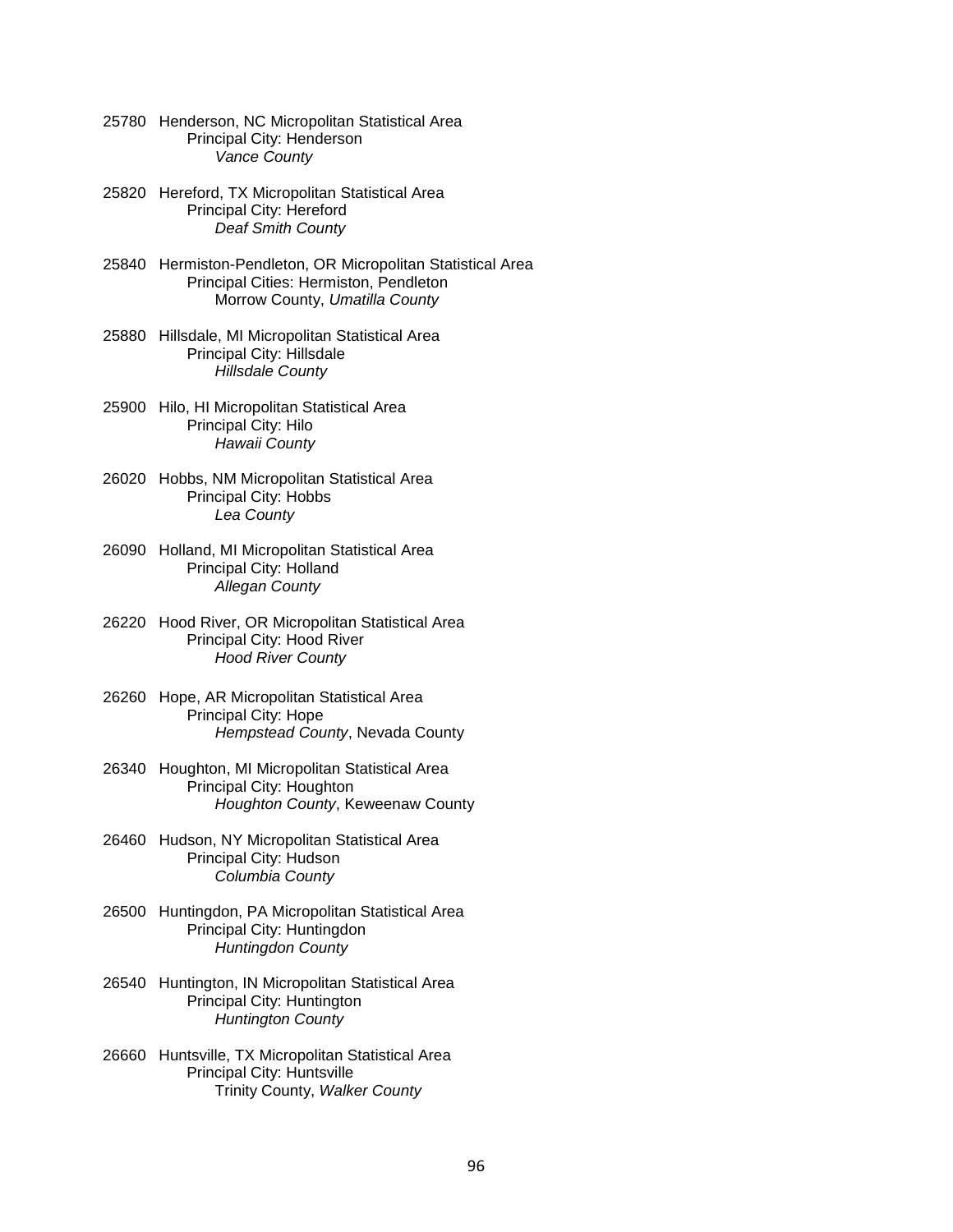25780 Henderson, NC Micropolitan Statistical Area
  Principal City: Henderson
    *Vance County*

25820 Hereford, TX Micropolitan Statistical Area
  Principal City: Hereford
    *Deaf Smith County*

25840 Hermiston-Pendleton, OR Micropolitan Statistical Area
  Principal Cities: Hermiston, Pendleton
    Morrow County, *Umatilla County*

25880 Hillsdale, MI Micropolitan Statistical Area
  Principal City: Hillsdale
    *Hillsdale County*

25900 Hilo, HI Micropolitan Statistical Area
  Principal City: Hilo
    *Hawaii County*

26020 Hobbs, NM Micropolitan Statistical Area
  Principal City: Hobbs
    *Lea County*

26090 Holland, MI Micropolitan Statistical Area
  Principal City: Holland
    *Allegan County*

26220 Hood River, OR Micropolitan Statistical Area
  Principal City: Hood River
    *Hood River County*

26260 Hope, AR Micropolitan Statistical Area
  Principal City: Hope
    *Hempstead County*, Nevada County

26340 Houghton, MI Micropolitan Statistical Area
  Principal City: Houghton
    *Houghton County*, Keweenaw County

26460 Hudson, NY Micropolitan Statistical Area
  Principal City: Hudson
    *Columbia County*

26500 Huntingdon, PA Micropolitan Statistical Area
  Principal City: Huntingdon
    *Huntingdon County*

26540 Huntington, IN Micropolitan Statistical Area
  Principal City: Huntington
    *Huntington County*

26660 Huntsville, TX Micropolitan Statistical Area
  Principal City: Huntsville
    Trinity County, *Walker County*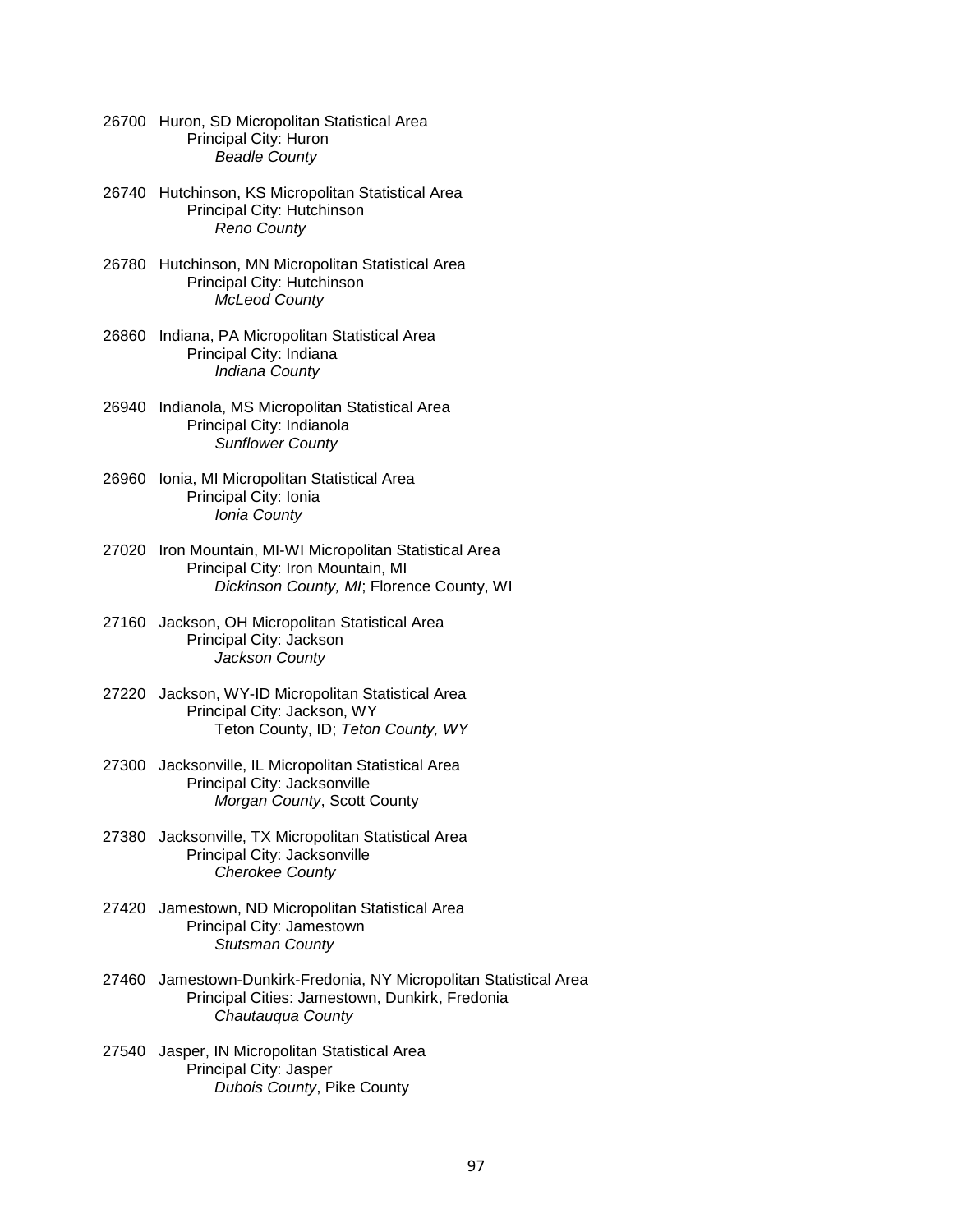26700 Huron, SD Micropolitan Statistical Area
  Principal City: Huron
    *Beadle County*

26740 Hutchinson, KS Micropolitan Statistical Area
  Principal City: Hutchinson
    *Reno County*

26780 Hutchinson, MN Micropolitan Statistical Area
  Principal City: Hutchinson
    *McLeod County*

26860 Indiana, PA Micropolitan Statistical Area
  Principal City: Indiana
    *Indiana County*

26940 Indianola, MS Micropolitan Statistical Area
  Principal City: Indianola
    *Sunflower County*

26960 Ionia, MI Micropolitan Statistical Area
  Principal City: Ionia
    *Ionia County*

27020 Iron Mountain, MI-WI Micropolitan Statistical Area
  Principal City: Iron Mountain, MI
    *Dickinson County, MI*; Florence County, WI

27160 Jackson, OH Micropolitan Statistical Area
  Principal City: Jackson
    *Jackson County*

27220 Jackson, WY-ID Micropolitan Statistical Area
  Principal City: Jackson, WY
    Teton County, ID; *Teton County, WY*

27300 Jacksonville, IL Micropolitan Statistical Area
  Principal City: Jacksonville
    *Morgan County*, Scott County

27380 Jacksonville, TX Micropolitan Statistical Area
  Principal City: Jacksonville
    *Cherokee County*

27420 Jamestown, ND Micropolitan Statistical Area
  Principal City: Jamestown
    *Stutsman County*

27460 Jamestown-Dunkirk-Fredonia, NY Micropolitan Statistical Area
  Principal Cities: Jamestown, Dunkirk, Fredonia
    *Chautauqua County*

27540 Jasper, IN Micropolitan Statistical Area
  Principal City: Jasper
    *Dubois County*, Pike County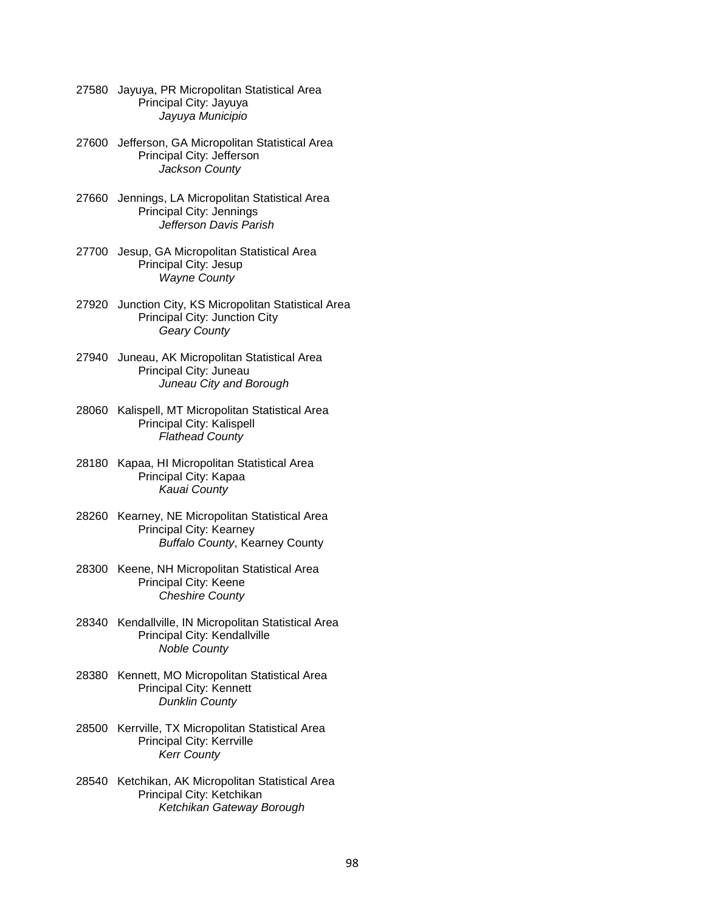27580 Jayuya, PR Micropolitan Statistical Area
Principal City: Jayuya
*Jayuya Municipio*

27600 Jefferson, GA Micropolitan Statistical Area
Principal City: Jefferson
*Jackson County*

27660 Jennings, LA Micropolitan Statistical Area
Principal City: Jennings
*Jefferson Davis Parish*

27700 Jesup, GA Micropolitan Statistical Area
Principal City: Jesup
*Wayne County*

27920 Junction City, KS Micropolitan Statistical Area
Principal City: Junction City
*Geary County*

27940 Juneau, AK Micropolitan Statistical Area
Principal City: Juneau
*Juneau City and Borough*

28060 Kalispell, MT Micropolitan Statistical Area
Principal City: Kalispell
*Flathead County*

28180 Kapaa, HI Micropolitan Statistical Area
Principal City: Kapaa
*Kauai County*

28260 Kearney, NE Micropolitan Statistical Area
Principal City: Kearney
*Buffalo County*, Kearney County

28300 Keene, NH Micropolitan Statistical Area
Principal City: Keene
*Cheshire County*

28340 Kendallville, IN Micropolitan Statistical Area
Principal City: Kendallville
*Noble County*

28380 Kennett, MO Micropolitan Statistical Area
Principal City: Kennett
*Dunklin County*

28500 Kerrville, TX Micropolitan Statistical Area
Principal City: Kerrville
*Kerr County*

28540 Ketchikan, AK Micropolitan Statistical Area
Principal City: Ketchikan
*Ketchikan Gateway Borough*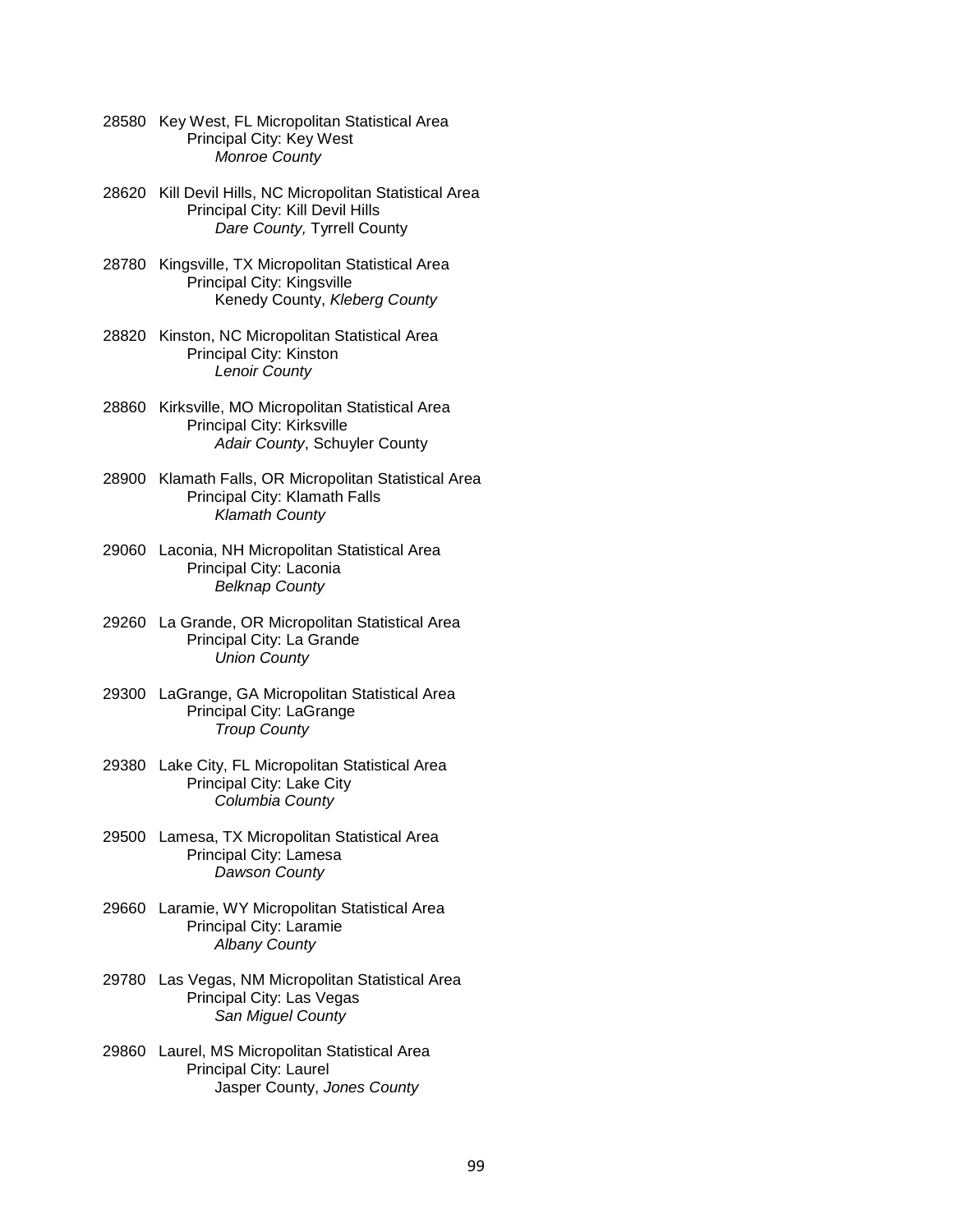28580 Key West, FL Micropolitan Statistical Area
Principal City: Key West
*Monroe County*

28620 Kill Devil Hills, NC Micropolitan Statistical Area
Principal City: Kill Devil Hills
*Dare County,* Tyrrell County

28780 Kingsville, TX Micropolitan Statistical Area
Principal City: Kingsville
Kenedy County, *Kleberg County*

28820 Kinston, NC Micropolitan Statistical Area
Principal City: Kinston
*Lenoir County*

28860 Kirksville, MO Micropolitan Statistical Area
Principal City: Kirksville
*Adair County*, Schuyler County

28900 Klamath Falls, OR Micropolitan Statistical Area
Principal City: Klamath Falls
*Klamath County*

29060 Laconia, NH Micropolitan Statistical Area
Principal City: Laconia
*Belknap County*

29260 La Grande, OR Micropolitan Statistical Area
Principal City: La Grande
*Union County*

29300 LaGrange, GA Micropolitan Statistical Area
Principal City: LaGrange
*Troup County*

29380 Lake City, FL Micropolitan Statistical Area
Principal City: Lake City
*Columbia County*

29500 Lamesa, TX Micropolitan Statistical Area
Principal City: Lamesa
*Dawson County*

29660 Laramie, WY Micropolitan Statistical Area
Principal City: Laramie
*Albany County*

29780 Las Vegas, NM Micropolitan Statistical Area
Principal City: Las Vegas
*San Miguel County*

29860 Laurel, MS Micropolitan Statistical Area
Principal City: Laurel
Jasper County, *Jones County*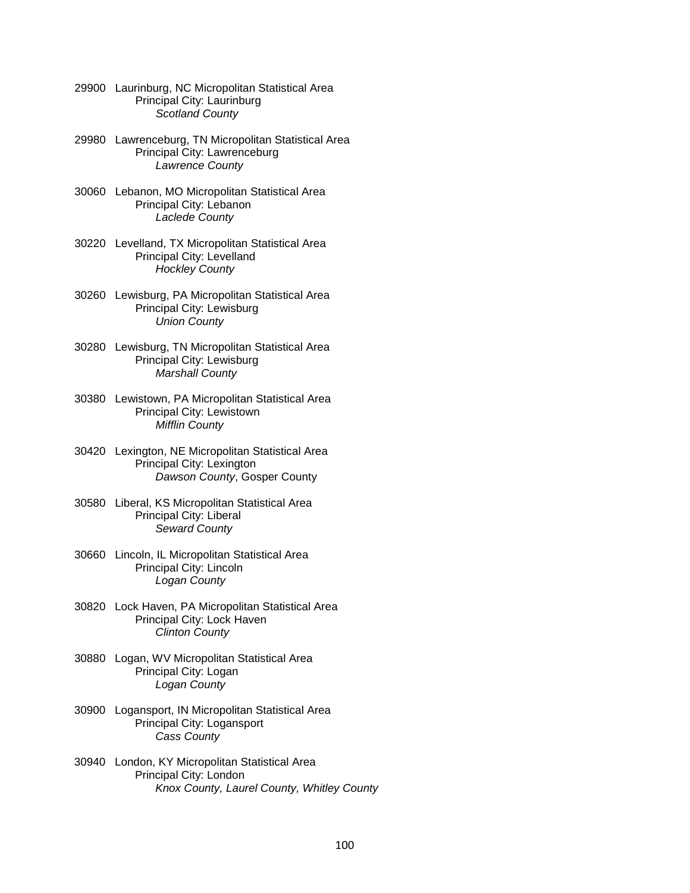29900 Laurinburg, NC Micropolitan Statistical Area
Principal City: Laurinburg
*Scotland County*

29980 Lawrenceburg, TN Micropolitan Statistical Area
Principal City: Lawrenceburg
*Lawrence County*

30060 Lebanon, MO Micropolitan Statistical Area
Principal City: Lebanon
*Laclede County*

30220 Levelland, TX Micropolitan Statistical Area
Principal City: Levelland
*Hockley County*

30260 Lewisburg, PA Micropolitan Statistical Area
Principal City: Lewisburg
*Union County*

30280 Lewisburg, TN Micropolitan Statistical Area
Principal City: Lewisburg
*Marshall County*

30380 Lewistown, PA Micropolitan Statistical Area
Principal City: Lewistown
*Mifflin County*

30420 Lexington, NE Micropolitan Statistical Area
Principal City: Lexington
*Dawson County*, Gosper County

30580 Liberal, KS Micropolitan Statistical Area
Principal City: Liberal
*Seward County*

30660 Lincoln, IL Micropolitan Statistical Area
Principal City: Lincoln
*Logan County*

30820 Lock Haven, PA Micropolitan Statistical Area
Principal City: Lock Haven
*Clinton County*

30880 Logan, WV Micropolitan Statistical Area
Principal City: Logan
*Logan County*

30900 Logansport, IN Micropolitan Statistical Area
Principal City: Logansport
*Cass County*

30940 London, KY Micropolitan Statistical Area
Principal City: London
*Knox County, Laurel County, Whitley County*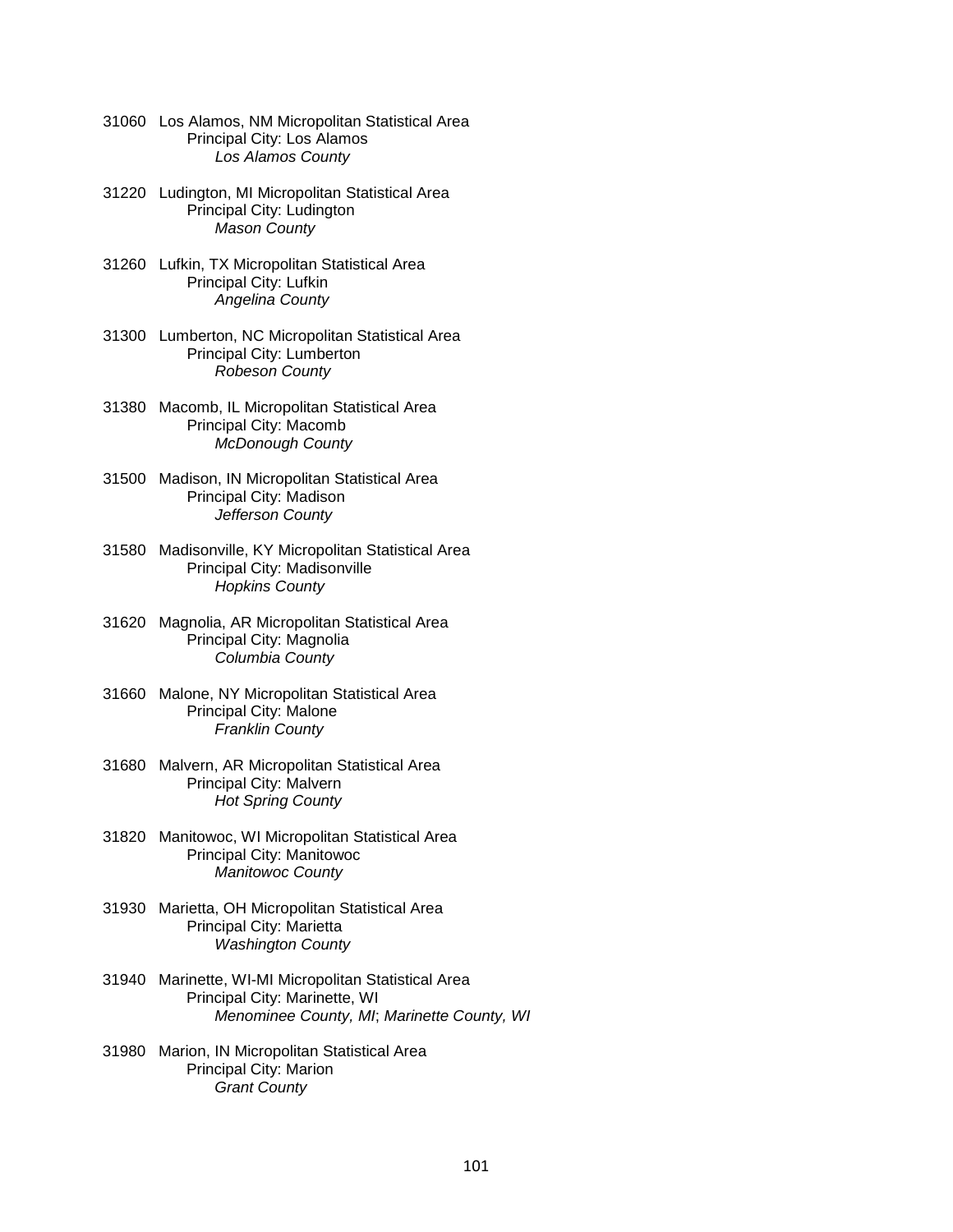31060 Los Alamos, NM Micropolitan Statistical Area
  Principal City: Los Alamos
    *Los Alamos County*

31220 Ludington, MI Micropolitan Statistical Area
  Principal City: Ludington
    *Mason County*

31260 Lufkin, TX Micropolitan Statistical Area
  Principal City: Lufkin
    *Angelina County*

31300 Lumberton, NC Micropolitan Statistical Area
  Principal City: Lumberton
    *Robeson County*

31380 Macomb, IL Micropolitan Statistical Area
  Principal City: Macomb
    *McDonough County*

31500 Madison, IN Micropolitan Statistical Area
  Principal City: Madison
    *Jefferson County*

31580 Madisonville, KY Micropolitan Statistical Area
  Principal City: Madisonville
    *Hopkins County*

31620 Magnolia, AR Micropolitan Statistical Area
  Principal City: Magnolia
    *Columbia County*

31660 Malone, NY Micropolitan Statistical Area
  Principal City: Malone
    *Franklin County*

31680 Malvern, AR Micropolitan Statistical Area
  Principal City: Malvern
    *Hot Spring County*

31820 Manitowoc, WI Micropolitan Statistical Area
  Principal City: Manitowoc
    *Manitowoc County*

31930 Marietta, OH Micropolitan Statistical Area
  Principal City: Marietta
    *Washington County*

31940 Marinette, WI-MI Micropolitan Statistical Area
  Principal City: Marinette, WI
    *Menominee County, MI*; *Marinette County, WI*

31980 Marion, IN Micropolitan Statistical Area
  Principal City: Marion
    *Grant County*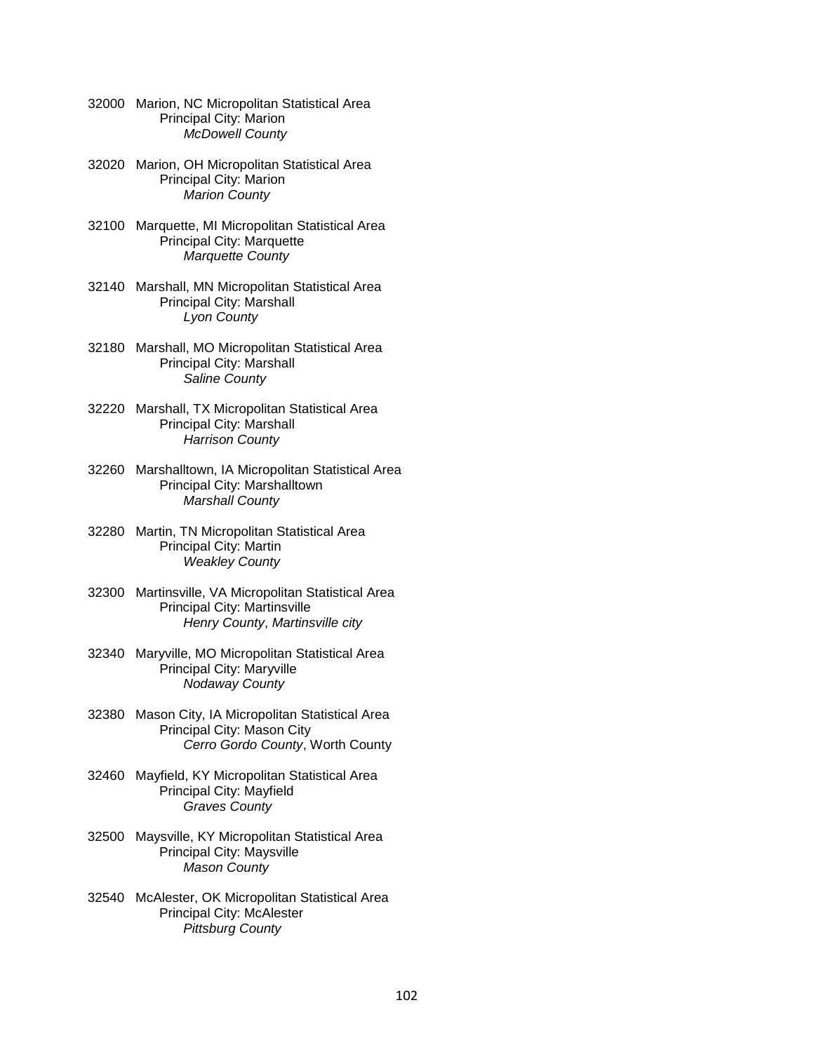32000 Marion, NC Micropolitan Statistical Area
Principal City: Marion
*McDowell County*

32020 Marion, OH Micropolitan Statistical Area
Principal City: Marion
*Marion County*

32100 Marquette, MI Micropolitan Statistical Area
Principal City: Marquette
*Marquette County*

32140 Marshall, MN Micropolitan Statistical Area
Principal City: Marshall
*Lyon County*

32180 Marshall, MO Micropolitan Statistical Area
Principal City: Marshall
*Saline County*

32220 Marshall, TX Micropolitan Statistical Area
Principal City: Marshall
*Harrison County*

32260 Marshalltown, IA Micropolitan Statistical Area
Principal City: Marshalltown
*Marshall County*

32280 Martin, TN Micropolitan Statistical Area
Principal City: Martin
*Weakley County*

32300 Martinsville, VA Micropolitan Statistical Area
Principal City: Martinsville
*Henry County*, *Martinsville city*

32340 Maryville, MO Micropolitan Statistical Area
Principal City: Maryville
*Nodaway County*

32380 Mason City, IA Micropolitan Statistical Area
Principal City: Mason City
*Cerro Gordo County*, Worth County

32460 Mayfield, KY Micropolitan Statistical Area
Principal City: Mayfield
*Graves County*

32500 Maysville, KY Micropolitan Statistical Area
Principal City: Maysville
*Mason County*

32540 McAlester, OK Micropolitan Statistical Area
Principal City: McAlester
*Pittsburg County*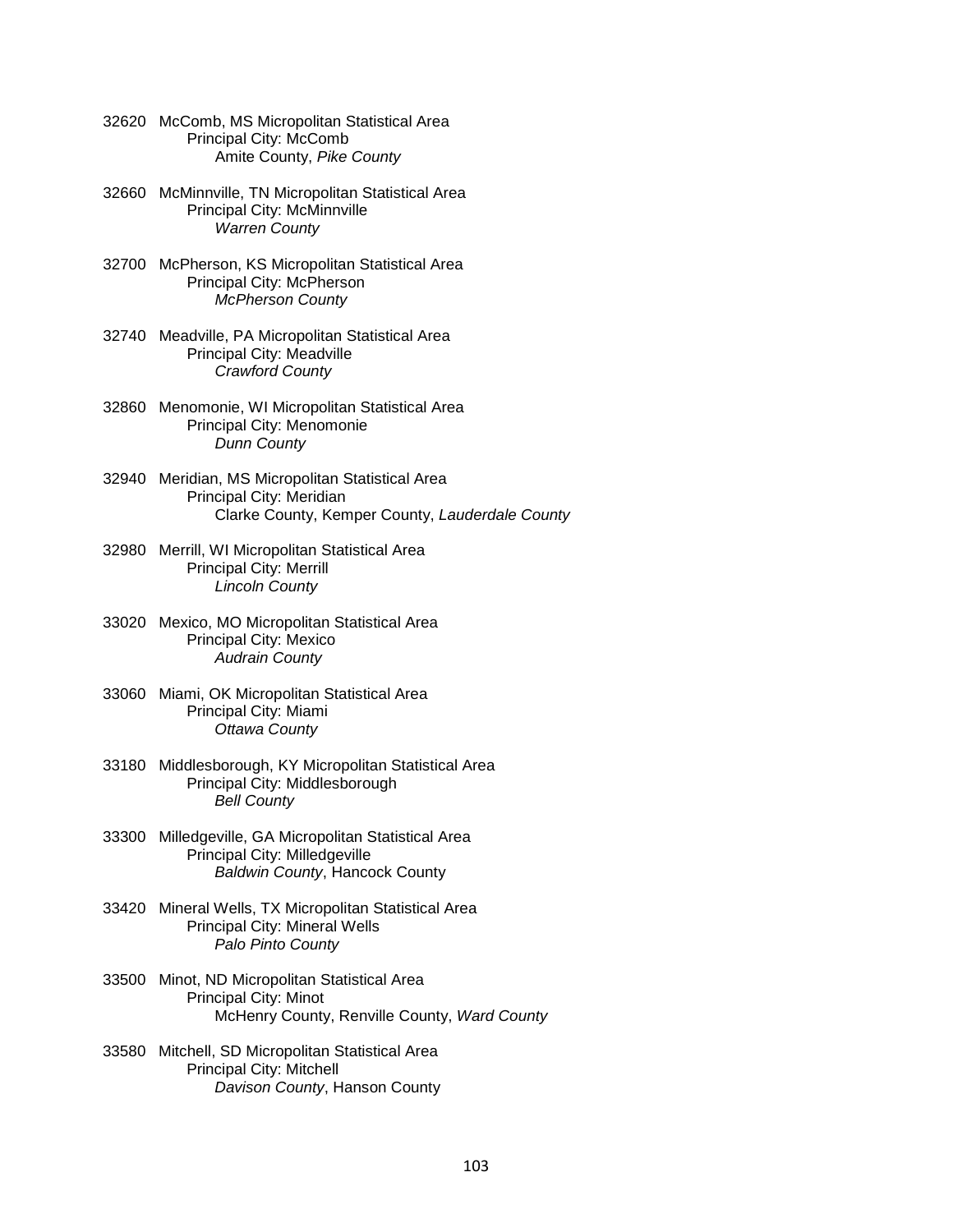32620 McComb, MS Micropolitan Statistical Area
Principal City: McComb
Amite County, *Pike County*

32660 McMinnville, TN Micropolitan Statistical Area
Principal City: McMinnville
*Warren County*

32700 McPherson, KS Micropolitan Statistical Area
Principal City: McPherson
*McPherson County*

32740 Meadville, PA Micropolitan Statistical Area
Principal City: Meadville
*Crawford County*

32860 Menomonie, WI Micropolitan Statistical Area
Principal City: Menomonie
*Dunn County*

32940 Meridian, MS Micropolitan Statistical Area
Principal City: Meridian
Clarke County, Kemper County, *Lauderdale County*

32980 Merrill, WI Micropolitan Statistical Area
Principal City: Merrill
*Lincoln County*

33020 Mexico, MO Micropolitan Statistical Area
Principal City: Mexico
*Audrain County*

33060 Miami, OK Micropolitan Statistical Area
Principal City: Miami
*Ottawa County*

33180 Middlesborough, KY Micropolitan Statistical Area
Principal City: Middlesborough
*Bell County*

33300 Milledgeville, GA Micropolitan Statistical Area
Principal City: Milledgeville
*Baldwin County*, Hancock County

33420 Mineral Wells, TX Micropolitan Statistical Area
Principal City: Mineral Wells
*Palo Pinto County*

33500 Minot, ND Micropolitan Statistical Area
Principal City: Minot
McHenry County, Renville County, *Ward County*

33580 Mitchell, SD Micropolitan Statistical Area
Principal City: Mitchell
*Davison County*, Hanson County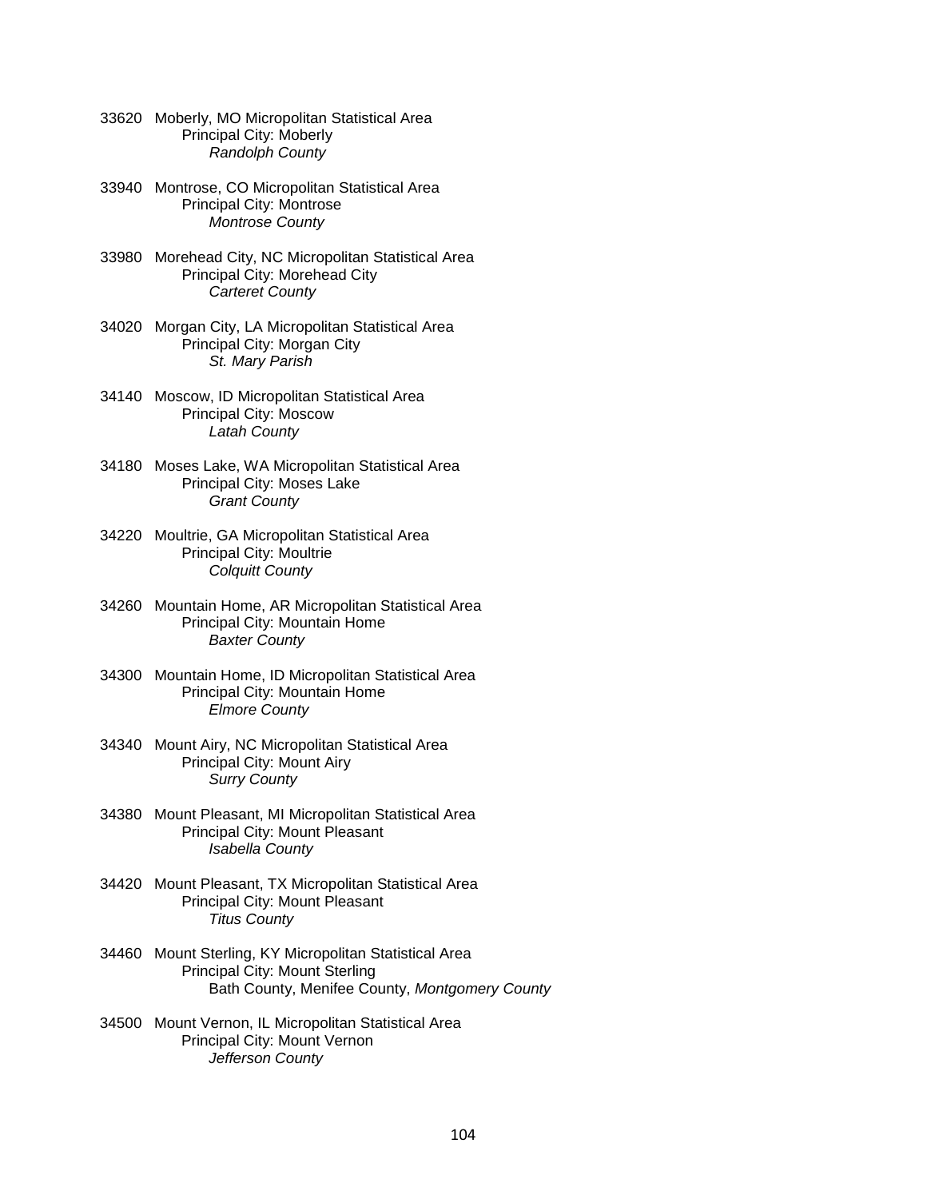33620 Moberly, MO Micropolitan Statistical Area
Principal City: Moberly
*Randolph County*

33940 Montrose, CO Micropolitan Statistical Area
Principal City: Montrose
*Montrose County*

33980 Morehead City, NC Micropolitan Statistical Area
Principal City: Morehead City
*Carteret County*

34020 Morgan City, LA Micropolitan Statistical Area
Principal City: Morgan City
*St. Mary Parish*

34140 Moscow, ID Micropolitan Statistical Area
Principal City: Moscow
*Latah County*

34180 Moses Lake, WA Micropolitan Statistical Area
Principal City: Moses Lake
*Grant County*

34220 Moultrie, GA Micropolitan Statistical Area
Principal City: Moultrie
*Colquitt County*

34260 Mountain Home, AR Micropolitan Statistical Area
Principal City: Mountain Home
*Baxter County*

34300 Mountain Home, ID Micropolitan Statistical Area
Principal City: Mountain Home
*Elmore County*

34340 Mount Airy, NC Micropolitan Statistical Area
Principal City: Mount Airy
*Surry County*

34380 Mount Pleasant, MI Micropolitan Statistical Area
Principal City: Mount Pleasant
*Isabella County*

34420 Mount Pleasant, TX Micropolitan Statistical Area
Principal City: Mount Pleasant
*Titus County*

34460 Mount Sterling, KY Micropolitan Statistical Area
Principal City: Mount Sterling
Bath County, Menifee County, *Montgomery County*

34500 Mount Vernon, IL Micropolitan Statistical Area
Principal City: Mount Vernon
*Jefferson County*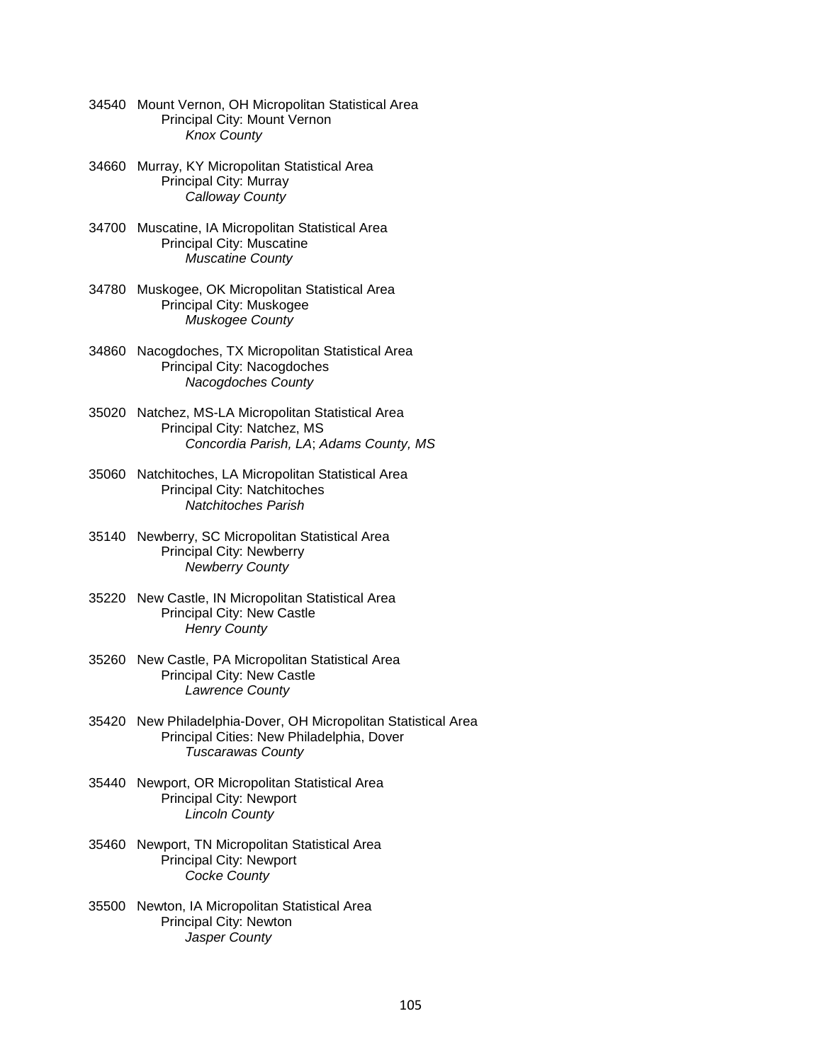34540 Mount Vernon, OH Micropolitan Statistical Area
  Principal City: Mount Vernon
    *Knox County*

34660 Murray, KY Micropolitan Statistical Area
  Principal City: Murray
    *Calloway County*

34700 Muscatine, IA Micropolitan Statistical Area
  Principal City: Muscatine
    *Muscatine County*

34780 Muskogee, OK Micropolitan Statistical Area
  Principal City: Muskogee
    *Muskogee County*

34860 Nacogdoches, TX Micropolitan Statistical Area
  Principal City: Nacogdoches
    *Nacogdoches County*

35020 Natchez, MS-LA Micropolitan Statistical Area
  Principal City: Natchez, MS
    *Concordia Parish, LA*; *Adams County, MS*

35060 Natchitoches, LA Micropolitan Statistical Area
  Principal City: Natchitoches
    *Natchitoches Parish*

35140 Newberry, SC Micropolitan Statistical Area
  Principal City: Newberry
    *Newberry County*

35220 New Castle, IN Micropolitan Statistical Area
  Principal City: New Castle
    *Henry County*

35260 New Castle, PA Micropolitan Statistical Area
  Principal City: New Castle
    *Lawrence County*

35420 New Philadelphia-Dover, OH Micropolitan Statistical Area
  Principal Cities: New Philadelphia, Dover
    *Tuscarawas County*

35440 Newport, OR Micropolitan Statistical Area
  Principal City: Newport
    *Lincoln County*

35460 Newport, TN Micropolitan Statistical Area
  Principal City: Newport
    *Cocke County*

35500 Newton, IA Micropolitan Statistical Area
  Principal City: Newton
    *Jasper County*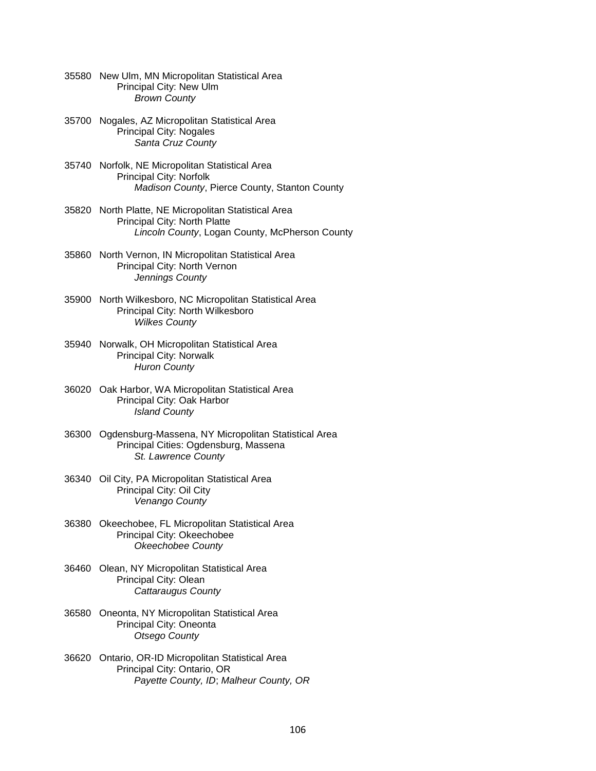35580 New Ulm, MN Micropolitan Statistical Area
Principal City: New Ulm
*Brown County*

35700 Nogales, AZ Micropolitan Statistical Area
Principal City: Nogales
*Santa Cruz County*

35740 Norfolk, NE Micropolitan Statistical Area
Principal City: Norfolk
*Madison County*, Pierce County, Stanton County

35820 North Platte, NE Micropolitan Statistical Area
Principal City: North Platte
*Lincoln County*, Logan County, McPherson County

35860 North Vernon, IN Micropolitan Statistical Area
Principal City: North Vernon
*Jennings County*

35900 North Wilkesboro, NC Micropolitan Statistical Area
Principal City: North Wilkesboro
*Wilkes County*

35940 Norwalk, OH Micropolitan Statistical Area
Principal City: Norwalk
*Huron County*

36020 Oak Harbor, WA Micropolitan Statistical Area
Principal City: Oak Harbor
*Island County*

36300 Ogdensburg-Massena, NY Micropolitan Statistical Area
Principal Cities: Ogdensburg, Massena
*St. Lawrence County*

36340 Oil City, PA Micropolitan Statistical Area
Principal City: Oil City
*Venango County*

36380 Okeechobee, FL Micropolitan Statistical Area
Principal City: Okeechobee
*Okeechobee County*

36460 Olean, NY Micropolitan Statistical Area
Principal City: Olean
*Cattaraugus County*

36580 Oneonta, NY Micropolitan Statistical Area
Principal City: Oneonta
*Otsego County*

36620 Ontario, OR-ID Micropolitan Statistical Area
Principal City: Ontario, OR
*Payette County, ID*; *Malheur County, OR*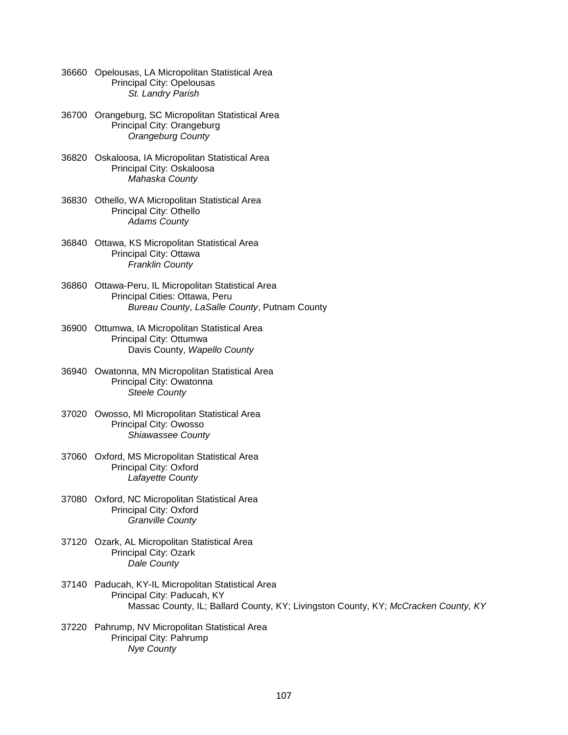36660 Opelousas, LA Micropolitan Statistical Area
Principal City: Opelousas
*St. Landry Parish*

36700 Orangeburg, SC Micropolitan Statistical Area
Principal City: Orangeburg
*Orangeburg County*

36820 Oskaloosa, IA Micropolitan Statistical Area
Principal City: Oskaloosa
*Mahaska County*

36830 Othello, WA Micropolitan Statistical Area
Principal City: Othello
*Adams County*

36840 Ottawa, KS Micropolitan Statistical Area
Principal City: Ottawa
*Franklin County*

36860 Ottawa-Peru, IL Micropolitan Statistical Area
Principal Cities: Ottawa, Peru
*Bureau County*, *LaSalle County*, Putnam County

36900 Ottumwa, IA Micropolitan Statistical Area
Principal City: Ottumwa
Davis County, *Wapello County*

36940 Owatonna, MN Micropolitan Statistical Area
Principal City: Owatonna
*Steele County*

37020 Owosso, MI Micropolitan Statistical Area
Principal City: Owosso
*Shiawassee County*

37060 Oxford, MS Micropolitan Statistical Area
Principal City: Oxford
*Lafayette County*

37080 Oxford, NC Micropolitan Statistical Area
Principal City: Oxford
*Granville County*

37120 Ozark, AL Micropolitan Statistical Area
Principal City: Ozark
*Dale County*

37140 Paducah, KY-IL Micropolitan Statistical Area
Principal City: Paducah, KY
Massac County, IL; Ballard County, KY; Livingston County, KY; *McCracken County, KY*

37220 Pahrump, NV Micropolitan Statistical Area
Principal City: Pahrump
*Nye County*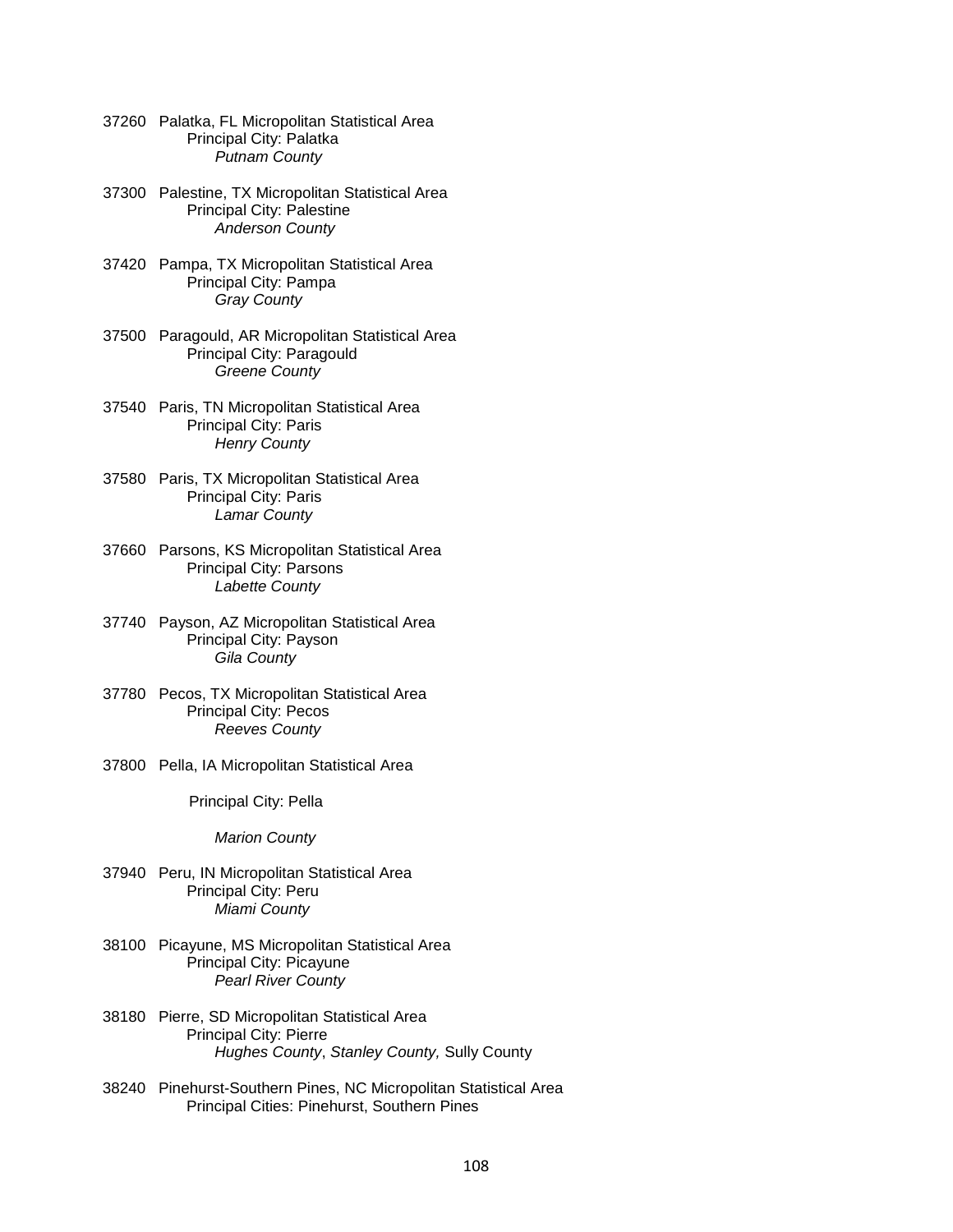37260 Palatka, FL Micropolitan Statistical Area
Principal City: Palatka
*Putnam County*

37300 Palestine, TX Micropolitan Statistical Area
Principal City: Palestine
*Anderson County*

37420 Pampa, TX Micropolitan Statistical Area
Principal City: Pampa
*Gray County*

37500 Paragould, AR Micropolitan Statistical Area
Principal City: Paragould
*Greene County*

37540 Paris, TN Micropolitan Statistical Area
Principal City: Paris
*Henry County*

37580 Paris, TX Micropolitan Statistical Area
Principal City: Paris
*Lamar County*

37660 Parsons, KS Micropolitan Statistical Area
Principal City: Parsons
*Labette County*

37740 Payson, AZ Micropolitan Statistical Area
Principal City: Payson
*Gila County*

37780 Pecos, TX Micropolitan Statistical Area
Principal City: Pecos
*Reeves County*

37800 Pella, IA Micropolitan Statistical Area

Principal City: Pella

*Marion County*

37940 Peru, IN Micropolitan Statistical Area
Principal City: Peru
*Miami County*

38100 Picayune, MS Micropolitan Statistical Area
Principal City: Picayune
*Pearl River County*

38180 Pierre, SD Micropolitan Statistical Area
Principal City: Pierre
*Hughes County*, *Stanley County,* Sully County

38240 Pinehurst-Southern Pines, NC Micropolitan Statistical Area
Principal Cities: Pinehurst, Southern Pines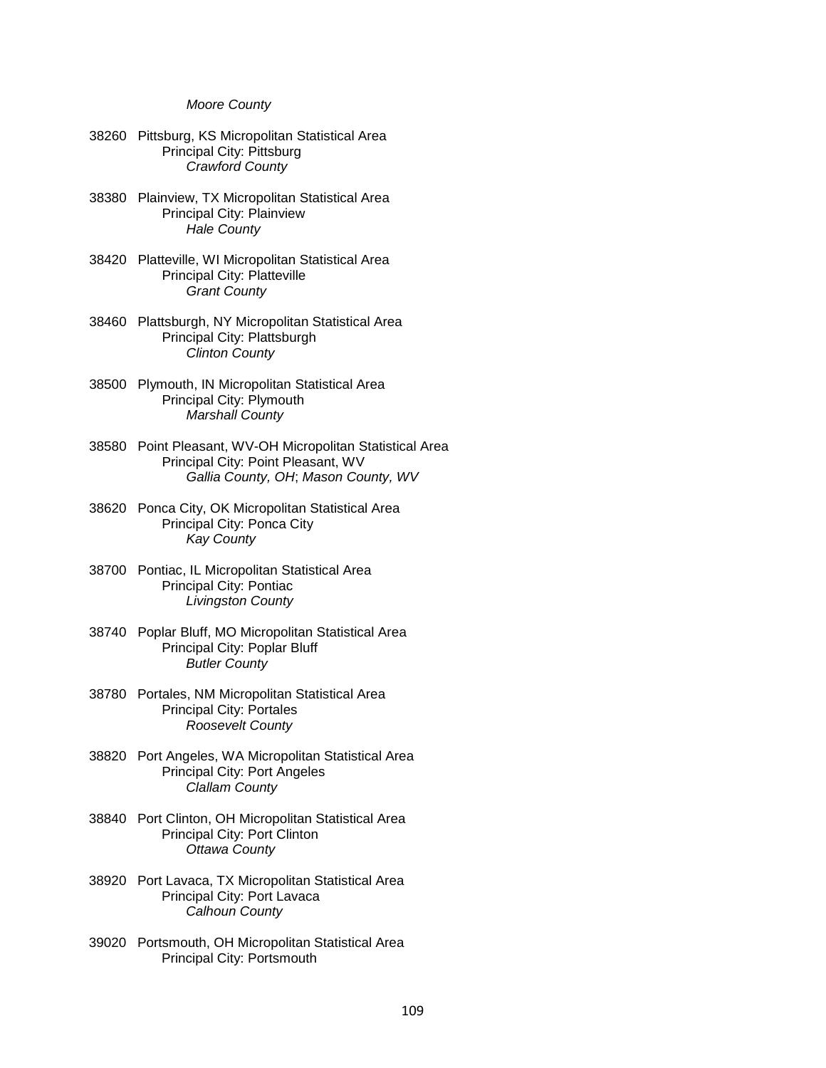*Moore County*

38260 Pittsburg, KS Micropolitan Statistical Area
Principal City: Pittsburg
*Crawford County*

38380 Plainview, TX Micropolitan Statistical Area
Principal City: Plainview
*Hale County*

38420 Platteville, WI Micropolitan Statistical Area
Principal City: Platteville
*Grant County*

38460 Plattsburgh, NY Micropolitan Statistical Area
Principal City: Plattsburgh
*Clinton County*

38500 Plymouth, IN Micropolitan Statistical Area
Principal City: Plymouth
*Marshall County*

38580 Point Pleasant, WV-OH Micropolitan Statistical Area
Principal City: Point Pleasant, WV
*Gallia County, OH*; *Mason County, WV*

38620 Ponca City, OK Micropolitan Statistical Area
Principal City: Ponca City
*Kay County*

38700 Pontiac, IL Micropolitan Statistical Area
Principal City: Pontiac
*Livingston County*

38740 Poplar Bluff, MO Micropolitan Statistical Area
Principal City: Poplar Bluff
*Butler County*

38780 Portales, NM Micropolitan Statistical Area
Principal City: Portales
*Roosevelt County*

38820 Port Angeles, WA Micropolitan Statistical Area
Principal City: Port Angeles
*Clallam County*

38840 Port Clinton, OH Micropolitan Statistical Area
Principal City: Port Clinton
*Ottawa County*

38920 Port Lavaca, TX Micropolitan Statistical Area
Principal City: Port Lavaca
*Calhoun County*

39020 Portsmouth, OH Micropolitan Statistical Area
Principal City: Portsmouth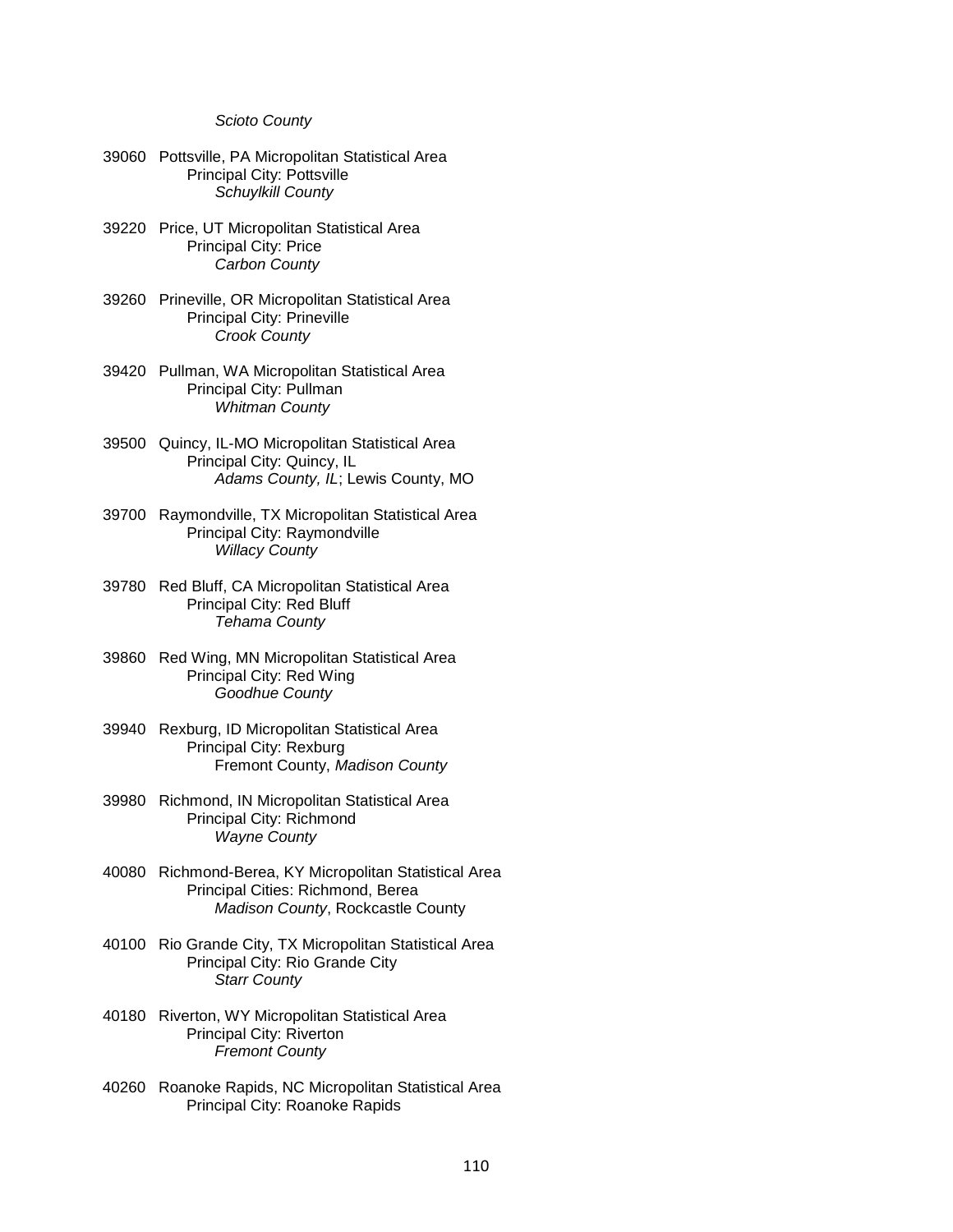*Scioto County*

39060 Pottsville, PA Micropolitan Statistical Area
Principal City: Pottsville
*Schuylkill County*

39220 Price, UT Micropolitan Statistical Area
Principal City: Price
*Carbon County*

39260 Prineville, OR Micropolitan Statistical Area
Principal City: Prineville
*Crook County*

39420 Pullman, WA Micropolitan Statistical Area
Principal City: Pullman
*Whitman County*

39500 Quincy, IL-MO Micropolitan Statistical Area
Principal City: Quincy, IL
*Adams County, IL*; Lewis County, MO

39700 Raymondville, TX Micropolitan Statistical Area
Principal City: Raymondville
*Willacy County*

39780 Red Bluff, CA Micropolitan Statistical Area
Principal City: Red Bluff
*Tehama County*

39860 Red Wing, MN Micropolitan Statistical Area
Principal City: Red Wing
*Goodhue County*

39940 Rexburg, ID Micropolitan Statistical Area
Principal City: Rexburg
Fremont County, *Madison County*

39980 Richmond, IN Micropolitan Statistical Area
Principal City: Richmond
*Wayne County*

40080 Richmond-Berea, KY Micropolitan Statistical Area
Principal Cities: Richmond, Berea
*Madison County*, Rockcastle County

40100 Rio Grande City, TX Micropolitan Statistical Area
Principal City: Rio Grande City
*Starr County*

40180 Riverton, WY Micropolitan Statistical Area
Principal City: Riverton
*Fremont County*

40260 Roanoke Rapids, NC Micropolitan Statistical Area
Principal City: Roanoke Rapids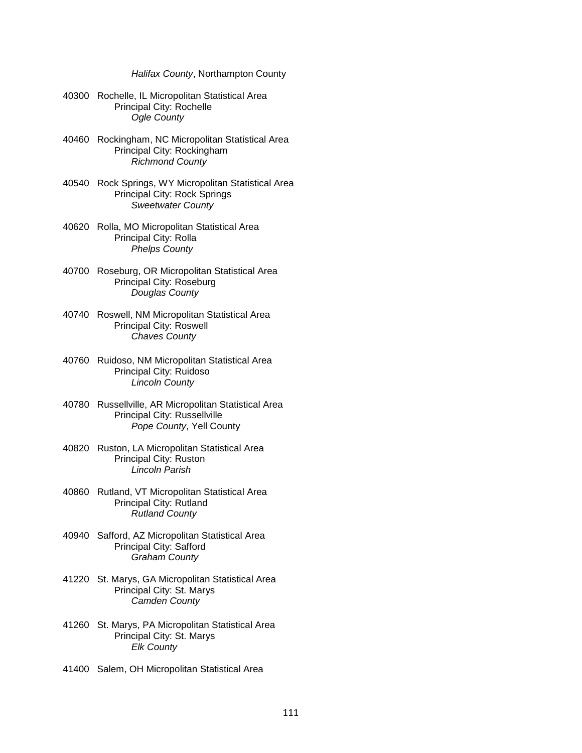*Halifax County*, Northampton County

40300 Rochelle, IL Micropolitan Statistical Area
Principal City: Rochelle
*Ogle County*

40460 Rockingham, NC Micropolitan Statistical Area
Principal City: Rockingham
*Richmond County*

40540 Rock Springs, WY Micropolitan Statistical Area
Principal City: Rock Springs
*Sweetwater County*

40620 Rolla, MO Micropolitan Statistical Area
Principal City: Rolla
*Phelps County*

40700 Roseburg, OR Micropolitan Statistical Area
Principal City: Roseburg
*Douglas County*

40740 Roswell, NM Micropolitan Statistical Area
Principal City: Roswell
*Chaves County*

40760 Ruidoso, NM Micropolitan Statistical Area
Principal City: Ruidoso
*Lincoln County*

40780 Russellville, AR Micropolitan Statistical Area
Principal City: Russellville
*Pope County*, Yell County

40820 Ruston, LA Micropolitan Statistical Area
Principal City: Ruston
*Lincoln Parish*

40860 Rutland, VT Micropolitan Statistical Area
Principal City: Rutland
*Rutland County*

40940 Safford, AZ Micropolitan Statistical Area
Principal City: Safford
*Graham County*

41220 St. Marys, GA Micropolitan Statistical Area
Principal City: St. Marys
*Camden County*

41260 St. Marys, PA Micropolitan Statistical Area
Principal City: St. Marys
*Elk County*

41400 Salem, OH Micropolitan Statistical Area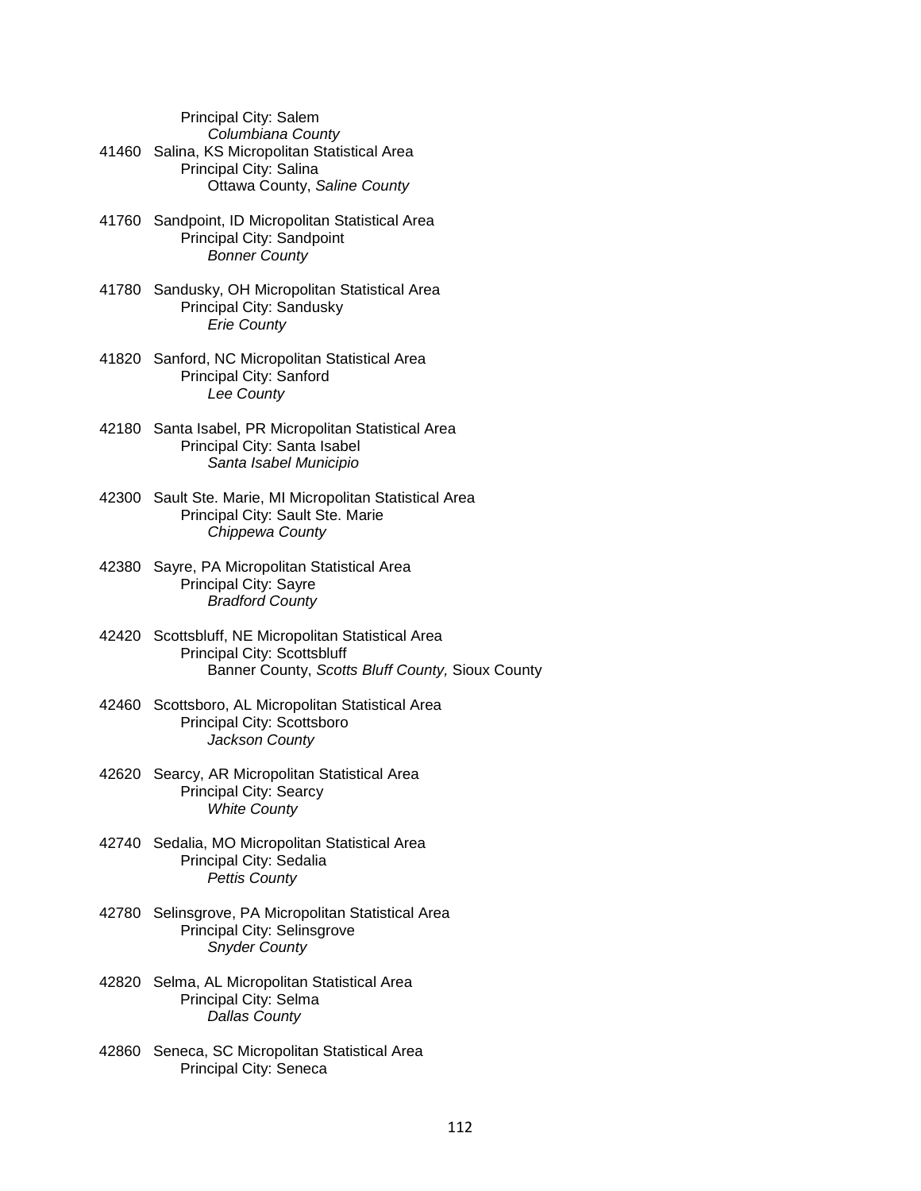Principal City: Salem
*Columbiana County*

41460 Salina, KS Micropolitan Statistical Area
Principal City: Salina
Ottawa County, *Saline County*

41760 Sandpoint, ID Micropolitan Statistical Area
Principal City: Sandpoint
*Bonner County*

41780 Sandusky, OH Micropolitan Statistical Area
Principal City: Sandusky
*Erie County*

41820 Sanford, NC Micropolitan Statistical Area
Principal City: Sanford
*Lee County*

42180 Santa Isabel, PR Micropolitan Statistical Area
Principal City: Santa Isabel
*Santa Isabel Municipio*

42300 Sault Ste. Marie, MI Micropolitan Statistical Area
Principal City: Sault Ste. Marie
*Chippewa County*

42380 Sayre, PA Micropolitan Statistical Area
Principal City: Sayre
*Bradford County*

42420 Scottsbluff, NE Micropolitan Statistical Area
Principal City: Scottsbluff
Banner County, *Scotts Bluff County,* Sioux County

42460 Scottsboro, AL Micropolitan Statistical Area
Principal City: Scottsboro
*Jackson County*

42620 Searcy, AR Micropolitan Statistical Area
Principal City: Searcy
*White County*

42740 Sedalia, MO Micropolitan Statistical Area
Principal City: Sedalia
*Pettis County*

42780 Selinsgrove, PA Micropolitan Statistical Area
Principal City: Selinsgrove
*Snyder County*

42820 Selma, AL Micropolitan Statistical Area
Principal City: Selma
*Dallas County*

42860 Seneca, SC Micropolitan Statistical Area
Principal City: Seneca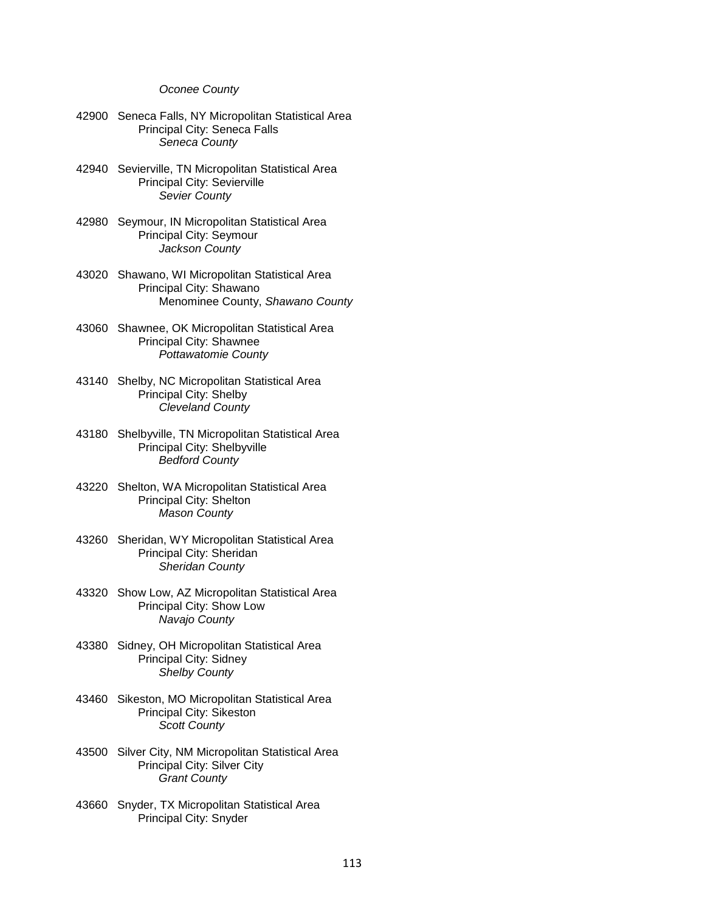*Oconee County*

42900 Seneca Falls, NY Micropolitan Statistical Area
Principal City: Seneca Falls
*Seneca County*

42940 Sevierville, TN Micropolitan Statistical Area
Principal City: Sevierville
*Sevier County*

42980 Seymour, IN Micropolitan Statistical Area
Principal City: Seymour
*Jackson County*

43020 Shawano, WI Micropolitan Statistical Area
Principal City: Shawano
Menominee County, *Shawano County*

43060 Shawnee, OK Micropolitan Statistical Area
Principal City: Shawnee
*Pottawatomie County*

43140 Shelby, NC Micropolitan Statistical Area
Principal City: Shelby
*Cleveland County*

43180 Shelbyville, TN Micropolitan Statistical Area
Principal City: Shelbyville
*Bedford County*

43220 Shelton, WA Micropolitan Statistical Area
Principal City: Shelton
*Mason County*

43260 Sheridan, WY Micropolitan Statistical Area
Principal City: Sheridan
*Sheridan County*

43320 Show Low, AZ Micropolitan Statistical Area
Principal City: Show Low
*Navajo County*

43380 Sidney, OH Micropolitan Statistical Area
Principal City: Sidney
*Shelby County*

43460 Sikeston, MO Micropolitan Statistical Area
Principal City: Sikeston
*Scott County*

43500 Silver City, NM Micropolitan Statistical Area
Principal City: Silver City
*Grant County*

43660 Snyder, TX Micropolitan Statistical Area
Principal City: Snyder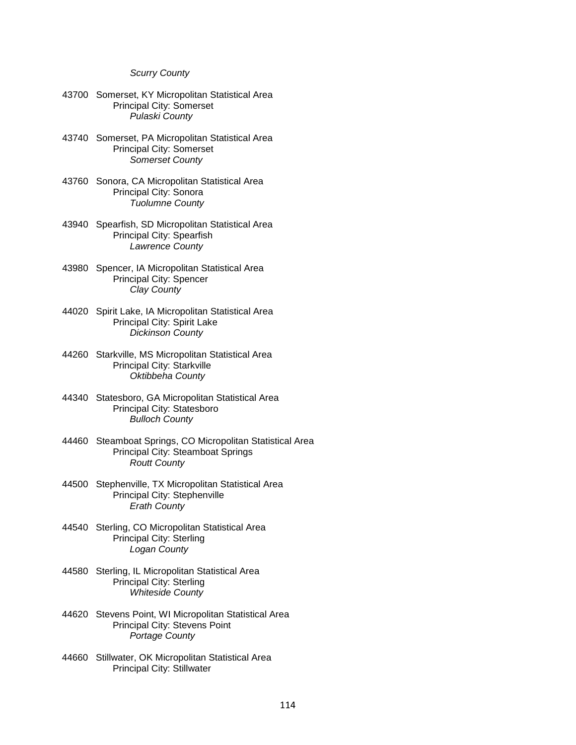*Scurry County*

43700 Somerset, KY Micropolitan Statistical Area
Principal City: Somerset
*Pulaski County*

43740 Somerset, PA Micropolitan Statistical Area
Principal City: Somerset
*Somerset County*

43760 Sonora, CA Micropolitan Statistical Area
Principal City: Sonora
*Tuolumne County*

43940 Spearfish, SD Micropolitan Statistical Area
Principal City: Spearfish
*Lawrence County*

43980 Spencer, IA Micropolitan Statistical Area
Principal City: Spencer
*Clay County*

44020 Spirit Lake, IA Micropolitan Statistical Area
Principal City: Spirit Lake
*Dickinson County*

44260 Starkville, MS Micropolitan Statistical Area
Principal City: Starkville
*Oktibbeha County*

44340 Statesboro, GA Micropolitan Statistical Area
Principal City: Statesboro
*Bulloch County*

44460 Steamboat Springs, CO Micropolitan Statistical Area
Principal City: Steamboat Springs
*Routt County*

44500 Stephenville, TX Micropolitan Statistical Area
Principal City: Stephenville
*Erath County*

44540 Sterling, CO Micropolitan Statistical Area
Principal City: Sterling
*Logan County*

44580 Sterling, IL Micropolitan Statistical Area
Principal City: Sterling
*Whiteside County*

44620 Stevens Point, WI Micropolitan Statistical Area
Principal City: Stevens Point
*Portage County*

44660 Stillwater, OK Micropolitan Statistical Area
Principal City: Stillwater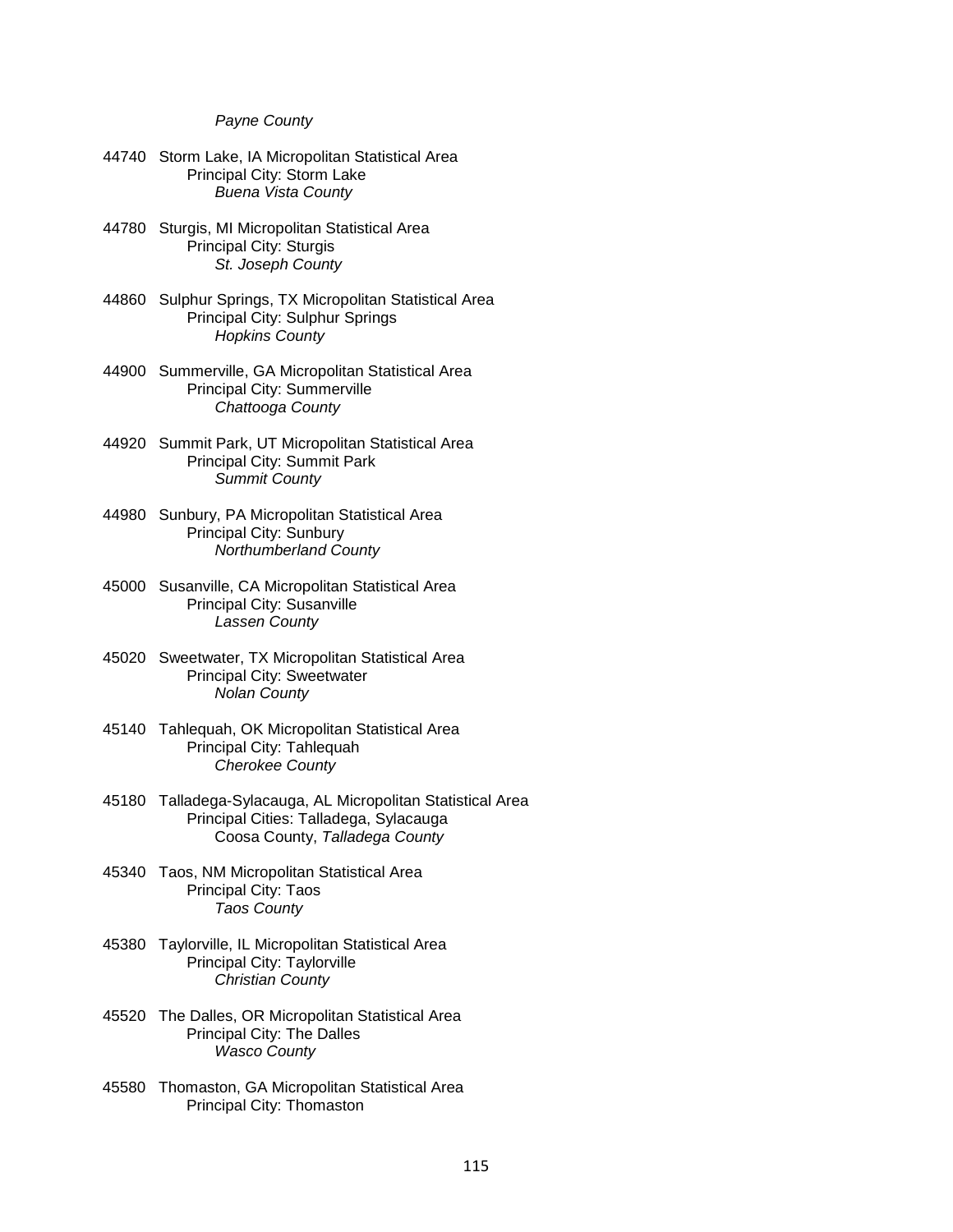*Payne County*

44740 Storm Lake, IA Micropolitan Statistical Area
Principal City: Storm Lake
*Buena Vista County*

44780 Sturgis, MI Micropolitan Statistical Area
Principal City: Sturgis
*St. Joseph County*

44860 Sulphur Springs, TX Micropolitan Statistical Area
Principal City: Sulphur Springs
*Hopkins County*

44900 Summerville, GA Micropolitan Statistical Area
Principal City: Summerville
*Chattooga County*

44920 Summit Park, UT Micropolitan Statistical Area
Principal City: Summit Park
*Summit County*

44980 Sunbury, PA Micropolitan Statistical Area
Principal City: Sunbury
*Northumberland County*

45000 Susanville, CA Micropolitan Statistical Area
Principal City: Susanville
*Lassen County*

45020 Sweetwater, TX Micropolitan Statistical Area
Principal City: Sweetwater
*Nolan County*

45140 Tahlequah, OK Micropolitan Statistical Area
Principal City: Tahlequah
*Cherokee County*

45180 Talladega-Sylacauga, AL Micropolitan Statistical Area
Principal Cities: Talladega, Sylacauga
Coosa County, *Talladega County*

45340 Taos, NM Micropolitan Statistical Area
Principal City: Taos
*Taos County*

45380 Taylorville, IL Micropolitan Statistical Area
Principal City: Taylorville
*Christian County*

45520 The Dalles, OR Micropolitan Statistical Area
Principal City: The Dalles
*Wasco County*

45580 Thomaston, GA Micropolitan Statistical Area
Principal City: Thomaston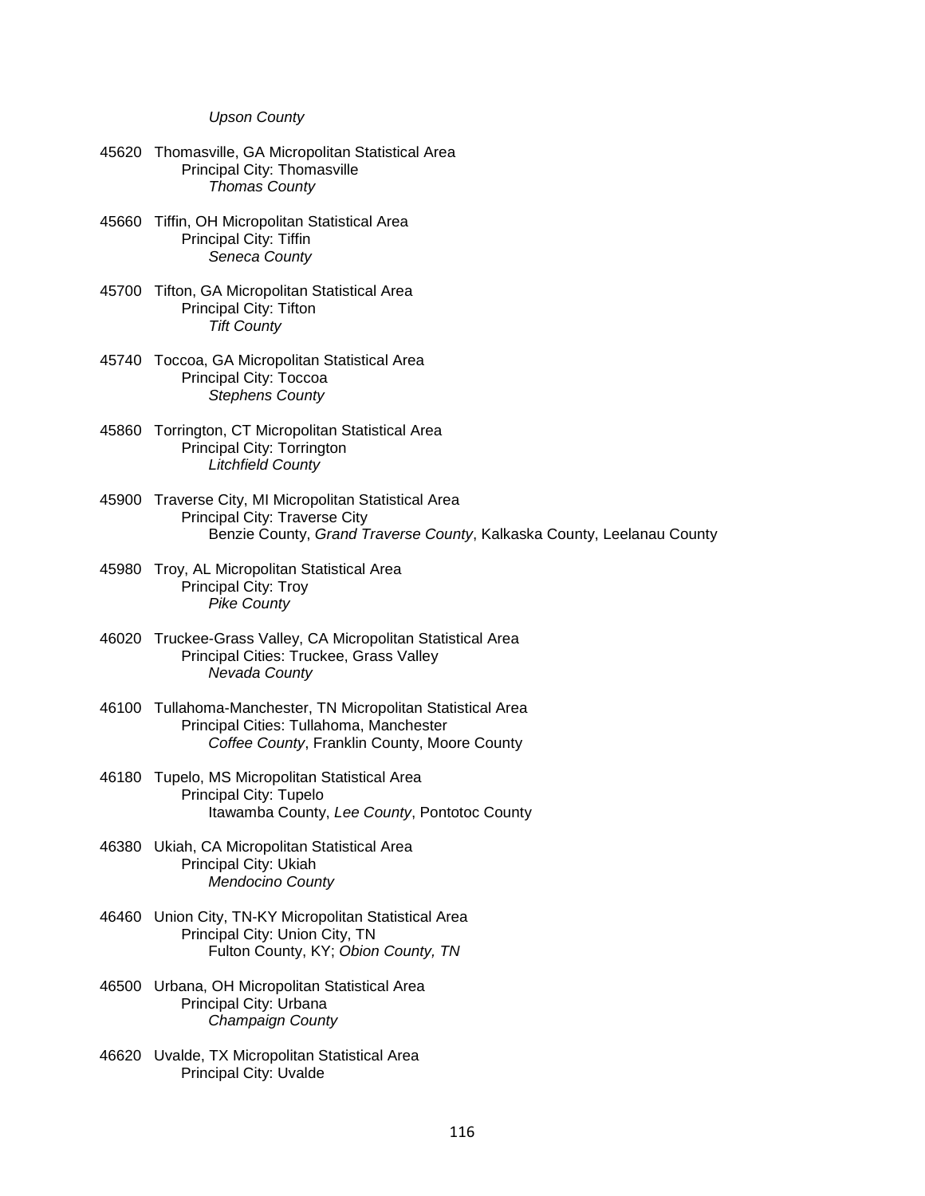*Upson County*

45620 Thomasville, GA Micropolitan Statistical Area
Principal City: Thomasville
*Thomas County*

45660 Tiffin, OH Micropolitan Statistical Area
Principal City: Tiffin
*Seneca County*

45700 Tifton, GA Micropolitan Statistical Area
Principal City: Tifton
*Tift County*

45740 Toccoa, GA Micropolitan Statistical Area
Principal City: Toccoa
*Stephens County*

45860 Torrington, CT Micropolitan Statistical Area
Principal City: Torrington
*Litchfield County*

45900 Traverse City, MI Micropolitan Statistical Area
Principal City: Traverse City
Benzie County, *Grand Traverse County*, Kalkaska County, Leelanau County

45980 Troy, AL Micropolitan Statistical Area
Principal City: Troy
*Pike County*

46020 Truckee-Grass Valley, CA Micropolitan Statistical Area
Principal Cities: Truckee, Grass Valley
*Nevada County*

46100 Tullahoma-Manchester, TN Micropolitan Statistical Area
Principal Cities: Tullahoma, Manchester
*Coffee County*, Franklin County, Moore County

46180 Tupelo, MS Micropolitan Statistical Area
Principal City: Tupelo
Itawamba County, *Lee County*, Pontotoc County

46380 Ukiah, CA Micropolitan Statistical Area
Principal City: Ukiah
*Mendocino County*

46460 Union City, TN-KY Micropolitan Statistical Area
Principal City: Union City, TN
Fulton County, KY; *Obion County, TN*

46500 Urbana, OH Micropolitan Statistical Area
Principal City: Urbana
*Champaign County*

46620 Uvalde, TX Micropolitan Statistical Area
Principal City: Uvalde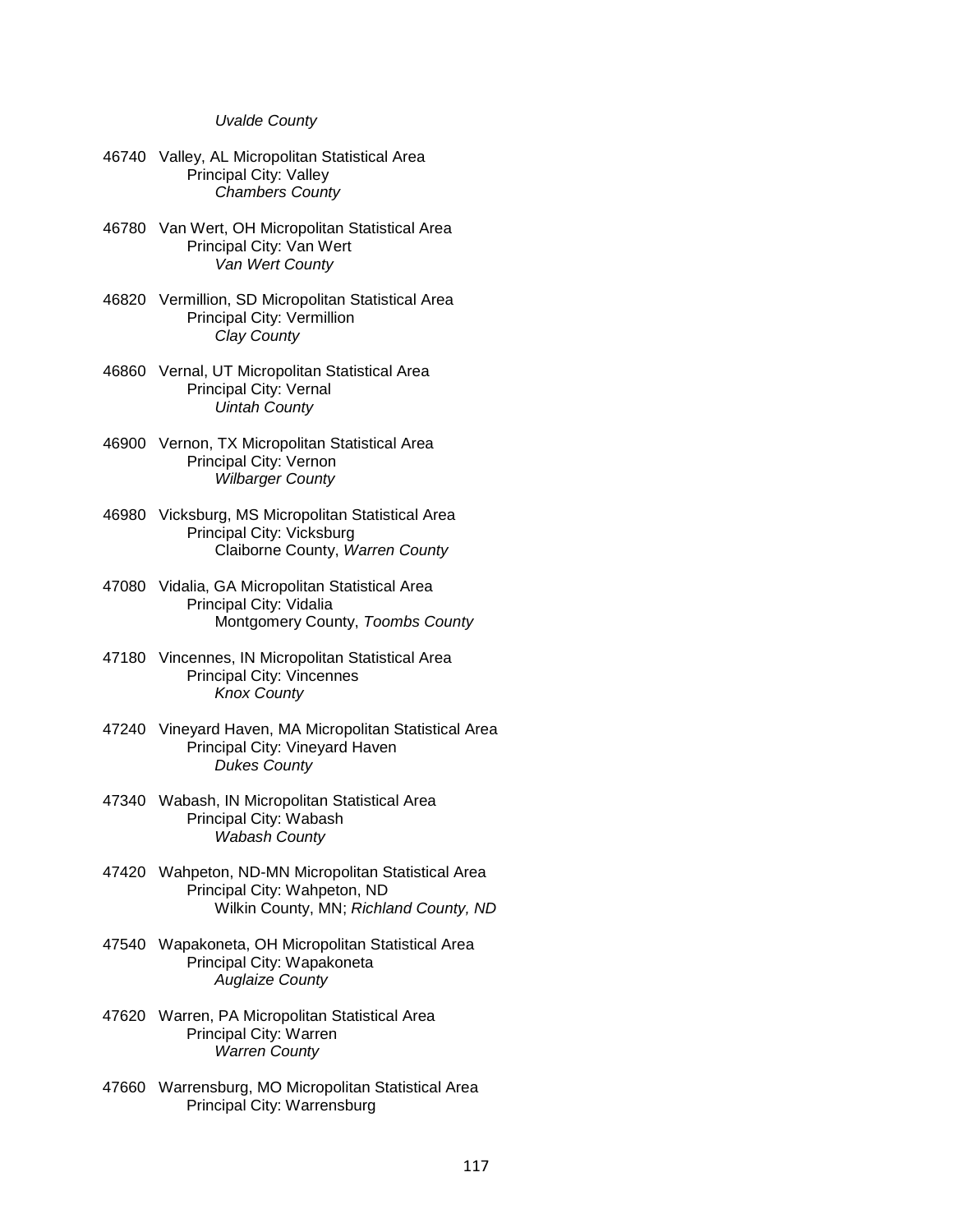*Uvalde County*

46740 Valley, AL Micropolitan Statistical Area
  Principal City: Valley
    *Chambers County*

46780 Van Wert, OH Micropolitan Statistical Area
  Principal City: Van Wert
    *Van Wert County*

46820 Vermillion, SD Micropolitan Statistical Area
  Principal City: Vermillion
    *Clay County*

46860 Vernal, UT Micropolitan Statistical Area
  Principal City: Vernal
    *Uintah County*

46900 Vernon, TX Micropolitan Statistical Area
  Principal City: Vernon
    *Wilbarger County*

46980 Vicksburg, MS Micropolitan Statistical Area
  Principal City: Vicksburg
    Claiborne County, *Warren County*

47080 Vidalia, GA Micropolitan Statistical Area
  Principal City: Vidalia
    Montgomery County, *Toombs County*

47180 Vincennes, IN Micropolitan Statistical Area
  Principal City: Vincennes
    *Knox County*

47240 Vineyard Haven, MA Micropolitan Statistical Area
  Principal City: Vineyard Haven
    *Dukes County*

47340 Wabash, IN Micropolitan Statistical Area
  Principal City: Wabash
    *Wabash County*

47420 Wahpeton, ND-MN Micropolitan Statistical Area
  Principal City: Wahpeton, ND
    Wilkin County, MN; *Richland County, ND*

47540 Wapakoneta, OH Micropolitan Statistical Area
  Principal City: Wapakoneta
    *Auglaize County*

47620 Warren, PA Micropolitan Statistical Area
  Principal City: Warren
    *Warren County*

47660 Warrensburg, MO Micropolitan Statistical Area
  Principal City: Warrensburg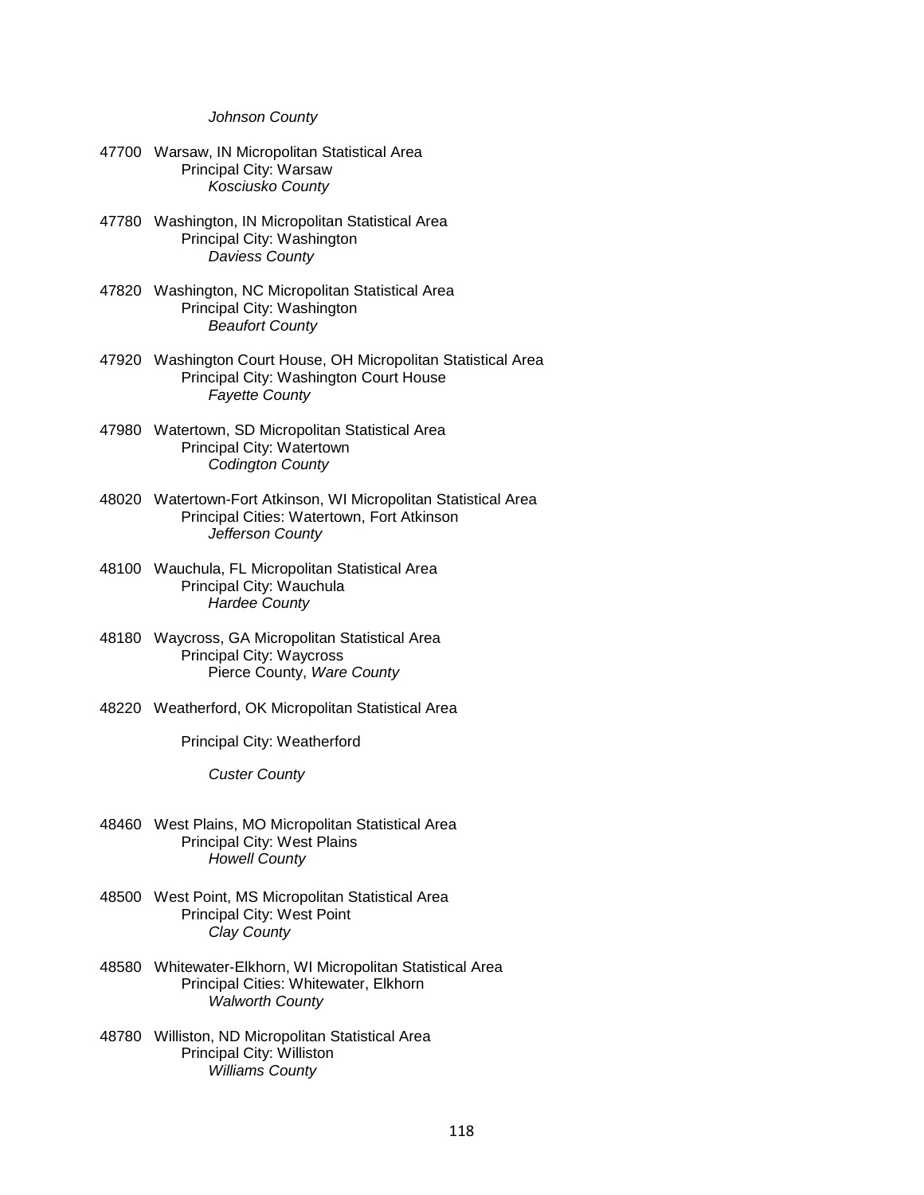*Johnson County*

47700 Warsaw, IN Micropolitan Statistical Area
Principal City: Warsaw
*Kosciusko County*

47780 Washington, IN Micropolitan Statistical Area
Principal City: Washington
*Daviess County*

47820 Washington, NC Micropolitan Statistical Area
Principal City: Washington
*Beaufort County*

47920 Washington Court House, OH Micropolitan Statistical Area
Principal City: Washington Court House
*Fayette County*

47980 Watertown, SD Micropolitan Statistical Area
Principal City: Watertown
*Codington County*

48020 Watertown-Fort Atkinson, WI Micropolitan Statistical Area
Principal Cities: Watertown, Fort Atkinson
*Jefferson County*

48100 Wauchula, FL Micropolitan Statistical Area
Principal City: Wauchula
*Hardee County*

48180 Waycross, GA Micropolitan Statistical Area
Principal City: Waycross
Pierce County, *Ware County*

48220 Weatherford, OK Micropolitan Statistical Area

Principal City: Weatherford

*Custer County*

48460 West Plains, MO Micropolitan Statistical Area
Principal City: West Plains
*Howell County*

48500 West Point, MS Micropolitan Statistical Area
Principal City: West Point
*Clay County*

48580 Whitewater-Elkhorn, WI Micropolitan Statistical Area
Principal Cities: Whitewater, Elkhorn
*Walworth County*

48780 Williston, ND Micropolitan Statistical Area
Principal City: Williston
*Williams County*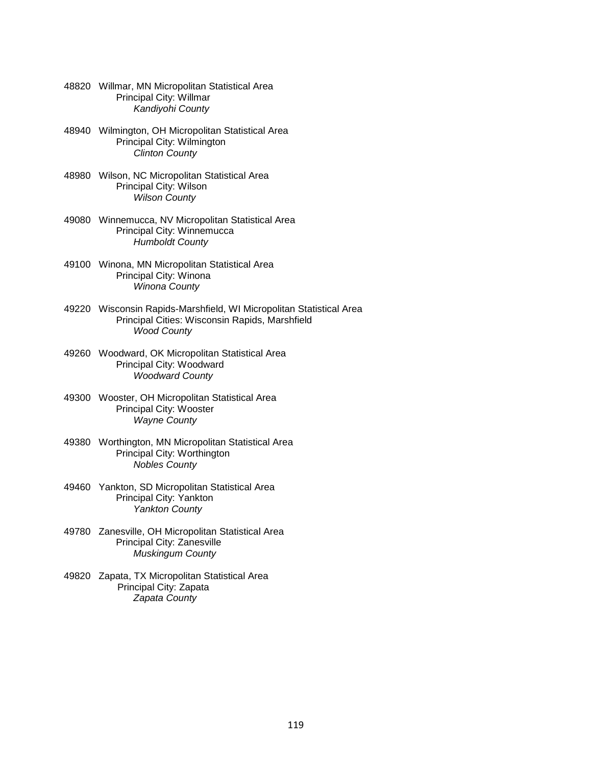48820 Willmar, MN Micropolitan Statistical Area
Principal City: Willmar
*Kandiyohi County*

48940 Wilmington, OH Micropolitan Statistical Area
Principal City: Wilmington
*Clinton County*

48980 Wilson, NC Micropolitan Statistical Area
Principal City: Wilson
*Wilson County*

49080 Winnemucca, NV Micropolitan Statistical Area
Principal City: Winnemucca
*Humboldt County*

49100 Winona, MN Micropolitan Statistical Area
Principal City: Winona
*Winona County*

49220 Wisconsin Rapids-Marshfield, WI Micropolitan Statistical Area
Principal Cities: Wisconsin Rapids, Marshfield
*Wood County*

49260 Woodward, OK Micropolitan Statistical Area
Principal City: Woodward
*Woodward County*

49300 Wooster, OH Micropolitan Statistical Area
Principal City: Wooster
*Wayne County*

49380 Worthington, MN Micropolitan Statistical Area
Principal City: Worthington
*Nobles County*

49460 Yankton, SD Micropolitan Statistical Area
Principal City: Yankton
*Yankton County*

49780 Zanesville, OH Micropolitan Statistical Area
Principal City: Zanesville
*Muskingum County*

49820 Zapata, TX Micropolitan Statistical Area
Principal City: Zapata
*Zapata County*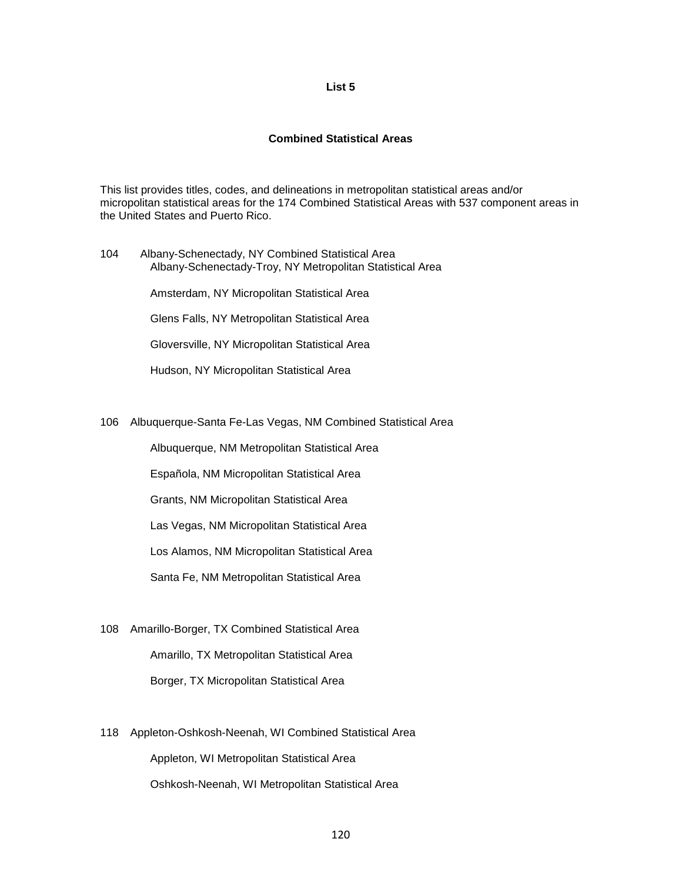**List 5**

**Combined Statistical Areas**

This list provides titles, codes, and delineations in metropolitan statistical areas and/or micropolitan statistical areas for the 174 Combined Statistical Areas with 537 component areas in the United States and Puerto Rico.

104 Albany-Schenectady, NY Combined Statistical Area

- Albany-Schenectady-Troy, NY Metropolitan Statistical Area
- Amsterdam, NY Micropolitan Statistical Area
- Glens Falls, NY Metropolitan Statistical Area
- Gloversville, NY Micropolitan Statistical Area
- Hudson, NY Micropolitan Statistical Area

106 Albuquerque-Santa Fe-Las Vegas, NM Combined Statistical Area

- Albuquerque, NM Metropolitan Statistical Area
- Española, NM Micropolitan Statistical Area
- Grants, NM Micropolitan Statistical Area
- Las Vegas, NM Micropolitan Statistical Area
- Los Alamos, NM Micropolitan Statistical Area
- Santa Fe, NM Metropolitan Statistical Area

108 Amarillo-Borger, TX Combined Statistical Area

- Amarillo, TX Metropolitan Statistical Area
- Borger, TX Micropolitan Statistical Area

118 Appleton-Oshkosh-Neenah, WI Combined Statistical Area

- Appleton, WI Metropolitan Statistical Area
- Oshkosh-Neenah, WI Metropolitan Statistical Area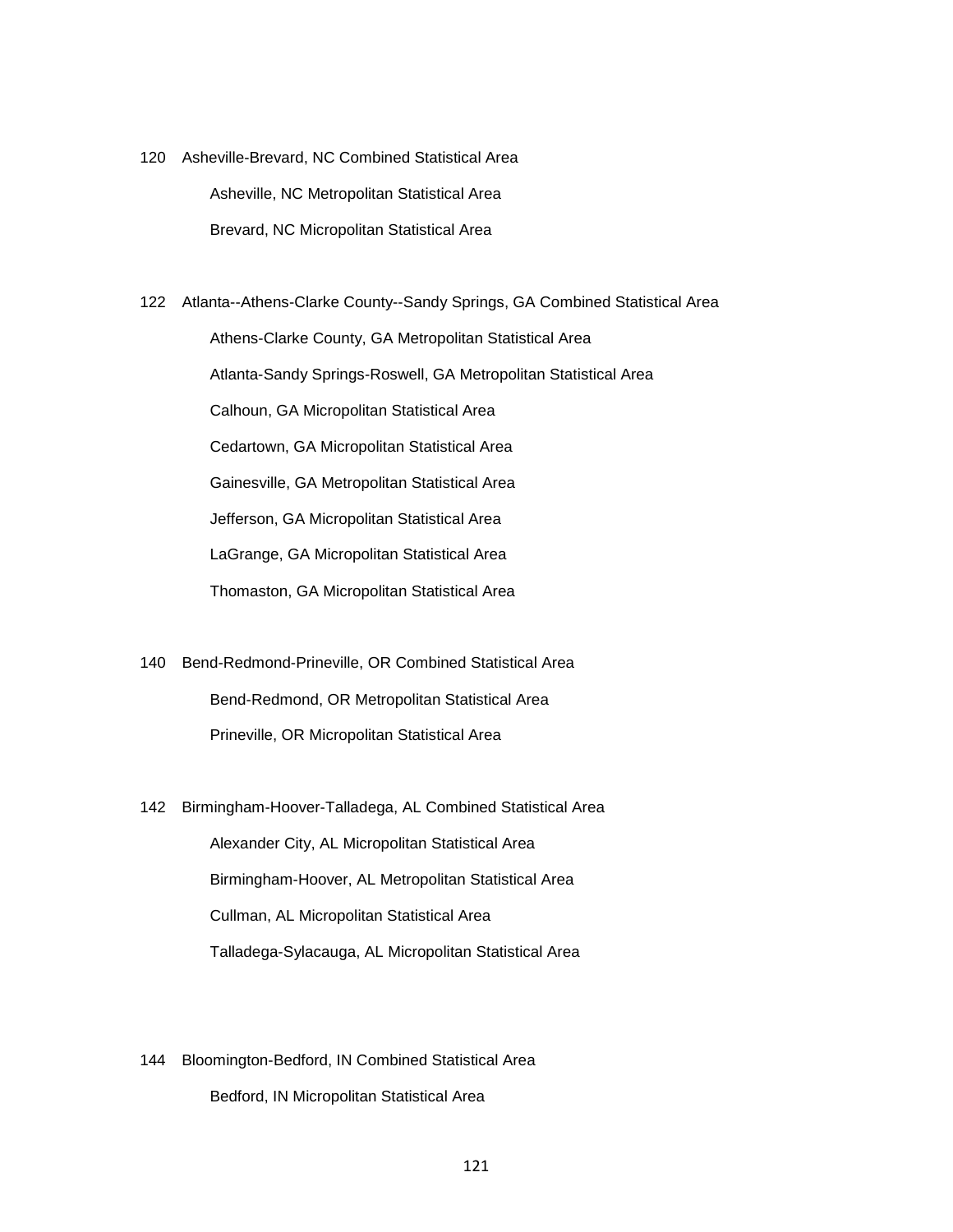120 Asheville-Brevard, NC Combined Statistical Area

  Asheville, NC Metropolitan Statistical Area

  Brevard, NC Micropolitan Statistical Area

122 Atlanta--Athens-Clarke County--Sandy Springs, GA Combined Statistical Area

  Athens-Clarke County, GA Metropolitan Statistical Area

  Atlanta-Sandy Springs-Roswell, GA Metropolitan Statistical Area

  Calhoun, GA Micropolitan Statistical Area

  Cedartown, GA Micropolitan Statistical Area

  Gainesville, GA Metropolitan Statistical Area

  Jefferson, GA Micropolitan Statistical Area

  LaGrange, GA Micropolitan Statistical Area

  Thomaston, GA Micropolitan Statistical Area

140 Bend-Redmond-Prineville, OR Combined Statistical Area

  Bend-Redmond, OR Metropolitan Statistical Area

  Prineville, OR Micropolitan Statistical Area

142 Birmingham-Hoover-Talladega, AL Combined Statistical Area

  Alexander City, AL Micropolitan Statistical Area

  Birmingham-Hoover, AL Metropolitan Statistical Area

  Cullman, AL Micropolitan Statistical Area

  Talladega-Sylacauga, AL Micropolitan Statistical Area

144 Bloomington-Bedford, IN Combined Statistical Area

  Bedford, IN Micropolitan Statistical Area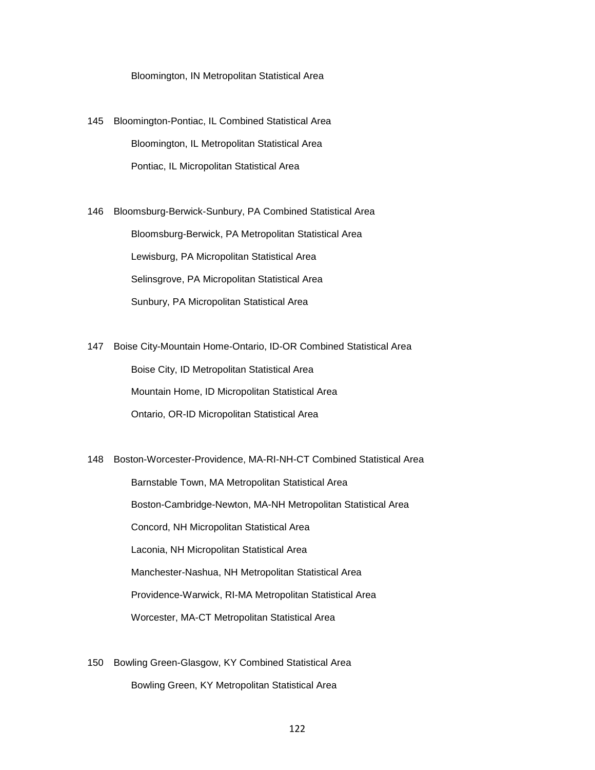Bloomington, IN Metropolitan Statistical Area

145 Bloomington-Pontiac, IL Combined Statistical Area

Bloomington, IL Metropolitan Statistical Area

Pontiac, IL Micropolitan Statistical Area

146 Bloomsburg-Berwick-Sunbury, PA Combined Statistical Area

Bloomsburg-Berwick, PA Metropolitan Statistical Area

Lewisburg, PA Micropolitan Statistical Area

Selinsgrove, PA Micropolitan Statistical Area

Sunbury, PA Micropolitan Statistical Area

147 Boise City-Mountain Home-Ontario, ID-OR Combined Statistical Area

Boise City, ID Metropolitan Statistical Area

Mountain Home, ID Micropolitan Statistical Area

Ontario, OR-ID Micropolitan Statistical Area

148 Boston-Worcester-Providence, MA-RI-NH-CT Combined Statistical Area

Barnstable Town, MA Metropolitan Statistical Area

Boston-Cambridge-Newton, MA-NH Metropolitan Statistical Area

Concord, NH Micropolitan Statistical Area

Laconia, NH Micropolitan Statistical Area

Manchester-Nashua, NH Metropolitan Statistical Area

Providence-Warwick, RI-MA Metropolitan Statistical Area

Worcester, MA-CT Metropolitan Statistical Area

150 Bowling Green-Glasgow, KY Combined Statistical Area

Bowling Green, KY Metropolitan Statistical Area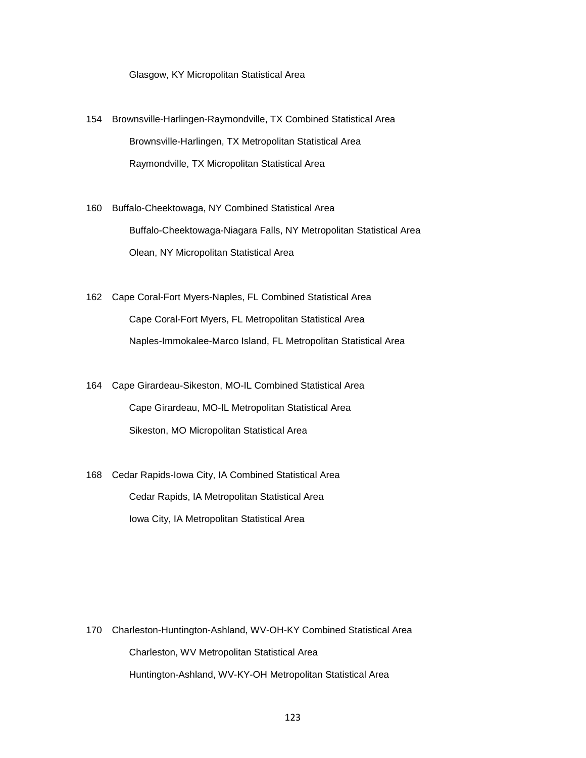Glasgow, KY Micropolitan Statistical Area

154 Brownsville-Harlingen-Raymondville, TX Combined Statistical Area

Brownsville-Harlingen, TX Metropolitan Statistical Area

Raymondville, TX Micropolitan Statistical Area

160 Buffalo-Cheektowaga, NY Combined Statistical Area

Buffalo-Cheektowaga-Niagara Falls, NY Metropolitan Statistical Area

Olean, NY Micropolitan Statistical Area

162 Cape Coral-Fort Myers-Naples, FL Combined Statistical Area

Cape Coral-Fort Myers, FL Metropolitan Statistical Area

Naples-Immokalee-Marco Island, FL Metropolitan Statistical Area

164 Cape Girardeau-Sikeston, MO-IL Combined Statistical Area

Cape Girardeau, MO-IL Metropolitan Statistical Area

Sikeston, MO Micropolitan Statistical Area

168 Cedar Rapids-Iowa City, IA Combined Statistical Area

Cedar Rapids, IA Metropolitan Statistical Area

Iowa City, IA Metropolitan Statistical Area

170 Charleston-Huntington-Ashland, WV-OH-KY Combined Statistical Area

Charleston, WV Metropolitan Statistical Area

Huntington-Ashland, WV-KY-OH Metropolitan Statistical Area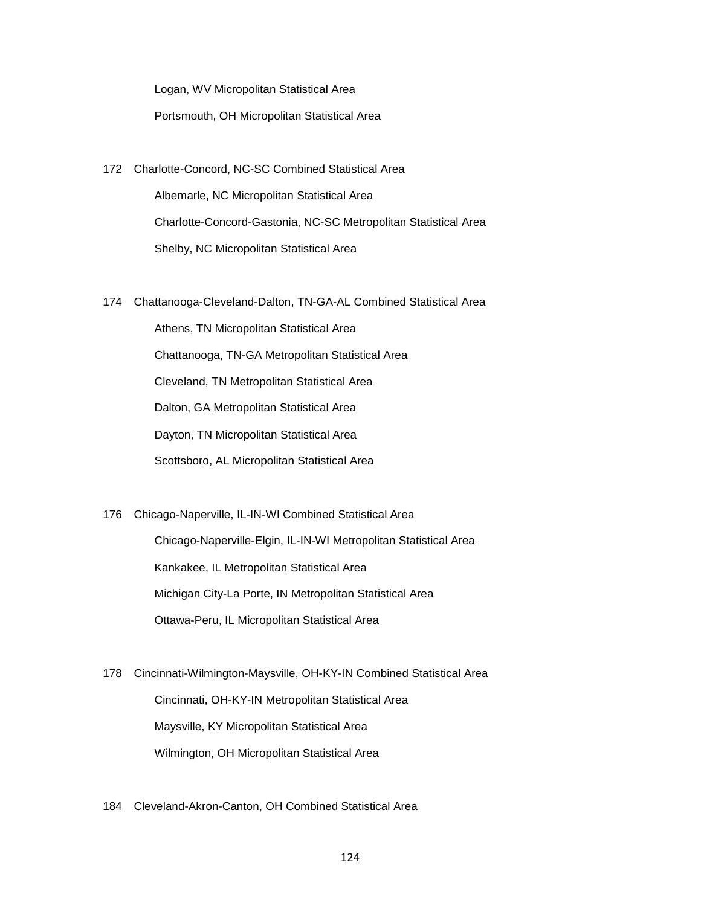Logan, WV Micropolitan Statistical Area

Portsmouth, OH Micropolitan Statistical Area

172 Charlotte-Concord, NC-SC Combined Statistical Area

Albemarle, NC Micropolitan Statistical Area

Charlotte-Concord-Gastonia, NC-SC Metropolitan Statistical Area

Shelby, NC Micropolitan Statistical Area

174 Chattanooga-Cleveland-Dalton, TN-GA-AL Combined Statistical Area

Athens, TN Micropolitan Statistical Area

Chattanooga, TN-GA Metropolitan Statistical Area

Cleveland, TN Metropolitan Statistical Area

Dalton, GA Metropolitan Statistical Area

Dayton, TN Micropolitan Statistical Area

Scottsboro, AL Micropolitan Statistical Area

176 Chicago-Naperville, IL-IN-WI Combined Statistical Area

Chicago-Naperville-Elgin, IL-IN-WI Metropolitan Statistical Area

Kankakee, IL Metropolitan Statistical Area

Michigan City-La Porte, IN Metropolitan Statistical Area

Ottawa-Peru, IL Micropolitan Statistical Area

178 Cincinnati-Wilmington-Maysville, OH-KY-IN Combined Statistical Area

Cincinnati, OH-KY-IN Metropolitan Statistical Area

Maysville, KY Micropolitan Statistical Area

Wilmington, OH Micropolitan Statistical Area

184 Cleveland-Akron-Canton, OH Combined Statistical Area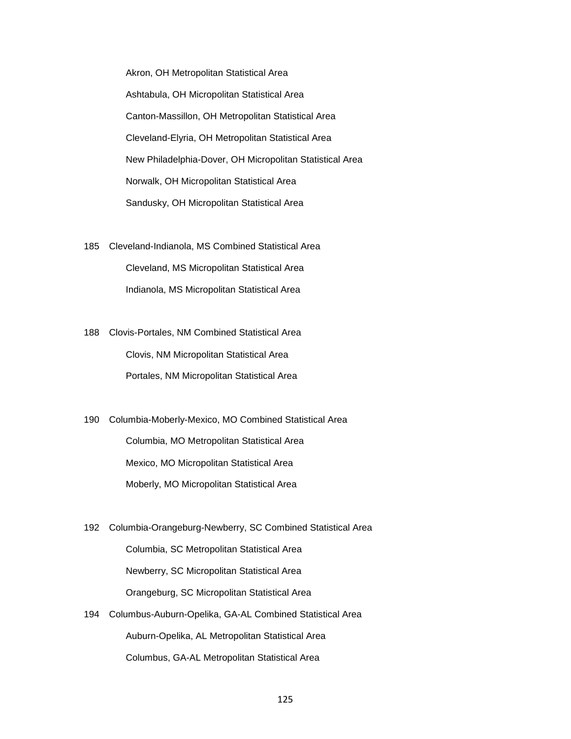Akron, OH Metropolitan Statistical Area

Ashtabula, OH Micropolitan Statistical Area

Canton-Massillon, OH Metropolitan Statistical Area

Cleveland-Elyria, OH Metropolitan Statistical Area

New Philadelphia-Dover, OH Micropolitan Statistical Area

Norwalk, OH Micropolitan Statistical Area

Sandusky, OH Micropolitan Statistical Area

185 Cleveland-Indianola, MS Combined Statistical Area

Cleveland, MS Micropolitan Statistical Area

Indianola, MS Micropolitan Statistical Area

188 Clovis-Portales, NM Combined Statistical Area

Clovis, NM Micropolitan Statistical Area

Portales, NM Micropolitan Statistical Area

190 Columbia-Moberly-Mexico, MO Combined Statistical Area

Columbia, MO Metropolitan Statistical Area

Mexico, MO Micropolitan Statistical Area

Moberly, MO Micropolitan Statistical Area

192 Columbia-Orangeburg-Newberry, SC Combined Statistical Area

Columbia, SC Metropolitan Statistical Area

Newberry, SC Micropolitan Statistical Area

Orangeburg, SC Micropolitan Statistical Area

194 Columbus-Auburn-Opelika, GA-AL Combined Statistical Area

Auburn-Opelika, AL Metropolitan Statistical Area

Columbus, GA-AL Metropolitan Statistical Area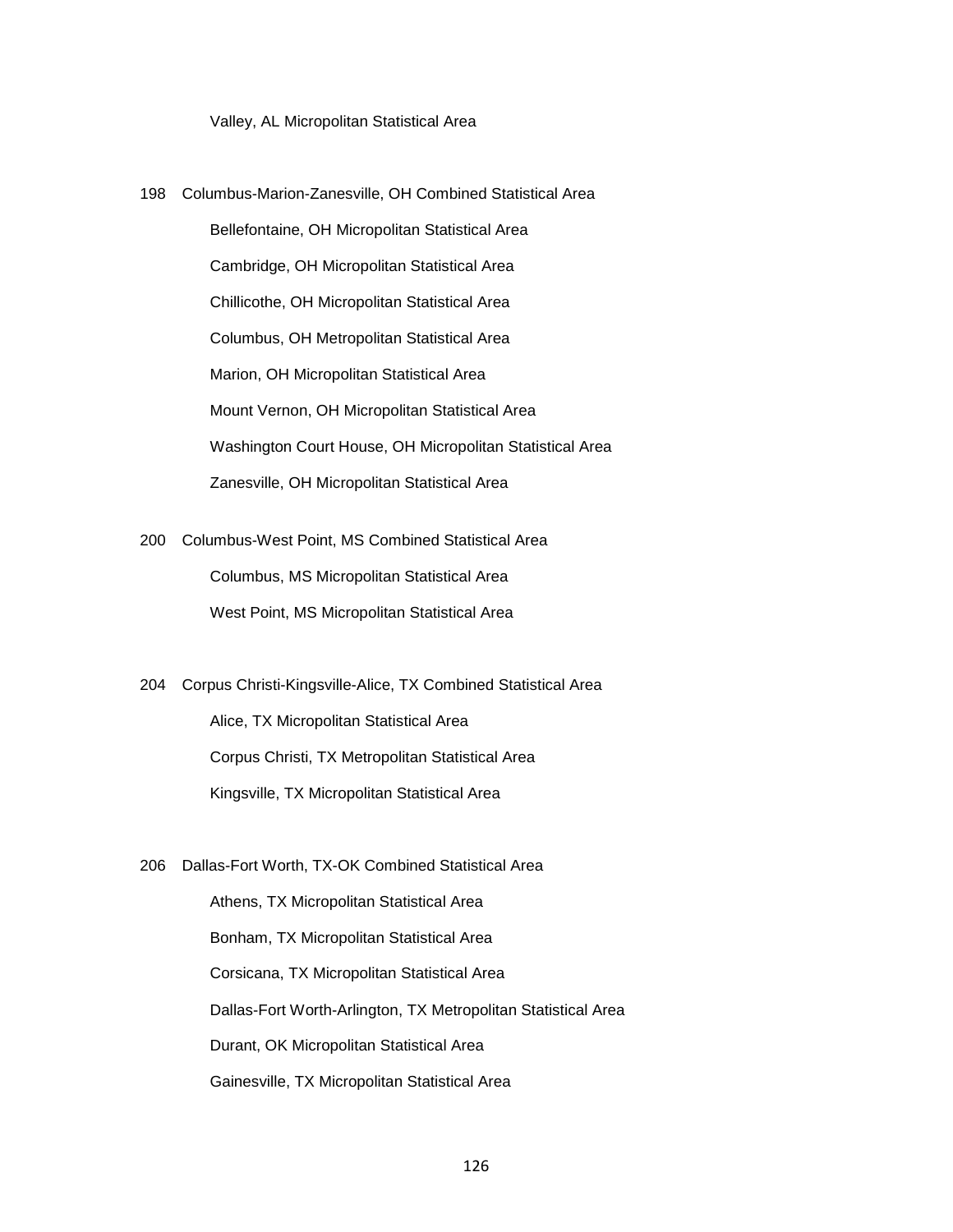Valley, AL Micropolitan Statistical Area

198 Columbus-Marion-Zanesville, OH Combined Statistical Area

- Bellefontaine, OH Micropolitan Statistical Area
- Cambridge, OH Micropolitan Statistical Area
- Chillicothe, OH Micropolitan Statistical Area
- Columbus, OH Metropolitan Statistical Area
- Marion, OH Micropolitan Statistical Area
- Mount Vernon, OH Micropolitan Statistical Area
- Washington Court House, OH Micropolitan Statistical Area
- Zanesville, OH Micropolitan Statistical Area

200 Columbus-West Point, MS Combined Statistical Area

- Columbus, MS Micropolitan Statistical Area
- West Point, MS Micropolitan Statistical Area

204 Corpus Christi-Kingsville-Alice, TX Combined Statistical Area

- Alice, TX Micropolitan Statistical Area
- Corpus Christi, TX Metropolitan Statistical Area
- Kingsville, TX Micropolitan Statistical Area

206 Dallas-Fort Worth, TX-OK Combined Statistical Area

- Athens, TX Micropolitan Statistical Area
- Bonham, TX Micropolitan Statistical Area
- Corsicana, TX Micropolitan Statistical Area
- Dallas-Fort Worth-Arlington, TX Metropolitan Statistical Area
- Durant, OK Micropolitan Statistical Area
- Gainesville, TX Micropolitan Statistical Area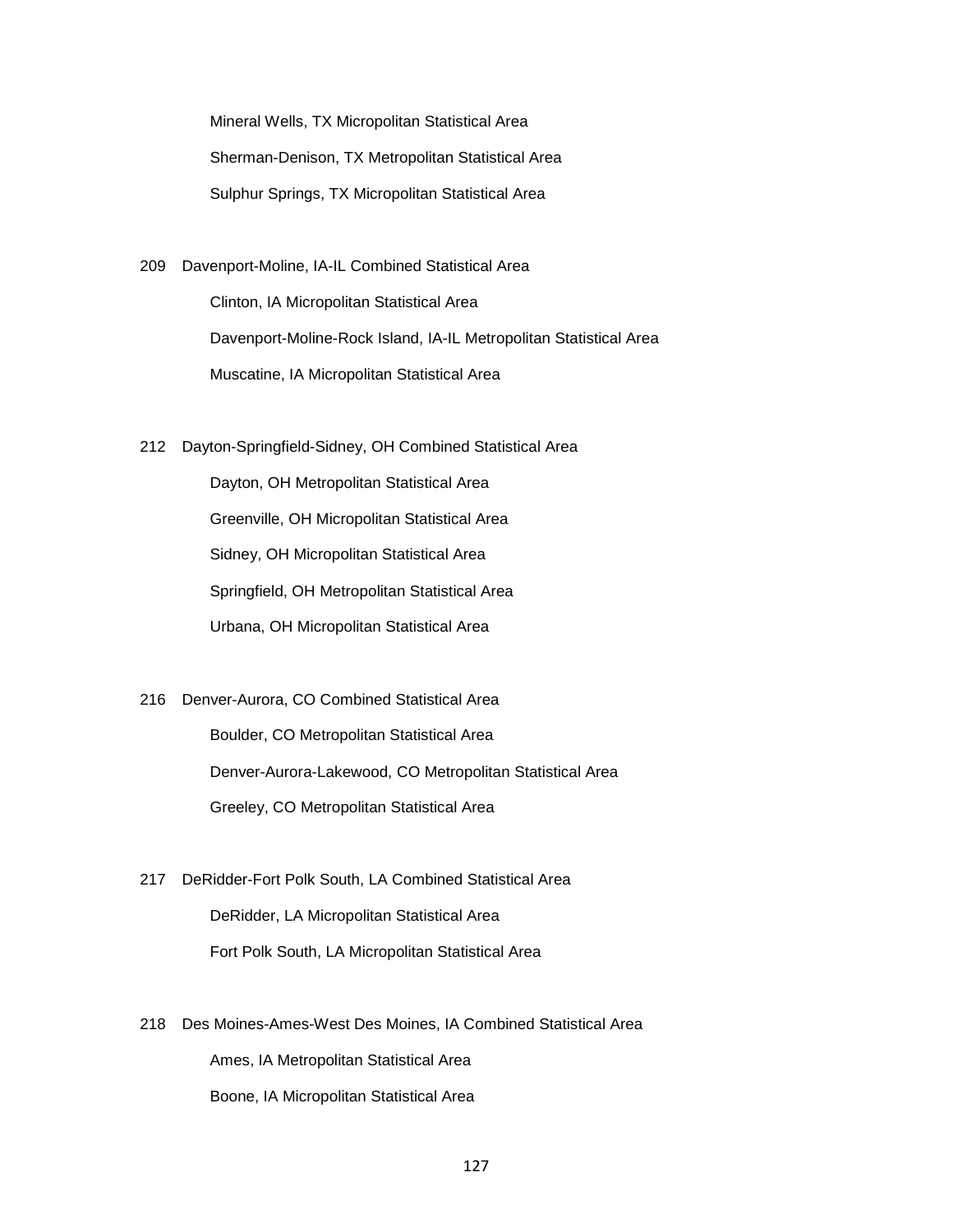Mineral Wells, TX Micropolitan Statistical Area

Sherman-Denison, TX Metropolitan Statistical Area

Sulphur Springs, TX Micropolitan Statistical Area

209 Davenport-Moline, IA-IL Combined Statistical Area

Clinton, IA Micropolitan Statistical Area

Davenport-Moline-Rock Island, IA-IL Metropolitan Statistical Area

Muscatine, IA Micropolitan Statistical Area

212 Dayton-Springfield-Sidney, OH Combined Statistical Area

Dayton, OH Metropolitan Statistical Area

Greenville, OH Micropolitan Statistical Area

Sidney, OH Micropolitan Statistical Area

Springfield, OH Metropolitan Statistical Area

Urbana, OH Micropolitan Statistical Area

216 Denver-Aurora, CO Combined Statistical Area

Boulder, CO Metropolitan Statistical Area

Denver-Aurora-Lakewood, CO Metropolitan Statistical Area

Greeley, CO Metropolitan Statistical Area

217 DeRidder-Fort Polk South, LA Combined Statistical Area

DeRidder, LA Micropolitan Statistical Area

Fort Polk South, LA Micropolitan Statistical Area

218 Des Moines-Ames-West Des Moines, IA Combined Statistical Area

Ames, IA Metropolitan Statistical Area

Boone, IA Micropolitan Statistical Area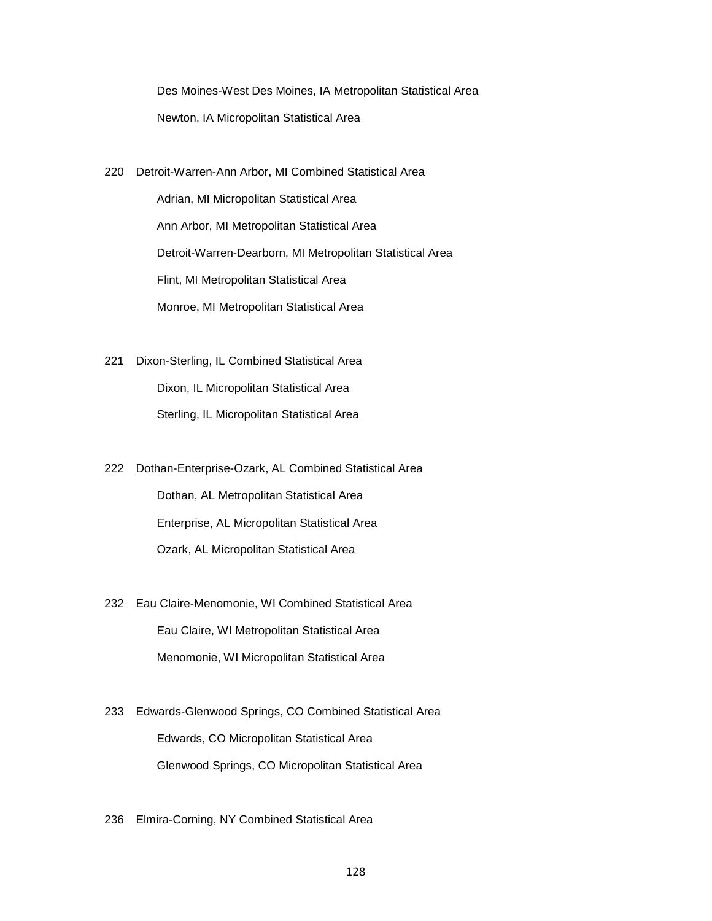Des Moines-West Des Moines, IA Metropolitan Statistical Area

Newton, IA Micropolitan Statistical Area

220 Detroit-Warren-Ann Arbor, MI Combined Statistical Area

Adrian, MI Micropolitan Statistical Area

Ann Arbor, MI Metropolitan Statistical Area

Detroit-Warren-Dearborn, MI Metropolitan Statistical Area

Flint, MI Metropolitan Statistical Area

Monroe, MI Metropolitan Statistical Area

221 Dixon-Sterling, IL Combined Statistical Area

Dixon, IL Micropolitan Statistical Area

Sterling, IL Micropolitan Statistical Area

222 Dothan-Enterprise-Ozark, AL Combined Statistical Area

Dothan, AL Metropolitan Statistical Area

Enterprise, AL Micropolitan Statistical Area

Ozark, AL Micropolitan Statistical Area

232 Eau Claire-Menomonie, WI Combined Statistical Area

Eau Claire, WI Metropolitan Statistical Area

Menomonie, WI Micropolitan Statistical Area

233 Edwards-Glenwood Springs, CO Combined Statistical Area

Edwards, CO Micropolitan Statistical Area

Glenwood Springs, CO Micropolitan Statistical Area

236 Elmira-Corning, NY Combined Statistical Area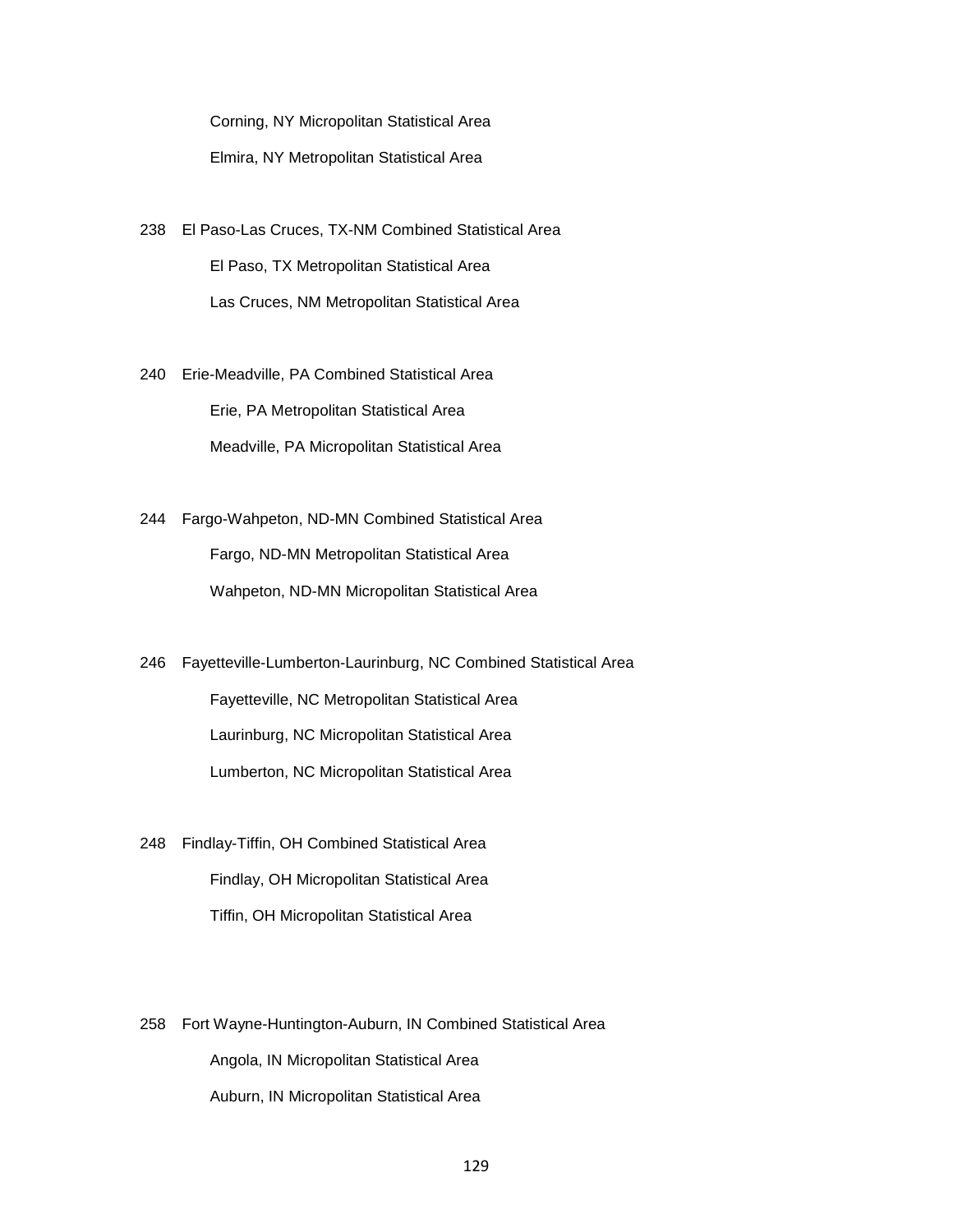Corning, NY Micropolitan Statistical Area

Elmira, NY Metropolitan Statistical Area

238 El Paso-Las Cruces, TX-NM Combined Statistical Area

El Paso, TX Metropolitan Statistical Area

Las Cruces, NM Metropolitan Statistical Area

240 Erie-Meadville, PA Combined Statistical Area

Erie, PA Metropolitan Statistical Area

Meadville, PA Micropolitan Statistical Area

244 Fargo-Wahpeton, ND-MN Combined Statistical Area

Fargo, ND-MN Metropolitan Statistical Area

Wahpeton, ND-MN Micropolitan Statistical Area

246 Fayetteville-Lumberton-Laurinburg, NC Combined Statistical Area

Fayetteville, NC Metropolitan Statistical Area

Laurinburg, NC Micropolitan Statistical Area

Lumberton, NC Micropolitan Statistical Area

248 Findlay-Tiffin, OH Combined Statistical Area

Findlay, OH Micropolitan Statistical Area

Tiffin, OH Micropolitan Statistical Area

258 Fort Wayne-Huntington-Auburn, IN Combined Statistical Area

Angola, IN Micropolitan Statistical Area

Auburn, IN Micropolitan Statistical Area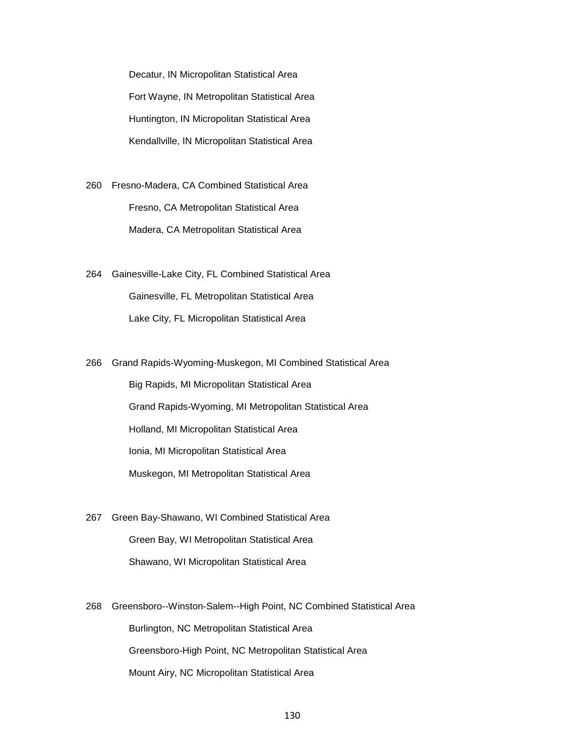Decatur, IN Micropolitan Statistical Area

Fort Wayne, IN Metropolitan Statistical Area

Huntington, IN Micropolitan Statistical Area

Kendallville, IN Micropolitan Statistical Area

260 Fresno-Madera, CA Combined Statistical Area

Fresno, CA Metropolitan Statistical Area

Madera, CA Metropolitan Statistical Area

264 Gainesville-Lake City, FL Combined Statistical Area

Gainesville, FL Metropolitan Statistical Area

Lake City, FL Micropolitan Statistical Area

266 Grand Rapids-Wyoming-Muskegon, MI Combined Statistical Area

Big Rapids, MI Micropolitan Statistical Area

Grand Rapids-Wyoming, MI Metropolitan Statistical Area

Holland, MI Micropolitan Statistical Area

Ionia, MI Micropolitan Statistical Area

Muskegon, MI Metropolitan Statistical Area

267 Green Bay-Shawano, WI Combined Statistical Area

Green Bay, WI Metropolitan Statistical Area

Shawano, WI Micropolitan Statistical Area

268 Greensboro--Winston-Salem--High Point, NC Combined Statistical Area

Burlington, NC Metropolitan Statistical Area

Greensboro-High Point, NC Metropolitan Statistical Area

Mount Airy, NC Micropolitan Statistical Area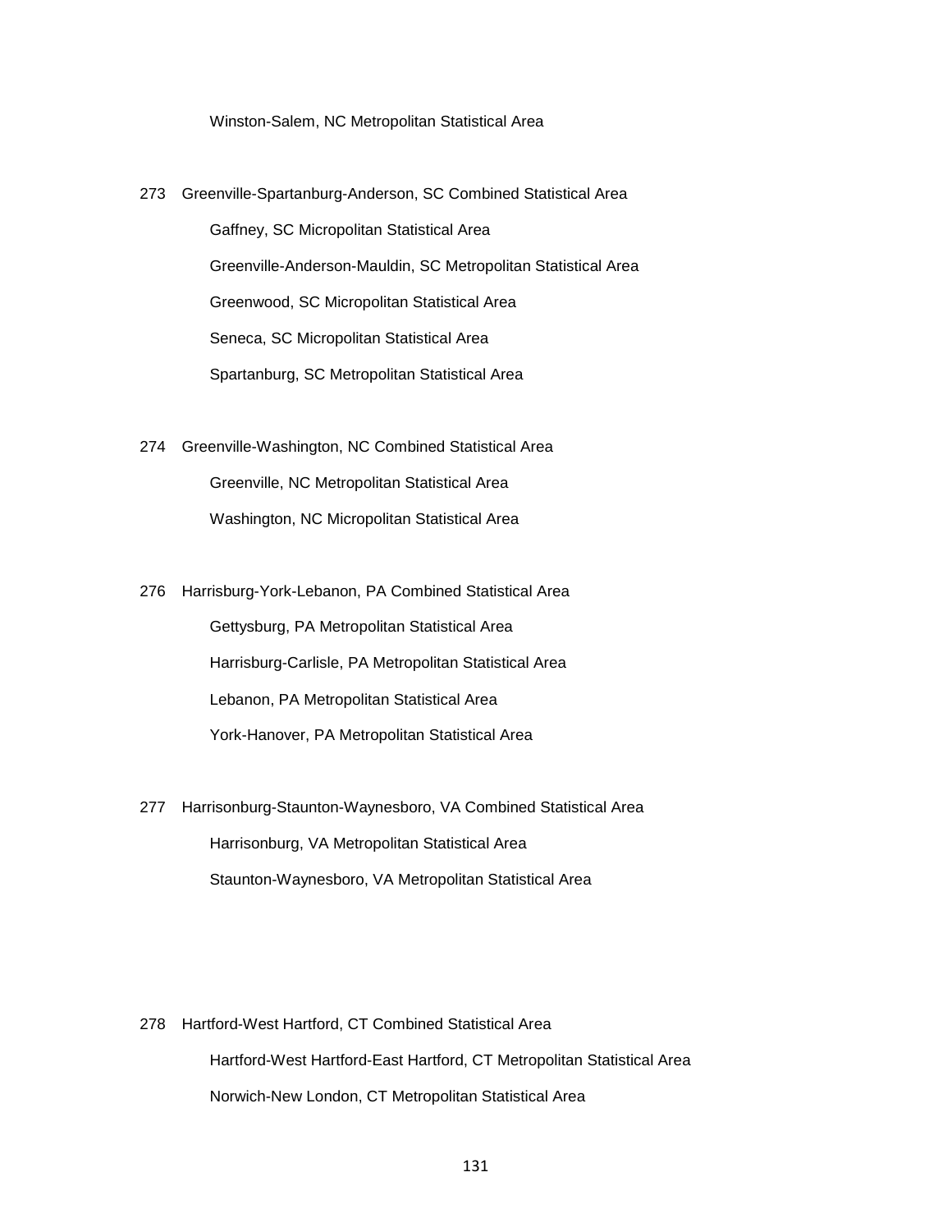Winston-Salem, NC Metropolitan Statistical Area

273 Greenville-Spartanburg-Anderson, SC Combined Statistical Area

Gaffney, SC Micropolitan Statistical Area

Greenville-Anderson-Mauldin, SC Metropolitan Statistical Area

Greenwood, SC Micropolitan Statistical Area

Seneca, SC Micropolitan Statistical Area

Spartanburg, SC Metropolitan Statistical Area

274 Greenville-Washington, NC Combined Statistical Area

Greenville, NC Metropolitan Statistical Area

Washington, NC Micropolitan Statistical Area

276 Harrisburg-York-Lebanon, PA Combined Statistical Area

Gettysburg, PA Metropolitan Statistical Area

Harrisburg-Carlisle, PA Metropolitan Statistical Area

Lebanon, PA Metropolitan Statistical Area

York-Hanover, PA Metropolitan Statistical Area

277 Harrisonburg-Staunton-Waynesboro, VA Combined Statistical Area

Harrisonburg, VA Metropolitan Statistical Area

Staunton-Waynesboro, VA Metropolitan Statistical Area

278 Hartford-West Hartford, CT Combined Statistical Area

Hartford-West Hartford-East Hartford, CT Metropolitan Statistical Area

Norwich-New London, CT Metropolitan Statistical Area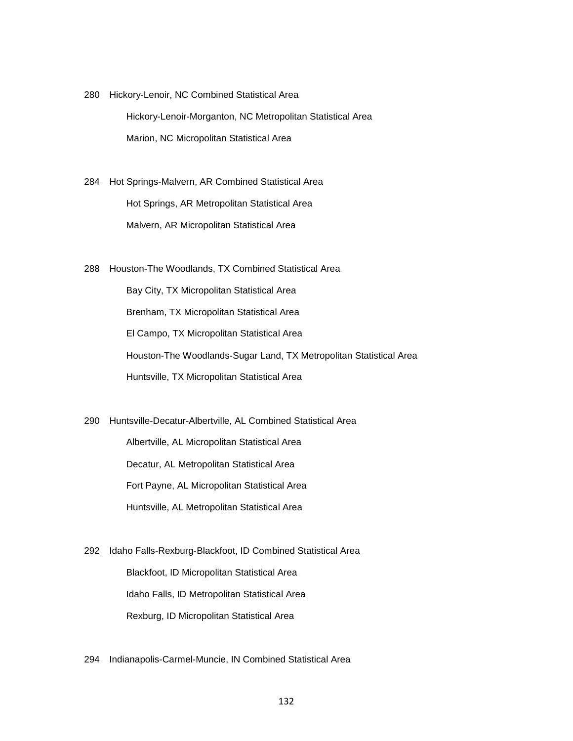280 Hickory-Lenoir, NC Combined Statistical Area

Hickory-Lenoir-Morganton, NC Metropolitan Statistical Area

Marion, NC Micropolitan Statistical Area

284 Hot Springs-Malvern, AR Combined Statistical Area

Hot Springs, AR Metropolitan Statistical Area

Malvern, AR Micropolitan Statistical Area

288 Houston-The Woodlands, TX Combined Statistical Area

Bay City, TX Micropolitan Statistical Area

Brenham, TX Micropolitan Statistical Area

El Campo, TX Micropolitan Statistical Area

Houston-The Woodlands-Sugar Land, TX Metropolitan Statistical Area

Huntsville, TX Micropolitan Statistical Area

290 Huntsville-Decatur-Albertville, AL Combined Statistical Area

Albertville, AL Micropolitan Statistical Area

Decatur, AL Metropolitan Statistical Area

Fort Payne, AL Micropolitan Statistical Area

Huntsville, AL Metropolitan Statistical Area

292 Idaho Falls-Rexburg-Blackfoot, ID Combined Statistical Area

Blackfoot, ID Micropolitan Statistical Area

Idaho Falls, ID Metropolitan Statistical Area

Rexburg, ID Micropolitan Statistical Area

294 Indianapolis-Carmel-Muncie, IN Combined Statistical Area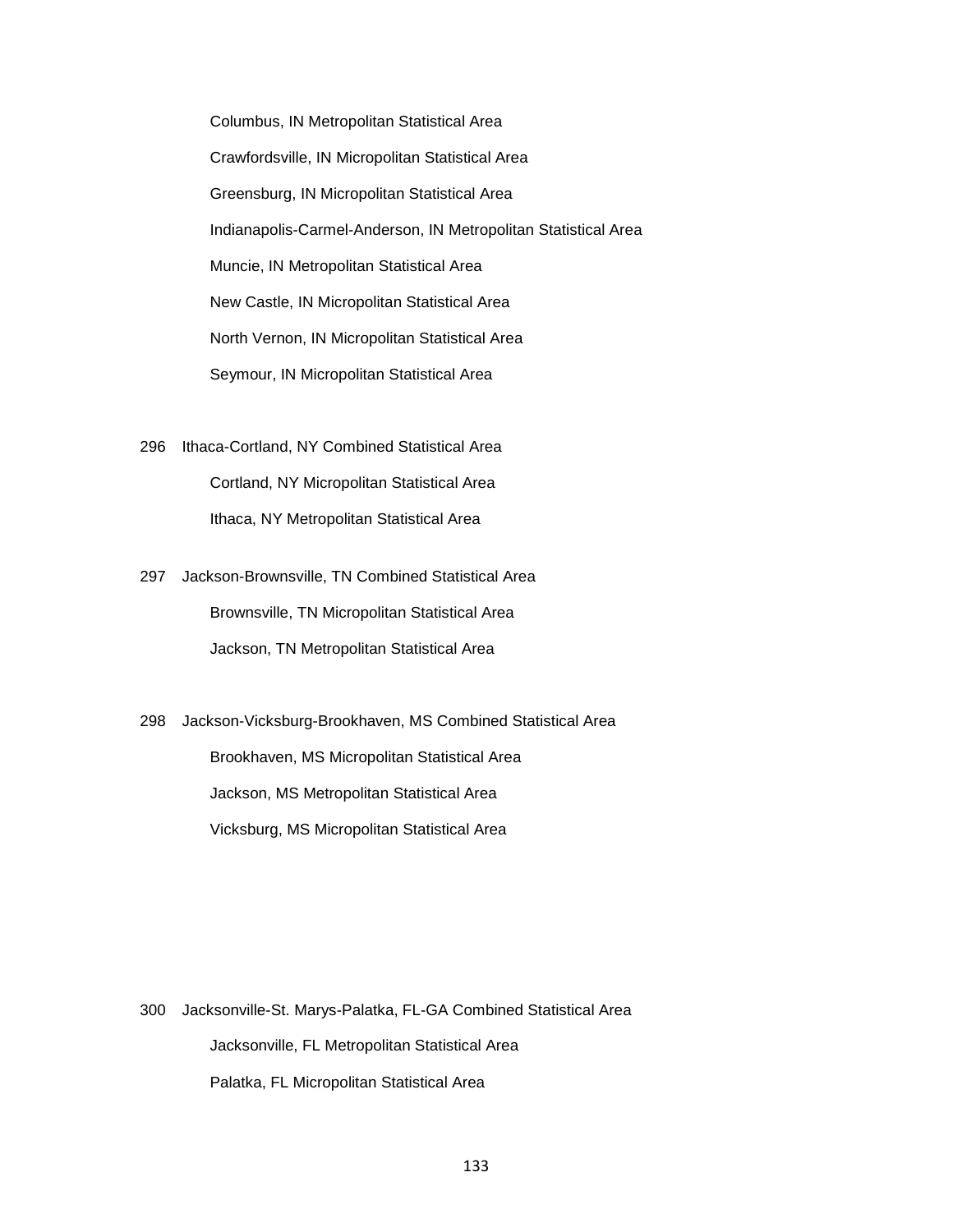Columbus, IN Metropolitan Statistical Area

Crawfordsville, IN Micropolitan Statistical Area

Greensburg, IN Micropolitan Statistical Area

Indianapolis-Carmel-Anderson, IN Metropolitan Statistical Area

Muncie, IN Metropolitan Statistical Area

New Castle, IN Micropolitan Statistical Area

North Vernon, IN Micropolitan Statistical Area

Seymour, IN Micropolitan Statistical Area

296 Ithaca-Cortland, NY Combined Statistical Area

Cortland, NY Micropolitan Statistical Area

Ithaca, NY Metropolitan Statistical Area

297 Jackson-Brownsville, TN Combined Statistical Area

Brownsville, TN Micropolitan Statistical Area

Jackson, TN Metropolitan Statistical Area

298 Jackson-Vicksburg-Brookhaven, MS Combined Statistical Area

Brookhaven, MS Micropolitan Statistical Area

Jackson, MS Metropolitan Statistical Area

Vicksburg, MS Micropolitan Statistical Area

300 Jacksonville-St. Marys-Palatka, FL-GA Combined Statistical Area

Jacksonville, FL Metropolitan Statistical Area

Palatka, FL Micropolitan Statistical Area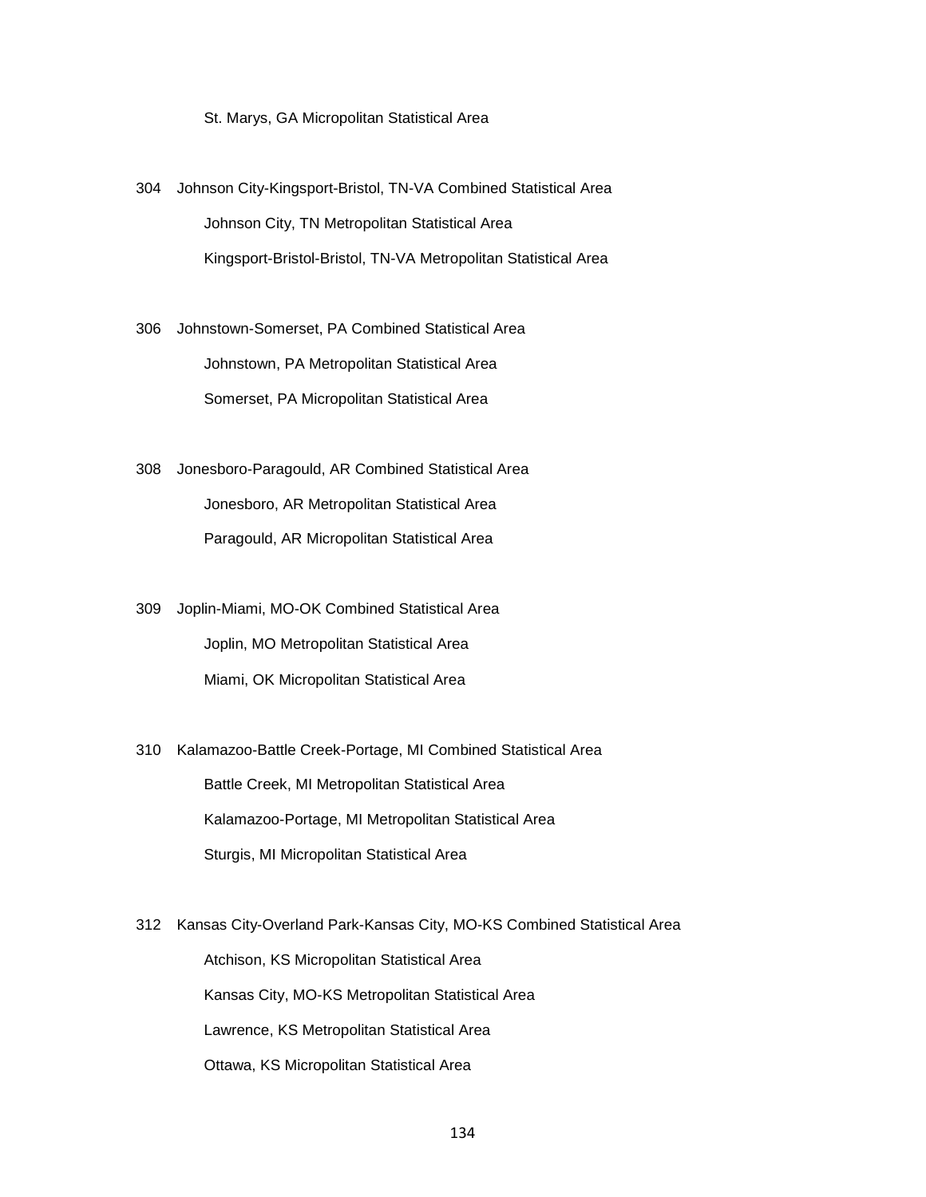St. Marys, GA Micropolitan Statistical Area

304 Johnson City-Kingsport-Bristol, TN-VA Combined Statistical Area

Johnson City, TN Metropolitan Statistical Area

Kingsport-Bristol-Bristol, TN-VA Metropolitan Statistical Area

306 Johnstown-Somerset, PA Combined Statistical Area

Johnstown, PA Metropolitan Statistical Area

Somerset, PA Micropolitan Statistical Area

308 Jonesboro-Paragould, AR Combined Statistical Area

Jonesboro, AR Metropolitan Statistical Area

Paragould, AR Micropolitan Statistical Area

309 Joplin-Miami, MO-OK Combined Statistical Area

Joplin, MO Metropolitan Statistical Area

Miami, OK Micropolitan Statistical Area

310 Kalamazoo-Battle Creek-Portage, MI Combined Statistical Area

Battle Creek, MI Metropolitan Statistical Area

Kalamazoo-Portage, MI Metropolitan Statistical Area

Sturgis, MI Micropolitan Statistical Area

312 Kansas City-Overland Park-Kansas City, MO-KS Combined Statistical Area

Atchison, KS Micropolitan Statistical Area

Kansas City, MO-KS Metropolitan Statistical Area

Lawrence, KS Metropolitan Statistical Area

Ottawa, KS Micropolitan Statistical Area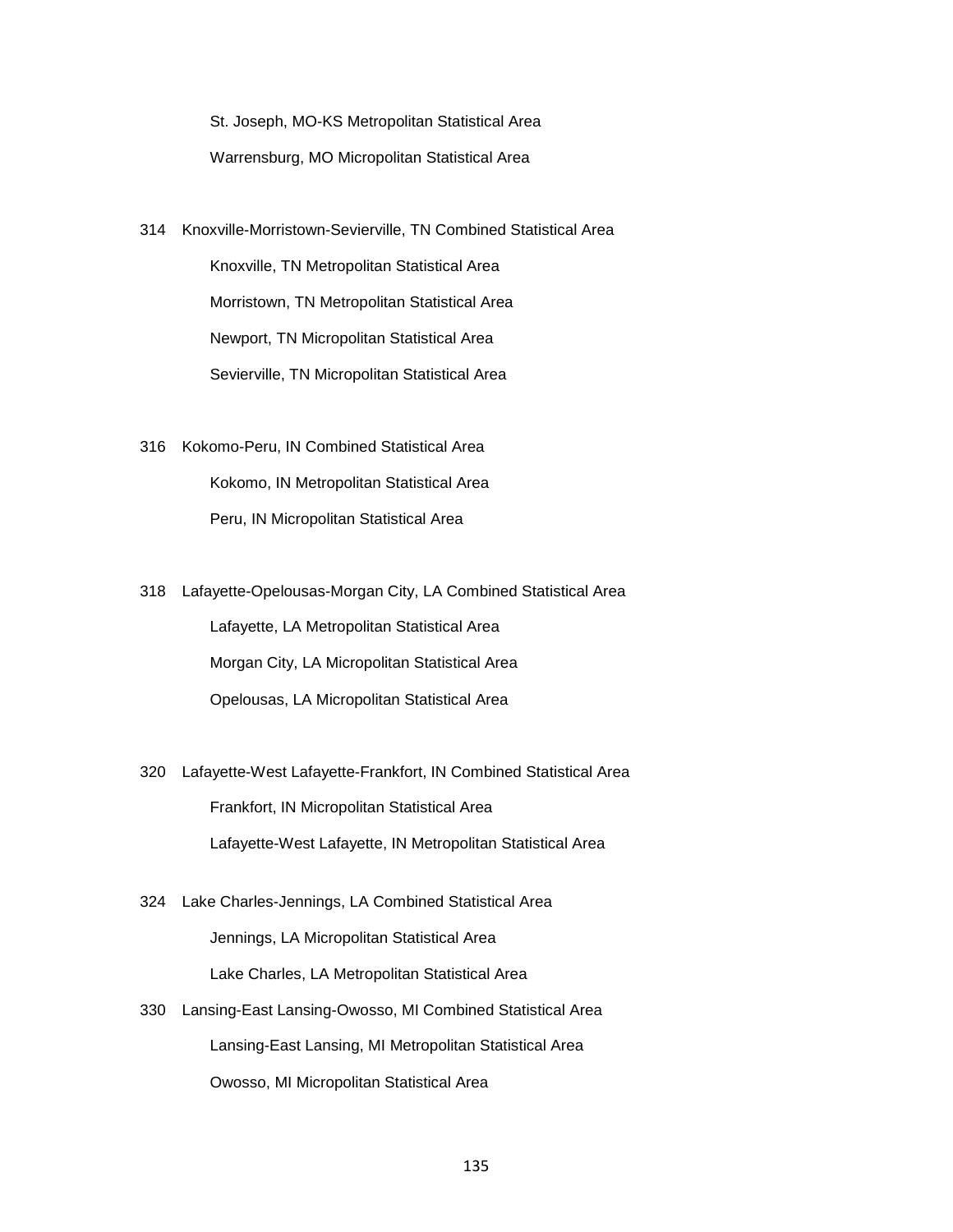St. Joseph, MO-KS Metropolitan Statistical Area

Warrensburg, MO Micropolitan Statistical Area

314 Knoxville-Morristown-Sevierville, TN Combined Statistical Area

Knoxville, TN Metropolitan Statistical Area

Morristown, TN Metropolitan Statistical Area

Newport, TN Micropolitan Statistical Area

Sevierville, TN Micropolitan Statistical Area

316 Kokomo-Peru, IN Combined Statistical Area

Kokomo, IN Metropolitan Statistical Area

Peru, IN Micropolitan Statistical Area

318 Lafayette-Opelousas-Morgan City, LA Combined Statistical Area

Lafayette, LA Metropolitan Statistical Area

Morgan City, LA Micropolitan Statistical Area

Opelousas, LA Micropolitan Statistical Area

320 Lafayette-West Lafayette-Frankfort, IN Combined Statistical Area

Frankfort, IN Micropolitan Statistical Area

Lafayette-West Lafayette, IN Metropolitan Statistical Area

324 Lake Charles-Jennings, LA Combined Statistical Area

Jennings, LA Micropolitan Statistical Area

Lake Charles, LA Metropolitan Statistical Area

330 Lansing-East Lansing-Owosso, MI Combined Statistical Area

Lansing-East Lansing, MI Metropolitan Statistical Area

Owosso, MI Micropolitan Statistical Area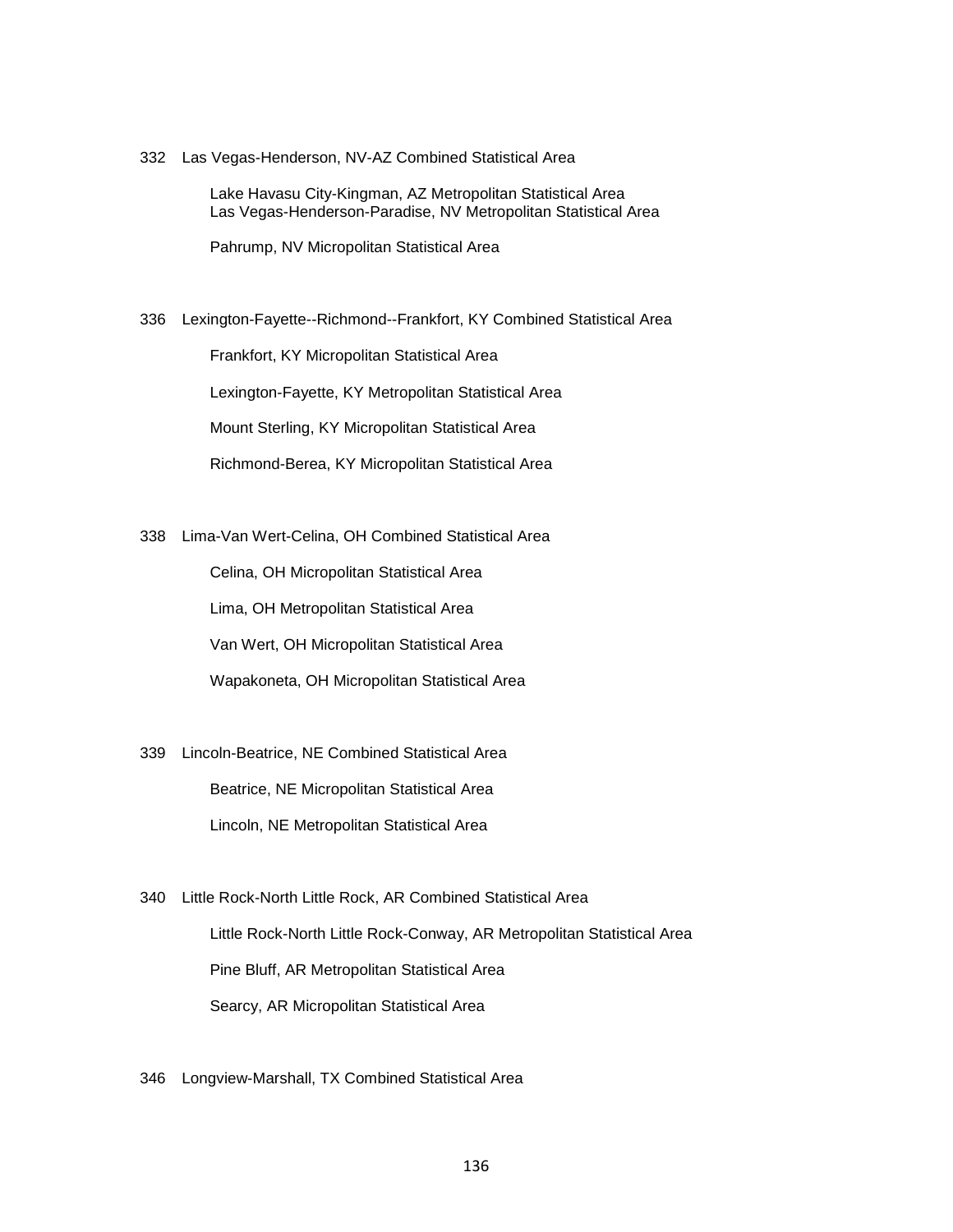332 Las Vegas-Henderson, NV-AZ Combined Statistical Area

Lake Havasu City-Kingman, AZ Metropolitan Statistical Area
Las Vegas-Henderson-Paradise, NV Metropolitan Statistical Area

Pahrump, NV Micropolitan Statistical Area

336 Lexington-Fayette--Richmond--Frankfort, KY Combined Statistical Area

Frankfort, KY Micropolitan Statistical Area

Lexington-Fayette, KY Metropolitan Statistical Area

Mount Sterling, KY Micropolitan Statistical Area

Richmond-Berea, KY Micropolitan Statistical Area

338 Lima-Van Wert-Celina, OH Combined Statistical Area

Celina, OH Micropolitan Statistical Area

Lima, OH Metropolitan Statistical Area

Van Wert, OH Micropolitan Statistical Area

Wapakoneta, OH Micropolitan Statistical Area

339 Lincoln-Beatrice, NE Combined Statistical Area

Beatrice, NE Micropolitan Statistical Area

Lincoln, NE Metropolitan Statistical Area

340 Little Rock-North Little Rock, AR Combined Statistical Area

Little Rock-North Little Rock-Conway, AR Metropolitan Statistical Area

Pine Bluff, AR Metropolitan Statistical Area

Searcy, AR Micropolitan Statistical Area

346 Longview-Marshall, TX Combined Statistical Area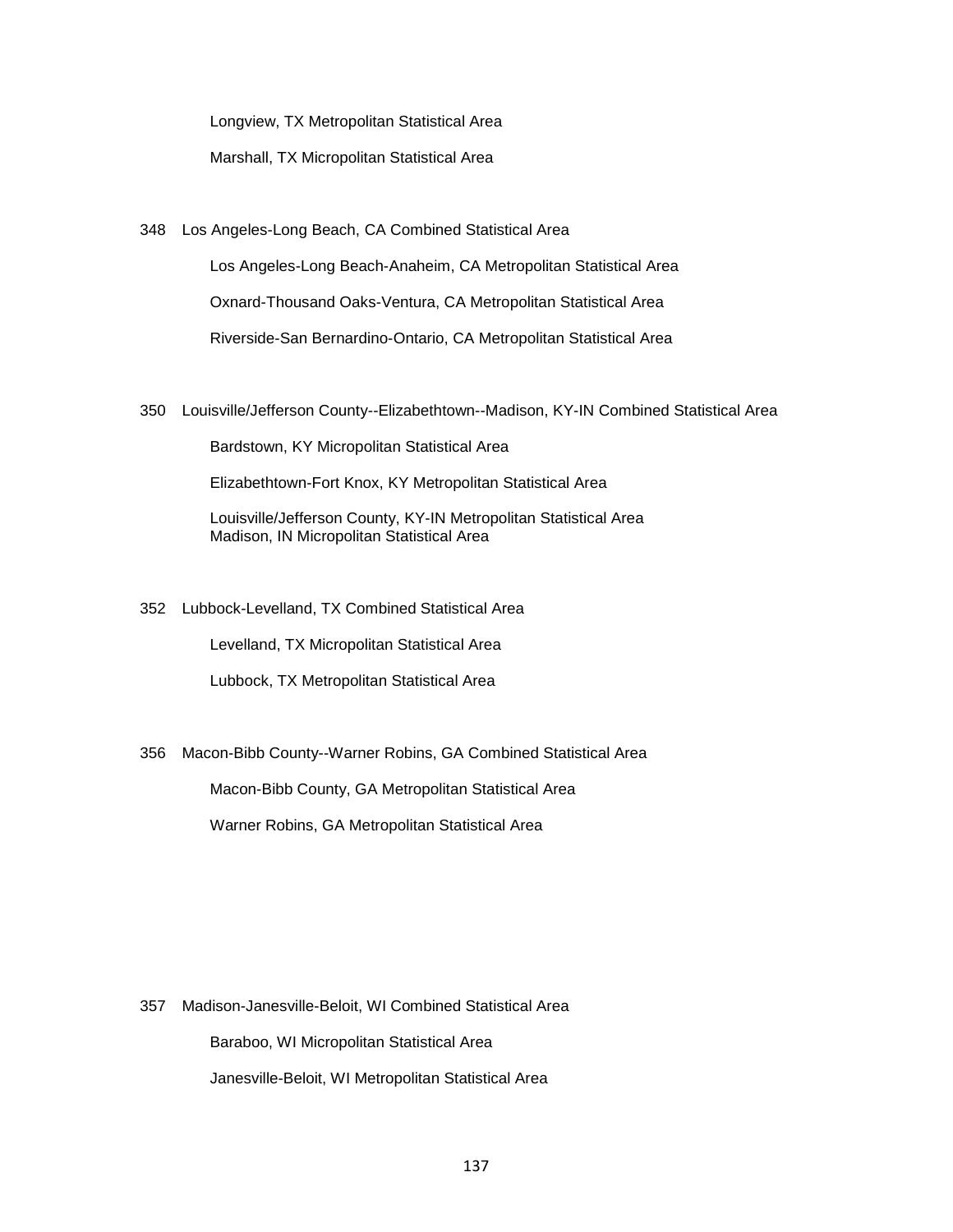Longview, TX Metropolitan Statistical Area

Marshall, TX Micropolitan Statistical Area

348 Los Angeles-Long Beach, CA Combined Statistical Area

Los Angeles-Long Beach-Anaheim, CA Metropolitan Statistical Area

Oxnard-Thousand Oaks-Ventura, CA Metropolitan Statistical Area

Riverside-San Bernardino-Ontario, CA Metropolitan Statistical Area

350 Louisville/Jefferson County--Elizabethtown--Madison, KY-IN Combined Statistical Area

Bardstown, KY Micropolitan Statistical Area

Elizabethtown-Fort Knox, KY Metropolitan Statistical Area

Louisville/Jefferson County, KY-IN Metropolitan Statistical Area
Madison, IN Micropolitan Statistical Area

352 Lubbock-Levelland, TX Combined Statistical Area

Levelland, TX Micropolitan Statistical Area

Lubbock, TX Metropolitan Statistical Area

356 Macon-Bibb County--Warner Robins, GA Combined Statistical Area

Macon-Bibb County, GA Metropolitan Statistical Area

Warner Robins, GA Metropolitan Statistical Area

357 Madison-Janesville-Beloit, WI Combined Statistical Area

Baraboo, WI Micropolitan Statistical Area

Janesville-Beloit, WI Metropolitan Statistical Area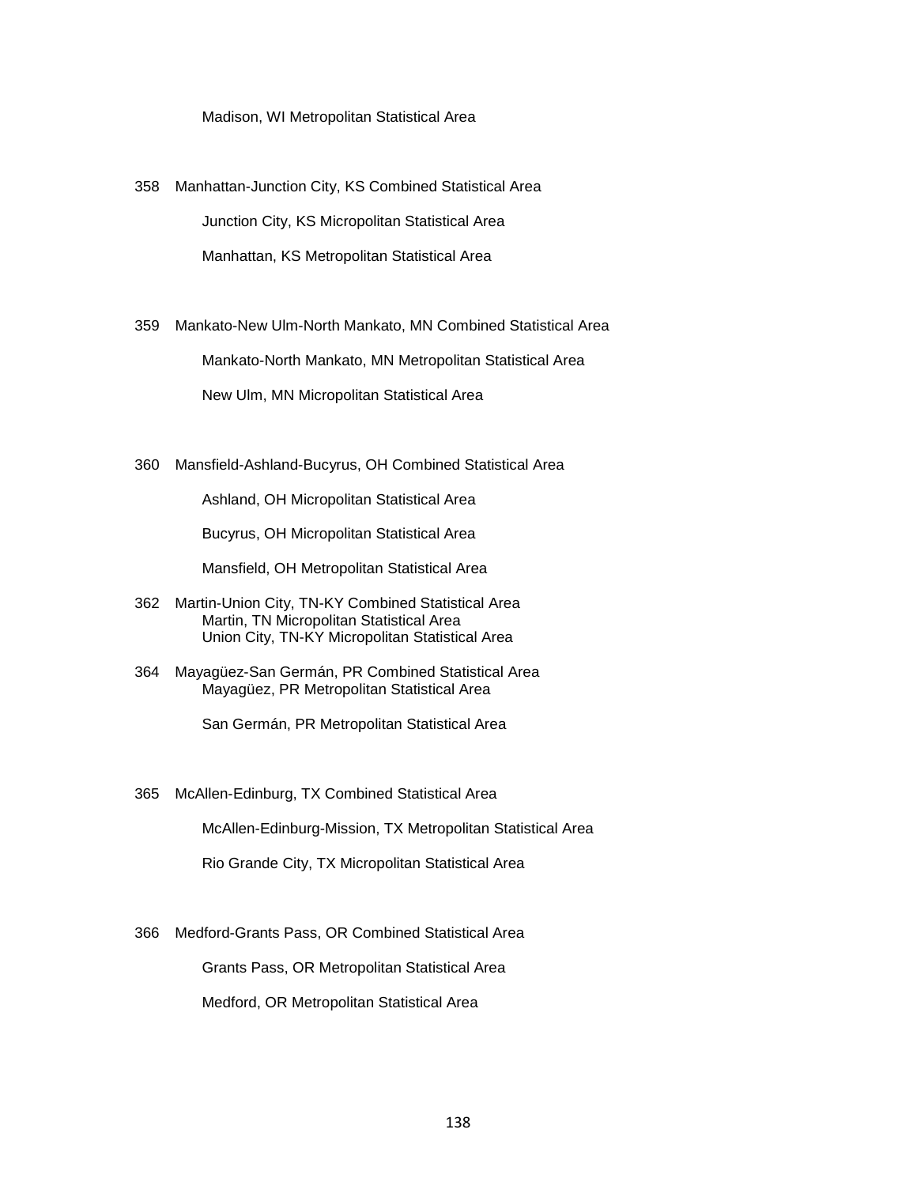Madison, WI Metropolitan Statistical Area

358 Manhattan-Junction City, KS Combined Statistical Area

Junction City, KS Micropolitan Statistical Area

Manhattan, KS Metropolitan Statistical Area

359 Mankato-New Ulm-North Mankato, MN Combined Statistical Area

Mankato-North Mankato, MN Metropolitan Statistical Area

New Ulm, MN Micropolitan Statistical Area

360 Mansfield-Ashland-Bucyrus, OH Combined Statistical Area

Ashland, OH Micropolitan Statistical Area

Bucyrus, OH Micropolitan Statistical Area

Mansfield, OH Metropolitan Statistical Area

362 Martin-Union City, TN-KY Combined Statistical Area

Martin, TN Micropolitan Statistical Area

Union City, TN-KY Micropolitan Statistical Area

364 Mayagüez-San Germán, PR Combined Statistical Area

Mayagüez, PR Metropolitan Statistical Area

San Germán, PR Metropolitan Statistical Area

365 McAllen-Edinburg, TX Combined Statistical Area

McAllen-Edinburg-Mission, TX Metropolitan Statistical Area

Rio Grande City, TX Micropolitan Statistical Area

366 Medford-Grants Pass, OR Combined Statistical Area

Grants Pass, OR Metropolitan Statistical Area

Medford, OR Metropolitan Statistical Area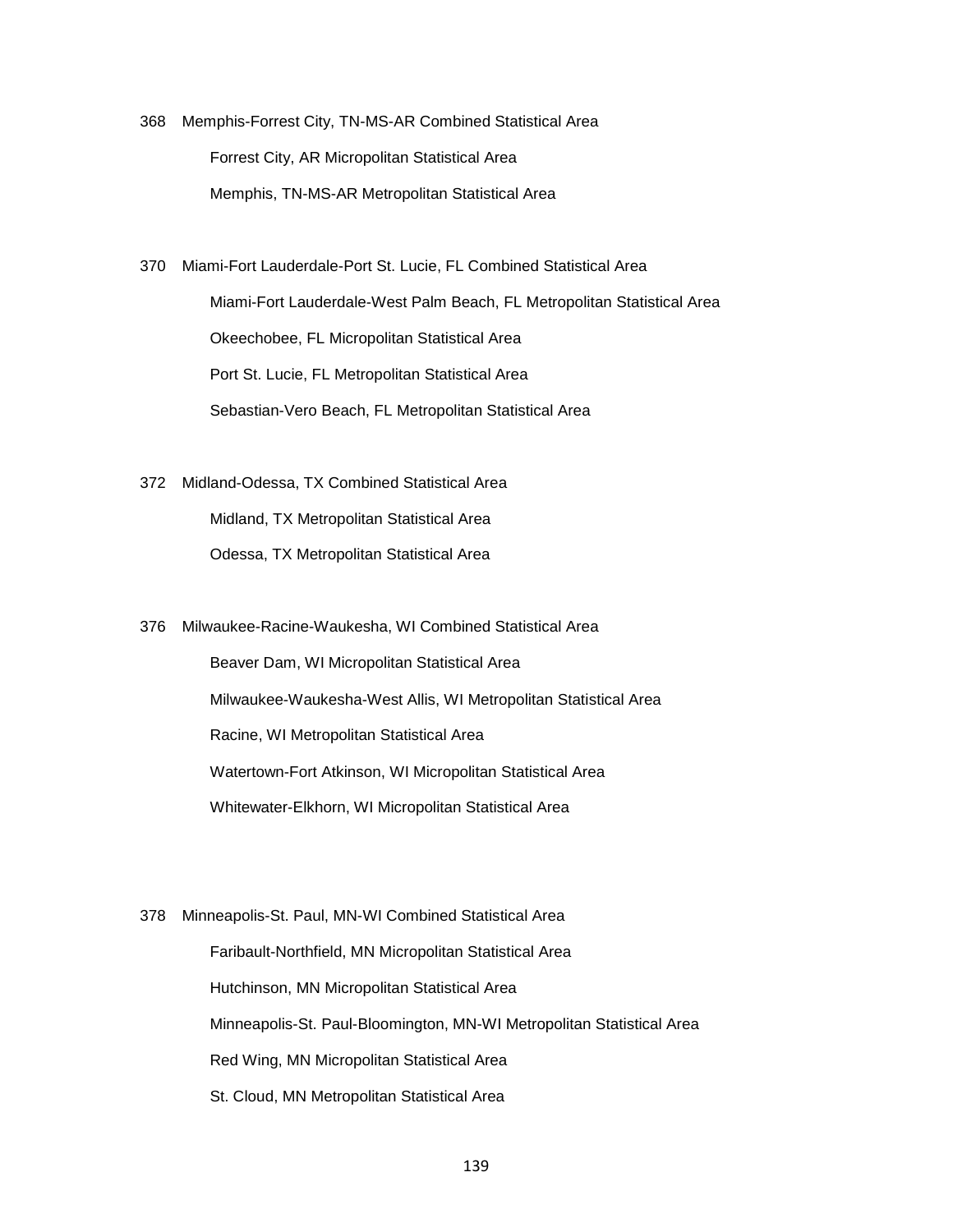368 Memphis-Forrest City, TN-MS-AR Combined Statistical Area

- Forrest City, AR Micropolitan Statistical Area
- Memphis, TN-MS-AR Metropolitan Statistical Area

370 Miami-Fort Lauderdale-Port St. Lucie, FL Combined Statistical Area

- Miami-Fort Lauderdale-West Palm Beach, FL Metropolitan Statistical Area
- Okeechobee, FL Micropolitan Statistical Area
- Port St. Lucie, FL Metropolitan Statistical Area
- Sebastian-Vero Beach, FL Metropolitan Statistical Area

372 Midland-Odessa, TX Combined Statistical Area

- Midland, TX Metropolitan Statistical Area
- Odessa, TX Metropolitan Statistical Area

376 Milwaukee-Racine-Waukesha, WI Combined Statistical Area

- Beaver Dam, WI Micropolitan Statistical Area
- Milwaukee-Waukesha-West Allis, WI Metropolitan Statistical Area
- Racine, WI Metropolitan Statistical Area
- Watertown-Fort Atkinson, WI Micropolitan Statistical Area
- Whitewater-Elkhorn, WI Micropolitan Statistical Area

378 Minneapolis-St. Paul, MN-WI Combined Statistical Area

- Faribault-Northfield, MN Micropolitan Statistical Area
- Hutchinson, MN Micropolitan Statistical Area
- Minneapolis-St. Paul-Bloomington, MN-WI Metropolitan Statistical Area
- Red Wing, MN Micropolitan Statistical Area
- St. Cloud, MN Metropolitan Statistical Area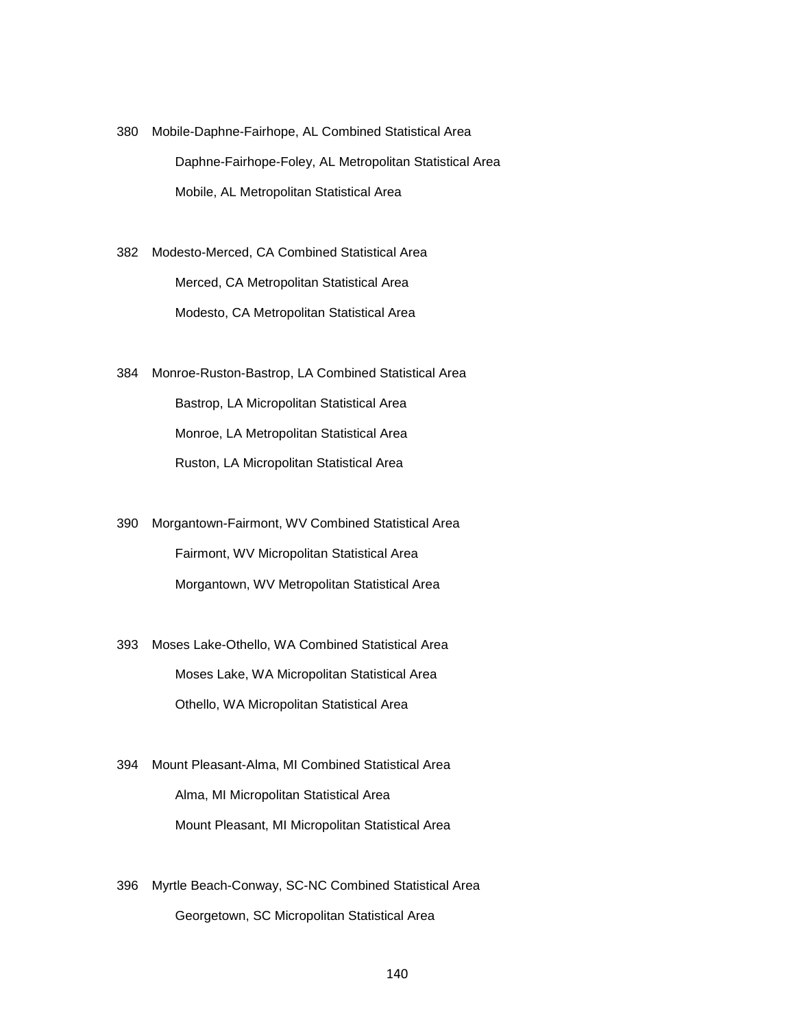380 Mobile-Daphne-Fairhope, AL Combined Statistical Area

    Daphne-Fairhope-Foley, AL Metropolitan Statistical Area

    Mobile, AL Metropolitan Statistical Area

382 Modesto-Merced, CA Combined Statistical Area

    Merced, CA Metropolitan Statistical Area

    Modesto, CA Metropolitan Statistical Area

384 Monroe-Ruston-Bastrop, LA Combined Statistical Area

    Bastrop, LA Micropolitan Statistical Area

    Monroe, LA Metropolitan Statistical Area

    Ruston, LA Micropolitan Statistical Area

390 Morgantown-Fairmont, WV Combined Statistical Area

    Fairmont, WV Micropolitan Statistical Area

    Morgantown, WV Metropolitan Statistical Area

393 Moses Lake-Othello, WA Combined Statistical Area

    Moses Lake, WA Micropolitan Statistical Area

    Othello, WA Micropolitan Statistical Area

394 Mount Pleasant-Alma, MI Combined Statistical Area

    Alma, MI Micropolitan Statistical Area

    Mount Pleasant, MI Micropolitan Statistical Area

396 Myrtle Beach-Conway, SC-NC Combined Statistical Area

    Georgetown, SC Micropolitan Statistical Area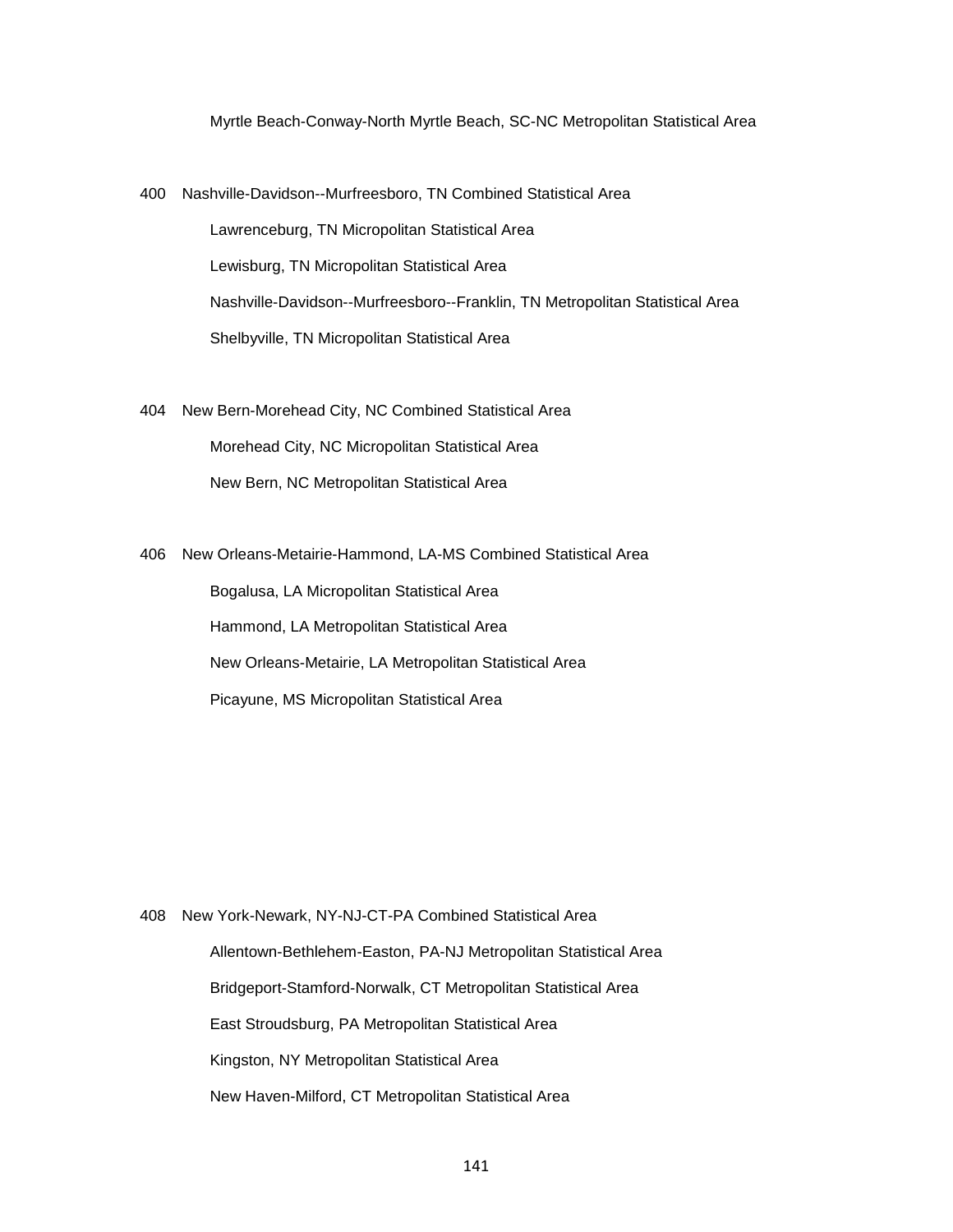Myrtle Beach-Conway-North Myrtle Beach, SC-NC Metropolitan Statistical Area

400 Nashville-Davidson--Murfreesboro, TN Combined Statistical Area

Lawrenceburg, TN Micropolitan Statistical Area

Lewisburg, TN Micropolitan Statistical Area

Nashville-Davidson--Murfreesboro--Franklin, TN Metropolitan Statistical Area

Shelbyville, TN Micropolitan Statistical Area

404 New Bern-Morehead City, NC Combined Statistical Area

Morehead City, NC Micropolitan Statistical Area

New Bern, NC Metropolitan Statistical Area

406 New Orleans-Metairie-Hammond, LA-MS Combined Statistical Area

Bogalusa, LA Micropolitan Statistical Area

Hammond, LA Metropolitan Statistical Area

New Orleans-Metairie, LA Metropolitan Statistical Area

Picayune, MS Micropolitan Statistical Area

408 New York-Newark, NY-NJ-CT-PA Combined Statistical Area

Allentown-Bethlehem-Easton, PA-NJ Metropolitan Statistical Area

Bridgeport-Stamford-Norwalk, CT Metropolitan Statistical Area

East Stroudsburg, PA Metropolitan Statistical Area

Kingston, NY Metropolitan Statistical Area

New Haven-Milford, CT Metropolitan Statistical Area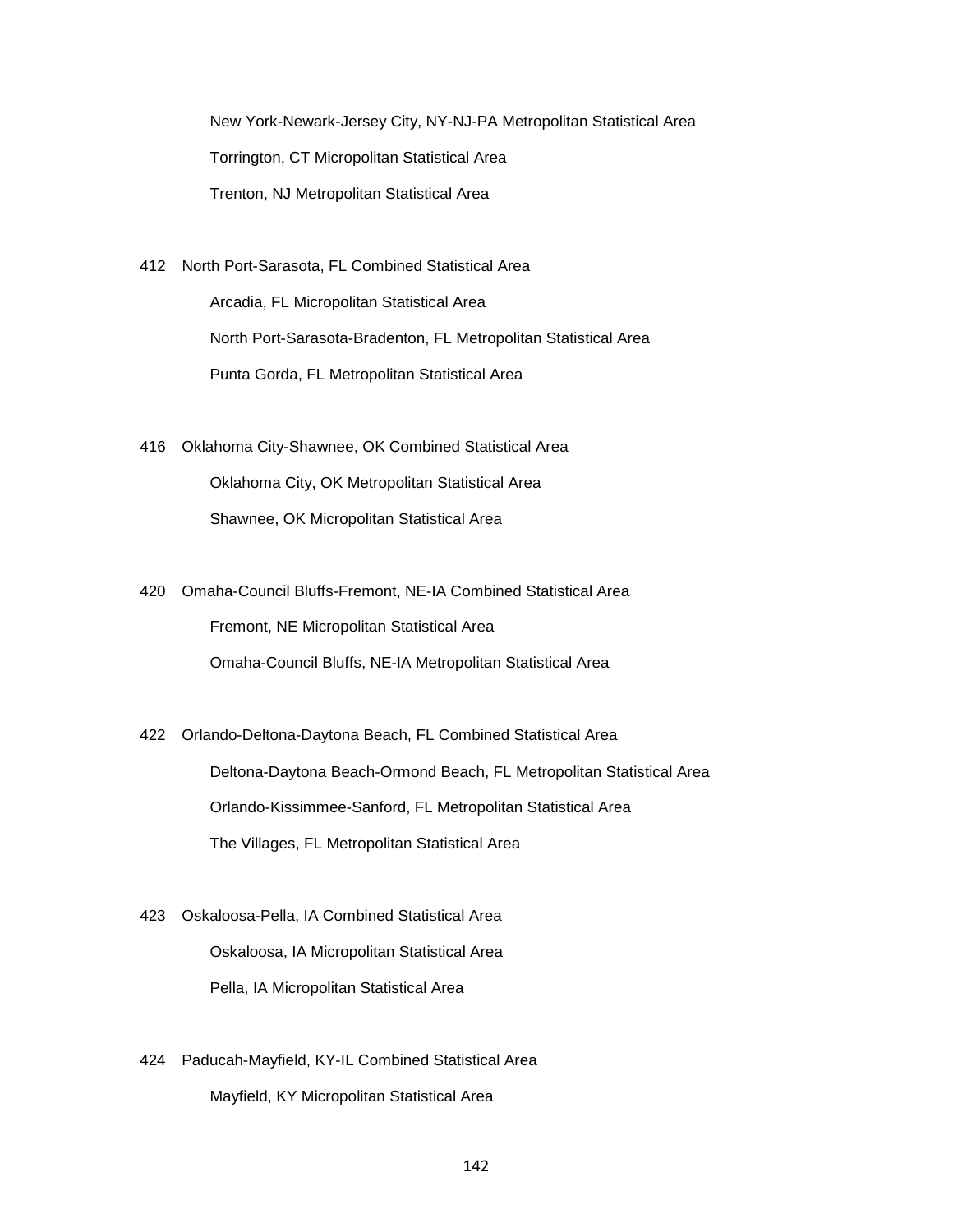New York-Newark-Jersey City, NY-NJ-PA Metropolitan Statistical Area

Torrington, CT Micropolitan Statistical Area

Trenton, NJ Metropolitan Statistical Area

412 North Port-Sarasota, FL Combined Statistical Area

Arcadia, FL Micropolitan Statistical Area

North Port-Sarasota-Bradenton, FL Metropolitan Statistical Area

Punta Gorda, FL Metropolitan Statistical Area

416 Oklahoma City-Shawnee, OK Combined Statistical Area

Oklahoma City, OK Metropolitan Statistical Area

Shawnee, OK Micropolitan Statistical Area

420 Omaha-Council Bluffs-Fremont, NE-IA Combined Statistical Area

Fremont, NE Micropolitan Statistical Area

Omaha-Council Bluffs, NE-IA Metropolitan Statistical Area

422 Orlando-Deltona-Daytona Beach, FL Combined Statistical Area

Deltona-Daytona Beach-Ormond Beach, FL Metropolitan Statistical Area

Orlando-Kissimmee-Sanford, FL Metropolitan Statistical Area

The Villages, FL Metropolitan Statistical Area

423 Oskaloosa-Pella, IA Combined Statistical Area

Oskaloosa, IA Micropolitan Statistical Area

Pella, IA Micropolitan Statistical Area

424 Paducah-Mayfield, KY-IL Combined Statistical Area

Mayfield, KY Micropolitan Statistical Area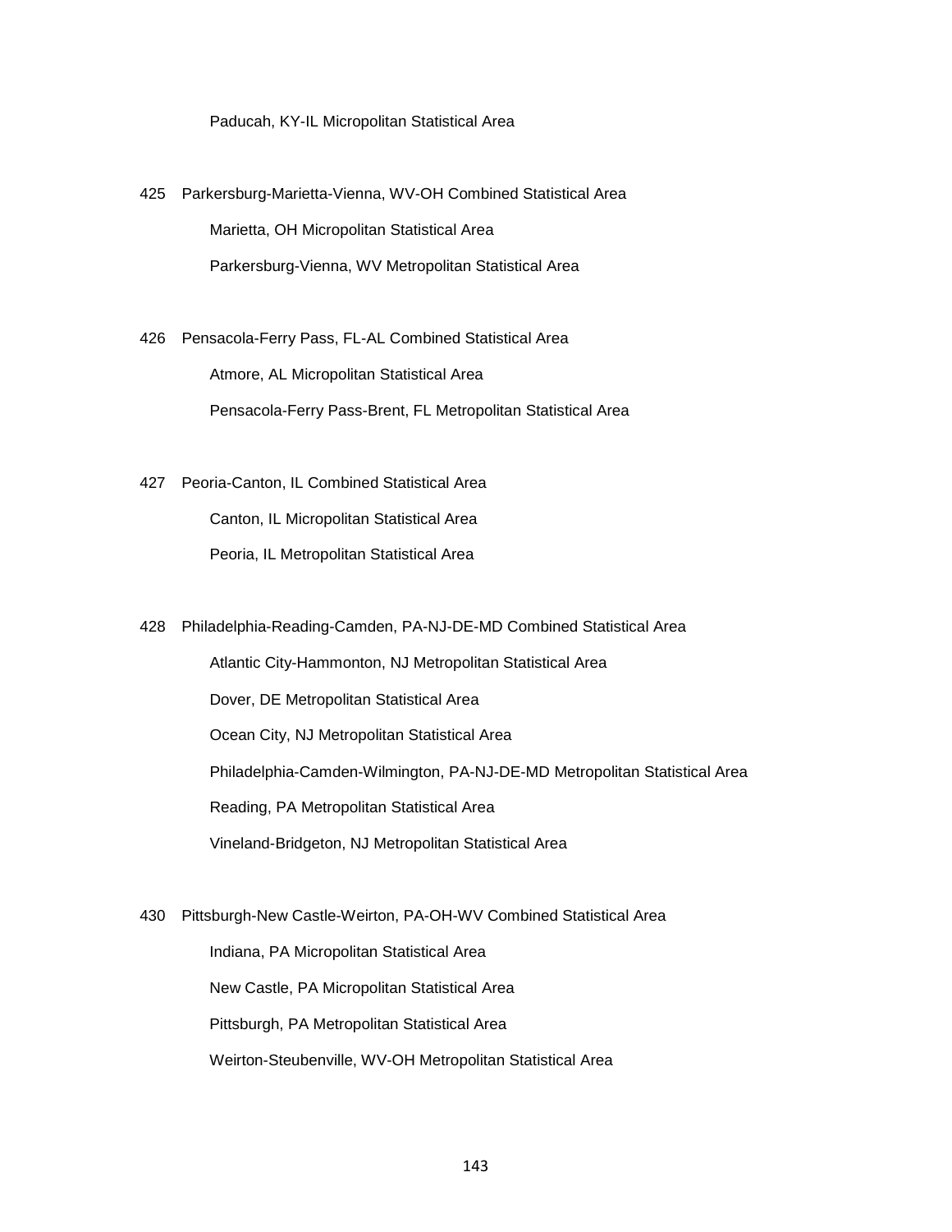Paducah, KY-IL Micropolitan Statistical Area

425 Parkersburg-Marietta-Vienna, WV-OH Combined Statistical Area

Marietta, OH Micropolitan Statistical Area

Parkersburg-Vienna, WV Metropolitan Statistical Area

426 Pensacola-Ferry Pass, FL-AL Combined Statistical Area

Atmore, AL Micropolitan Statistical Area

Pensacola-Ferry Pass-Brent, FL Metropolitan Statistical Area

427 Peoria-Canton, IL Combined Statistical Area

Canton, IL Micropolitan Statistical Area

Peoria, IL Metropolitan Statistical Area

428 Philadelphia-Reading-Camden, PA-NJ-DE-MD Combined Statistical Area

Atlantic City-Hammonton, NJ Metropolitan Statistical Area

Dover, DE Metropolitan Statistical Area

Ocean City, NJ Metropolitan Statistical Area

Philadelphia-Camden-Wilmington, PA-NJ-DE-MD Metropolitan Statistical Area

Reading, PA Metropolitan Statistical Area

Vineland-Bridgeton, NJ Metropolitan Statistical Area

430 Pittsburgh-New Castle-Weirton, PA-OH-WV Combined Statistical Area

Indiana, PA Micropolitan Statistical Area

New Castle, PA Micropolitan Statistical Area

Pittsburgh, PA Metropolitan Statistical Area

Weirton-Steubenville, WV-OH Metropolitan Statistical Area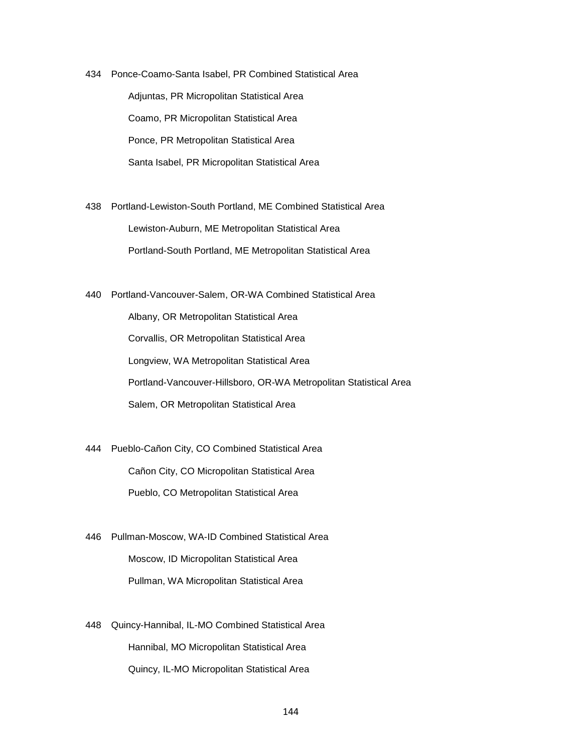434 Ponce-Coamo-Santa Isabel, PR Combined Statistical Area

- Adjuntas, PR Micropolitan Statistical Area
- Coamo, PR Micropolitan Statistical Area
- Ponce, PR Metropolitan Statistical Area
- Santa Isabel, PR Micropolitan Statistical Area

438 Portland-Lewiston-South Portland, ME Combined Statistical Area

- Lewiston-Auburn, ME Metropolitan Statistical Area
- Portland-South Portland, ME Metropolitan Statistical Area

440 Portland-Vancouver-Salem, OR-WA Combined Statistical Area

- Albany, OR Metropolitan Statistical Area
- Corvallis, OR Metropolitan Statistical Area
- Longview, WA Metropolitan Statistical Area
- Portland-Vancouver-Hillsboro, OR-WA Metropolitan Statistical Area
- Salem, OR Metropolitan Statistical Area

444 Pueblo-Cañon City, CO Combined Statistical Area

- Cañon City, CO Micropolitan Statistical Area
- Pueblo, CO Metropolitan Statistical Area

446 Pullman-Moscow, WA-ID Combined Statistical Area

- Moscow, ID Micropolitan Statistical Area
- Pullman, WA Micropolitan Statistical Area

448 Quincy-Hannibal, IL-MO Combined Statistical Area

- Hannibal, MO Micropolitan Statistical Area
- Quincy, IL-MO Micropolitan Statistical Area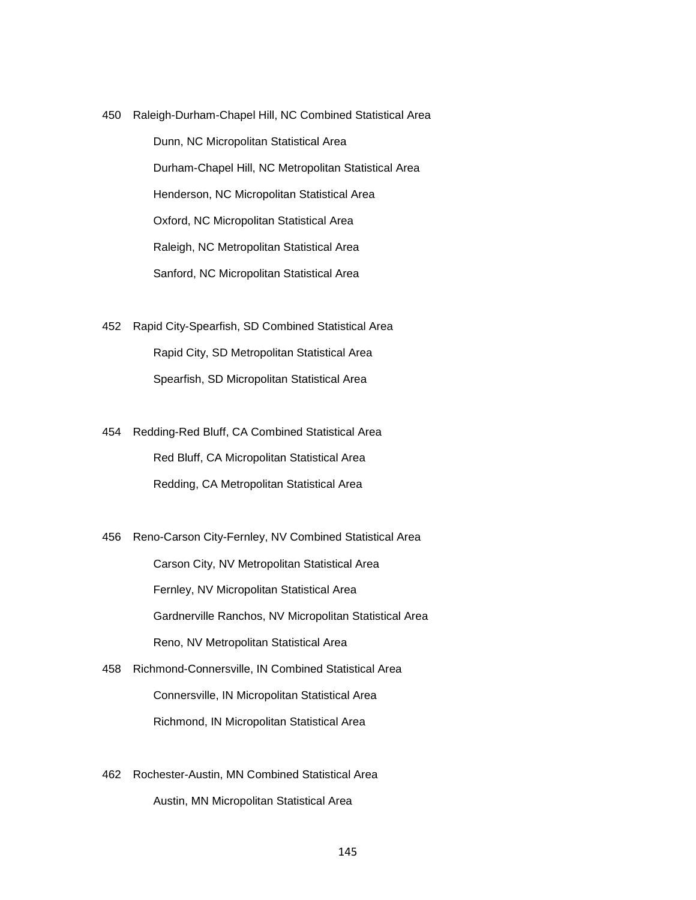450 Raleigh-Durham-Chapel Hill, NC Combined Statistical Area

  Dunn, NC Micropolitan Statistical Area

  Durham-Chapel Hill, NC Metropolitan Statistical Area

  Henderson, NC Micropolitan Statistical Area

  Oxford, NC Micropolitan Statistical Area

  Raleigh, NC Metropolitan Statistical Area

  Sanford, NC Micropolitan Statistical Area

452 Rapid City-Spearfish, SD Combined Statistical Area

  Rapid City, SD Metropolitan Statistical Area

  Spearfish, SD Micropolitan Statistical Area

454 Redding-Red Bluff, CA Combined Statistical Area

  Red Bluff, CA Micropolitan Statistical Area

  Redding, CA Metropolitan Statistical Area

456 Reno-Carson City-Fernley, NV Combined Statistical Area

  Carson City, NV Metropolitan Statistical Area

  Fernley, NV Micropolitan Statistical Area

  Gardnerville Ranchos, NV Micropolitan Statistical Area

  Reno, NV Metropolitan Statistical Area

458 Richmond-Connersville, IN Combined Statistical Area

  Connersville, IN Micropolitan Statistical Area

  Richmond, IN Micropolitan Statistical Area

462 Rochester-Austin, MN Combined Statistical Area

  Austin, MN Micropolitan Statistical Area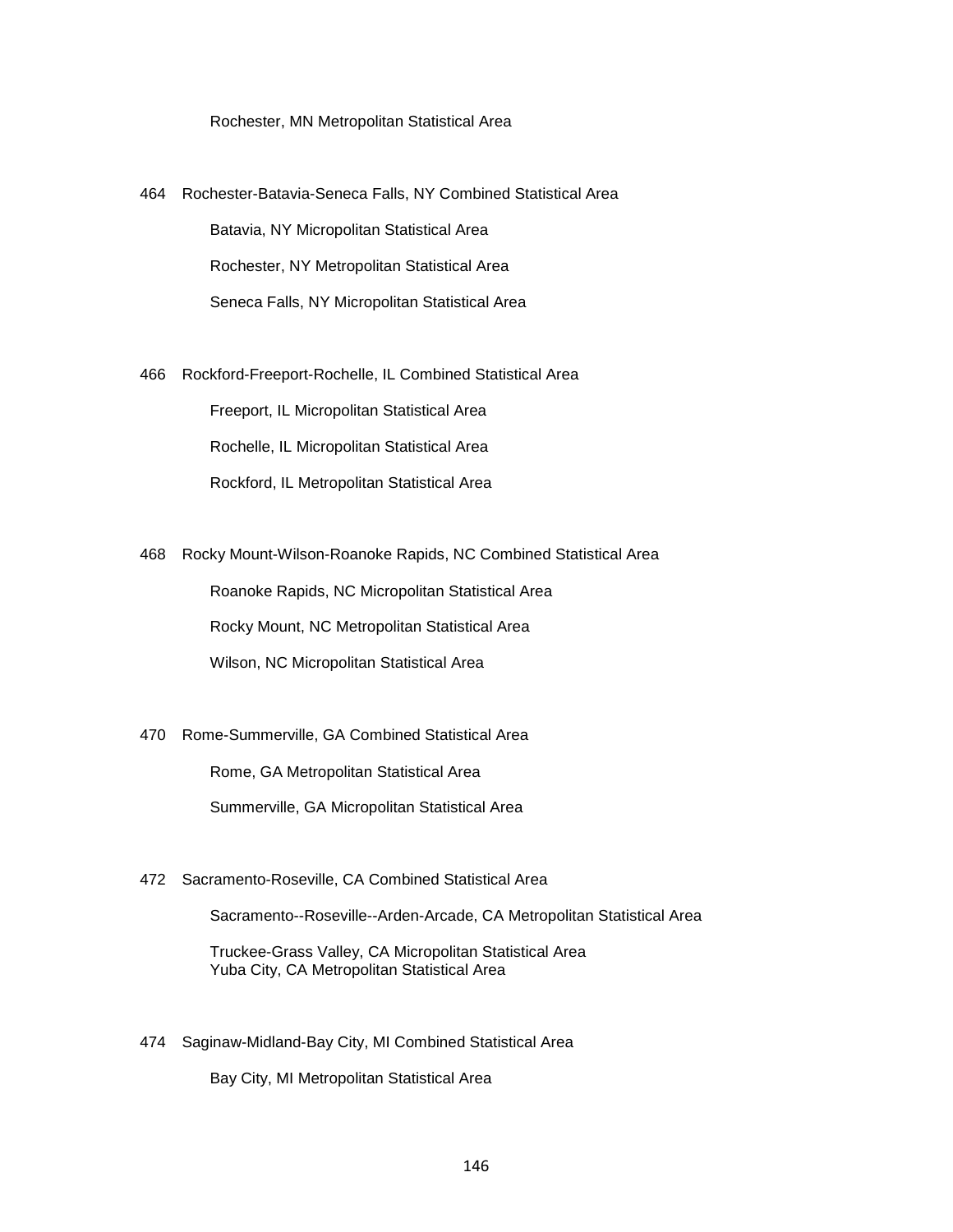Rochester, MN Metropolitan Statistical Area

464 Rochester-Batavia-Seneca Falls, NY Combined Statistical Area

Batavia, NY Micropolitan Statistical Area

Rochester, NY Metropolitan Statistical Area

Seneca Falls, NY Micropolitan Statistical Area

466 Rockford-Freeport-Rochelle, IL Combined Statistical Area

Freeport, IL Micropolitan Statistical Area

Rochelle, IL Micropolitan Statistical Area

Rockford, IL Metropolitan Statistical Area

468 Rocky Mount-Wilson-Roanoke Rapids, NC Combined Statistical Area

Roanoke Rapids, NC Micropolitan Statistical Area

Rocky Mount, NC Metropolitan Statistical Area

Wilson, NC Micropolitan Statistical Area

470 Rome-Summerville, GA Combined Statistical Area

Rome, GA Metropolitan Statistical Area

Summerville, GA Micropolitan Statistical Area

472 Sacramento-Roseville, CA Combined Statistical Area

Sacramento--Roseville--Arden-Arcade, CA Metropolitan Statistical Area

Truckee-Grass Valley, CA Micropolitan Statistical Area
Yuba City, CA Metropolitan Statistical Area

474 Saginaw-Midland-Bay City, MI Combined Statistical Area

Bay City, MI Metropolitan Statistical Area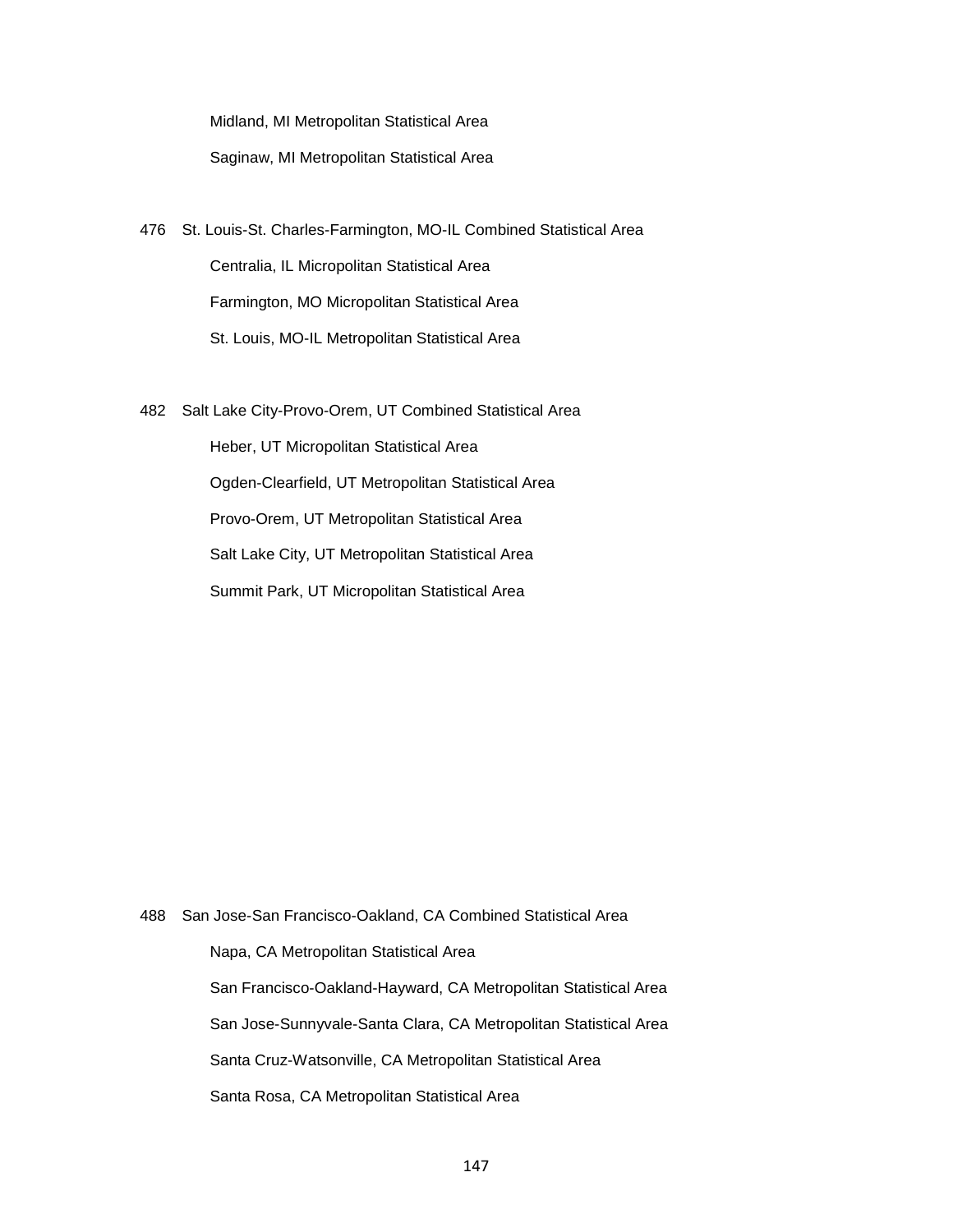Midland, MI Metropolitan Statistical Area

Saginaw, MI Metropolitan Statistical Area

476 St. Louis-St. Charles-Farmington, MO-IL Combined Statistical Area

Centralia, IL Micropolitan Statistical Area

Farmington, MO Micropolitan Statistical Area

St. Louis, MO-IL Metropolitan Statistical Area

482 Salt Lake City-Provo-Orem, UT Combined Statistical Area

Heber, UT Micropolitan Statistical Area

Ogden-Clearfield, UT Metropolitan Statistical Area

Provo-Orem, UT Metropolitan Statistical Area

Salt Lake City, UT Metropolitan Statistical Area

Summit Park, UT Micropolitan Statistical Area

488 San Jose-San Francisco-Oakland, CA Combined Statistical Area

Napa, CA Metropolitan Statistical Area

San Francisco-Oakland-Hayward, CA Metropolitan Statistical Area

San Jose-Sunnyvale-Santa Clara, CA Metropolitan Statistical Area

Santa Cruz-Watsonville, CA Metropolitan Statistical Area

Santa Rosa, CA Metropolitan Statistical Area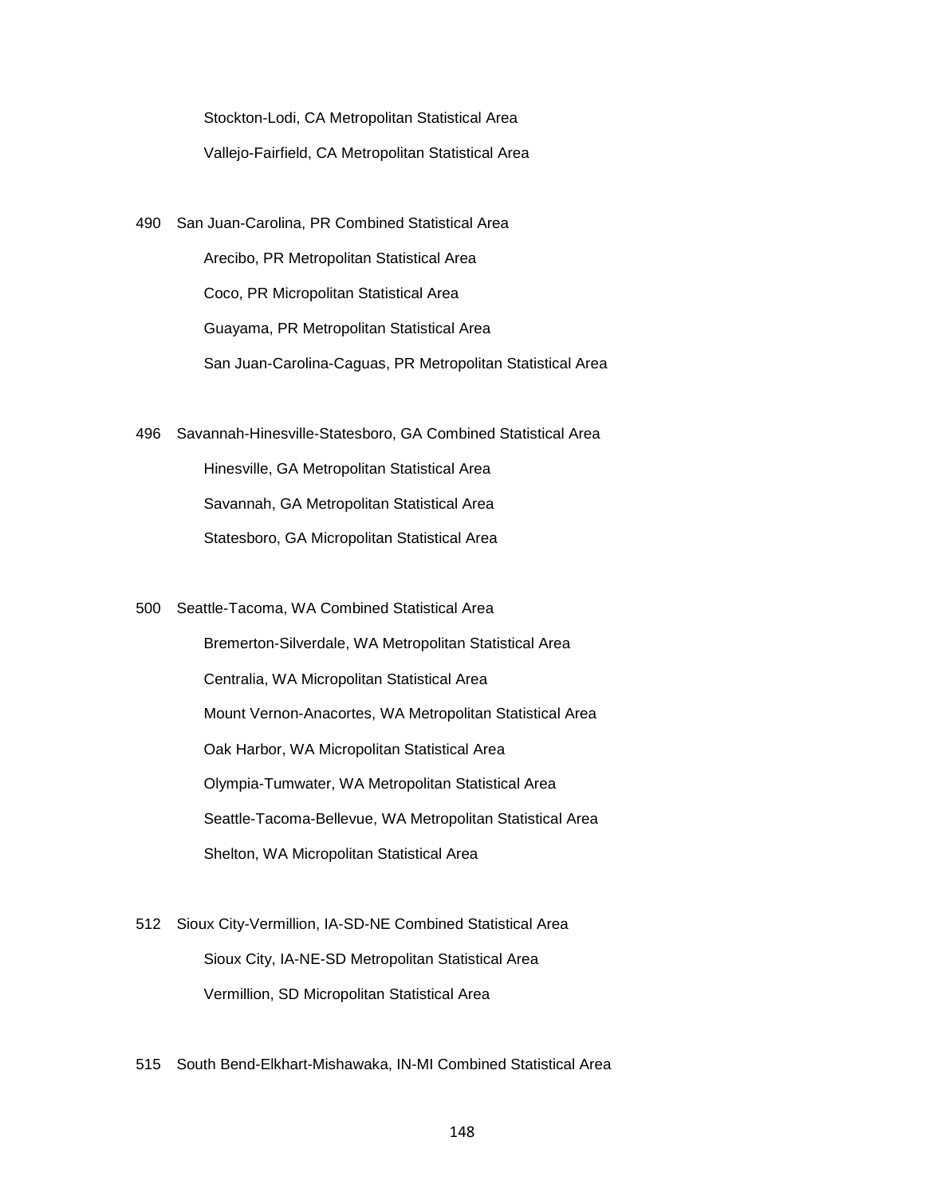Stockton-Lodi, CA Metropolitan Statistical Area

Vallejo-Fairfield, CA Metropolitan Statistical Area

490 San Juan-Carolina, PR Combined Statistical Area

Arecibo, PR Metropolitan Statistical Area

Coco, PR Micropolitan Statistical Area

Guayama, PR Metropolitan Statistical Area

San Juan-Carolina-Caguas, PR Metropolitan Statistical Area

496 Savannah-Hinesville-Statesboro, GA Combined Statistical Area

Hinesville, GA Metropolitan Statistical Area

Savannah, GA Metropolitan Statistical Area

Statesboro, GA Micropolitan Statistical Area

500 Seattle-Tacoma, WA Combined Statistical Area

Bremerton-Silverdale, WA Metropolitan Statistical Area

Centralia, WA Micropolitan Statistical Area

Mount Vernon-Anacortes, WA Metropolitan Statistical Area

Oak Harbor, WA Micropolitan Statistical Area

Olympia-Tumwater, WA Metropolitan Statistical Area

Seattle-Tacoma-Bellevue, WA Metropolitan Statistical Area

Shelton, WA Micropolitan Statistical Area

512 Sioux City-Vermillion, IA-SD-NE Combined Statistical Area

Sioux City, IA-NE-SD Metropolitan Statistical Area

Vermillion, SD Micropolitan Statistical Area

515 South Bend-Elkhart-Mishawaka, IN-MI Combined Statistical Area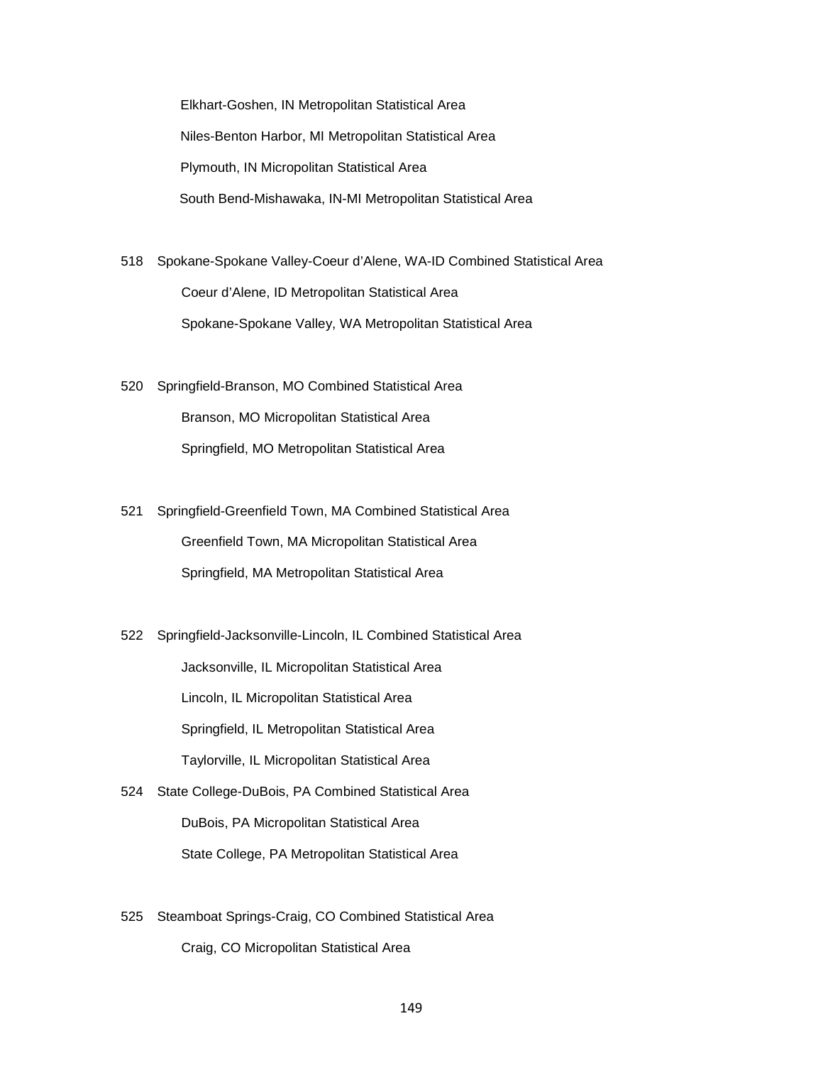Elkhart-Goshen, IN Metropolitan Statistical Area

Niles-Benton Harbor, MI Metropolitan Statistical Area

Plymouth, IN Micropolitan Statistical Area

South Bend-Mishawaka, IN-MI Metropolitan Statistical Area

518 Spokane-Spokane Valley-Coeur d'Alene, WA-ID Combined Statistical Area

Coeur d'Alene, ID Metropolitan Statistical Area

Spokane-Spokane Valley, WA Metropolitan Statistical Area

520 Springfield-Branson, MO Combined Statistical Area

Branson, MO Micropolitan Statistical Area

Springfield, MO Metropolitan Statistical Area

521 Springfield-Greenfield Town, MA Combined Statistical Area

Greenfield Town, MA Micropolitan Statistical Area

Springfield, MA Metropolitan Statistical Area

522 Springfield-Jacksonville-Lincoln, IL Combined Statistical Area

Jacksonville, IL Micropolitan Statistical Area

Lincoln, IL Micropolitan Statistical Area

Springfield, IL Metropolitan Statistical Area

Taylorville, IL Micropolitan Statistical Area

524 State College-DuBois, PA Combined Statistical Area

DuBois, PA Micropolitan Statistical Area

State College, PA Metropolitan Statistical Area

525 Steamboat Springs-Craig, CO Combined Statistical Area

Craig, CO Micropolitan Statistical Area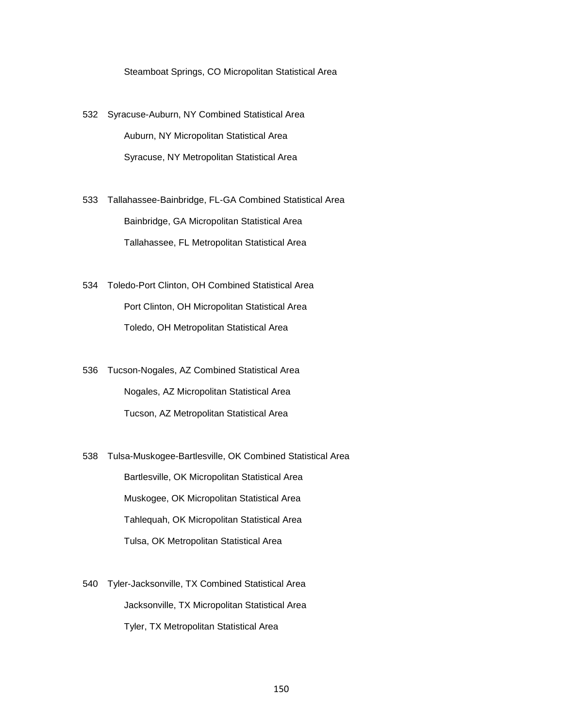Steamboat Springs, CO Micropolitan Statistical Area

532 Syracuse-Auburn, NY Combined Statistical Area

Auburn, NY Micropolitan Statistical Area

Syracuse, NY Metropolitan Statistical Area

533 Tallahassee-Bainbridge, FL-GA Combined Statistical Area

Bainbridge, GA Micropolitan Statistical Area

Tallahassee, FL Metropolitan Statistical Area

534 Toledo-Port Clinton, OH Combined Statistical Area

Port Clinton, OH Micropolitan Statistical Area

Toledo, OH Metropolitan Statistical Area

536 Tucson-Nogales, AZ Combined Statistical Area

Nogales, AZ Micropolitan Statistical Area

Tucson, AZ Metropolitan Statistical Area

538 Tulsa-Muskogee-Bartlesville, OK Combined Statistical Area

Bartlesville, OK Micropolitan Statistical Area

Muskogee, OK Micropolitan Statistical Area

Tahlequah, OK Micropolitan Statistical Area

Tulsa, OK Metropolitan Statistical Area

540 Tyler-Jacksonville, TX Combined Statistical Area

Jacksonville, TX Micropolitan Statistical Area

Tyler, TX Metropolitan Statistical Area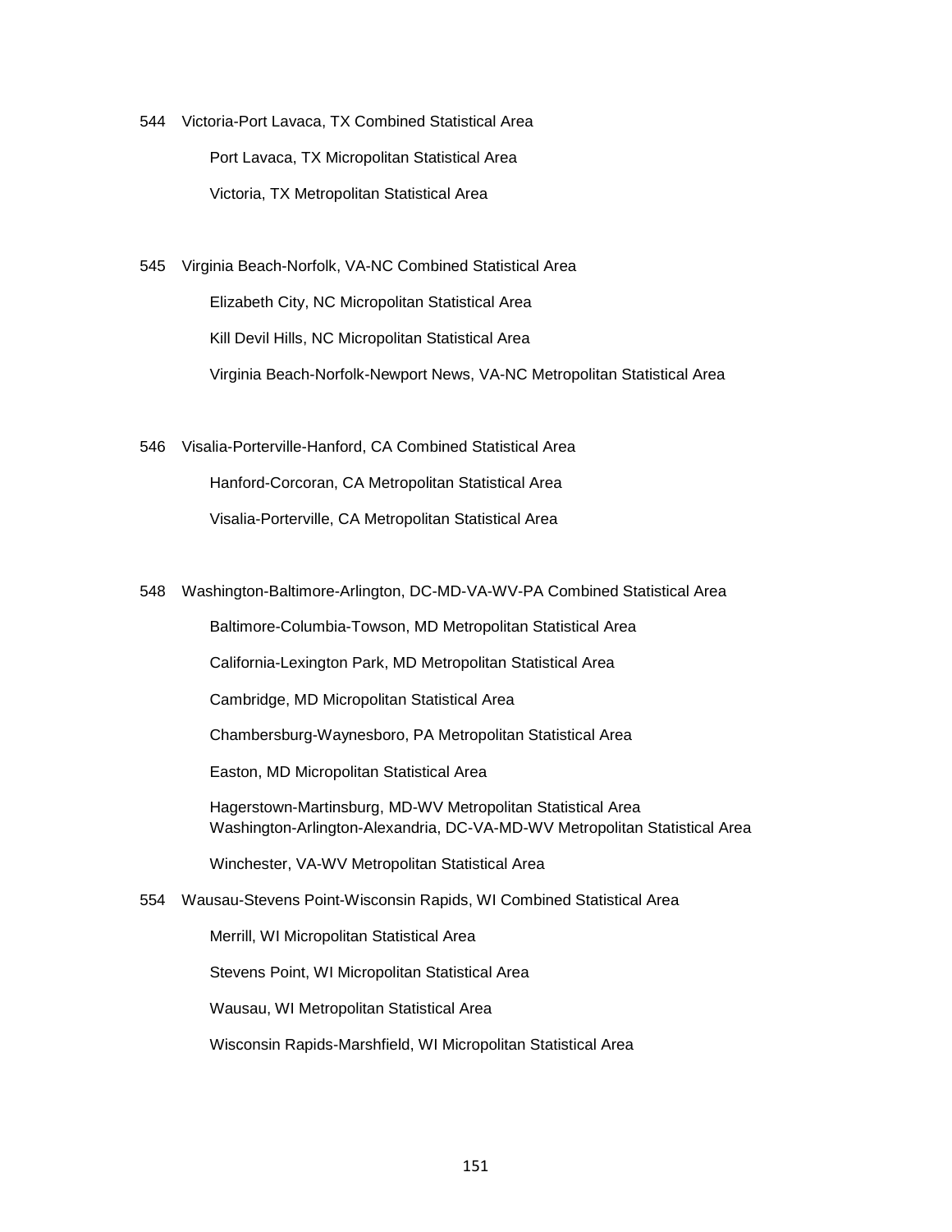544 Victoria-Port Lavaca, TX Combined Statistical Area

Port Lavaca, TX Micropolitan Statistical Area

Victoria, TX Metropolitan Statistical Area

545 Virginia Beach-Norfolk, VA-NC Combined Statistical Area

Elizabeth City, NC Micropolitan Statistical Area

Kill Devil Hills, NC Micropolitan Statistical Area

Virginia Beach-Norfolk-Newport News, VA-NC Metropolitan Statistical Area

546 Visalia-Porterville-Hanford, CA Combined Statistical Area

Hanford-Corcoran, CA Metropolitan Statistical Area

Visalia-Porterville, CA Metropolitan Statistical Area

548 Washington-Baltimore-Arlington, DC-MD-VA-WV-PA Combined Statistical Area

Baltimore-Columbia-Towson, MD Metropolitan Statistical Area

California-Lexington Park, MD Metropolitan Statistical Area

Cambridge, MD Micropolitan Statistical Area

Chambersburg-Waynesboro, PA Metropolitan Statistical Area

Easton, MD Micropolitan Statistical Area

Hagerstown-Martinsburg, MD-WV Metropolitan Statistical Area
Washington-Arlington-Alexandria, DC-VA-MD-WV Metropolitan Statistical Area

Winchester, VA-WV Metropolitan Statistical Area

554 Wausau-Stevens Point-Wisconsin Rapids, WI Combined Statistical Area

Merrill, WI Micropolitan Statistical Area

Stevens Point, WI Micropolitan Statistical Area

Wausau, WI Metropolitan Statistical Area

Wisconsin Rapids-Marshfield, WI Micropolitan Statistical Area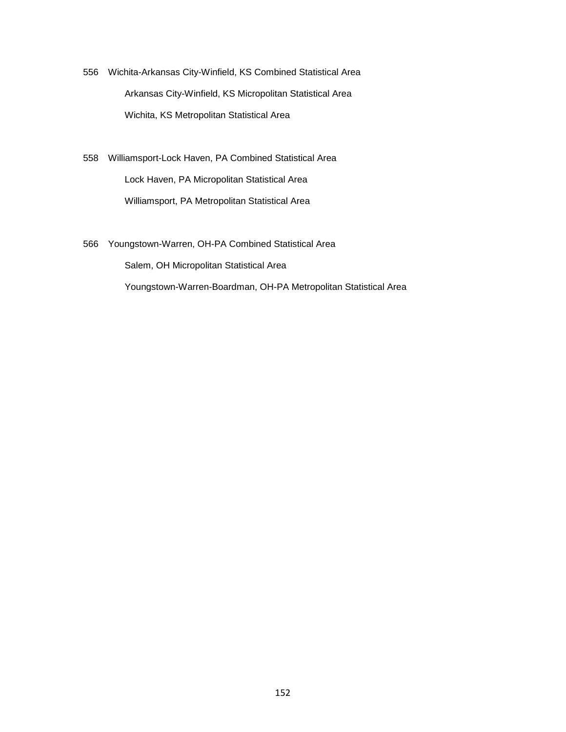556 Wichita-Arkansas City-Winfield, KS Combined Statistical Area

Arkansas City-Winfield, KS Micropolitan Statistical Area

Wichita, KS Metropolitan Statistical Area

558 Williamsport-Lock Haven, PA Combined Statistical Area

Lock Haven, PA Micropolitan Statistical Area

Williamsport, PA Metropolitan Statistical Area

566 Youngstown-Warren, OH-PA Combined Statistical Area

Salem, OH Micropolitan Statistical Area

Youngstown-Warren-Boardman, OH-PA Metropolitan Statistical Area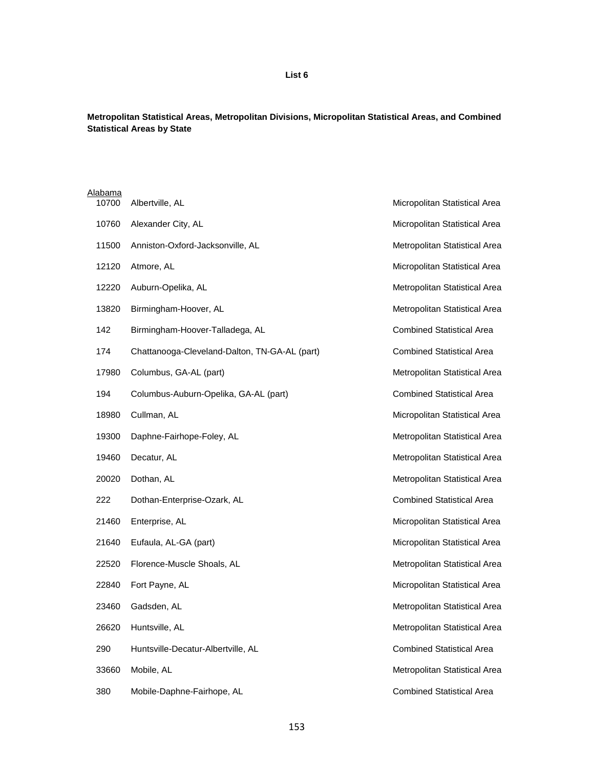**List 6**

**Metropolitan Statistical Areas, Metropolitan Divisions, Micropolitan Statistical Areas, and Combined Statistical Areas by State**

<u>Alabama</u>

| | | |
|---|---|---|
| 10700 | Albertville, AL | Micropolitan Statistical Area |
| 10760 | Alexander City, AL | Micropolitan Statistical Area |
| 11500 | Anniston-Oxford-Jacksonville, AL | Metropolitan Statistical Area |
| 12120 | Atmore, AL | Micropolitan Statistical Area |
| 12220 | Auburn-Opelika, AL | Metropolitan Statistical Area |
| 13820 | Birmingham-Hoover, AL | Metropolitan Statistical Area |
| 142 | Birmingham-Hoover-Talladega, AL | Combined Statistical Area |
| 174 | Chattanooga-Cleveland-Dalton, TN-GA-AL (part) | Combined Statistical Area |
| 17980 | Columbus, GA-AL (part) | Metropolitan Statistical Area |
| 194 | Columbus-Auburn-Opelika, GA-AL (part) | Combined Statistical Area |
| 18980 | Cullman, AL | Micropolitan Statistical Area |
| 19300 | Daphne-Fairhope-Foley, AL | Metropolitan Statistical Area |
| 19460 | Decatur, AL | Metropolitan Statistical Area |
| 20020 | Dothan, AL | Metropolitan Statistical Area |
| 222 | Dothan-Enterprise-Ozark, AL | Combined Statistical Area |
| 21460 | Enterprise, AL | Micropolitan Statistical Area |
| 21640 | Eufaula, AL-GA (part) | Micropolitan Statistical Area |
| 22520 | Florence-Muscle Shoals, AL | Metropolitan Statistical Area |
| 22840 | Fort Payne, AL | Micropolitan Statistical Area |
| 23460 | Gadsden, AL | Metropolitan Statistical Area |
| 26620 | Huntsville, AL | Metropolitan Statistical Area |
| 290 | Huntsville-Decatur-Albertville, AL | Combined Statistical Area |
| 33660 | Mobile, AL | Metropolitan Statistical Area |
| 380 | Mobile-Daphne-Fairhope, AL | Combined Statistical Area |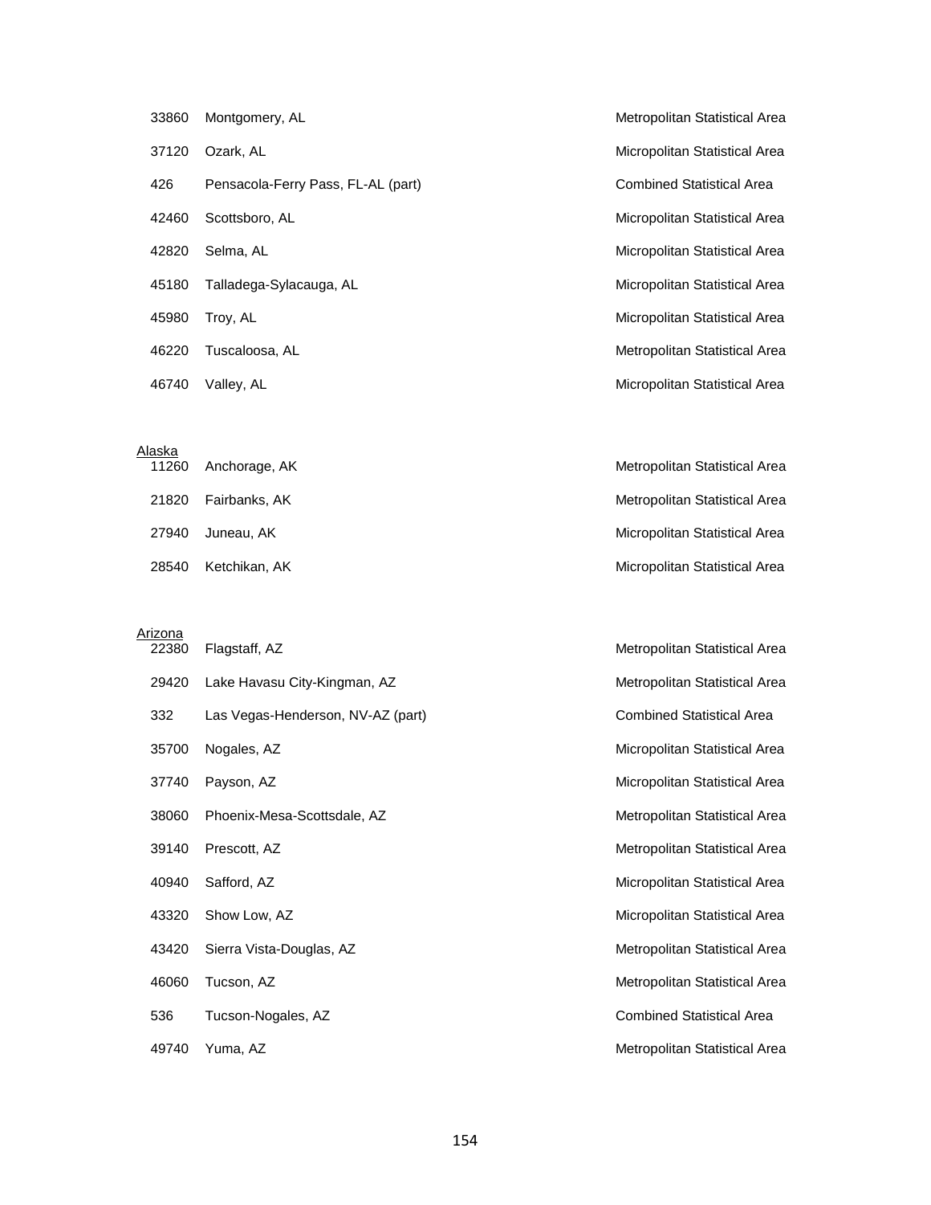| | | |
|---|---|---|
| 33860 | Montgomery, AL | Metropolitan Statistical Area |
| 37120 | Ozark, AL | Micropolitan Statistical Area |
| 426 | Pensacola-Ferry Pass, FL-AL (part) | Combined Statistical Area |
| 42460 | Scottsboro, AL | Micropolitan Statistical Area |
| 42820 | Selma, AL | Micropolitan Statistical Area |
| 45180 | Talladega-Sylacauga, AL | Micropolitan Statistical Area |
| 45980 | Troy, AL | Micropolitan Statistical Area |
| 46220 | Tuscaloosa, AL | Metropolitan Statistical Area |
| 46740 | Valley, AL | Micropolitan Statistical Area |

<u>Alaska</u>

| | | |
|---|---|---|
| 11260 | Anchorage, AK | Metropolitan Statistical Area |
| 21820 | Fairbanks, AK | Metropolitan Statistical Area |
| 27940 | Juneau, AK | Micropolitan Statistical Area |
| 28540 | Ketchikan, AK | Micropolitan Statistical Area |

<u>Arizona</u>

| | | |
|---|---|---|
| 22380 | Flagstaff, AZ | Metropolitan Statistical Area |
| 29420 | Lake Havasu City-Kingman, AZ | Metropolitan Statistical Area |
| 332 | Las Vegas-Henderson, NV-AZ (part) | Combined Statistical Area |
| 35700 | Nogales, AZ | Micropolitan Statistical Area |
| 37740 | Payson, AZ | Micropolitan Statistical Area |
| 38060 | Phoenix-Mesa-Scottsdale, AZ | Metropolitan Statistical Area |
| 39140 | Prescott, AZ | Metropolitan Statistical Area |
| 40940 | Safford, AZ | Micropolitan Statistical Area |
| 43320 | Show Low, AZ | Micropolitan Statistical Area |
| 43420 | Sierra Vista-Douglas, AZ | Metropolitan Statistical Area |
| 46060 | Tucson, AZ | Metropolitan Statistical Area |
| 536 | Tucson-Nogales, AZ | Combined Statistical Area |
| 49740 | Yuma, AZ | Metropolitan Statistical Area |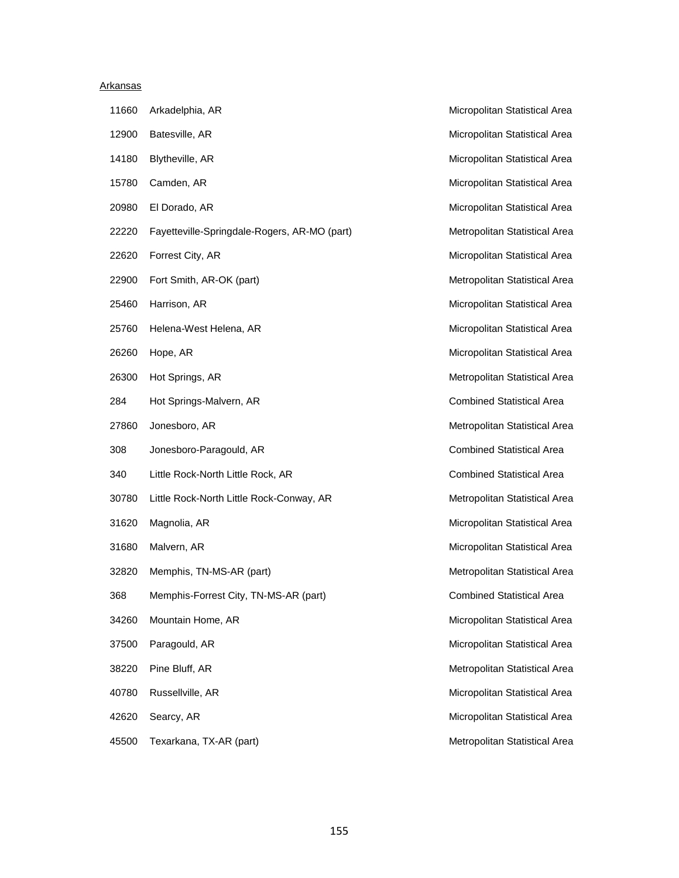Arkansas

| | | |
|---|---|---|
| 11660 | Arkadelphia, AR | Micropolitan Statistical Area |
| 12900 | Batesville, AR | Micropolitan Statistical Area |
| 14180 | Blytheville, AR | Micropolitan Statistical Area |
| 15780 | Camden, AR | Micropolitan Statistical Area |
| 20980 | El Dorado, AR | Micropolitan Statistical Area |
| 22220 | Fayetteville-Springdale-Rogers, AR-MO (part) | Metropolitan Statistical Area |
| 22620 | Forrest City, AR | Micropolitan Statistical Area |
| 22900 | Fort Smith, AR-OK (part) | Metropolitan Statistical Area |
| 25460 | Harrison, AR | Micropolitan Statistical Area |
| 25760 | Helena-West Helena, AR | Micropolitan Statistical Area |
| 26260 | Hope, AR | Micropolitan Statistical Area |
| 26300 | Hot Springs, AR | Metropolitan Statistical Area |
| 284 | Hot Springs-Malvern, AR | Combined Statistical Area |
| 27860 | Jonesboro, AR | Metropolitan Statistical Area |
| 308 | Jonesboro-Paragould, AR | Combined Statistical Area |
| 340 | Little Rock-North Little Rock, AR | Combined Statistical Area |
| 30780 | Little Rock-North Little Rock-Conway, AR | Metropolitan Statistical Area |
| 31620 | Magnolia, AR | Micropolitan Statistical Area |
| 31680 | Malvern, AR | Micropolitan Statistical Area |
| 32820 | Memphis, TN-MS-AR (part) | Metropolitan Statistical Area |
| 368 | Memphis-Forrest City, TN-MS-AR (part) | Combined Statistical Area |
| 34260 | Mountain Home, AR | Micropolitan Statistical Area |
| 37500 | Paragould, AR | Micropolitan Statistical Area |
| 38220 | Pine Bluff, AR | Metropolitan Statistical Area |
| 40780 | Russellville, AR | Micropolitan Statistical Area |
| 42620 | Searcy, AR | Micropolitan Statistical Area |
| 45500 | Texarkana, TX-AR (part) | Metropolitan Statistical Area |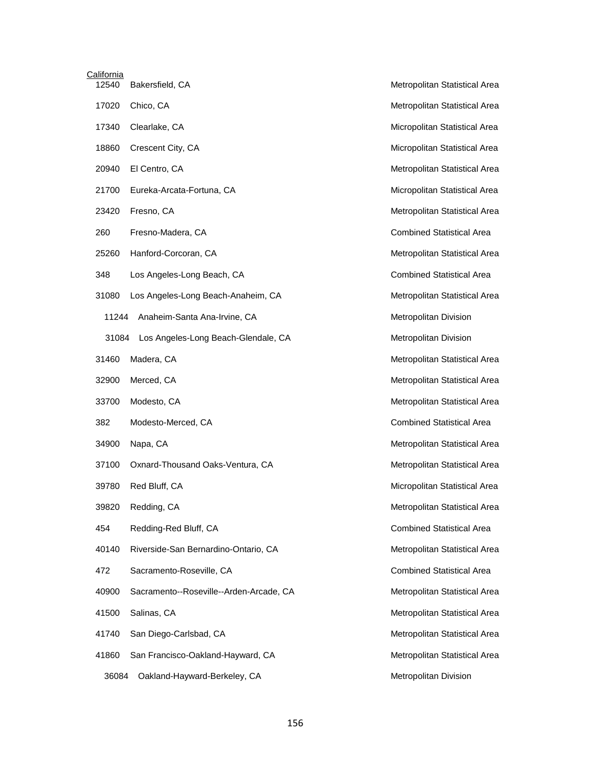California

| Code | Name | Type |
|---|---|---|
| 12540 | Bakersfield, CA | Metropolitan Statistical Area |
| 17020 | Chico, CA | Metropolitan Statistical Area |
| 17340 | Clearlake, CA | Micropolitan Statistical Area |
| 18860 | Crescent City, CA | Micropolitan Statistical Area |
| 20940 | El Centro, CA | Metropolitan Statistical Area |
| 21700 | Eureka-Arcata-Fortuna, CA | Micropolitan Statistical Area |
| 23420 | Fresno, CA | Metropolitan Statistical Area |
| 260 | Fresno-Madera, CA | Combined Statistical Area |
| 25260 | Hanford-Corcoran, CA | Metropolitan Statistical Area |
| 348 | Los Angeles-Long Beach, CA | Combined Statistical Area |
| 31080 | Los Angeles-Long Beach-Anaheim, CA | Metropolitan Statistical Area |
| 11244 | Anaheim-Santa Ana-Irvine, CA | Metropolitan Division |
| 31084 | Los Angeles-Long Beach-Glendale, CA | Metropolitan Division |
| 31460 | Madera, CA | Metropolitan Statistical Area |
| 32900 | Merced, CA | Metropolitan Statistical Area |
| 33700 | Modesto, CA | Metropolitan Statistical Area |
| 382 | Modesto-Merced, CA | Combined Statistical Area |
| 34900 | Napa, CA | Metropolitan Statistical Area |
| 37100 | Oxnard-Thousand Oaks-Ventura, CA | Metropolitan Statistical Area |
| 39780 | Red Bluff, CA | Micropolitan Statistical Area |
| 39820 | Redding, CA | Metropolitan Statistical Area |
| 454 | Redding-Red Bluff, CA | Combined Statistical Area |
| 40140 | Riverside-San Bernardino-Ontario, CA | Metropolitan Statistical Area |
| 472 | Sacramento-Roseville, CA | Combined Statistical Area |
| 40900 | Sacramento--Roseville--Arden-Arcade, CA | Metropolitan Statistical Area |
| 41500 | Salinas, CA | Metropolitan Statistical Area |
| 41740 | San Diego-Carlsbad, CA | Metropolitan Statistical Area |
| 41860 | San Francisco-Oakland-Hayward, CA | Metropolitan Statistical Area |
| 36084 | Oakland-Hayward-Berkeley, CA | Metropolitan Division |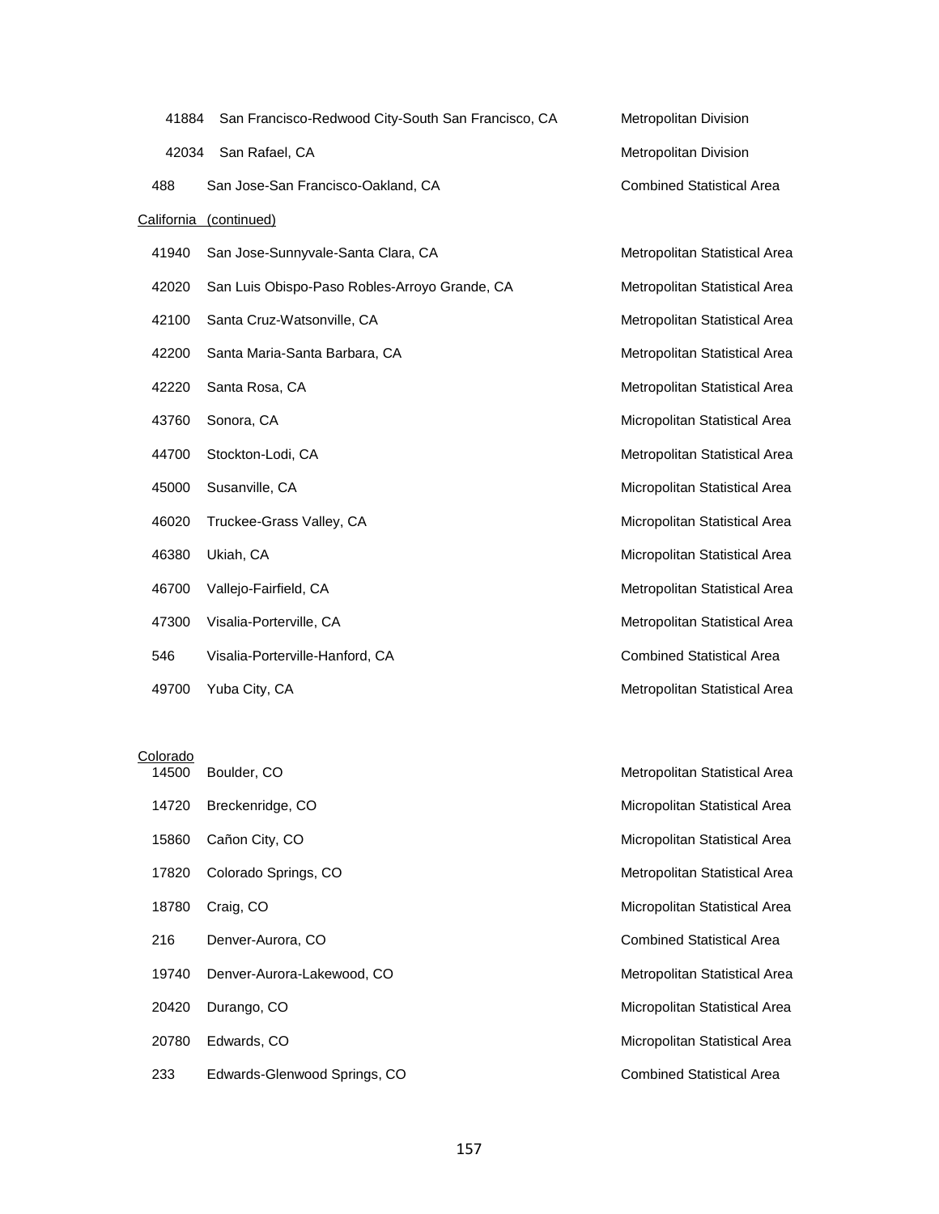| | | |
|---|---|---|
| 41884 | San Francisco-Redwood City-South San Francisco, CA | Metropolitan Division |
| 42034 | San Rafael, CA | Metropolitan Division |
| 488 | San Jose-San Francisco-Oakland, CA | Combined Statistical Area |

California (continued)

| | | |
|---|---|---|
| 41940 | San Jose-Sunnyvale-Santa Clara, CA | Metropolitan Statistical Area |
| 42020 | San Luis Obispo-Paso Robles-Arroyo Grande, CA | Metropolitan Statistical Area |
| 42100 | Santa Cruz-Watsonville, CA | Metropolitan Statistical Area |
| 42200 | Santa Maria-Santa Barbara, CA | Metropolitan Statistical Area |
| 42220 | Santa Rosa, CA | Metropolitan Statistical Area |
| 43760 | Sonora, CA | Micropolitan Statistical Area |
| 44700 | Stockton-Lodi, CA | Metropolitan Statistical Area |
| 45000 | Susanville, CA | Micropolitan Statistical Area |
| 46020 | Truckee-Grass Valley, CA | Micropolitan Statistical Area |
| 46380 | Ukiah, CA | Micropolitan Statistical Area |
| 46700 | Vallejo-Fairfield, CA | Metropolitan Statistical Area |
| 47300 | Visalia-Porterville, CA | Metropolitan Statistical Area |
| 546 | Visalia-Porterville-Hanford, CA | Combined Statistical Area |
| 49700 | Yuba City, CA | Metropolitan Statistical Area |

Colorado

| | | |
|---|---|---|
| 14500 | Boulder, CO | Metropolitan Statistical Area |
| 14720 | Breckenridge, CO | Micropolitan Statistical Area |
| 15860 | Cañon City, CO | Micropolitan Statistical Area |
| 17820 | Colorado Springs, CO | Metropolitan Statistical Area |
| 18780 | Craig, CO | Micropolitan Statistical Area |
| 216 | Denver-Aurora, CO | Combined Statistical Area |
| 19740 | Denver-Aurora-Lakewood, CO | Metropolitan Statistical Area |
| 20420 | Durango, CO | Micropolitan Statistical Area |
| 20780 | Edwards, CO | Micropolitan Statistical Area |
| 233 | Edwards-Glenwood Springs, CO | Combined Statistical Area |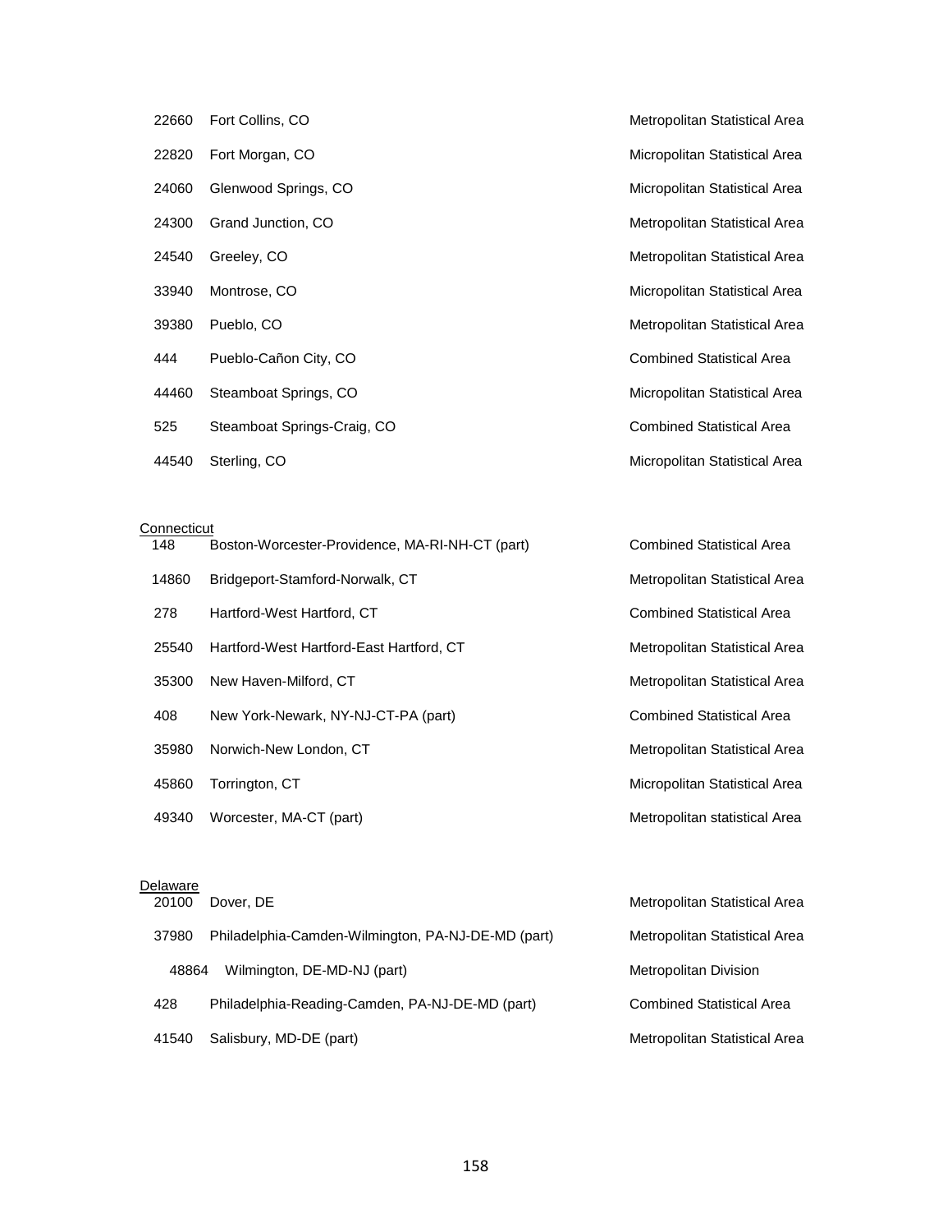| | | |
|---|---|---|
| 22660 | Fort Collins, CO | Metropolitan Statistical Area |
| 22820 | Fort Morgan, CO | Micropolitan Statistical Area |
| 24060 | Glenwood Springs, CO | Micropolitan Statistical Area |
| 24300 | Grand Junction, CO | Metropolitan Statistical Area |
| 24540 | Greeley, CO | Metropolitan Statistical Area |
| 33940 | Montrose, CO | Micropolitan Statistical Area |
| 39380 | Pueblo, CO | Metropolitan Statistical Area |
| 444 | Pueblo-Cañon City, CO | Combined Statistical Area |
| 44460 | Steamboat Springs, CO | Micropolitan Statistical Area |
| 525 | Steamboat Springs-Craig, CO | Combined Statistical Area |
| 44540 | Sterling, CO | Micropolitan Statistical Area |

<u>Connecticut</u>

| | | |
|---|---|---|
| 148 | Boston-Worcester-Providence, MA-RI-NH-CT (part) | Combined Statistical Area |
| 14860 | Bridgeport-Stamford-Norwalk, CT | Metropolitan Statistical Area |
| 278 | Hartford-West Hartford, CT | Combined Statistical Area |
| 25540 | Hartford-West Hartford-East Hartford, CT | Metropolitan Statistical Area |
| 35300 | New Haven-Milford, CT | Metropolitan Statistical Area |
| 408 | New York-Newark, NY-NJ-CT-PA (part) | Combined Statistical Area |
| 35980 | Norwich-New London, CT | Metropolitan Statistical Area |
| 45860 | Torrington, CT | Micropolitan Statistical Area |
| 49340 | Worcester, MA-CT (part) | Metropolitan statistical Area |

<u>Delaware</u>

| | | |
|---|---|---|
| 20100 | Dover, DE | Metropolitan Statistical Area |
| 37980 | Philadelphia-Camden-Wilmington, PA-NJ-DE-MD (part) | Metropolitan Statistical Area |
| 48864 | Wilmington, DE-MD-NJ (part) | Metropolitan Division |
| 428 | Philadelphia-Reading-Camden, PA-NJ-DE-MD (part) | Combined Statistical Area |
| 41540 | Salisbury, MD-DE (part) | Metropolitan Statistical Area |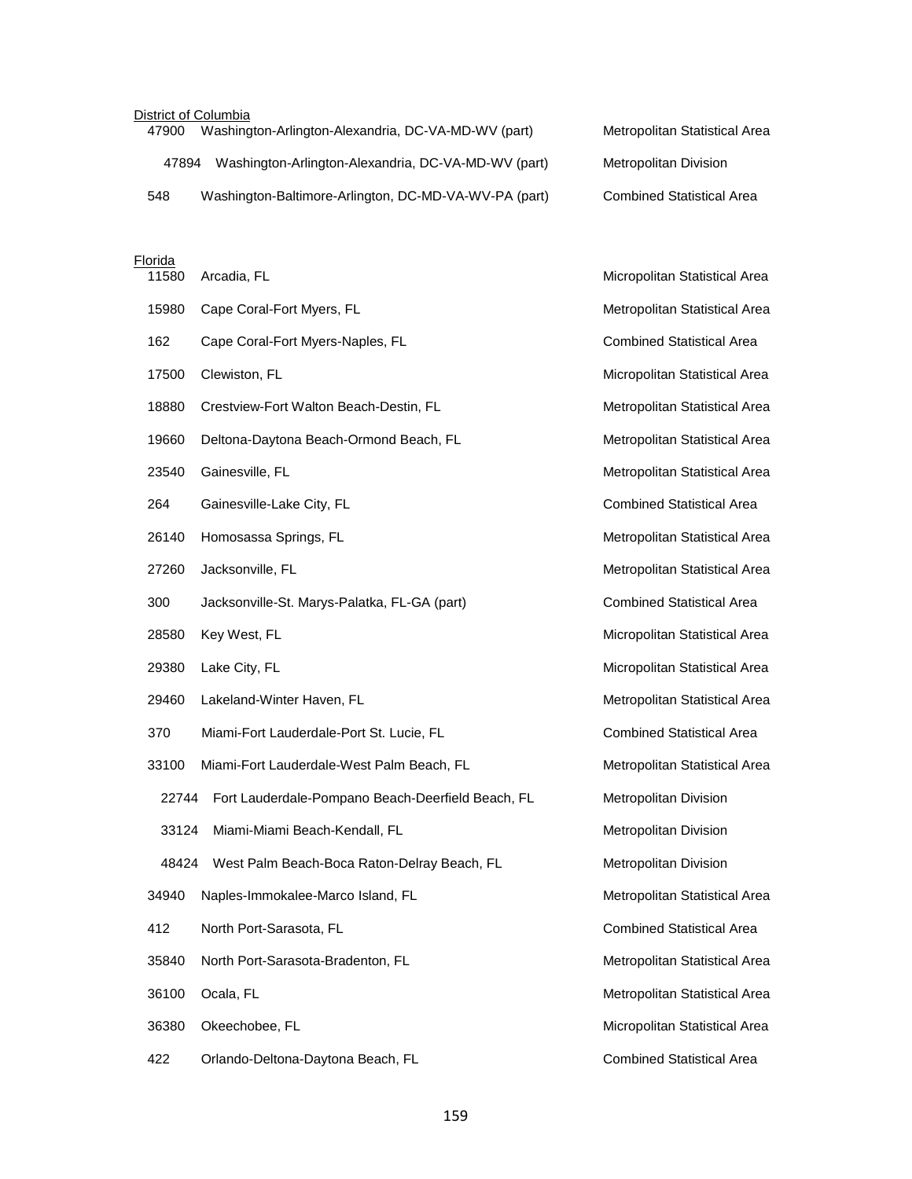District of Columbia

| | | |
|---|---|---|
| 47900 | Washington-Arlington-Alexandria, DC-VA-MD-WV (part) | Metropolitan Statistical Area |
| 47894 | Washington-Arlington-Alexandria, DC-VA-MD-WV (part) | Metropolitan Division |
| 548 | Washington-Baltimore-Arlington, DC-MD-VA-WV-PA (part) | Combined Statistical Area |

Florida

| | | |
|---|---|---|
| 11580 | Arcadia, FL | Micropolitan Statistical Area |
| 15980 | Cape Coral-Fort Myers, FL | Metropolitan Statistical Area |
| 162 | Cape Coral-Fort Myers-Naples, FL | Combined Statistical Area |
| 17500 | Clewiston, FL | Micropolitan Statistical Area |
| 18880 | Crestview-Fort Walton Beach-Destin, FL | Metropolitan Statistical Area |
| 19660 | Deltona-Daytona Beach-Ormond Beach, FL | Metropolitan Statistical Area |
| 23540 | Gainesville, FL | Metropolitan Statistical Area |
| 264 | Gainesville-Lake City, FL | Combined Statistical Area |
| 26140 | Homosassa Springs, FL | Metropolitan Statistical Area |
| 27260 | Jacksonville, FL | Metropolitan Statistical Area |
| 300 | Jacksonville-St. Marys-Palatka, FL-GA (part) | Combined Statistical Area |
| 28580 | Key West, FL | Micropolitan Statistical Area |
| 29380 | Lake City, FL | Micropolitan Statistical Area |
| 29460 | Lakeland-Winter Haven, FL | Metropolitan Statistical Area |
| 370 | Miami-Fort Lauderdale-Port St. Lucie, FL | Combined Statistical Area |
| 33100 | Miami-Fort Lauderdale-West Palm Beach, FL | Metropolitan Statistical Area |
| 22744 | Fort Lauderdale-Pompano Beach-Deerfield Beach, FL | Metropolitan Division |
| 33124 | Miami-Miami Beach-Kendall, FL | Metropolitan Division |
| 48424 | West Palm Beach-Boca Raton-Delray Beach, FL | Metropolitan Division |
| 34940 | Naples-Immokalee-Marco Island, FL | Metropolitan Statistical Area |
| 412 | North Port-Sarasota, FL | Combined Statistical Area |
| 35840 | North Port-Sarasota-Bradenton, FL | Metropolitan Statistical Area |
| 36100 | Ocala, FL | Metropolitan Statistical Area |
| 36380 | Okeechobee, FL | Micropolitan Statistical Area |
| 422 | Orlando-Deltona-Daytona Beach, FL | Combined Statistical Area |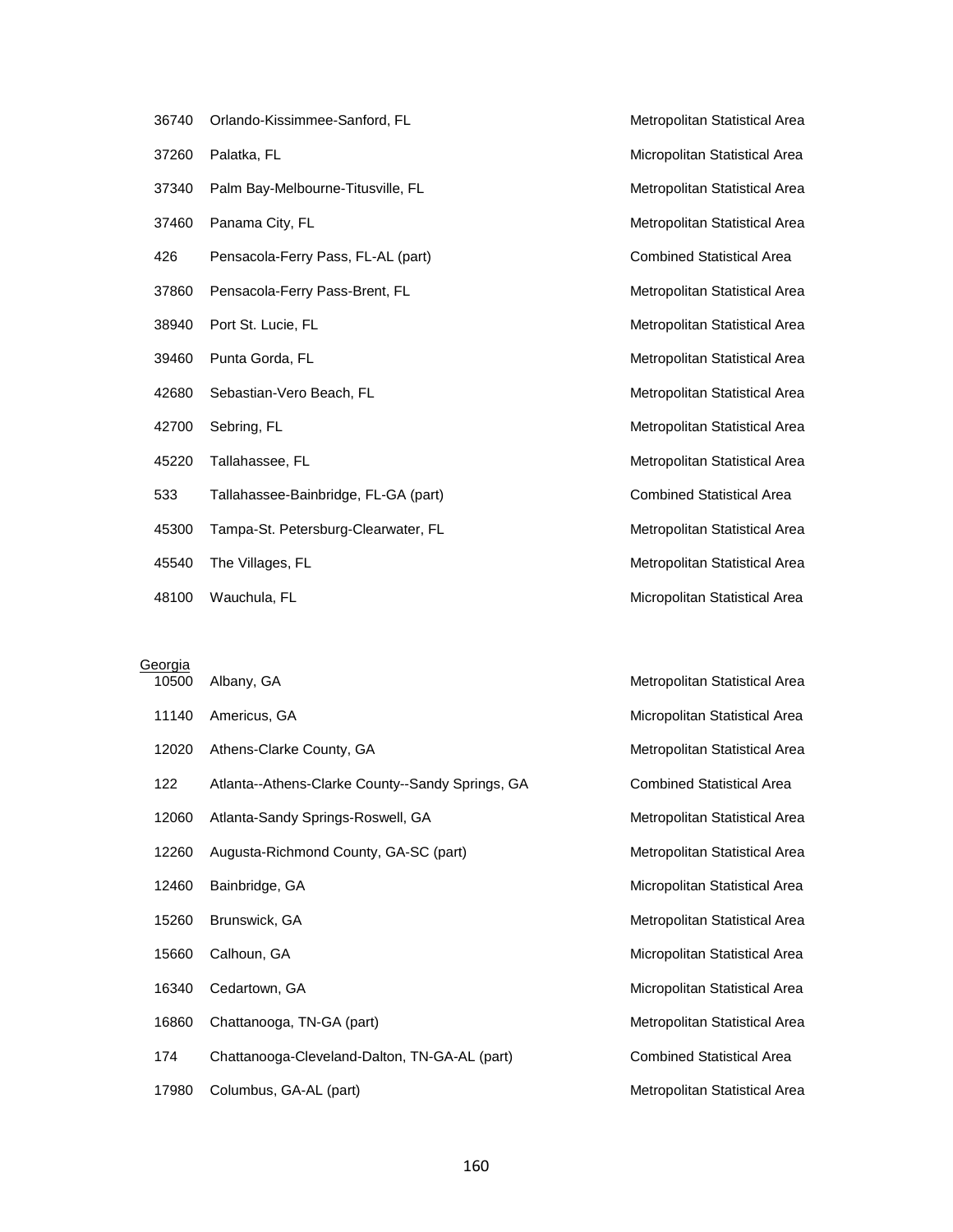| | | |
|---|---|---|
| 36740 | Orlando-Kissimmee-Sanford, FL | Metropolitan Statistical Area |
| 37260 | Palatka, FL | Micropolitan Statistical Area |
| 37340 | Palm Bay-Melbourne-Titusville, FL | Metropolitan Statistical Area |
| 37460 | Panama City, FL | Metropolitan Statistical Area |
| 426 | Pensacola-Ferry Pass, FL-AL (part) | Combined Statistical Area |
| 37860 | Pensacola-Ferry Pass-Brent, FL | Metropolitan Statistical Area |
| 38940 | Port St. Lucie, FL | Metropolitan Statistical Area |
| 39460 | Punta Gorda, FL | Metropolitan Statistical Area |
| 42680 | Sebastian-Vero Beach, FL | Metropolitan Statistical Area |
| 42700 | Sebring, FL | Metropolitan Statistical Area |
| 45220 | Tallahassee, FL | Metropolitan Statistical Area |
| 533 | Tallahassee-Bainbridge, FL-GA (part) | Combined Statistical Area |
| 45300 | Tampa-St. Petersburg-Clearwater, FL | Metropolitan Statistical Area |
| 45540 | The Villages, FL | Metropolitan Statistical Area |
| 48100 | Wauchula, FL | Micropolitan Statistical Area |

Georgia

| | | |
|---|---|---|
| 10500 | Albany, GA | Metropolitan Statistical Area |
| 11140 | Americus, GA | Micropolitan Statistical Area |
| 12020 | Athens-Clarke County, GA | Metropolitan Statistical Area |
| 122 | Atlanta--Athens-Clarke County--Sandy Springs, GA | Combined Statistical Area |
| 12060 | Atlanta-Sandy Springs-Roswell, GA | Metropolitan Statistical Area |
| 12260 | Augusta-Richmond County, GA-SC (part) | Metropolitan Statistical Area |
| 12460 | Bainbridge, GA | Micropolitan Statistical Area |
| 15260 | Brunswick, GA | Metropolitan Statistical Area |
| 15660 | Calhoun, GA | Micropolitan Statistical Area |
| 16340 | Cedartown, GA | Micropolitan Statistical Area |
| 16860 | Chattanooga, TN-GA (part) | Metropolitan Statistical Area |
| 174 | Chattanooga-Cleveland-Dalton, TN-GA-AL (part) | Combined Statistical Area |
| 17980 | Columbus, GA-AL (part) | Metropolitan Statistical Area |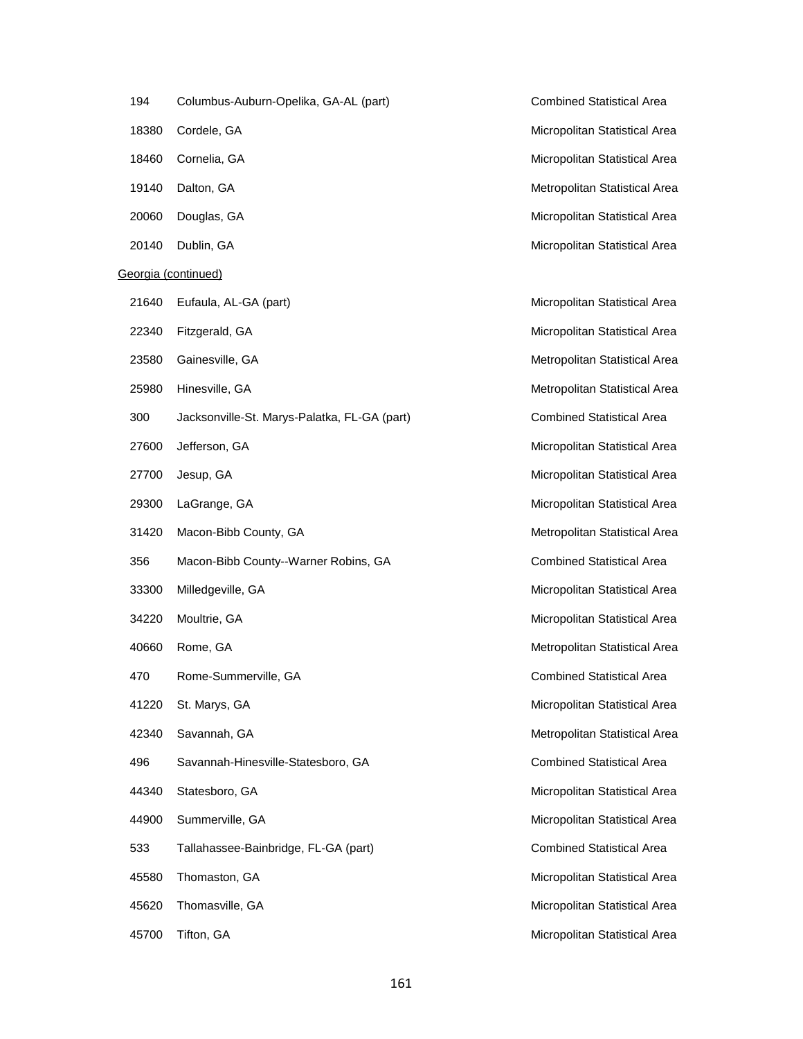| | | |
|---|---|---|
| 194 | Columbus-Auburn-Opelika, GA-AL (part) | Combined Statistical Area |
| 18380 | Cordele, GA | Micropolitan Statistical Area |
| 18460 | Cornelia, GA | Micropolitan Statistical Area |
| 19140 | Dalton, GA | Metropolitan Statistical Area |
| 20060 | Douglas, GA | Micropolitan Statistical Area |
| 20140 | Dublin, GA | Micropolitan Statistical Area |

Georgia (continued)

| | | |
|---|---|---|
| 21640 | Eufaula, AL-GA (part) | Micropolitan Statistical Area |
| 22340 | Fitzgerald, GA | Micropolitan Statistical Area |
| 23580 | Gainesville, GA | Metropolitan Statistical Area |
| 25980 | Hinesville, GA | Metropolitan Statistical Area |
| 300 | Jacksonville-St. Marys-Palatka, FL-GA (part) | Combined Statistical Area |
| 27600 | Jefferson, GA | Micropolitan Statistical Area |
| 27700 | Jesup, GA | Micropolitan Statistical Area |
| 29300 | LaGrange, GA | Micropolitan Statistical Area |
| 31420 | Macon-Bibb County, GA | Metropolitan Statistical Area |
| 356 | Macon-Bibb County--Warner Robins, GA | Combined Statistical Area |
| 33300 | Milledgeville, GA | Micropolitan Statistical Area |
| 34220 | Moultrie, GA | Micropolitan Statistical Area |
| 40660 | Rome, GA | Metropolitan Statistical Area |
| 470 | Rome-Summerville, GA | Combined Statistical Area |
| 41220 | St. Marys, GA | Micropolitan Statistical Area |
| 42340 | Savannah, GA | Metropolitan Statistical Area |
| 496 | Savannah-Hinesville-Statesboro, GA | Combined Statistical Area |
| 44340 | Statesboro, GA | Micropolitan Statistical Area |
| 44900 | Summerville, GA | Micropolitan Statistical Area |
| 533 | Tallahassee-Bainbridge, FL-GA (part) | Combined Statistical Area |
| 45580 | Thomaston, GA | Micropolitan Statistical Area |
| 45620 | Thomasville, GA | Micropolitan Statistical Area |
| 45700 | Tifton, GA | Micropolitan Statistical Area |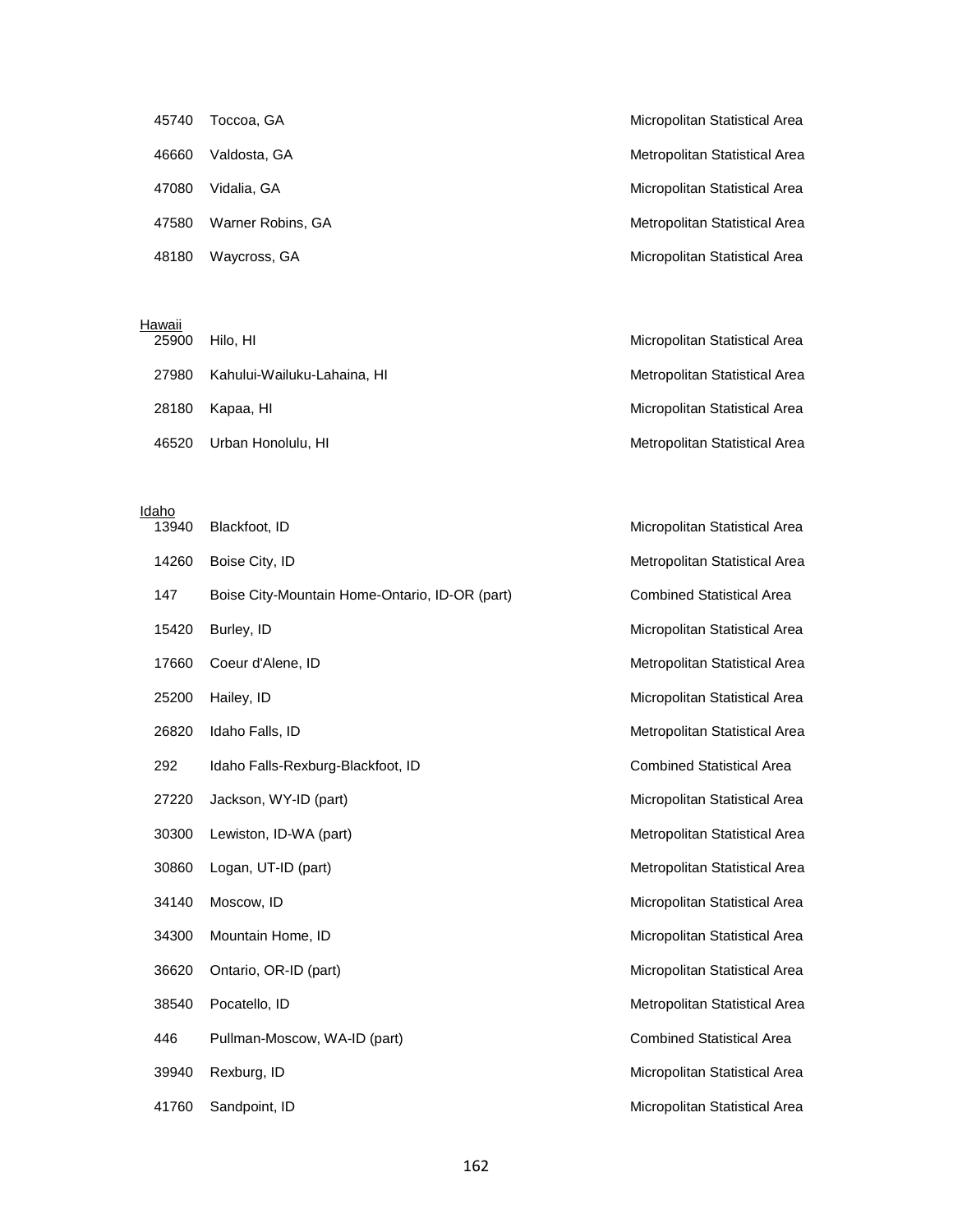| | | |
|---|---|---|
| 45740 | Toccoa, GA | Micropolitan Statistical Area |
| 46660 | Valdosta, GA | Metropolitan Statistical Area |
| 47080 | Vidalia, GA | Micropolitan Statistical Area |
| 47580 | Warner Robins, GA | Metropolitan Statistical Area |
| 48180 | Waycross, GA | Micropolitan Statistical Area |

Hawaii

| | | |
|---|---|---|
| 25900 | Hilo, HI | Micropolitan Statistical Area |
| 27980 | Kahului-Wailuku-Lahaina, HI | Metropolitan Statistical Area |
| 28180 | Kapaa, HI | Micropolitan Statistical Area |
| 46520 | Urban Honolulu, HI | Metropolitan Statistical Area |

Idaho

| | | |
|---|---|---|
| 13940 | Blackfoot, ID | Micropolitan Statistical Area |
| 14260 | Boise City, ID | Metropolitan Statistical Area |
| 147 | Boise City-Mountain Home-Ontario, ID-OR (part) | Combined Statistical Area |
| 15420 | Burley, ID | Micropolitan Statistical Area |
| 17660 | Coeur d'Alene, ID | Metropolitan Statistical Area |
| 25200 | Hailey, ID | Micropolitan Statistical Area |
| 26820 | Idaho Falls, ID | Metropolitan Statistical Area |
| 292 | Idaho Falls-Rexburg-Blackfoot, ID | Combined Statistical Area |
| 27220 | Jackson, WY-ID (part) | Micropolitan Statistical Area |
| 30300 | Lewiston, ID-WA (part) | Metropolitan Statistical Area |
| 30860 | Logan, UT-ID (part) | Metropolitan Statistical Area |
| 34140 | Moscow, ID | Micropolitan Statistical Area |
| 34300 | Mountain Home, ID | Micropolitan Statistical Area |
| 36620 | Ontario, OR-ID (part) | Micropolitan Statistical Area |
| 38540 | Pocatello, ID | Metropolitan Statistical Area |
| 446 | Pullman-Moscow, WA-ID (part) | Combined Statistical Area |
| 39940 | Rexburg, ID | Micropolitan Statistical Area |
| 41760 | Sandpoint, ID | Micropolitan Statistical Area |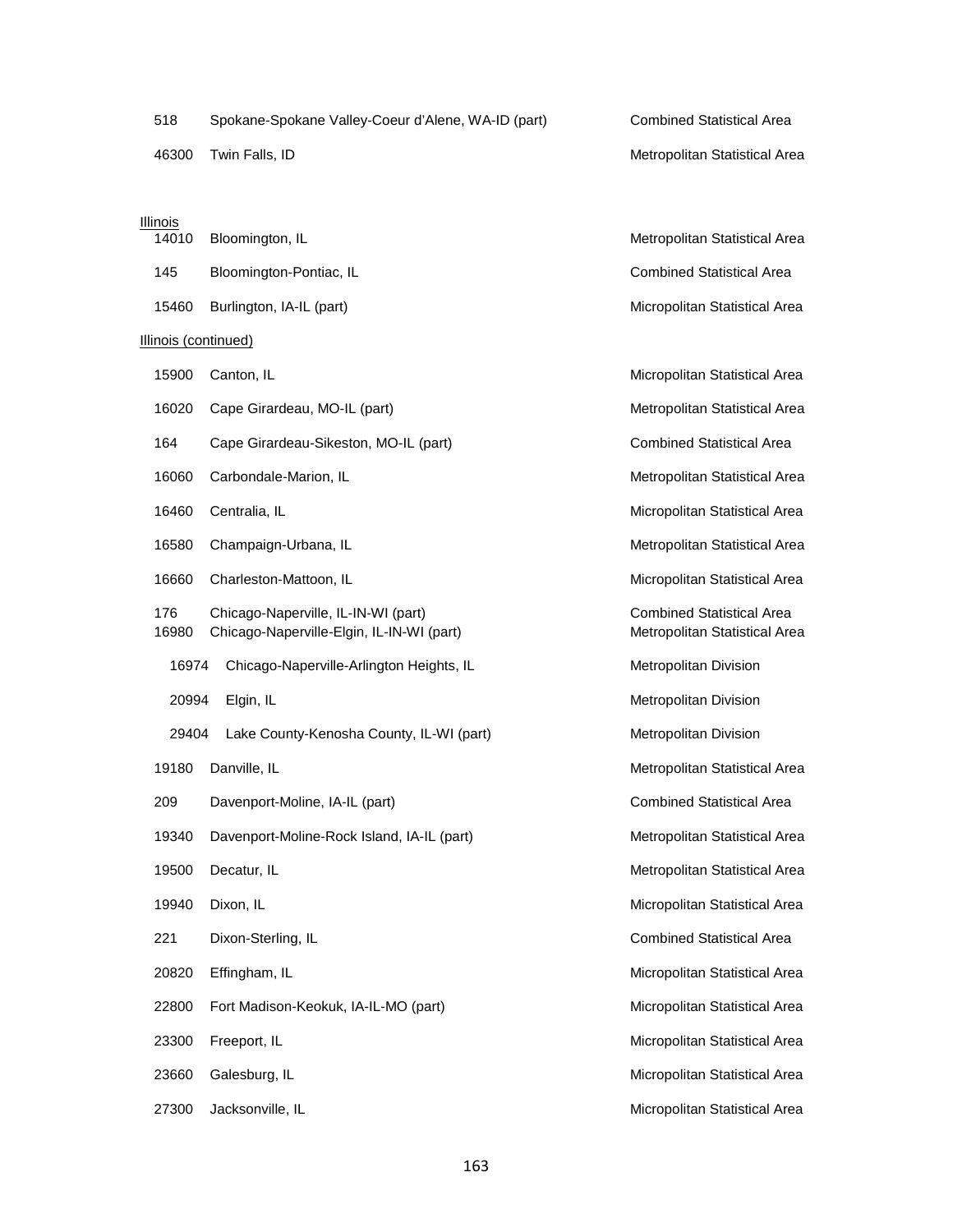| | | |
|---|---|---|
| 518 | Spokane-Spokane Valley-Coeur d'Alene, WA-ID (part) | Combined Statistical Area |
| 46300 | Twin Falls, ID | Metropolitan Statistical Area |

Illinois

| | | |
|---|---|---|
| 14010 | Bloomington, IL | Metropolitan Statistical Area |
| 145 | Bloomington-Pontiac, IL | Combined Statistical Area |
| 15460 | Burlington, IA-IL (part) | Micropolitan Statistical Area |

Illinois (continued)

| | | |
|---|---|---|
| 15900 | Canton, IL | Micropolitan Statistical Area |
| 16020 | Cape Girardeau, MO-IL (part) | Metropolitan Statistical Area |
| 164 | Cape Girardeau-Sikeston, MO-IL (part) | Combined Statistical Area |
| 16060 | Carbondale-Marion, IL | Metropolitan Statistical Area |
| 16460 | Centralia, IL | Micropolitan Statistical Area |
| 16580 | Champaign-Urbana, IL | Metropolitan Statistical Area |
| 16660 | Charleston-Mattoon, IL | Micropolitan Statistical Area |
| 176 | Chicago-Naperville, IL-IN-WI (part) | Combined Statistical Area |
| 16980 | Chicago-Naperville-Elgin, IL-IN-WI (part) | Metropolitan Statistical Area |
| 16974 | Chicago-Naperville-Arlington Heights, IL | Metropolitan Division |
| 20994 | Elgin, IL | Metropolitan Division |
| 29404 | Lake County-Kenosha County, IL-WI (part) | Metropolitan Division |
| 19180 | Danville, IL | Metropolitan Statistical Area |
| 209 | Davenport-Moline, IA-IL (part) | Combined Statistical Area |
| 19340 | Davenport-Moline-Rock Island, IA-IL (part) | Metropolitan Statistical Area |
| 19500 | Decatur, IL | Metropolitan Statistical Area |
| 19940 | Dixon, IL | Micropolitan Statistical Area |
| 221 | Dixon-Sterling, IL | Combined Statistical Area |
| 20820 | Effingham, IL | Micropolitan Statistical Area |
| 22800 | Fort Madison-Keokuk, IA-IL-MO (part) | Micropolitan Statistical Area |
| 23300 | Freeport, IL | Micropolitan Statistical Area |
| 23660 | Galesburg, IL | Micropolitan Statistical Area |
| 27300 | Jacksonville, IL | Micropolitan Statistical Area |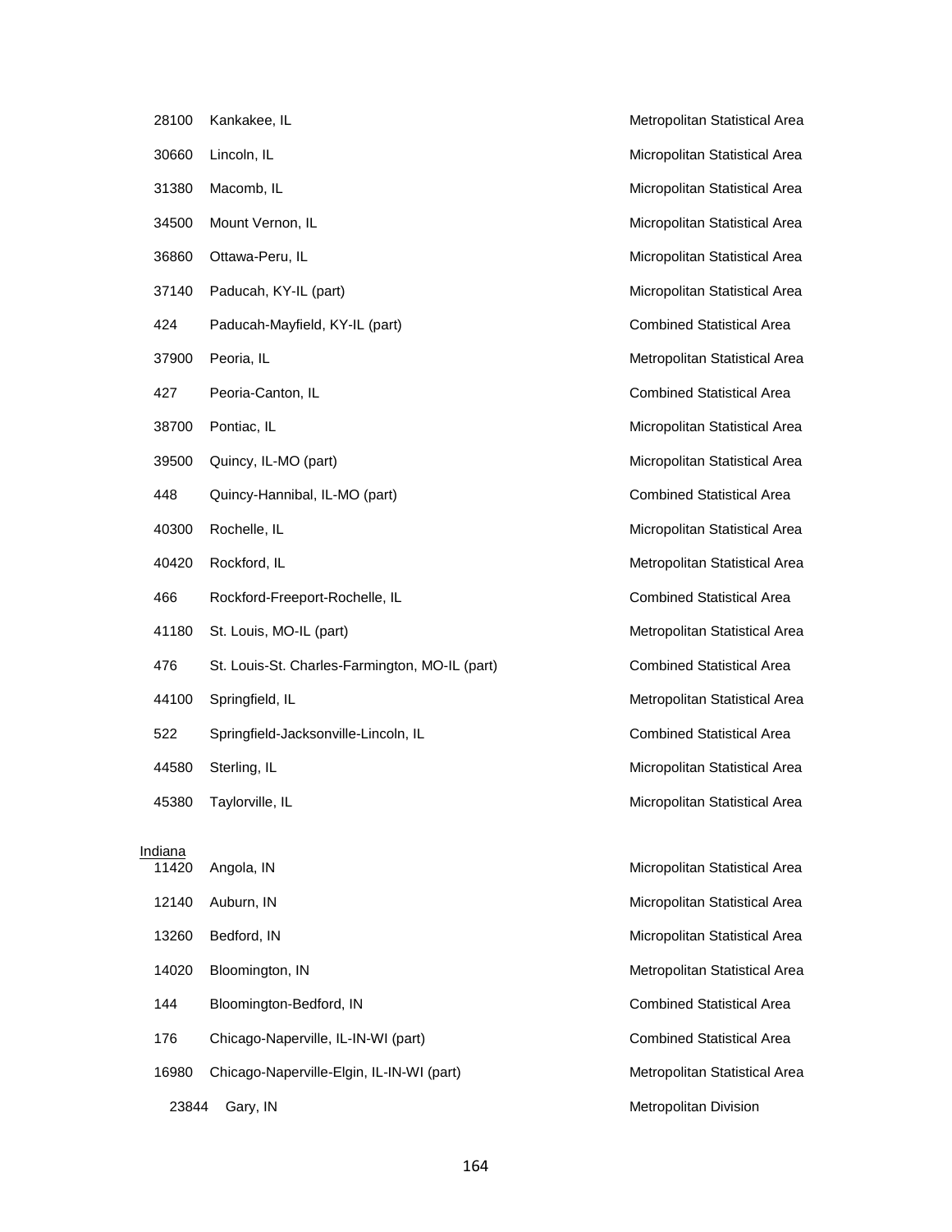| | | |
|---|---|---|
| 28100 | Kankakee, IL | Metropolitan Statistical Area |
| 30660 | Lincoln, IL | Micropolitan Statistical Area |
| 31380 | Macomb, IL | Micropolitan Statistical Area |
| 34500 | Mount Vernon, IL | Micropolitan Statistical Area |
| 36860 | Ottawa-Peru, IL | Micropolitan Statistical Area |
| 37140 | Paducah, KY-IL (part) | Micropolitan Statistical Area |
| 424 | Paducah-Mayfield, KY-IL (part) | Combined Statistical Area |
| 37900 | Peoria, IL | Metropolitan Statistical Area |
| 427 | Peoria-Canton, IL | Combined Statistical Area |
| 38700 | Pontiac, IL | Micropolitan Statistical Area |
| 39500 | Quincy, IL-MO (part) | Micropolitan Statistical Area |
| 448 | Quincy-Hannibal, IL-MO (part) | Combined Statistical Area |
| 40300 | Rochelle, IL | Micropolitan Statistical Area |
| 40420 | Rockford, IL | Metropolitan Statistical Area |
| 466 | Rockford-Freeport-Rochelle, IL | Combined Statistical Area |
| 41180 | St. Louis, MO-IL (part) | Metropolitan Statistical Area |
| 476 | St. Louis-St. Charles-Farmington, MO-IL (part) | Combined Statistical Area |
| 44100 | Springfield, IL | Metropolitan Statistical Area |
| 522 | Springfield-Jacksonville-Lincoln, IL | Combined Statistical Area |
| 44580 | Sterling, IL | Micropolitan Statistical Area |
| 45380 | Taylorville, IL | Micropolitan Statistical Area |

Indiana

| | | |
|---|---|---|
| 11420 | Angola, IN | Micropolitan Statistical Area |
| 12140 | Auburn, IN | Micropolitan Statistical Area |
| 13260 | Bedford, IN | Micropolitan Statistical Area |
| 14020 | Bloomington, IN | Metropolitan Statistical Area |
| 144 | Bloomington-Bedford, IN | Combined Statistical Area |
| 176 | Chicago-Naperville, IL-IN-WI (part) | Combined Statistical Area |
| 16980 | Chicago-Naperville-Elgin, IL-IN-WI (part) | Metropolitan Statistical Area |
| 23844 | Gary, IN | Metropolitan Division |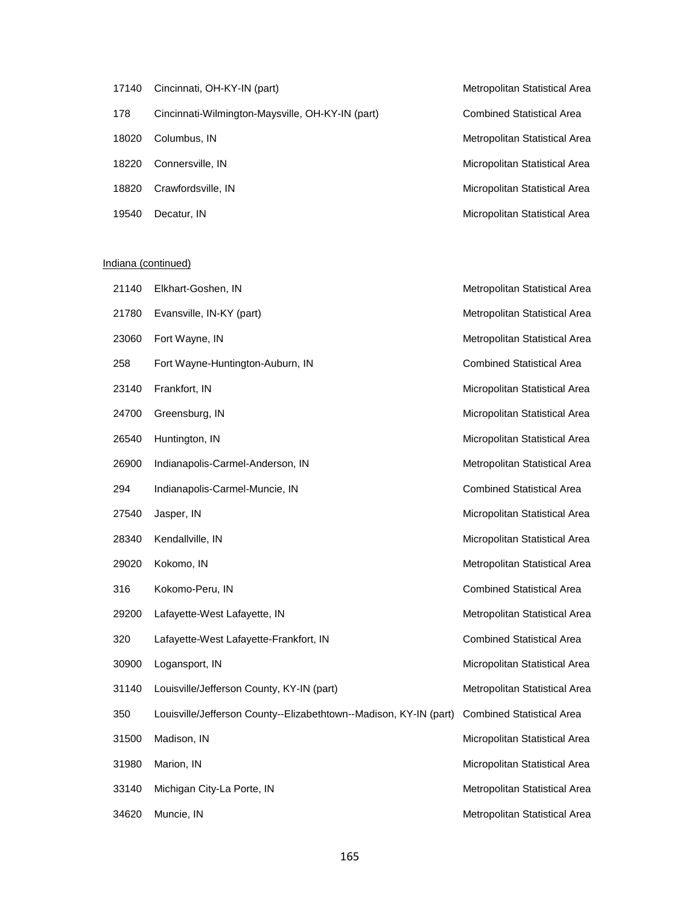| | | |
|---|---|---|
| 17140 | Cincinnati, OH-KY-IN (part) | Metropolitan Statistical Area |
| 178 | Cincinnati-Wilmington-Maysville, OH-KY-IN (part) | Combined Statistical Area |
| 18020 | Columbus, IN | Metropolitan Statistical Area |
| 18220 | Connersville, IN | Micropolitan Statistical Area |
| 18820 | Crawfordsville, IN | Micropolitan Statistical Area |
| 19540 | Decatur, IN | Micropolitan Statistical Area |

Indiana (continued)

| | | |
|---|---|---|
| 21140 | Elkhart-Goshen, IN | Metropolitan Statistical Area |
| 21780 | Evansville, IN-KY (part) | Metropolitan Statistical Area |
| 23060 | Fort Wayne, IN | Metropolitan Statistical Area |
| 258 | Fort Wayne-Huntington-Auburn, IN | Combined Statistical Area |
| 23140 | Frankfort, IN | Micropolitan Statistical Area |
| 24700 | Greensburg, IN | Micropolitan Statistical Area |
| 26540 | Huntington, IN | Micropolitan Statistical Area |
| 26900 | Indianapolis-Carmel-Anderson, IN | Metropolitan Statistical Area |
| 294 | Indianapolis-Carmel-Muncie, IN | Combined Statistical Area |
| 27540 | Jasper, IN | Micropolitan Statistical Area |
| 28340 | Kendallville, IN | Micropolitan Statistical Area |
| 29020 | Kokomo, IN | Metropolitan Statistical Area |
| 316 | Kokomo-Peru, IN | Combined Statistical Area |
| 29200 | Lafayette-West Lafayette, IN | Metropolitan Statistical Area |
| 320 | Lafayette-West Lafayette-Frankfort, IN | Combined Statistical Area |
| 30900 | Logansport, IN | Micropolitan Statistical Area |
| 31140 | Louisville/Jefferson County, KY-IN (part) | Metropolitan Statistical Area |
| 350 | Louisville/Jefferson County--Elizabethtown--Madison, KY-IN (part) | Combined Statistical Area |
| 31500 | Madison, IN | Micropolitan Statistical Area |
| 31980 | Marion, IN | Micropolitan Statistical Area |
| 33140 | Michigan City-La Porte, IN | Metropolitan Statistical Area |
| 34620 | Muncie, IN | Metropolitan Statistical Area |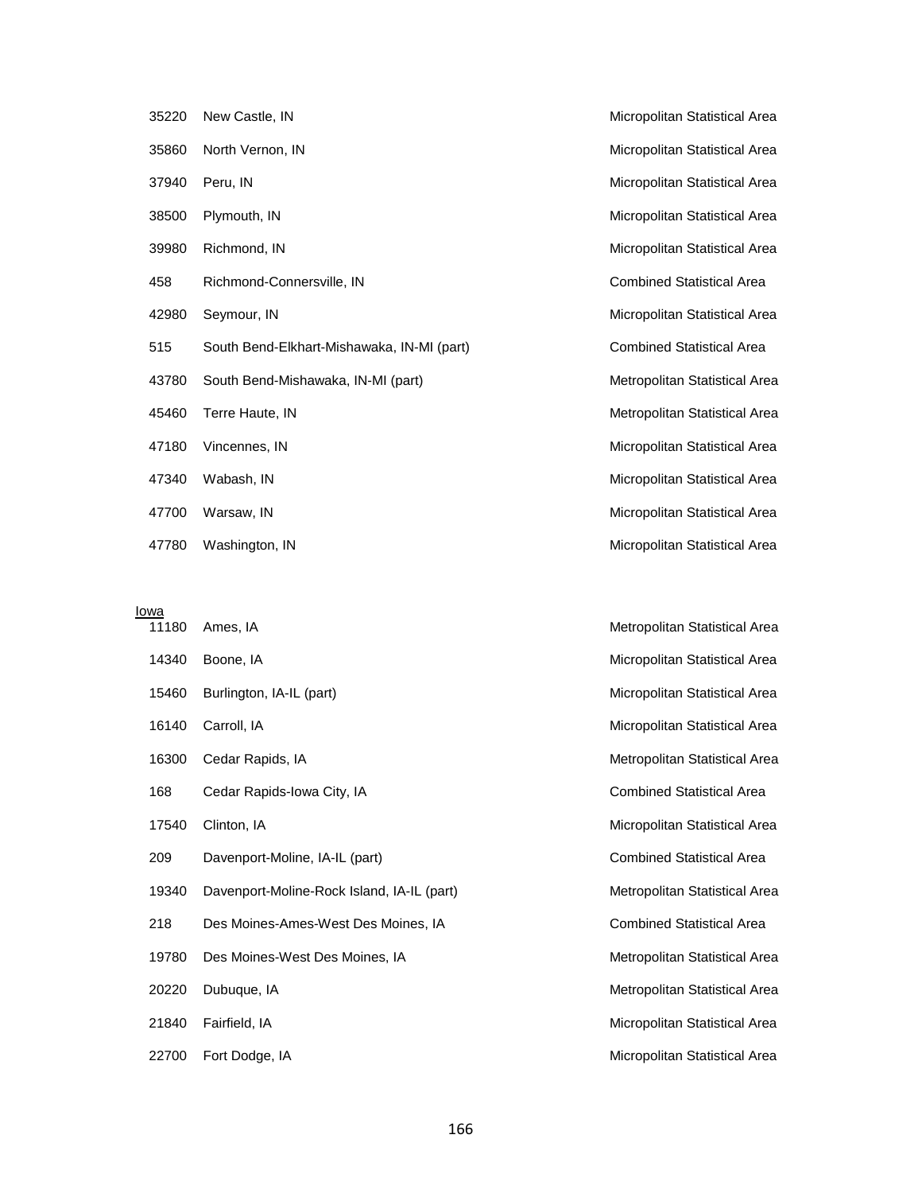| | | |
|---|---|---|
| 35220 | New Castle, IN | Micropolitan Statistical Area |
| 35860 | North Vernon, IN | Micropolitan Statistical Area |
| 37940 | Peru, IN | Micropolitan Statistical Area |
| 38500 | Plymouth, IN | Micropolitan Statistical Area |
| 39980 | Richmond, IN | Micropolitan Statistical Area |
| 458 | Richmond-Connersville, IN | Combined Statistical Area |
| 42980 | Seymour, IN | Micropolitan Statistical Area |
| 515 | South Bend-Elkhart-Mishawaka, IN-MI (part) | Combined Statistical Area |
| 43780 | South Bend-Mishawaka, IN-MI (part) | Metropolitan Statistical Area |
| 45460 | Terre Haute, IN | Metropolitan Statistical Area |
| 47180 | Vincennes, IN | Micropolitan Statistical Area |
| 47340 | Wabash, IN | Micropolitan Statistical Area |
| 47700 | Warsaw, IN | Micropolitan Statistical Area |
| 47780 | Washington, IN | Micropolitan Statistical Area |

Iowa

| | | |
|---|---|---|
| 11180 | Ames, IA | Metropolitan Statistical Area |
| 14340 | Boone, IA | Micropolitan Statistical Area |
| 15460 | Burlington, IA-IL (part) | Micropolitan Statistical Area |
| 16140 | Carroll, IA | Micropolitan Statistical Area |
| 16300 | Cedar Rapids, IA | Metropolitan Statistical Area |
| 168 | Cedar Rapids-Iowa City, IA | Combined Statistical Area |
| 17540 | Clinton, IA | Micropolitan Statistical Area |
| 209 | Davenport-Moline, IA-IL (part) | Combined Statistical Area |
| 19340 | Davenport-Moline-Rock Island, IA-IL (part) | Metropolitan Statistical Area |
| 218 | Des Moines-Ames-West Des Moines, IA | Combined Statistical Area |
| 19780 | Des Moines-West Des Moines, IA | Metropolitan Statistical Area |
| 20220 | Dubuque, IA | Metropolitan Statistical Area |
| 21840 | Fairfield, IA | Micropolitan Statistical Area |
| 22700 | Fort Dodge, IA | Micropolitan Statistical Area |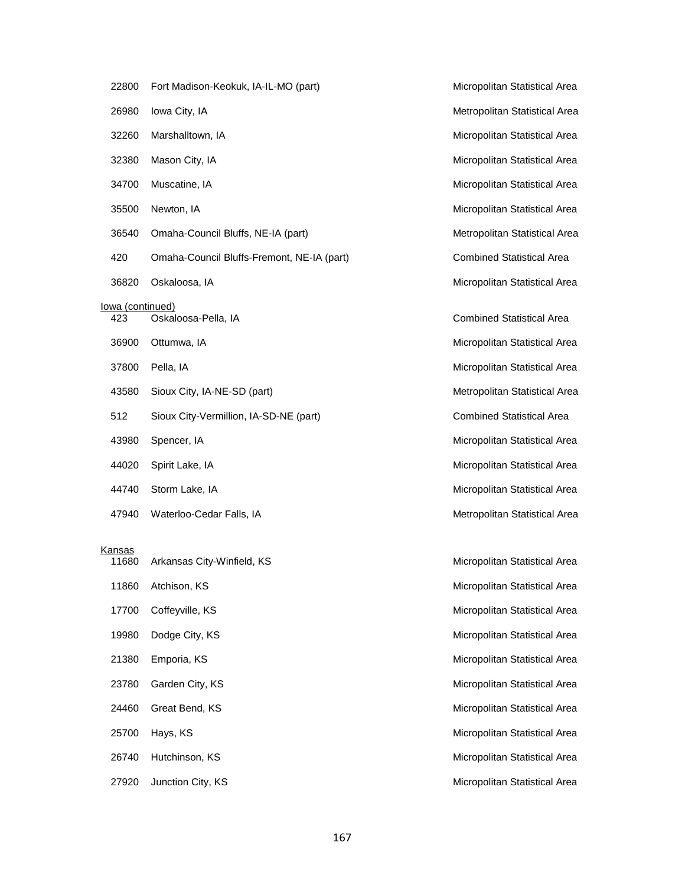| | | |
|---|---|---|
| 22800 | Fort Madison-Keokuk, IA-IL-MO (part) | Micropolitan Statistical Area |
| 26980 | Iowa City, IA | Metropolitan Statistical Area |
| 32260 | Marshalltown, IA | Micropolitan Statistical Area |
| 32380 | Mason City, IA | Micropolitan Statistical Area |
| 34700 | Muscatine, IA | Micropolitan Statistical Area |
| 35500 | Newton, IA | Micropolitan Statistical Area |
| 36540 | Omaha-Council Bluffs, NE-IA (part) | Metropolitan Statistical Area |
| 420 | Omaha-Council Bluffs-Fremont, NE-IA (part) | Combined Statistical Area |
| 36820 | Oskaloosa, IA | Micropolitan Statistical Area |

Iowa (continued)

| | | |
|---|---|---|
| 423 | Oskaloosa-Pella, IA | Combined Statistical Area |
| 36900 | Ottumwa, IA | Micropolitan Statistical Area |
| 37800 | Pella, IA | Micropolitan Statistical Area |
| 43580 | Sioux City, IA-NE-SD (part) | Metropolitan Statistical Area |
| 512 | Sioux City-Vermillion, IA-SD-NE (part) | Combined Statistical Area |
| 43980 | Spencer, IA | Micropolitan Statistical Area |
| 44020 | Spirit Lake, IA | Micropolitan Statistical Area |
| 44740 | Storm Lake, IA | Micropolitan Statistical Area |
| 47940 | Waterloo-Cedar Falls, IA | Metropolitan Statistical Area |

Kansas

| | | |
|---|---|---|
| 11680 | Arkansas City-Winfield, KS | Micropolitan Statistical Area |
| 11860 | Atchison, KS | Micropolitan Statistical Area |
| 17700 | Coffeyville, KS | Micropolitan Statistical Area |
| 19980 | Dodge City, KS | Micropolitan Statistical Area |
| 21380 | Emporia, KS | Micropolitan Statistical Area |
| 23780 | Garden City, KS | Micropolitan Statistical Area |
| 24460 | Great Bend, KS | Micropolitan Statistical Area |
| 25700 | Hays, KS | Micropolitan Statistical Area |
| 26740 | Hutchinson, KS | Micropolitan Statistical Area |
| 27920 | Junction City, KS | Micropolitan Statistical Area |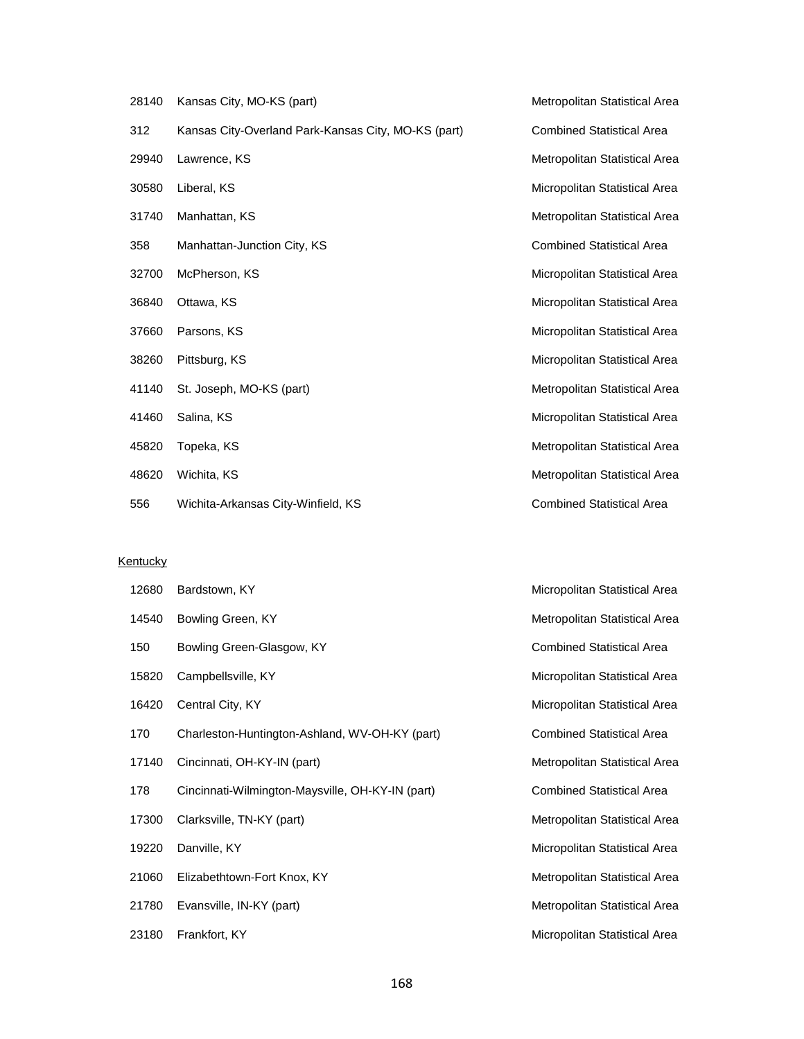| | | |
|---|---|---|
| 28140 | Kansas City, MO-KS (part) | Metropolitan Statistical Area |
| 312 | Kansas City-Overland Park-Kansas City, MO-KS (part) | Combined Statistical Area |
| 29940 | Lawrence, KS | Metropolitan Statistical Area |
| 30580 | Liberal, KS | Micropolitan Statistical Area |
| 31740 | Manhattan, KS | Metropolitan Statistical Area |
| 358 | Manhattan-Junction City, KS | Combined Statistical Area |
| 32700 | McPherson, KS | Micropolitan Statistical Area |
| 36840 | Ottawa, KS | Micropolitan Statistical Area |
| 37660 | Parsons, KS | Micropolitan Statistical Area |
| 38260 | Pittsburg, KS | Micropolitan Statistical Area |
| 41140 | St. Joseph, MO-KS (part) | Metropolitan Statistical Area |
| 41460 | Salina, KS | Micropolitan Statistical Area |
| 45820 | Topeka, KS | Metropolitan Statistical Area |
| 48620 | Wichita, KS | Metropolitan Statistical Area |
| 556 | Wichita-Arkansas City-Winfield, KS | Combined Statistical Area |

Kentucky

| | | |
|---|---|---|
| 12680 | Bardstown, KY | Micropolitan Statistical Area |
| 14540 | Bowling Green, KY | Metropolitan Statistical Area |
| 150 | Bowling Green-Glasgow, KY | Combined Statistical Area |
| 15820 | Campbellsville, KY | Micropolitan Statistical Area |
| 16420 | Central City, KY | Micropolitan Statistical Area |
| 170 | Charleston-Huntington-Ashland, WV-OH-KY (part) | Combined Statistical Area |
| 17140 | Cincinnati, OH-KY-IN (part) | Metropolitan Statistical Area |
| 178 | Cincinnati-Wilmington-Maysville, OH-KY-IN (part) | Combined Statistical Area |
| 17300 | Clarksville, TN-KY (part) | Metropolitan Statistical Area |
| 19220 | Danville, KY | Micropolitan Statistical Area |
| 21060 | Elizabethtown-Fort Knox, KY | Metropolitan Statistical Area |
| 21780 | Evansville, IN-KY (part) | Metropolitan Statistical Area |
| 23180 | Frankfort, KY | Micropolitan Statistical Area |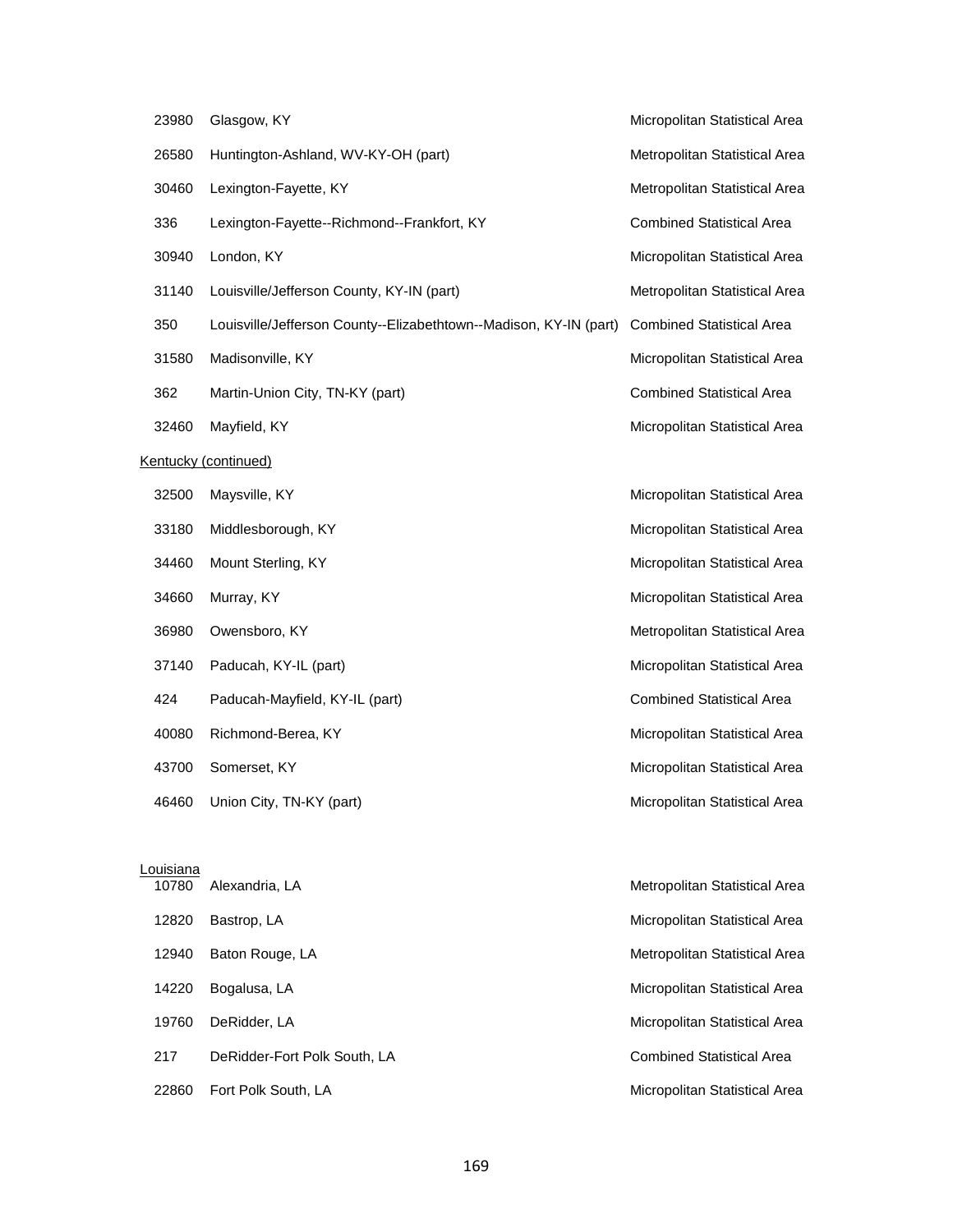| | | |
|---|---|---|
| 23980 | Glasgow, KY | Micropolitan Statistical Area |
| 26580 | Huntington-Ashland, WV-KY-OH (part) | Metropolitan Statistical Area |
| 30460 | Lexington-Fayette, KY | Metropolitan Statistical Area |
| 336 | Lexington-Fayette--Richmond--Frankfort, KY | Combined Statistical Area |
| 30940 | London, KY | Micropolitan Statistical Area |
| 31140 | Louisville/Jefferson County, KY-IN (part) | Metropolitan Statistical Area |
| 350 | Louisville/Jefferson County--Elizabethtown--Madison, KY-IN (part) | Combined Statistical Area |
| 31580 | Madisonville, KY | Micropolitan Statistical Area |
| 362 | Martin-Union City, TN-KY (part) | Combined Statistical Area |
| 32460 | Mayfield, KY | Micropolitan Statistical Area |

Kentucky (continued)

| | | |
|---|---|---|
| 32500 | Maysville, KY | Micropolitan Statistical Area |
| 33180 | Middlesborough, KY | Micropolitan Statistical Area |
| 34460 | Mount Sterling, KY | Micropolitan Statistical Area |
| 34660 | Murray, KY | Micropolitan Statistical Area |
| 36980 | Owensboro, KY | Metropolitan Statistical Area |
| 37140 | Paducah, KY-IL (part) | Micropolitan Statistical Area |
| 424 | Paducah-Mayfield, KY-IL (part) | Combined Statistical Area |
| 40080 | Richmond-Berea, KY | Micropolitan Statistical Area |
| 43700 | Somerset, KY | Micropolitan Statistical Area |
| 46460 | Union City, TN-KY (part) | Micropolitan Statistical Area |

Louisiana

| | | |
|---|---|---|
| 10780 | Alexandria, LA | Metropolitan Statistical Area |
| 12820 | Bastrop, LA | Micropolitan Statistical Area |
| 12940 | Baton Rouge, LA | Metropolitan Statistical Area |
| 14220 | Bogalusa, LA | Micropolitan Statistical Area |
| 19760 | DeRidder, LA | Micropolitan Statistical Area |
| 217 | DeRidder-Fort Polk South, LA | Combined Statistical Area |
| 22860 | Fort Polk South, LA | Micropolitan Statistical Area |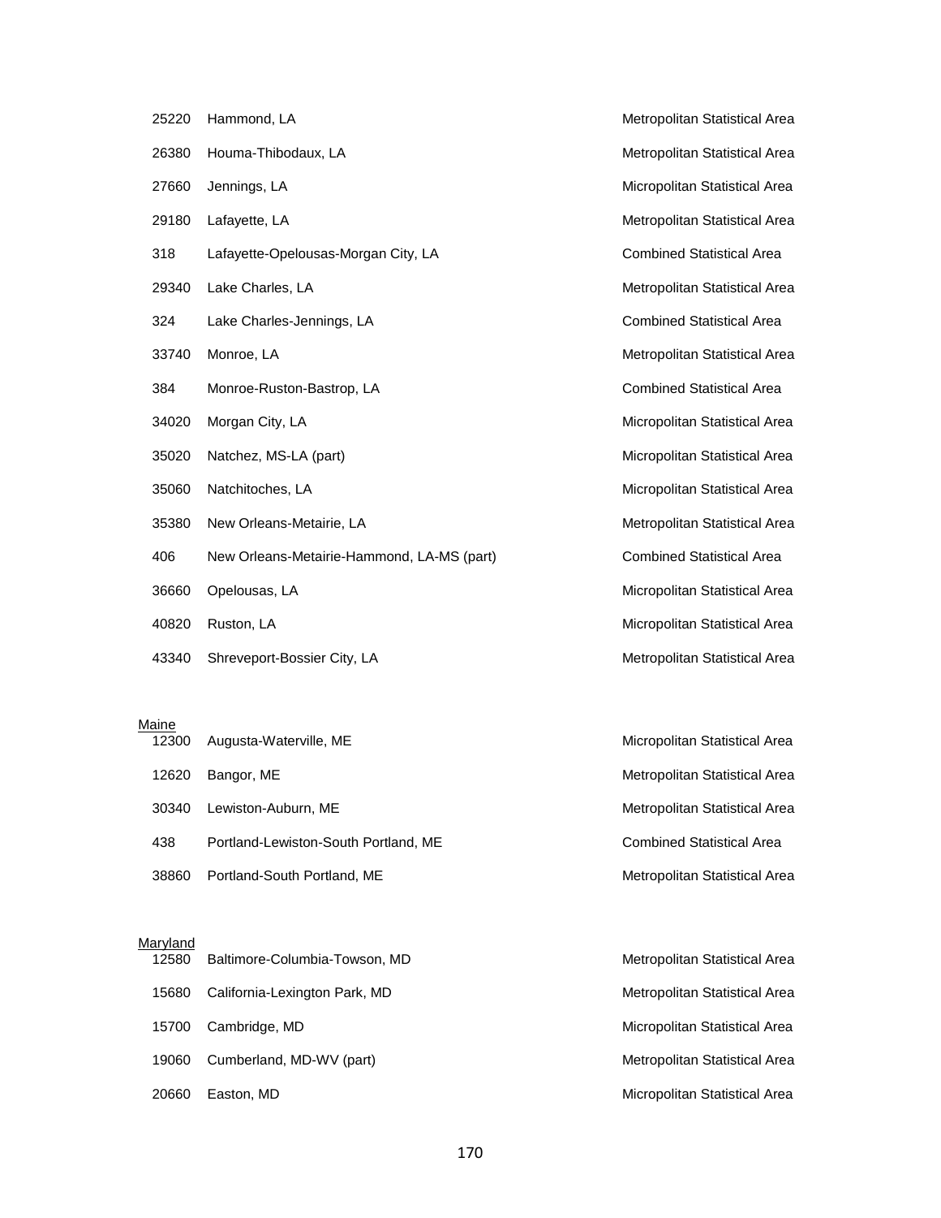| | | |
|---|---|---|
| 25220 | Hammond, LA | Metropolitan Statistical Area |
| 26380 | Houma-Thibodaux, LA | Metropolitan Statistical Area |
| 27660 | Jennings, LA | Micropolitan Statistical Area |
| 29180 | Lafayette, LA | Metropolitan Statistical Area |
| 318 | Lafayette-Opelousas-Morgan City, LA | Combined Statistical Area |
| 29340 | Lake Charles, LA | Metropolitan Statistical Area |
| 324 | Lake Charles-Jennings, LA | Combined Statistical Area |
| 33740 | Monroe, LA | Metropolitan Statistical Area |
| 384 | Monroe-Ruston-Bastrop, LA | Combined Statistical Area |
| 34020 | Morgan City, LA | Micropolitan Statistical Area |
| 35020 | Natchez, MS-LA (part) | Micropolitan Statistical Area |
| 35060 | Natchitoches, LA | Micropolitan Statistical Area |
| 35380 | New Orleans-Metairie, LA | Metropolitan Statistical Area |
| 406 | New Orleans-Metairie-Hammond, LA-MS (part) | Combined Statistical Area |
| 36660 | Opelousas, LA | Micropolitan Statistical Area |
| 40820 | Ruston, LA | Micropolitan Statistical Area |
| 43340 | Shreveport-Bossier City, LA | Metropolitan Statistical Area |

Maine

| | | |
|---|---|---|
| 12300 | Augusta-Waterville, ME | Micropolitan Statistical Area |
| 12620 | Bangor, ME | Metropolitan Statistical Area |
| 30340 | Lewiston-Auburn, ME | Metropolitan Statistical Area |
| 438 | Portland-Lewiston-South Portland, ME | Combined Statistical Area |
| 38860 | Portland-South Portland, ME | Metropolitan Statistical Area |

Maryland

| | | |
|---|---|---|
| 12580 | Baltimore-Columbia-Towson, MD | Metropolitan Statistical Area |
| 15680 | California-Lexington Park, MD | Metropolitan Statistical Area |
| 15700 | Cambridge, MD | Micropolitan Statistical Area |
| 19060 | Cumberland, MD-WV (part) | Metropolitan Statistical Area |
| 20660 | Easton, MD | Micropolitan Statistical Area |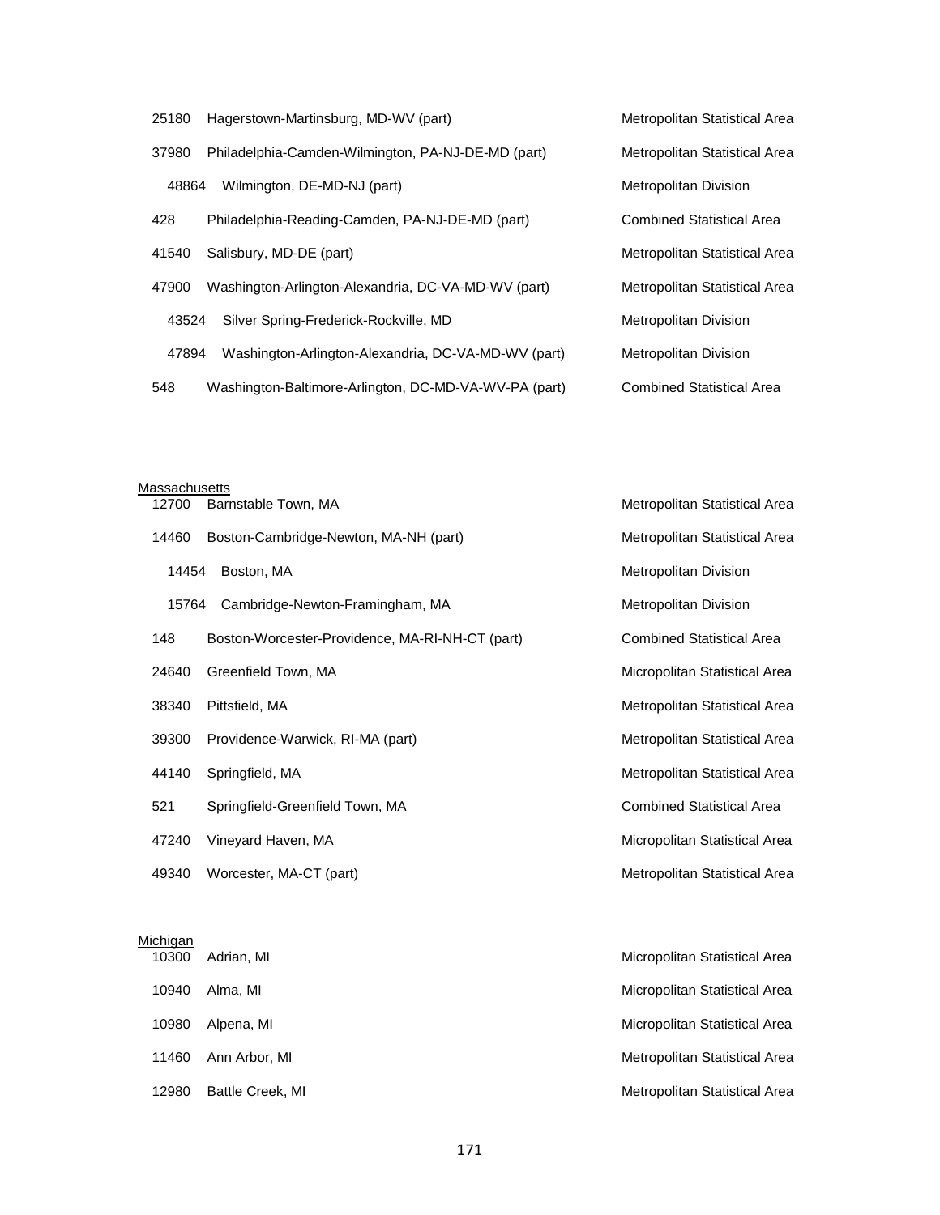| Code | Name | Type |
|---|---|---|
| 25180 | Hagerstown-Martinsburg, MD-WV (part) | Metropolitan Statistical Area |
| 37980 | Philadelphia-Camden-Wilmington, PA-NJ-DE-MD (part) | Metropolitan Statistical Area |
| 48864 | Wilmington, DE-MD-NJ (part) | Metropolitan Division |
| 428 | Philadelphia-Reading-Camden, PA-NJ-DE-MD (part) | Combined Statistical Area |
| 41540 | Salisbury, MD-DE (part) | Metropolitan Statistical Area |
| 47900 | Washington-Arlington-Alexandria, DC-VA-MD-WV (part) | Metropolitan Statistical Area |
| 43524 | Silver Spring-Frederick-Rockville, MD | Metropolitan Division |
| 47894 | Washington-Arlington-Alexandria, DC-VA-MD-WV (part) | Metropolitan Division |
| 548 | Washington-Baltimore-Arlington, DC-MD-VA-WV-PA (part) | Combined Statistical Area |

Massachusetts

| Code | Name | Type |
|---|---|---|
| 12700 | Barnstable Town, MA | Metropolitan Statistical Area |
| 14460 | Boston-Cambridge-Newton, MA-NH (part) | Metropolitan Statistical Area |
| 14454 | Boston, MA | Metropolitan Division |
| 15764 | Cambridge-Newton-Framingham, MA | Metropolitan Division |
| 148 | Boston-Worcester-Providence, MA-RI-NH-CT (part) | Combined Statistical Area |
| 24640 | Greenfield Town, MA | Micropolitan Statistical Area |
| 38340 | Pittsfield, MA | Metropolitan Statistical Area |
| 39300 | Providence-Warwick, RI-MA (part) | Metropolitan Statistical Area |
| 44140 | Springfield, MA | Metropolitan Statistical Area |
| 521 | Springfield-Greenfield Town, MA | Combined Statistical Area |
| 47240 | Vineyard Haven, MA | Micropolitan Statistical Area |
| 49340 | Worcester, MA-CT (part) | Metropolitan Statistical Area |

Michigan

| Code | Name | Type |
|---|---|---|
| 10300 | Adrian, MI | Micropolitan Statistical Area |
| 10940 | Alma, MI | Micropolitan Statistical Area |
| 10980 | Alpena, MI | Micropolitan Statistical Area |
| 11460 | Ann Arbor, MI | Metropolitan Statistical Area |
| 12980 | Battle Creek, MI | Metropolitan Statistical Area |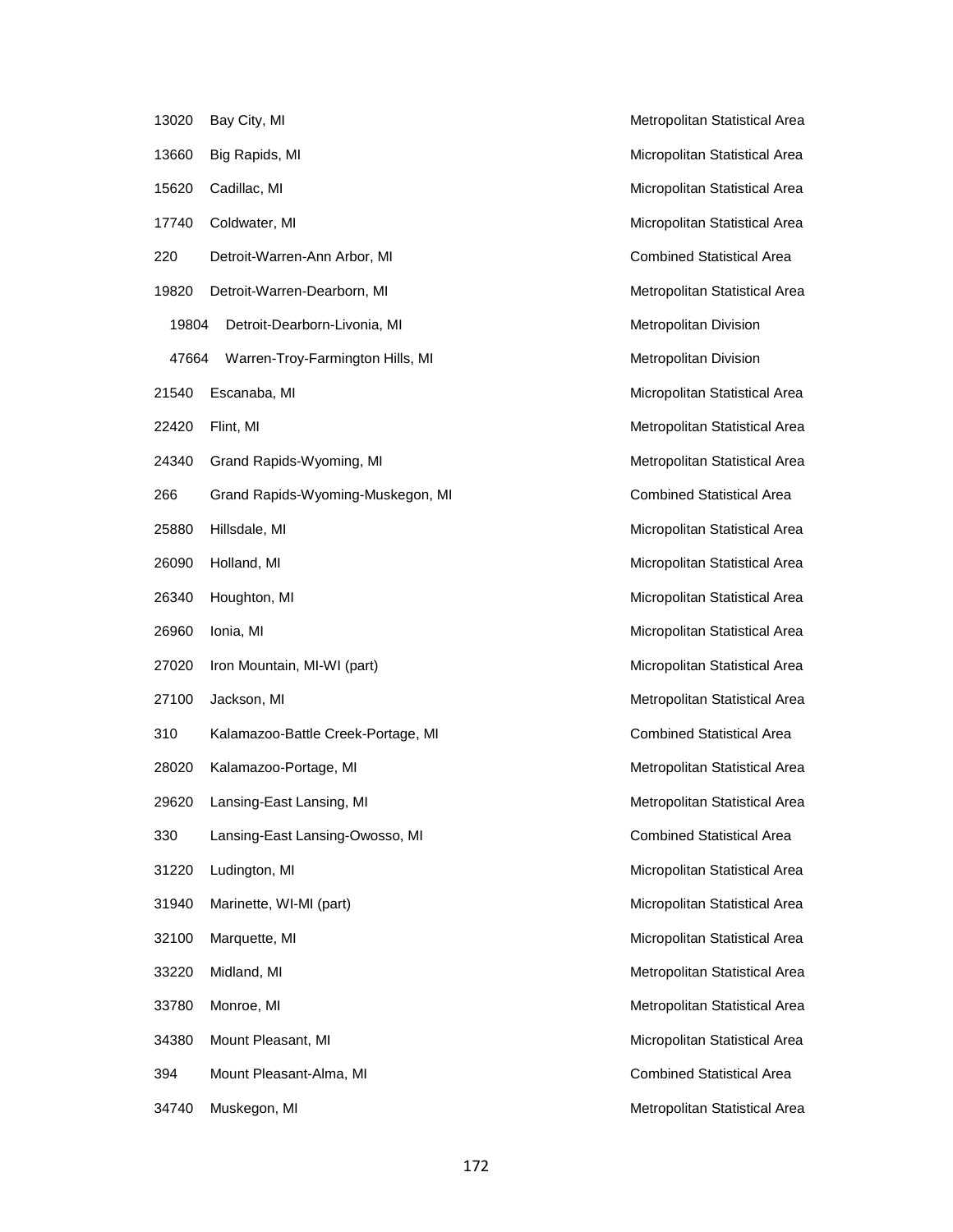| | | |
|---|---|---|
| 13020 | Bay City, MI | Metropolitan Statistical Area |
| 13660 | Big Rapids, MI | Micropolitan Statistical Area |
| 15620 | Cadillac, MI | Micropolitan Statistical Area |
| 17740 | Coldwater, MI | Micropolitan Statistical Area |
| 220 | Detroit-Warren-Ann Arbor, MI | Combined Statistical Area |
| 19820 | Detroit-Warren-Dearborn, MI | Metropolitan Statistical Area |
| 19804 | Detroit-Dearborn-Livonia, MI | Metropolitan Division |
| 47664 | Warren-Troy-Farmington Hills, MI | Metropolitan Division |
| 21540 | Escanaba, MI | Micropolitan Statistical Area |
| 22420 | Flint, MI | Metropolitan Statistical Area |
| 24340 | Grand Rapids-Wyoming, MI | Metropolitan Statistical Area |
| 266 | Grand Rapids-Wyoming-Muskegon, MI | Combined Statistical Area |
| 25880 | Hillsdale, MI | Micropolitan Statistical Area |
| 26090 | Holland, MI | Micropolitan Statistical Area |
| 26340 | Houghton, MI | Micropolitan Statistical Area |
| 26960 | Ionia, MI | Micropolitan Statistical Area |
| 27020 | Iron Mountain, MI-WI (part) | Micropolitan Statistical Area |
| 27100 | Jackson, MI | Metropolitan Statistical Area |
| 310 | Kalamazoo-Battle Creek-Portage, MI | Combined Statistical Area |
| 28020 | Kalamazoo-Portage, MI | Metropolitan Statistical Area |
| 29620 | Lansing-East Lansing, MI | Metropolitan Statistical Area |
| 330 | Lansing-East Lansing-Owosso, MI | Combined Statistical Area |
| 31220 | Ludington, MI | Micropolitan Statistical Area |
| 31940 | Marinette, WI-MI (part) | Micropolitan Statistical Area |
| 32100 | Marquette, MI | Micropolitan Statistical Area |
| 33220 | Midland, MI | Metropolitan Statistical Area |
| 33780 | Monroe, MI | Metropolitan Statistical Area |
| 34380 | Mount Pleasant, MI | Micropolitan Statistical Area |
| 394 | Mount Pleasant-Alma, MI | Combined Statistical Area |
| 34740 | Muskegon, MI | Metropolitan Statistical Area |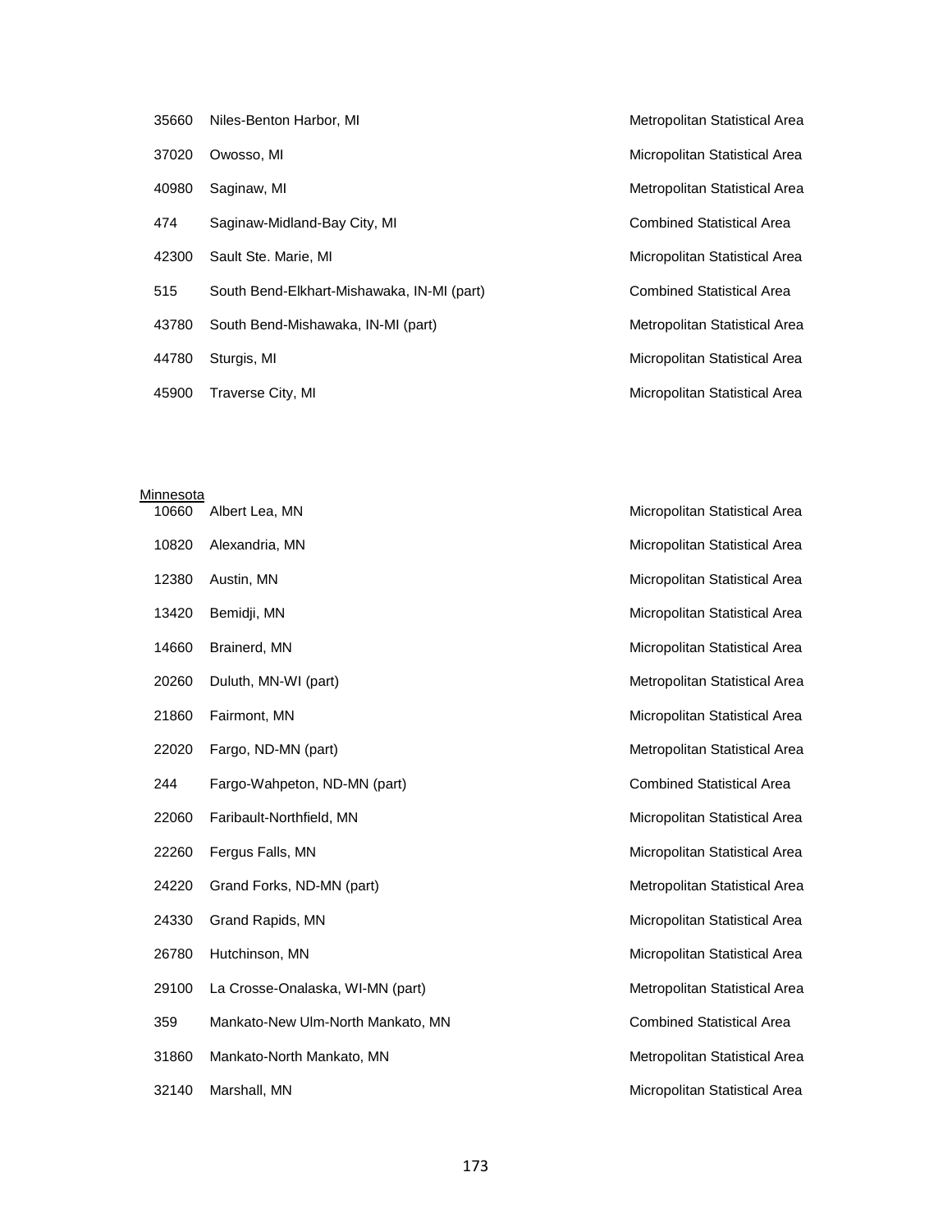| | | |
|---|---|---|
| 35660 | Niles-Benton Harbor, MI | Metropolitan Statistical Area |
| 37020 | Owosso, MI | Micropolitan Statistical Area |
| 40980 | Saginaw, MI | Metropolitan Statistical Area |
| 474 | Saginaw-Midland-Bay City, MI | Combined Statistical Area |
| 42300 | Sault Ste. Marie, MI | Micropolitan Statistical Area |
| 515 | South Bend-Elkhart-Mishawaka, IN-MI (part) | Combined Statistical Area |
| 43780 | South Bend-Mishawaka, IN-MI (part) | Metropolitan Statistical Area |
| 44780 | Sturgis, MI | Micropolitan Statistical Area |
| 45900 | Traverse City, MI | Micropolitan Statistical Area |

Minnesota

| | | |
|---|---|---|
| 10660 | Albert Lea, MN | Micropolitan Statistical Area |
| 10820 | Alexandria, MN | Micropolitan Statistical Area |
| 12380 | Austin, MN | Micropolitan Statistical Area |
| 13420 | Bemidji, MN | Micropolitan Statistical Area |
| 14660 | Brainerd, MN | Micropolitan Statistical Area |
| 20260 | Duluth, MN-WI (part) | Metropolitan Statistical Area |
| 21860 | Fairmont, MN | Micropolitan Statistical Area |
| 22020 | Fargo, ND-MN (part) | Metropolitan Statistical Area |
| 244 | Fargo-Wahpeton, ND-MN (part) | Combined Statistical Area |
| 22060 | Faribault-Northfield, MN | Micropolitan Statistical Area |
| 22260 | Fergus Falls, MN | Micropolitan Statistical Area |
| 24220 | Grand Forks, ND-MN (part) | Metropolitan Statistical Area |
| 24330 | Grand Rapids, MN | Micropolitan Statistical Area |
| 26780 | Hutchinson, MN | Micropolitan Statistical Area |
| 29100 | La Crosse-Onalaska, WI-MN (part) | Metropolitan Statistical Area |
| 359 | Mankato-New Ulm-North Mankato, MN | Combined Statistical Area |
| 31860 | Mankato-North Mankato, MN | Metropolitan Statistical Area |
| 32140 | Marshall, MN | Micropolitan Statistical Area |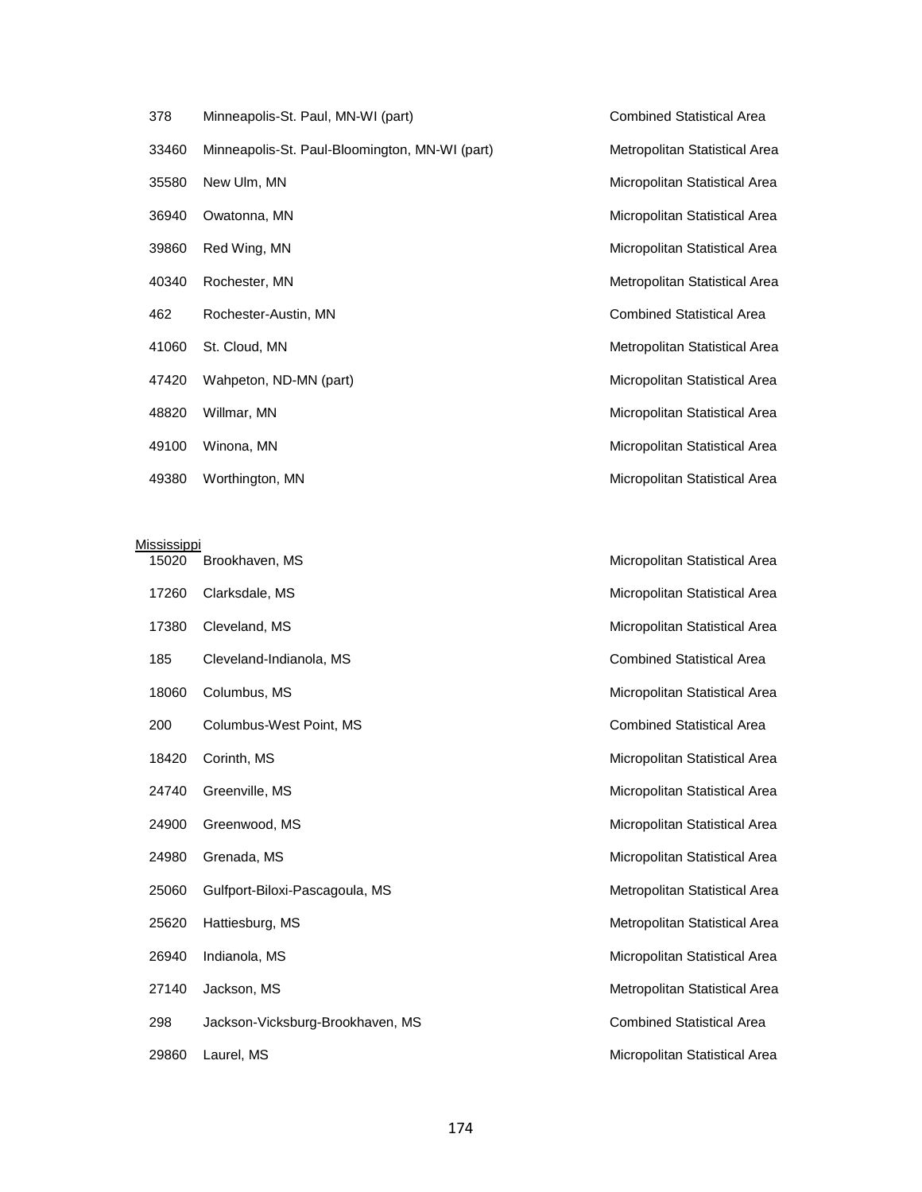| | | |
|---|---|---|
| 378 | Minneapolis-St. Paul, MN-WI (part) | Combined Statistical Area |
| 33460 | Minneapolis-St. Paul-Bloomington, MN-WI (part) | Metropolitan Statistical Area |
| 35580 | New Ulm, MN | Micropolitan Statistical Area |
| 36940 | Owatonna, MN | Micropolitan Statistical Area |
| 39860 | Red Wing, MN | Micropolitan Statistical Area |
| 40340 | Rochester, MN | Metropolitan Statistical Area |
| 462 | Rochester-Austin, MN | Combined Statistical Area |
| 41060 | St. Cloud, MN | Metropolitan Statistical Area |
| 47420 | Wahpeton, ND-MN (part) | Micropolitan Statistical Area |
| 48820 | Willmar, MN | Micropolitan Statistical Area |
| 49100 | Winona, MN | Micropolitan Statistical Area |
| 49380 | Worthington, MN | Micropolitan Statistical Area |

Mississippi

| | | |
|---|---|---|
| 15020 | Brookhaven, MS | Micropolitan Statistical Area |
| 17260 | Clarksdale, MS | Micropolitan Statistical Area |
| 17380 | Cleveland, MS | Micropolitan Statistical Area |
| 185 | Cleveland-Indianola, MS | Combined Statistical Area |
| 18060 | Columbus, MS | Micropolitan Statistical Area |
| 200 | Columbus-West Point, MS | Combined Statistical Area |
| 18420 | Corinth, MS | Micropolitan Statistical Area |
| 24740 | Greenville, MS | Micropolitan Statistical Area |
| 24900 | Greenwood, MS | Micropolitan Statistical Area |
| 24980 | Grenada, MS | Micropolitan Statistical Area |
| 25060 | Gulfport-Biloxi-Pascagoula, MS | Metropolitan Statistical Area |
| 25620 | Hattiesburg, MS | Metropolitan Statistical Area |
| 26940 | Indianola, MS | Micropolitan Statistical Area |
| 27140 | Jackson, MS | Metropolitan Statistical Area |
| 298 | Jackson-Vicksburg-Brookhaven, MS | Combined Statistical Area |
| 29860 | Laurel, MS | Micropolitan Statistical Area |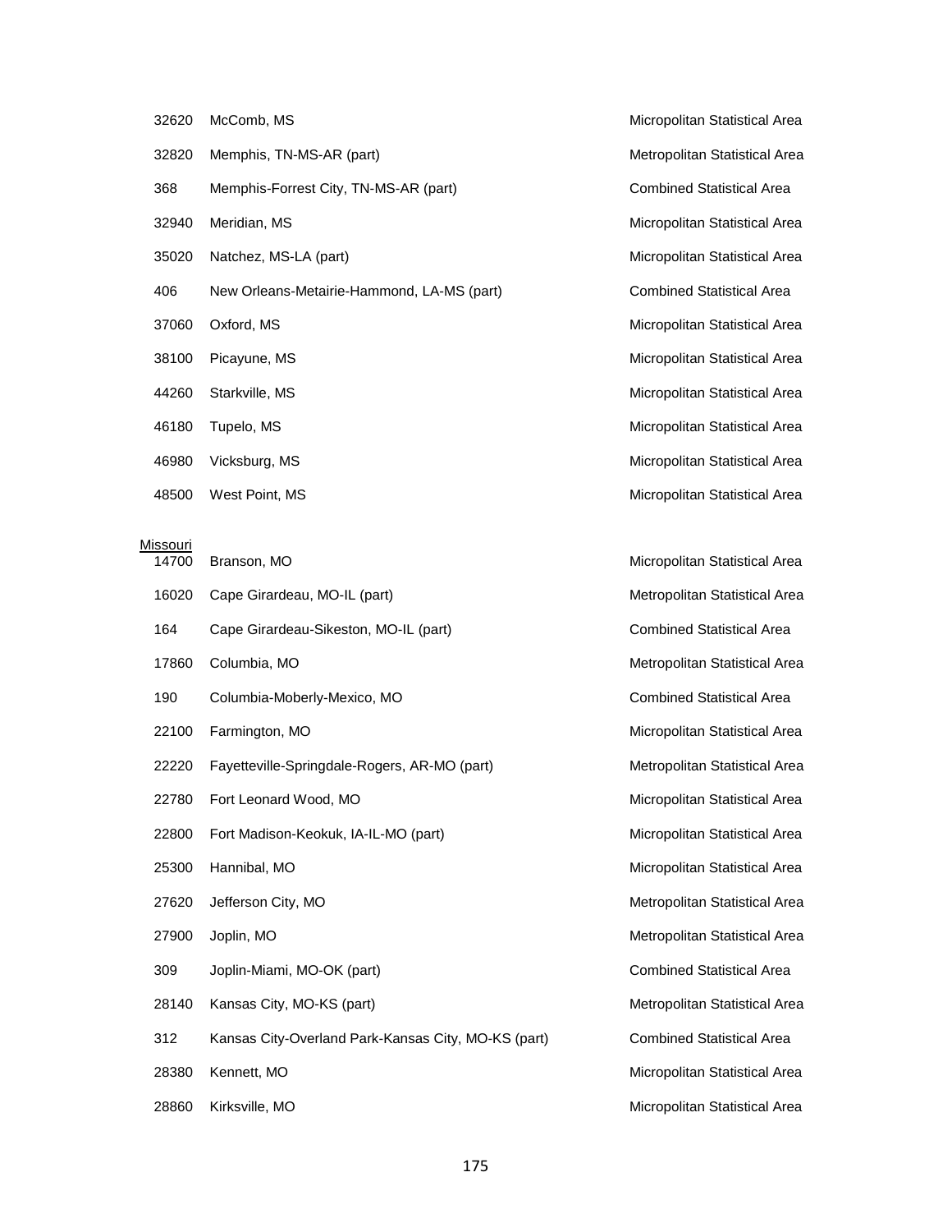| | | |
|---|---|---|
| 32620 | McComb, MS | Micropolitan Statistical Area |
| 32820 | Memphis, TN-MS-AR (part) | Metropolitan Statistical Area |
| 368 | Memphis-Forrest City, TN-MS-AR (part) | Combined Statistical Area |
| 32940 | Meridian, MS | Micropolitan Statistical Area |
| 35020 | Natchez, MS-LA (part) | Micropolitan Statistical Area |
| 406 | New Orleans-Metairie-Hammond, LA-MS (part) | Combined Statistical Area |
| 37060 | Oxford, MS | Micropolitan Statistical Area |
| 38100 | Picayune, MS | Micropolitan Statistical Area |
| 44260 | Starkville, MS | Micropolitan Statistical Area |
| 46180 | Tupelo, MS | Micropolitan Statistical Area |
| 46980 | Vicksburg, MS | Micropolitan Statistical Area |
| 48500 | West Point, MS | Micropolitan Statistical Area |

Missouri

| | | |
|---|---|---|
| 14700 | Branson, MO | Micropolitan Statistical Area |
| 16020 | Cape Girardeau, MO-IL (part) | Metropolitan Statistical Area |
| 164 | Cape Girardeau-Sikeston, MO-IL (part) | Combined Statistical Area |
| 17860 | Columbia, MO | Metropolitan Statistical Area |
| 190 | Columbia-Moberly-Mexico, MO | Combined Statistical Area |
| 22100 | Farmington, MO | Micropolitan Statistical Area |
| 22220 | Fayetteville-Springdale-Rogers, AR-MO (part) | Metropolitan Statistical Area |
| 22780 | Fort Leonard Wood, MO | Micropolitan Statistical Area |
| 22800 | Fort Madison-Keokuk, IA-IL-MO (part) | Micropolitan Statistical Area |
| 25300 | Hannibal, MO | Micropolitan Statistical Area |
| 27620 | Jefferson City, MO | Metropolitan Statistical Area |
| 27900 | Joplin, MO | Metropolitan Statistical Area |
| 309 | Joplin-Miami, MO-OK (part) | Combined Statistical Area |
| 28140 | Kansas City, MO-KS (part) | Metropolitan Statistical Area |
| 312 | Kansas City-Overland Park-Kansas City, MO-KS (part) | Combined Statistical Area |
| 28380 | Kennett, MO | Micropolitan Statistical Area |
| 28860 | Kirksville, MO | Micropolitan Statistical Area |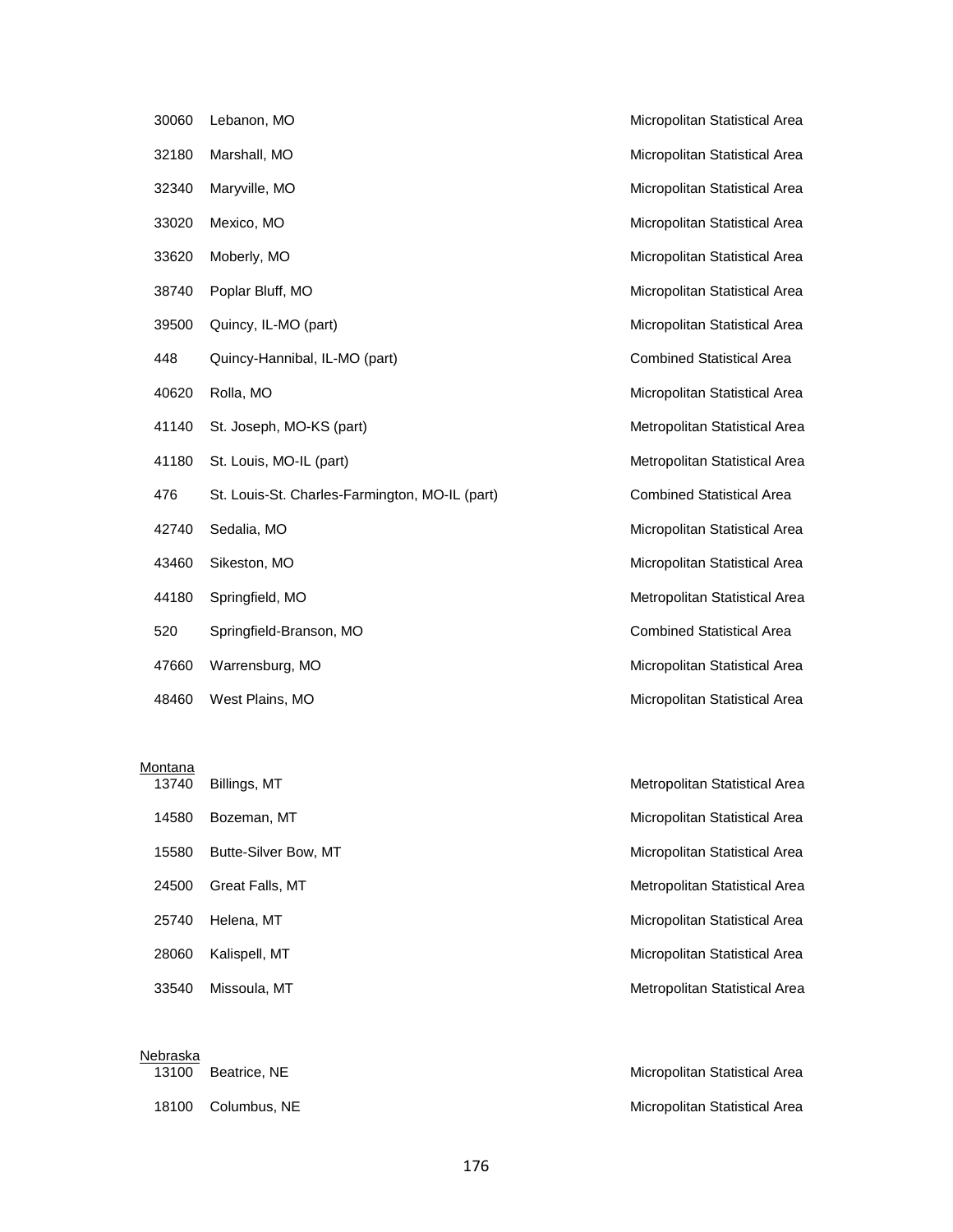| | | |
|---|---|---|
| 30060 | Lebanon, MO | Micropolitan Statistical Area |
| 32180 | Marshall, MO | Micropolitan Statistical Area |
| 32340 | Maryville, MO | Micropolitan Statistical Area |
| 33020 | Mexico, MO | Micropolitan Statistical Area |
| 33620 | Moberly, MO | Micropolitan Statistical Area |
| 38740 | Poplar Bluff, MO | Micropolitan Statistical Area |
| 39500 | Quincy, IL-MO (part) | Micropolitan Statistical Area |
| 448 | Quincy-Hannibal, IL-MO (part) | Combined Statistical Area |
| 40620 | Rolla, MO | Micropolitan Statistical Area |
| 41140 | St. Joseph, MO-KS (part) | Metropolitan Statistical Area |
| 41180 | St. Louis, MO-IL (part) | Metropolitan Statistical Area |
| 476 | St. Louis-St. Charles-Farmington, MO-IL (part) | Combined Statistical Area |
| 42740 | Sedalia, MO | Micropolitan Statistical Area |
| 43460 | Sikeston, MO | Micropolitan Statistical Area |
| 44180 | Springfield, MO | Metropolitan Statistical Area |
| 520 | Springfield-Branson, MO | Combined Statistical Area |
| 47660 | Warrensburg, MO | Micropolitan Statistical Area |
| 48460 | West Plains, MO | Micropolitan Statistical Area |

Montana

| | | |
|---|---|---|
| 13740 | Billings, MT | Metropolitan Statistical Area |
| 14580 | Bozeman, MT | Micropolitan Statistical Area |
| 15580 | Butte-Silver Bow, MT | Micropolitan Statistical Area |
| 24500 | Great Falls, MT | Metropolitan Statistical Area |
| 25740 | Helena, MT | Micropolitan Statistical Area |
| 28060 | Kalispell, MT | Micropolitan Statistical Area |
| 33540 | Missoula, MT | Metropolitan Statistical Area |

Nebraska

| | | |
|---|---|---|
| 13100 | Beatrice, NE | Micropolitan Statistical Area |
| 18100 | Columbus, NE | Micropolitan Statistical Area |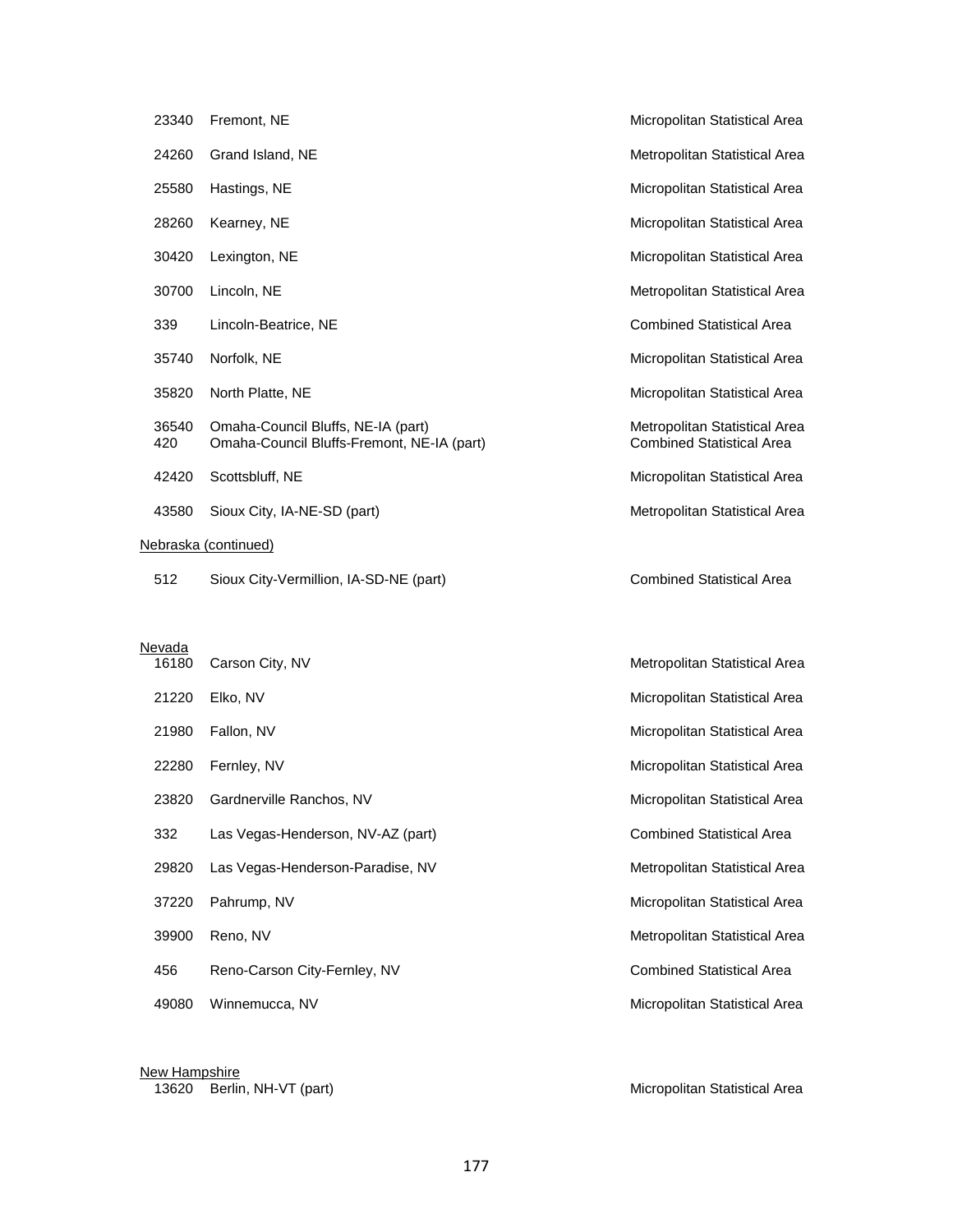| | | |
|---|---|---|
| 23340 | Fremont, NE | Micropolitan Statistical Area |
| 24260 | Grand Island, NE | Metropolitan Statistical Area |
| 25580 | Hastings, NE | Micropolitan Statistical Area |
| 28260 | Kearney, NE | Micropolitan Statistical Area |
| 30420 | Lexington, NE | Micropolitan Statistical Area |
| 30700 | Lincoln, NE | Metropolitan Statistical Area |
| 339 | Lincoln-Beatrice, NE | Combined Statistical Area |
| 35740 | Norfolk, NE | Micropolitan Statistical Area |
| 35820 | North Platte, NE | Micropolitan Statistical Area |
| 36540 | Omaha-Council Bluffs, NE-IA (part) | Metropolitan Statistical Area |
| 420 | Omaha-Council Bluffs-Fremont, NE-IA (part) | Combined Statistical Area |
| 42420 | Scottsbluff, NE | Micropolitan Statistical Area |
| 43580 | Sioux City, IA-NE-SD (part) | Metropolitan Statistical Area |

Nebraska (continued)

| | | |
|---|---|---|
| 512 | Sioux City-Vermillion, IA-SD-NE (part) | Combined Statistical Area |

Nevada

| | | |
|---|---|---|
| 16180 | Carson City, NV | Metropolitan Statistical Area |
| 21220 | Elko, NV | Micropolitan Statistical Area |
| 21980 | Fallon, NV | Micropolitan Statistical Area |
| 22280 | Fernley, NV | Micropolitan Statistical Area |
| 23820 | Gardnerville Ranchos, NV | Micropolitan Statistical Area |
| 332 | Las Vegas-Henderson, NV-AZ (part) | Combined Statistical Area |
| 29820 | Las Vegas-Henderson-Paradise, NV | Metropolitan Statistical Area |
| 37220 | Pahrump, NV | Micropolitan Statistical Area |
| 39900 | Reno, NV | Metropolitan Statistical Area |
| 456 | Reno-Carson City-Fernley, NV | Combined Statistical Area |
| 49080 | Winnemucca, NV | Micropolitan Statistical Area |

New Hampshire

| | | |
|---|---|---|
| 13620 | Berlin, NH-VT (part) | Micropolitan Statistical Area |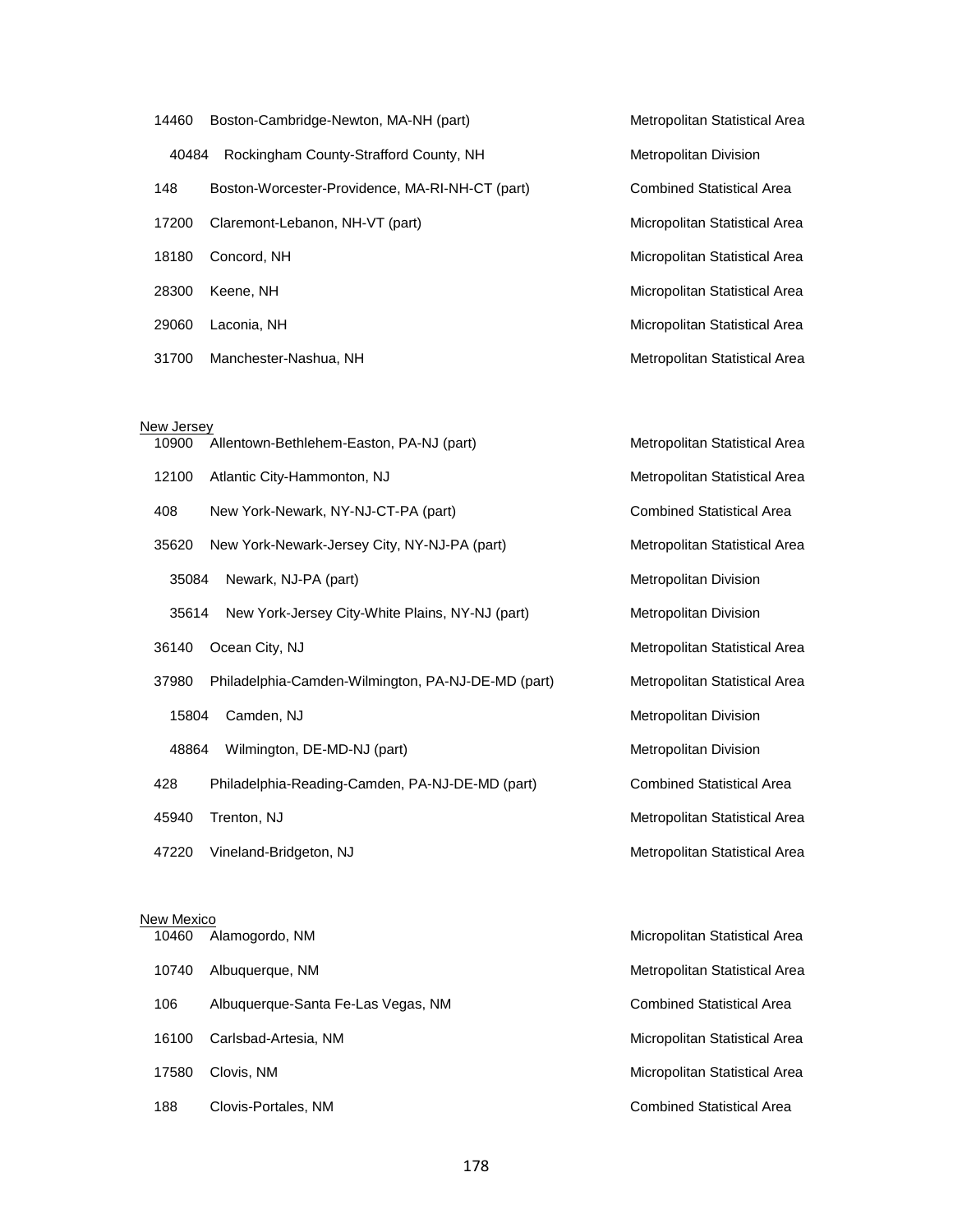| Code | Name | Type |
|---|---|---|
| 14460 | Boston-Cambridge-Newton, MA-NH (part) | Metropolitan Statistical Area |
| 40484 | Rockingham County-Strafford County, NH | Metropolitan Division |
| 148 | Boston-Worcester-Providence, MA-RI-NH-CT (part) | Combined Statistical Area |
| 17200 | Claremont-Lebanon, NH-VT (part) | Micropolitan Statistical Area |
| 18180 | Concord, NH | Micropolitan Statistical Area |
| 28300 | Keene, NH | Micropolitan Statistical Area |
| 29060 | Laconia, NH | Micropolitan Statistical Area |
| 31700 | Manchester-Nashua, NH | Metropolitan Statistical Area |

New Jersey

| Code | Name | Type |
|---|---|---|
| 10900 | Allentown-Bethlehem-Easton, PA-NJ (part) | Metropolitan Statistical Area |
| 12100 | Atlantic City-Hammonton, NJ | Metropolitan Statistical Area |
| 408 | New York-Newark, NY-NJ-CT-PA (part) | Combined Statistical Area |
| 35620 | New York-Newark-Jersey City, NY-NJ-PA (part) | Metropolitan Statistical Area |
| 35084 | Newark, NJ-PA (part) | Metropolitan Division |
| 35614 | New York-Jersey City-White Plains, NY-NJ (part) | Metropolitan Division |
| 36140 | Ocean City, NJ | Metropolitan Statistical Area |
| 37980 | Philadelphia-Camden-Wilmington, PA-NJ-DE-MD (part) | Metropolitan Statistical Area |
| 15804 | Camden, NJ | Metropolitan Division |
| 48864 | Wilmington, DE-MD-NJ (part) | Metropolitan Division |
| 428 | Philadelphia-Reading-Camden, PA-NJ-DE-MD (part) | Combined Statistical Area |
| 45940 | Trenton, NJ | Metropolitan Statistical Area |
| 47220 | Vineland-Bridgeton, NJ | Metropolitan Statistical Area |

New Mexico

| Code | Name | Type |
|---|---|---|
| 10460 | Alamogordo, NM | Micropolitan Statistical Area |
| 10740 | Albuquerque, NM | Metropolitan Statistical Area |
| 106 | Albuquerque-Santa Fe-Las Vegas, NM | Combined Statistical Area |
| 16100 | Carlsbad-Artesia, NM | Micropolitan Statistical Area |
| 17580 | Clovis, NM | Micropolitan Statistical Area |
| 188 | Clovis-Portales, NM | Combined Statistical Area |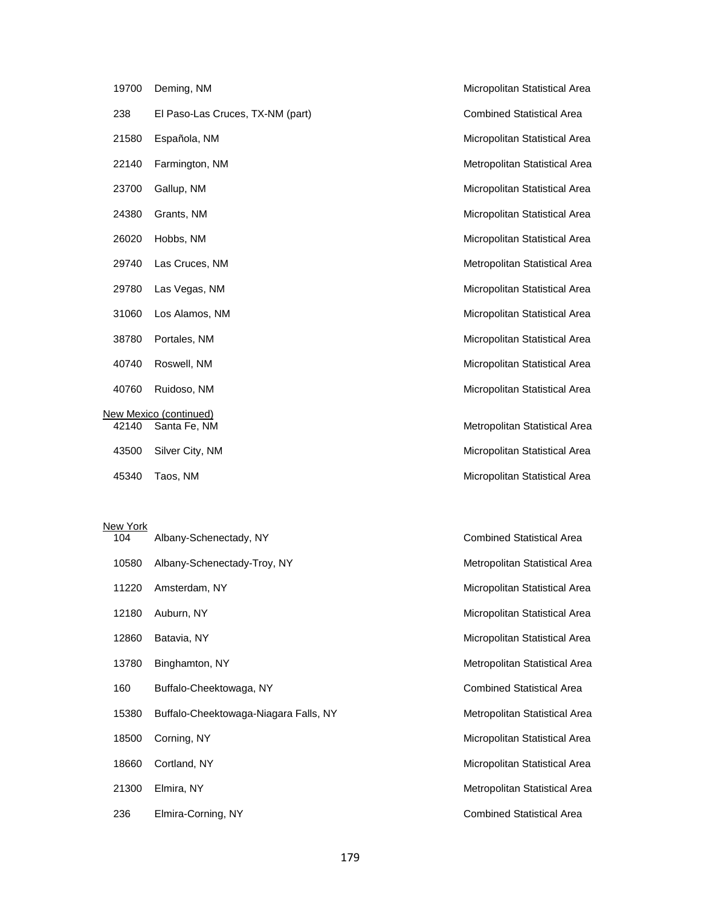| | | |
|---|---|---|
| 19700 | Deming, NM | Micropolitan Statistical Area |
| 238 | El Paso-Las Cruces, TX-NM (part) | Combined Statistical Area |
| 21580 | Española, NM | Micropolitan Statistical Area |
| 22140 | Farmington, NM | Metropolitan Statistical Area |
| 23700 | Gallup, NM | Micropolitan Statistical Area |
| 24380 | Grants, NM | Micropolitan Statistical Area |
| 26020 | Hobbs, NM | Micropolitan Statistical Area |
| 29740 | Las Cruces, NM | Metropolitan Statistical Area |
| 29780 | Las Vegas, NM | Micropolitan Statistical Area |
| 31060 | Los Alamos, NM | Micropolitan Statistical Area |
| 38780 | Portales, NM | Micropolitan Statistical Area |
| 40740 | Roswell, NM | Micropolitan Statistical Area |
| 40760 | Ruidoso, NM | Micropolitan Statistical Area |

New Mexico (continued)

| | | |
|---|---|---|
| 42140 | Santa Fe, NM | Metropolitan Statistical Area |
| 43500 | Silver City, NM | Micropolitan Statistical Area |
| 45340 | Taos, NM | Micropolitan Statistical Area |

New York

| | | |
|---|---|---|
| 104 | Albany-Schenectady, NY | Combined Statistical Area |
| 10580 | Albany-Schenectady-Troy, NY | Metropolitan Statistical Area |
| 11220 | Amsterdam, NY | Micropolitan Statistical Area |
| 12180 | Auburn, NY | Micropolitan Statistical Area |
| 12860 | Batavia, NY | Micropolitan Statistical Area |
| 13780 | Binghamton, NY | Metropolitan Statistical Area |
| 160 | Buffalo-Cheektowaga, NY | Combined Statistical Area |
| 15380 | Buffalo-Cheektowaga-Niagara Falls, NY | Metropolitan Statistical Area |
| 18500 | Corning, NY | Micropolitan Statistical Area |
| 18660 | Cortland, NY | Micropolitan Statistical Area |
| 21300 | Elmira, NY | Metropolitan Statistical Area |
| 236 | Elmira-Corning, NY | Combined Statistical Area |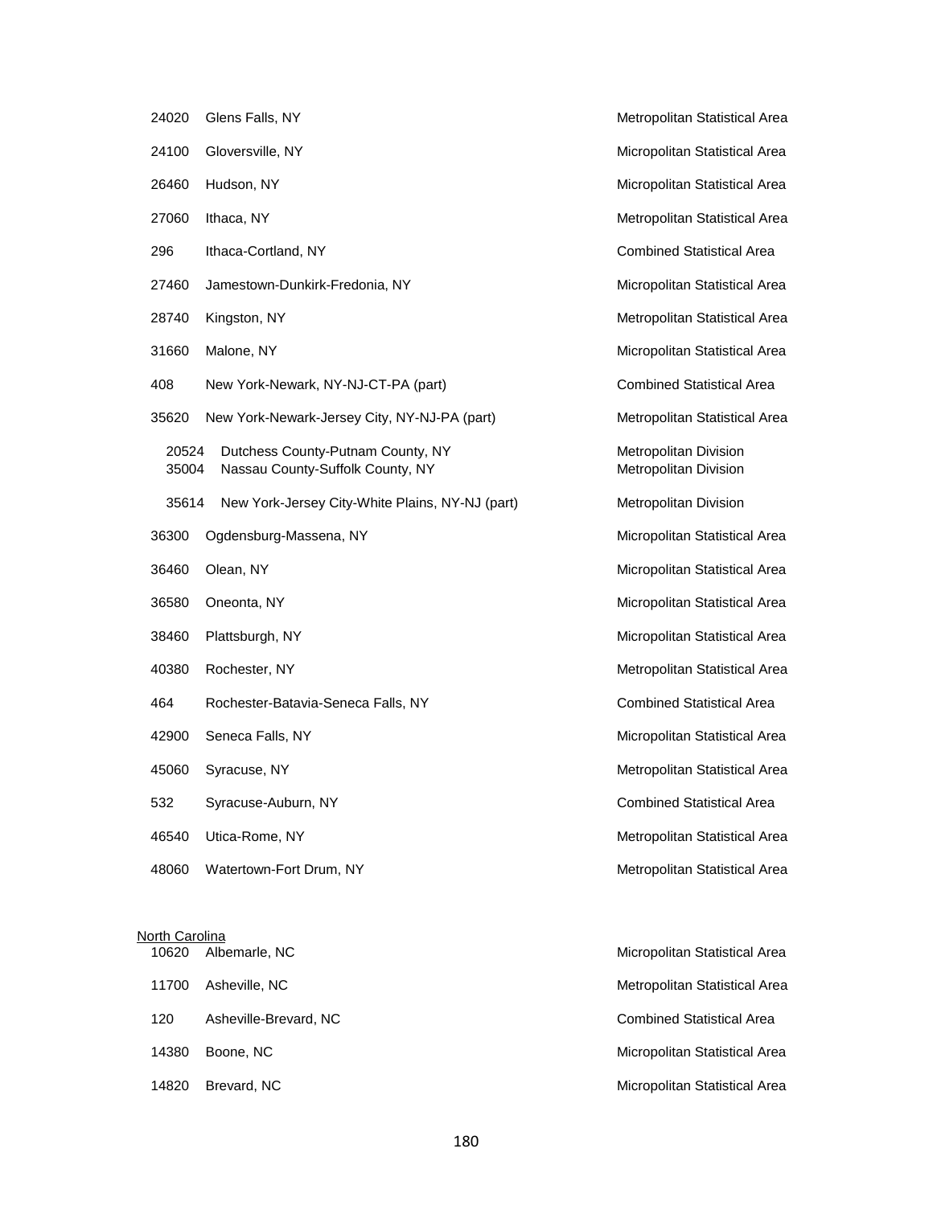| Code | Name | Type |
|---|---|---|
| 24020 | Glens Falls, NY | Metropolitan Statistical Area |
| 24100 | Gloversville, NY | Micropolitan Statistical Area |
| 26460 | Hudson, NY | Micropolitan Statistical Area |
| 27060 | Ithaca, NY | Metropolitan Statistical Area |
| 296 | Ithaca-Cortland, NY | Combined Statistical Area |
| 27460 | Jamestown-Dunkirk-Fredonia, NY | Micropolitan Statistical Area |
| 28740 | Kingston, NY | Metropolitan Statistical Area |
| 31660 | Malone, NY | Micropolitan Statistical Area |
| 408 | New York-Newark, NY-NJ-CT-PA (part) | Combined Statistical Area |
| 35620 | New York-Newark-Jersey City, NY-NJ-PA (part) | Metropolitan Statistical Area |
| 20524 | Dutchess County-Putnam County, NY | Metropolitan Division |
| 35004 | Nassau County-Suffolk County, NY | Metropolitan Division |
| 35614 | New York-Jersey City-White Plains, NY-NJ (part) | Metropolitan Division |
| 36300 | Ogdensburg-Massena, NY | Micropolitan Statistical Area |
| 36460 | Olean, NY | Micropolitan Statistical Area |
| 36580 | Oneonta, NY | Micropolitan Statistical Area |
| 38460 | Plattsburgh, NY | Micropolitan Statistical Area |
| 40380 | Rochester, NY | Metropolitan Statistical Area |
| 464 | Rochester-Batavia-Seneca Falls, NY | Combined Statistical Area |
| 42900 | Seneca Falls, NY | Micropolitan Statistical Area |
| 45060 | Syracuse, NY | Metropolitan Statistical Area |
| 532 | Syracuse-Auburn, NY | Combined Statistical Area |
| 46540 | Utica-Rome, NY | Metropolitan Statistical Area |
| 48060 | Watertown-Fort Drum, NY | Metropolitan Statistical Area |

North Carolina

| Code | Name | Type |
|---|---|---|
| 10620 | Albemarle, NC | Micropolitan Statistical Area |
| 11700 | Asheville, NC | Metropolitan Statistical Area |
| 120 | Asheville-Brevard, NC | Combined Statistical Area |
| 14380 | Boone, NC | Micropolitan Statistical Area |
| 14820 | Brevard, NC | Micropolitan Statistical Area |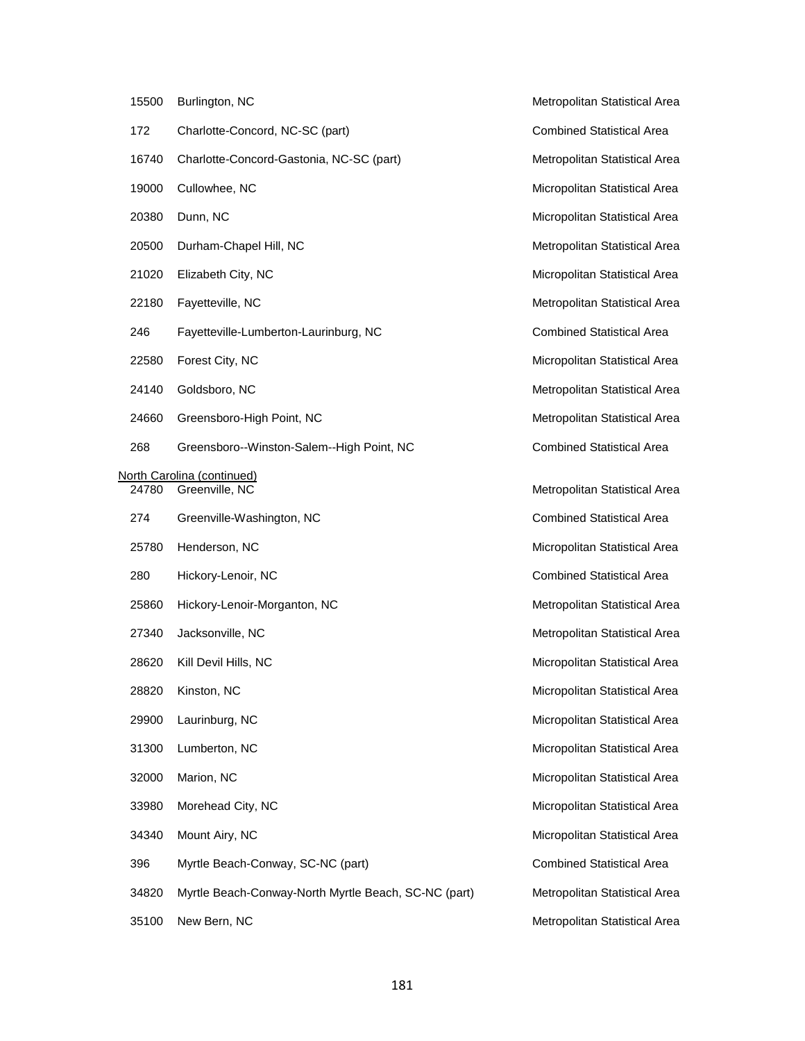| | | |
|---|---|---|
| 15500 | Burlington, NC | Metropolitan Statistical Area |
| 172 | Charlotte-Concord, NC-SC (part) | Combined Statistical Area |
| 16740 | Charlotte-Concord-Gastonia, NC-SC (part) | Metropolitan Statistical Area |
| 19000 | Cullowhee, NC | Micropolitan Statistical Area |
| 20380 | Dunn, NC | Micropolitan Statistical Area |
| 20500 | Durham-Chapel Hill, NC | Metropolitan Statistical Area |
| 21020 | Elizabeth City, NC | Micropolitan Statistical Area |
| 22180 | Fayetteville, NC | Metropolitan Statistical Area |
| 246 | Fayetteville-Lumberton-Laurinburg, NC | Combined Statistical Area |
| 22580 | Forest City, NC | Micropolitan Statistical Area |
| 24140 | Goldsboro, NC | Metropolitan Statistical Area |
| 24660 | Greensboro-High Point, NC | Metropolitan Statistical Area |
| 268 | Greensboro--Winston-Salem--High Point, NC | Combined Statistical Area |

North Carolina (continued)

| | | |
|---|---|---|
| 24780 | Greenville, NC | Metropolitan Statistical Area |
| 274 | Greenville-Washington, NC | Combined Statistical Area |
| 25780 | Henderson, NC | Micropolitan Statistical Area |
| 280 | Hickory-Lenoir, NC | Combined Statistical Area |
| 25860 | Hickory-Lenoir-Morganton, NC | Metropolitan Statistical Area |
| 27340 | Jacksonville, NC | Metropolitan Statistical Area |
| 28620 | Kill Devil Hills, NC | Micropolitan Statistical Area |
| 28820 | Kinston, NC | Micropolitan Statistical Area |
| 29900 | Laurinburg, NC | Micropolitan Statistical Area |
| 31300 | Lumberton, NC | Micropolitan Statistical Area |
| 32000 | Marion, NC | Micropolitan Statistical Area |
| 33980 | Morehead City, NC | Micropolitan Statistical Area |
| 34340 | Mount Airy, NC | Micropolitan Statistical Area |
| 396 | Myrtle Beach-Conway, SC-NC (part) | Combined Statistical Area |
| 34820 | Myrtle Beach-Conway-North Myrtle Beach, SC-NC (part) | Metropolitan Statistical Area |
| 35100 | New Bern, NC | Metropolitan Statistical Area |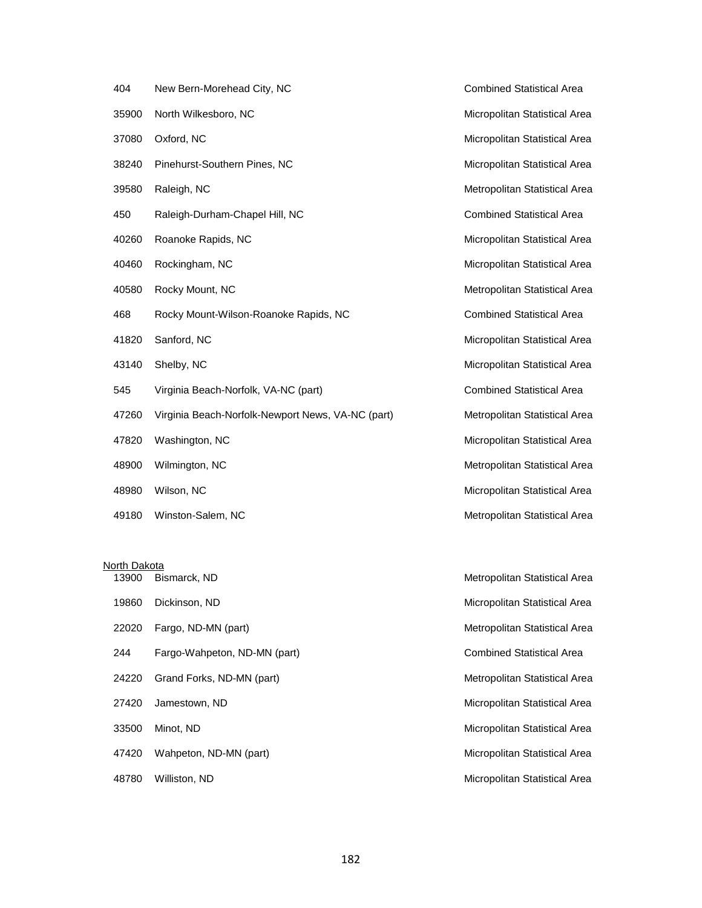| | | |
|---|---|---|
| 404 | New Bern-Morehead City, NC | Combined Statistical Area |
| 35900 | North Wilkesboro, NC | Micropolitan Statistical Area |
| 37080 | Oxford, NC | Micropolitan Statistical Area |
| 38240 | Pinehurst-Southern Pines, NC | Micropolitan Statistical Area |
| 39580 | Raleigh, NC | Metropolitan Statistical Area |
| 450 | Raleigh-Durham-Chapel Hill, NC | Combined Statistical Area |
| 40260 | Roanoke Rapids, NC | Micropolitan Statistical Area |
| 40460 | Rockingham, NC | Micropolitan Statistical Area |
| 40580 | Rocky Mount, NC | Metropolitan Statistical Area |
| 468 | Rocky Mount-Wilson-Roanoke Rapids, NC | Combined Statistical Area |
| 41820 | Sanford, NC | Micropolitan Statistical Area |
| 43140 | Shelby, NC | Micropolitan Statistical Area |
| 545 | Virginia Beach-Norfolk, VA-NC (part) | Combined Statistical Area |
| 47260 | Virginia Beach-Norfolk-Newport News, VA-NC (part) | Metropolitan Statistical Area |
| 47820 | Washington, NC | Micropolitan Statistical Area |
| 48900 | Wilmington, NC | Metropolitan Statistical Area |
| 48980 | Wilson, NC | Micropolitan Statistical Area |
| 49180 | Winston-Salem, NC | Metropolitan Statistical Area |

North Dakota

| | | |
|---|---|---|
| 13900 | Bismarck, ND | Metropolitan Statistical Area |
| 19860 | Dickinson, ND | Micropolitan Statistical Area |
| 22020 | Fargo, ND-MN (part) | Metropolitan Statistical Area |
| 244 | Fargo-Wahpeton, ND-MN (part) | Combined Statistical Area |
| 24220 | Grand Forks, ND-MN (part) | Metropolitan Statistical Area |
| 27420 | Jamestown, ND | Micropolitan Statistical Area |
| 33500 | Minot, ND | Micropolitan Statistical Area |
| 47420 | Wahpeton, ND-MN (part) | Micropolitan Statistical Area |
| 48780 | Williston, ND | Micropolitan Statistical Area |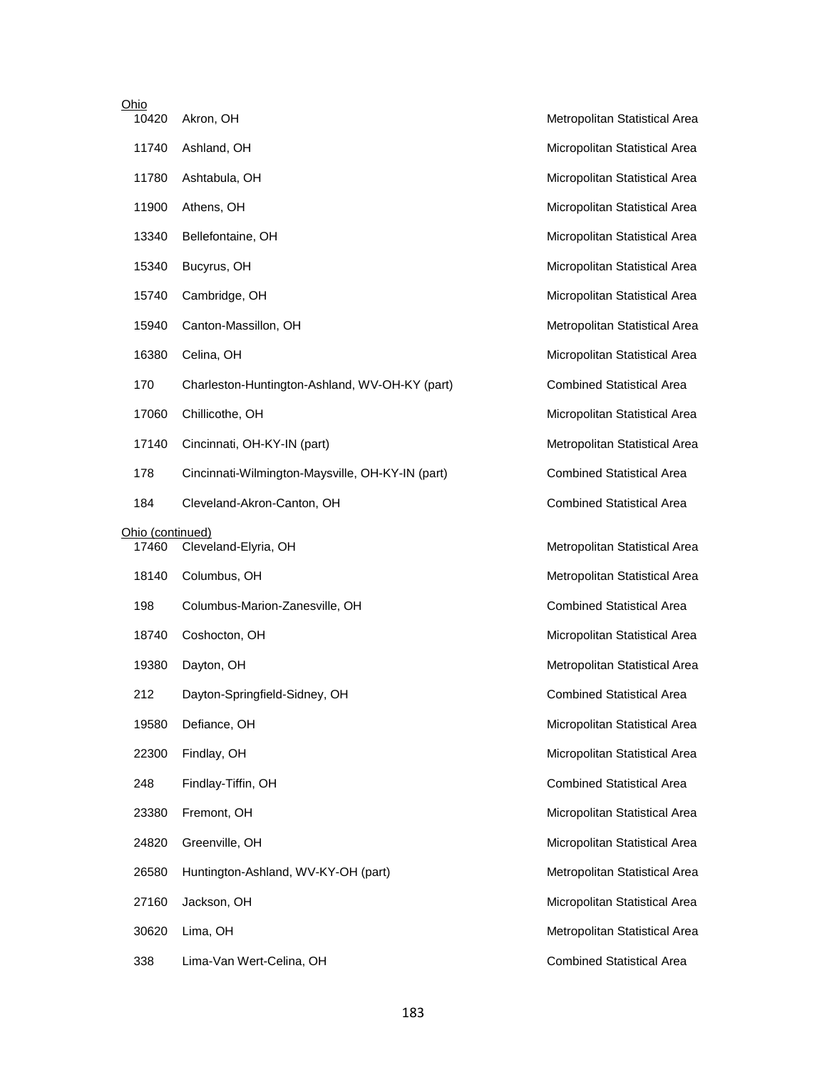Ohio

| | | |
|---|---|---|
| 10420 | Akron, OH | Metropolitan Statistical Area |
| 11740 | Ashland, OH | Micropolitan Statistical Area |
| 11780 | Ashtabula, OH | Micropolitan Statistical Area |
| 11900 | Athens, OH | Micropolitan Statistical Area |
| 13340 | Bellefontaine, OH | Micropolitan Statistical Area |
| 15340 | Bucyrus, OH | Micropolitan Statistical Area |
| 15740 | Cambridge, OH | Micropolitan Statistical Area |
| 15940 | Canton-Massillon, OH | Metropolitan Statistical Area |
| 16380 | Celina, OH | Micropolitan Statistical Area |
| 170 | Charleston-Huntington-Ashland, WV-OH-KY (part) | Combined Statistical Area |
| 17060 | Chillicothe, OH | Micropolitan Statistical Area |
| 17140 | Cincinnati, OH-KY-IN (part) | Metropolitan Statistical Area |
| 178 | Cincinnati-Wilmington-Maysville, OH-KY-IN (part) | Combined Statistical Area |
| 184 | Cleveland-Akron-Canton, OH | Combined Statistical Area |

Ohio (continued)

| | | |
|---|---|---|
| 17460 | Cleveland-Elyria, OH | Metropolitan Statistical Area |
| 18140 | Columbus, OH | Metropolitan Statistical Area |
| 198 | Columbus-Marion-Zanesville, OH | Combined Statistical Area |
| 18740 | Coshocton, OH | Micropolitan Statistical Area |
| 19380 | Dayton, OH | Metropolitan Statistical Area |
| 212 | Dayton-Springfield-Sidney, OH | Combined Statistical Area |
| 19580 | Defiance, OH | Micropolitan Statistical Area |
| 22300 | Findlay, OH | Micropolitan Statistical Area |
| 248 | Findlay-Tiffin, OH | Combined Statistical Area |
| 23380 | Fremont, OH | Micropolitan Statistical Area |
| 24820 | Greenville, OH | Micropolitan Statistical Area |
| 26580 | Huntington-Ashland, WV-KY-OH (part) | Metropolitan Statistical Area |
| 27160 | Jackson, OH | Micropolitan Statistical Area |
| 30620 | Lima, OH | Metropolitan Statistical Area |
| 338 | Lima-Van Wert-Celina, OH | Combined Statistical Area |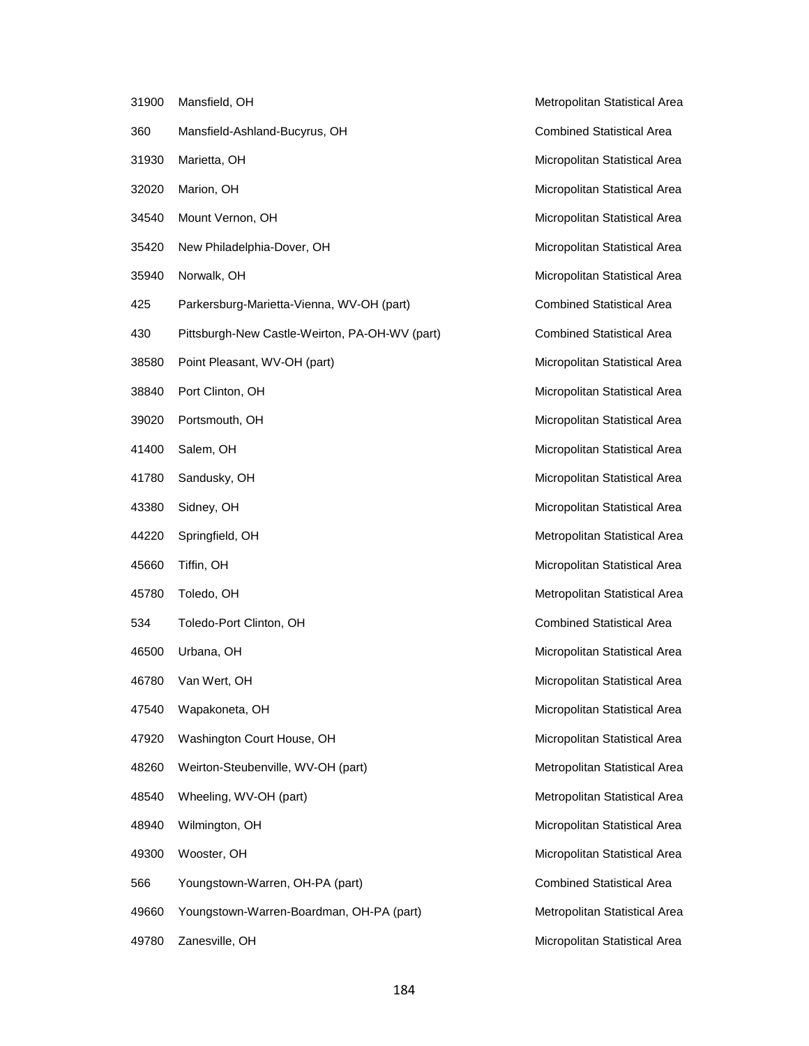| | | |
|---|---|---|
| 31900 | Mansfield, OH | Metropolitan Statistical Area |
| 360 | Mansfield-Ashland-Bucyrus, OH | Combined Statistical Area |
| 31930 | Marietta, OH | Micropolitan Statistical Area |
| 32020 | Marion, OH | Micropolitan Statistical Area |
| 34540 | Mount Vernon, OH | Micropolitan Statistical Area |
| 35420 | New Philadelphia-Dover, OH | Micropolitan Statistical Area |
| 35940 | Norwalk, OH | Micropolitan Statistical Area |
| 425 | Parkersburg-Marietta-Vienna, WV-OH (part) | Combined Statistical Area |
| 430 | Pittsburgh-New Castle-Weirton, PA-OH-WV (part) | Combined Statistical Area |
| 38580 | Point Pleasant, WV-OH (part) | Micropolitan Statistical Area |
| 38840 | Port Clinton, OH | Micropolitan Statistical Area |
| 39020 | Portsmouth, OH | Micropolitan Statistical Area |
| 41400 | Salem, OH | Micropolitan Statistical Area |
| 41780 | Sandusky, OH | Micropolitan Statistical Area |
| 43380 | Sidney, OH | Micropolitan Statistical Area |
| 44220 | Springfield, OH | Metropolitan Statistical Area |
| 45660 | Tiffin, OH | Micropolitan Statistical Area |
| 45780 | Toledo, OH | Metropolitan Statistical Area |
| 534 | Toledo-Port Clinton, OH | Combined Statistical Area |
| 46500 | Urbana, OH | Micropolitan Statistical Area |
| 46780 | Van Wert, OH | Micropolitan Statistical Area |
| 47540 | Wapakoneta, OH | Micropolitan Statistical Area |
| 47920 | Washington Court House, OH | Micropolitan Statistical Area |
| 48260 | Weirton-Steubenville, WV-OH (part) | Metropolitan Statistical Area |
| 48540 | Wheeling, WV-OH (part) | Metropolitan Statistical Area |
| 48940 | Wilmington, OH | Micropolitan Statistical Area |
| 49300 | Wooster, OH | Micropolitan Statistical Area |
| 566 | Youngstown-Warren, OH-PA (part) | Combined Statistical Area |
| 49660 | Youngstown-Warren-Boardman, OH-PA (part) | Metropolitan Statistical Area |
| 49780 | Zanesville, OH | Micropolitan Statistical Area |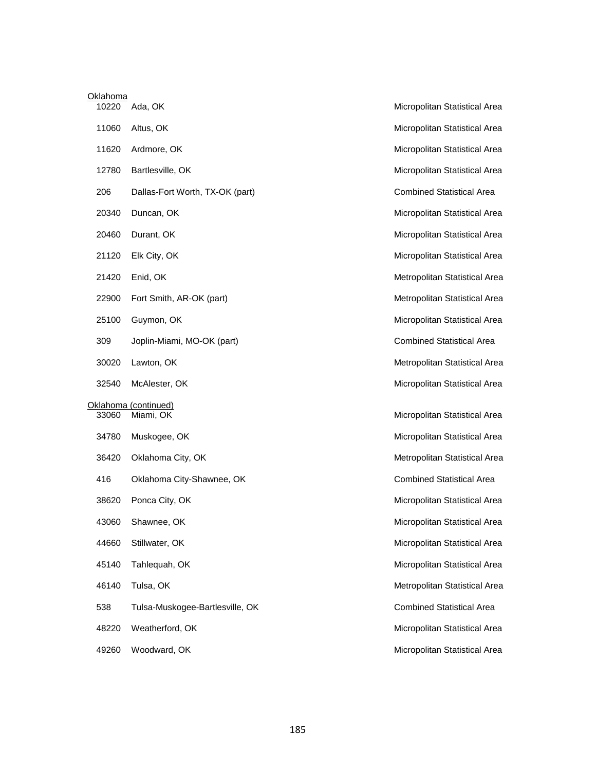Oklahoma

| Code | Name | Type |
|---|---|---|
| 10220 | Ada, OK | Micropolitan Statistical Area |
| 11060 | Altus, OK | Micropolitan Statistical Area |
| 11620 | Ardmore, OK | Micropolitan Statistical Area |
| 12780 | Bartlesville, OK | Micropolitan Statistical Area |
| 206 | Dallas-Fort Worth, TX-OK (part) | Combined Statistical Area |
| 20340 | Duncan, OK | Micropolitan Statistical Area |
| 20460 | Durant, OK | Micropolitan Statistical Area |
| 21120 | Elk City, OK | Micropolitan Statistical Area |
| 21420 | Enid, OK | Metropolitan Statistical Area |
| 22900 | Fort Smith, AR-OK (part) | Metropolitan Statistical Area |
| 25100 | Guymon, OK | Micropolitan Statistical Area |
| 309 | Joplin-Miami, MO-OK (part) | Combined Statistical Area |
| 30020 | Lawton, OK | Metropolitan Statistical Area |
| 32540 | McAlester, OK | Micropolitan Statistical Area |

Oklahoma (continued)

| Code | Name | Type |
|---|---|---|
| 33060 | Miami, OK | Micropolitan Statistical Area |
| 34780 | Muskogee, OK | Micropolitan Statistical Area |
| 36420 | Oklahoma City, OK | Metropolitan Statistical Area |
| 416 | Oklahoma City-Shawnee, OK | Combined Statistical Area |
| 38620 | Ponca City, OK | Micropolitan Statistical Area |
| 43060 | Shawnee, OK | Micropolitan Statistical Area |
| 44660 | Stillwater, OK | Micropolitan Statistical Area |
| 45140 | Tahlequah, OK | Micropolitan Statistical Area |
| 46140 | Tulsa, OK | Metropolitan Statistical Area |
| 538 | Tulsa-Muskogee-Bartlesville, OK | Combined Statistical Area |
| 48220 | Weatherford, OK | Micropolitan Statistical Area |
| 49260 | Woodward, OK | Micropolitan Statistical Area |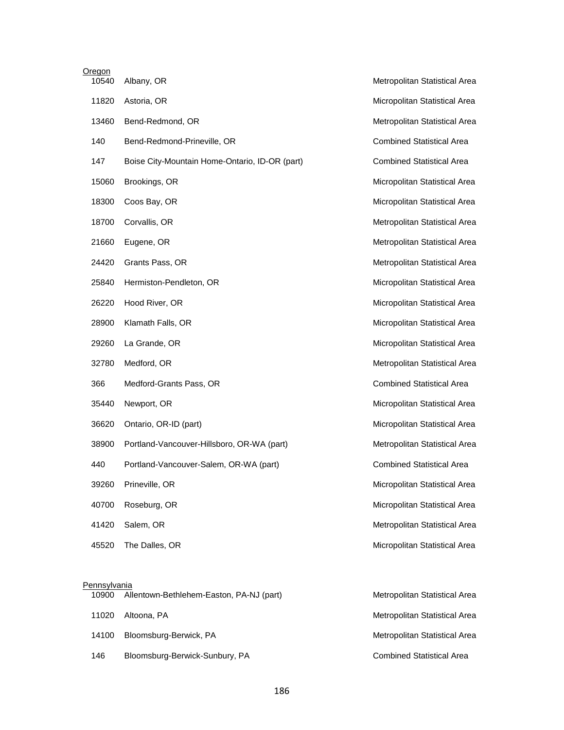Oregon

| | | |
|---|---|---|
| 10540 | Albany, OR | Metropolitan Statistical Area |
| 11820 | Astoria, OR | Micropolitan Statistical Area |
| 13460 | Bend-Redmond, OR | Metropolitan Statistical Area |
| 140 | Bend-Redmond-Prineville, OR | Combined Statistical Area |
| 147 | Boise City-Mountain Home-Ontario, ID-OR (part) | Combined Statistical Area |
| 15060 | Brookings, OR | Micropolitan Statistical Area |
| 18300 | Coos Bay, OR | Micropolitan Statistical Area |
| 18700 | Corvallis, OR | Metropolitan Statistical Area |
| 21660 | Eugene, OR | Metropolitan Statistical Area |
| 24420 | Grants Pass, OR | Metropolitan Statistical Area |
| 25840 | Hermiston-Pendleton, OR | Micropolitan Statistical Area |
| 26220 | Hood River, OR | Micropolitan Statistical Area |
| 28900 | Klamath Falls, OR | Micropolitan Statistical Area |
| 29260 | La Grande, OR | Micropolitan Statistical Area |
| 32780 | Medford, OR | Metropolitan Statistical Area |
| 366 | Medford-Grants Pass, OR | Combined Statistical Area |
| 35440 | Newport, OR | Micropolitan Statistical Area |
| 36620 | Ontario, OR-ID (part) | Micropolitan Statistical Area |
| 38900 | Portland-Vancouver-Hillsboro, OR-WA (part) | Metropolitan Statistical Area |
| 440 | Portland-Vancouver-Salem, OR-WA (part) | Combined Statistical Area |
| 39260 | Prineville, OR | Micropolitan Statistical Area |
| 40700 | Roseburg, OR | Micropolitan Statistical Area |
| 41420 | Salem, OR | Metropolitan Statistical Area |
| 45520 | The Dalles, OR | Micropolitan Statistical Area |

Pennsylvania

| | | |
|---|---|---|
| 10900 | Allentown-Bethlehem-Easton, PA-NJ (part) | Metropolitan Statistical Area |
| 11020 | Altoona, PA | Metropolitan Statistical Area |
| 14100 | Bloomsburg-Berwick, PA | Metropolitan Statistical Area |
| 146 | Bloomsburg-Berwick-Sunbury, PA | Combined Statistical Area |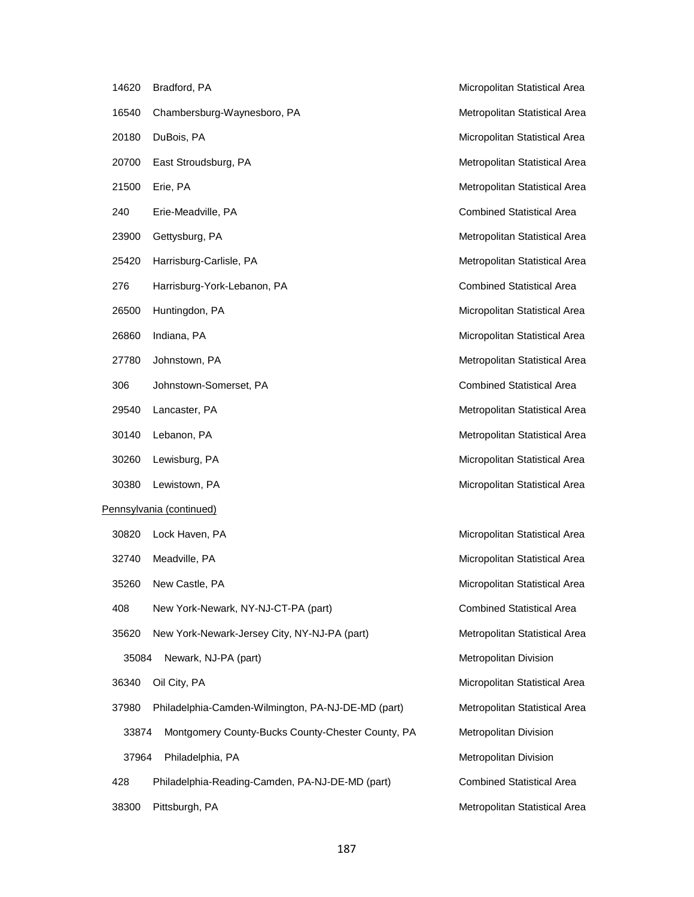| | | |
|---|---|---|
| 14620 | Bradford, PA | Micropolitan Statistical Area |
| 16540 | Chambersburg-Waynesboro, PA | Metropolitan Statistical Area |
| 20180 | DuBois, PA | Micropolitan Statistical Area |
| 20700 | East Stroudsburg, PA | Metropolitan Statistical Area |
| 21500 | Erie, PA | Metropolitan Statistical Area |
| 240 | Erie-Meadville, PA | Combined Statistical Area |
| 23900 | Gettysburg, PA | Metropolitan Statistical Area |
| 25420 | Harrisburg-Carlisle, PA | Metropolitan Statistical Area |
| 276 | Harrisburg-York-Lebanon, PA | Combined Statistical Area |
| 26500 | Huntingdon, PA | Micropolitan Statistical Area |
| 26860 | Indiana, PA | Micropolitan Statistical Area |
| 27780 | Johnstown, PA | Metropolitan Statistical Area |
| 306 | Johnstown-Somerset, PA | Combined Statistical Area |
| 29540 | Lancaster, PA | Metropolitan Statistical Area |
| 30140 | Lebanon, PA | Metropolitan Statistical Area |
| 30260 | Lewisburg, PA | Micropolitan Statistical Area |
| 30380 | Lewistown, PA | Micropolitan Statistical Area |

Pennsylvania (continued)

| | | |
|---|---|---|
| 30820 | Lock Haven, PA | Micropolitan Statistical Area |
| 32740 | Meadville, PA | Micropolitan Statistical Area |
| 35260 | New Castle, PA | Micropolitan Statistical Area |
| 408 | New York-Newark, NY-NJ-CT-PA (part) | Combined Statistical Area |
| 35620 | New York-Newark-Jersey City, NY-NJ-PA (part) | Metropolitan Statistical Area |
| 35084 | Newark, NJ-PA (part) | Metropolitan Division |
| 36340 | Oil City, PA | Micropolitan Statistical Area |
| 37980 | Philadelphia-Camden-Wilmington, PA-NJ-DE-MD (part) | Metropolitan Statistical Area |
| 33874 | Montgomery County-Bucks County-Chester County, PA | Metropolitan Division |
| 37964 | Philadelphia, PA | Metropolitan Division |
| 428 | Philadelphia-Reading-Camden, PA-NJ-DE-MD (part) | Combined Statistical Area |
| 38300 | Pittsburgh, PA | Metropolitan Statistical Area |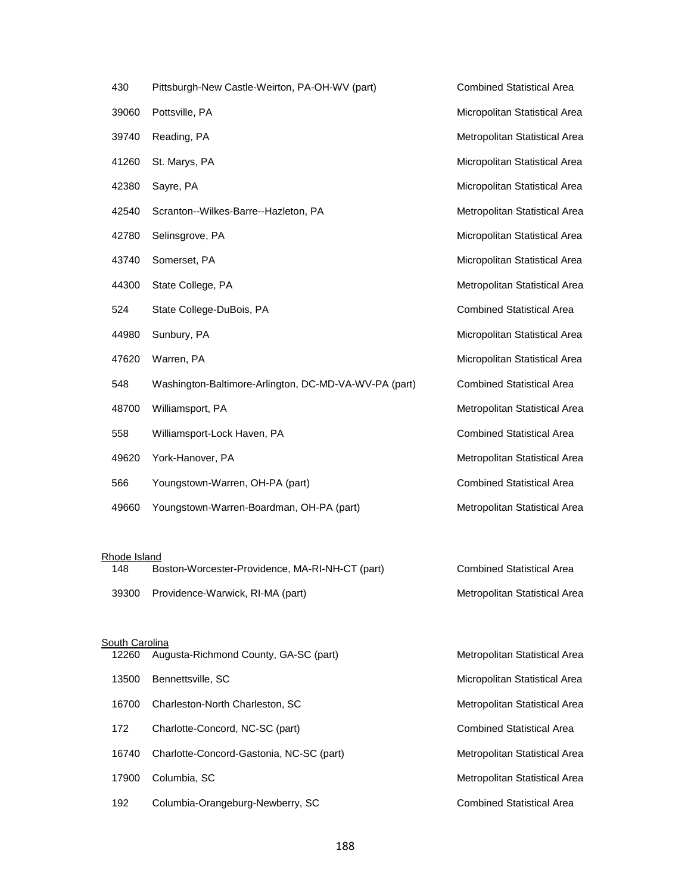| | | |
|---|---|---|
| 430 | Pittsburgh-New Castle-Weirton, PA-OH-WV (part) | Combined Statistical Area |
| 39060 | Pottsville, PA | Micropolitan Statistical Area |
| 39740 | Reading, PA | Metropolitan Statistical Area |
| 41260 | St. Marys, PA | Micropolitan Statistical Area |
| 42380 | Sayre, PA | Micropolitan Statistical Area |
| 42540 | Scranton--Wilkes-Barre--Hazleton, PA | Metropolitan Statistical Area |
| 42780 | Selinsgrove, PA | Micropolitan Statistical Area |
| 43740 | Somerset, PA | Micropolitan Statistical Area |
| 44300 | State College, PA | Metropolitan Statistical Area |
| 524 | State College-DuBois, PA | Combined Statistical Area |
| 44980 | Sunbury, PA | Micropolitan Statistical Area |
| 47620 | Warren, PA | Micropolitan Statistical Area |
| 548 | Washington-Baltimore-Arlington, DC-MD-VA-WV-PA (part) | Combined Statistical Area |
| 48700 | Williamsport, PA | Metropolitan Statistical Area |
| 558 | Williamsport-Lock Haven, PA | Combined Statistical Area |
| 49620 | York-Hanover, PA | Metropolitan Statistical Area |
| 566 | Youngstown-Warren, OH-PA (part) | Combined Statistical Area |
| 49660 | Youngstown-Warren-Boardman, OH-PA (part) | Metropolitan Statistical Area |

Rhode Island

| | | |
|---|---|---|
| 148 | Boston-Worcester-Providence, MA-RI-NH-CT (part) | Combined Statistical Area |
| 39300 | Providence-Warwick, RI-MA (part) | Metropolitan Statistical Area |

South Carolina

| | | |
|---|---|---|
| 12260 | Augusta-Richmond County, GA-SC (part) | Metropolitan Statistical Area |
| 13500 | Bennettsville, SC | Micropolitan Statistical Area |
| 16700 | Charleston-North Charleston, SC | Metropolitan Statistical Area |
| 172 | Charlotte-Concord, NC-SC (part) | Combined Statistical Area |
| 16740 | Charlotte-Concord-Gastonia, NC-SC (part) | Metropolitan Statistical Area |
| 17900 | Columbia, SC | Metropolitan Statistical Area |
| 192 | Columbia-Orangeburg-Newberry, SC | Combined Statistical Area |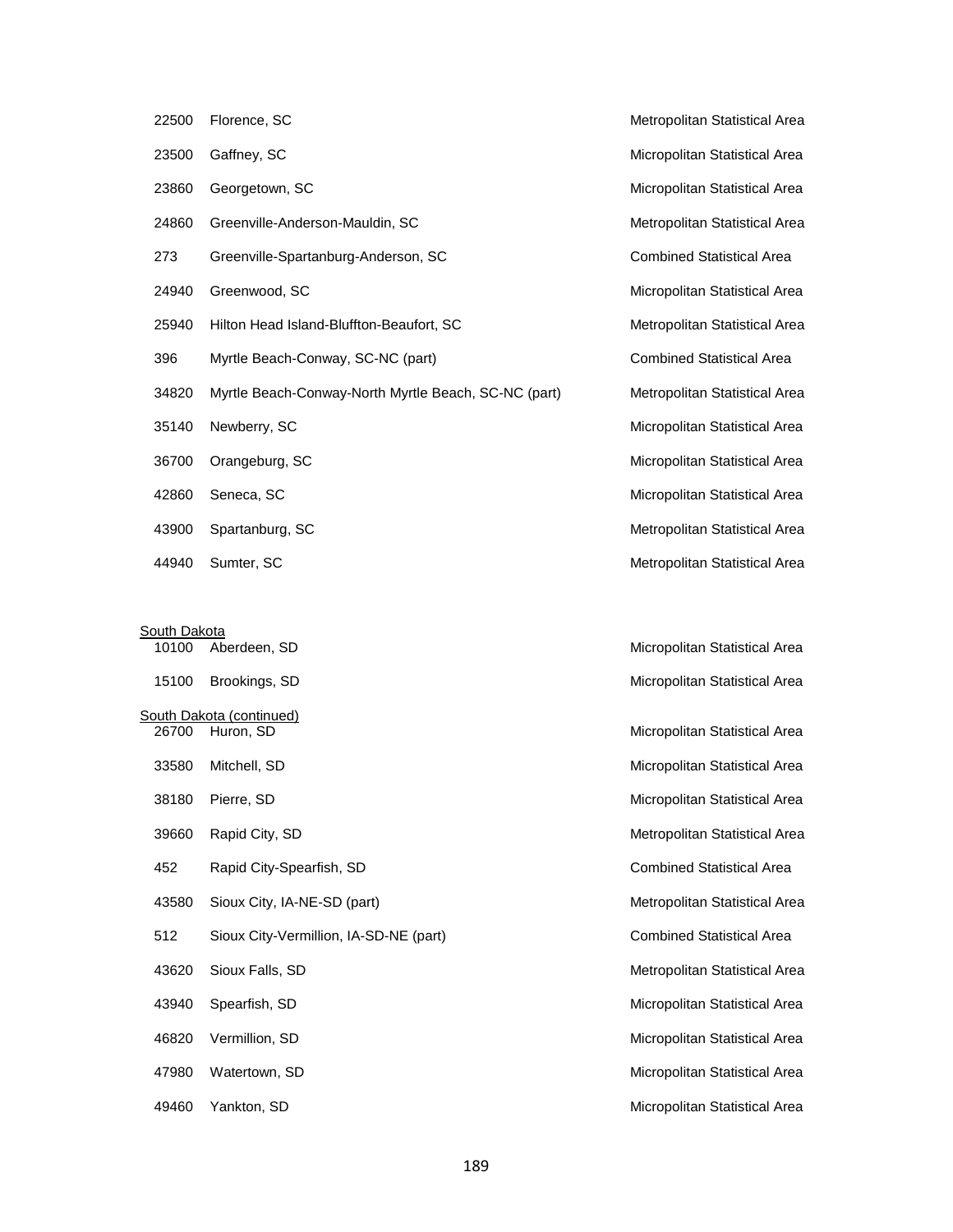| | | |
|---|---|---|
| 22500 | Florence, SC | Metropolitan Statistical Area |
| 23500 | Gaffney, SC | Micropolitan Statistical Area |
| 23860 | Georgetown, SC | Micropolitan Statistical Area |
| 24860 | Greenville-Anderson-Mauldin, SC | Metropolitan Statistical Area |
| 273 | Greenville-Spartanburg-Anderson, SC | Combined Statistical Area |
| 24940 | Greenwood, SC | Micropolitan Statistical Area |
| 25940 | Hilton Head Island-Bluffton-Beaufort, SC | Metropolitan Statistical Area |
| 396 | Myrtle Beach-Conway, SC-NC (part) | Combined Statistical Area |
| 34820 | Myrtle Beach-Conway-North Myrtle Beach, SC-NC (part) | Metropolitan Statistical Area |
| 35140 | Newberry, SC | Micropolitan Statistical Area |
| 36700 | Orangeburg, SC | Micropolitan Statistical Area |
| 42860 | Seneca, SC | Micropolitan Statistical Area |
| 43900 | Spartanburg, SC | Metropolitan Statistical Area |
| 44940 | Sumter, SC | Metropolitan Statistical Area |

South Dakota

| | | |
|---|---|---|
| 10100 | Aberdeen, SD | Micropolitan Statistical Area |
| 15100 | Brookings, SD | Micropolitan Statistical Area |

South Dakota (continued)

| | | |
|---|---|---|
| 26700 | Huron, SD | Micropolitan Statistical Area |
| 33580 | Mitchell, SD | Micropolitan Statistical Area |
| 38180 | Pierre, SD | Micropolitan Statistical Area |
| 39660 | Rapid City, SD | Metropolitan Statistical Area |
| 452 | Rapid City-Spearfish, SD | Combined Statistical Area |
| 43580 | Sioux City, IA-NE-SD (part) | Metropolitan Statistical Area |
| 512 | Sioux City-Vermillion, IA-SD-NE (part) | Combined Statistical Area |
| 43620 | Sioux Falls, SD | Metropolitan Statistical Area |
| 43940 | Spearfish, SD | Micropolitan Statistical Area |
| 46820 | Vermillion, SD | Micropolitan Statistical Area |
| 47980 | Watertown, SD | Micropolitan Statistical Area |
| 49460 | Yankton, SD | Micropolitan Statistical Area |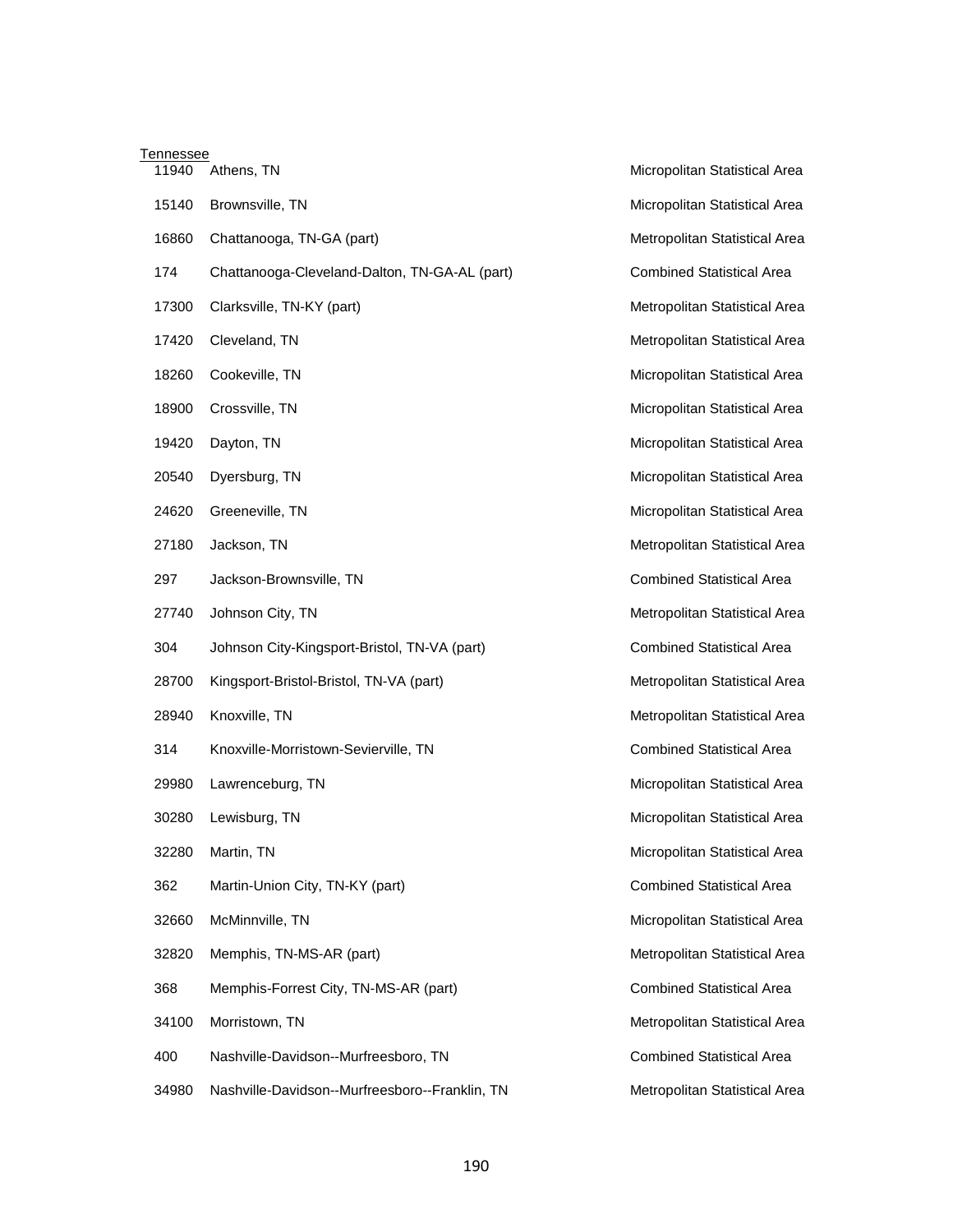Tennessee

| Code | Name | Type |
|---|---|---|
| 11940 | Athens, TN | Micropolitan Statistical Area |
| 15140 | Brownsville, TN | Micropolitan Statistical Area |
| 16860 | Chattanooga, TN-GA (part) | Metropolitan Statistical Area |
| 174 | Chattanooga-Cleveland-Dalton, TN-GA-AL (part) | Combined Statistical Area |
| 17300 | Clarksville, TN-KY (part) | Metropolitan Statistical Area |
| 17420 | Cleveland, TN | Metropolitan Statistical Area |
| 18260 | Cookeville, TN | Micropolitan Statistical Area |
| 18900 | Crossville, TN | Micropolitan Statistical Area |
| 19420 | Dayton, TN | Micropolitan Statistical Area |
| 20540 | Dyersburg, TN | Micropolitan Statistical Area |
| 24620 | Greeneville, TN | Micropolitan Statistical Area |
| 27180 | Jackson, TN | Metropolitan Statistical Area |
| 297 | Jackson-Brownsville, TN | Combined Statistical Area |
| 27740 | Johnson City, TN | Metropolitan Statistical Area |
| 304 | Johnson City-Kingsport-Bristol, TN-VA (part) | Combined Statistical Area |
| 28700 | Kingsport-Bristol-Bristol, TN-VA (part) | Metropolitan Statistical Area |
| 28940 | Knoxville, TN | Metropolitan Statistical Area |
| 314 | Knoxville-Morristown-Sevierville, TN | Combined Statistical Area |
| 29980 | Lawrenceburg, TN | Micropolitan Statistical Area |
| 30280 | Lewisburg, TN | Micropolitan Statistical Area |
| 32280 | Martin, TN | Micropolitan Statistical Area |
| 362 | Martin-Union City, TN-KY (part) | Combined Statistical Area |
| 32660 | McMinnville, TN | Micropolitan Statistical Area |
| 32820 | Memphis, TN-MS-AR (part) | Metropolitan Statistical Area |
| 368 | Memphis-Forrest City, TN-MS-AR (part) | Combined Statistical Area |
| 34100 | Morristown, TN | Metropolitan Statistical Area |
| 400 | Nashville-Davidson--Murfreesboro, TN | Combined Statistical Area |
| 34980 | Nashville-Davidson--Murfreesboro--Franklin, TN | Metropolitan Statistical Area |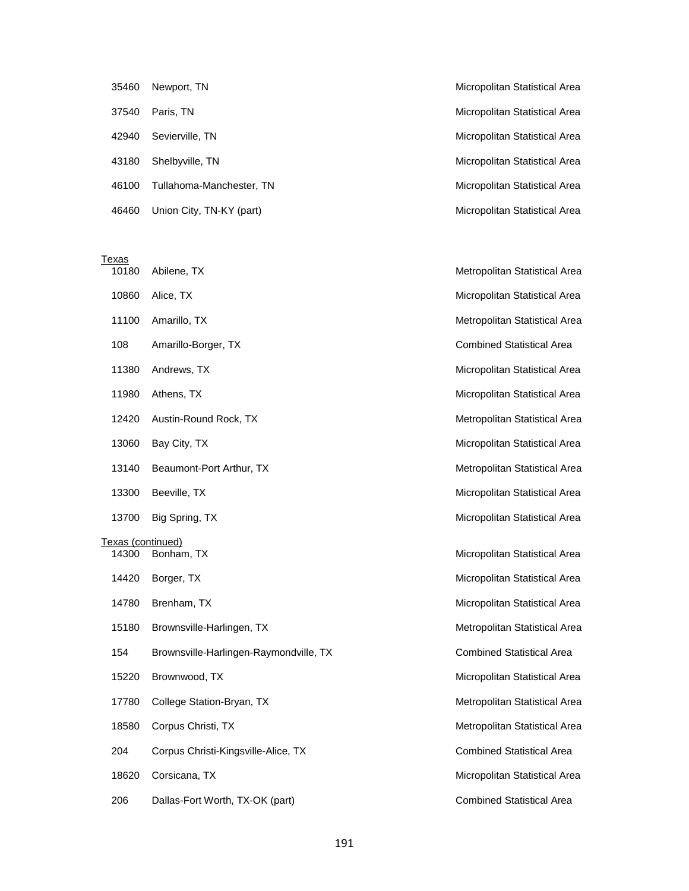| | | |
|---|---|---|
| 35460 | Newport, TN | Micropolitan Statistical Area |
| 37540 | Paris, TN | Micropolitan Statistical Area |
| 42940 | Sevierville, TN | Micropolitan Statistical Area |
| 43180 | Shelbyville, TN | Micropolitan Statistical Area |
| 46100 | Tullahoma-Manchester, TN | Micropolitan Statistical Area |
| 46460 | Union City, TN-KY (part) | Micropolitan Statistical Area |

Texas

| | | |
|---|---|---|
| 10180 | Abilene, TX | Metropolitan Statistical Area |
| 10860 | Alice, TX | Micropolitan Statistical Area |
| 11100 | Amarillo, TX | Metropolitan Statistical Area |
| 108 | Amarillo-Borger, TX | Combined Statistical Area |
| 11380 | Andrews, TX | Micropolitan Statistical Area |
| 11980 | Athens, TX | Micropolitan Statistical Area |
| 12420 | Austin-Round Rock, TX | Metropolitan Statistical Area |
| 13060 | Bay City, TX | Micropolitan Statistical Area |
| 13140 | Beaumont-Port Arthur, TX | Metropolitan Statistical Area |
| 13300 | Beeville, TX | Micropolitan Statistical Area |
| 13700 | Big Spring, TX | Micropolitan Statistical Area |

Texas (continued)

| | | |
|---|---|---|
| 14300 | Bonham, TX | Micropolitan Statistical Area |
| 14420 | Borger, TX | Micropolitan Statistical Area |
| 14780 | Brenham, TX | Micropolitan Statistical Area |
| 15180 | Brownsville-Harlingen, TX | Metropolitan Statistical Area |
| 154 | Brownsville-Harlingen-Raymondville, TX | Combined Statistical Area |
| 15220 | Brownwood, TX | Micropolitan Statistical Area |
| 17780 | College Station-Bryan, TX | Metropolitan Statistical Area |
| 18580 | Corpus Christi, TX | Metropolitan Statistical Area |
| 204 | Corpus Christi-Kingsville-Alice, TX | Combined Statistical Area |
| 18620 | Corsicana, TX | Micropolitan Statistical Area |
| 206 | Dallas-Fort Worth, TX-OK (part) | Combined Statistical Area |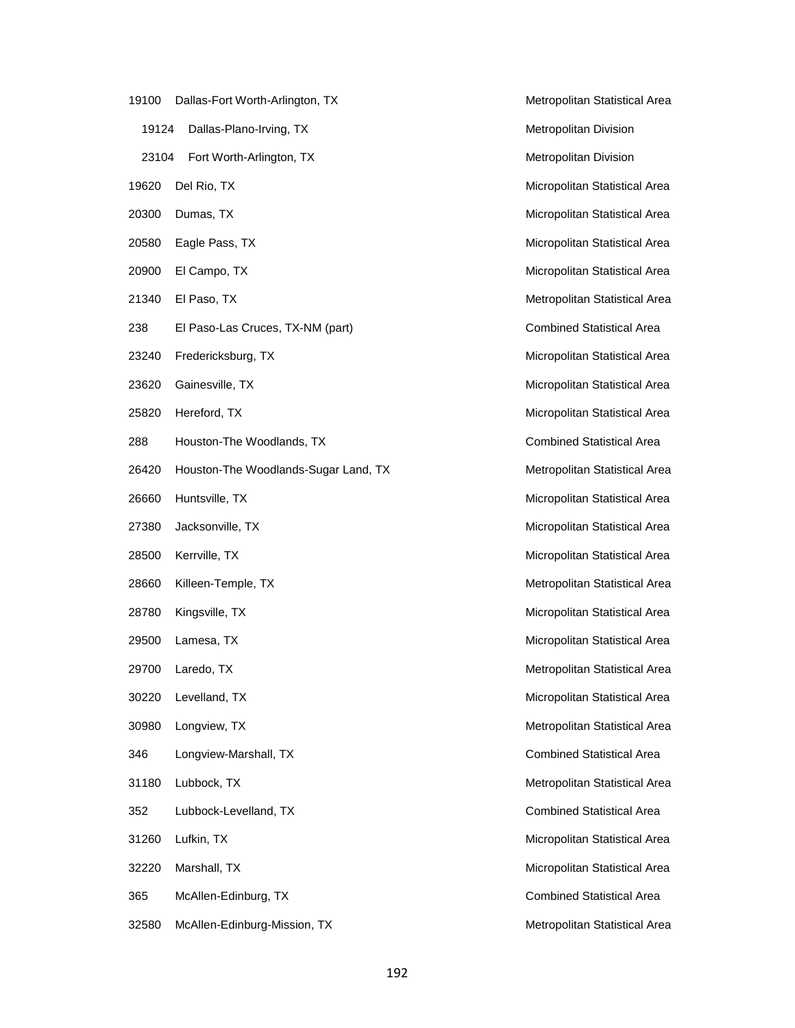| | | |
|---|---|---|
| 19100 | Dallas-Fort Worth-Arlington, TX | Metropolitan Statistical Area |
| 19124 | Dallas-Plano-Irving, TX | Metropolitan Division |
| 23104 | Fort Worth-Arlington, TX | Metropolitan Division |
| 19620 | Del Rio, TX | Micropolitan Statistical Area |
| 20300 | Dumas, TX | Micropolitan Statistical Area |
| 20580 | Eagle Pass, TX | Micropolitan Statistical Area |
| 20900 | El Campo, TX | Micropolitan Statistical Area |
| 21340 | El Paso, TX | Metropolitan Statistical Area |
| 238 | El Paso-Las Cruces, TX-NM (part) | Combined Statistical Area |
| 23240 | Fredericksburg, TX | Micropolitan Statistical Area |
| 23620 | Gainesville, TX | Micropolitan Statistical Area |
| 25820 | Hereford, TX | Micropolitan Statistical Area |
| 288 | Houston-The Woodlands, TX | Combined Statistical Area |
| 26420 | Houston-The Woodlands-Sugar Land, TX | Metropolitan Statistical Area |
| 26660 | Huntsville, TX | Micropolitan Statistical Area |
| 27380 | Jacksonville, TX | Micropolitan Statistical Area |
| 28500 | Kerrville, TX | Micropolitan Statistical Area |
| 28660 | Killeen-Temple, TX | Metropolitan Statistical Area |
| 28780 | Kingsville, TX | Micropolitan Statistical Area |
| 29500 | Lamesa, TX | Micropolitan Statistical Area |
| 29700 | Laredo, TX | Metropolitan Statistical Area |
| 30220 | Levelland, TX | Micropolitan Statistical Area |
| 30980 | Longview, TX | Metropolitan Statistical Area |
| 346 | Longview-Marshall, TX | Combined Statistical Area |
| 31180 | Lubbock, TX | Metropolitan Statistical Area |
| 352 | Lubbock-Levelland, TX | Combined Statistical Area |
| 31260 | Lufkin, TX | Micropolitan Statistical Area |
| 32220 | Marshall, TX | Micropolitan Statistical Area |
| 365 | McAllen-Edinburg, TX | Combined Statistical Area |
| 32580 | McAllen-Edinburg-Mission, TX | Metropolitan Statistical Area |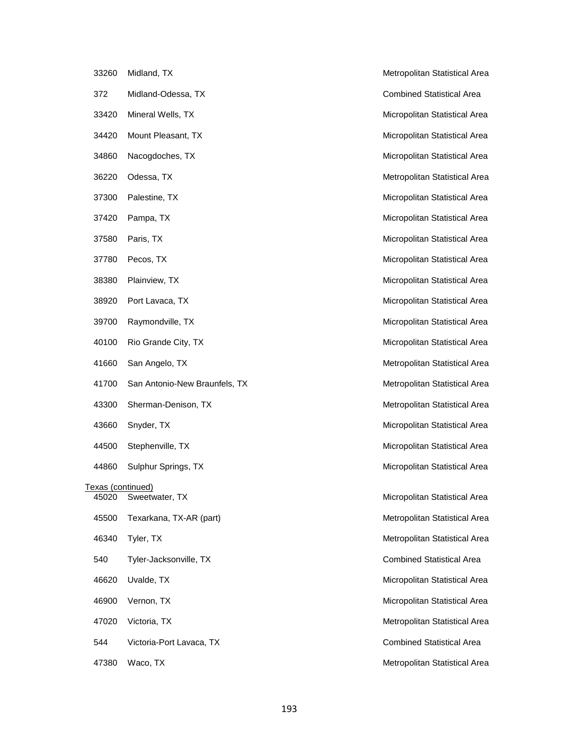| | | |
|---|---|---|
| 33260 | Midland, TX | Metropolitan Statistical Area |
| 372 | Midland-Odessa, TX | Combined Statistical Area |
| 33420 | Mineral Wells, TX | Micropolitan Statistical Area |
| 34420 | Mount Pleasant, TX | Micropolitan Statistical Area |
| 34860 | Nacogdoches, TX | Micropolitan Statistical Area |
| 36220 | Odessa, TX | Metropolitan Statistical Area |
| 37300 | Palestine, TX | Micropolitan Statistical Area |
| 37420 | Pampa, TX | Micropolitan Statistical Area |
| 37580 | Paris, TX | Micropolitan Statistical Area |
| 37780 | Pecos, TX | Micropolitan Statistical Area |
| 38380 | Plainview, TX | Micropolitan Statistical Area |
| 38920 | Port Lavaca, TX | Micropolitan Statistical Area |
| 39700 | Raymondville, TX | Micropolitan Statistical Area |
| 40100 | Rio Grande City, TX | Micropolitan Statistical Area |
| 41660 | San Angelo, TX | Metropolitan Statistical Area |
| 41700 | San Antonio-New Braunfels, TX | Metropolitan Statistical Area |
| 43300 | Sherman-Denison, TX | Metropolitan Statistical Area |
| 43660 | Snyder, TX | Micropolitan Statistical Area |
| 44500 | Stephenville, TX | Micropolitan Statistical Area |
| 44860 | Sulphur Springs, TX | Micropolitan Statistical Area |

Texas (continued)

| | | |
|---|---|---|
| 45020 | Sweetwater, TX | Micropolitan Statistical Area |
| 45500 | Texarkana, TX-AR (part) | Metropolitan Statistical Area |
| 46340 | Tyler, TX | Metropolitan Statistical Area |
| 540 | Tyler-Jacksonville, TX | Combined Statistical Area |
| 46620 | Uvalde, TX | Micropolitan Statistical Area |
| 46900 | Vernon, TX | Micropolitan Statistical Area |
| 47020 | Victoria, TX | Metropolitan Statistical Area |
| 544 | Victoria-Port Lavaca, TX | Combined Statistical Area |
| 47380 | Waco, TX | Metropolitan Statistical Area |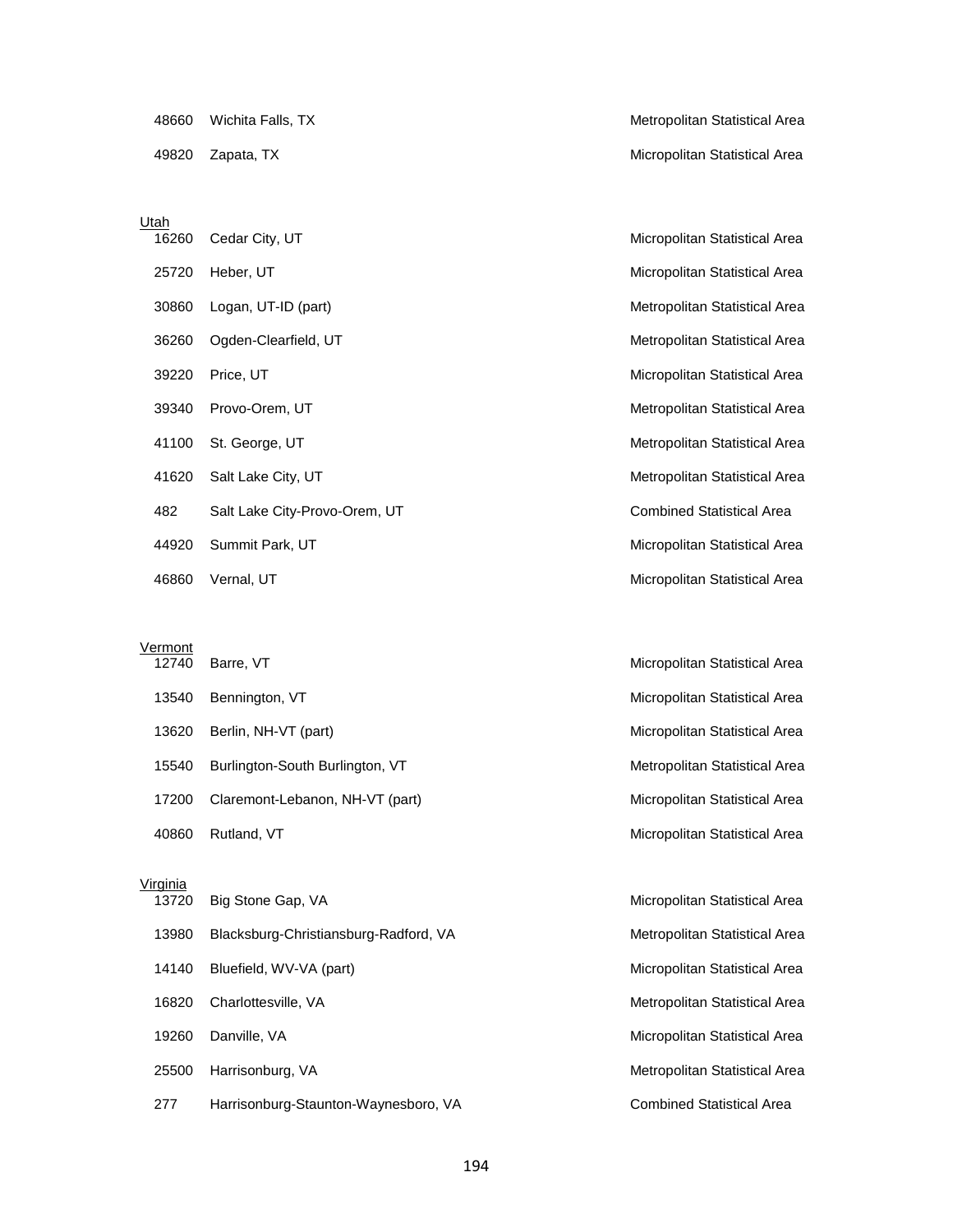| | | |
|---|---|---|
| 48660 | Wichita Falls, TX | Metropolitan Statistical Area |
| 49820 | Zapata, TX | Micropolitan Statistical Area |

Utah

| | | |
|---|---|---|
| 16260 | Cedar City, UT | Micropolitan Statistical Area |
| 25720 | Heber, UT | Micropolitan Statistical Area |
| 30860 | Logan, UT-ID (part) | Metropolitan Statistical Area |
| 36260 | Ogden-Clearfield, UT | Metropolitan Statistical Area |
| 39220 | Price, UT | Micropolitan Statistical Area |
| 39340 | Provo-Orem, UT | Metropolitan Statistical Area |
| 41100 | St. George, UT | Metropolitan Statistical Area |
| 41620 | Salt Lake City, UT | Metropolitan Statistical Area |
| 482 | Salt Lake City-Provo-Orem, UT | Combined Statistical Area |
| 44920 | Summit Park, UT | Micropolitan Statistical Area |
| 46860 | Vernal, UT | Micropolitan Statistical Area |

Vermont

| | | |
|---|---|---|
| 12740 | Barre, VT | Micropolitan Statistical Area |
| 13540 | Bennington, VT | Micropolitan Statistical Area |
| 13620 | Berlin, NH-VT (part) | Micropolitan Statistical Area |
| 15540 | Burlington-South Burlington, VT | Metropolitan Statistical Area |
| 17200 | Claremont-Lebanon, NH-VT (part) | Micropolitan Statistical Area |
| 40860 | Rutland, VT | Micropolitan Statistical Area |

Virginia

| | | |
|---|---|---|
| 13720 | Big Stone Gap, VA | Micropolitan Statistical Area |
| 13980 | Blacksburg-Christiansburg-Radford, VA | Metropolitan Statistical Area |
| 14140 | Bluefield, WV-VA (part) | Micropolitan Statistical Area |
| 16820 | Charlottesville, VA | Metropolitan Statistical Area |
| 19260 | Danville, VA | Micropolitan Statistical Area |
| 25500 | Harrisonburg, VA | Metropolitan Statistical Area |
| 277 | Harrisonburg-Staunton-Waynesboro, VA | Combined Statistical Area |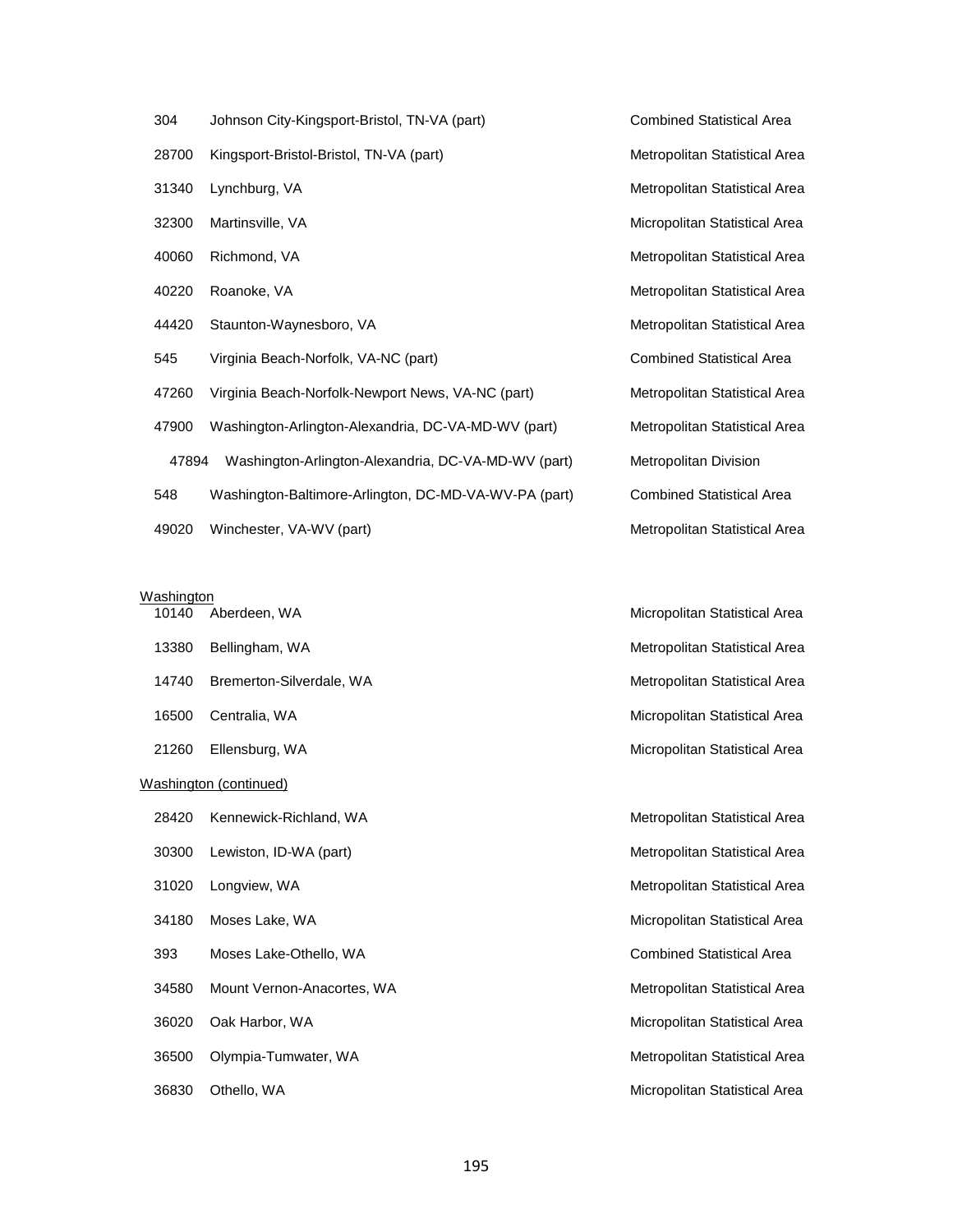| | | |
|---|---|---|
| 304 | Johnson City-Kingsport-Bristol, TN-VA (part) | Combined Statistical Area |
| 28700 | Kingsport-Bristol-Bristol, TN-VA (part) | Metropolitan Statistical Area |
| 31340 | Lynchburg, VA | Metropolitan Statistical Area |
| 32300 | Martinsville, VA | Micropolitan Statistical Area |
| 40060 | Richmond, VA | Metropolitan Statistical Area |
| 40220 | Roanoke, VA | Metropolitan Statistical Area |
| 44420 | Staunton-Waynesboro, VA | Metropolitan Statistical Area |
| 545 | Virginia Beach-Norfolk, VA-NC (part) | Combined Statistical Area |
| 47260 | Virginia Beach-Norfolk-Newport News, VA-NC (part) | Metropolitan Statistical Area |
| 47900 | Washington-Arlington-Alexandria, DC-VA-MD-WV (part) | Metropolitan Statistical Area |
| 47894 | Washington-Arlington-Alexandria, DC-VA-MD-WV (part) | Metropolitan Division |
| 548 | Washington-Baltimore-Arlington, DC-MD-VA-WV-PA (part) | Combined Statistical Area |
| 49020 | Winchester, VA-WV (part) | Metropolitan Statistical Area |

Washington

| | | |
|---|---|---|
| 10140 | Aberdeen, WA | Micropolitan Statistical Area |
| 13380 | Bellingham, WA | Metropolitan Statistical Area |
| 14740 | Bremerton-Silverdale, WA | Metropolitan Statistical Area |
| 16500 | Centralia, WA | Micropolitan Statistical Area |
| 21260 | Ellensburg, WA | Micropolitan Statistical Area |

Washington (continued)

| | | |
|---|---|---|
| 28420 | Kennewick-Richland, WA | Metropolitan Statistical Area |
| 30300 | Lewiston, ID-WA (part) | Metropolitan Statistical Area |
| 31020 | Longview, WA | Metropolitan Statistical Area |
| 34180 | Moses Lake, WA | Micropolitan Statistical Area |
| 393 | Moses Lake-Othello, WA | Combined Statistical Area |
| 34580 | Mount Vernon-Anacortes, WA | Metropolitan Statistical Area |
| 36020 | Oak Harbor, WA | Micropolitan Statistical Area |
| 36500 | Olympia-Tumwater, WA | Metropolitan Statistical Area |
| 36830 | Othello, WA | Micropolitan Statistical Area |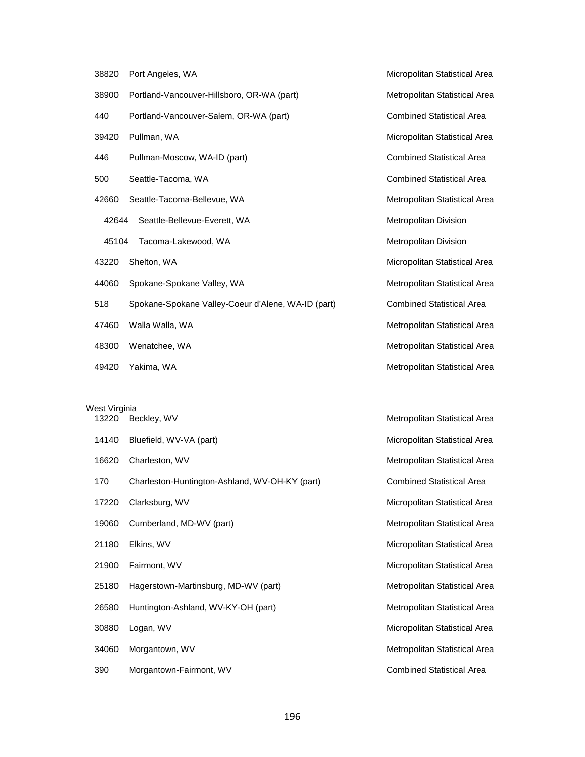| | | |
|---|---|---|
| 38820 | Port Angeles, WA | Micropolitan Statistical Area |
| 38900 | Portland-Vancouver-Hillsboro, OR-WA (part) | Metropolitan Statistical Area |
| 440 | Portland-Vancouver-Salem, OR-WA (part) | Combined Statistical Area |
| 39420 | Pullman, WA | Micropolitan Statistical Area |
| 446 | Pullman-Moscow, WA-ID (part) | Combined Statistical Area |
| 500 | Seattle-Tacoma, WA | Combined Statistical Area |
| 42660 | Seattle-Tacoma-Bellevue, WA | Metropolitan Statistical Area |
| 42644 | Seattle-Bellevue-Everett, WA | Metropolitan Division |
| 45104 | Tacoma-Lakewood, WA | Metropolitan Division |
| 43220 | Shelton, WA | Micropolitan Statistical Area |
| 44060 | Spokane-Spokane Valley, WA | Metropolitan Statistical Area |
| 518 | Spokane-Spokane Valley-Coeur d'Alene, WA-ID (part) | Combined Statistical Area |
| 47460 | Walla Walla, WA | Metropolitan Statistical Area |
| 48300 | Wenatchee, WA | Metropolitan Statistical Area |
| 49420 | Yakima, WA | Metropolitan Statistical Area |

West Virginia

| | | |
|---|---|---|
| 13220 | Beckley, WV | Metropolitan Statistical Area |
| 14140 | Bluefield, WV-VA (part) | Micropolitan Statistical Area |
| 16620 | Charleston, WV | Metropolitan Statistical Area |
| 170 | Charleston-Huntington-Ashland, WV-OH-KY (part) | Combined Statistical Area |
| 17220 | Clarksburg, WV | Micropolitan Statistical Area |
| 19060 | Cumberland, MD-WV (part) | Metropolitan Statistical Area |
| 21180 | Elkins, WV | Micropolitan Statistical Area |
| 21900 | Fairmont, WV | Micropolitan Statistical Area |
| 25180 | Hagerstown-Martinsburg, MD-WV (part) | Metropolitan Statistical Area |
| 26580 | Huntington-Ashland, WV-KY-OH (part) | Metropolitan Statistical Area |
| 30880 | Logan, WV | Micropolitan Statistical Area |
| 34060 | Morgantown, WV | Metropolitan Statistical Area |
| 390 | Morgantown-Fairmont, WV | Combined Statistical Area |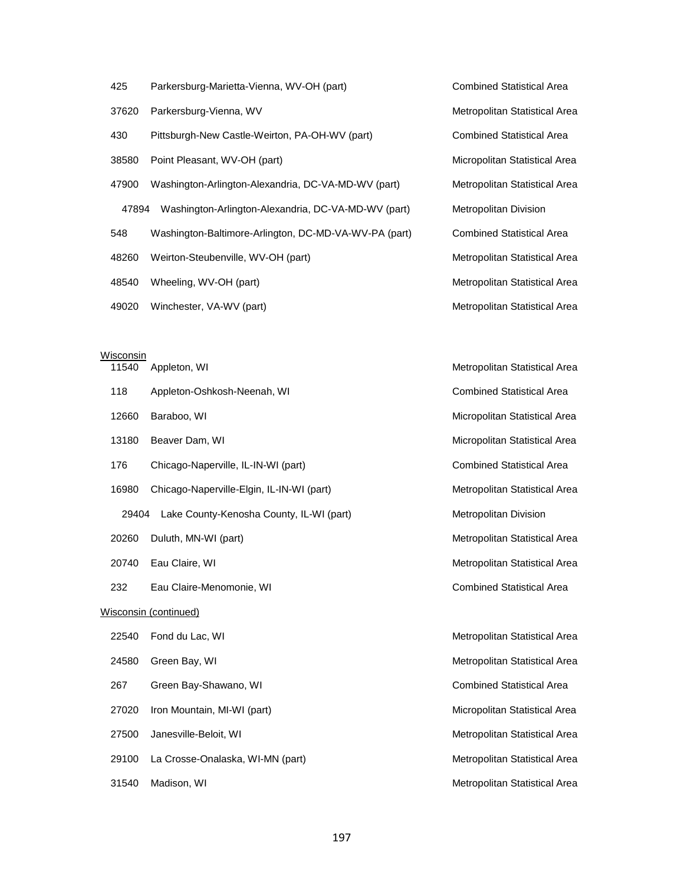| | | |
|---|---|---|
| 425 | Parkersburg-Marietta-Vienna, WV-OH (part) | Combined Statistical Area |
| 37620 | Parkersburg-Vienna, WV | Metropolitan Statistical Area |
| 430 | Pittsburgh-New Castle-Weirton, PA-OH-WV (part) | Combined Statistical Area |
| 38580 | Point Pleasant, WV-OH (part) | Micropolitan Statistical Area |
| 47900 | Washington-Arlington-Alexandria, DC-VA-MD-WV (part) | Metropolitan Statistical Area |
| 47894 | Washington-Arlington-Alexandria, DC-VA-MD-WV (part) | Metropolitan Division |
| 548 | Washington-Baltimore-Arlington, DC-MD-VA-WV-PA (part) | Combined Statistical Area |
| 48260 | Weirton-Steubenville, WV-OH (part) | Metropolitan Statistical Area |
| 48540 | Wheeling, WV-OH (part) | Metropolitan Statistical Area |
| 49020 | Winchester, VA-WV (part) | Metropolitan Statistical Area |

Wisconsin

| | | |
|---|---|---|
| 11540 | Appleton, WI | Metropolitan Statistical Area |
| 118 | Appleton-Oshkosh-Neenah, WI | Combined Statistical Area |
| 12660 | Baraboo, WI | Micropolitan Statistical Area |
| 13180 | Beaver Dam, WI | Micropolitan Statistical Area |
| 176 | Chicago-Naperville, IL-IN-WI (part) | Combined Statistical Area |
| 16980 | Chicago-Naperville-Elgin, IL-IN-WI (part) | Metropolitan Statistical Area |
| 29404 | Lake County-Kenosha County, IL-WI (part) | Metropolitan Division |
| 20260 | Duluth, MN-WI (part) | Metropolitan Statistical Area |
| 20740 | Eau Claire, WI | Metropolitan Statistical Area |
| 232 | Eau Claire-Menomonie, WI | Combined Statistical Area |

Wisconsin (continued)

| | | |
|---|---|---|
| 22540 | Fond du Lac, WI | Metropolitan Statistical Area |
| 24580 | Green Bay, WI | Metropolitan Statistical Area |
| 267 | Green Bay-Shawano, WI | Combined Statistical Area |
| 27020 | Iron Mountain, MI-WI (part) | Micropolitan Statistical Area |
| 27500 | Janesville-Beloit, WI | Metropolitan Statistical Area |
| 29100 | La Crosse-Onalaska, WI-MN (part) | Metropolitan Statistical Area |
| 31540 | Madison, WI | Metropolitan Statistical Area |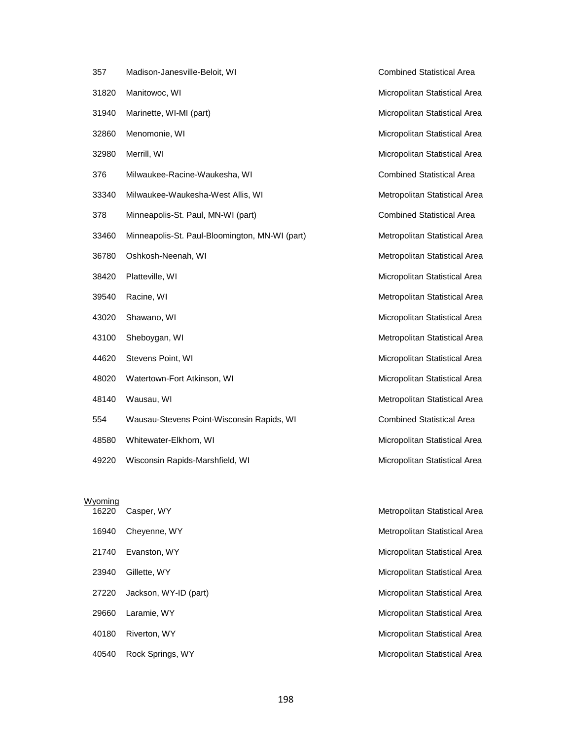| | | |
|---|---|---|
| 357 | Madison-Janesville-Beloit, WI | Combined Statistical Area |
| 31820 | Manitowoc, WI | Micropolitan Statistical Area |
| 31940 | Marinette, WI-MI (part) | Micropolitan Statistical Area |
| 32860 | Menomonie, WI | Micropolitan Statistical Area |
| 32980 | Merrill, WI | Micropolitan Statistical Area |
| 376 | Milwaukee-Racine-Waukesha, WI | Combined Statistical Area |
| 33340 | Milwaukee-Waukesha-West Allis, WI | Metropolitan Statistical Area |
| 378 | Minneapolis-St. Paul, MN-WI (part) | Combined Statistical Area |
| 33460 | Minneapolis-St. Paul-Bloomington, MN-WI (part) | Metropolitan Statistical Area |
| 36780 | Oshkosh-Neenah, WI | Metropolitan Statistical Area |
| 38420 | Platteville, WI | Micropolitan Statistical Area |
| 39540 | Racine, WI | Metropolitan Statistical Area |
| 43020 | Shawano, WI | Micropolitan Statistical Area |
| 43100 | Sheboygan, WI | Metropolitan Statistical Area |
| 44620 | Stevens Point, WI | Micropolitan Statistical Area |
| 48020 | Watertown-Fort Atkinson, WI | Micropolitan Statistical Area |
| 48140 | Wausau, WI | Metropolitan Statistical Area |
| 554 | Wausau-Stevens Point-Wisconsin Rapids, WI | Combined Statistical Area |
| 48580 | Whitewater-Elkhorn, WI | Micropolitan Statistical Area |
| 49220 | Wisconsin Rapids-Marshfield, WI | Micropolitan Statistical Area |

Wyoming

| | | |
|---|---|---|
| 16220 | Casper, WY | Metropolitan Statistical Area |
| 16940 | Cheyenne, WY | Metropolitan Statistical Area |
| 21740 | Evanston, WY | Micropolitan Statistical Area |
| 23940 | Gillette, WY | Micropolitan Statistical Area |
| 27220 | Jackson, WY-ID (part) | Micropolitan Statistical Area |
| 29660 | Laramie, WY | Micropolitan Statistical Area |
| 40180 | Riverton, WY | Micropolitan Statistical Area |
| 40540 | Rock Springs, WY | Micropolitan Statistical Area |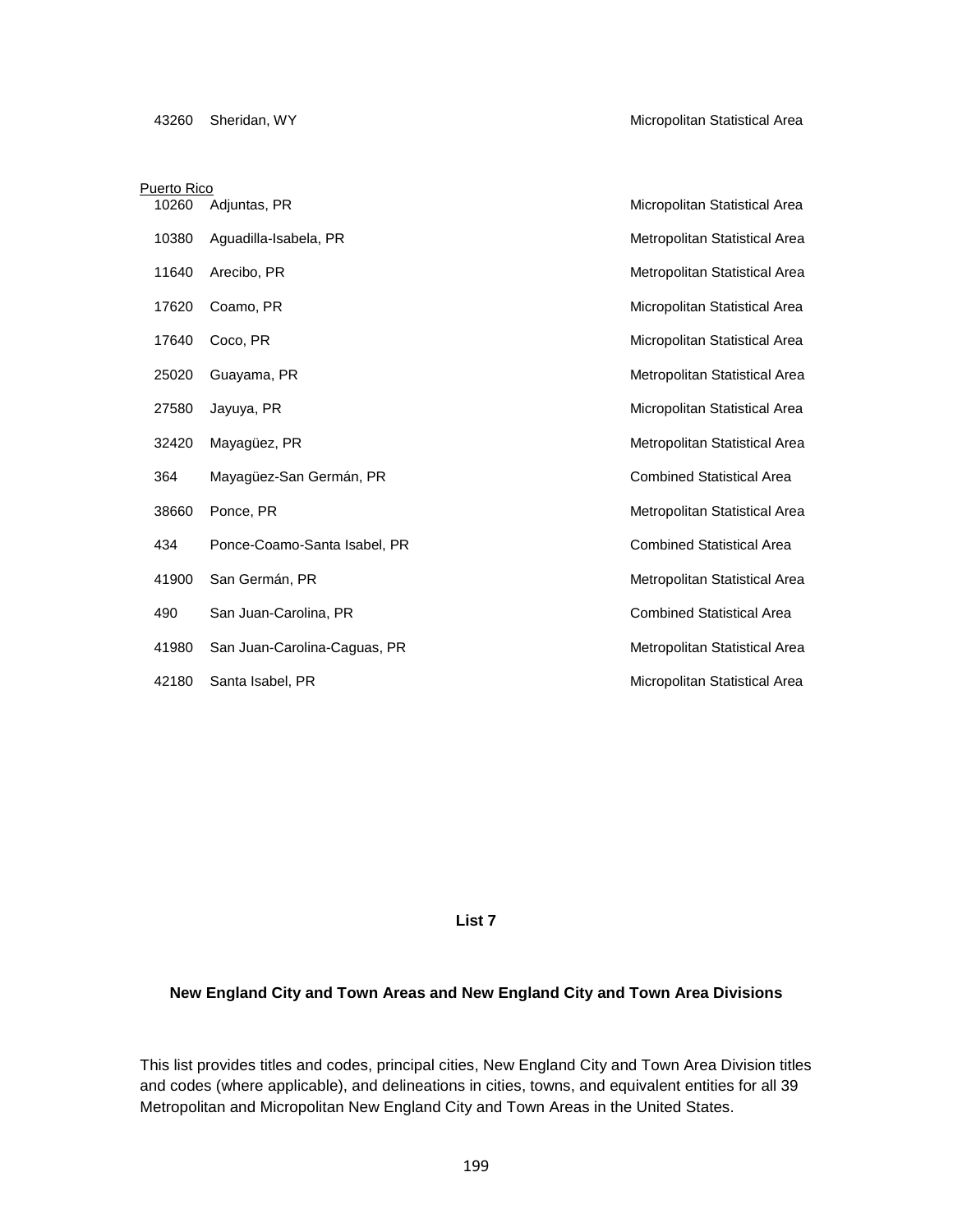| | | |
|---|---|---|
| 43260 | Sheridan, WY | Micropolitan Statistical Area |

<u>Puerto Rico</u>

| | | |
|---|---|---|
| 10260 | Adjuntas, PR | Micropolitan Statistical Area |
| 10380 | Aguadilla-Isabela, PR | Metropolitan Statistical Area |
| 11640 | Arecibo, PR | Metropolitan Statistical Area |
| 17620 | Coamo, PR | Micropolitan Statistical Area |
| 17640 | Coco, PR | Micropolitan Statistical Area |
| 25020 | Guayama, PR | Metropolitan Statistical Area |
| 27580 | Jayuya, PR | Micropolitan Statistical Area |
| 32420 | Mayagüez, PR | Metropolitan Statistical Area |
| 364 | Mayagüez-San Germán, PR | Combined Statistical Area |
| 38660 | Ponce, PR | Metropolitan Statistical Area |
| 434 | Ponce-Coamo-Santa Isabel, PR | Combined Statistical Area |
| 41900 | San Germán, PR | Metropolitan Statistical Area |
| 490 | San Juan-Carolina, PR | Combined Statistical Area |
| 41980 | San Juan-Carolina-Caguas, PR | Metropolitan Statistical Area |
| 42180 | Santa Isabel, PR | Micropolitan Statistical Area |

## List 7

### New England City and Town Areas and New England City and Town Area Divisions

This list provides titles and codes, principal cities, New England City and Town Area Division titles and codes (where applicable), and delineations in cities, towns, and equivalent entities for all 39 Metropolitan and Micropolitan New England City and Town Areas in the United States.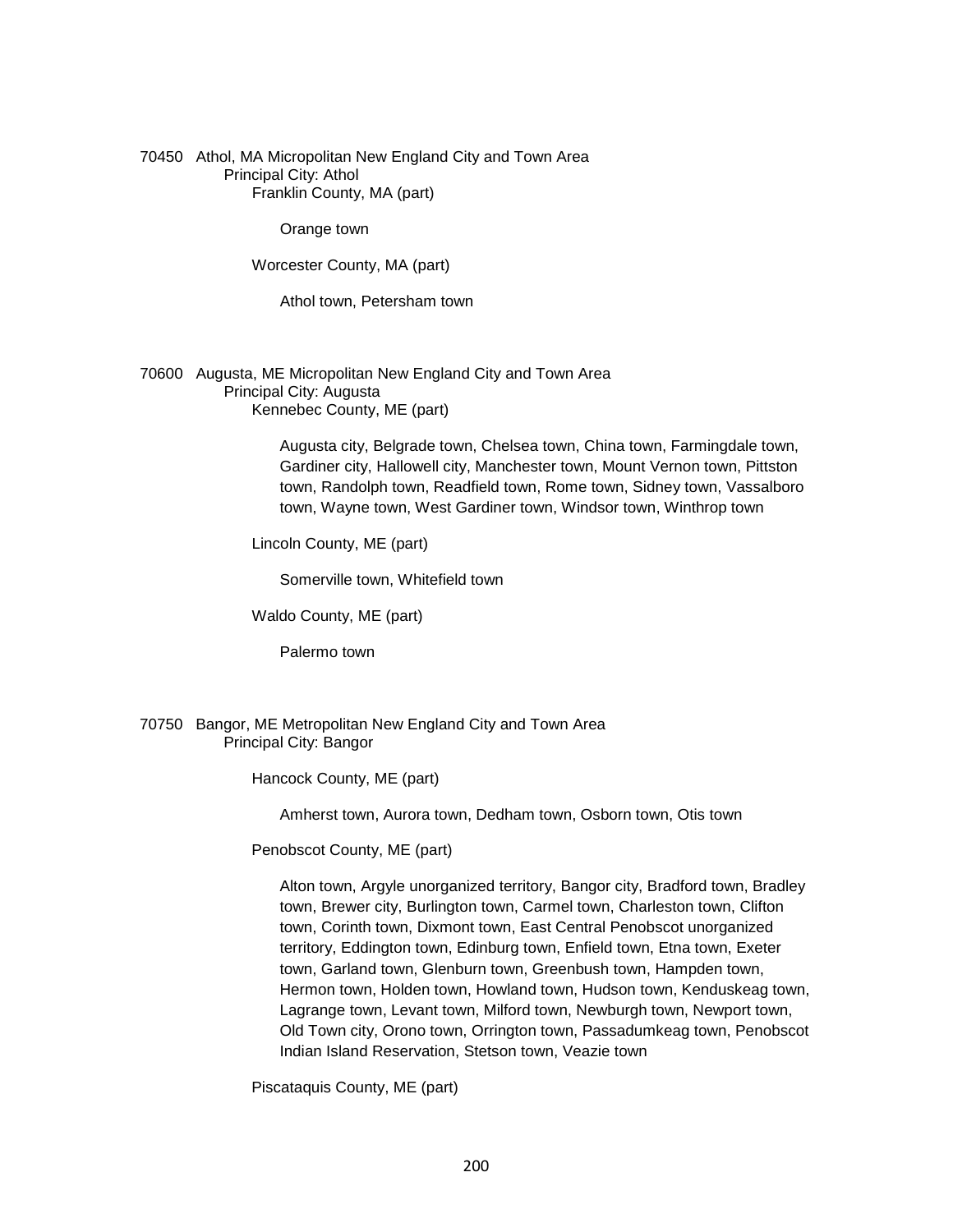70450 Athol, MA Micropolitan New England City and Town Area

Principal City: Athol

Franklin County, MA (part)

Orange town

Worcester County, MA (part)

Athol town, Petersham town

70600 Augusta, ME Micropolitan New England City and Town Area

Principal City: Augusta

Kennebec County, ME (part)

Augusta city, Belgrade town, Chelsea town, China town, Farmingdale town, Gardiner city, Hallowell city, Manchester town, Mount Vernon town, Pittston town, Randolph town, Readfield town, Rome town, Sidney town, Vassalboro town, Wayne town, West Gardiner town, Windsor town, Winthrop town

Lincoln County, ME (part)

Somerville town, Whitefield town

Waldo County, ME (part)

Palermo town

70750 Bangor, ME Metropolitan New England City and Town Area

Principal City: Bangor

Hancock County, ME (part)

Amherst town, Aurora town, Dedham town, Osborn town, Otis town

Penobscot County, ME (part)

Alton town, Argyle unorganized territory, Bangor city, Bradford town, Bradley town, Brewer city, Burlington town, Carmel town, Charleston town, Clifton town, Corinth town, Dixmont town, East Central Penobscot unorganized territory, Eddington town, Edinburg town, Enfield town, Etna town, Exeter town, Garland town, Glenburn town, Greenbush town, Hampden town, Hermon town, Holden town, Howland town, Hudson town, Kenduskeag town, Lagrange town, Levant town, Milford town, Newburgh town, Newport town, Old Town city, Orono town, Orrington town, Passadumkeag town, Penobscot Indian Island Reservation, Stetson town, Veazie town

Piscataquis County, ME (part)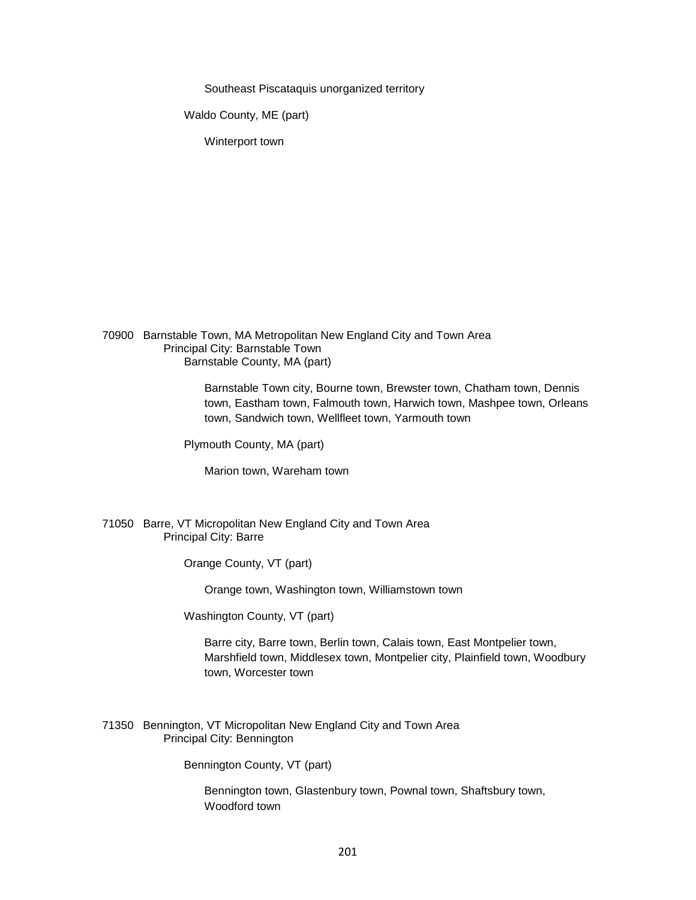Southeast Piscataquis unorganized territory

Waldo County, ME (part)

Winterport town

70900 Barnstable Town, MA Metropolitan New England City and Town Area
Principal City: Barnstable Town
Barnstable County, MA (part)

Barnstable Town city, Bourne town, Brewster town, Chatham town, Dennis town, Eastham town, Falmouth town, Harwich town, Mashpee town, Orleans town, Sandwich town, Wellfleet town, Yarmouth town

Plymouth County, MA (part)

Marion town, Wareham town

71050 Barre, VT Micropolitan New England City and Town Area
Principal City: Barre

Orange County, VT (part)

Orange town, Washington town, Williamstown town

Washington County, VT (part)

Barre city, Barre town, Berlin town, Calais town, East Montpelier town, Marshfield town, Middlesex town, Montpelier city, Plainfield town, Woodbury town, Worcester town

71350 Bennington, VT Micropolitan New England City and Town Area
Principal City: Bennington

Bennington County, VT (part)

Bennington town, Glastenbury town, Pownal town, Shaftsbury town, Woodford town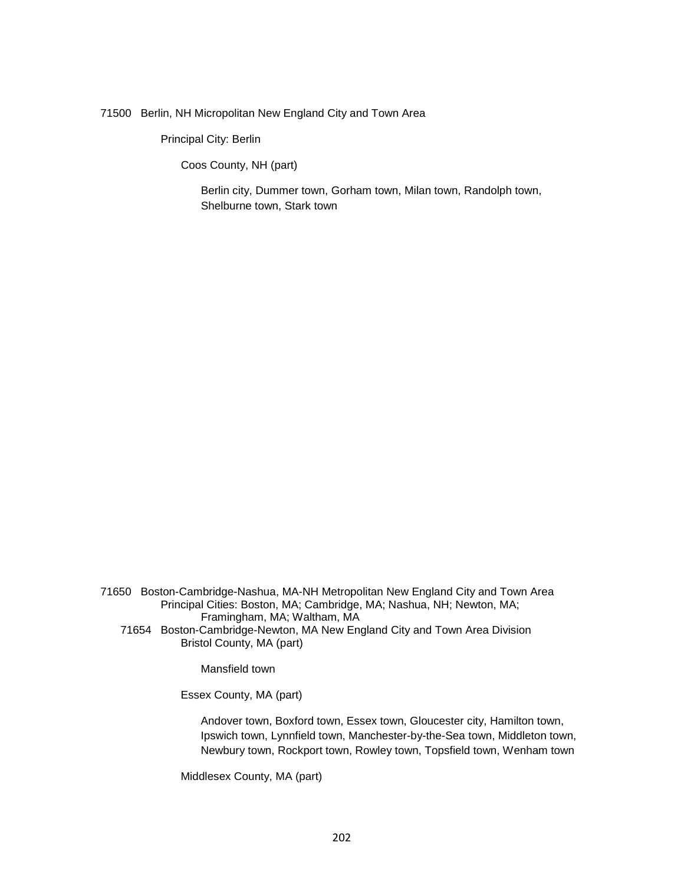71500 Berlin, NH Micropolitan New England City and Town Area

Principal City: Berlin

Coos County, NH (part)

Berlin city, Dummer town, Gorham town, Milan town, Randolph town, Shelburne town, Stark town

71650 Boston-Cambridge-Nashua, MA-NH Metropolitan New England City and Town Area
Principal Cities: Boston, MA; Cambridge, MA; Nashua, NH; Newton, MA; Framingham, MA; Waltham, MA

71654 Boston-Cambridge-Newton, MA New England City and Town Area Division

Bristol County, MA (part)

Mansfield town

Essex County, MA (part)

Andover town, Boxford town, Essex town, Gloucester city, Hamilton town, Ipswich town, Lynnfield town, Manchester-by-the-Sea town, Middleton town, Newbury town, Rockport town, Rowley town, Topsfield town, Wenham town

Middlesex County, MA (part)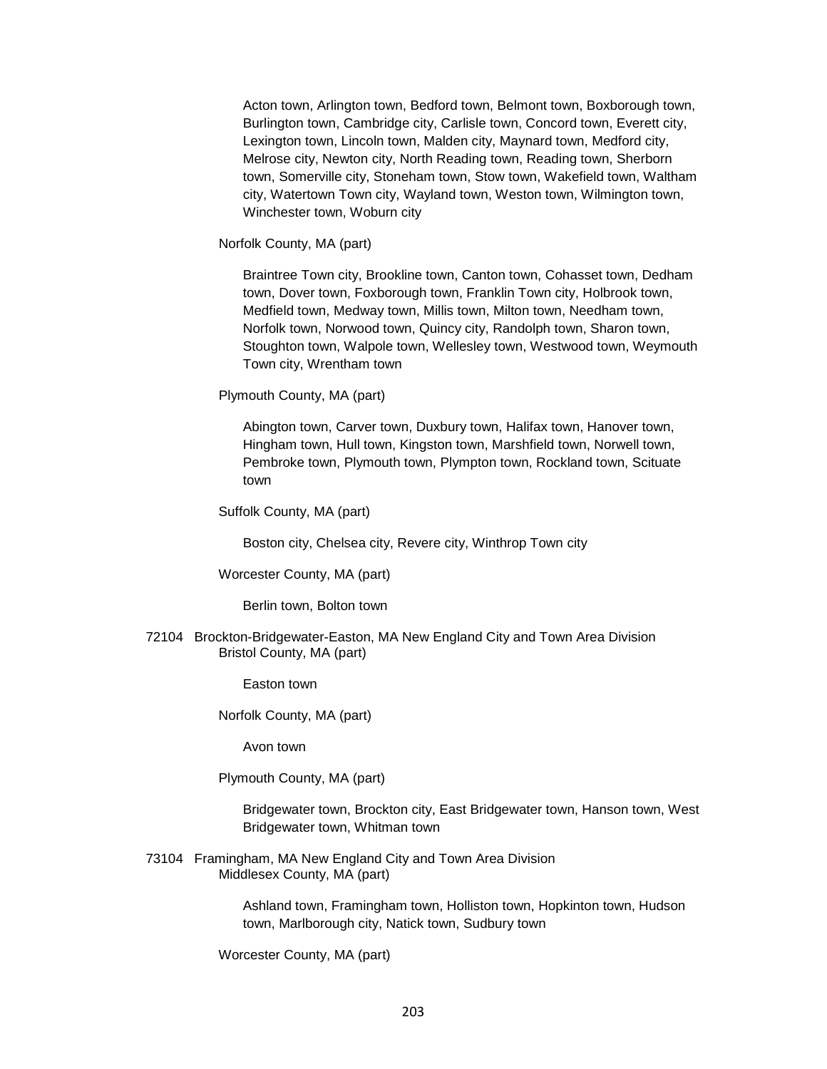Acton town, Arlington town, Bedford town, Belmont town, Boxborough town, Burlington town, Cambridge city, Carlisle town, Concord town, Everett city, Lexington town, Lincoln town, Malden city, Maynard town, Medford city, Melrose city, Newton city, North Reading town, Reading town, Sherborn town, Somerville city, Stoneham town, Stow town, Wakefield town, Waltham city, Watertown Town city, Wayland town, Weston town, Wilmington town, Winchester town, Woburn city

Norfolk County, MA (part)

Braintree Town city, Brookline town, Canton town, Cohasset town, Dedham town, Dover town, Foxborough town, Franklin Town city, Holbrook town, Medfield town, Medway town, Millis town, Milton town, Needham town, Norfolk town, Norwood town, Quincy city, Randolph town, Sharon town, Stoughton town, Walpole town, Wellesley town, Westwood town, Weymouth Town city, Wrentham town

Plymouth County, MA (part)

Abington town, Carver town, Duxbury town, Halifax town, Hanover town, Hingham town, Hull town, Kingston town, Marshfield town, Norwell town, Pembroke town, Plymouth town, Plympton town, Rockland town, Scituate town

Suffolk County, MA (part)

Boston city, Chelsea city, Revere city, Winthrop Town city

Worcester County, MA (part)

Berlin town, Bolton town

72104 Brockton-Bridgewater-Easton, MA New England City and Town Area Division
Bristol County, MA (part)

Easton town

Norfolk County, MA (part)

Avon town

Plymouth County, MA (part)

Bridgewater town, Brockton city, East Bridgewater town, Hanson town, West Bridgewater town, Whitman town

73104 Framingham, MA New England City and Town Area Division
Middlesex County, MA (part)

Ashland town, Framingham town, Holliston town, Hopkinton town, Hudson town, Marlborough city, Natick town, Sudbury town

Worcester County, MA (part)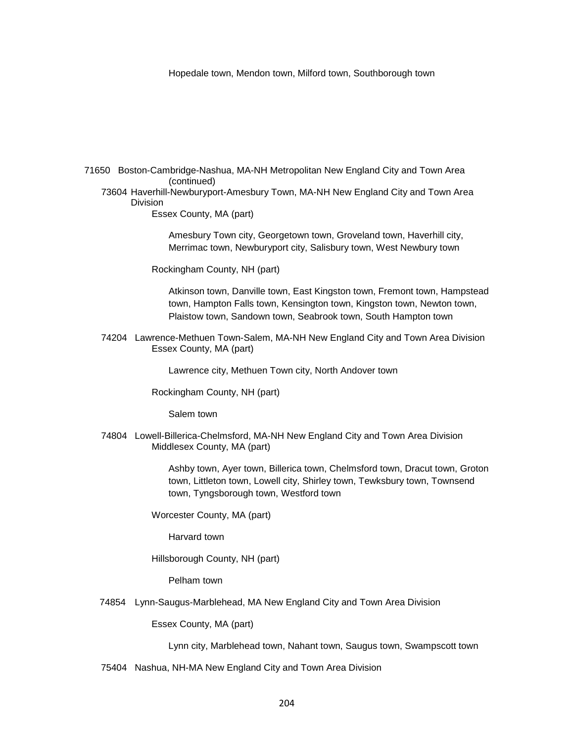Hopedale town, Mendon town, Milford town, Southborough town

71650 Boston-Cambridge-Nashua, MA-NH Metropolitan New England City and Town Area (continued)

73604 Haverhill-Newburyport-Amesbury Town, MA-NH New England City and Town Area Division

Essex County, MA (part)

Amesbury Town city, Georgetown town, Groveland town, Haverhill city, Merrimac town, Newburyport city, Salisbury town, West Newbury town

Rockingham County, NH (part)

Atkinson town, Danville town, East Kingston town, Fremont town, Hampstead town, Hampton Falls town, Kensington town, Kingston town, Newton town, Plaistow town, Sandown town, Seabrook town, South Hampton town

74204 Lawrence-Methuen Town-Salem, MA-NH New England City and Town Area Division

Essex County, MA (part)

Lawrence city, Methuen Town city, North Andover town

Rockingham County, NH (part)

Salem town

74804 Lowell-Billerica-Chelmsford, MA-NH New England City and Town Area Division

Middlesex County, MA (part)

Ashby town, Ayer town, Billerica town, Chelmsford town, Dracut town, Groton town, Littleton town, Lowell city, Shirley town, Tewksbury town, Townsend town, Tyngsborough town, Westford town

Worcester County, MA (part)

Harvard town

Hillsborough County, NH (part)

Pelham town

74854 Lynn-Saugus-Marblehead, MA New England City and Town Area Division

Essex County, MA (part)

Lynn city, Marblehead town, Nahant town, Saugus town, Swampscott town

75404 Nashua, NH-MA New England City and Town Area Division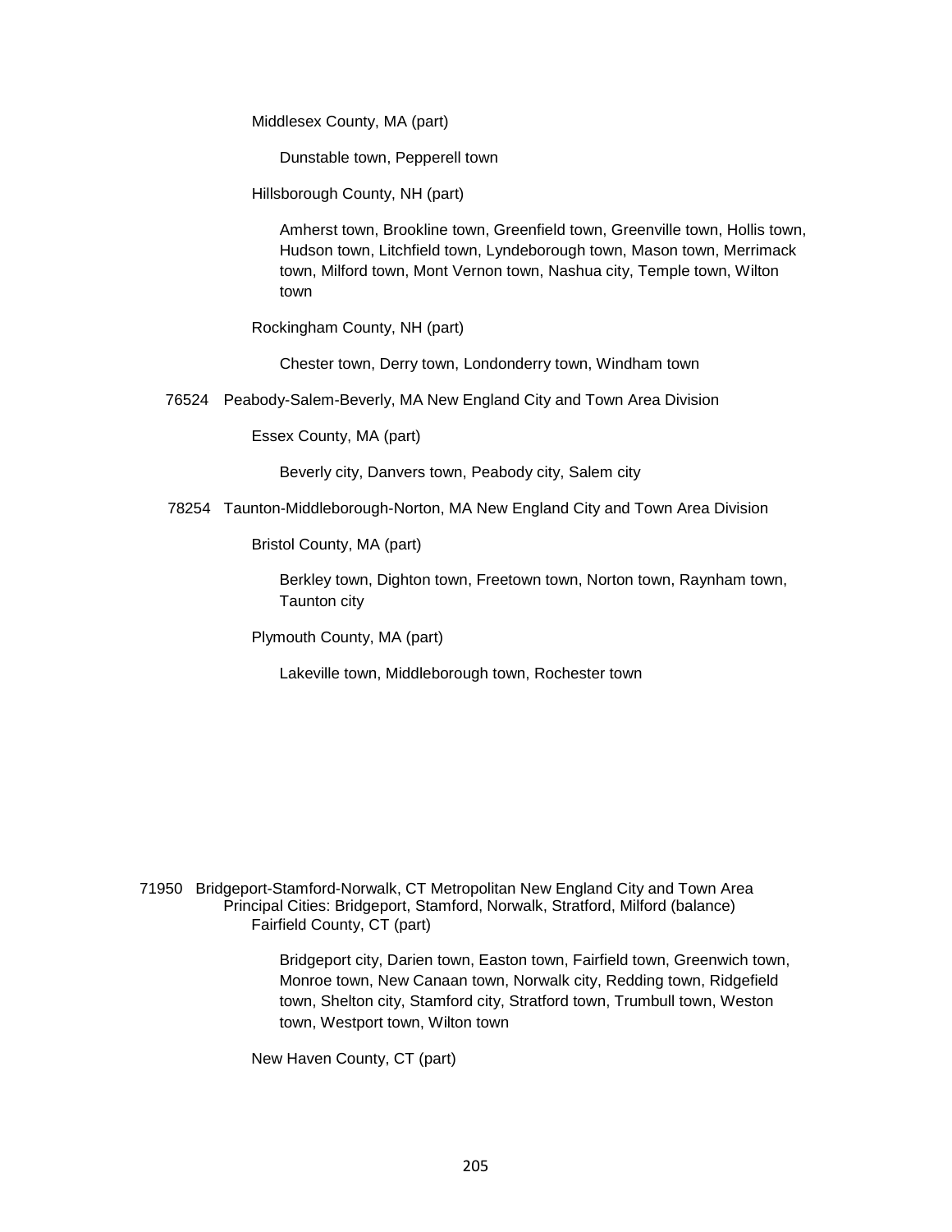Middlesex County, MA (part)

Dunstable town, Pepperell town

Hillsborough County, NH (part)

Amherst town, Brookline town, Greenfield town, Greenville town, Hollis town, Hudson town, Litchfield town, Lyndeborough town, Mason town, Merrimack town, Milford town, Mont Vernon town, Nashua city, Temple town, Wilton town

Rockingham County, NH (part)

Chester town, Derry town, Londonderry town, Windham town

76524 Peabody-Salem-Beverly, MA New England City and Town Area Division

Essex County, MA (part)

Beverly city, Danvers town, Peabody city, Salem city

78254 Taunton-Middleborough-Norton, MA New England City and Town Area Division

Bristol County, MA (part)

Berkley town, Dighton town, Freetown town, Norton town, Raynham town, Taunton city

Plymouth County, MA (part)

Lakeville town, Middleborough town, Rochester town

71950 Bridgeport-Stamford-Norwalk, CT Metropolitan New England City and Town Area

Principal Cities: Bridgeport, Stamford, Norwalk, Stratford, Milford (balance)

Fairfield County, CT (part)

Bridgeport city, Darien town, Easton town, Fairfield town, Greenwich town, Monroe town, New Canaan town, Norwalk city, Redding town, Ridgefield town, Shelton city, Stamford city, Stratford town, Trumbull town, Weston town, Westport town, Wilton town

New Haven County, CT (part)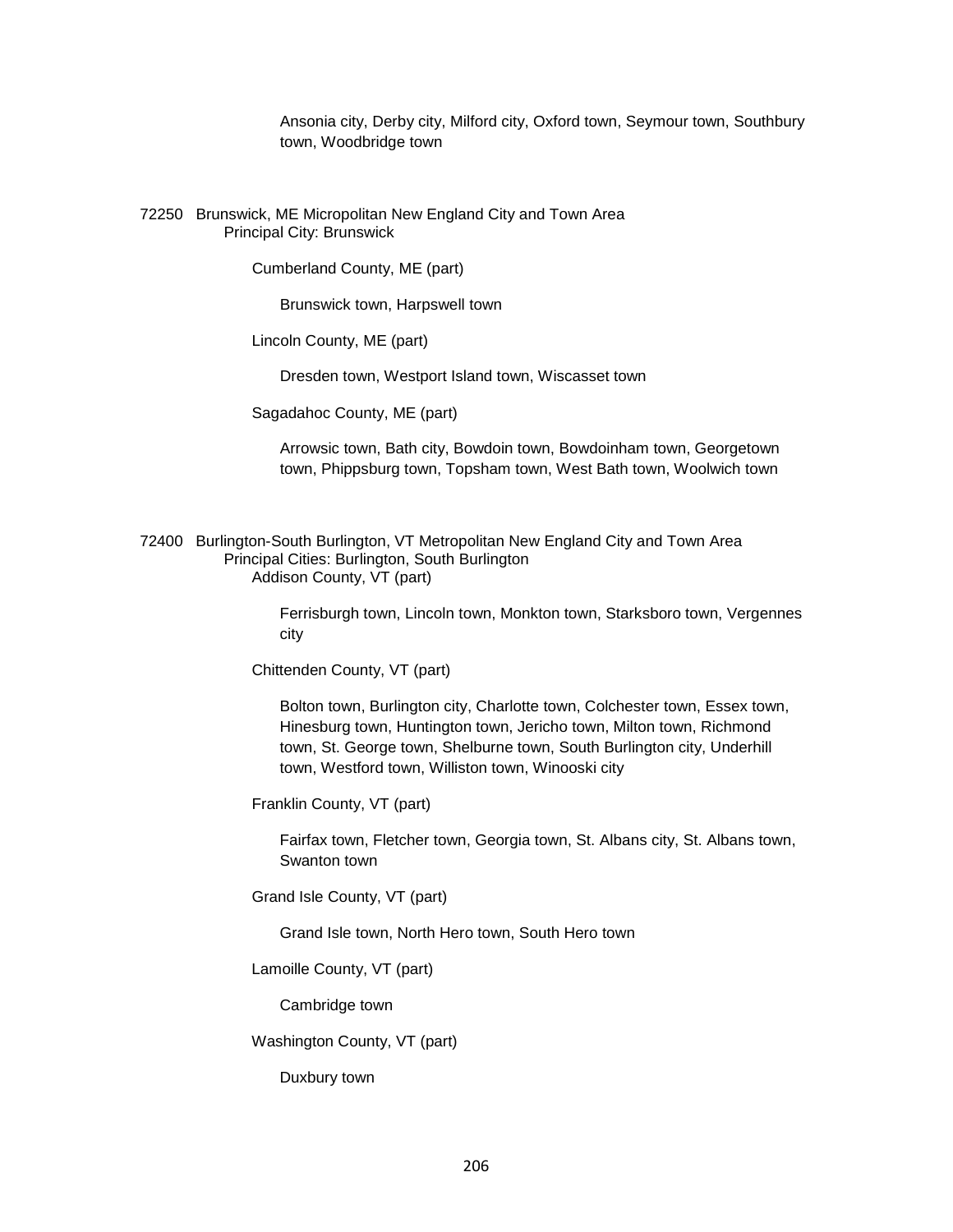Ansonia city, Derby city, Milford city, Oxford town, Seymour town, Southbury town, Woodbridge town

72250 Brunswick, ME Micropolitan New England City and Town Area
Principal City: Brunswick

Cumberland County, ME (part)

Brunswick town, Harpswell town

Lincoln County, ME (part)

Dresden town, Westport Island town, Wiscasset town

Sagadahoc County, ME (part)

Arrowsic town, Bath city, Bowdoin town, Bowdoinham town, Georgetown town, Phippsburg town, Topsham town, West Bath town, Woolwich town

72400 Burlington-South Burlington, VT Metropolitan New England City and Town Area
Principal Cities: Burlington, South Burlington

Addison County, VT (part)

Ferrisburgh town, Lincoln town, Monkton town, Starksboro town, Vergennes city

Chittenden County, VT (part)

Bolton town, Burlington city, Charlotte town, Colchester town, Essex town, Hinesburg town, Huntington town, Jericho town, Milton town, Richmond town, St. George town, Shelburne town, South Burlington city, Underhill town, Westford town, Williston town, Winooski city

Franklin County, VT (part)

Fairfax town, Fletcher town, Georgia town, St. Albans city, St. Albans town, Swanton town

Grand Isle County, VT (part)

Grand Isle town, North Hero town, South Hero town

Lamoille County, VT (part)

Cambridge town

Washington County, VT (part)

Duxbury town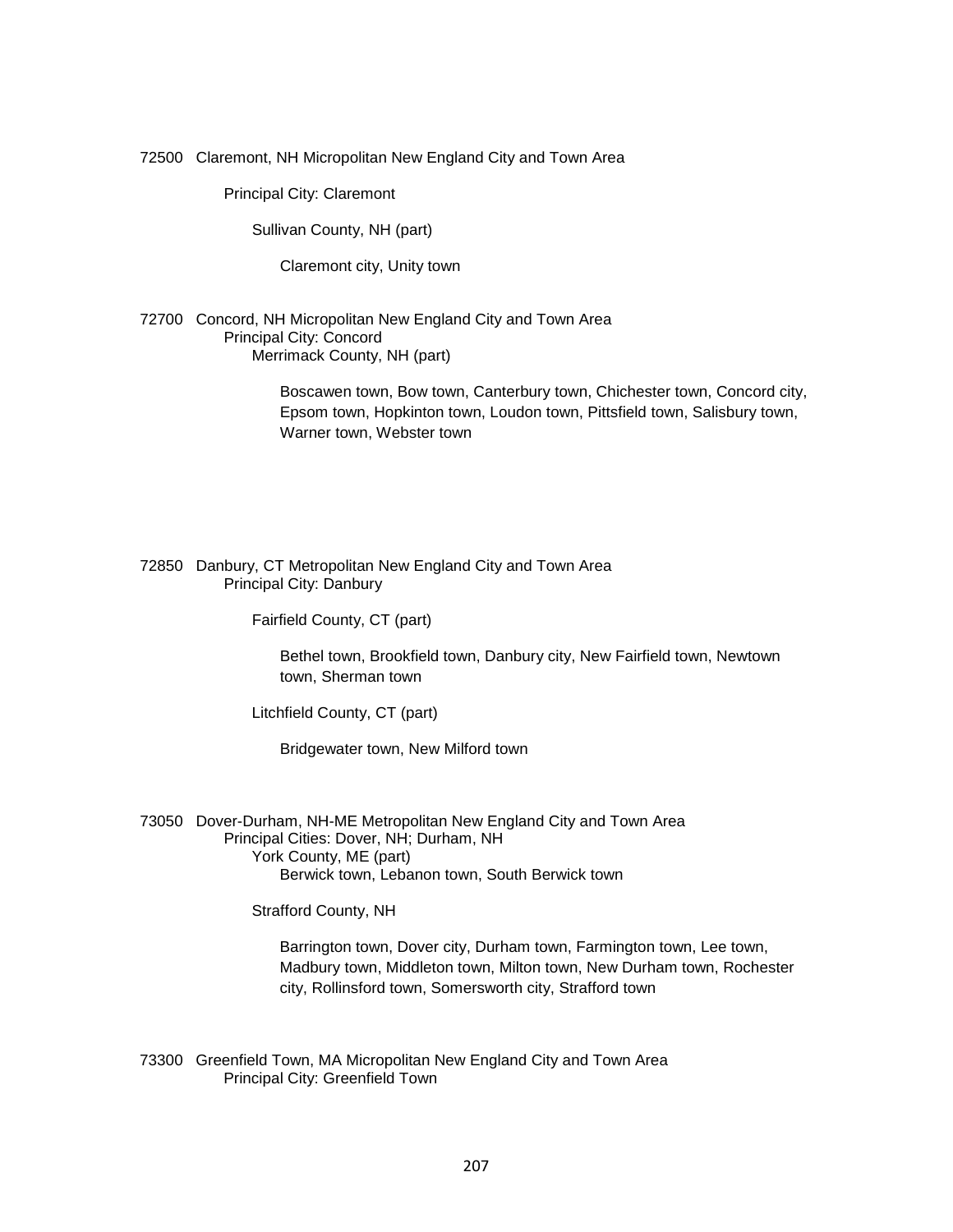72500 Claremont, NH Micropolitan New England City and Town Area

Principal City: Claremont

Sullivan County, NH (part)

Claremont city, Unity town

72700 Concord, NH Micropolitan New England City and Town Area

Principal City: Concord

Merrimack County, NH (part)

Boscawen town, Bow town, Canterbury town, Chichester town, Concord city, Epsom town, Hopkinton town, Loudon town, Pittsfield town, Salisbury town, Warner town, Webster town

72850 Danbury, CT Metropolitan New England City and Town Area

Principal City: Danbury

Fairfield County, CT (part)

Bethel town, Brookfield town, Danbury city, New Fairfield town, Newtown town, Sherman town

Litchfield County, CT (part)

Bridgewater town, New Milford town

73050 Dover-Durham, NH-ME Metropolitan New England City and Town Area

Principal Cities: Dover, NH; Durham, NH

York County, ME (part)

Berwick town, Lebanon town, South Berwick town

Strafford County, NH

Barrington town, Dover city, Durham town, Farmington town, Lee town, Madbury town, Middleton town, Milton town, New Durham town, Rochester city, Rollinsford town, Somersworth city, Strafford town

73300 Greenfield Town, MA Micropolitan New England City and Town Area

Principal City: Greenfield Town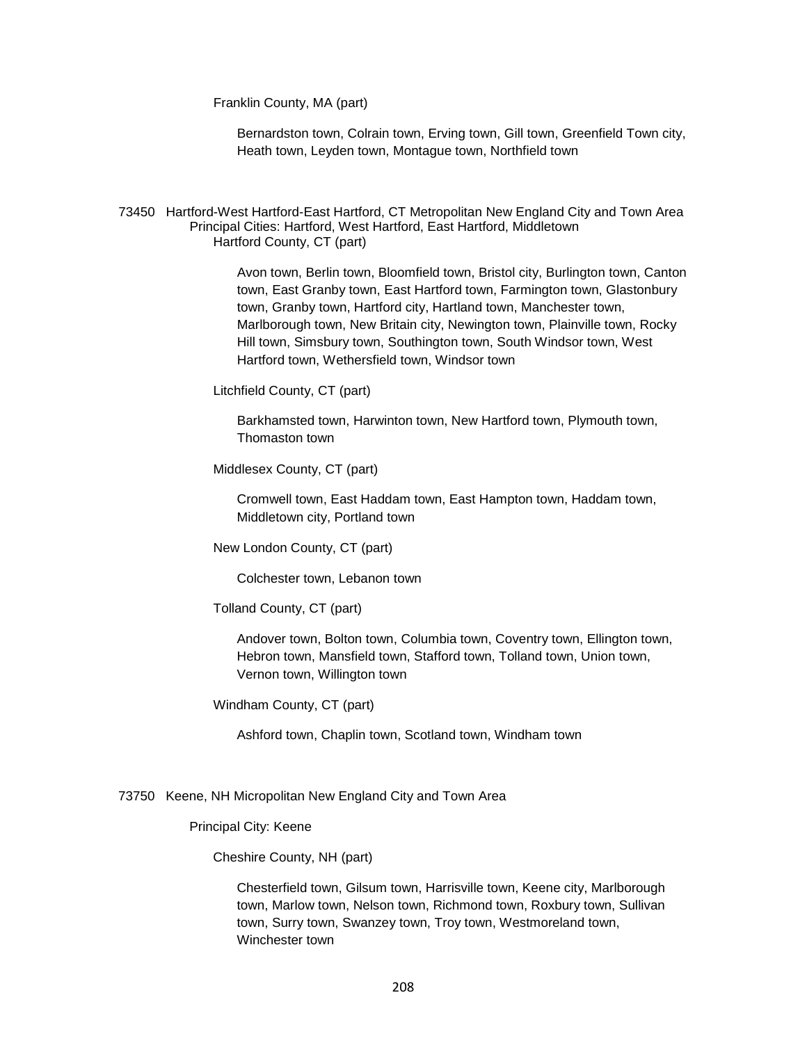Franklin County, MA (part)

Bernardston town, Colrain town, Erving town, Gill town, Greenfield Town city, Heath town, Leyden town, Montague town, Northfield town

73450 Hartford-West Hartford-East Hartford, CT Metropolitan New England City and Town Area
Principal Cities: Hartford, West Hartford, East Hartford, Middletown
Hartford County, CT (part)

Avon town, Berlin town, Bloomfield town, Bristol city, Burlington town, Canton town, East Granby town, East Hartford town, Farmington town, Glastonbury town, Granby town, Hartford city, Hartland town, Manchester town, Marlborough town, New Britain city, Newington town, Plainville town, Rocky Hill town, Simsbury town, Southington town, South Windsor town, West Hartford town, Wethersfield town, Windsor town

Litchfield County, CT (part)

Barkhamsted town, Harwinton town, New Hartford town, Plymouth town, Thomaston town

Middlesex County, CT (part)

Cromwell town, East Haddam town, East Hampton town, Haddam town, Middletown city, Portland town

New London County, CT (part)

Colchester town, Lebanon town

Tolland County, CT (part)

Andover town, Bolton town, Columbia town, Coventry town, Ellington town, Hebron town, Mansfield town, Stafford town, Tolland town, Union town, Vernon town, Willington town

Windham County, CT (part)

Ashford town, Chaplin town, Scotland town, Windham town

73750 Keene, NH Micropolitan New England City and Town Area

Principal City: Keene

Cheshire County, NH (part)

Chesterfield town, Gilsum town, Harrisville town, Keene city, Marlborough town, Marlow town, Nelson town, Richmond town, Roxbury town, Sullivan town, Surry town, Swanzey town, Troy town, Westmoreland town, Winchester town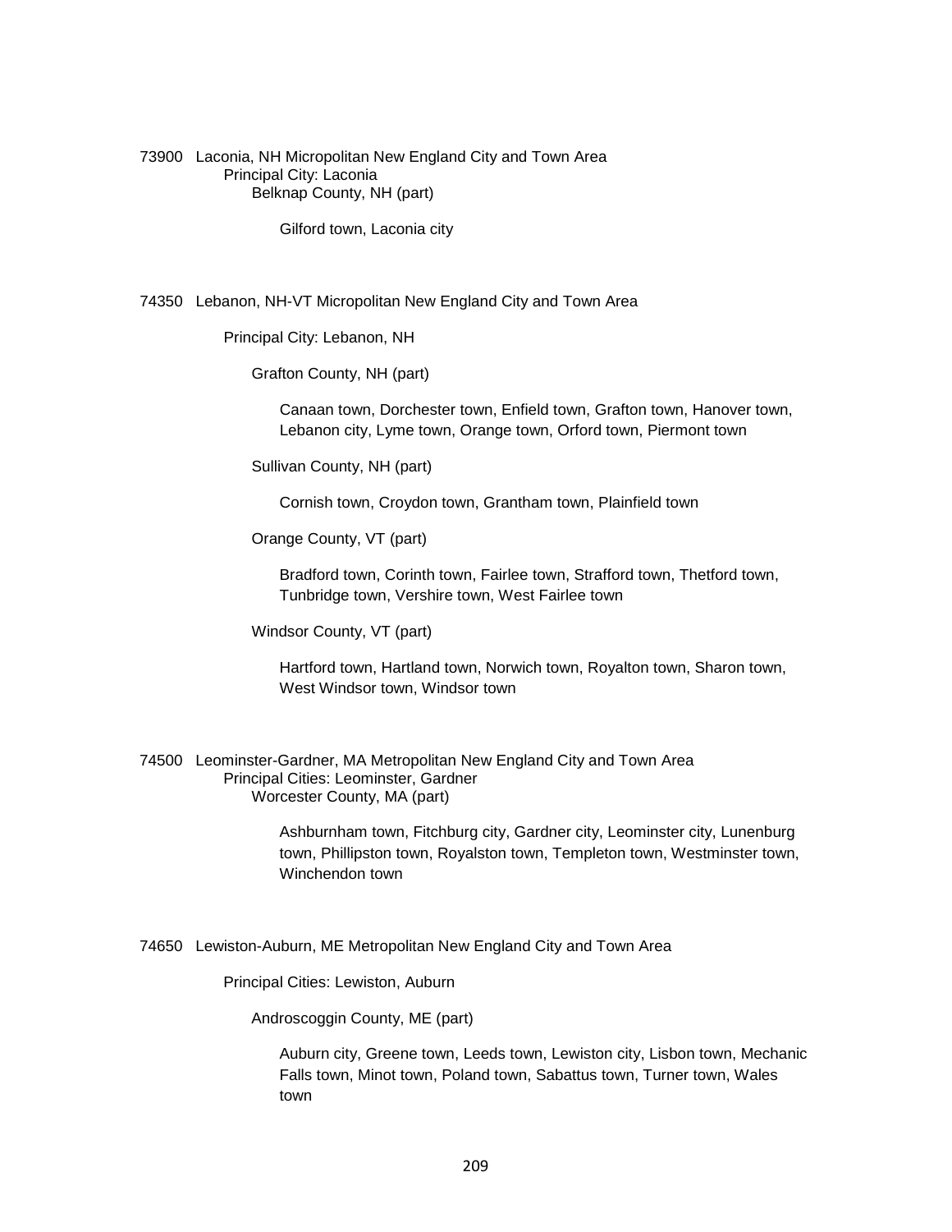73900 Laconia, NH Micropolitan New England City and Town Area

Principal City: Laconia

Belknap County, NH (part)

Gilford town, Laconia city

74350 Lebanon, NH-VT Micropolitan New England City and Town Area

Principal City: Lebanon, NH

Grafton County, NH (part)

Canaan town, Dorchester town, Enfield town, Grafton town, Hanover town, Lebanon city, Lyme town, Orange town, Orford town, Piermont town

Sullivan County, NH (part)

Cornish town, Croydon town, Grantham town, Plainfield town

Orange County, VT (part)

Bradford town, Corinth town, Fairlee town, Strafford town, Thetford town, Tunbridge town, Vershire town, West Fairlee town

Windsor County, VT (part)

Hartford town, Hartland town, Norwich town, Royalton town, Sharon town, West Windsor town, Windsor town

74500 Leominster-Gardner, MA Metropolitan New England City and Town Area

Principal Cities: Leominster, Gardner

Worcester County, MA (part)

Ashburnham town, Fitchburg city, Gardner city, Leominster city, Lunenburg town, Phillipston town, Royalston town, Templeton town, Westminster town, Winchendon town

74650 Lewiston-Auburn, ME Metropolitan New England City and Town Area

Principal Cities: Lewiston, Auburn

Androscoggin County, ME (part)

Auburn city, Greene town, Leeds town, Lewiston city, Lisbon town, Mechanic Falls town, Minot town, Poland town, Sabattus town, Turner town, Wales town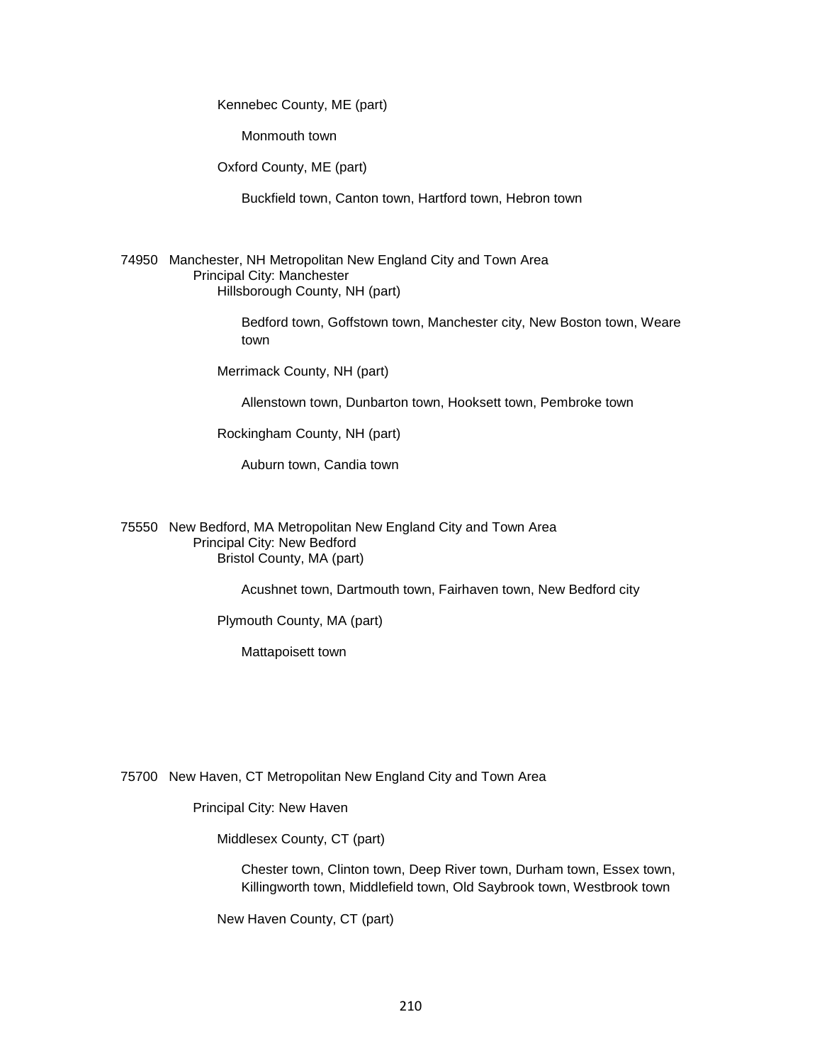Kennebec County, ME (part)

Monmouth town

Oxford County, ME (part)

Buckfield town, Canton town, Hartford town, Hebron town

74950 Manchester, NH Metropolitan New England City and Town Area

Principal City: Manchester

Hillsborough County, NH (part)

Bedford town, Goffstown town, Manchester city, New Boston town, Weare town

Merrimack County, NH (part)

Allenstown town, Dunbarton town, Hooksett town, Pembroke town

Rockingham County, NH (part)

Auburn town, Candia town

75550 New Bedford, MA Metropolitan New England City and Town Area

Principal City: New Bedford

Bristol County, MA (part)

Acushnet town, Dartmouth town, Fairhaven town, New Bedford city

Plymouth County, MA (part)

Mattapoisett town

75700 New Haven, CT Metropolitan New England City and Town Area

Principal City: New Haven

Middlesex County, CT (part)

Chester town, Clinton town, Deep River town, Durham town, Essex town, Killingworth town, Middlefield town, Old Saybrook town, Westbrook town

New Haven County, CT (part)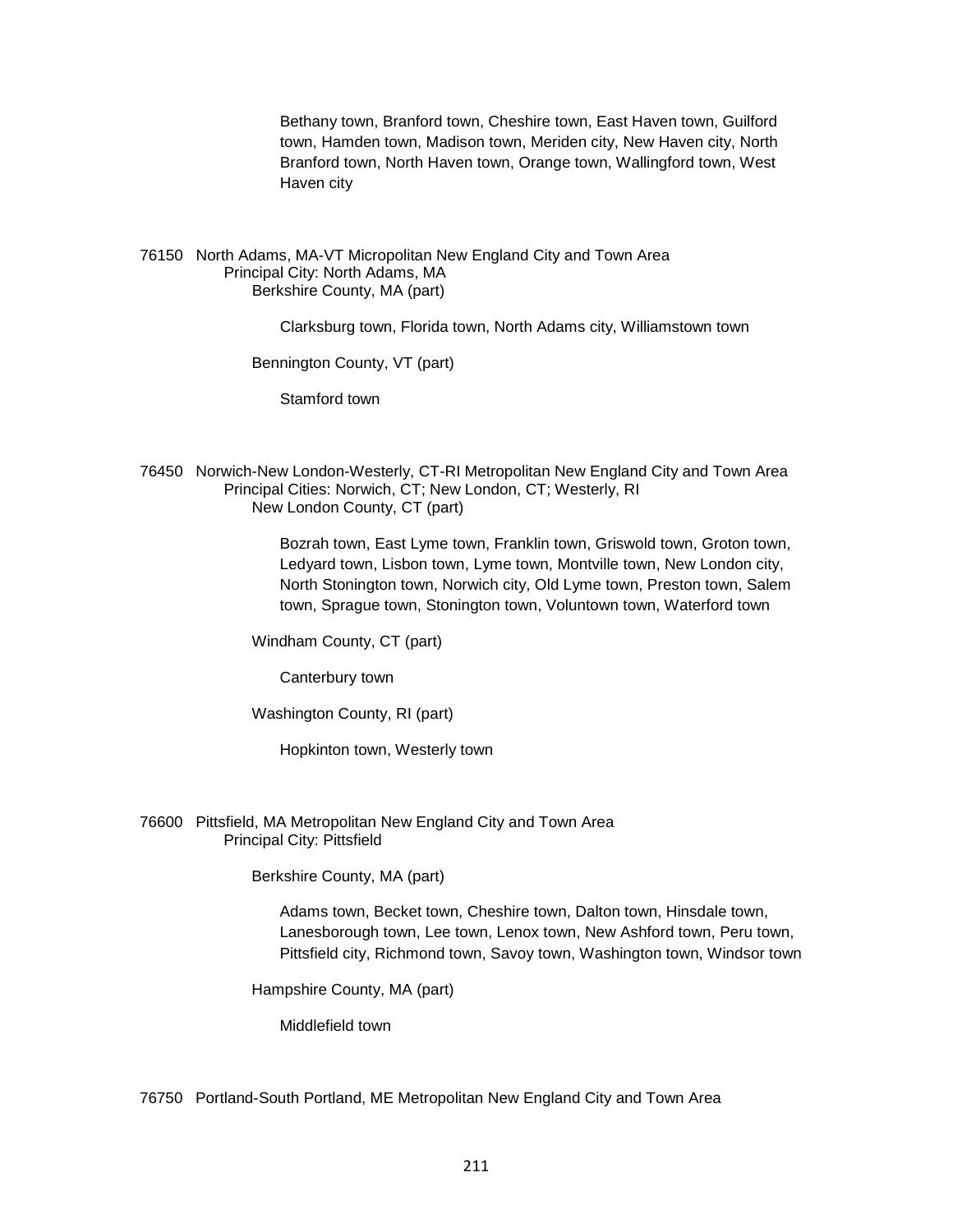Bethany town, Branford town, Cheshire town, East Haven town, Guilford town, Hamden town, Madison town, Meriden city, New Haven city, North Branford town, North Haven town, Orange town, Wallingford town, West Haven city

76150 North Adams, MA-VT Micropolitan New England City and Town Area
Principal City: North Adams, MA
Berkshire County, MA (part)

Clarksburg town, Florida town, North Adams city, Williamstown town

Bennington County, VT (part)

Stamford town

76450 Norwich-New London-Westerly, CT-RI Metropolitan New England City and Town Area
Principal Cities: Norwich, CT; New London, CT; Westerly, RI
New London County, CT (part)

Bozrah town, East Lyme town, Franklin town, Griswold town, Groton town, Ledyard town, Lisbon town, Lyme town, Montville town, New London city, North Stonington town, Norwich city, Old Lyme town, Preston town, Salem town, Sprague town, Stonington town, Voluntown town, Waterford town

Windham County, CT (part)

Canterbury town

Washington County, RI (part)

Hopkinton town, Westerly town

76600 Pittsfield, MA Metropolitan New England City and Town Area
Principal City: Pittsfield

Berkshire County, MA (part)

Adams town, Becket town, Cheshire town, Dalton town, Hinsdale town, Lanesborough town, Lee town, Lenox town, New Ashford town, Peru town, Pittsfield city, Richmond town, Savoy town, Washington town, Windsor town

Hampshire County, MA (part)

Middlefield town

76750 Portland-South Portland, ME Metropolitan New England City and Town Area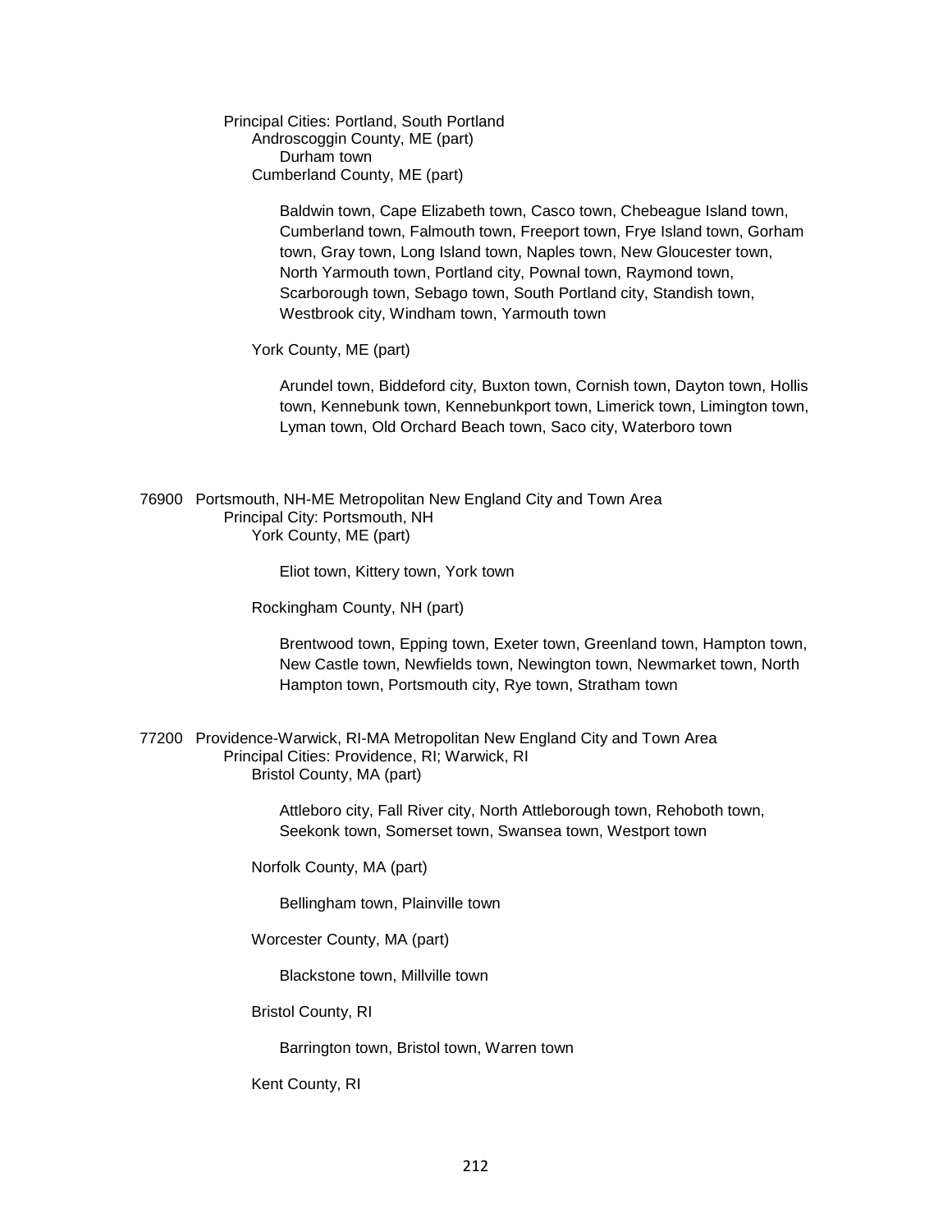Principal Cities: Portland, South Portland

Androscoggin County, ME (part)

Durham town

Cumberland County, ME (part)

Baldwin town, Cape Elizabeth town, Casco town, Chebeague Island town, Cumberland town, Falmouth town, Freeport town, Frye Island town, Gorham town, Gray town, Long Island town, Naples town, New Gloucester town, North Yarmouth town, Portland city, Pownal town, Raymond town, Scarborough town, Sebago town, South Portland city, Standish town, Westbrook city, Windham town, Yarmouth town

York County, ME (part)

Arundel town, Biddeford city, Buxton town, Cornish town, Dayton town, Hollis town, Kennebunk town, Kennebunkport town, Limerick town, Limington town, Lyman town, Old Orchard Beach town, Saco city, Waterboro town

76900 Portsmouth, NH-ME Metropolitan New England City and Town Area

Principal City: Portsmouth, NH

York County, ME (part)

Eliot town, Kittery town, York town

Rockingham County, NH (part)

Brentwood town, Epping town, Exeter town, Greenland town, Hampton town, New Castle town, Newfields town, Newington town, Newmarket town, North Hampton town, Portsmouth city, Rye town, Stratham town

77200 Providence-Warwick, RI-MA Metropolitan New England City and Town Area

Principal Cities: Providence, RI; Warwick, RI

Bristol County, MA (part)

Attleboro city, Fall River city, North Attleborough town, Rehoboth town, Seekonk town, Somerset town, Swansea town, Westport town

Norfolk County, MA (part)

Bellingham town, Plainville town

Worcester County, MA (part)

Blackstone town, Millville town

Bristol County, RI

Barrington town, Bristol town, Warren town

Kent County, RI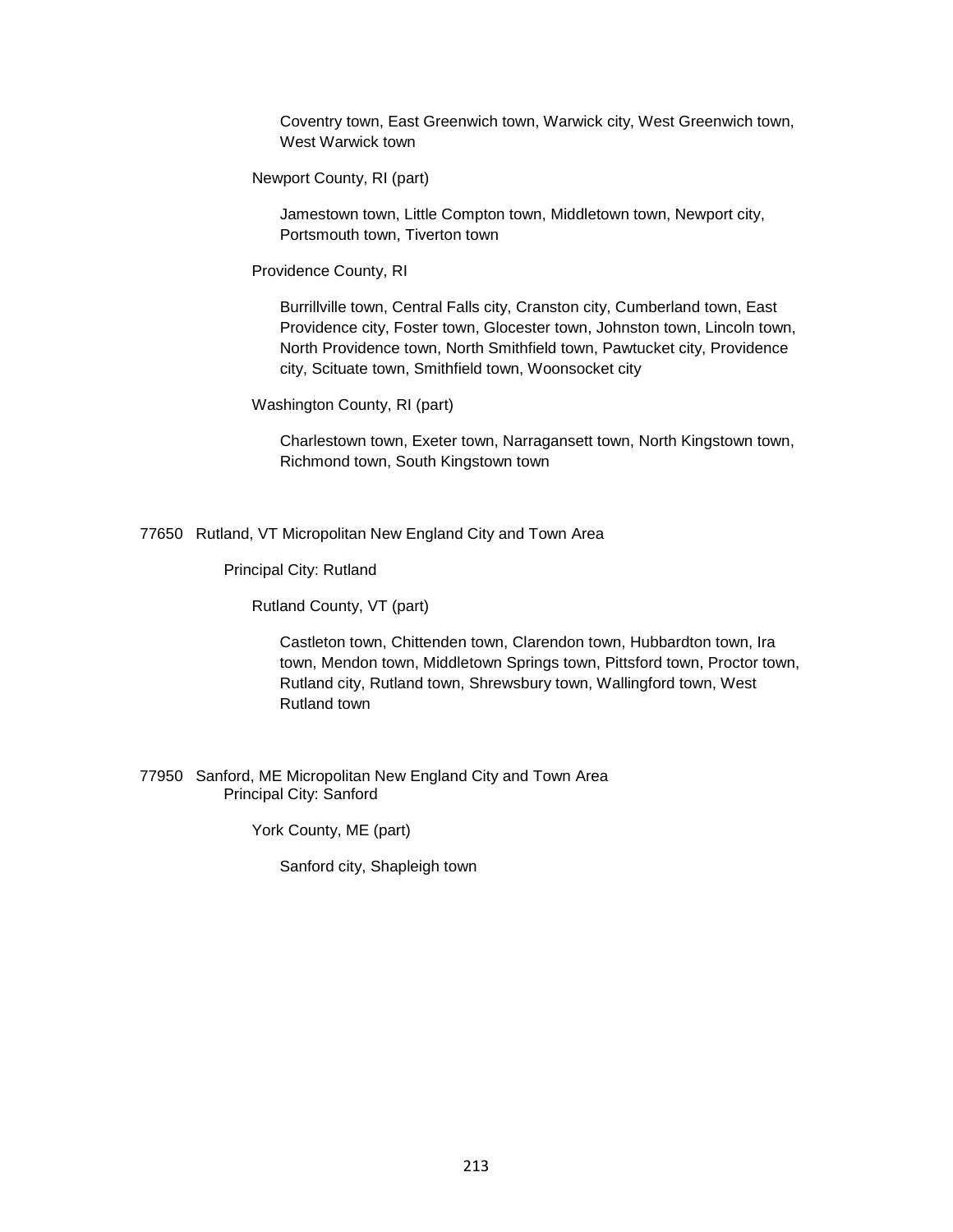Coventry town, East Greenwich town, Warwick city, West Greenwich town, West Warwick town

Newport County, RI (part)

Jamestown town, Little Compton town, Middletown town, Newport city, Portsmouth town, Tiverton town

Providence County, RI

Burrillville town, Central Falls city, Cranston city, Cumberland town, East Providence city, Foster town, Glocester town, Johnston town, Lincoln town, North Providence town, North Smithfield town, Pawtucket city, Providence city, Scituate town, Smithfield town, Woonsocket city

Washington County, RI (part)

Charlestown town, Exeter town, Narragansett town, North Kingstown town, Richmond town, South Kingstown town

77650 Rutland, VT Micropolitan New England City and Town Area

Principal City: Rutland

Rutland County, VT (part)

Castleton town, Chittenden town, Clarendon town, Hubbardton town, Ira town, Mendon town, Middletown Springs town, Pittsford town, Proctor town, Rutland city, Rutland town, Shrewsbury town, Wallingford town, West Rutland town

77950 Sanford, ME Micropolitan New England City and Town Area

Principal City: Sanford

York County, ME (part)

Sanford city, Shapleigh town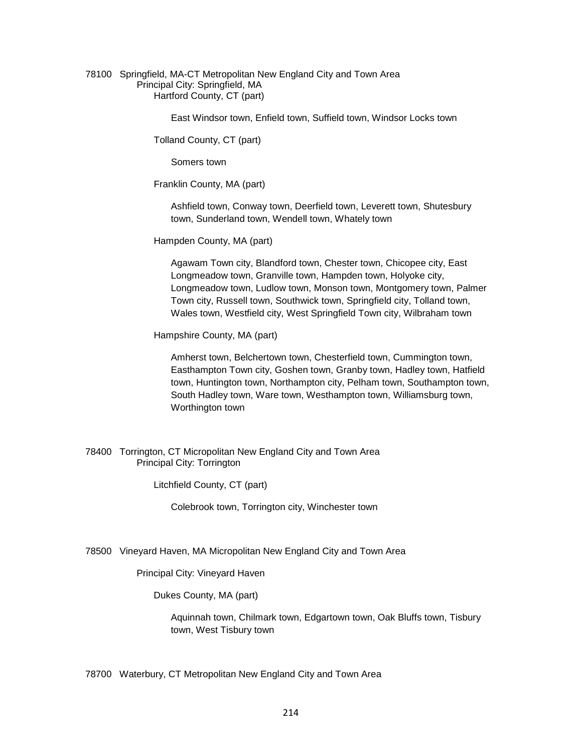78100 Springfield, MA-CT Metropolitan New England City and Town Area

Principal City: Springfield, MA

Hartford County, CT (part)

East Windsor town, Enfield town, Suffield town, Windsor Locks town

Tolland County, CT (part)

Somers town

Franklin County, MA (part)

Ashfield town, Conway town, Deerfield town, Leverett town, Shutesbury town, Sunderland town, Wendell town, Whately town

Hampden County, MA (part)

Agawam Town city, Blandford town, Chester town, Chicopee city, East Longmeadow town, Granville town, Hampden town, Holyoke city, Longmeadow town, Ludlow town, Monson town, Montgomery town, Palmer Town city, Russell town, Southwick town, Springfield city, Tolland town, Wales town, Westfield city, West Springfield Town city, Wilbraham town

Hampshire County, MA (part)

Amherst town, Belchertown town, Chesterfield town, Cummington town, Easthampton Town city, Goshen town, Granby town, Hadley town, Hatfield town, Huntington town, Northampton city, Pelham town, Southampton town, South Hadley town, Ware town, Westhampton town, Williamsburg town, Worthington town

78400 Torrington, CT Micropolitan New England City and Town Area

Principal City: Torrington

Litchfield County, CT (part)

Colebrook town, Torrington city, Winchester town

78500 Vineyard Haven, MA Micropolitan New England City and Town Area

Principal City: Vineyard Haven

Dukes County, MA (part)

Aquinnah town, Chilmark town, Edgartown town, Oak Bluffs town, Tisbury town, West Tisbury town

78700 Waterbury, CT Metropolitan New England City and Town Area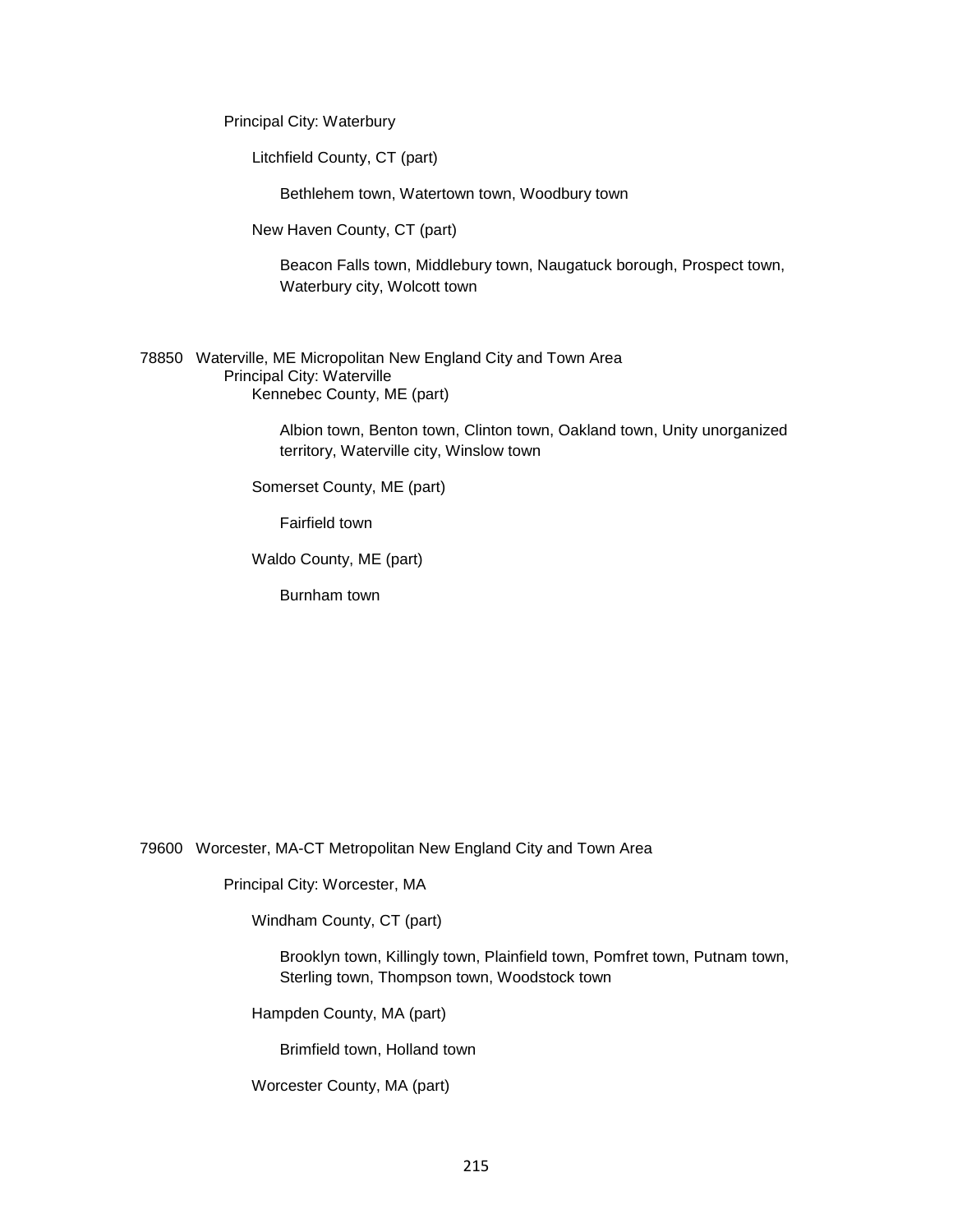Principal City: Waterbury

Litchfield County, CT (part)

Bethlehem town, Watertown town, Woodbury town

New Haven County, CT (part)

Beacon Falls town, Middlebury town, Naugatuck borough, Prospect town, Waterbury city, Wolcott town

78850 Waterville, ME Micropolitan New England City and Town Area

Principal City: Waterville

Kennebec County, ME (part)

Albion town, Benton town, Clinton town, Oakland town, Unity unorganized territory, Waterville city, Winslow town

Somerset County, ME (part)

Fairfield town

Waldo County, ME (part)

Burnham town

79600 Worcester, MA-CT Metropolitan New England City and Town Area

Principal City: Worcester, MA

Windham County, CT (part)

Brooklyn town, Killingly town, Plainfield town, Pomfret town, Putnam town, Sterling town, Thompson town, Woodstock town

Hampden County, MA (part)

Brimfield town, Holland town

Worcester County, MA (part)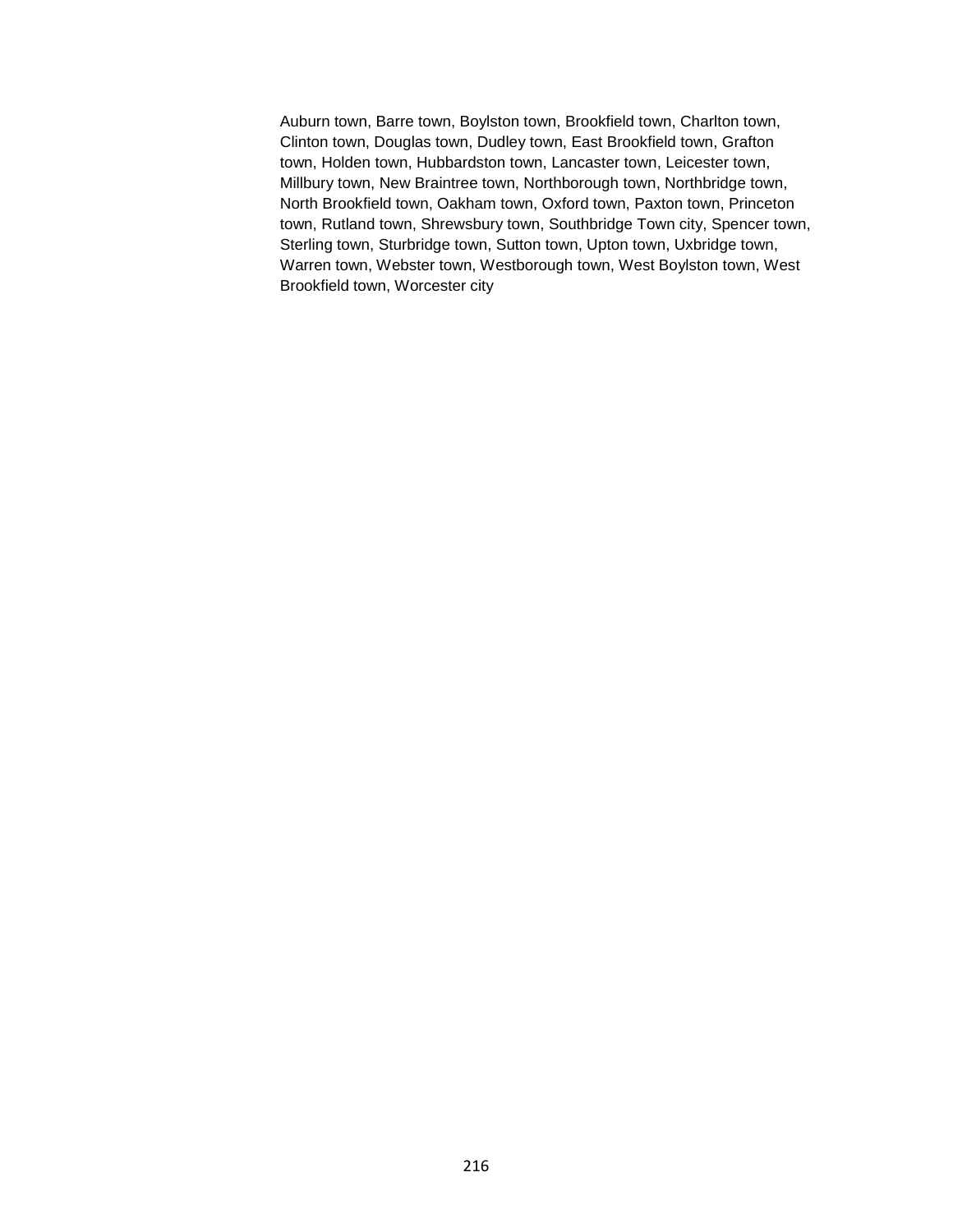Auburn town, Barre town, Boylston town, Brookfield town, Charlton town, Clinton town, Douglas town, Dudley town, East Brookfield town, Grafton town, Holden town, Hubbardston town, Lancaster town, Leicester town, Millbury town, New Braintree town, Northborough town, Northbridge town, North Brookfield town, Oakham town, Oxford town, Paxton town, Princeton town, Rutland town, Shrewsbury town, Southbridge Town city, Spencer town, Sterling town, Sturbridge town, Sutton town, Upton town, Uxbridge town, Warren town, Webster town, Westborough town, West Boylston town, West Brookfield town, Worcester city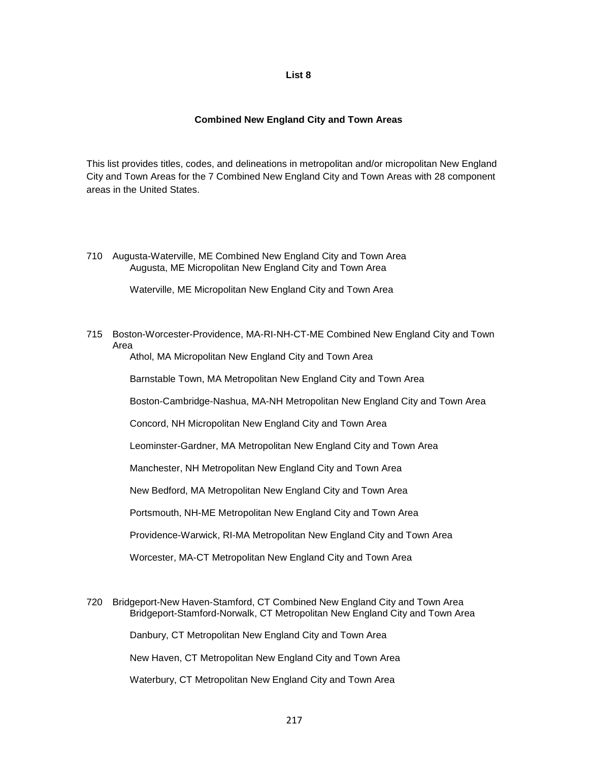# List 8

## Combined New England City and Town Areas

This list provides titles, codes, and delineations in metropolitan and/or micropolitan New England City and Town Areas for the 7 Combined New England City and Town Areas with 28 component areas in the United States.

710 Augusta-Waterville, ME Combined New England City and Town Area

- Augusta, ME Micropolitan New England City and Town Area
- Waterville, ME Micropolitan New England City and Town Area

715 Boston-Worcester-Providence, MA-RI-NH-CT-ME Combined New England City and Town Area

- Athol, MA Micropolitan New England City and Town Area
- Barnstable Town, MA Metropolitan New England City and Town Area
- Boston-Cambridge-Nashua, MA-NH Metropolitan New England City and Town Area
- Concord, NH Micropolitan New England City and Town Area
- Leominster-Gardner, MA Metropolitan New England City and Town Area
- Manchester, NH Metropolitan New England City and Town Area
- New Bedford, MA Metropolitan New England City and Town Area
- Portsmouth, NH-ME Metropolitan New England City and Town Area
- Providence-Warwick, RI-MA Metropolitan New England City and Town Area
- Worcester, MA-CT Metropolitan New England City and Town Area

720 Bridgeport-New Haven-Stamford, CT Combined New England City and Town Area

- Bridgeport-Stamford-Norwalk, CT Metropolitan New England City and Town Area
- Danbury, CT Metropolitan New England City and Town Area
- New Haven, CT Metropolitan New England City and Town Area
- Waterbury, CT Metropolitan New England City and Town Area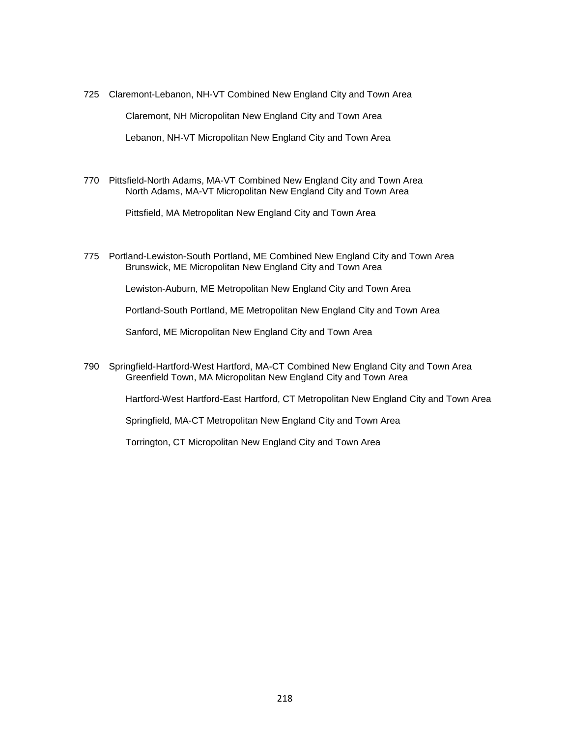725 Claremont-Lebanon, NH-VT Combined New England City and Town Area

- Claremont, NH Micropolitan New England City and Town Area
- Lebanon, NH-VT Micropolitan New England City and Town Area

770 Pittsfield-North Adams, MA-VT Combined New England City and Town Area

- North Adams, MA-VT Micropolitan New England City and Town Area
- Pittsfield, MA Metropolitan New England City and Town Area

775 Portland-Lewiston-South Portland, ME Combined New England City and Town Area

- Brunswick, ME Micropolitan New England City and Town Area
- Lewiston-Auburn, ME Metropolitan New England City and Town Area
- Portland-South Portland, ME Metropolitan New England City and Town Area
- Sanford, ME Micropolitan New England City and Town Area

790 Springfield-Hartford-West Hartford, MA-CT Combined New England City and Town Area

- Greenfield Town, MA Micropolitan New England City and Town Area
- Hartford-West Hartford-East Hartford, CT Metropolitan New England City and Town Area
- Springfield, MA-CT Metropolitan New England City and Town Area
- Torrington, CT Micropolitan New England City and Town Area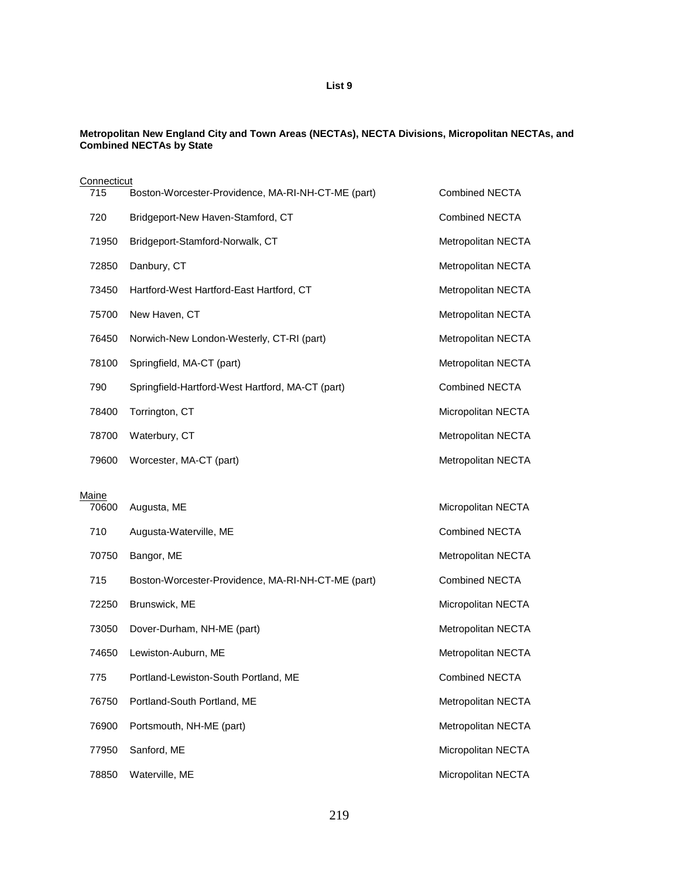**List 9**

**Metropolitan New England City and Town Areas (NECTAs), NECTA Divisions, Micropolitan NECTAs, and Combined NECTAs by State**

Connecticut

| | | |
|---|---|---|
| 715 | Boston-Worcester-Providence, MA-RI-NH-CT-ME (part) | Combined NECTA |
| 720 | Bridgeport-New Haven-Stamford, CT | Combined NECTA |
| 71950 | Bridgeport-Stamford-Norwalk, CT | Metropolitan NECTA |
| 72850 | Danbury, CT | Metropolitan NECTA |
| 73450 | Hartford-West Hartford-East Hartford, CT | Metropolitan NECTA |
| 75700 | New Haven, CT | Metropolitan NECTA |
| 76450 | Norwich-New London-Westerly, CT-RI (part) | Metropolitan NECTA |
| 78100 | Springfield, MA-CT (part) | Metropolitan NECTA |
| 790 | Springfield-Hartford-West Hartford, MA-CT (part) | Combined NECTA |
| 78400 | Torrington, CT | Micropolitan NECTA |
| 78700 | Waterbury, CT | Metropolitan NECTA |
| 79600 | Worcester, MA-CT (part) | Metropolitan NECTA |

Maine

| | | |
|---|---|---|
| 70600 | Augusta, ME | Micropolitan NECTA |
| 710 | Augusta-Waterville, ME | Combined NECTA |
| 70750 | Bangor, ME | Metropolitan NECTA |
| 715 | Boston-Worcester-Providence, MA-RI-NH-CT-ME (part) | Combined NECTA |
| 72250 | Brunswick, ME | Micropolitan NECTA |
| 73050 | Dover-Durham, NH-ME (part) | Metropolitan NECTA |
| 74650 | Lewiston-Auburn, ME | Metropolitan NECTA |
| 775 | Portland-Lewiston-South Portland, ME | Combined NECTA |
| 76750 | Portland-South Portland, ME | Metropolitan NECTA |
| 76900 | Portsmouth, NH-ME (part) | Metropolitan NECTA |
| 77950 | Sanford, ME | Micropolitan NECTA |
| 78850 | Waterville, ME | Micropolitan NECTA |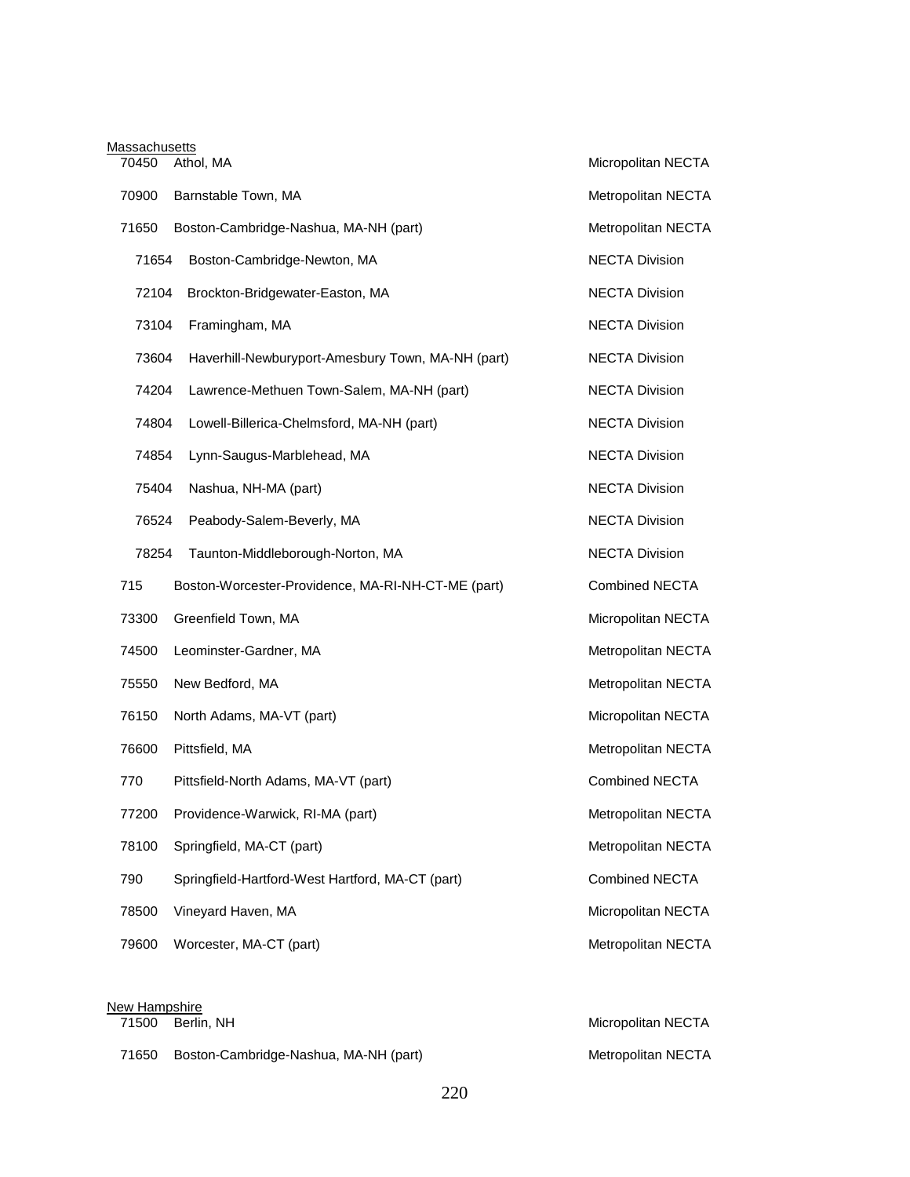Massachusetts

| | | |
|---|---|---|
| 70450 | Athol, MA | Micropolitan NECTA |
| 70900 | Barnstable Town, MA | Metropolitan NECTA |
| 71650 | Boston-Cambridge-Nashua, MA-NH (part) | Metropolitan NECTA |
| 71654 | Boston-Cambridge-Newton, MA | NECTA Division |
| 72104 | Brockton-Bridgewater-Easton, MA | NECTA Division |
| 73104 | Framingham, MA | NECTA Division |
| 73604 | Haverhill-Newburyport-Amesbury Town, MA-NH (part) | NECTA Division |
| 74204 | Lawrence-Methuen Town-Salem, MA-NH (part) | NECTA Division |
| 74804 | Lowell-Billerica-Chelmsford, MA-NH (part) | NECTA Division |
| 74854 | Lynn-Saugus-Marblehead, MA | NECTA Division |
| 75404 | Nashua, NH-MA (part) | NECTA Division |
| 76524 | Peabody-Salem-Beverly, MA | NECTA Division |
| 78254 | Taunton-Middleborough-Norton, MA | NECTA Division |
| 715 | Boston-Worcester-Providence, MA-RI-NH-CT-ME (part) | Combined NECTA |
| 73300 | Greenfield Town, MA | Micropolitan NECTA |
| 74500 | Leominster-Gardner, MA | Metropolitan NECTA |
| 75550 | New Bedford, MA | Metropolitan NECTA |
| 76150 | North Adams, MA-VT (part) | Micropolitan NECTA |
| 76600 | Pittsfield, MA | Metropolitan NECTA |
| 770 | Pittsfield-North Adams, MA-VT (part) | Combined NECTA |
| 77200 | Providence-Warwick, RI-MA (part) | Metropolitan NECTA |
| 78100 | Springfield, MA-CT (part) | Metropolitan NECTA |
| 790 | Springfield-Hartford-West Hartford, MA-CT (part) | Combined NECTA |
| 78500 | Vineyard Haven, MA | Micropolitan NECTA |
| 79600 | Worcester, MA-CT (part) | Metropolitan NECTA |

New Hampshire

| | | |
|---|---|---|
| 71500 | Berlin, NH | Micropolitan NECTA |
| 71650 | Boston-Cambridge-Nashua, MA-NH (part) | Metropolitan NECTA |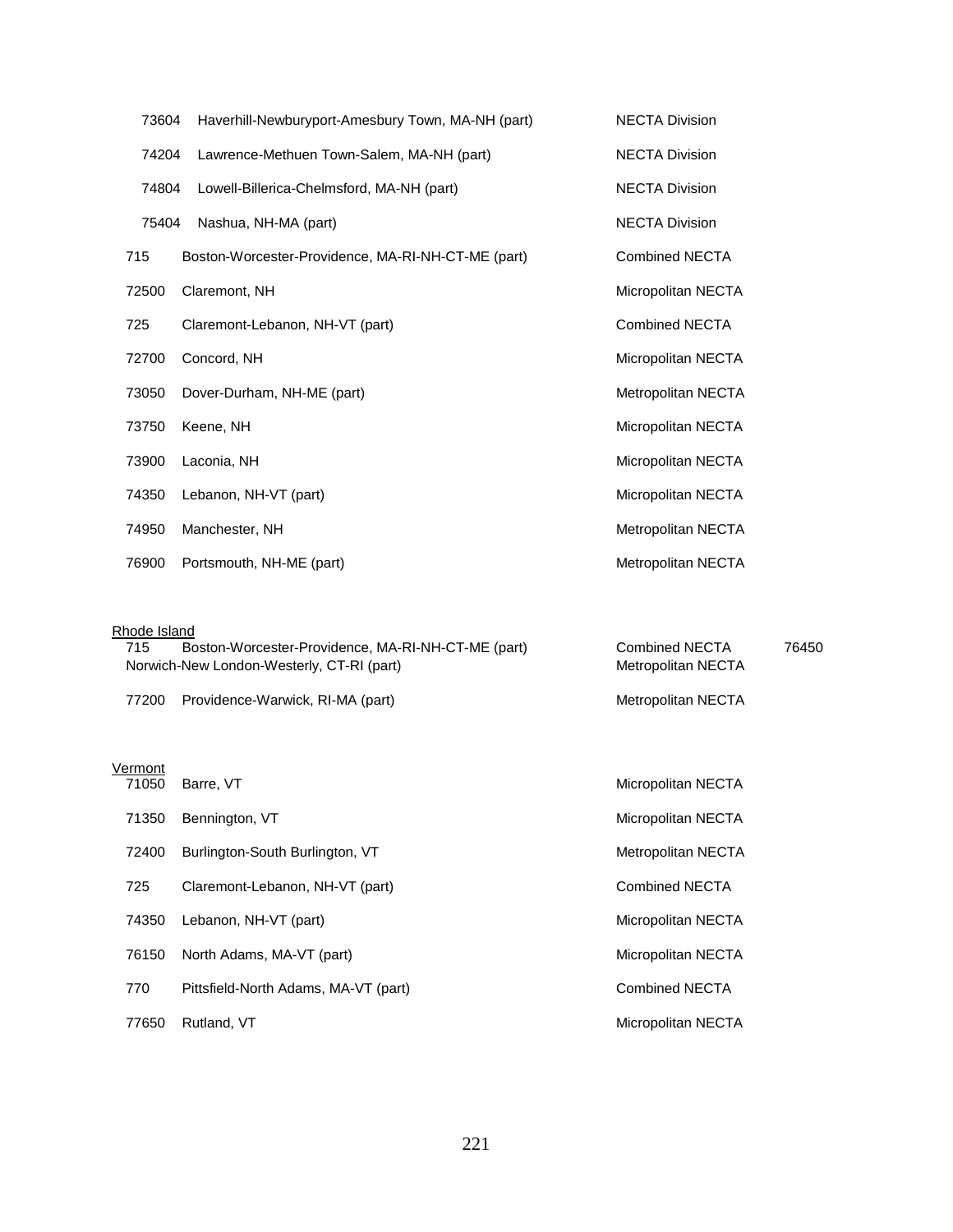| | | |
|---|---|---|
| 73604 | Haverhill-Newburyport-Amesbury Town, MA-NH (part) | NECTA Division |
| 74204 | Lawrence-Methuen Town-Salem, MA-NH (part) | NECTA Division |
| 74804 | Lowell-Billerica-Chelmsford, MA-NH (part) | NECTA Division |
| 75404 | Nashua, NH-MA (part) | NECTA Division |
| 715 | Boston-Worcester-Providence, MA-RI-NH-CT-ME (part) | Combined NECTA |
| 72500 | Claremont, NH | Micropolitan NECTA |
| 725 | Claremont-Lebanon, NH-VT (part) | Combined NECTA |
| 72700 | Concord, NH | Micropolitan NECTA |
| 73050 | Dover-Durham, NH-ME (part) | Metropolitan NECTA |
| 73750 | Keene, NH | Micropolitan NECTA |
| 73900 | Laconia, NH | Micropolitan NECTA |
| 74350 | Lebanon, NH-VT (part) | Micropolitan NECTA |
| 74950 | Manchester, NH | Metropolitan NECTA |
| 76900 | Portsmouth, NH-ME (part) | Metropolitan NECTA |

Rhode Island

| | | |
|---|---|---|
| 715 | Boston-Worcester-Providence, MA-RI-NH-CT-ME (part) | Combined NECTA |
| 76450 | Norwich-New London-Westerly, CT-RI (part) | Metropolitan NECTA |
| 77200 | Providence-Warwick, RI-MA (part) | Metropolitan NECTA |

Vermont

| | | |
|---|---|---|
| 71050 | Barre, VT | Micropolitan NECTA |
| 71350 | Bennington, VT | Micropolitan NECTA |
| 72400 | Burlington-South Burlington, VT | Metropolitan NECTA |
| 725 | Claremont-Lebanon, NH-VT (part) | Combined NECTA |
| 74350 | Lebanon, NH-VT (part) | Micropolitan NECTA |
| 76150 | North Adams, MA-VT (part) | Micropolitan NECTA |
| 770 | Pittsfield-North Adams, MA-VT (part) | Combined NECTA |
| 77650 | Rutland, VT | Micropolitan NECTA |